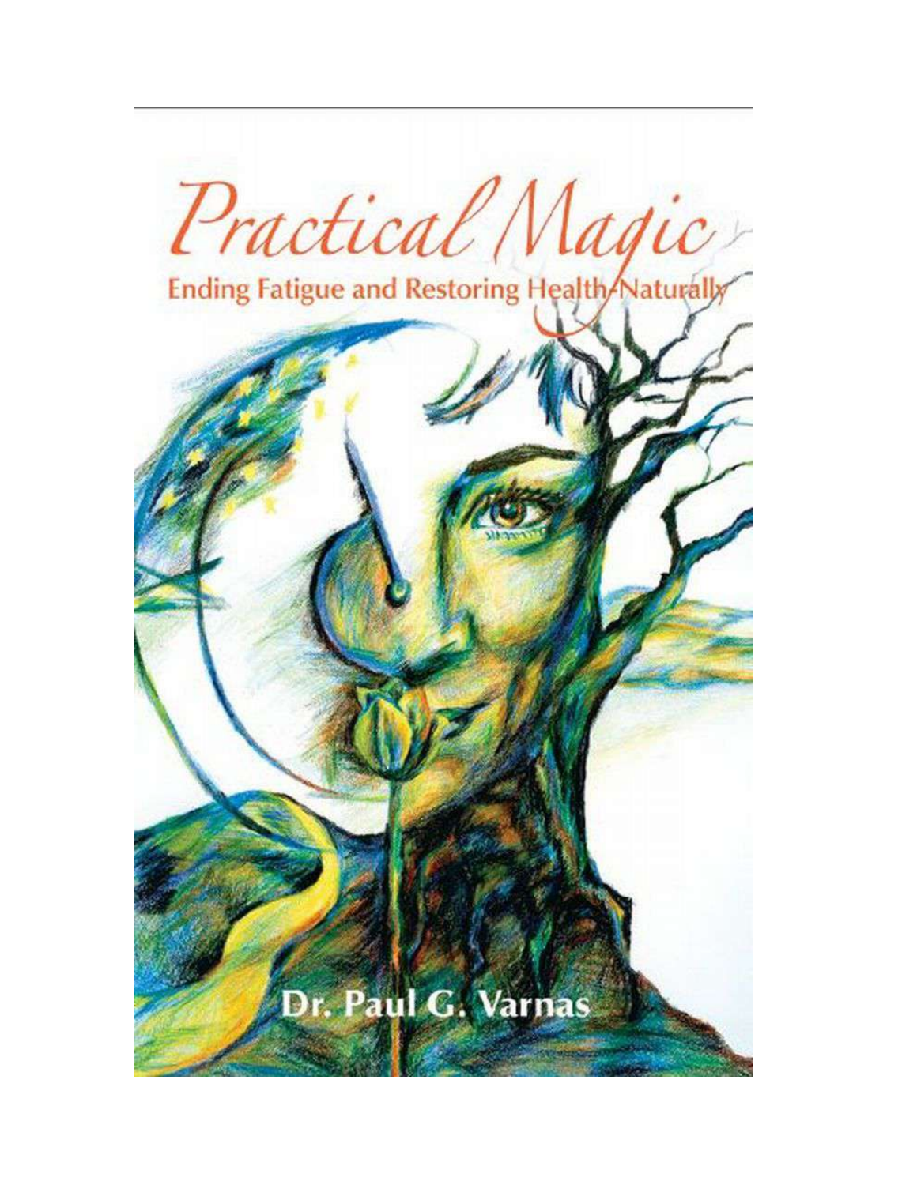# Practical Magic

## Ending Fatigue and Restoring Health Naturally

Dr. Paul G. Varnas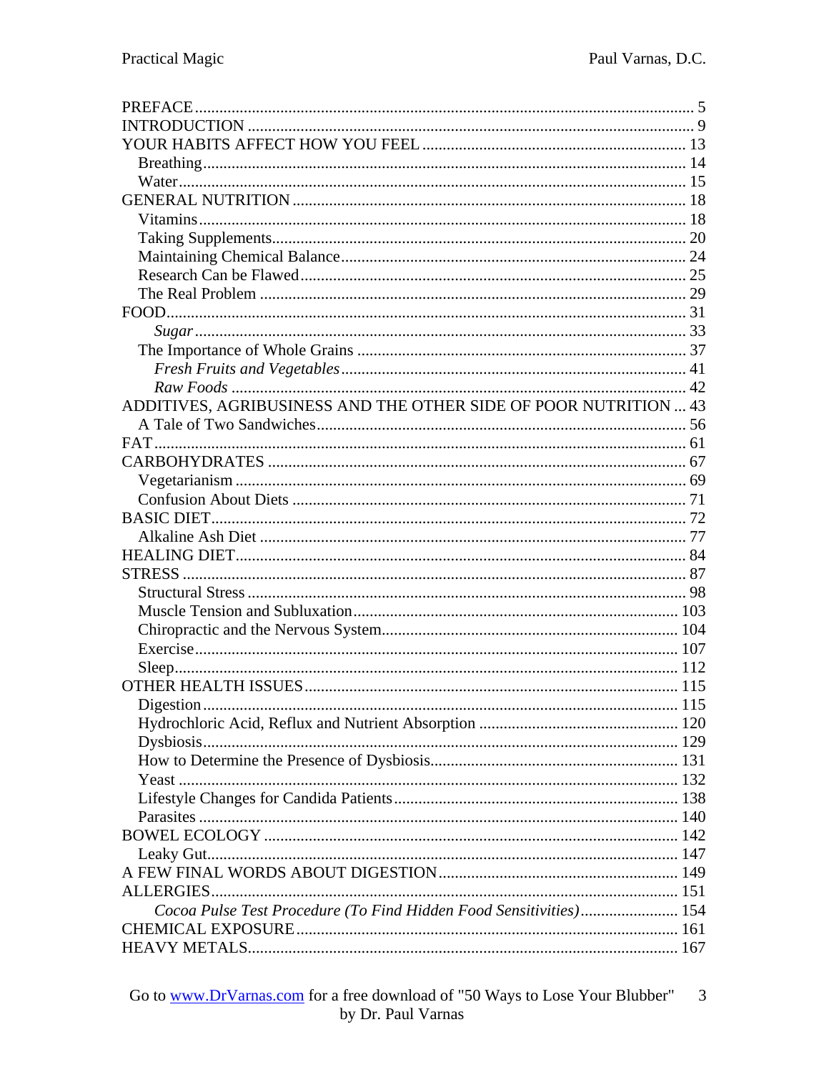PREFACE ........................................................................................................................ 5
INTRODUCTION ............................................................................................................ 9
YOUR HABITS AFFECT HOW YOU FEEL ................................................................. 13
  Breathing ..................................................................................................................... 14
  Water ........................................................................................................................... 15
GENERAL NUTRITION ............................................................................................... 18
  Vitamins ...................................................................................................................... 18
  Taking Supplements .................................................................................................... 20
  Maintaining Chemical Balance .................................................................................... 24
  Research Can be Flawed .............................................................................................. 25
  The Real Problem ........................................................................................................ 29
FOOD ............................................................................................................................. 31
    *Sugar* ....................................................................................................................... 33
  The Importance of Whole Grains ................................................................................ 37
    *Fresh Fruits and Vegetables* .................................................................................... 41
    *Raw Foods* .............................................................................................................. 42
ADDITIVES, AGRIBUSINESS AND THE OTHER SIDE OF POOR NUTRITION ... 43
  A Tale of Two Sandwiches .......................................................................................... 56
FAT ................................................................................................................................. 61
CARBOHYDRATES ..................................................................................................... 67
  Vegetarianism .............................................................................................................. 69
  Confusion About Diets ................................................................................................ 71
BASIC DIET .................................................................................................................. 72
  Alkaline Ash Diet ........................................................................................................ 77
HEALING DIET ............................................................................................................ 84
STRESS .......................................................................................................................... 87
  Structural Stress ........................................................................................................... 98
  Muscle Tension and Subluxation ............................................................................... 103
  Chiropractic and the Nervous System ........................................................................ 104
  Exercise ..................................................................................................................... 107
  Sleep .......................................................................................................................... 112
OTHER HEALTH ISSUES .......................................................................................... 115
  Digestion .................................................................................................................... 115
  Hydrochloric Acid, Reflux and Nutrient Absorption ................................................. 120
  Dysbiosis ................................................................................................................... 129
  How to Determine the Presence of Dysbiosis ............................................................ 131
  Yeast .......................................................................................................................... 132
  Lifestyle Changes for Candida Patients ..................................................................... 138
  Parasites ..................................................................................................................... 140
BOWEL ECOLOGY .................................................................................................... 142
  Leaky Gut ................................................................................................................... 147
A FEW FINAL WORDS ABOUT DIGESTION .......................................................... 149
ALLERGIES ................................................................................................................. 151
    *Cocoa Pulse Test Procedure (To Find Hidden Food Sensitivities)* ........................ 154
CHEMICAL EXPOSURE ............................................................................................. 161
HEAVY METALS ........................................................................................................ 167

Go to www.DrVarnas.com for a free download of "50 Ways to Lose Your Blubber" by Dr. Paul Varnas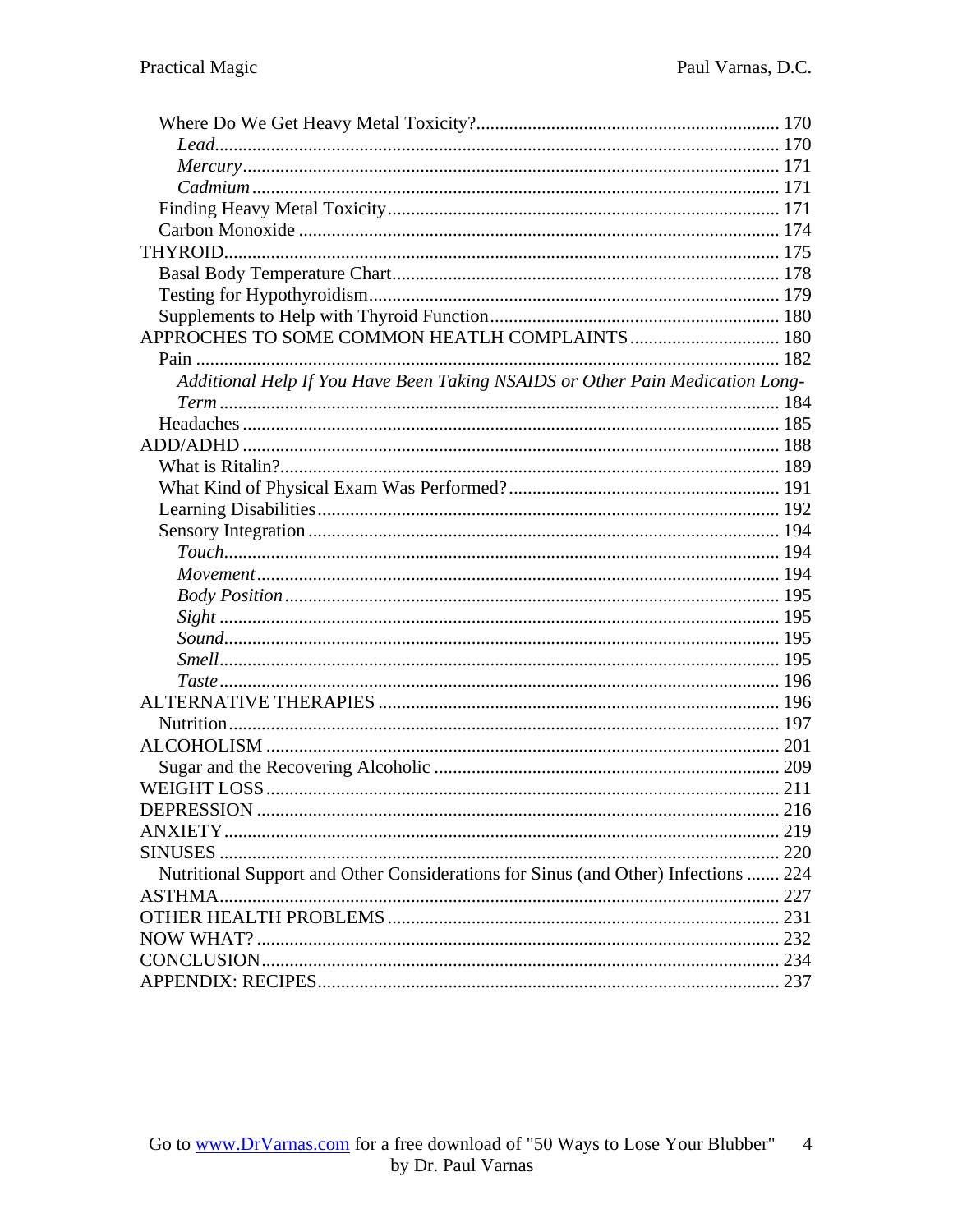- Where Do We Get Heavy Metal Toxicity? ... 170
  - *Lead* ... 170
  - *Mercury* ... 171
  - *Cadmium* ... 171
- Finding Heavy Metal Toxicity ... 171
- Carbon Monoxide ... 174

THYROID ... 175

- Basal Body Temperature Chart ... 178
- Testing for Hypothyroidism ... 179
- Supplements to Help with Thyroid Function ... 180

APPROCHES TO SOME COMMON HEATLH COMPLAINTS ... 180

- Pain ... 182
  - *Additional Help If You Have Been Taking NSAIDS or Other Pain Medication Long-Term* ... 184
- Headaches ... 185

ADD/ADHD ... 188

- What is Ritalin? ... 189
- What Kind of Physical Exam Was Performed? ... 191
- Learning Disabilities ... 192
- Sensory Integration ... 194
  - *Touch* ... 194
  - *Movement* ... 194
  - *Body Position* ... 195
  - *Sight* ... 195
  - *Sound* ... 195
  - *Smell* ... 195
  - *Taste* ... 196

ALTERNATIVE THERAPIES ... 196

- Nutrition ... 197

ALCOHOLISM ... 201

- Sugar and the Recovering Alcoholic ... 209

WEIGHT LOSS ... 211

DEPRESSION ... 216

ANXIETY ... 219

SINUSES ... 220

- Nutritional Support and Other Considerations for Sinus (and Other) Infections ... 224

ASTHMA ... 227

OTHER HEALTH PROBLEMS ... 231

NOW WHAT? ... 232

CONCLUSION ... 234

APPENDIX: RECIPES ... 237

Go to www.DrVarnas.com for a free download of "50 Ways to Lose Your Blubber" by Dr. Paul Varnas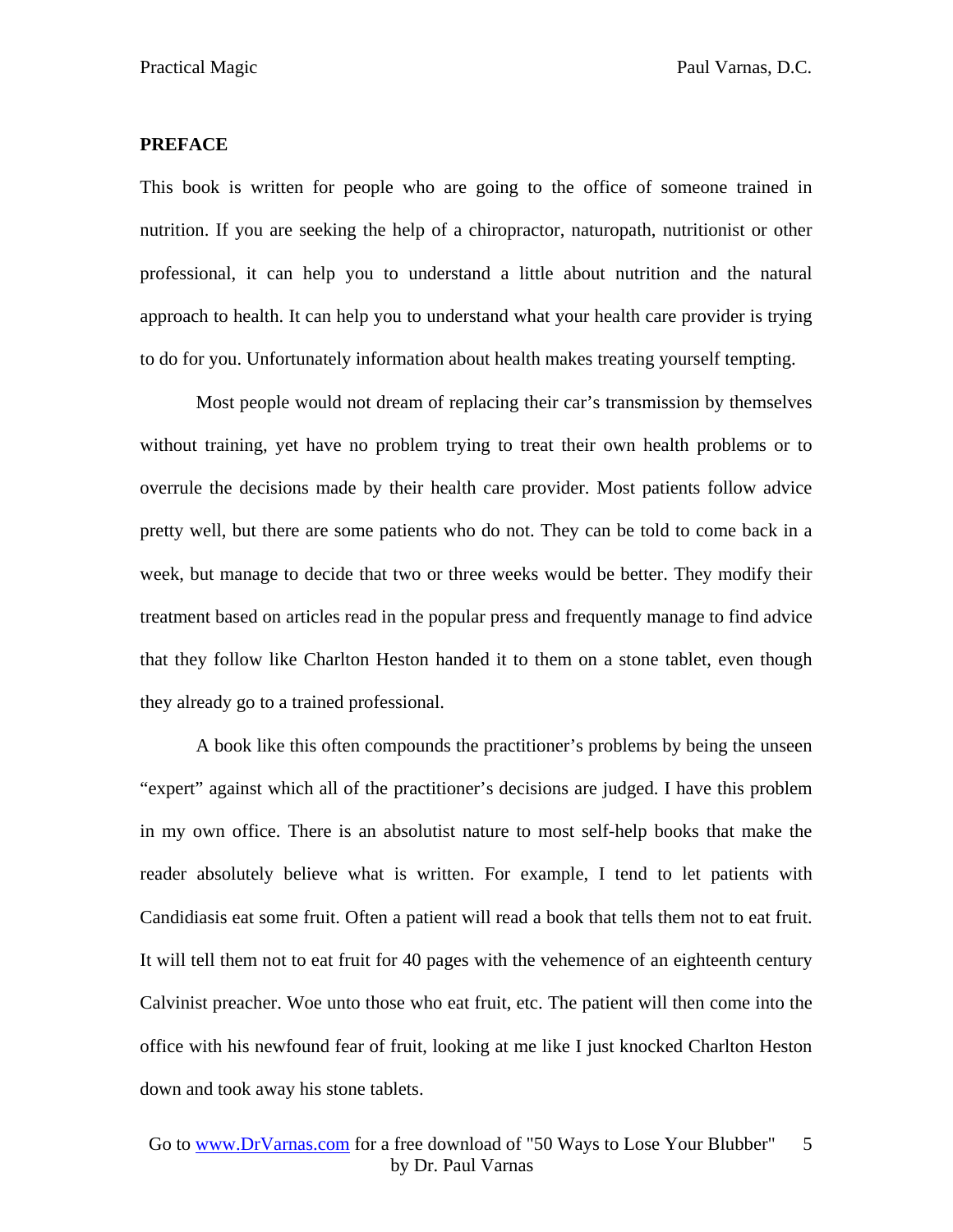## PREFACE

This book is written for people who are going to the office of someone trained in nutrition. If you are seeking the help of a chiropractor, naturopath, nutritionist or other professional, it can help you to understand a little about nutrition and the natural approach to health. It can help you to understand what your health care provider is trying to do for you. Unfortunately information about health makes treating yourself tempting.

Most people would not dream of replacing their car's transmission by themselves without training, yet have no problem trying to treat their own health problems or to overrule the decisions made by their health care provider. Most patients follow advice pretty well, but there are some patients who do not. They can be told to come back in a week, but manage to decide that two or three weeks would be better. They modify their treatment based on articles read in the popular press and frequently manage to find advice that they follow like Charlton Heston handed it to them on a stone tablet, even though they already go to a trained professional.

A book like this often compounds the practitioner's problems by being the unseen "expert" against which all of the practitioner's decisions are judged. I have this problem in my own office. There is an absolutist nature to most self-help books that make the reader absolutely believe what is written. For example, I tend to let patients with Candidiasis eat some fruit. Often a patient will read a book that tells them not to eat fruit. It will tell them not to eat fruit for 40 pages with the vehemence of an eighteenth century Calvinist preacher. Woe unto those who eat fruit, etc. The patient will then come into the office with his newfound fear of fruit, looking at me like I just knocked Charlton Heston down and took away his stone tablets.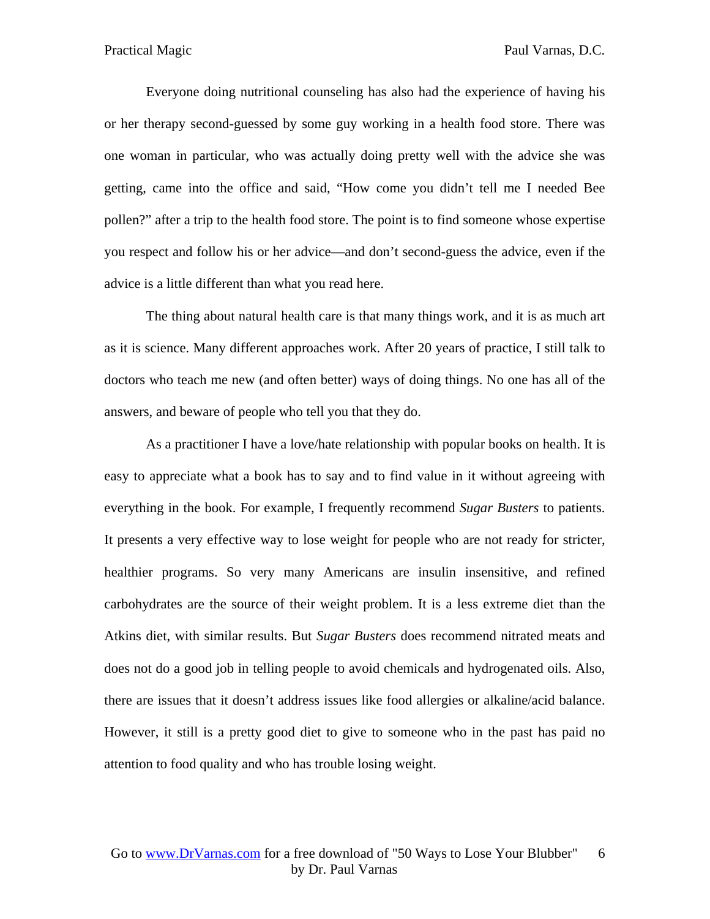Everyone doing nutritional counseling has also had the experience of having his or her therapy second-guessed by some guy working in a health food store. There was one woman in particular, who was actually doing pretty well with the advice she was getting, came into the office and said, "How come you didn't tell me I needed Bee pollen?" after a trip to the health food store. The point is to find someone whose expertise you respect and follow his or her advice—and don't second-guess the advice, even if the advice is a little different than what you read here.

The thing about natural health care is that many things work, and it is as much art as it is science. Many different approaches work. After 20 years of practice, I still talk to doctors who teach me new (and often better) ways of doing things. No one has all of the answers, and beware of people who tell you that they do.

As a practitioner I have a love/hate relationship with popular books on health. It is easy to appreciate what a book has to say and to find value in it without agreeing with everything in the book. For example, I frequently recommend *Sugar Busters* to patients. It presents a very effective way to lose weight for people who are not ready for stricter, healthier programs. So very many Americans are insulin insensitive, and refined carbohydrates are the source of their weight problem. It is a less extreme diet than the Atkins diet, with similar results. But *Sugar Busters* does recommend nitrated meats and does not do a good job in telling people to avoid chemicals and hydrogenated oils. Also, there are issues that it doesn't address issues like food allergies or alkaline/acid balance. However, it still is a pretty good diet to give to someone who in the past has paid no attention to food quality and who has trouble losing weight.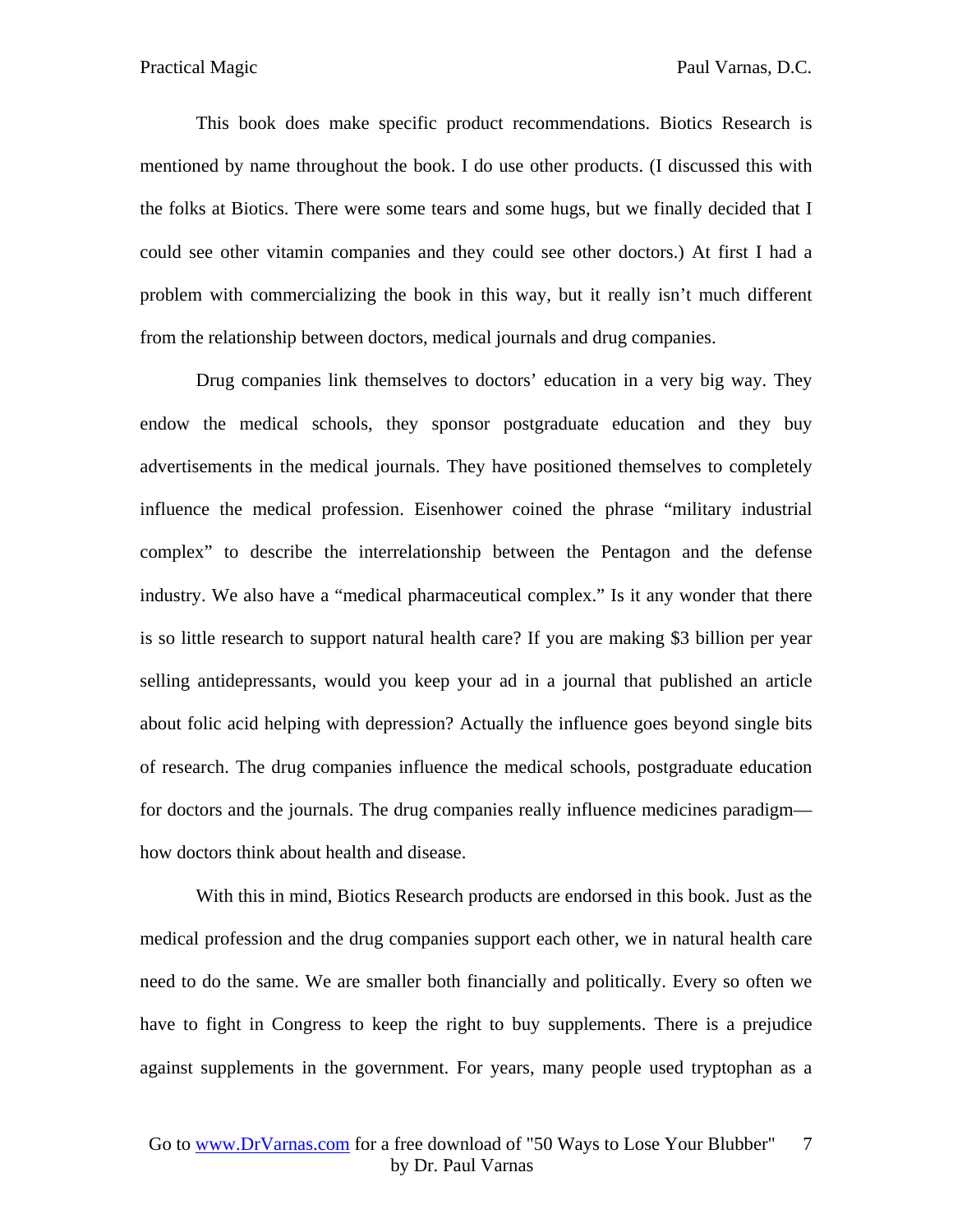This book does make specific product recommendations. Biotics Research is mentioned by name throughout the book. I do use other products. (I discussed this with the folks at Biotics. There were some tears and some hugs, but we finally decided that I could see other vitamin companies and they could see other doctors.) At first I had a problem with commercializing the book in this way, but it really isn't much different from the relationship between doctors, medical journals and drug companies.

Drug companies link themselves to doctors' education in a very big way. They endow the medical schools, they sponsor postgraduate education and they buy advertisements in the medical journals. They have positioned themselves to completely influence the medical profession. Eisenhower coined the phrase "military industrial complex" to describe the interrelationship between the Pentagon and the defense industry. We also have a "medical pharmaceutical complex." Is it any wonder that there is so little research to support natural health care? If you are making $3 billion per year selling antidepressants, would you keep your ad in a journal that published an article about folic acid helping with depression? Actually the influence goes beyond single bits of research. The drug companies influence the medical schools, postgraduate education for doctors and the journals. The drug companies really influence medicines paradigm—how doctors think about health and disease.

With this in mind, Biotics Research products are endorsed in this book. Just as the medical profession and the drug companies support each other, we in natural health care need to do the same. We are smaller both financially and politically. Every so often we have to fight in Congress to keep the right to buy supplements. There is a prejudice against supplements in the government. For years, many people used tryptophan as a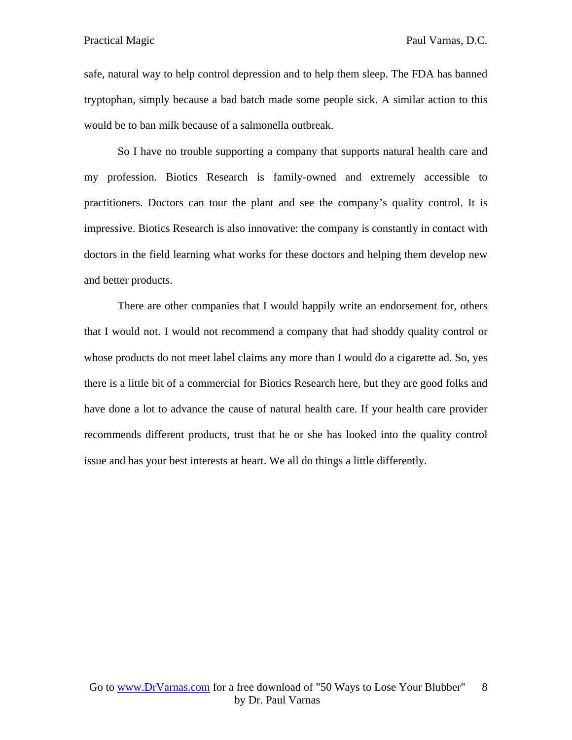safe, natural way to help control depression and to help them sleep. The FDA has banned tryptophan, simply because a bad batch made some people sick. A similar action to this would be to ban milk because of a salmonella outbreak.

So I have no trouble supporting a company that supports natural health care and my profession. Biotics Research is family-owned and extremely accessible to practitioners. Doctors can tour the plant and see the company's quality control. It is impressive. Biotics Research is also innovative: the company is constantly in contact with doctors in the field learning what works for these doctors and helping them develop new and better products.

There are other companies that I would happily write an endorsement for, others that I would not. I would not recommend a company that had shoddy quality control or whose products do not meet label claims any more than I would do a cigarette ad. So, yes there is a little bit of a commercial for Biotics Research here, but they are good folks and have done a lot to advance the cause of natural health care. If your health care provider recommends different products, trust that he or she has looked into the quality control issue and has your best interests at heart. We all do things a little differently.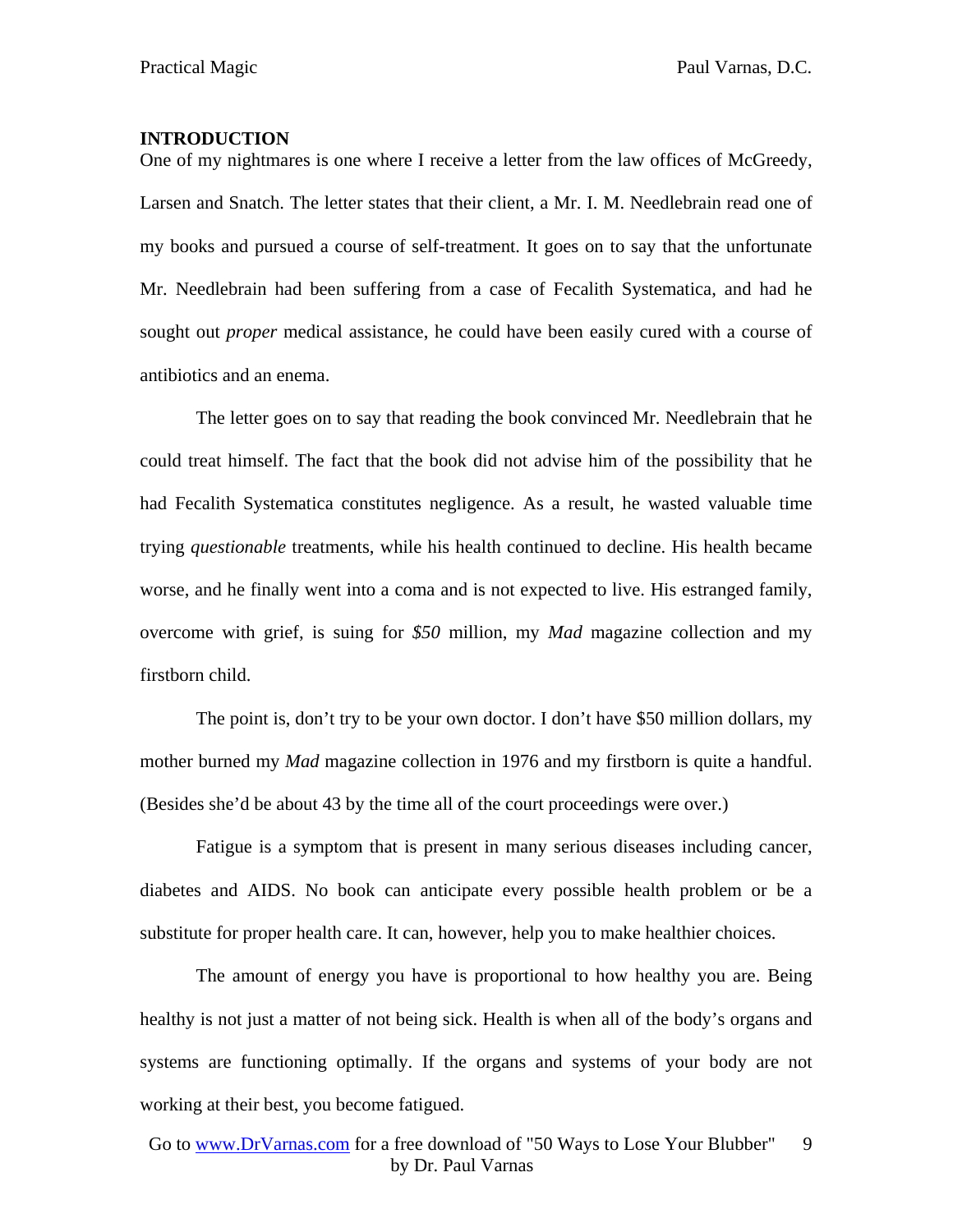## INTRODUCTION

One of my nightmares is one where I receive a letter from the law offices of McGreedy, Larsen and Snatch. The letter states that their client, a Mr. I. M. Needlebrain read one of my books and pursued a course of self-treatment. It goes on to say that the unfortunate Mr. Needlebrain had been suffering from a case of Fecalith Systematica, and had he sought out *proper* medical assistance, he could have been easily cured with a course of antibiotics and an enema.

The letter goes on to say that reading the book convinced Mr. Needlebrain that he could treat himself. The fact that the book did not advise him of the possibility that he had Fecalith Systematica constitutes negligence. As a result, he wasted valuable time trying *questionable* treatments, while his health continued to decline. His health became worse, and he finally went into a coma and is not expected to live. His estranged family, overcome with grief, is suing for *$50* million, my *Mad* magazine collection and my firstborn child.

The point is, don't try to be your own doctor. I don't have $50 million dollars, my mother burned my *Mad* magazine collection in 1976 and my firstborn is quite a handful. (Besides she'd be about 43 by the time all of the court proceedings were over.)

Fatigue is a symptom that is present in many serious diseases including cancer, diabetes and AIDS. No book can anticipate every possible health problem or be a substitute for proper health care. It can, however, help you to make healthier choices.

The amount of energy you have is proportional to how healthy you are. Being healthy is not just a matter of not being sick. Health is when all of the body's organs and systems are functioning optimally. If the organs and systems of your body are not working at their best, you become fatigued.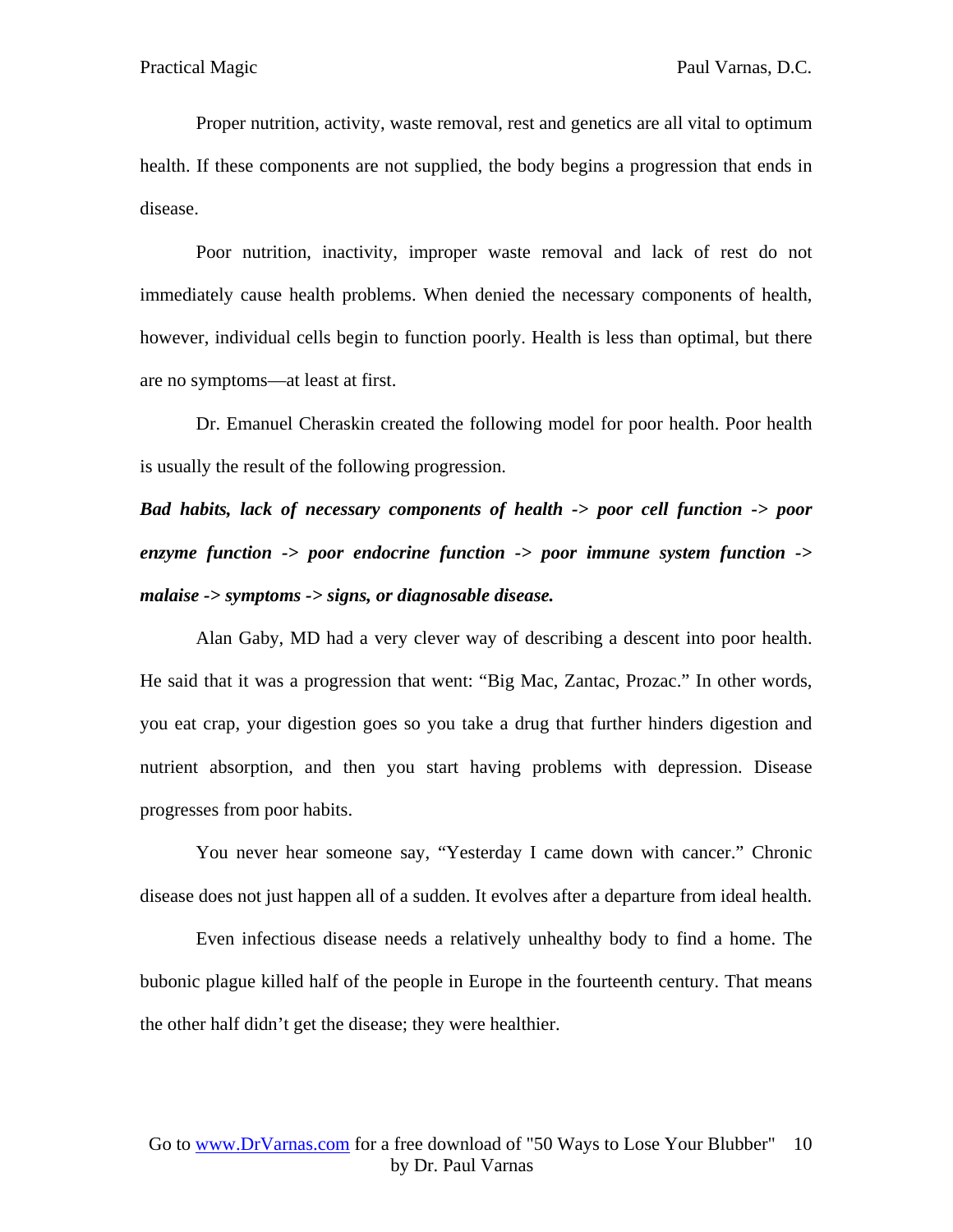Proper nutrition, activity, waste removal, rest and genetics are all vital to optimum health. If these components are not supplied, the body begins a progression that ends in disease.

Poor nutrition, inactivity, improper waste removal and lack of rest do not immediately cause health problems. When denied the necessary components of health, however, individual cells begin to function poorly. Health is less than optimal, but there are no symptoms—at least at first.

Dr. Emanuel Cheraskin created the following model for poor health. Poor health is usually the result of the following progression.

***Bad habits, lack of necessary components of health -> poor cell function -> poor enzyme function -> poor endocrine function -> poor immune system function -> malaise -> symptoms -> signs, or diagnosable disease.***

Alan Gaby, MD had a very clever way of describing a descent into poor health. He said that it was a progression that went: "Big Mac, Zantac, Prozac." In other words, you eat crap, your digestion goes so you take a drug that further hinders digestion and nutrient absorption, and then you start having problems with depression. Disease progresses from poor habits.

You never hear someone say, "Yesterday I came down with cancer." Chronic disease does not just happen all of a sudden. It evolves after a departure from ideal health.

Even infectious disease needs a relatively unhealthy body to find a home. The bubonic plague killed half of the people in Europe in the fourteenth century. That means the other half didn't get the disease; they were healthier.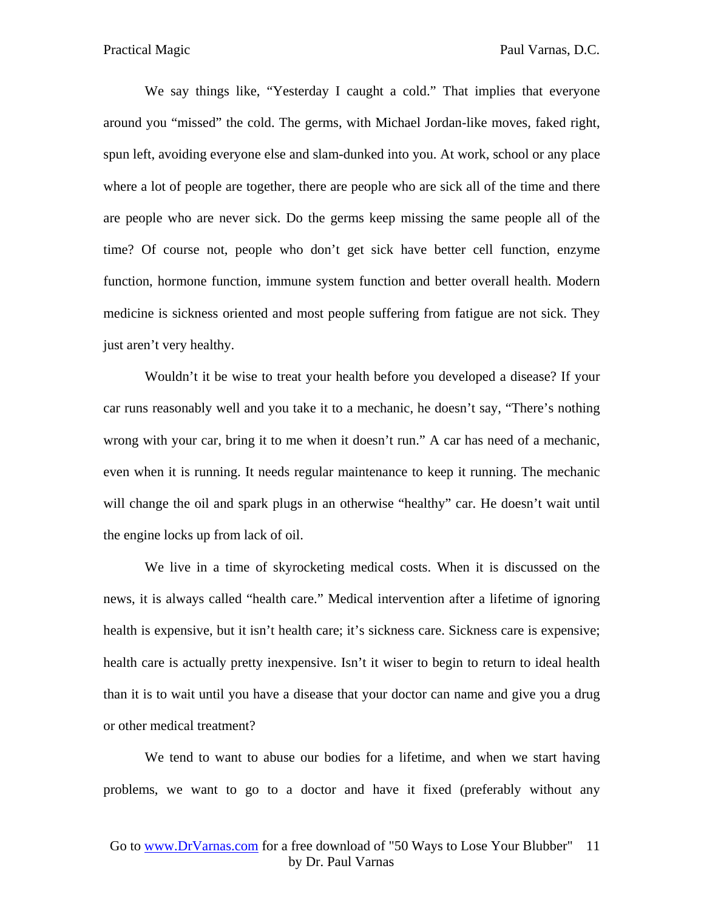We say things like, "Yesterday I caught a cold." That implies that everyone around you "missed" the cold. The germs, with Michael Jordan-like moves, faked right, spun left, avoiding everyone else and slam-dunked into you. At work, school or any place where a lot of people are together, there are people who are sick all of the time and there are people who are never sick. Do the germs keep missing the same people all of the time? Of course not, people who don't get sick have better cell function, enzyme function, hormone function, immune system function and better overall health. Modern medicine is sickness oriented and most people suffering from fatigue are not sick. They just aren't very healthy.

Wouldn't it be wise to treat your health before you developed a disease? If your car runs reasonably well and you take it to a mechanic, he doesn't say, "There's nothing wrong with your car, bring it to me when it doesn't run." A car has need of a mechanic, even when it is running. It needs regular maintenance to keep it running. The mechanic will change the oil and spark plugs in an otherwise "healthy" car. He doesn't wait until the engine locks up from lack of oil.

We live in a time of skyrocketing medical costs. When it is discussed on the news, it is always called "health care." Medical intervention after a lifetime of ignoring health is expensive, but it isn't health care; it's sickness care. Sickness care is expensive; health care is actually pretty inexpensive. Isn't it wiser to begin to return to ideal health than it is to wait until you have a disease that your doctor can name and give you a drug or other medical treatment?

We tend to want to abuse our bodies for a lifetime, and when we start having problems, we want to go to a doctor and have it fixed (preferably without any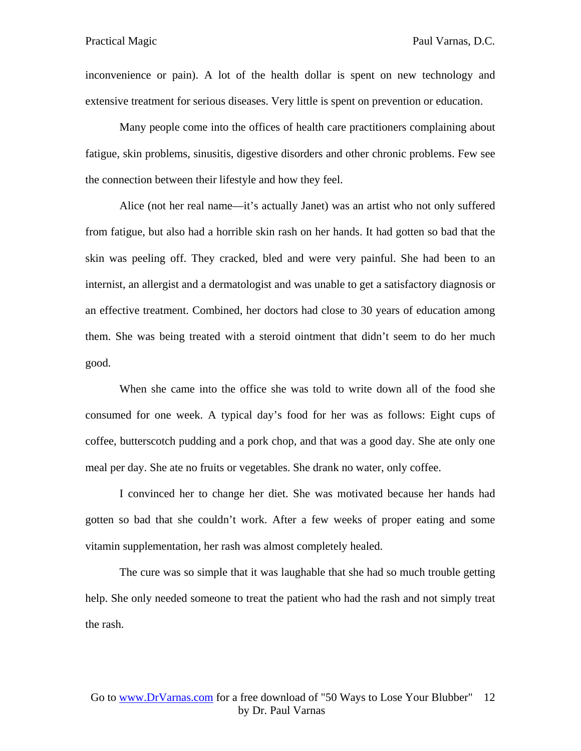inconvenience or pain). A lot of the health dollar is spent on new technology and extensive treatment for serious diseases. Very little is spent on prevention or education.

Many people come into the offices of health care practitioners complaining about fatigue, skin problems, sinusitis, digestive disorders and other chronic problems. Few see the connection between their lifestyle and how they feel.

Alice (not her real name—it's actually Janet) was an artist who not only suffered from fatigue, but also had a horrible skin rash on her hands. It had gotten so bad that the skin was peeling off. They cracked, bled and were very painful. She had been to an internist, an allergist and a dermatologist and was unable to get a satisfactory diagnosis or an effective treatment. Combined, her doctors had close to 30 years of education among them. She was being treated with a steroid ointment that didn't seem to do her much good.

When she came into the office she was told to write down all of the food she consumed for one week. A typical day's food for her was as follows: Eight cups of coffee, butterscotch pudding and a pork chop, and that was a good day. She ate only one meal per day. She ate no fruits or vegetables. She drank no water, only coffee.

I convinced her to change her diet. She was motivated because her hands had gotten so bad that she couldn't work. After a few weeks of proper eating and some vitamin supplementation, her rash was almost completely healed.

The cure was so simple that it was laughable that she had so much trouble getting help. She only needed someone to treat the patient who had the rash and not simply treat the rash.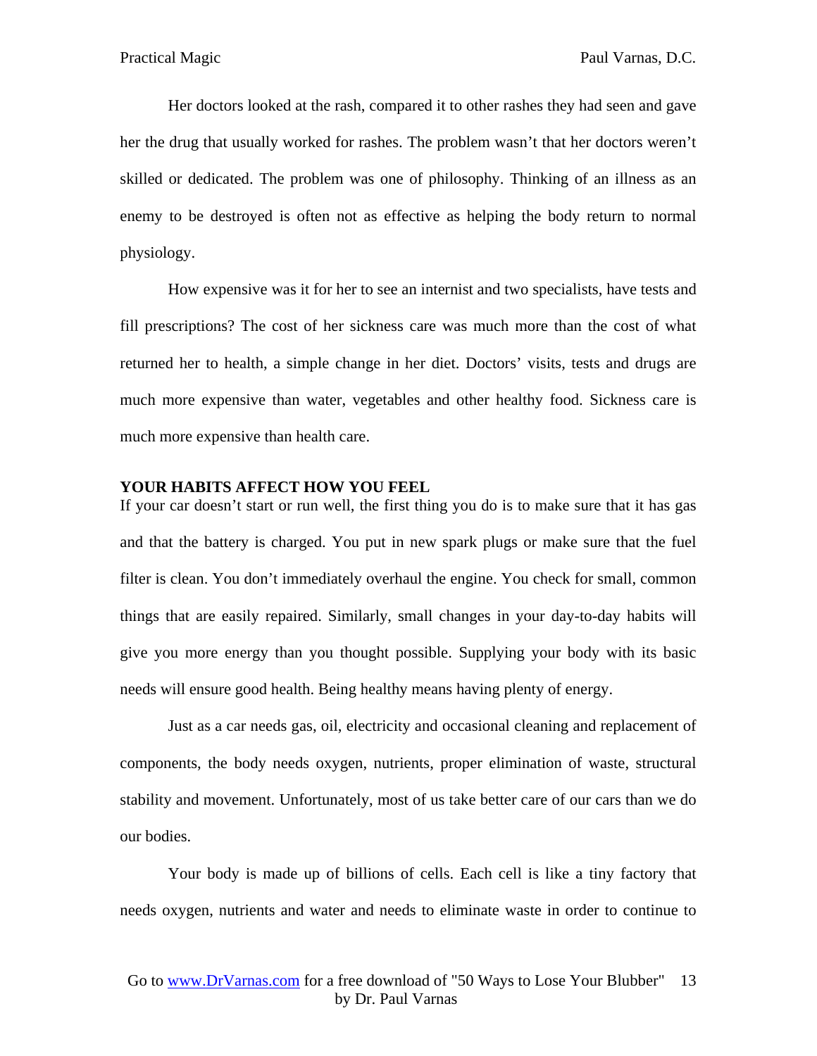Her doctors looked at the rash, compared it to other rashes they had seen and gave her the drug that usually worked for rashes. The problem wasn't that her doctors weren't skilled or dedicated. The problem was one of philosophy. Thinking of an illness as an enemy to be destroyed is often not as effective as helping the body return to normal physiology.

How expensive was it for her to see an internist and two specialists, have tests and fill prescriptions? The cost of her sickness care was much more than the cost of what returned her to health, a simple change in her diet. Doctors' visits, tests and drugs are much more expensive than water, vegetables and other healthy food. Sickness care is much more expensive than health care.

## YOUR HABITS AFFECT HOW YOU FEEL

If your car doesn't start or run well, the first thing you do is to make sure that it has gas and that the battery is charged. You put in new spark plugs or make sure that the fuel filter is clean. You don't immediately overhaul the engine. You check for small, common things that are easily repaired. Similarly, small changes in your day-to-day habits will give you more energy than you thought possible. Supplying your body with its basic needs will ensure good health. Being healthy means having plenty of energy.

Just as a car needs gas, oil, electricity and occasional cleaning and replacement of components, the body needs oxygen, nutrients, proper elimination of waste, structural stability and movement. Unfortunately, most of us take better care of our cars than we do our bodies.

Your body is made up of billions of cells. Each cell is like a tiny factory that needs oxygen, nutrients and water and needs to eliminate waste in order to continue to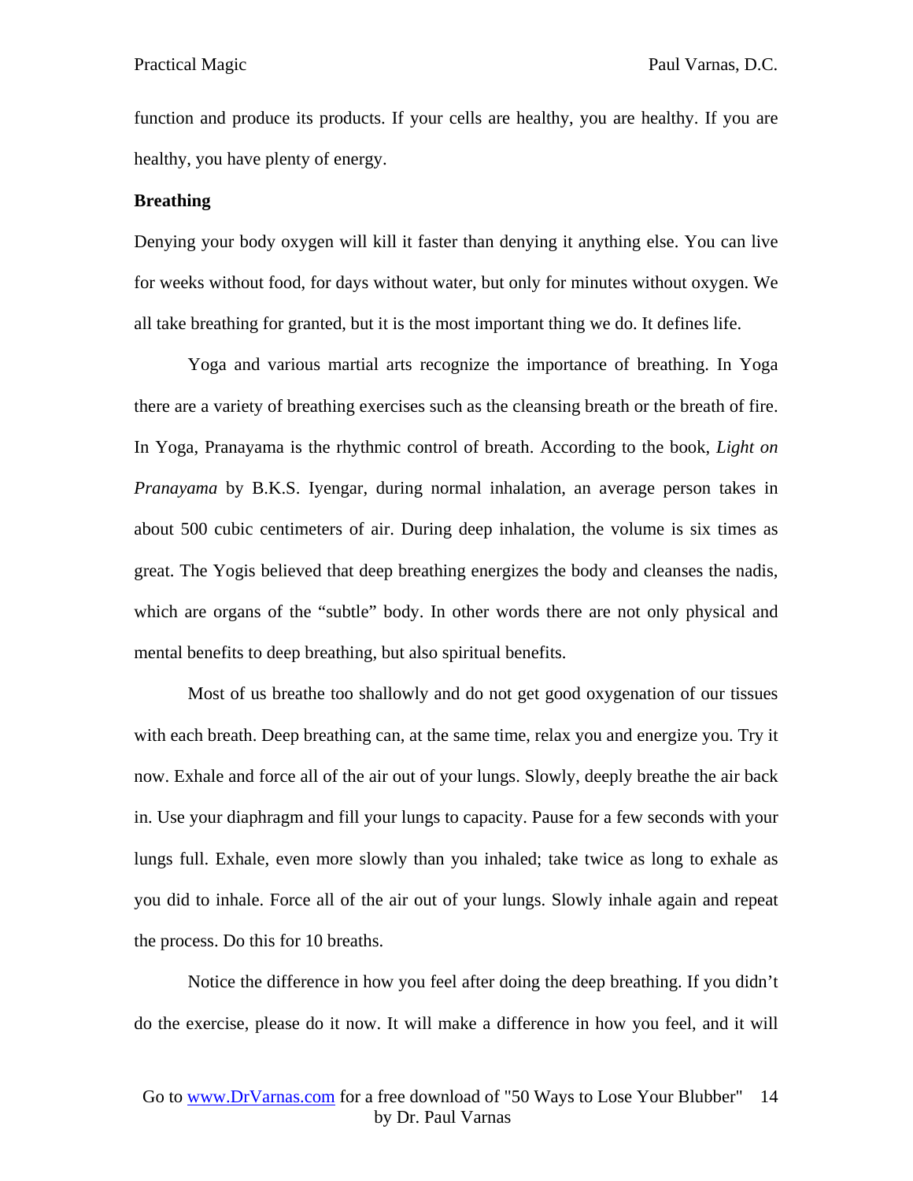function and produce its products. If your cells are healthy, you are healthy. If you are healthy, you have plenty of energy.

**Breathing**

Denying your body oxygen will kill it faster than denying it anything else. You can live for weeks without food, for days without water, but only for minutes without oxygen. We all take breathing for granted, but it is the most important thing we do. It defines life.

Yoga and various martial arts recognize the importance of breathing. In Yoga there are a variety of breathing exercises such as the cleansing breath or the breath of fire. In Yoga, Pranayama is the rhythmic control of breath. According to the book, *Light on Pranayama* by B.K.S. Iyengar, during normal inhalation, an average person takes in about 500 cubic centimeters of air. During deep inhalation, the volume is six times as great. The Yogis believed that deep breathing energizes the body and cleanses the nadis, which are organs of the "subtle" body. In other words there are not only physical and mental benefits to deep breathing, but also spiritual benefits.

Most of us breathe too shallowly and do not get good oxygenation of our tissues with each breath. Deep breathing can, at the same time, relax you and energize you. Try it now. Exhale and force all of the air out of your lungs. Slowly, deeply breathe the air back in. Use your diaphragm and fill your lungs to capacity. Pause for a few seconds with your lungs full. Exhale, even more slowly than you inhaled; take twice as long to exhale as you did to inhale. Force all of the air out of your lungs. Slowly inhale again and repeat the process. Do this for 10 breaths.

Notice the difference in how you feel after doing the deep breathing. If you didn't do the exercise, please do it now. It will make a difference in how you feel, and it will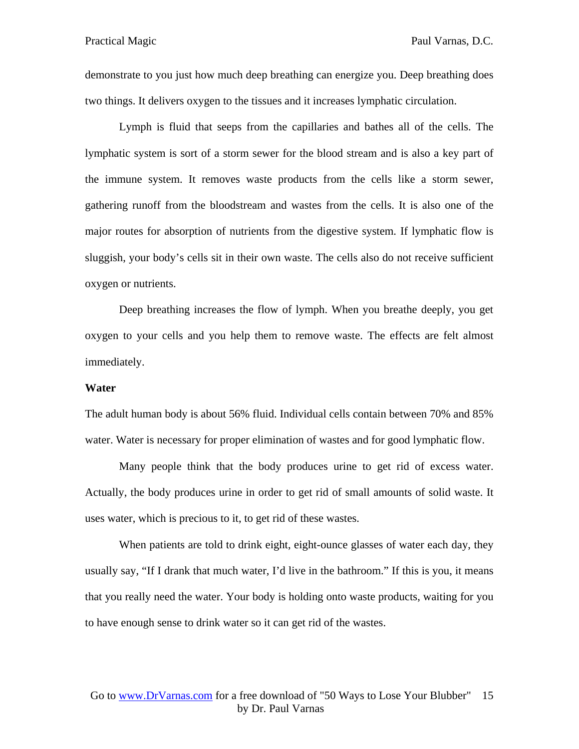demonstrate to you just how much deep breathing can energize you. Deep breathing does two things. It delivers oxygen to the tissues and it increases lymphatic circulation.

Lymph is fluid that seeps from the capillaries and bathes all of the cells. The lymphatic system is sort of a storm sewer for the blood stream and is also a key part of the immune system. It removes waste products from the cells like a storm sewer, gathering runoff from the bloodstream and wastes from the cells. It is also one of the major routes for absorption of nutrients from the digestive system. If lymphatic flow is sluggish, your body's cells sit in their own waste. The cells also do not receive sufficient oxygen or nutrients.

Deep breathing increases the flow of lymph. When you breathe deeply, you get oxygen to your cells and you help them to remove waste. The effects are felt almost immediately.

**Water**

The adult human body is about 56% fluid. Individual cells contain between 70% and 85% water. Water is necessary for proper elimination of wastes and for good lymphatic flow.

Many people think that the body produces urine to get rid of excess water. Actually, the body produces urine in order to get rid of small amounts of solid waste. It uses water, which is precious to it, to get rid of these wastes.

When patients are told to drink eight, eight-ounce glasses of water each day, they usually say, "If I drank that much water, I'd live in the bathroom." If this is you, it means that you really need the water. Your body is holding onto waste products, waiting for you to have enough sense to drink water so it can get rid of the wastes.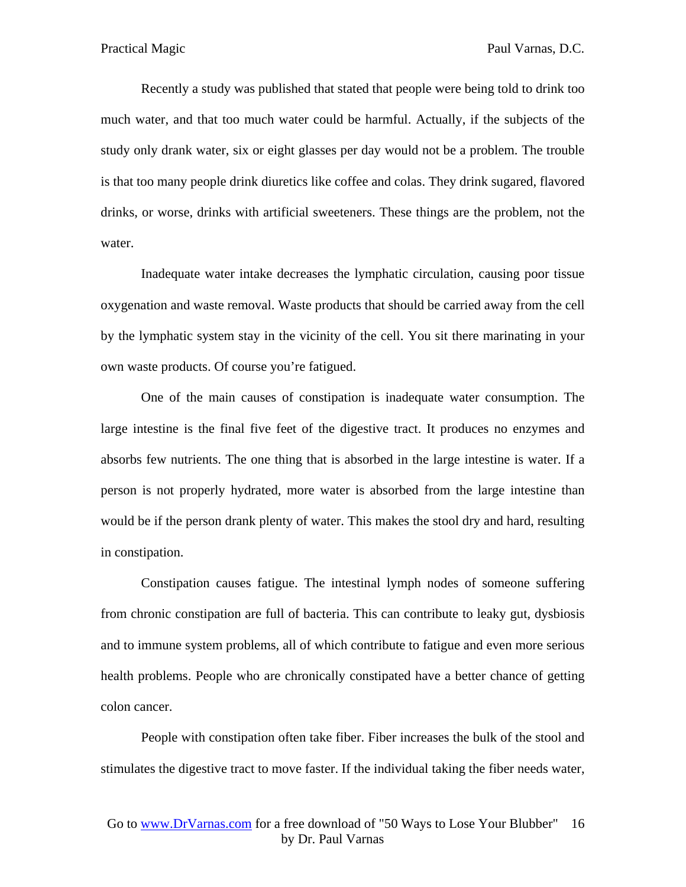Recently a study was published that stated that people were being told to drink too much water, and that too much water could be harmful. Actually, if the subjects of the study only drank water, six or eight glasses per day would not be a problem. The trouble is that too many people drink diuretics like coffee and colas. They drink sugared, flavored drinks, or worse, drinks with artificial sweeteners. These things are the problem, not the water.

Inadequate water intake decreases the lymphatic circulation, causing poor tissue oxygenation and waste removal. Waste products that should be carried away from the cell by the lymphatic system stay in the vicinity of the cell. You sit there marinating in your own waste products. Of course you're fatigued.

One of the main causes of constipation is inadequate water consumption. The large intestine is the final five feet of the digestive tract. It produces no enzymes and absorbs few nutrients. The one thing that is absorbed in the large intestine is water. If a person is not properly hydrated, more water is absorbed from the large intestine than would be if the person drank plenty of water. This makes the stool dry and hard, resulting in constipation.

Constipation causes fatigue. The intestinal lymph nodes of someone suffering from chronic constipation are full of bacteria. This can contribute to leaky gut, dysbiosis and to immune system problems, all of which contribute to fatigue and even more serious health problems. People who are chronically constipated have a better chance of getting colon cancer.

People with constipation often take fiber. Fiber increases the bulk of the stool and stimulates the digestive tract to move faster. If the individual taking the fiber needs water,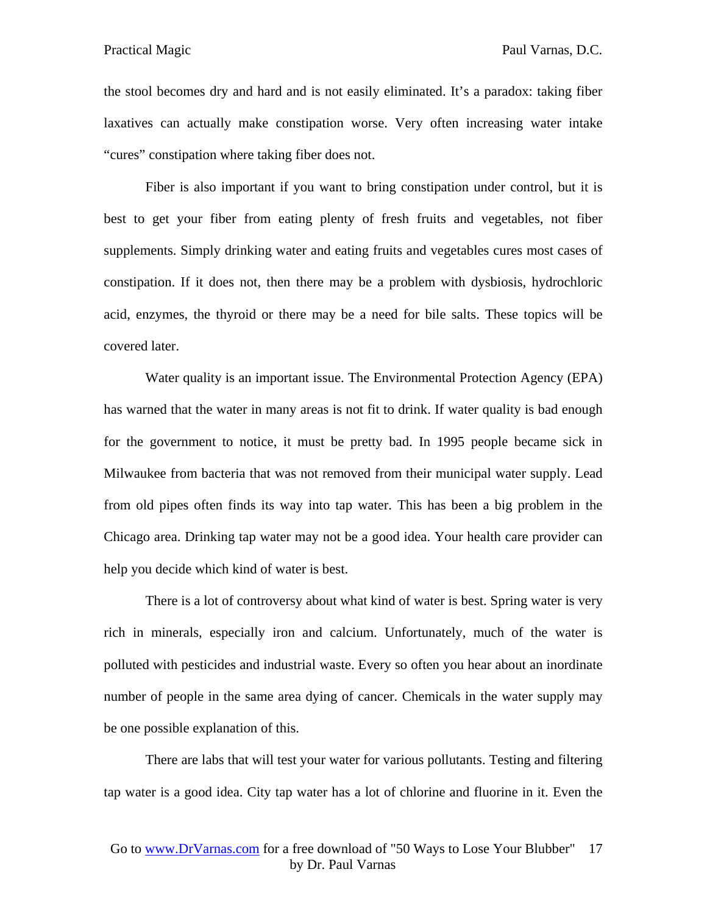the stool becomes dry and hard and is not easily eliminated. It's a paradox: taking fiber laxatives can actually make constipation worse. Very often increasing water intake "cures" constipation where taking fiber does not.

Fiber is also important if you want to bring constipation under control, but it is best to get your fiber from eating plenty of fresh fruits and vegetables, not fiber supplements. Simply drinking water and eating fruits and vegetables cures most cases of constipation. If it does not, then there may be a problem with dysbiosis, hydrochloric acid, enzymes, the thyroid or there may be a need for bile salts. These topics will be covered later.

Water quality is an important issue. The Environmental Protection Agency (EPA) has warned that the water in many areas is not fit to drink. If water quality is bad enough for the government to notice, it must be pretty bad. In 1995 people became sick in Milwaukee from bacteria that was not removed from their municipal water supply. Lead from old pipes often finds its way into tap water. This has been a big problem in the Chicago area. Drinking tap water may not be a good idea. Your health care provider can help you decide which kind of water is best.

There is a lot of controversy about what kind of water is best. Spring water is very rich in minerals, especially iron and calcium. Unfortunately, much of the water is polluted with pesticides and industrial waste. Every so often you hear about an inordinate number of people in the same area dying of cancer. Chemicals in the water supply may be one possible explanation of this.

There are labs that will test your water for various pollutants. Testing and filtering tap water is a good idea. City tap water has a lot of chlorine and fluorine in it. Even the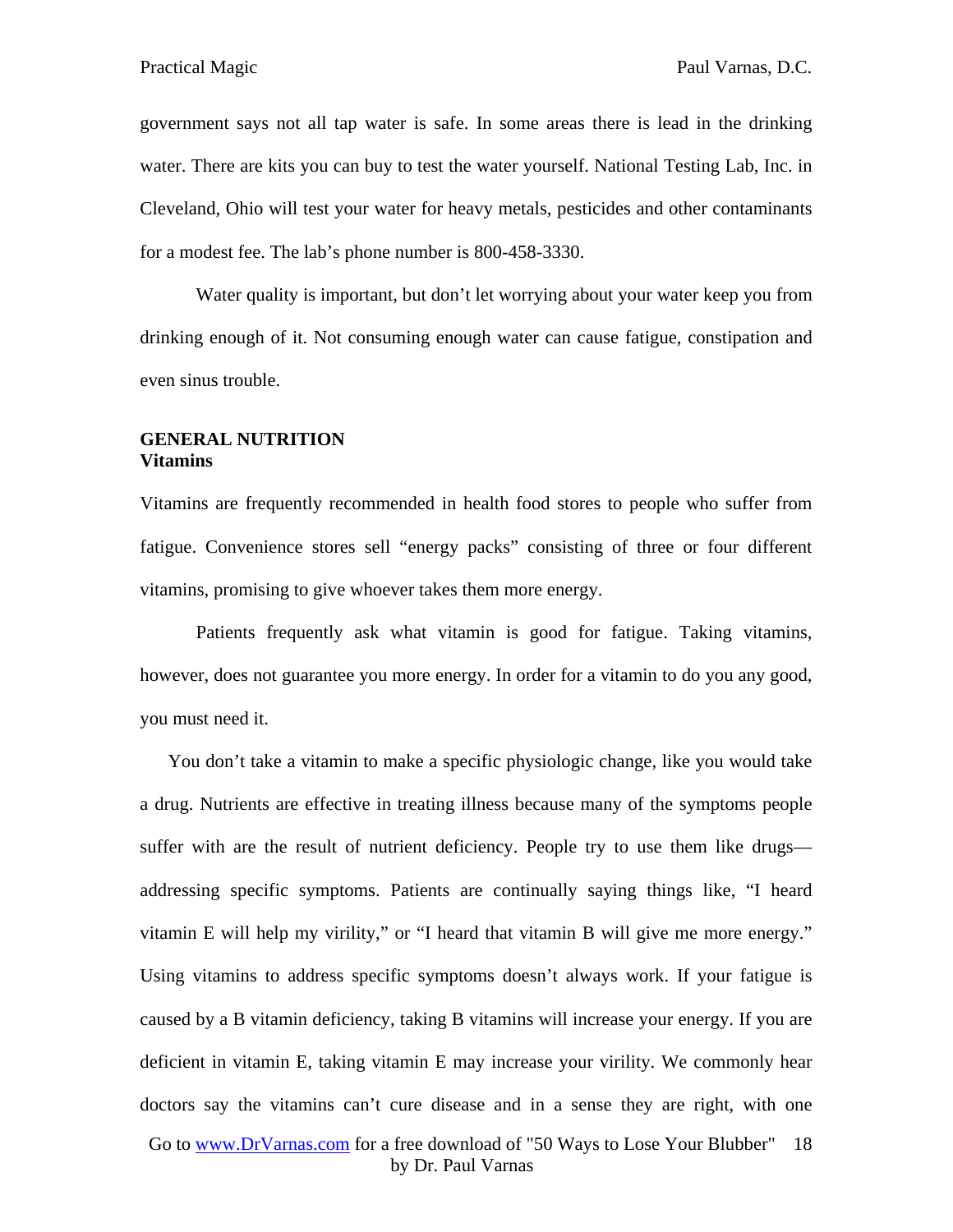government says not all tap water is safe. In some areas there is lead in the drinking water. There are kits you can buy to test the water yourself. National Testing Lab, Inc. in Cleveland, Ohio will test your water for heavy metals, pesticides and other contaminants for a modest fee. The lab's phone number is 800-458-3330.

Water quality is important, but don't let worrying about your water keep you from drinking enough of it. Not consuming enough water can cause fatigue, constipation and even sinus trouble.

## GENERAL NUTRITION

### Vitamins

Vitamins are frequently recommended in health food stores to people who suffer from fatigue. Convenience stores sell "energy packs" consisting of three or four different vitamins, promising to give whoever takes them more energy.

Patients frequently ask what vitamin is good for fatigue. Taking vitamins, however, does not guarantee you more energy. In order for a vitamin to do you any good, you must need it.

You don't take a vitamin to make a specific physiologic change, like you would take a drug. Nutrients are effective in treating illness because many of the symptoms people suffer with are the result of nutrient deficiency. People try to use them like drugs—addressing specific symptoms. Patients are continually saying things like, "I heard vitamin E will help my virility," or "I heard that vitamin B will give me more energy." Using vitamins to address specific symptoms doesn't always work. If your fatigue is caused by a B vitamin deficiency, taking B vitamins will increase your energy. If you are deficient in vitamin E, taking vitamin E may increase your virility. We commonly hear doctors say the vitamins can't cure disease and in a sense they are right, with one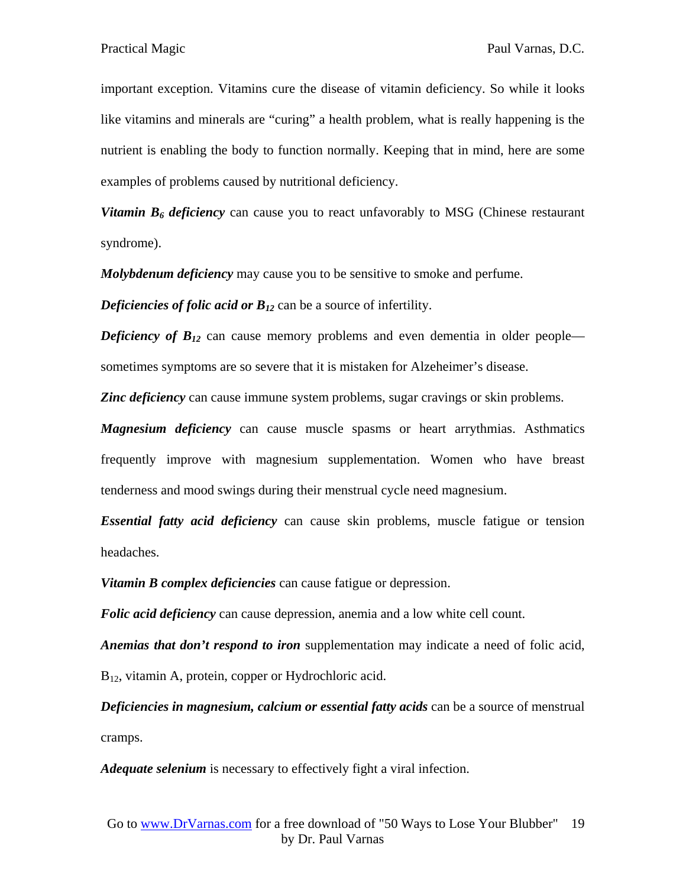important exception. Vitamins cure the disease of vitamin deficiency. So while it looks like vitamins and minerals are "curing" a health problem, what is really happening is the nutrient is enabling the body to function normally. Keeping that in mind, here are some examples of problems caused by nutritional deficiency.

***Vitamin $B_6$ deficiency*** can cause you to react unfavorably to MSG (Chinese restaurant syndrome).

***Molybdenum deficiency*** may cause you to be sensitive to smoke and perfume.

***Deficiencies of folic acid or $B_{12}$*** can be a source of infertility.

***Deficiency of $B_{12}$*** can cause memory problems and even dementia in older people—sometimes symptoms are so severe that it is mistaken for Alzeheimer's disease.

***Zinc deficiency*** can cause immune system problems, sugar cravings or skin problems.

***Magnesium deficiency*** can cause muscle spasms or heart arrythmias. Asthmatics frequently improve with magnesium supplementation. Women who have breast tenderness and mood swings during their menstrual cycle need magnesium.

***Essential fatty acid deficiency*** can cause skin problems, muscle fatigue or tension headaches.

***Vitamin B complex deficiencies*** can cause fatigue or depression.

***Folic acid deficiency*** can cause depression, anemia and a low white cell count.

***Anemias that don't respond to iron*** supplementation may indicate a need of folic acid, $B_{12}$, vitamin A, protein, copper or Hydrochloric acid.

***Deficiencies in magnesium, calcium or essential fatty acids*** can be a source of menstrual cramps.

***Adequate selenium*** is necessary to effectively fight a viral infection.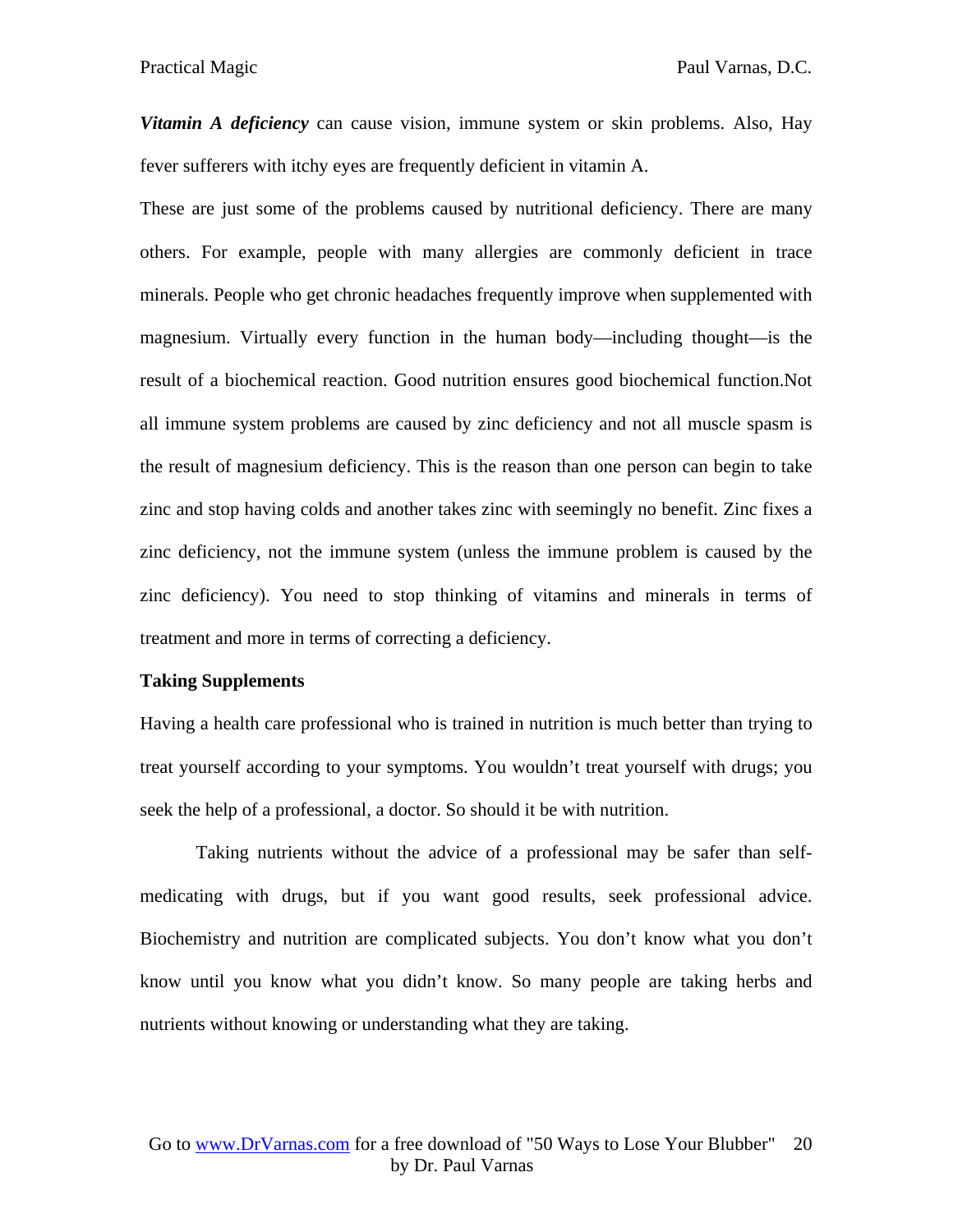***Vitamin A deficiency*** can cause vision, immune system or skin problems. Also, Hay fever sufferers with itchy eyes are frequently deficient in vitamin A.

These are just some of the problems caused by nutritional deficiency. There are many others. For example, people with many allergies are commonly deficient in trace minerals. People who get chronic headaches frequently improve when supplemented with magnesium. Virtually every function in the human body—including thought—is the result of a biochemical reaction. Good nutrition ensures good biochemical function.Not all immune system problems are caused by zinc deficiency and not all muscle spasm is the result of magnesium deficiency. This is the reason than one person can begin to take zinc and stop having colds and another takes zinc with seemingly no benefit. Zinc fixes a zinc deficiency, not the immune system (unless the immune problem is caused by the zinc deficiency). You need to stop thinking of vitamins and minerals in terms of treatment and more in terms of correcting a deficiency.

**Taking Supplements**

Having a health care professional who is trained in nutrition is much better than trying to treat yourself according to your symptoms. You wouldn't treat yourself with drugs; you seek the help of a professional, a doctor. So should it be with nutrition.

Taking nutrients without the advice of a professional may be safer than self-medicating with drugs, but if you want good results, seek professional advice. Biochemistry and nutrition are complicated subjects. You don't know what you don't know until you know what you didn't know. So many people are taking herbs and nutrients without knowing or understanding what they are taking.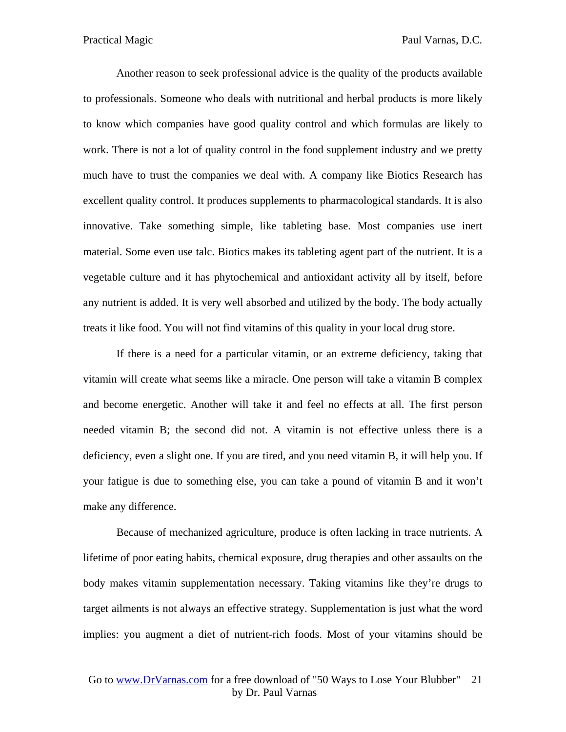Another reason to seek professional advice is the quality of the products available to professionals. Someone who deals with nutritional and herbal products is more likely to know which companies have good quality control and which formulas are likely to work. There is not a lot of quality control in the food supplement industry and we pretty much have to trust the companies we deal with. A company like Biotics Research has excellent quality control. It produces supplements to pharmacological standards. It is also innovative. Take something simple, like tableting base. Most companies use inert material. Some even use talc. Biotics makes its tableting agent part of the nutrient. It is a vegetable culture and it has phytochemical and antioxidant activity all by itself, before any nutrient is added. It is very well absorbed and utilized by the body. The body actually treats it like food. You will not find vitamins of this quality in your local drug store.

If there is a need for a particular vitamin, or an extreme deficiency, taking that vitamin will create what seems like a miracle. One person will take a vitamin B complex and become energetic. Another will take it and feel no effects at all. The first person needed vitamin B; the second did not. A vitamin is not effective unless there is a deficiency, even a slight one. If you are tired, and you need vitamin B, it will help you. If your fatigue is due to something else, you can take a pound of vitamin B and it won't make any difference.

Because of mechanized agriculture, produce is often lacking in trace nutrients. A lifetime of poor eating habits, chemical exposure, drug therapies and other assaults on the body makes vitamin supplementation necessary. Taking vitamins like they're drugs to target ailments is not always an effective strategy. Supplementation is just what the word implies: you augment a diet of nutrient-rich foods. Most of your vitamins should be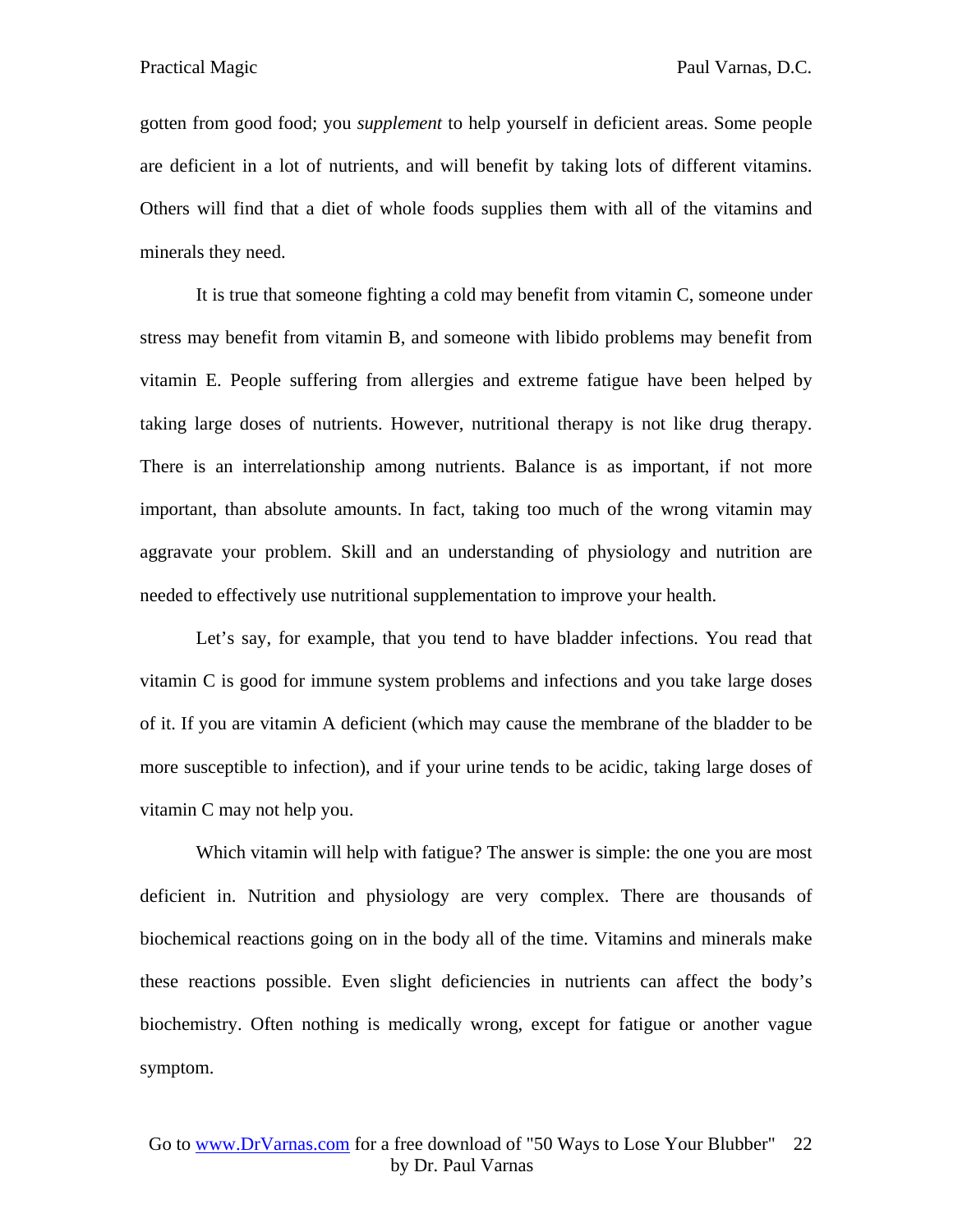gotten from good food; you *supplement* to help yourself in deficient areas. Some people are deficient in a lot of nutrients, and will benefit by taking lots of different vitamins. Others will find that a diet of whole foods supplies them with all of the vitamins and minerals they need.

It is true that someone fighting a cold may benefit from vitamin C, someone under stress may benefit from vitamin B, and someone with libido problems may benefit from vitamin E. People suffering from allergies and extreme fatigue have been helped by taking large doses of nutrients. However, nutritional therapy is not like drug therapy. There is an interrelationship among nutrients. Balance is as important, if not more important, than absolute amounts. In fact, taking too much of the wrong vitamin may aggravate your problem. Skill and an understanding of physiology and nutrition are needed to effectively use nutritional supplementation to improve your health.

Let's say, for example, that you tend to have bladder infections. You read that vitamin C is good for immune system problems and infections and you take large doses of it. If you are vitamin A deficient (which may cause the membrane of the bladder to be more susceptible to infection), and if your urine tends to be acidic, taking large doses of vitamin C may not help you.

Which vitamin will help with fatigue? The answer is simple: the one you are most deficient in. Nutrition and physiology are very complex. There are thousands of biochemical reactions going on in the body all of the time. Vitamins and minerals make these reactions possible. Even slight deficiencies in nutrients can affect the body's biochemistry. Often nothing is medically wrong, except for fatigue or another vague symptom.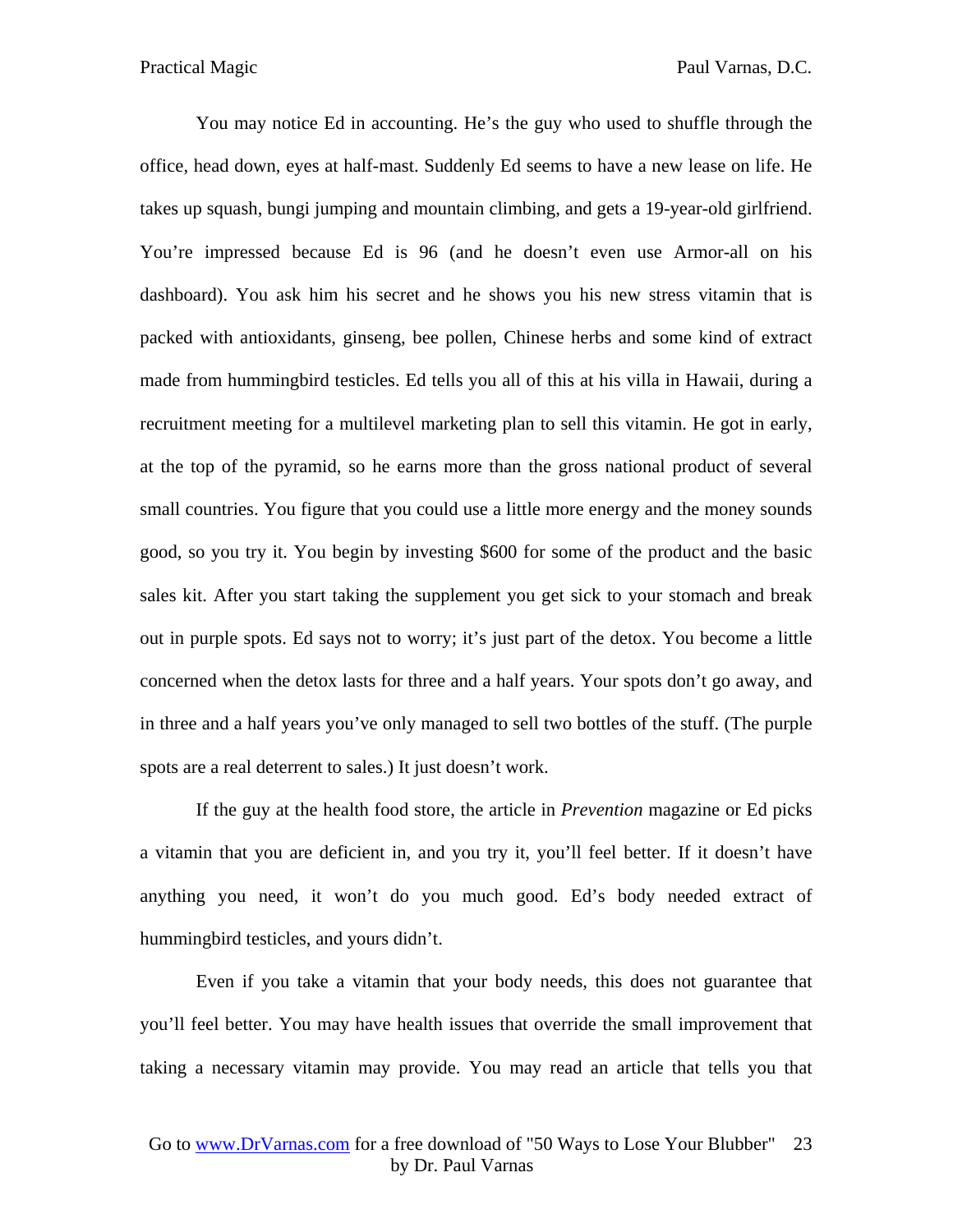You may notice Ed in accounting. He's the guy who used to shuffle through the office, head down, eyes at half-mast. Suddenly Ed seems to have a new lease on life. He takes up squash, bungi jumping and mountain climbing, and gets a 19-year-old girlfriend. You're impressed because Ed is 96 (and he doesn't even use Armor-all on his dashboard). You ask him his secret and he shows you his new stress vitamin that is packed with antioxidants, ginseng, bee pollen, Chinese herbs and some kind of extract made from hummingbird testicles. Ed tells you all of this at his villa in Hawaii, during a recruitment meeting for a multilevel marketing plan to sell this vitamin. He got in early, at the top of the pyramid, so he earns more than the gross national product of several small countries. You figure that you could use a little more energy and the money sounds good, so you try it. You begin by investing $600 for some of the product and the basic sales kit. After you start taking the supplement you get sick to your stomach and break out in purple spots. Ed says not to worry; it's just part of the detox. You become a little concerned when the detox lasts for three and a half years. Your spots don't go away, and in three and a half years you've only managed to sell two bottles of the stuff. (The purple spots are a real deterrent to sales.) It just doesn't work.

If the guy at the health food store, the article in *Prevention* magazine or Ed picks a vitamin that you are deficient in, and you try it, you'll feel better. If it doesn't have anything you need, it won't do you much good. Ed's body needed extract of hummingbird testicles, and yours didn't.

Even if you take a vitamin that your body needs, this does not guarantee that you'll feel better. You may have health issues that override the small improvement that taking a necessary vitamin may provide. You may read an article that tells you that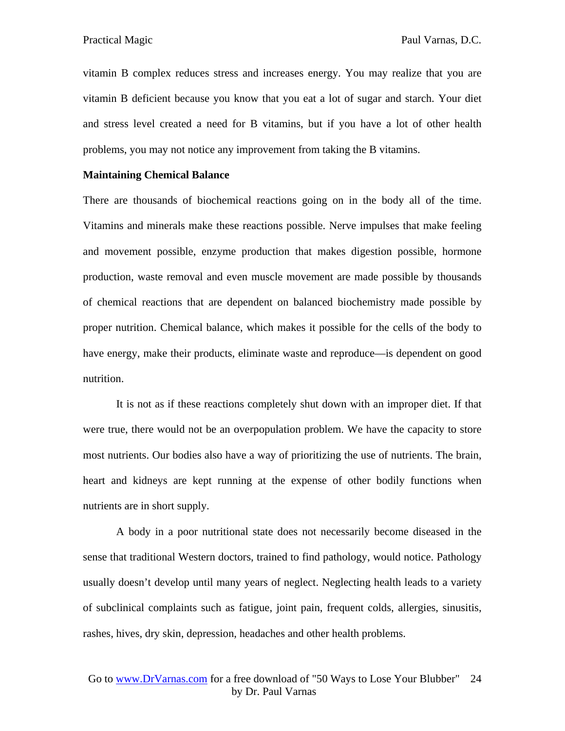vitamin B complex reduces stress and increases energy. You may realize that you are vitamin B deficient because you know that you eat a lot of sugar and starch. Your diet and stress level created a need for B vitamins, but if you have a lot of other health problems, you may not notice any improvement from taking the B vitamins.

**Maintaining Chemical Balance**

There are thousands of biochemical reactions going on in the body all of the time. Vitamins and minerals make these reactions possible. Nerve impulses that make feeling and movement possible, enzyme production that makes digestion possible, hormone production, waste removal and even muscle movement are made possible by thousands of chemical reactions that are dependent on balanced biochemistry made possible by proper nutrition. Chemical balance, which makes it possible for the cells of the body to have energy, make their products, eliminate waste and reproduce—is dependent on good nutrition.

It is not as if these reactions completely shut down with an improper diet. If that were true, there would not be an overpopulation problem. We have the capacity to store most nutrients. Our bodies also have a way of prioritizing the use of nutrients. The brain, heart and kidneys are kept running at the expense of other bodily functions when nutrients are in short supply.

A body in a poor nutritional state does not necessarily become diseased in the sense that traditional Western doctors, trained to find pathology, would notice. Pathology usually doesn't develop until many years of neglect. Neglecting health leads to a variety of subclinical complaints such as fatigue, joint pain, frequent colds, allergies, sinusitis, rashes, hives, dry skin, depression, headaches and other health problems.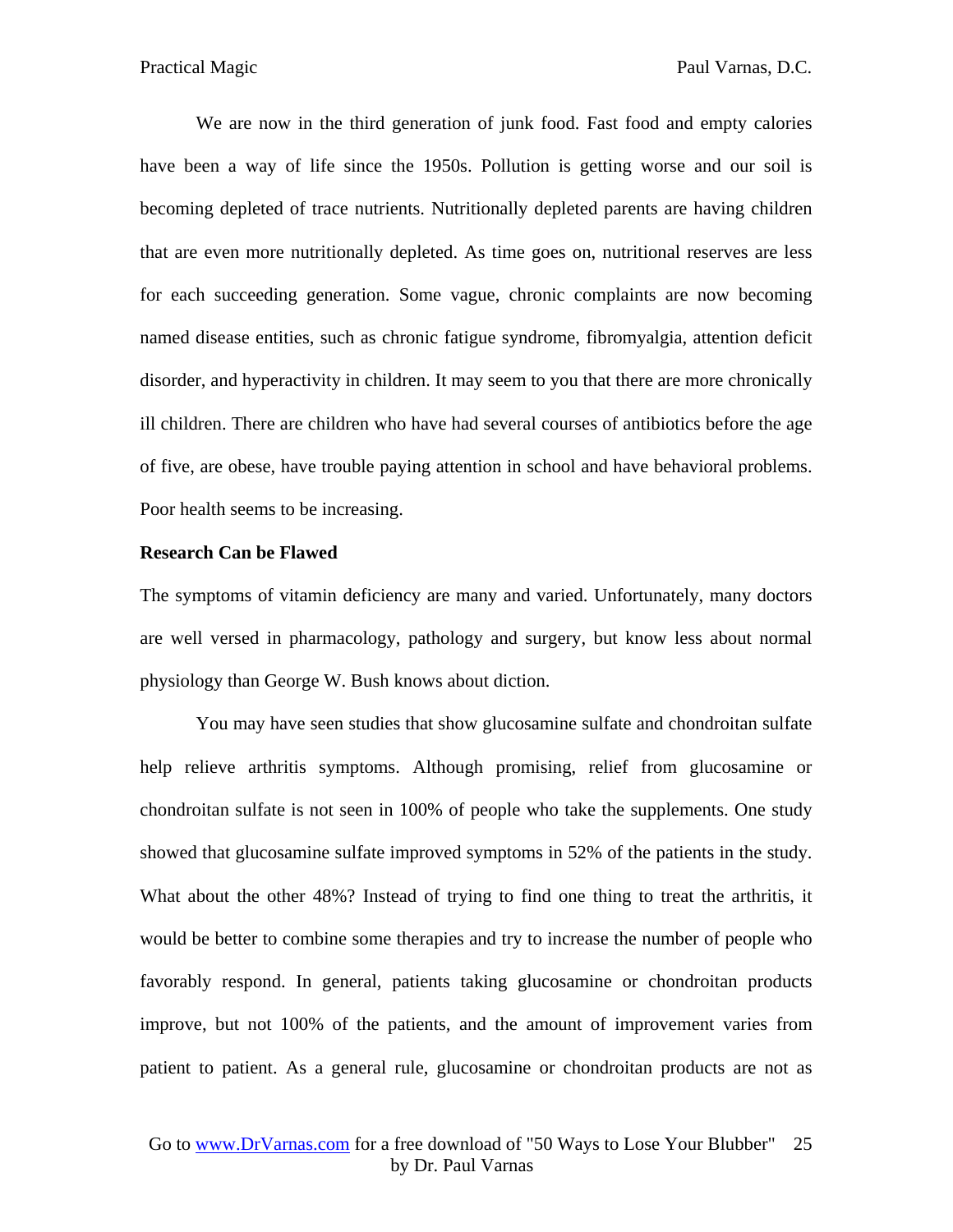We are now in the third generation of junk food. Fast food and empty calories have been a way of life since the 1950s. Pollution is getting worse and our soil is becoming depleted of trace nutrients. Nutritionally depleted parents are having children that are even more nutritionally depleted. As time goes on, nutritional reserves are less for each succeeding generation. Some vague, chronic complaints are now becoming named disease entities, such as chronic fatigue syndrome, fibromyalgia, attention deficit disorder, and hyperactivity in children. It may seem to you that there are more chronically ill children. There are children who have had several courses of antibiotics before the age of five, are obese, have trouble paying attention in school and have behavioral problems. Poor health seems to be increasing.

**Research Can be Flawed**

The symptoms of vitamin deficiency are many and varied. Unfortunately, many doctors are well versed in pharmacology, pathology and surgery, but know less about normal physiology than George W. Bush knows about diction.

You may have seen studies that show glucosamine sulfate and chondroitan sulfate help relieve arthritis symptoms. Although promising, relief from glucosamine or chondroitan sulfate is not seen in 100% of people who take the supplements. One study showed that glucosamine sulfate improved symptoms in 52% of the patients in the study. What about the other 48%? Instead of trying to find one thing to treat the arthritis, it would be better to combine some therapies and try to increase the number of people who favorably respond. In general, patients taking glucosamine or chondroitan products improve, but not 100% of the patients, and the amount of improvement varies from patient to patient. As a general rule, glucosamine or chondroitan products are not as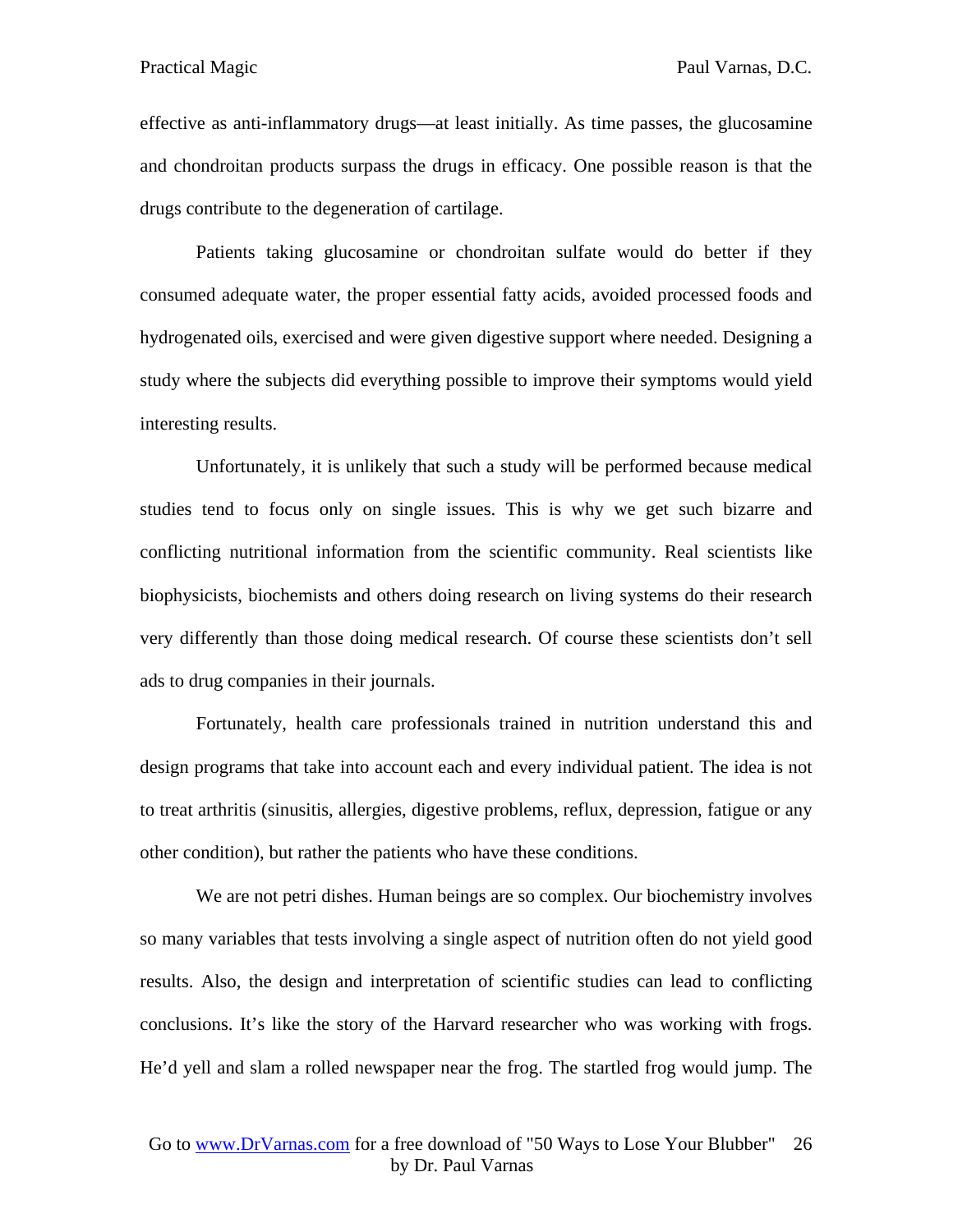effective as anti-inflammatory drugs—at least initially. As time passes, the glucosamine and chondroitan products surpass the drugs in efficacy. One possible reason is that the drugs contribute to the degeneration of cartilage.

Patients taking glucosamine or chondroitan sulfate would do better if they consumed adequate water, the proper essential fatty acids, avoided processed foods and hydrogenated oils, exercised and were given digestive support where needed. Designing a study where the subjects did everything possible to improve their symptoms would yield interesting results.

Unfortunately, it is unlikely that such a study will be performed because medical studies tend to focus only on single issues. This is why we get such bizarre and conflicting nutritional information from the scientific community. Real scientists like biophysicists, biochemists and others doing research on living systems do their research very differently than those doing medical research. Of course these scientists don't sell ads to drug companies in their journals.

Fortunately, health care professionals trained in nutrition understand this and design programs that take into account each and every individual patient. The idea is not to treat arthritis (sinusitis, allergies, digestive problems, reflux, depression, fatigue or any other condition), but rather the patients who have these conditions.

We are not petri dishes. Human beings are so complex. Our biochemistry involves so many variables that tests involving a single aspect of nutrition often do not yield good results. Also, the design and interpretation of scientific studies can lead to conflicting conclusions. It's like the story of the Harvard researcher who was working with frogs. He'd yell and slam a rolled newspaper near the frog. The startled frog would jump. The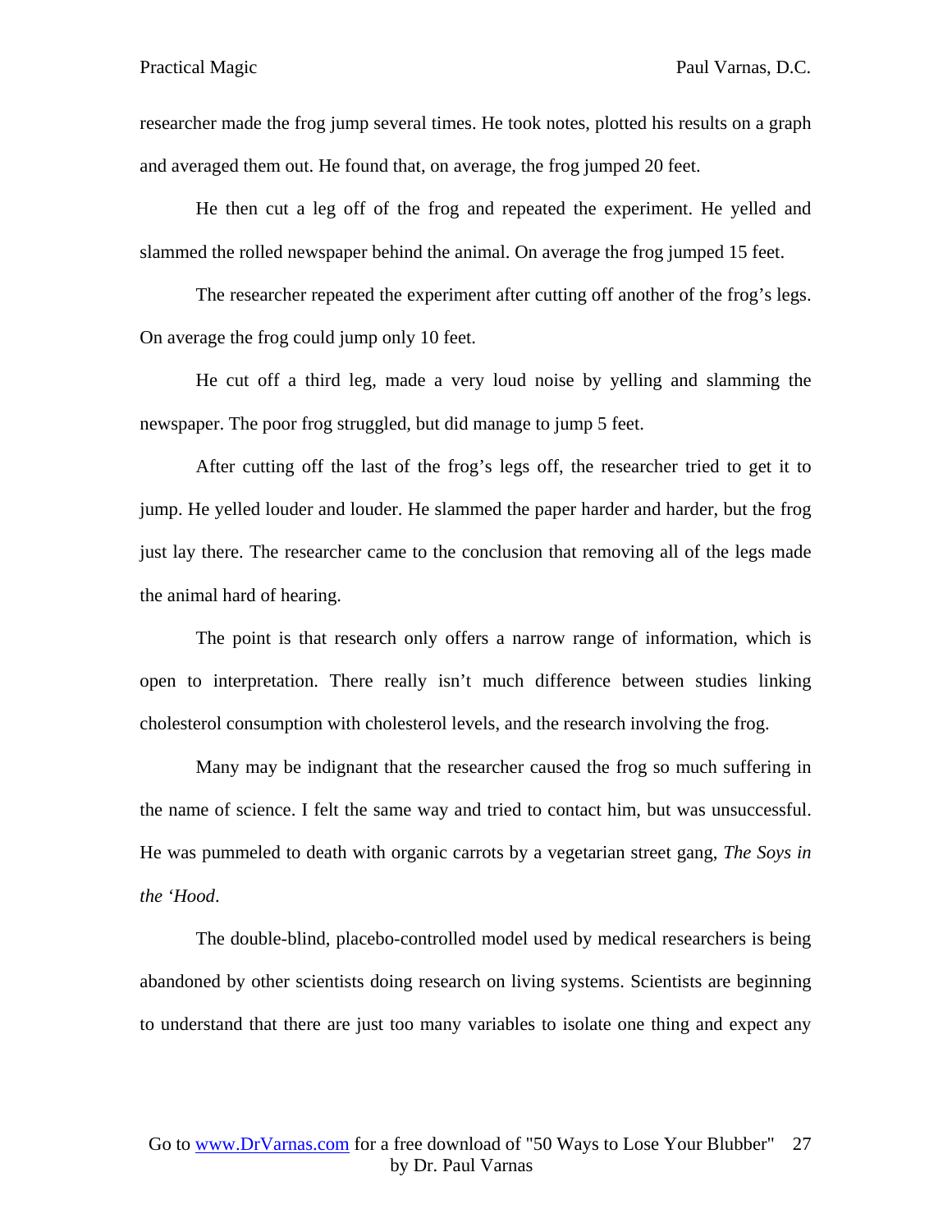researcher made the frog jump several times. He took notes, plotted his results on a graph and averaged them out. He found that, on average, the frog jumped 20 feet.

He then cut a leg off of the frog and repeated the experiment. He yelled and slammed the rolled newspaper behind the animal. On average the frog jumped 15 feet.

The researcher repeated the experiment after cutting off another of the frog's legs. On average the frog could jump only 10 feet.

He cut off a third leg, made a very loud noise by yelling and slamming the newspaper. The poor frog struggled, but did manage to jump 5 feet.

After cutting off the last of the frog's legs off, the researcher tried to get it to jump. He yelled louder and louder. He slammed the paper harder and harder, but the frog just lay there. The researcher came to the conclusion that removing all of the legs made the animal hard of hearing.

The point is that research only offers a narrow range of information, which is open to interpretation. There really isn't much difference between studies linking cholesterol consumption with cholesterol levels, and the research involving the frog.

Many may be indignant that the researcher caused the frog so much suffering in the name of science. I felt the same way and tried to contact him, but was unsuccessful. He was pummeled to death with organic carrots by a vegetarian street gang, *The Soys in the 'Hood*.

The double-blind, placebo-controlled model used by medical researchers is being abandoned by other scientists doing research on living systems. Scientists are beginning to understand that there are just too many variables to isolate one thing and expect any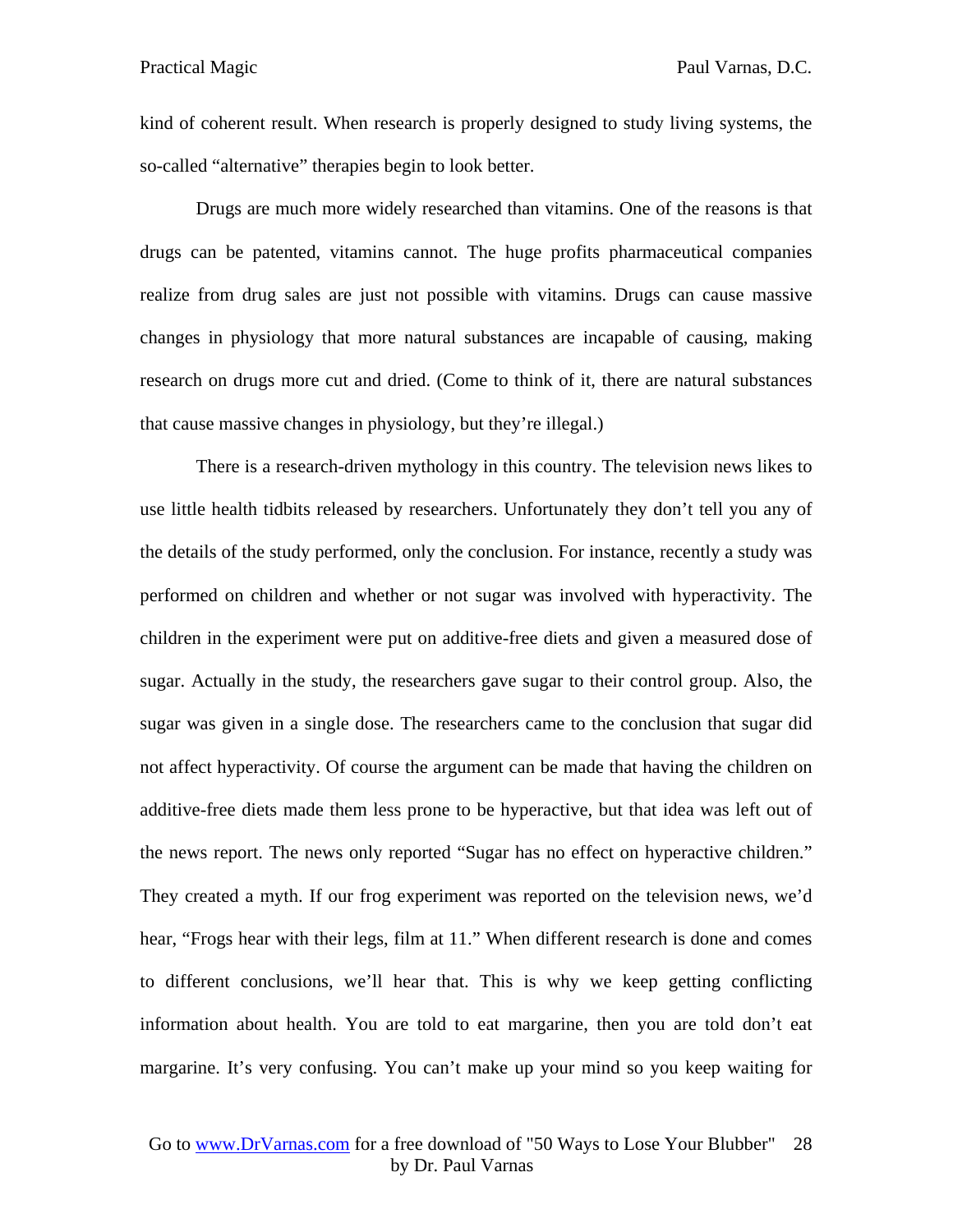kind of coherent result. When research is properly designed to study living systems, the so-called "alternative" therapies begin to look better.

Drugs are much more widely researched than vitamins. One of the reasons is that drugs can be patented, vitamins cannot. The huge profits pharmaceutical companies realize from drug sales are just not possible with vitamins. Drugs can cause massive changes in physiology that more natural substances are incapable of causing, making research on drugs more cut and dried. (Come to think of it, there are natural substances that cause massive changes in physiology, but they're illegal.)

There is a research-driven mythology in this country. The television news likes to use little health tidbits released by researchers. Unfortunately they don't tell you any of the details of the study performed, only the conclusion. For instance, recently a study was performed on children and whether or not sugar was involved with hyperactivity. The children in the experiment were put on additive-free diets and given a measured dose of sugar. Actually in the study, the researchers gave sugar to their control group. Also, the sugar was given in a single dose. The researchers came to the conclusion that sugar did not affect hyperactivity. Of course the argument can be made that having the children on additive-free diets made them less prone to be hyperactive, but that idea was left out of the news report. The news only reported "Sugar has no effect on hyperactive children." They created a myth. If our frog experiment was reported on the television news, we'd hear, "Frogs hear with their legs, film at 11." When different research is done and comes to different conclusions, we'll hear that. This is why we keep getting conflicting information about health. You are told to eat margarine, then you are told don't eat margarine. It's very confusing. You can't make up your mind so you keep waiting for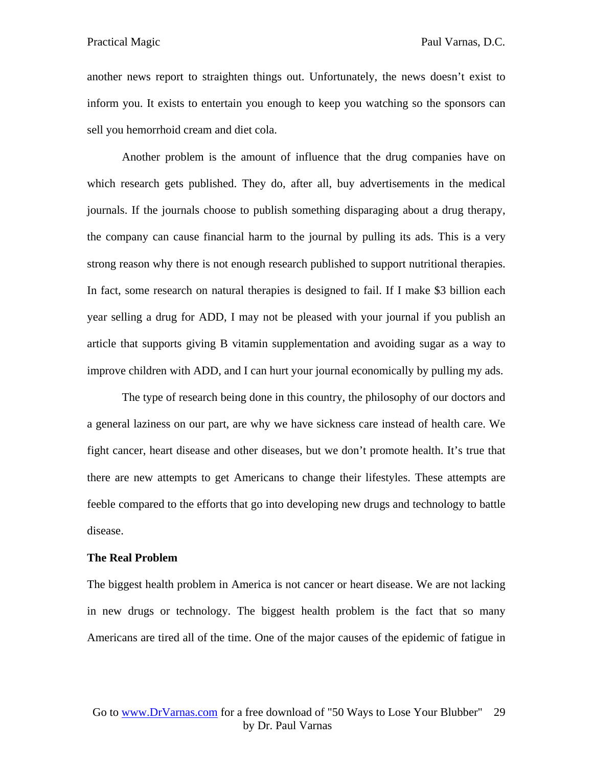another news report to straighten things out. Unfortunately, the news doesn't exist to inform you. It exists to entertain you enough to keep you watching so the sponsors can sell you hemorrhoid cream and diet cola.

Another problem is the amount of influence that the drug companies have on which research gets published. They do, after all, buy advertisements in the medical journals. If the journals choose to publish something disparaging about a drug therapy, the company can cause financial harm to the journal by pulling its ads. This is a very strong reason why there is not enough research published to support nutritional therapies. In fact, some research on natural therapies is designed to fail. If I make $3 billion each year selling a drug for ADD, I may not be pleased with your journal if you publish an article that supports giving B vitamin supplementation and avoiding sugar as a way to improve children with ADD, and I can hurt your journal economically by pulling my ads.

The type of research being done in this country, the philosophy of our doctors and a general laziness on our part, are why we have sickness care instead of health care. We fight cancer, heart disease and other diseases, but we don't promote health. It's true that there are new attempts to get Americans to change their lifestyles. These attempts are feeble compared to the efforts that go into developing new drugs and technology to battle disease.

**The Real Problem**

The biggest health problem in America is not cancer or heart disease. We are not lacking in new drugs or technology. The biggest health problem is the fact that so many Americans are tired all of the time. One of the major causes of the epidemic of fatigue in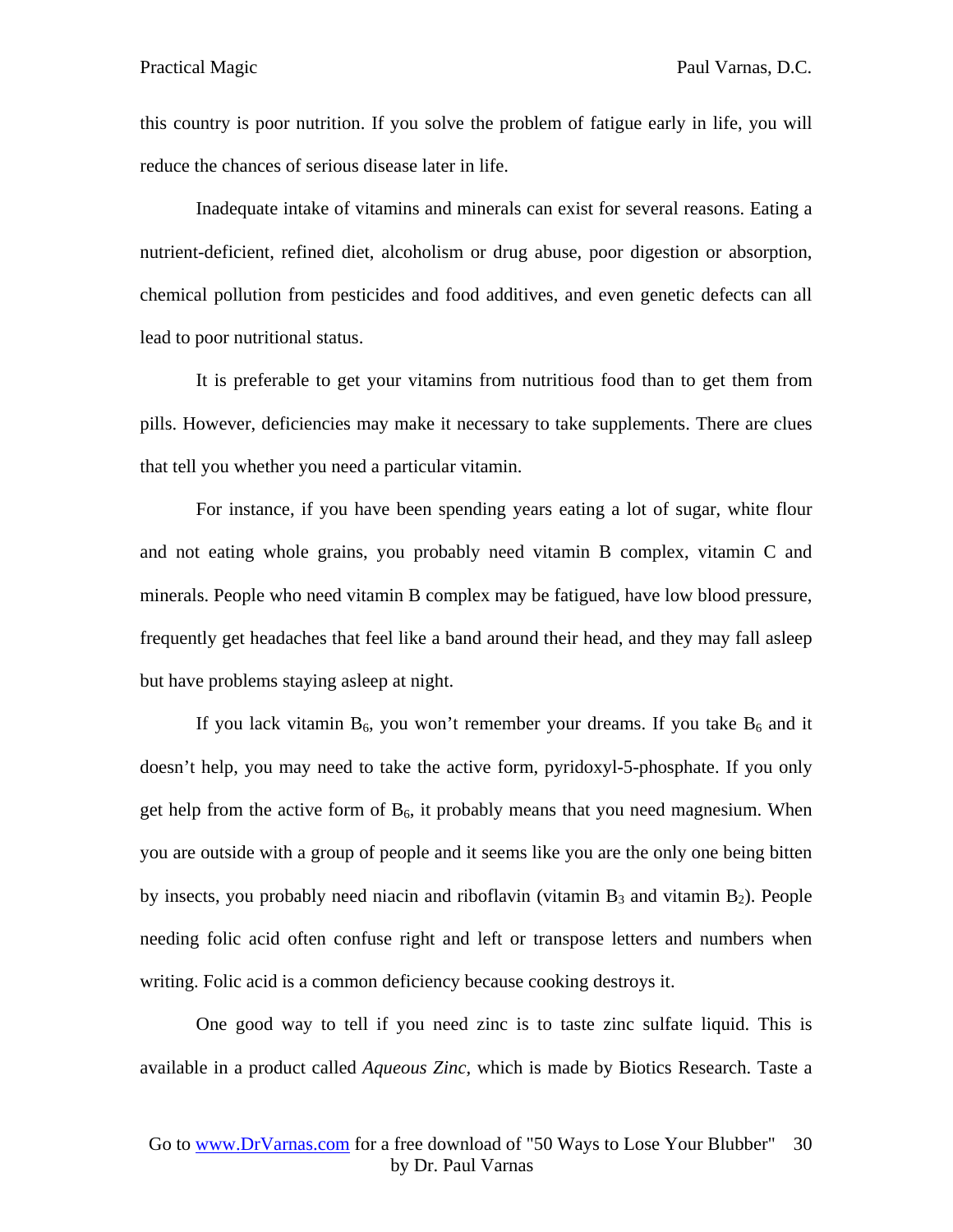this country is poor nutrition. If you solve the problem of fatigue early in life, you will reduce the chances of serious disease later in life.

Inadequate intake of vitamins and minerals can exist for several reasons. Eating a nutrient-deficient, refined diet, alcoholism or drug abuse, poor digestion or absorption, chemical pollution from pesticides and food additives, and even genetic defects can all lead to poor nutritional status.

It is preferable to get your vitamins from nutritious food than to get them from pills. However, deficiencies may make it necessary to take supplements. There are clues that tell you whether you need a particular vitamin.

For instance, if you have been spending years eating a lot of sugar, white flour and not eating whole grains, you probably need vitamin B complex, vitamin C and minerals. People who need vitamin B complex may be fatigued, have low blood pressure, frequently get headaches that feel like a band around their head, and they may fall asleep but have problems staying asleep at night.

If you lack vitamin $B_6$, you won't remember your dreams. If you take $B_6$ and it doesn't help, you may need to take the active form, pyridoxyl-5-phosphate. If you only get help from the active form of $B_6$, it probably means that you need magnesium. When you are outside with a group of people and it seems like you are the only one being bitten by insects, you probably need niacin and riboflavin (vitamin $B_3$ and vitamin $B_2$). People needing folic acid often confuse right and left or transpose letters and numbers when writing. Folic acid is a common deficiency because cooking destroys it.

One good way to tell if you need zinc is to taste zinc sulfate liquid. This is available in a product called *Aqueous Zinc,* which is made by Biotics Research. Taste a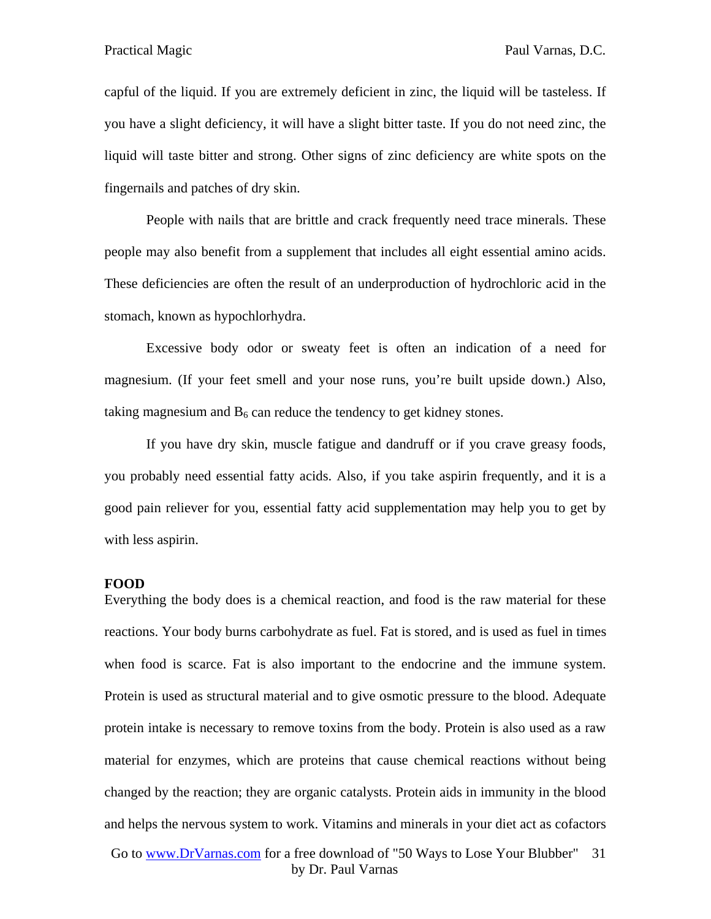capful of the liquid. If you are extremely deficient in zinc, the liquid will be tasteless. If you have a slight deficiency, it will have a slight bitter taste. If you do not need zinc, the liquid will taste bitter and strong. Other signs of zinc deficiency are white spots on the fingernails and patches of dry skin.

People with nails that are brittle and crack frequently need trace minerals. These people may also benefit from a supplement that includes all eight essential amino acids. These deficiencies are often the result of an underproduction of hydrochloric acid in the stomach, known as hypochlorhydra.

Excessive body odor or sweaty feet is often an indication of a need for magnesium. (If your feet smell and your nose runs, you're built upside down.) Also, taking magnesium and $B_6$ can reduce the tendency to get kidney stones.

If you have dry skin, muscle fatigue and dandruff or if you crave greasy foods, you probably need essential fatty acids. Also, if you take aspirin frequently, and it is a good pain reliever for you, essential fatty acid supplementation may help you to get by with less aspirin.

**FOOD**

Everything the body does is a chemical reaction, and food is the raw material for these reactions. Your body burns carbohydrate as fuel. Fat is stored, and is used as fuel in times when food is scarce. Fat is also important to the endocrine and the immune system. Protein is used as structural material and to give osmotic pressure to the blood. Adequate protein intake is necessary to remove toxins from the body. Protein is also used as a raw material for enzymes, which are proteins that cause chemical reactions without being changed by the reaction; they are organic catalysts. Protein aids in immunity in the blood and helps the nervous system to work. Vitamins and minerals in your diet act as cofactors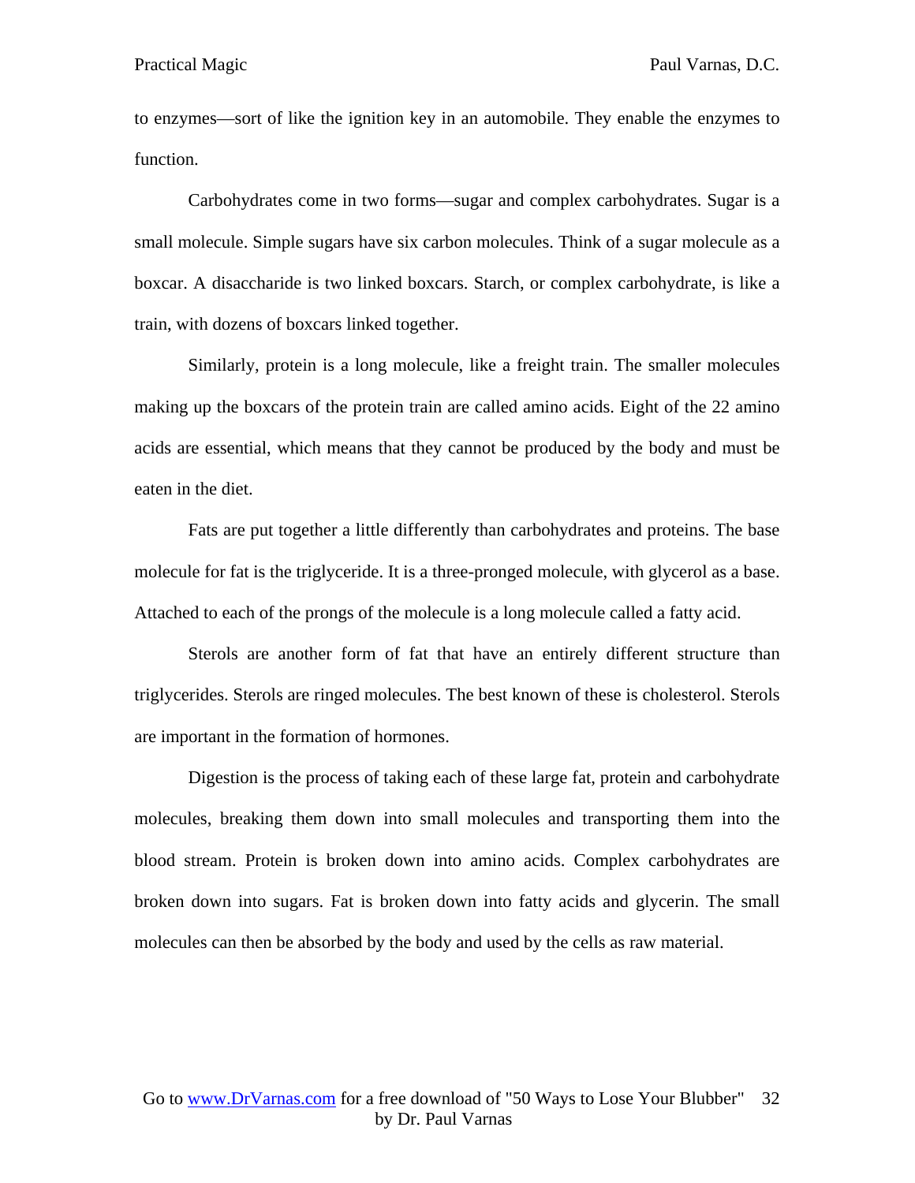to enzymes—sort of like the ignition key in an automobile. They enable the enzymes to function.

Carbohydrates come in two forms—sugar and complex carbohydrates. Sugar is a small molecule. Simple sugars have six carbon molecules. Think of a sugar molecule as a boxcar. A disaccharide is two linked boxcars. Starch, or complex carbohydrate, is like a train, with dozens of boxcars linked together.

Similarly, protein is a long molecule, like a freight train. The smaller molecules making up the boxcars of the protein train are called amino acids. Eight of the 22 amino acids are essential, which means that they cannot be produced by the body and must be eaten in the diet.

Fats are put together a little differently than carbohydrates and proteins. The base molecule for fat is the triglyceride. It is a three-pronged molecule, with glycerol as a base. Attached to each of the prongs of the molecule is a long molecule called a fatty acid.

Sterols are another form of fat that have an entirely different structure than triglycerides. Sterols are ringed molecules. The best known of these is cholesterol. Sterols are important in the formation of hormones.

Digestion is the process of taking each of these large fat, protein and carbohydrate molecules, breaking them down into small molecules and transporting them into the blood stream. Protein is broken down into amino acids. Complex carbohydrates are broken down into sugars. Fat is broken down into fatty acids and glycerin. The small molecules can then be absorbed by the body and used by the cells as raw material.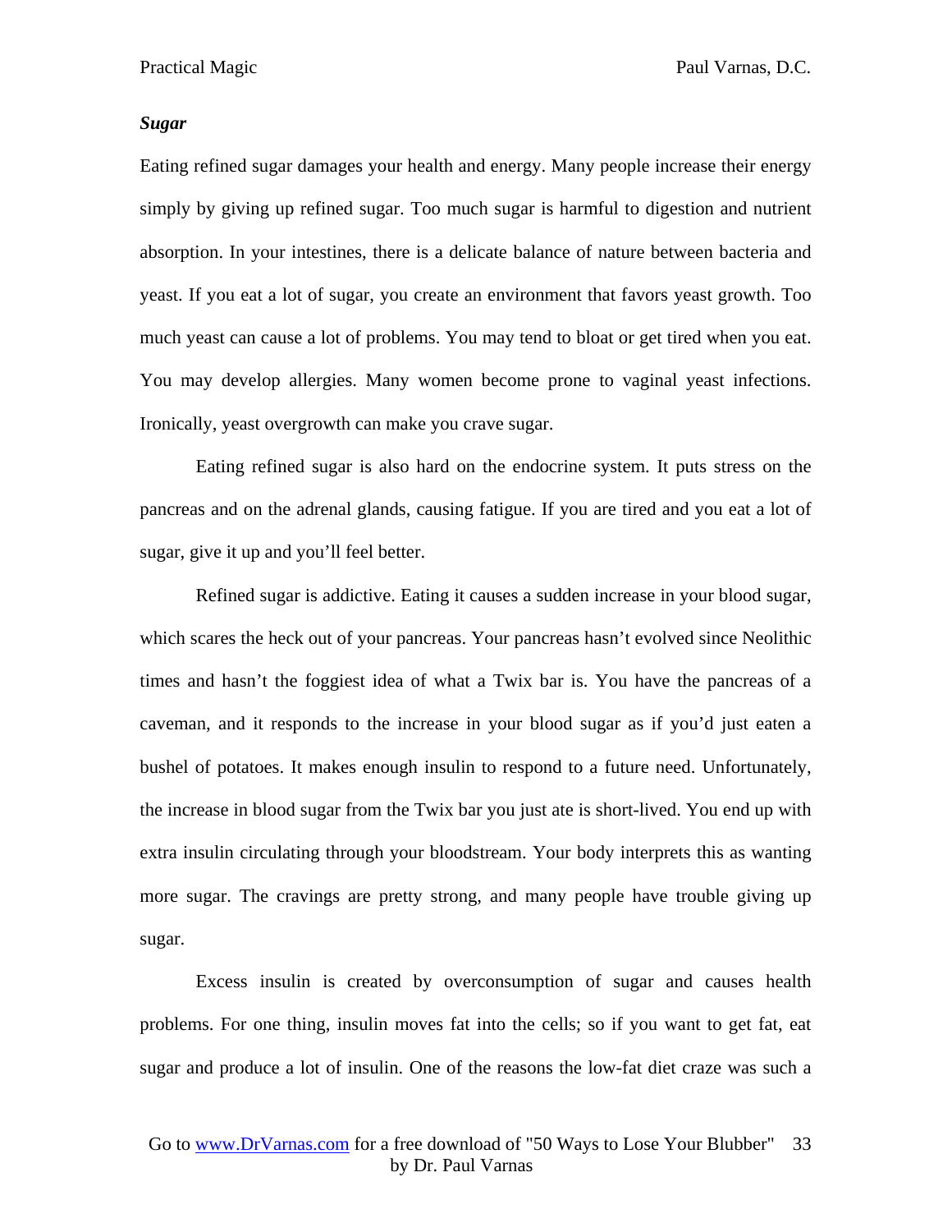***Sugar***

Eating refined sugar damages your health and energy. Many people increase their energy simply by giving up refined sugar. Too much sugar is harmful to digestion and nutrient absorption. In your intestines, there is a delicate balance of nature between bacteria and yeast. If you eat a lot of sugar, you create an environment that favors yeast growth. Too much yeast can cause a lot of problems. You may tend to bloat or get tired when you eat. You may develop allergies. Many women become prone to vaginal yeast infections. Ironically, yeast overgrowth can make you crave sugar.

Eating refined sugar is also hard on the endocrine system. It puts stress on the pancreas and on the adrenal glands, causing fatigue. If you are tired and you eat a lot of sugar, give it up and you'll feel better.

Refined sugar is addictive. Eating it causes a sudden increase in your blood sugar, which scares the heck out of your pancreas. Your pancreas hasn't evolved since Neolithic times and hasn't the foggiest idea of what a Twix bar is. You have the pancreas of a caveman, and it responds to the increase in your blood sugar as if you'd just eaten a bushel of potatoes. It makes enough insulin to respond to a future need. Unfortunately, the increase in blood sugar from the Twix bar you just ate is short-lived. You end up with extra insulin circulating through your bloodstream. Your body interprets this as wanting more sugar. The cravings are pretty strong, and many people have trouble giving up sugar.

Excess insulin is created by overconsumption of sugar and causes health problems. For one thing, insulin moves fat into the cells; so if you want to get fat, eat sugar and produce a lot of insulin. One of the reasons the low-fat diet craze was such a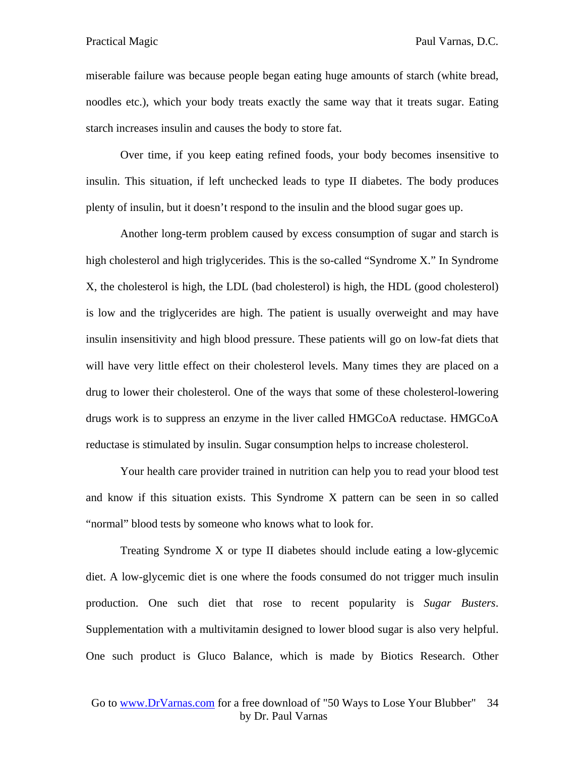miserable failure was because people began eating huge amounts of starch (white bread, noodles etc.), which your body treats exactly the same way that it treats sugar. Eating starch increases insulin and causes the body to store fat.

Over time, if you keep eating refined foods, your body becomes insensitive to insulin. This situation, if left unchecked leads to type II diabetes. The body produces plenty of insulin, but it doesn't respond to the insulin and the blood sugar goes up.

Another long-term problem caused by excess consumption of sugar and starch is high cholesterol and high triglycerides. This is the so-called "Syndrome X." In Syndrome X, the cholesterol is high, the LDL (bad cholesterol) is high, the HDL (good cholesterol) is low and the triglycerides are high. The patient is usually overweight and may have insulin insensitivity and high blood pressure. These patients will go on low-fat diets that will have very little effect on their cholesterol levels. Many times they are placed on a drug to lower their cholesterol. One of the ways that some of these cholesterol-lowering drugs work is to suppress an enzyme in the liver called HMGCoA reductase. HMGCoA reductase is stimulated by insulin. Sugar consumption helps to increase cholesterol.

Your health care provider trained in nutrition can help you to read your blood test and know if this situation exists. This Syndrome X pattern can be seen in so called "normal" blood tests by someone who knows what to look for.

Treating Syndrome X or type II diabetes should include eating a low-glycemic diet. A low-glycemic diet is one where the foods consumed do not trigger much insulin production. One such diet that rose to recent popularity is *Sugar Busters*. Supplementation with a multivitamin designed to lower blood sugar is also very helpful. One such product is Gluco Balance, which is made by Biotics Research. Other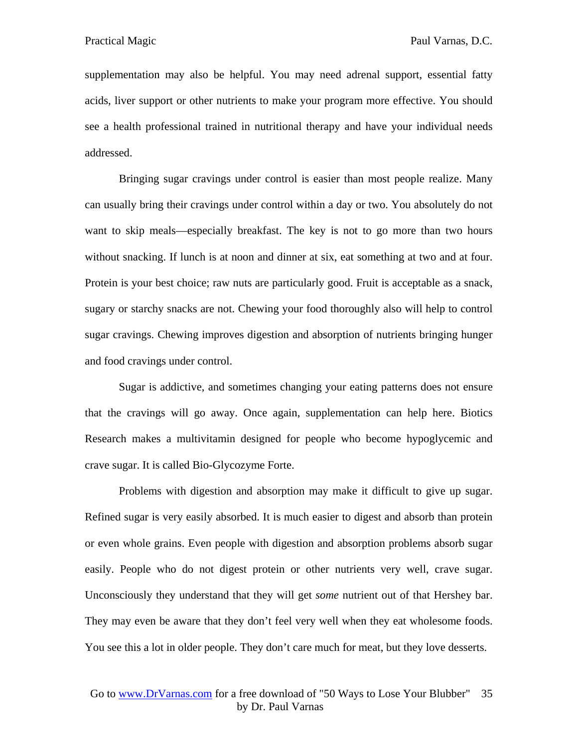supplementation may also be helpful. You may need adrenal support, essential fatty acids, liver support or other nutrients to make your program more effective. You should see a health professional trained in nutritional therapy and have your individual needs addressed.

Bringing sugar cravings under control is easier than most people realize. Many can usually bring their cravings under control within a day or two. You absolutely do not want to skip meals—especially breakfast. The key is not to go more than two hours without snacking. If lunch is at noon and dinner at six, eat something at two and at four. Protein is your best choice; raw nuts are particularly good. Fruit is acceptable as a snack, sugary or starchy snacks are not. Chewing your food thoroughly also will help to control sugar cravings. Chewing improves digestion and absorption of nutrients bringing hunger and food cravings under control.

Sugar is addictive, and sometimes changing your eating patterns does not ensure that the cravings will go away. Once again, supplementation can help here. Biotics Research makes a multivitamin designed for people who become hypoglycemic and crave sugar. It is called Bio-Glycozyme Forte.

Problems with digestion and absorption may make it difficult to give up sugar. Refined sugar is very easily absorbed. It is much easier to digest and absorb than protein or even whole grains. Even people with digestion and absorption problems absorb sugar easily. People who do not digest protein or other nutrients very well, crave sugar. Unconsciously they understand that they will get *some* nutrient out of that Hershey bar. They may even be aware that they don't feel very well when they eat wholesome foods. You see this a lot in older people. They don't care much for meat, but they love desserts.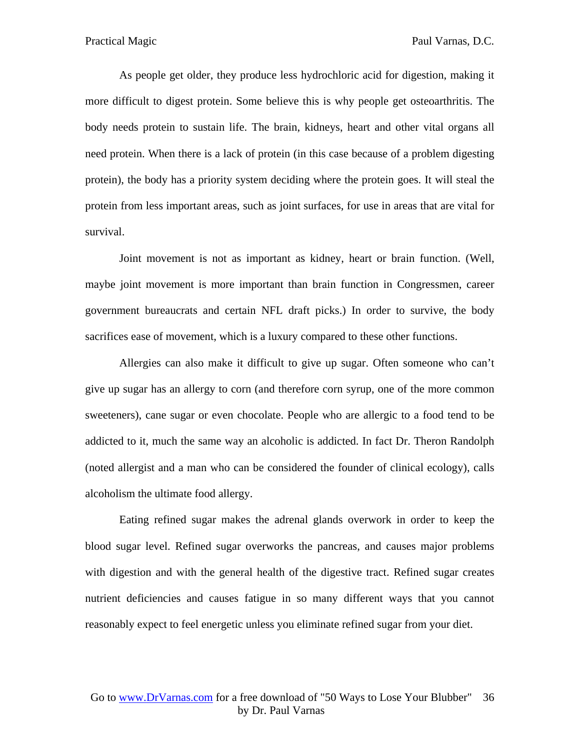As people get older, they produce less hydrochloric acid for digestion, making it more difficult to digest protein. Some believe this is why people get osteoarthritis. The body needs protein to sustain life. The brain, kidneys, heart and other vital organs all need protein. When there is a lack of protein (in this case because of a problem digesting protein), the body has a priority system deciding where the protein goes. It will steal the protein from less important areas, such as joint surfaces, for use in areas that are vital for survival.

Joint movement is not as important as kidney, heart or brain function. (Well, maybe joint movement is more important than brain function in Congressmen, career government bureaucrats and certain NFL draft picks.) In order to survive, the body sacrifices ease of movement, which is a luxury compared to these other functions.

Allergies can also make it difficult to give up sugar. Often someone who can't give up sugar has an allergy to corn (and therefore corn syrup, one of the more common sweeteners), cane sugar or even chocolate. People who are allergic to a food tend to be addicted to it, much the same way an alcoholic is addicted. In fact Dr. Theron Randolph (noted allergist and a man who can be considered the founder of clinical ecology), calls alcoholism the ultimate food allergy.

Eating refined sugar makes the adrenal glands overwork in order to keep the blood sugar level. Refined sugar overworks the pancreas, and causes major problems with digestion and with the general health of the digestive tract. Refined sugar creates nutrient deficiencies and causes fatigue in so many different ways that you cannot reasonably expect to feel energetic unless you eliminate refined sugar from your diet.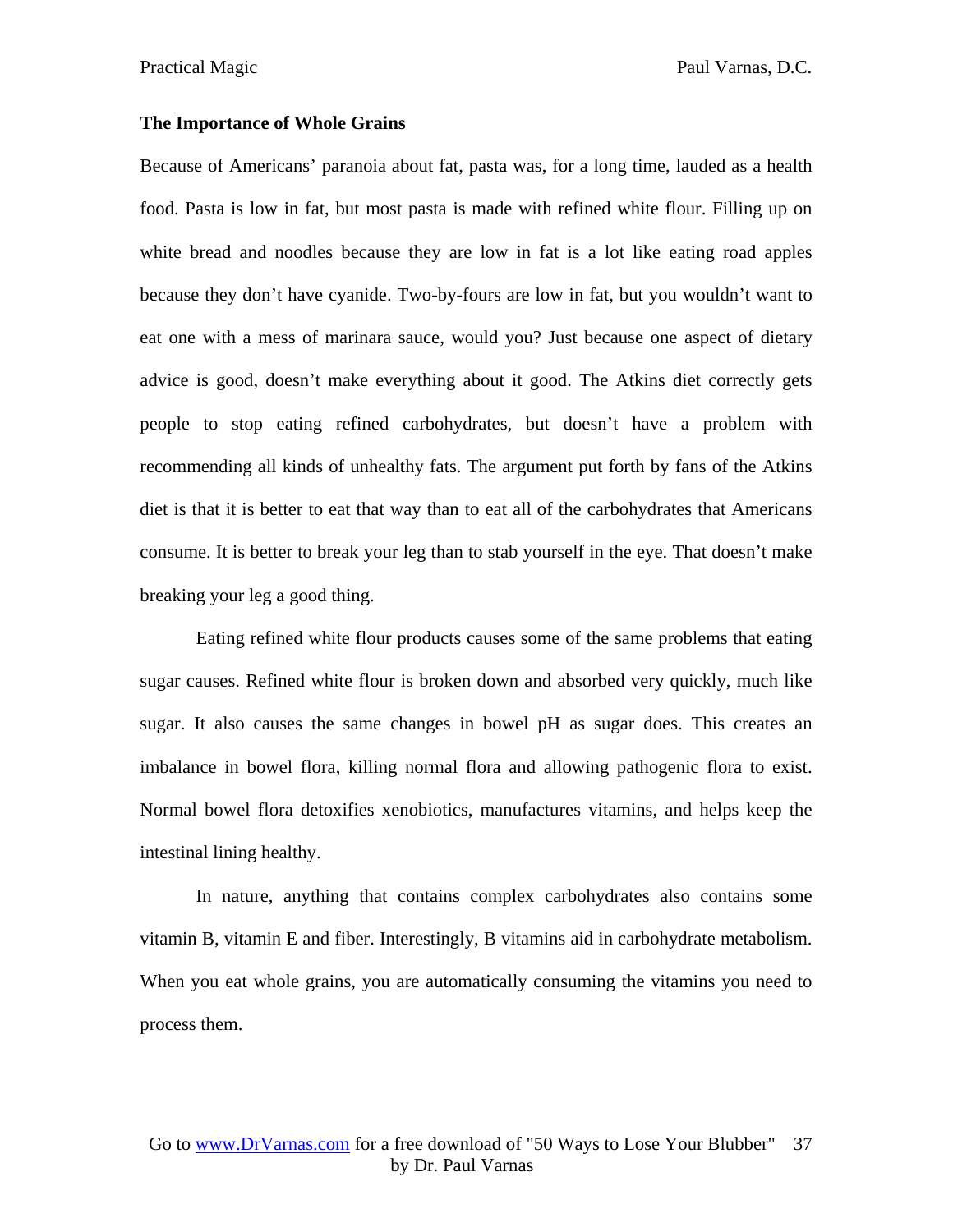### The Importance of Whole Grains

Because of Americans' paranoia about fat, pasta was, for a long time, lauded as a health food. Pasta is low in fat, but most pasta is made with refined white flour. Filling up on white bread and noodles because they are low in fat is a lot like eating road apples because they don't have cyanide. Two-by-fours are low in fat, but you wouldn't want to eat one with a mess of marinara sauce, would you? Just because one aspect of dietary advice is good, doesn't make everything about it good. The Atkins diet correctly gets people to stop eating refined carbohydrates, but doesn't have a problem with recommending all kinds of unhealthy fats. The argument put forth by fans of the Atkins diet is that it is better to eat that way than to eat all of the carbohydrates that Americans consume. It is better to break your leg than to stab yourself in the eye. That doesn't make breaking your leg a good thing.

Eating refined white flour products causes some of the same problems that eating sugar causes. Refined white flour is broken down and absorbed very quickly, much like sugar. It also causes the same changes in bowel pH as sugar does. This creates an imbalance in bowel flora, killing normal flora and allowing pathogenic flora to exist. Normal bowel flora detoxifies xenobiotics, manufactures vitamins, and helps keep the intestinal lining healthy.

In nature, anything that contains complex carbohydrates also contains some vitamin B, vitamin E and fiber. Interestingly, B vitamins aid in carbohydrate metabolism. When you eat whole grains, you are automatically consuming the vitamins you need to process them.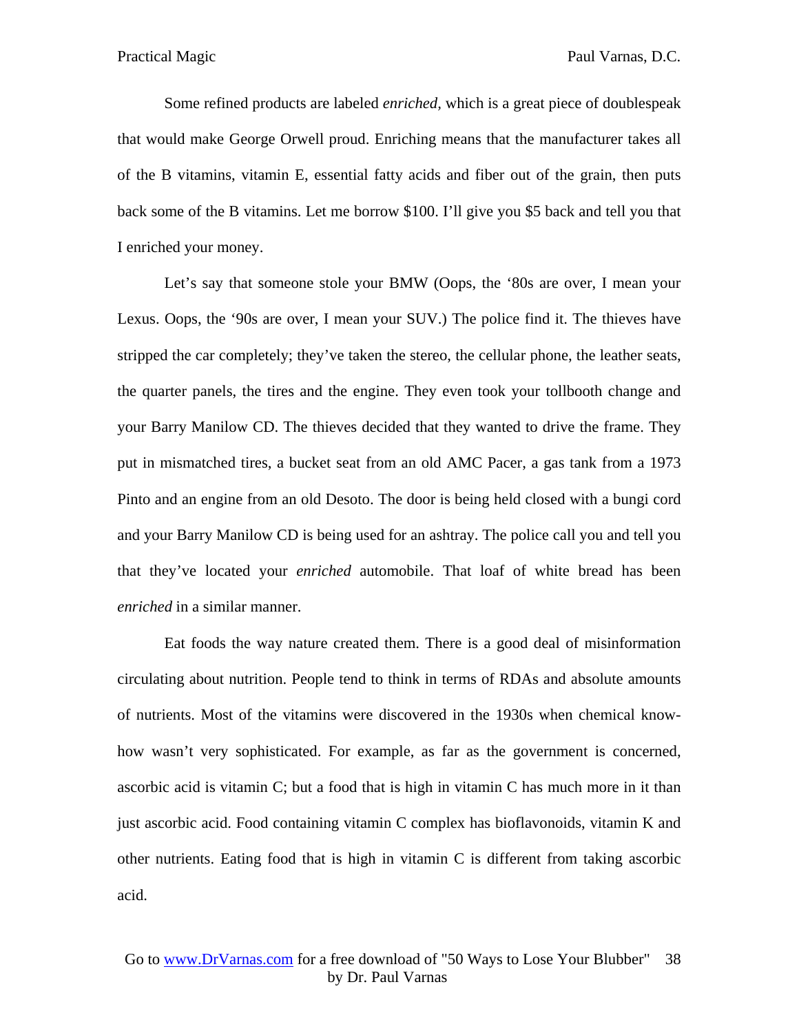Some refined products are labeled *enriched,* which is a great piece of doublespeak that would make George Orwell proud. Enriching means that the manufacturer takes all of the B vitamins, vitamin E, essential fatty acids and fiber out of the grain, then puts back some of the B vitamins. Let me borrow $100. I'll give you $5 back and tell you that I enriched your money.

Let's say that someone stole your BMW (Oops, the '80s are over, I mean your Lexus. Oops, the '90s are over, I mean your SUV.) The police find it. The thieves have stripped the car completely; they've taken the stereo, the cellular phone, the leather seats, the quarter panels, the tires and the engine. They even took your tollbooth change and your Barry Manilow CD. The thieves decided that they wanted to drive the frame. They put in mismatched tires, a bucket seat from an old AMC Pacer, a gas tank from a 1973 Pinto and an engine from an old Desoto. The door is being held closed with a bungi cord and your Barry Manilow CD is being used for an ashtray. The police call you and tell you that they've located your *enriched* automobile. That loaf of white bread has been *enriched* in a similar manner.

Eat foods the way nature created them. There is a good deal of misinformation circulating about nutrition. People tend to think in terms of RDAs and absolute amounts of nutrients. Most of the vitamins were discovered in the 1930s when chemical know-how wasn't very sophisticated. For example, as far as the government is concerned, ascorbic acid is vitamin C; but a food that is high in vitamin C has much more in it than just ascorbic acid. Food containing vitamin C complex has bioflavonoids, vitamin K and other nutrients. Eating food that is high in vitamin C is different from taking ascorbic acid.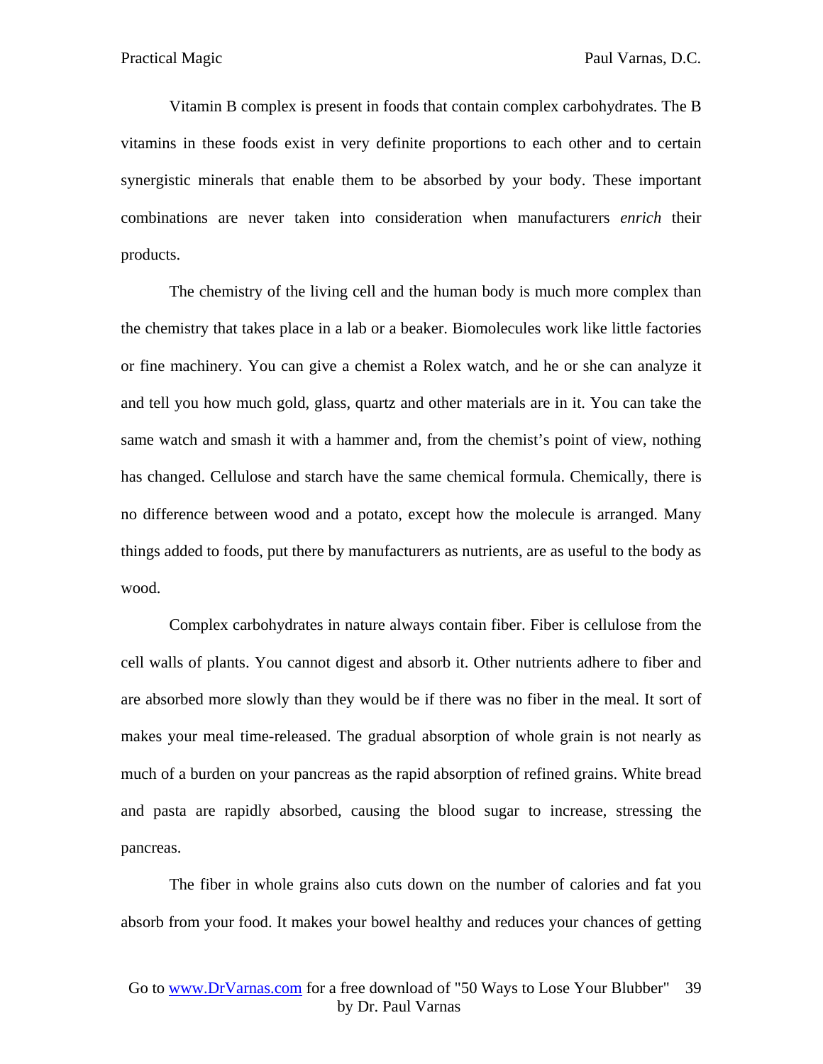Vitamin B complex is present in foods that contain complex carbohydrates. The B vitamins in these foods exist in very definite proportions to each other and to certain synergistic minerals that enable them to be absorbed by your body. These important combinations are never taken into consideration when manufacturers *enrich* their products.

The chemistry of the living cell and the human body is much more complex than the chemistry that takes place in a lab or a beaker. Biomolecules work like little factories or fine machinery. You can give a chemist a Rolex watch, and he or she can analyze it and tell you how much gold, glass, quartz and other materials are in it. You can take the same watch and smash it with a hammer and, from the chemist's point of view, nothing has changed. Cellulose and starch have the same chemical formula. Chemically, there is no difference between wood and a potato, except how the molecule is arranged. Many things added to foods, put there by manufacturers as nutrients, are as useful to the body as wood.

Complex carbohydrates in nature always contain fiber. Fiber is cellulose from the cell walls of plants. You cannot digest and absorb it. Other nutrients adhere to fiber and are absorbed more slowly than they would be if there was no fiber in the meal. It sort of makes your meal time-released. The gradual absorption of whole grain is not nearly as much of a burden on your pancreas as the rapid absorption of refined grains. White bread and pasta are rapidly absorbed, causing the blood sugar to increase, stressing the pancreas.

The fiber in whole grains also cuts down on the number of calories and fat you absorb from your food. It makes your bowel healthy and reduces your chances of getting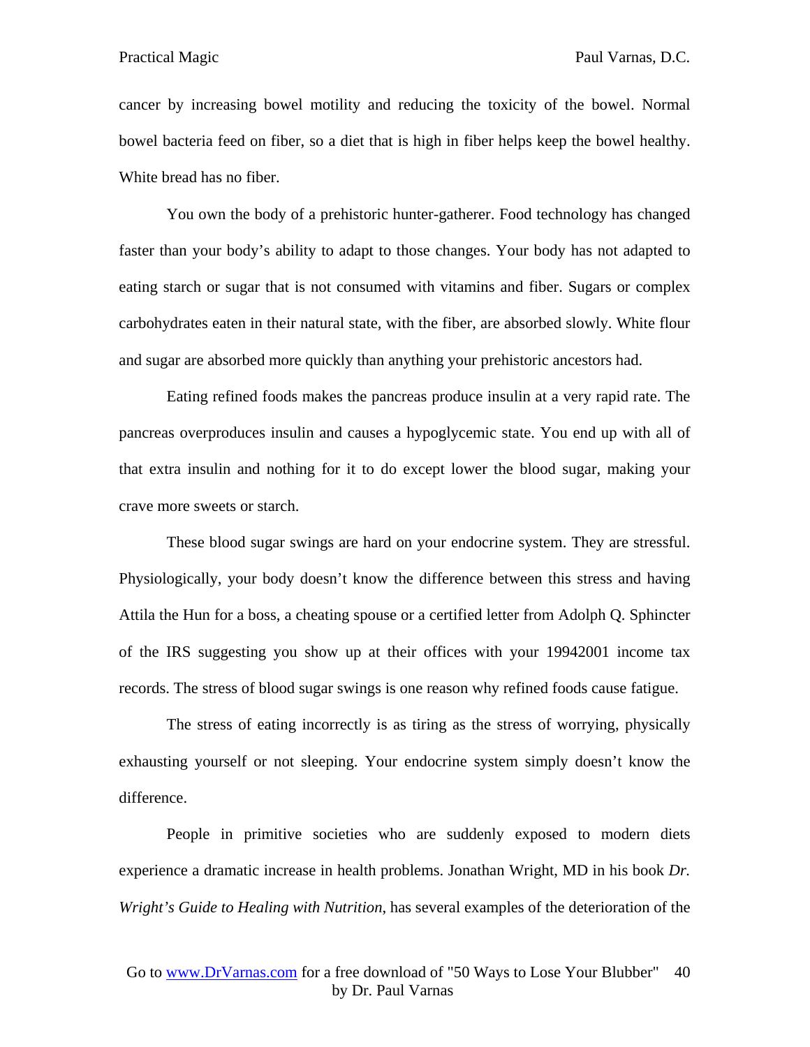cancer by increasing bowel motility and reducing the toxicity of the bowel. Normal bowel bacteria feed on fiber, so a diet that is high in fiber helps keep the bowel healthy. White bread has no fiber.

You own the body of a prehistoric hunter-gatherer. Food technology has changed faster than your body's ability to adapt to those changes. Your body has not adapted to eating starch or sugar that is not consumed with vitamins and fiber. Sugars or complex carbohydrates eaten in their natural state, with the fiber, are absorbed slowly. White flour and sugar are absorbed more quickly than anything your prehistoric ancestors had.

Eating refined foods makes the pancreas produce insulin at a very rapid rate. The pancreas overproduces insulin and causes a hypoglycemic state. You end up with all of that extra insulin and nothing for it to do except lower the blood sugar, making your crave more sweets or starch.

These blood sugar swings are hard on your endocrine system. They are stressful. Physiologically, your body doesn't know the difference between this stress and having Attila the Hun for a boss, a cheating spouse or a certified letter from Adolph Q. Sphincter of the IRS suggesting you show up at their offices with your 19942001 income tax records. The stress of blood sugar swings is one reason why refined foods cause fatigue.

The stress of eating incorrectly is as tiring as the stress of worrying, physically exhausting yourself or not sleeping. Your endocrine system simply doesn't know the difference.

People in primitive societies who are suddenly exposed to modern diets experience a dramatic increase in health problems. Jonathan Wright, MD in his book *Dr. Wright's Guide to Healing with Nutrition*, has several examples of the deterioration of the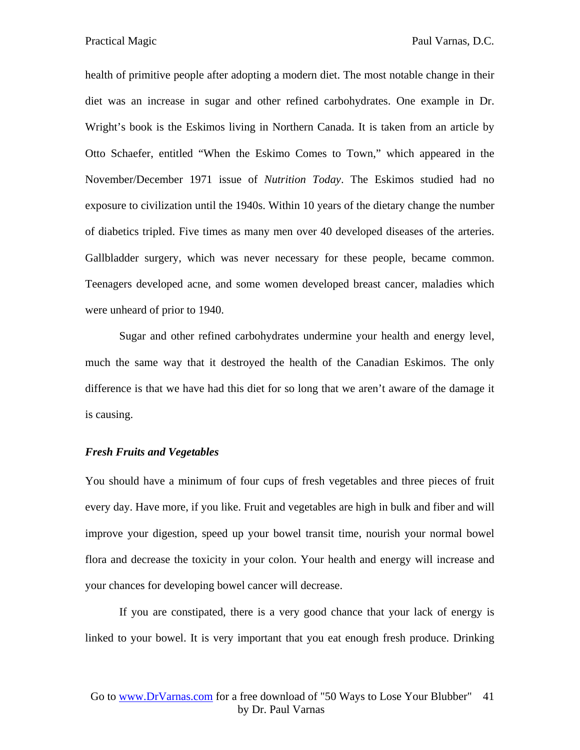health of primitive people after adopting a modern diet. The most notable change in their diet was an increase in sugar and other refined carbohydrates. One example in Dr. Wright's book is the Eskimos living in Northern Canada. It is taken from an article by Otto Schaefer, entitled "When the Eskimo Comes to Town," which appeared in the November/December 1971 issue of *Nutrition Today*. The Eskimos studied had no exposure to civilization until the 1940s. Within 10 years of the dietary change the number of diabetics tripled. Five times as many men over 40 developed diseases of the arteries. Gallbladder surgery, which was never necessary for these people, became common. Teenagers developed acne, and some women developed breast cancer, maladies which were unheard of prior to 1940.

Sugar and other refined carbohydrates undermine your health and energy level, much the same way that it destroyed the health of the Canadian Eskimos. The only difference is that we have had this diet for so long that we aren't aware of the damage it is causing.

### *Fresh Fruits and Vegetables*

You should have a minimum of four cups of fresh vegetables and three pieces of fruit every day. Have more, if you like. Fruit and vegetables are high in bulk and fiber and will improve your digestion, speed up your bowel transit time, nourish your normal bowel flora and decrease the toxicity in your colon. Your health and energy will increase and your chances for developing bowel cancer will decrease.

If you are constipated, there is a very good chance that your lack of energy is linked to your bowel. It is very important that you eat enough fresh produce. Drinking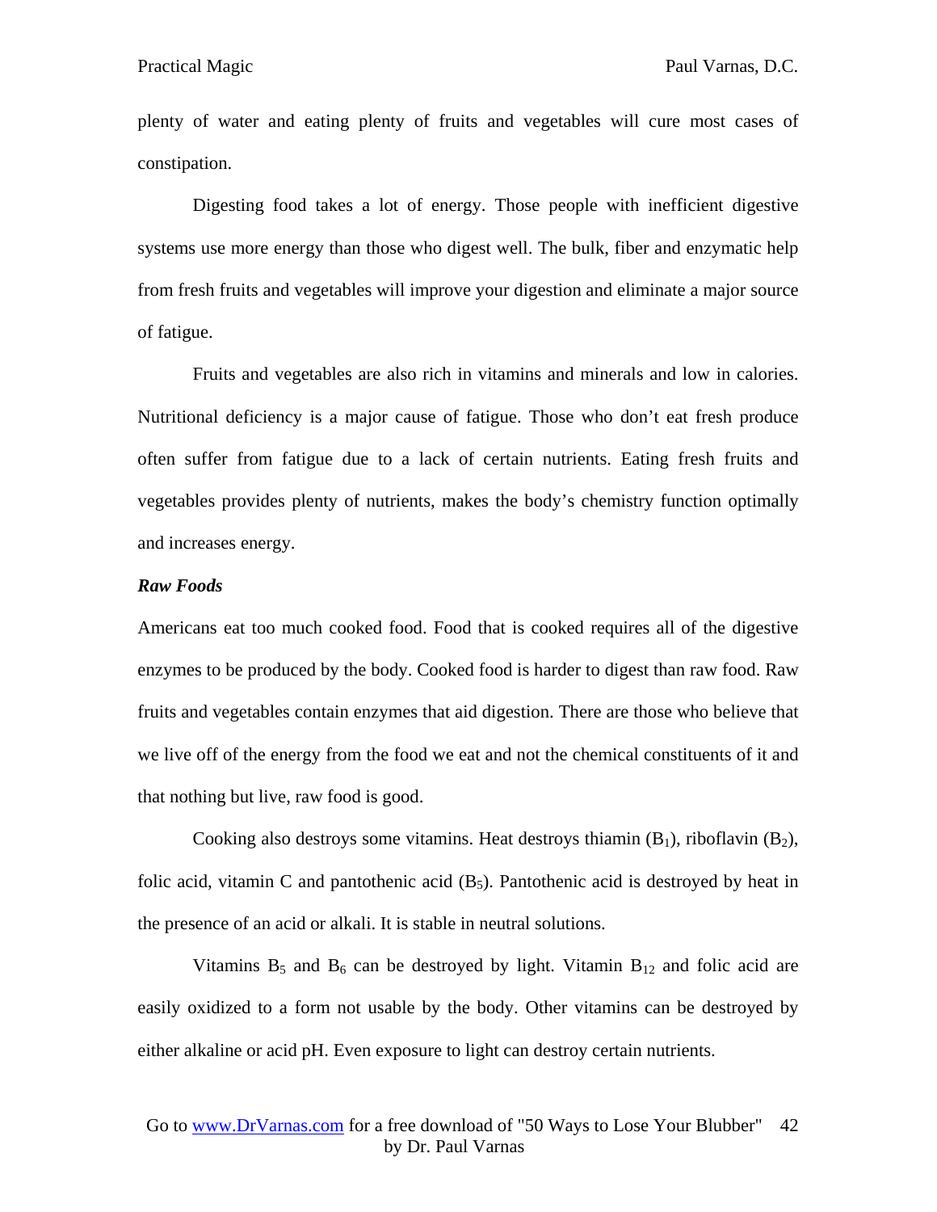plenty of water and eating plenty of fruits and vegetables will cure most cases of constipation.

Digesting food takes a lot of energy. Those people with inefficient digestive systems use more energy than those who digest well. The bulk, fiber and enzymatic help from fresh fruits and vegetables will improve your digestion and eliminate a major source of fatigue.

Fruits and vegetables are also rich in vitamins and minerals and low in calories. Nutritional deficiency is a major cause of fatigue. Those who don't eat fresh produce often suffer from fatigue due to a lack of certain nutrients. Eating fresh fruits and vegetables provides plenty of nutrients, makes the body's chemistry function optimally and increases energy.

***Raw Foods***

Americans eat too much cooked food. Food that is cooked requires all of the digestive enzymes to be produced by the body. Cooked food is harder to digest than raw food. Raw fruits and vegetables contain enzymes that aid digestion. There are those who believe that we live off of the energy from the food we eat and not the chemical constituents of it and that nothing but live, raw food is good.

Cooking also destroys some vitamins. Heat destroys thiamin ($B_1$), riboflavin ($B_2$), folic acid, vitamin C and pantothenic acid ($B_5$). Pantothenic acid is destroyed by heat in the presence of an acid or alkali. It is stable in neutral solutions.

Vitamins $B_5$ and $B_6$ can be destroyed by light. Vitamin $B_{12}$ and folic acid are easily oxidized to a form not usable by the body. Other vitamins can be destroyed by either alkaline or acid pH. Even exposure to light can destroy certain nutrients.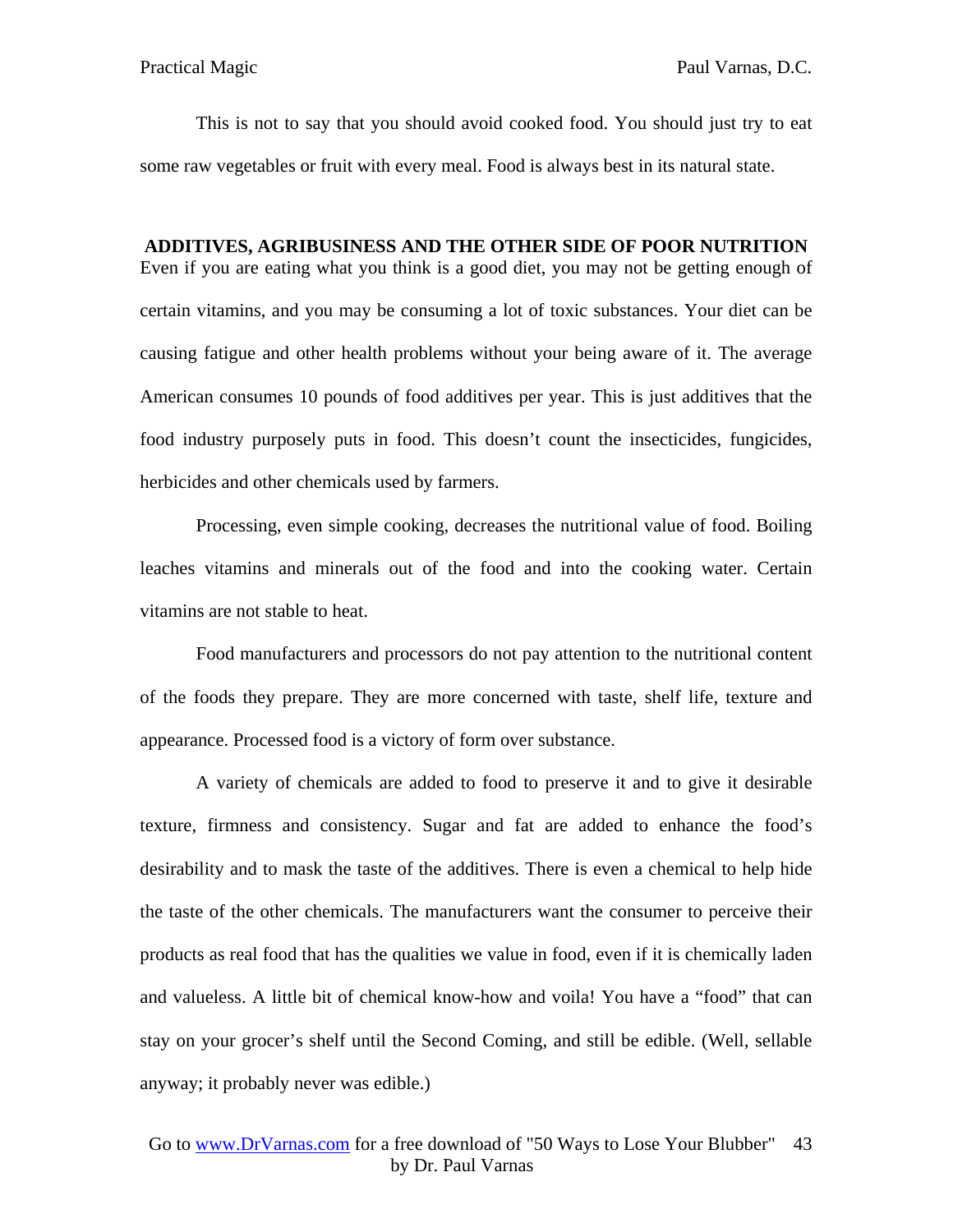This is not to say that you should avoid cooked food. You should just try to eat some raw vegetables or fruit with every meal. Food is always best in its natural state.

## ADDITIVES, AGRIBUSINESS AND THE OTHER SIDE OF POOR NUTRITION

Even if you are eating what you think is a good diet, you may not be getting enough of certain vitamins, and you may be consuming a lot of toxic substances. Your diet can be causing fatigue and other health problems without your being aware of it. The average American consumes 10 pounds of food additives per year. This is just additives that the food industry purposely puts in food. This doesn't count the insecticides, fungicides, herbicides and other chemicals used by farmers.

Processing, even simple cooking, decreases the nutritional value of food. Boiling leaches vitamins and minerals out of the food and into the cooking water. Certain vitamins are not stable to heat.

Food manufacturers and processors do not pay attention to the nutritional content of the foods they prepare. They are more concerned with taste, shelf life, texture and appearance. Processed food is a victory of form over substance.

A variety of chemicals are added to food to preserve it and to give it desirable texture, firmness and consistency. Sugar and fat are added to enhance the food's desirability and to mask the taste of the additives. There is even a chemical to help hide the taste of the other chemicals. The manufacturers want the consumer to perceive their products as real food that has the qualities we value in food, even if it is chemically laden and valueless. A little bit of chemical know-how and voila! You have a "food" that can stay on your grocer's shelf until the Second Coming, and still be edible. (Well, sellable anyway; it probably never was edible.)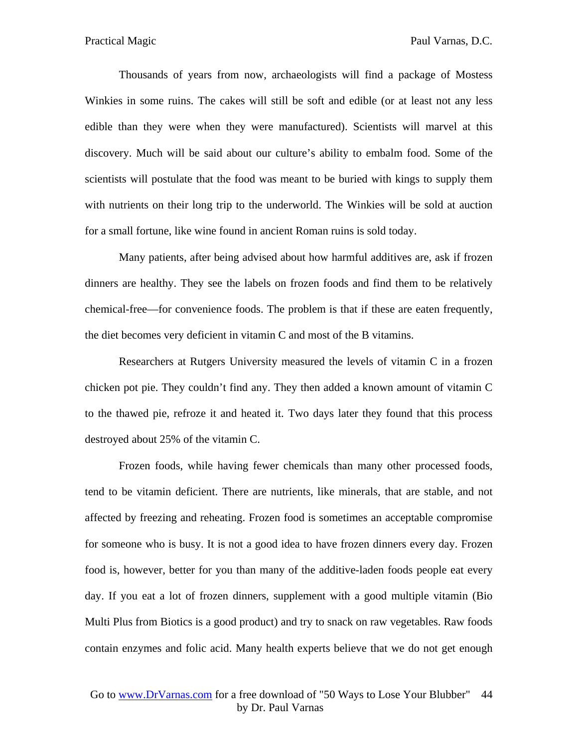Thousands of years from now, archaeologists will find a package of Mostess Winkies in some ruins. The cakes will still be soft and edible (or at least not any less edible than they were when they were manufactured). Scientists will marvel at this discovery. Much will be said about our culture's ability to embalm food. Some of the scientists will postulate that the food was meant to be buried with kings to supply them with nutrients on their long trip to the underworld. The Winkies will be sold at auction for a small fortune, like wine found in ancient Roman ruins is sold today.

Many patients, after being advised about how harmful additives are, ask if frozen dinners are healthy. They see the labels on frozen foods and find them to be relatively chemical-free—for convenience foods. The problem is that if these are eaten frequently, the diet becomes very deficient in vitamin C and most of the B vitamins.

Researchers at Rutgers University measured the levels of vitamin C in a frozen chicken pot pie. They couldn't find any. They then added a known amount of vitamin C to the thawed pie, refroze it and heated it. Two days later they found that this process destroyed about 25% of the vitamin C.

Frozen foods, while having fewer chemicals than many other processed foods, tend to be vitamin deficient. There are nutrients, like minerals, that are stable, and not affected by freezing and reheating. Frozen food is sometimes an acceptable compromise for someone who is busy. It is not a good idea to have frozen dinners every day. Frozen food is, however, better for you than many of the additive-laden foods people eat every day. If you eat a lot of frozen dinners, supplement with a good multiple vitamin (Bio Multi Plus from Biotics is a good product) and try to snack on raw vegetables. Raw foods contain enzymes and folic acid. Many health experts believe that we do not get enough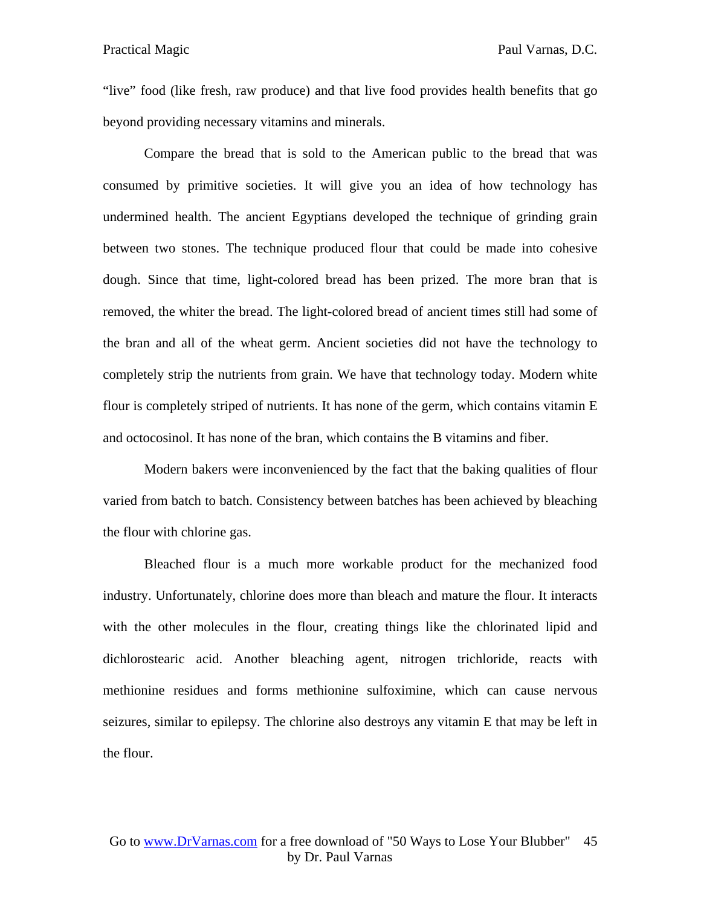"live" food (like fresh, raw produce) and that live food provides health benefits that go beyond providing necessary vitamins and minerals.

Compare the bread that is sold to the American public to the bread that was consumed by primitive societies. It will give you an idea of how technology has undermined health. The ancient Egyptians developed the technique of grinding grain between two stones. The technique produced flour that could be made into cohesive dough. Since that time, light-colored bread has been prized. The more bran that is removed, the whiter the bread. The light-colored bread of ancient times still had some of the bran and all of the wheat germ. Ancient societies did not have the technology to completely strip the nutrients from grain. We have that technology today. Modern white flour is completely striped of nutrients. It has none of the germ, which contains vitamin E and octocosinol. It has none of the bran, which contains the B vitamins and fiber.

Modern bakers were inconvenienced by the fact that the baking qualities of flour varied from batch to batch. Consistency between batches has been achieved by bleaching the flour with chlorine gas.

Bleached flour is a much more workable product for the mechanized food industry. Unfortunately, chlorine does more than bleach and mature the flour. It interacts with the other molecules in the flour, creating things like the chlorinated lipid and dichlorostearic acid. Another bleaching agent, nitrogen trichloride, reacts with methionine residues and forms methionine sulfoximine, which can cause nervous seizures, similar to epilepsy. The chlorine also destroys any vitamin E that may be left in the flour.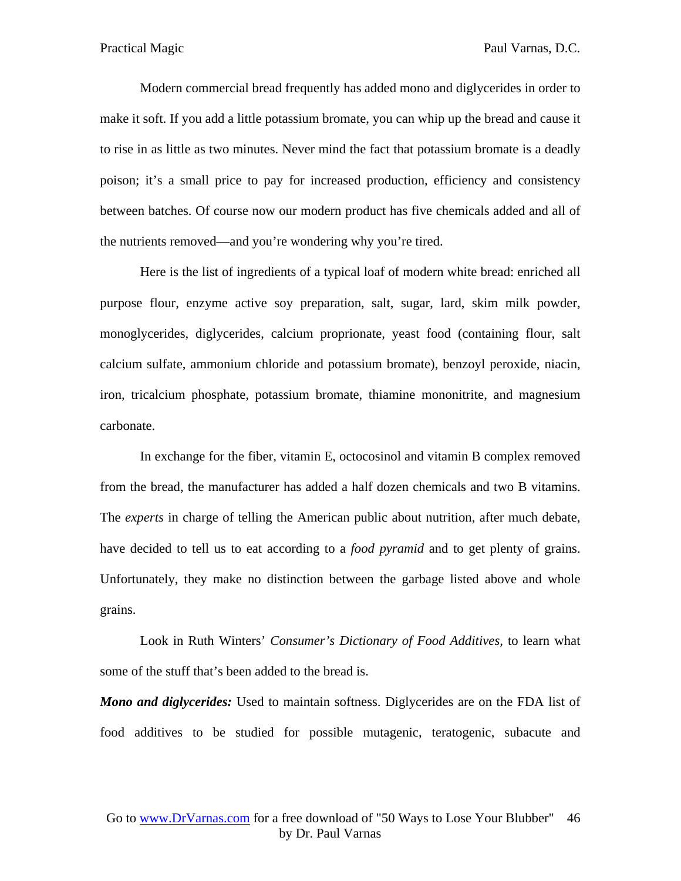Modern commercial bread frequently has added mono and diglycerides in order to make it soft. If you add a little potassium bromate, you can whip up the bread and cause it to rise in as little as two minutes. Never mind the fact that potassium bromate is a deadly poison; it's a small price to pay for increased production, efficiency and consistency between batches. Of course now our modern product has five chemicals added and all of the nutrients removed—and you're wondering why you're tired.

Here is the list of ingredients of a typical loaf of modern white bread: enriched all purpose flour, enzyme active soy preparation, salt, sugar, lard, skim milk powder, monoglycerides, diglycerides, calcium proprionate, yeast food (containing flour, salt calcium sulfate, ammonium chloride and potassium bromate), benzoyl peroxide, niacin, iron, tricalcium phosphate, potassium bromate, thiamine mononitrite, and magnesium carbonate.

In exchange for the fiber, vitamin E, octocosinol and vitamin B complex removed from the bread, the manufacturer has added a half dozen chemicals and two B vitamins. The *experts* in charge of telling the American public about nutrition, after much debate, have decided to tell us to eat according to a *food pyramid* and to get plenty of grains. Unfortunately, they make no distinction between the garbage listed above and whole grains.

Look in Ruth Winters' *Consumer's Dictionary of Food Additives,* to learn what some of the stuff that's been added to the bread is.

***Mono and diglycerides:*** Used to maintain softness. Diglycerides are on the FDA list of food additives to be studied for possible mutagenic, teratogenic, subacute and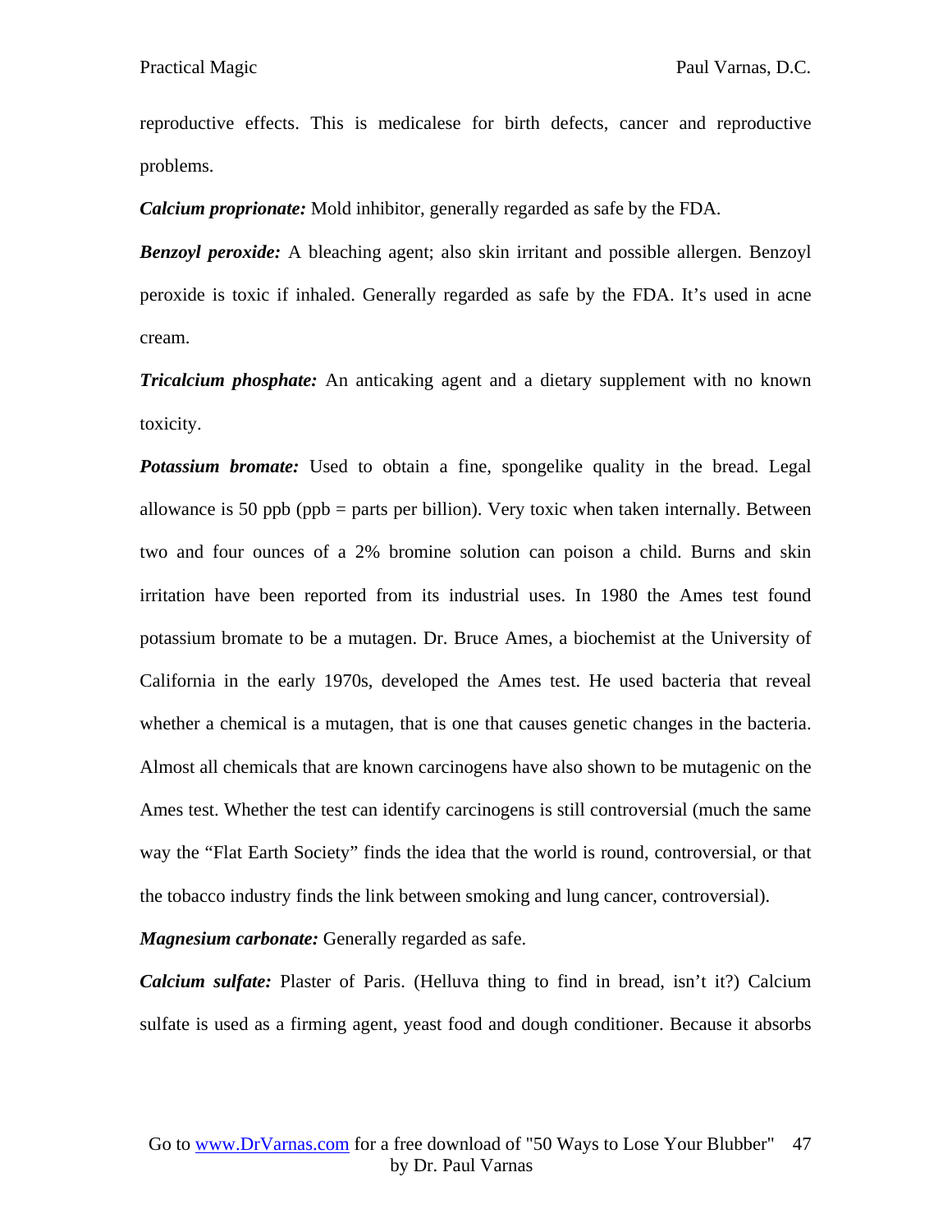reproductive effects. This is medicalese for birth defects, cancer and reproductive problems.

***Calcium proprionate:*** Mold inhibitor, generally regarded as safe by the FDA.

***Benzoyl peroxide:*** A bleaching agent; also skin irritant and possible allergen. Benzoyl peroxide is toxic if inhaled. Generally regarded as safe by the FDA. It's used in acne cream.

***Tricalcium phosphate:*** An anticaking agent and a dietary supplement with no known toxicity.

***Potassium bromate:*** Used to obtain a fine, spongelike quality in the bread. Legal allowance is 50 ppb (ppb = parts per billion). Very toxic when taken internally. Between two and four ounces of a 2% bromine solution can poison a child. Burns and skin irritation have been reported from its industrial uses. In 1980 the Ames test found potassium bromate to be a mutagen. Dr. Bruce Ames, a biochemist at the University of California in the early 1970s, developed the Ames test. He used bacteria that reveal whether a chemical is a mutagen, that is one that causes genetic changes in the bacteria. Almost all chemicals that are known carcinogens have also shown to be mutagenic on the Ames test. Whether the test can identify carcinogens is still controversial (much the same way the "Flat Earth Society" finds the idea that the world is round, controversial, or that the tobacco industry finds the link between smoking and lung cancer, controversial).

***Magnesium carbonate:*** Generally regarded as safe.

***Calcium sulfate:*** Plaster of Paris. (Helluva thing to find in bread, isn't it?) Calcium sulfate is used as a firming agent, yeast food and dough conditioner. Because it absorbs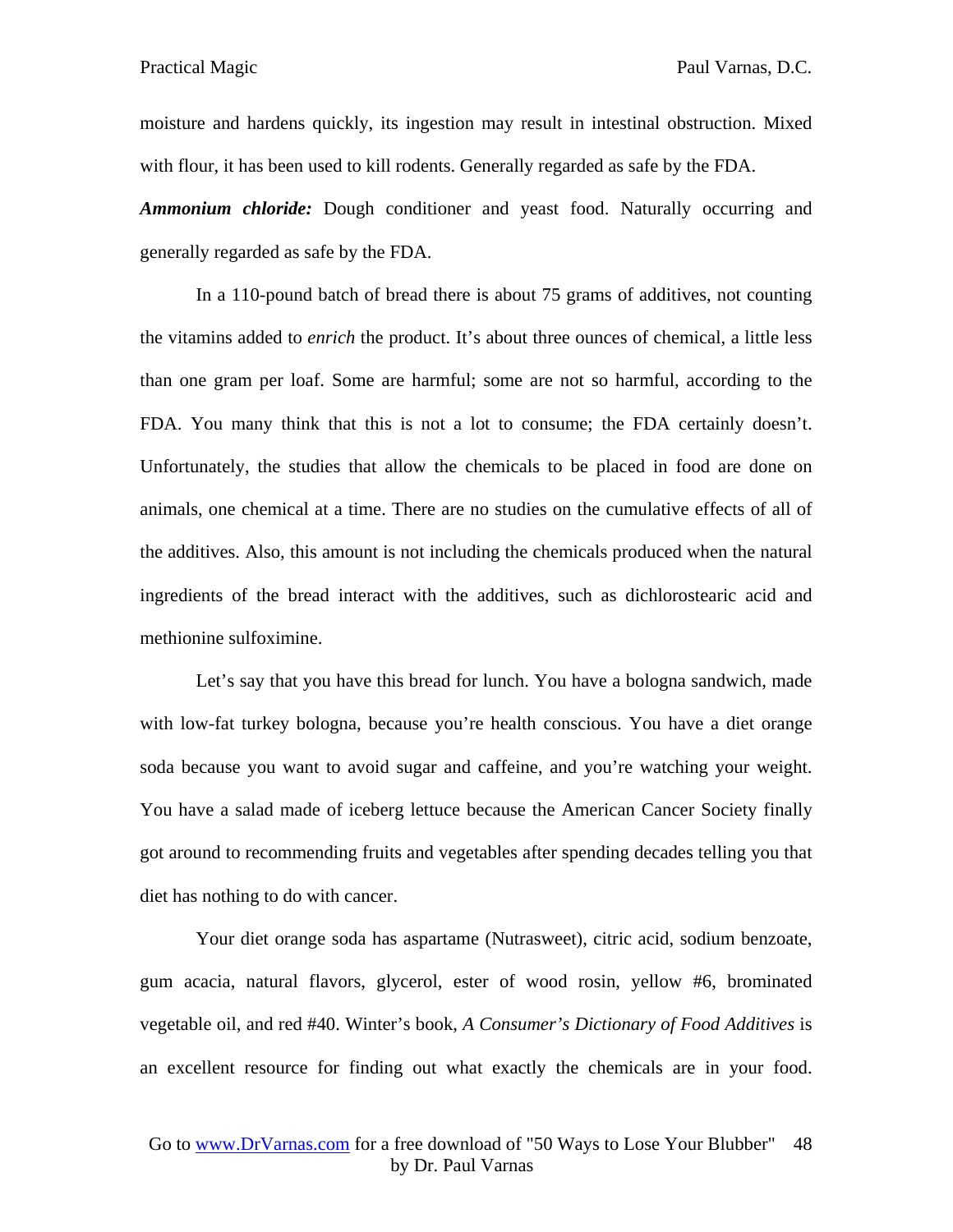moisture and hardens quickly, its ingestion may result in intestinal obstruction. Mixed with flour, it has been used to kill rodents. Generally regarded as safe by the FDA.

***Ammonium chloride:*** Dough conditioner and yeast food. Naturally occurring and generally regarded as safe by the FDA.

In a 110-pound batch of bread there is about 75 grams of additives, not counting the vitamins added to *enrich* the product. It's about three ounces of chemical, a little less than one gram per loaf. Some are harmful; some are not so harmful, according to the FDA. You many think that this is not a lot to consume; the FDA certainly doesn't. Unfortunately, the studies that allow the chemicals to be placed in food are done on animals, one chemical at a time. There are no studies on the cumulative effects of all of the additives. Also, this amount is not including the chemicals produced when the natural ingredients of the bread interact with the additives, such as dichlorostearic acid and methionine sulfoximine.

Let's say that you have this bread for lunch. You have a bologna sandwich, made with low-fat turkey bologna, because you're health conscious. You have a diet orange soda because you want to avoid sugar and caffeine, and you're watching your weight. You have a salad made of iceberg lettuce because the American Cancer Society finally got around to recommending fruits and vegetables after spending decades telling you that diet has nothing to do with cancer.

Your diet orange soda has aspartame (Nutrasweet), citric acid, sodium benzoate, gum acacia, natural flavors, glycerol, ester of wood rosin, yellow #6, brominated vegetable oil, and red #40. Winter's book, *A Consumer's Dictionary of Food Additives* is an excellent resource for finding out what exactly the chemicals are in your food.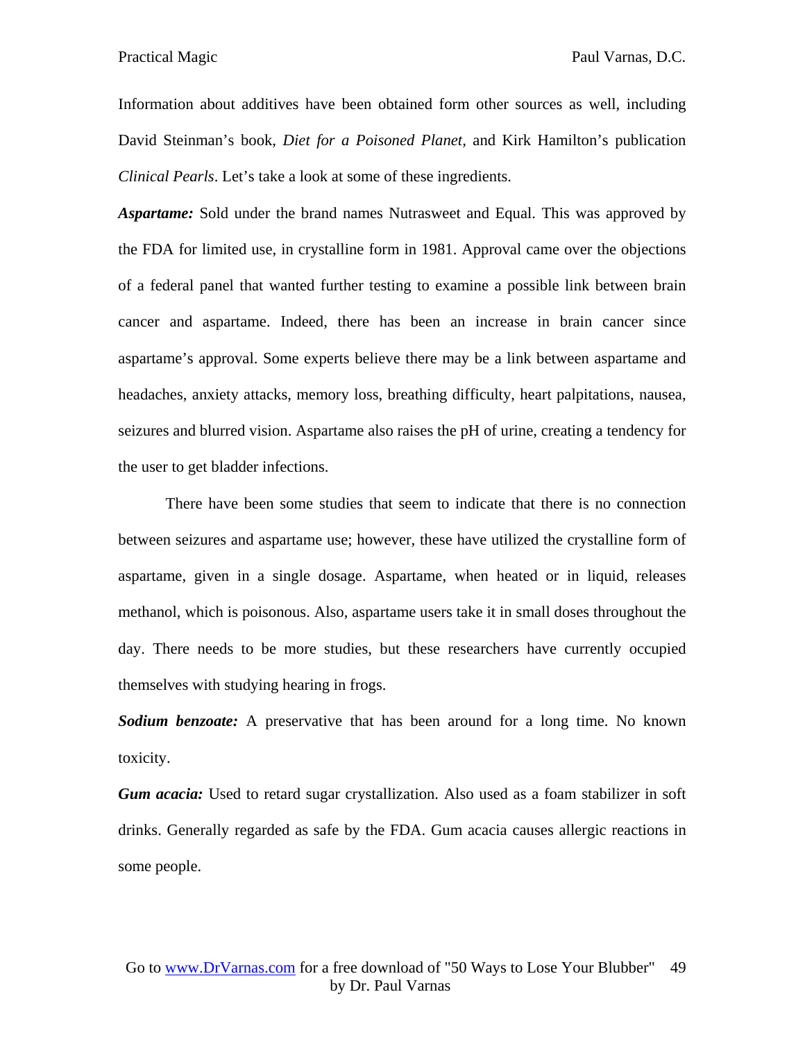Information about additives have been obtained form other sources as well, including David Steinman's book, *Diet for a Poisoned Planet*, and Kirk Hamilton's publication *Clinical Pearls*. Let's take a look at some of these ingredients.

***Aspartame:*** Sold under the brand names Nutrasweet and Equal. This was approved by the FDA for limited use, in crystalline form in 1981. Approval came over the objections of a federal panel that wanted further testing to examine a possible link between brain cancer and aspartame. Indeed, there has been an increase in brain cancer since aspartame's approval. Some experts believe there may be a link between aspartame and headaches, anxiety attacks, memory loss, breathing difficulty, heart palpitations, nausea, seizures and blurred vision. Aspartame also raises the pH of urine, creating a tendency for the user to get bladder infections.

There have been some studies that seem to indicate that there is no connection between seizures and aspartame use; however, these have utilized the crystalline form of aspartame, given in a single dosage. Aspartame, when heated or in liquid, releases methanol, which is poisonous. Also, aspartame users take it in small doses throughout the day. There needs to be more studies, but these researchers have currently occupied themselves with studying hearing in frogs.

***Sodium benzoate:*** A preservative that has been around for a long time. No known toxicity.

***Gum acacia:*** Used to retard sugar crystallization. Also used as a foam stabilizer in soft drinks. Generally regarded as safe by the FDA. Gum acacia causes allergic reactions in some people.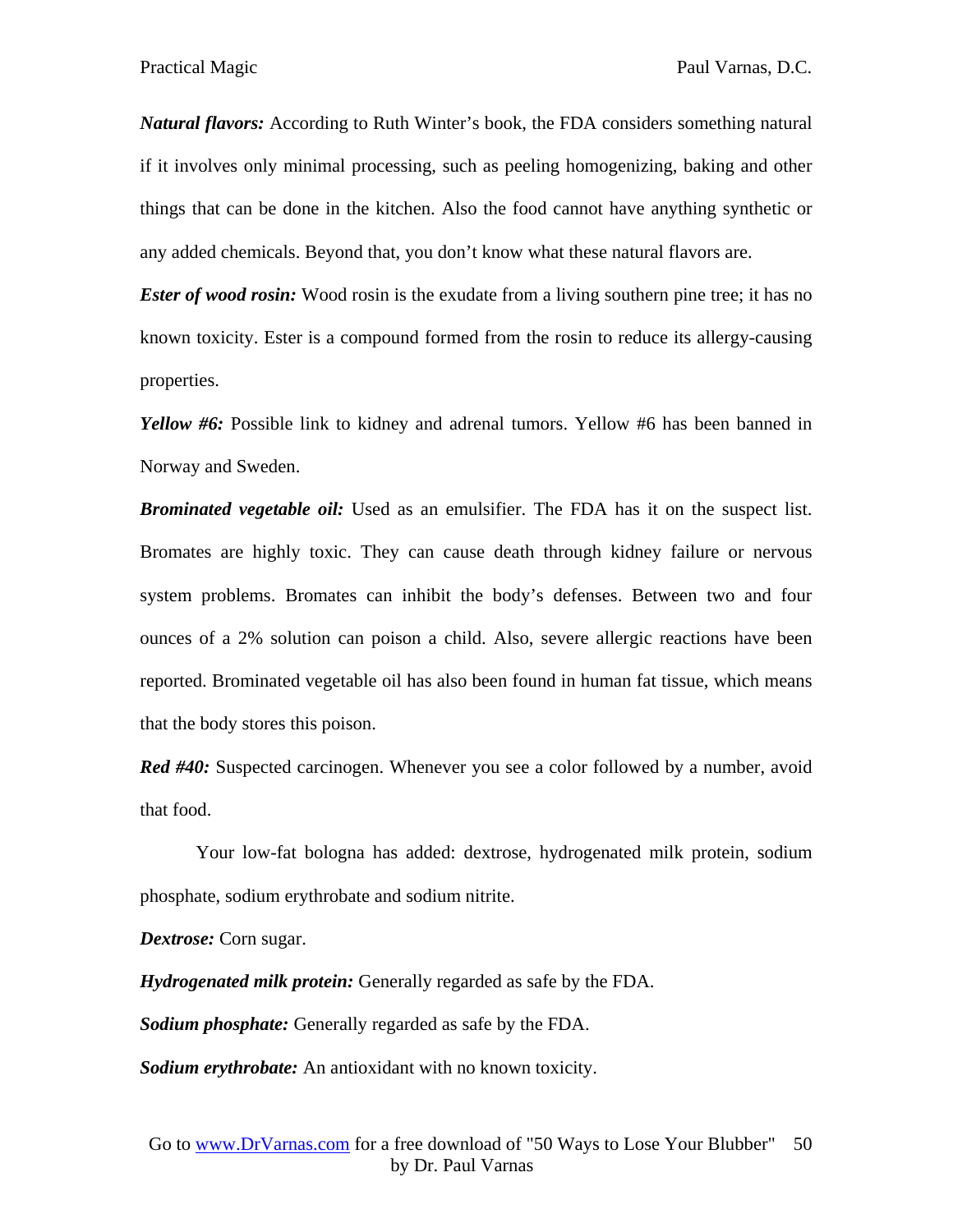***Natural flavors:*** According to Ruth Winter's book, the FDA considers something natural if it involves only minimal processing, such as peeling homogenizing, baking and other things that can be done in the kitchen. Also the food cannot have anything synthetic or any added chemicals. Beyond that, you don't know what these natural flavors are.

***Ester of wood rosin:*** Wood rosin is the exudate from a living southern pine tree; it has no known toxicity. Ester is a compound formed from the rosin to reduce its allergy-causing properties.

***Yellow #6:*** Possible link to kidney and adrenal tumors. Yellow #6 has been banned in Norway and Sweden.

***Brominated vegetable oil:*** Used as an emulsifier. The FDA has it on the suspect list. Bromates are highly toxic. They can cause death through kidney failure or nervous system problems. Bromates can inhibit the body's defenses. Between two and four ounces of a 2% solution can poison a child. Also, severe allergic reactions have been reported. Brominated vegetable oil has also been found in human fat tissue, which means that the body stores this poison.

***Red #40:*** Suspected carcinogen. Whenever you see a color followed by a number, avoid that food.

Your low-fat bologna has added: dextrose, hydrogenated milk protein, sodium phosphate, sodium erythrobate and sodium nitrite.

***Dextrose:*** Corn sugar.

***Hydrogenated milk protein:*** Generally regarded as safe by the FDA.

***Sodium phosphate:*** Generally regarded as safe by the FDA.

***Sodium erythrobate:*** An antioxidant with no known toxicity.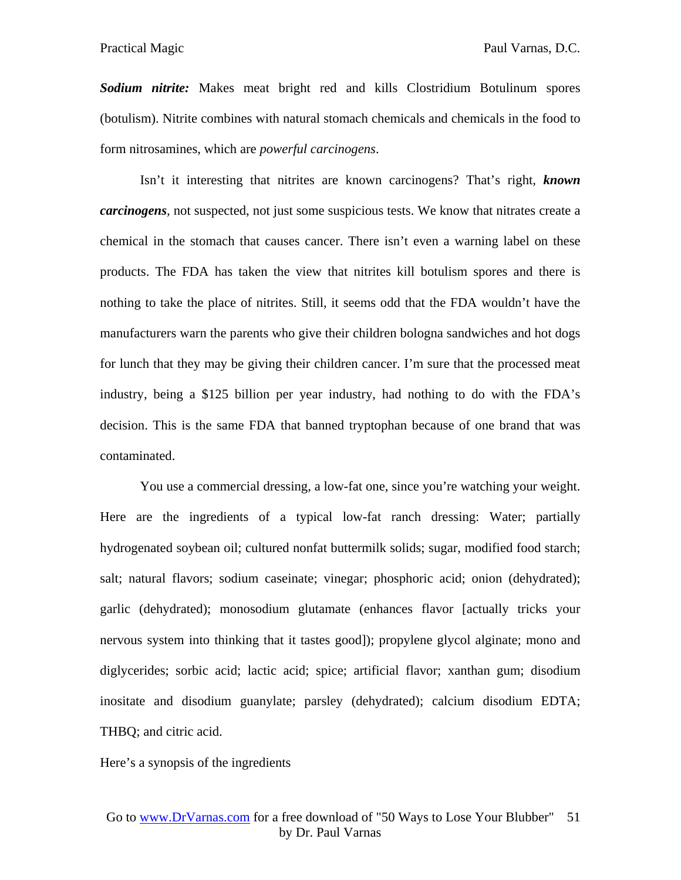***Sodium nitrite:*** Makes meat bright red and kills Clostridium Botulinum spores (botulism). Nitrite combines with natural stomach chemicals and chemicals in the food to form nitrosamines, which are *powerful carcinogens*.

Isn't it interesting that nitrites are known carcinogens? That's right, ***known carcinogens***, not suspected, not just some suspicious tests. We know that nitrates create a chemical in the stomach that causes cancer. There isn't even a warning label on these products. The FDA has taken the view that nitrites kill botulism spores and there is nothing to take the place of nitrites. Still, it seems odd that the FDA wouldn't have the manufacturers warn the parents who give their children bologna sandwiches and hot dogs for lunch that they may be giving their children cancer. I'm sure that the processed meat industry, being a $125 billion per year industry, had nothing to do with the FDA's decision. This is the same FDA that banned tryptophan because of one brand that was contaminated.

You use a commercial dressing, a low-fat one, since you're watching your weight. Here are the ingredients of a typical low-fat ranch dressing: Water; partially hydrogenated soybean oil; cultured nonfat buttermilk solids; sugar, modified food starch; salt; natural flavors; sodium caseinate; vinegar; phosphoric acid; onion (dehydrated); garlic (dehydrated); monosodium glutamate (enhances flavor [actually tricks your nervous system into thinking that it tastes good]); propylene glycol alginate; mono and diglycerides; sorbic acid; lactic acid; spice; artificial flavor; xanthan gum; disodium inositate and disodium guanylate; parsley (dehydrated); calcium disodium EDTA; THBQ; and citric acid.

Here's a synopsis of the ingredients

Go to www.DrVarnas.com for a free download of "50 Ways to Lose Your Blubber" by Dr. Paul Varnas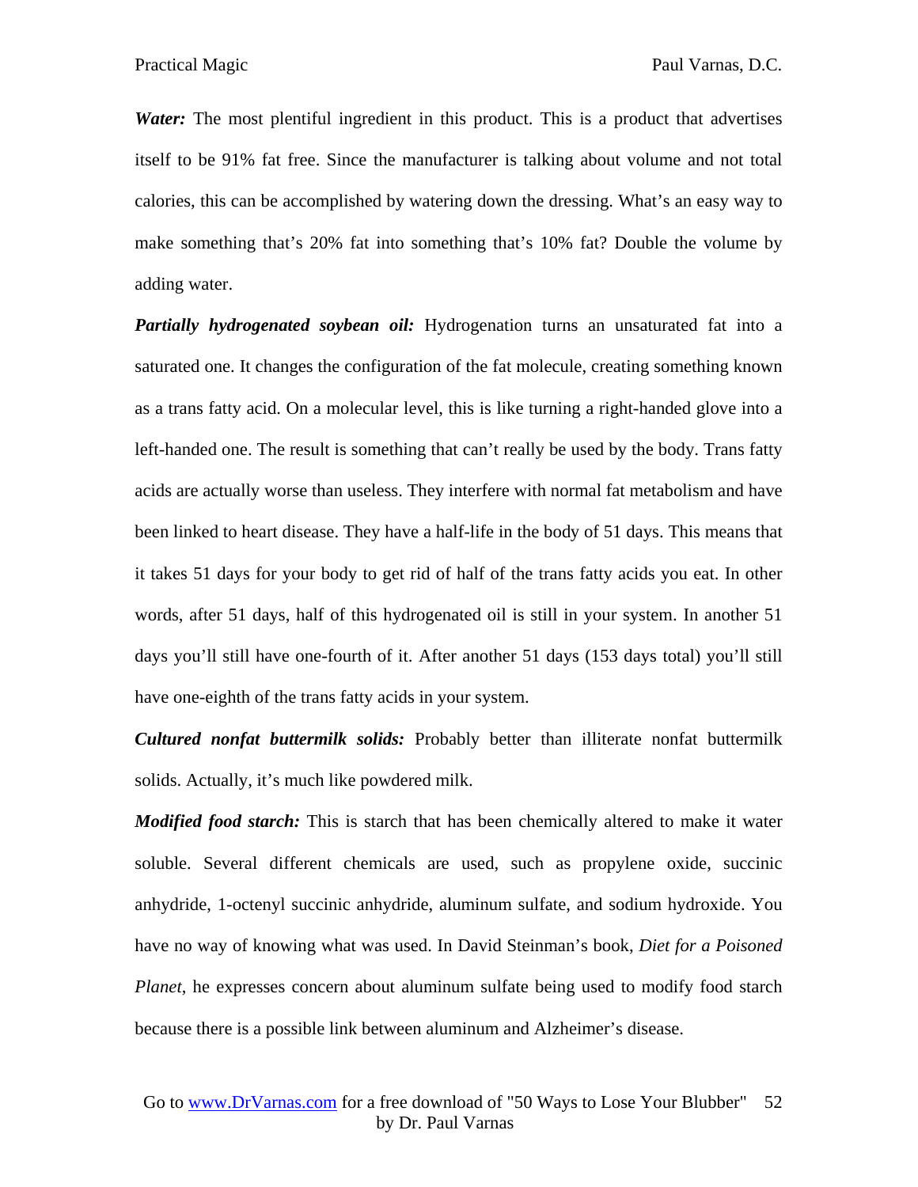***Water:*** The most plentiful ingredient in this product. This is a product that advertises itself to be 91% fat free. Since the manufacturer is talking about volume and not total calories, this can be accomplished by watering down the dressing. What's an easy way to make something that's 20% fat into something that's 10% fat? Double the volume by adding water.

***Partially hydrogenated soybean oil:*** Hydrogenation turns an unsaturated fat into a saturated one. It changes the configuration of the fat molecule, creating something known as a trans fatty acid. On a molecular level, this is like turning a right-handed glove into a left-handed one. The result is something that can't really be used by the body. Trans fatty acids are actually worse than useless. They interfere with normal fat metabolism and have been linked to heart disease. They have a half-life in the body of 51 days. This means that it takes 51 days for your body to get rid of half of the trans fatty acids you eat. In other words, after 51 days, half of this hydrogenated oil is still in your system. In another 51 days you'll still have one-fourth of it. After another 51 days (153 days total) you'll still have one-eighth of the trans fatty acids in your system.

***Cultured nonfat buttermilk solids:*** Probably better than illiterate nonfat buttermilk solids. Actually, it's much like powdered milk.

***Modified food starch:*** This is starch that has been chemically altered to make it water soluble. Several different chemicals are used, such as propylene oxide, succinic anhydride, 1-octenyl succinic anhydride, aluminum sulfate, and sodium hydroxide. You have no way of knowing what was used. In David Steinman's book, *Diet for a Poisoned Planet*, he expresses concern about aluminum sulfate being used to modify food starch because there is a possible link between aluminum and Alzheimer's disease.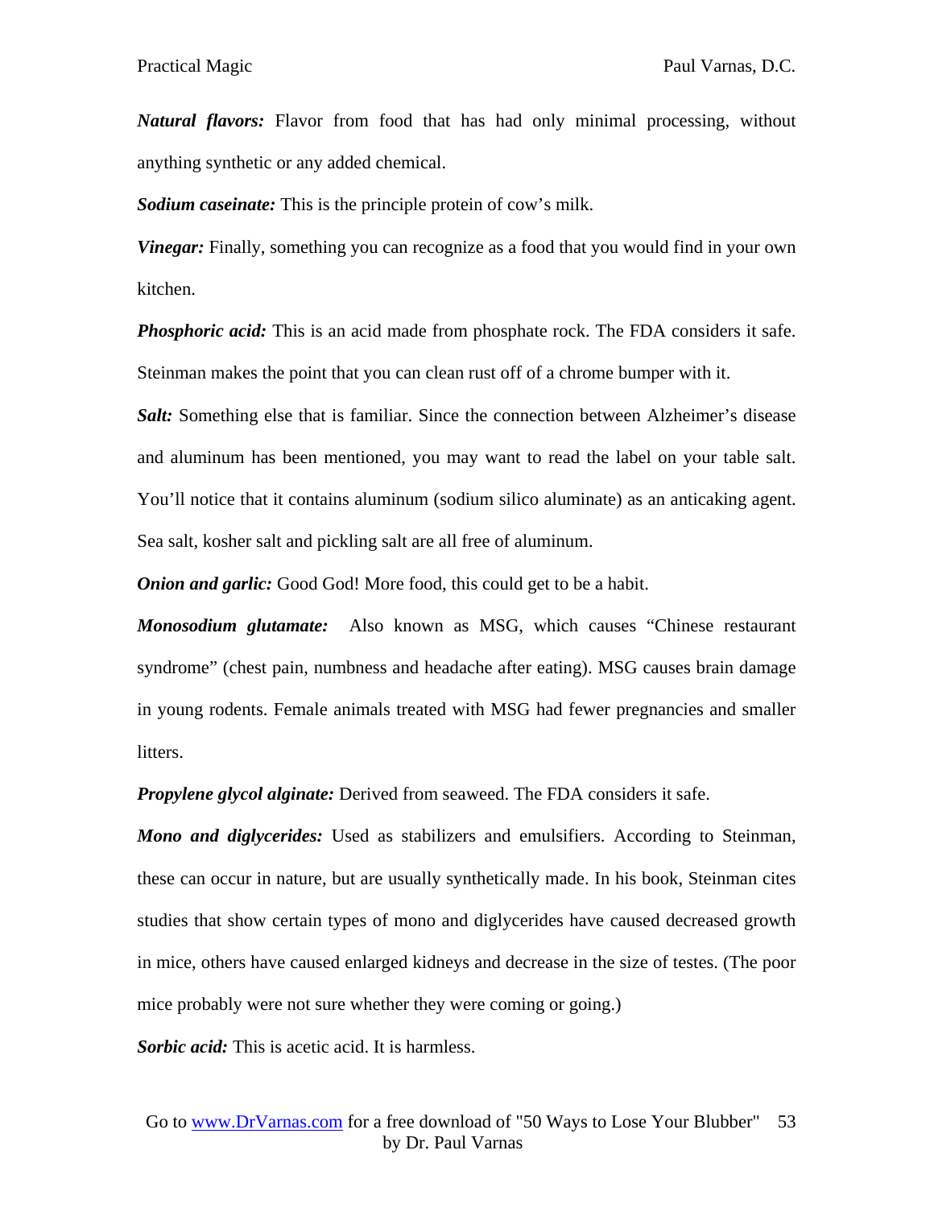***Natural flavors:*** Flavor from food that has had only minimal processing, without anything synthetic or any added chemical.

***Sodium caseinate:*** This is the principle protein of cow's milk.

***Vinegar:*** Finally, something you can recognize as a food that you would find in your own kitchen.

***Phosphoric acid:*** This is an acid made from phosphate rock. The FDA considers it safe. Steinman makes the point that you can clean rust off of a chrome bumper with it.

***Salt:*** Something else that is familiar. Since the connection between Alzheimer's disease and aluminum has been mentioned, you may want to read the label on your table salt. You'll notice that it contains aluminum (sodium silico aluminate) as an anticaking agent. Sea salt, kosher salt and pickling salt are all free of aluminum.

***Onion and garlic:*** Good God! More food, this could get to be a habit.

***Monosodium glutamate:*** Also known as MSG, which causes "Chinese restaurant syndrome" (chest pain, numbness and headache after eating). MSG causes brain damage in young rodents. Female animals treated with MSG had fewer pregnancies and smaller litters.

***Propylene glycol alginate:*** Derived from seaweed. The FDA considers it safe.

***Mono and diglycerides:*** Used as stabilizers and emulsifiers. According to Steinman, these can occur in nature, but are usually synthetically made. In his book, Steinman cites studies that show certain types of mono and diglycerides have caused decreased growth in mice, others have caused enlarged kidneys and decrease in the size of testes. (The poor mice probably were not sure whether they were coming or going.)

***Sorbic acid:*** This is acetic acid. It is harmless.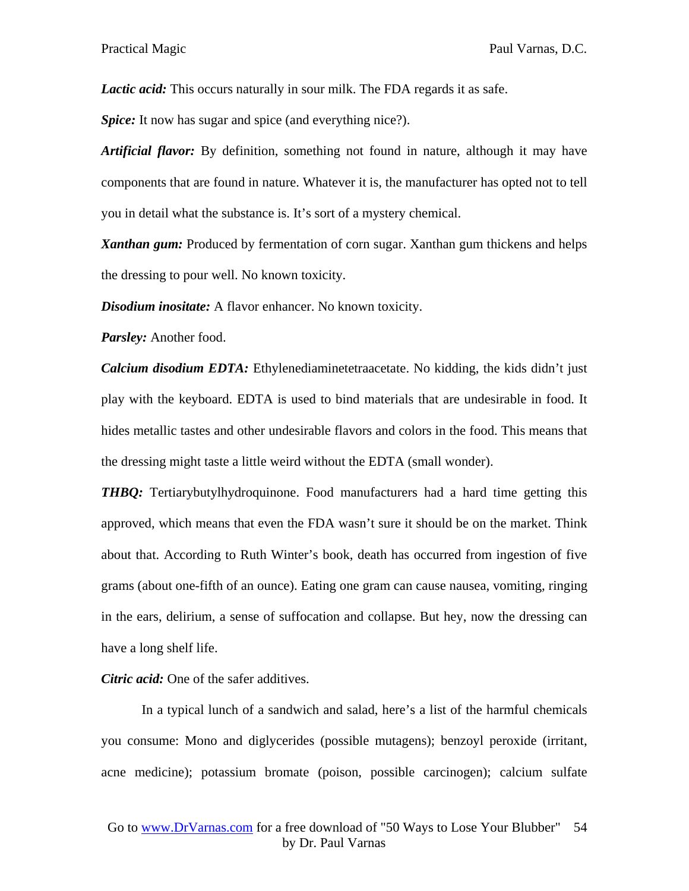***Lactic acid:*** This occurs naturally in sour milk. The FDA regards it as safe.

***Spice:*** It now has sugar and spice (and everything nice?).

***Artificial flavor:*** By definition, something not found in nature, although it may have components that are found in nature. Whatever it is, the manufacturer has opted not to tell you in detail what the substance is. It's sort of a mystery chemical.

***Xanthan gum:*** Produced by fermentation of corn sugar. Xanthan gum thickens and helps the dressing to pour well. No known toxicity.

***Disodium inositate:*** A flavor enhancer. No known toxicity.

***Parsley:*** Another food.

***Calcium disodium EDTA:*** Ethylenediaminetetraacetate. No kidding, the kids didn't just play with the keyboard. EDTA is used to bind materials that are undesirable in food. It hides metallic tastes and other undesirable flavors and colors in the food. This means that the dressing might taste a little weird without the EDTA (small wonder).

***THBQ:*** Tertiarybutylhydroquinone. Food manufacturers had a hard time getting this approved, which means that even the FDA wasn't sure it should be on the market. Think about that. According to Ruth Winter's book, death has occurred from ingestion of five grams (about one-fifth of an ounce). Eating one gram can cause nausea, vomiting, ringing in the ears, delirium, a sense of suffocation and collapse. But hey, now the dressing can have a long shelf life.

***Citric acid:*** One of the safer additives.

In a typical lunch of a sandwich and salad, here's a list of the harmful chemicals you consume: Mono and diglycerides (possible mutagens); benzoyl peroxide (irritant, acne medicine); potassium bromate (poison, possible carcinogen); calcium sulfate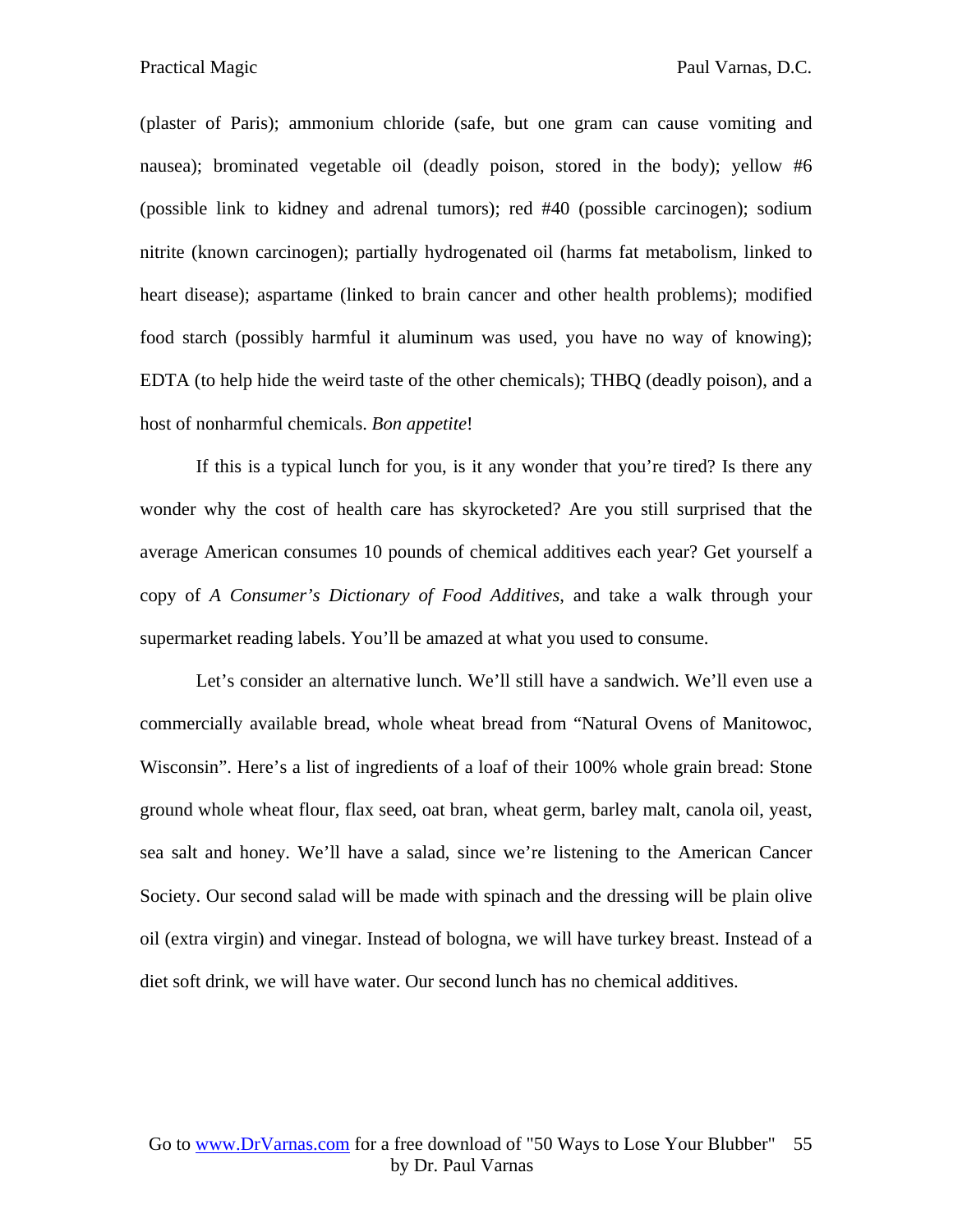(plaster of Paris); ammonium chloride (safe, but one gram can cause vomiting and nausea); brominated vegetable oil (deadly poison, stored in the body); yellow #6 (possible link to kidney and adrenal tumors); red #40 (possible carcinogen); sodium nitrite (known carcinogen); partially hydrogenated oil (harms fat metabolism, linked to heart disease); aspartame (linked to brain cancer and other health problems); modified food starch (possibly harmful it aluminum was used, you have no way of knowing); EDTA (to help hide the weird taste of the other chemicals); THBQ (deadly poison), and a host of nonharmful chemicals. *Bon appetite*!

If this is a typical lunch for you, is it any wonder that you're tired? Is there any wonder why the cost of health care has skyrocketed? Are you still surprised that the average American consumes 10 pounds of chemical additives each year? Get yourself a copy of *A Consumer's Dictionary of Food Additives*, and take a walk through your supermarket reading labels. You'll be amazed at what you used to consume.

Let's consider an alternative lunch. We'll still have a sandwich. We'll even use a commercially available bread, whole wheat bread from "Natural Ovens of Manitowoc, Wisconsin". Here's a list of ingredients of a loaf of their 100% whole grain bread: Stone ground whole wheat flour, flax seed, oat bran, wheat germ, barley malt, canola oil, yeast, sea salt and honey. We'll have a salad, since we're listening to the American Cancer Society. Our second salad will be made with spinach and the dressing will be plain olive oil (extra virgin) and vinegar. Instead of bologna, we will have turkey breast. Instead of a diet soft drink, we will have water. Our second lunch has no chemical additives.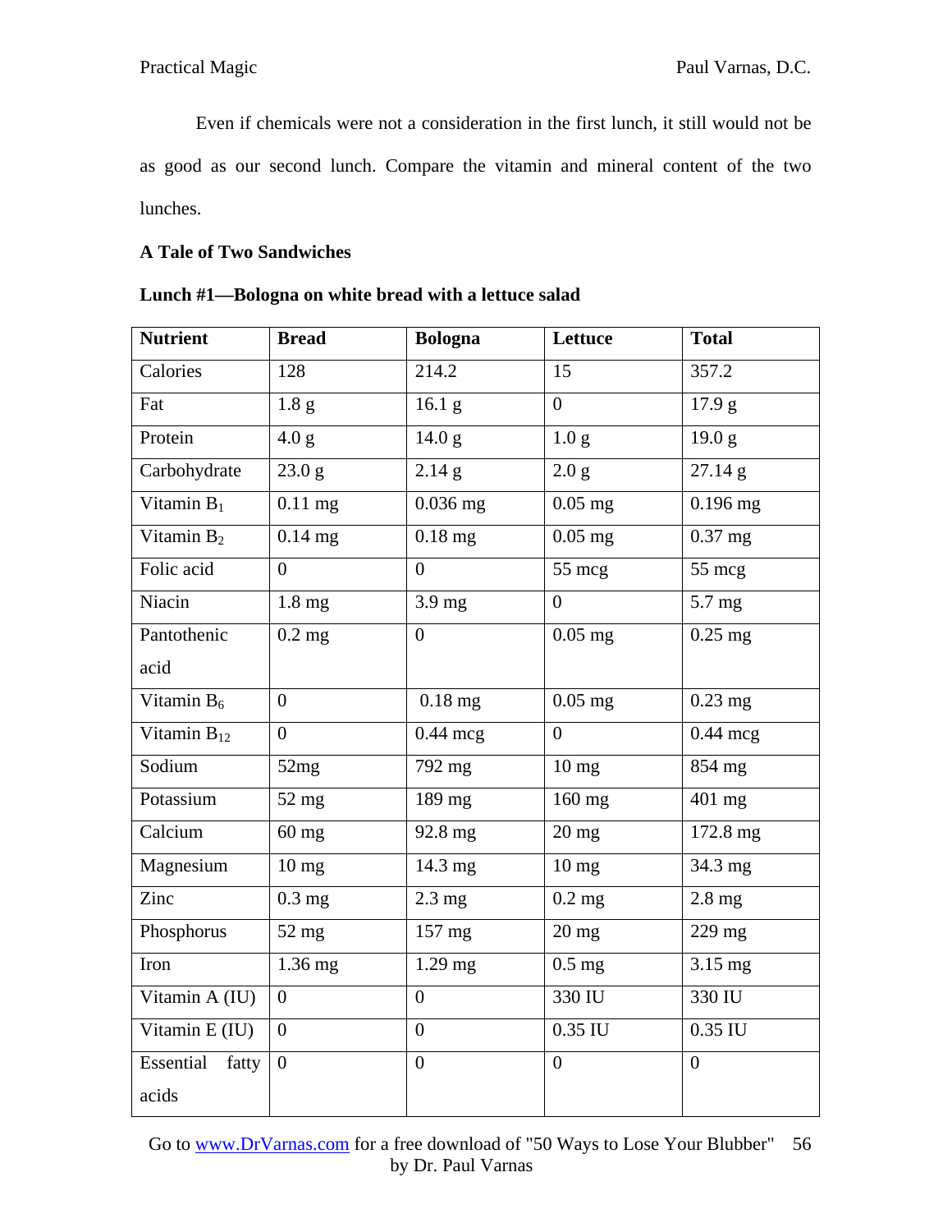Even if chemicals were not a consideration in the first lunch, it still would not be as good as our second lunch. Compare the vitamin and mineral content of the two lunches.

**A Tale of Two Sandwiches**

**Lunch #1—Bologna on white bread with a lettuce salad**

| **Nutrient** | **Bread** | **Bologna** | **Lettuce** | **Total** |
|---|---|---|---|---|
| Calories | 128 | 214.2 | 15 | 357.2 |
| Fat | 1.8 g | 16.1 g | 0 | 17.9 g |
| Protein | 4.0 g | 14.0 g | 1.0 g | 19.0 g |
| Carbohydrate | 23.0 g | 2.14 g | 2.0 g | 27.14 g |
| Vitamin $B_1$ | 0.11 mg | 0.036 mg | 0.05 mg | 0.196 mg |
| Vitamin $B_2$ | 0.14 mg | 0.18 mg | 0.05 mg | 0.37 mg |
| Folic acid | 0 | 0 | 55 mcg | 55 mcg |
| Niacin | 1.8 mg | 3.9 mg | 0 | 5.7 mg |
| Pantothenic acid | 0.2 mg | 0 | 0.05 mg | 0.25 mg |
| Vitamin $B_6$ | 0 | 0.18 mg | 0.05 mg | 0.23 mg |
| Vitamin $B_{12}$ | 0 | 0.44 mcg | 0 | 0.44 mcg |
| Sodium | 52mg | 792 mg | 10 mg | 854 mg |
| Potassium | 52 mg | 189 mg | 160 mg | 401 mg |
| Calcium | 60 mg | 92.8 mg | 20 mg | 172.8 mg |
| Magnesium | 10 mg | 14.3 mg | 10 mg | 34.3 mg |
| Zinc | 0.3 mg | 2.3 mg | 0.2 mg | 2.8 mg |
| Phosphorus | 52 mg | 157 mg | 20 mg | 229 mg |
| Iron | 1.36 mg | 1.29 mg | 0.5 mg | 3.15 mg |
| Vitamin A (IU) | 0 | 0 | 330 IU | 330 IU |
| Vitamin E (IU) | 0 | 0 | 0.35 IU | 0.35 IU |
| Essential fatty acids | 0 | 0 | 0 | 0 |

Go to www.DrVarnas.com for a free download of "50 Ways to Lose Your Blubber" by Dr. Paul Varnas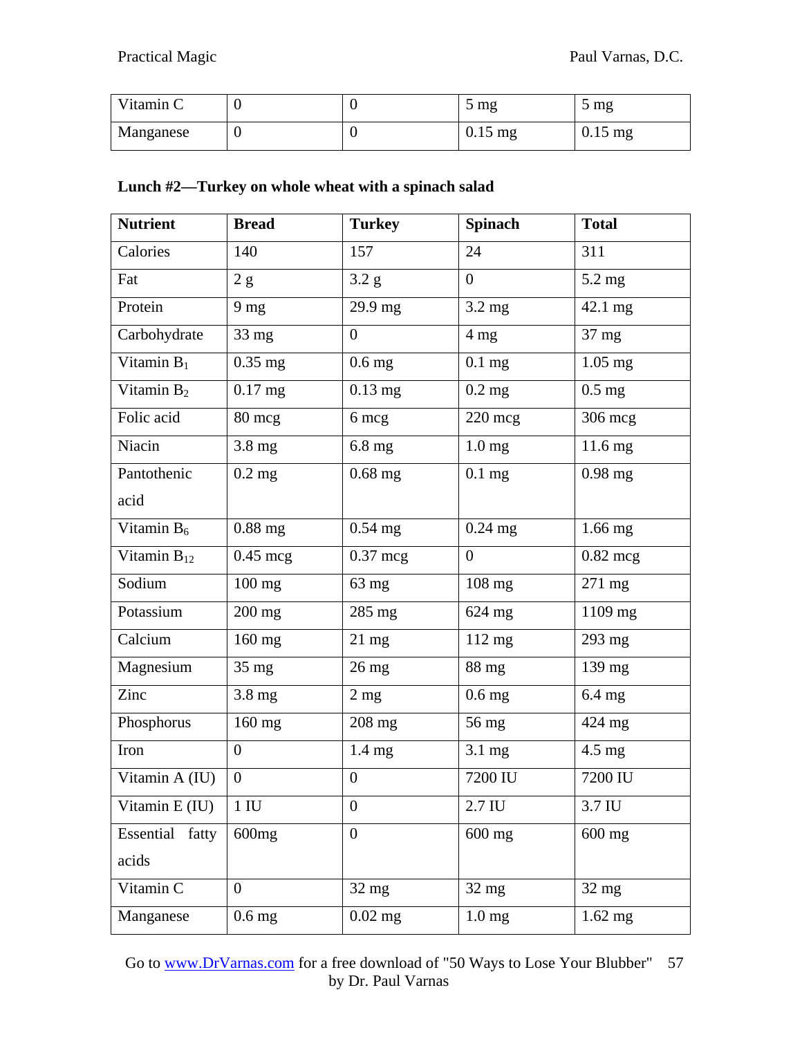| Vitamin C | 0 | 0 | 5 mg | 5 mg |
|---|---|---|---|---|
| Manganese | 0 | 0 | 0.15 mg | 0.15 mg |

**Lunch #2—Turkey on whole wheat with a spinach salad**

| **Nutrient** | **Bread** | **Turkey** | **Spinach** | **Total** |
|---|---|---|---|---|
| Calories | 140 | 157 | 24 | 311 |
| Fat | 2 g | 3.2 g | 0 | 5.2 mg |
| Protein | 9 mg | 29.9 mg | 3.2 mg | 42.1 mg |
| Carbohydrate | 33 mg | 0 | 4 mg | 37 mg |
| Vitamin $B_1$ | 0.35 mg | 0.6 mg | 0.1 mg | 1.05 mg |
| Vitamin $B_2$ | 0.17 mg | 0.13 mg | 0.2 mg | 0.5 mg |
| Folic acid | 80 mcg | 6 mcg | 220 mcg | 306 mcg |
| Niacin | 3.8 mg | 6.8 mg | 1.0 mg | 11.6 mg |
| Pantothenic acid | 0.2 mg | 0.68 mg | 0.1 mg | 0.98 mg |
| Vitamin $B_6$ | 0.88 mg | 0.54 mg | 0.24 mg | 1.66 mg |
| Vitamin $B_{12}$ | 0.45 mcg | 0.37 mcg | 0 | 0.82 mcg |
| Sodium | 100 mg | 63 mg | 108 mg | 271 mg |
| Potassium | 200 mg | 285 mg | 624 mg | 1109 mg |
| Calcium | 160 mg | 21 mg | 112 mg | 293 mg |
| Magnesium | 35 mg | 26 mg | 88 mg | 139 mg |
| Zinc | 3.8 mg | 2 mg | 0.6 mg | 6.4 mg |
| Phosphorus | 160 mg | 208 mg | 56 mg | 424 mg |
| Iron | 0 | 1.4 mg | 3.1 mg | 4.5 mg |
| Vitamin A (IU) | 0 | 0 | 7200 IU | 7200 IU |
| Vitamin E (IU) | 1 IU | 0 | 2.7 IU | 3.7 IU |
| Essential fatty acids | 600mg | 0 | 600 mg | 600 mg |
| Vitamin C | 0 | 32 mg | 32 mg | 32 mg |
| Manganese | 0.6 mg | 0.02 mg | 1.0 mg | 1.62 mg |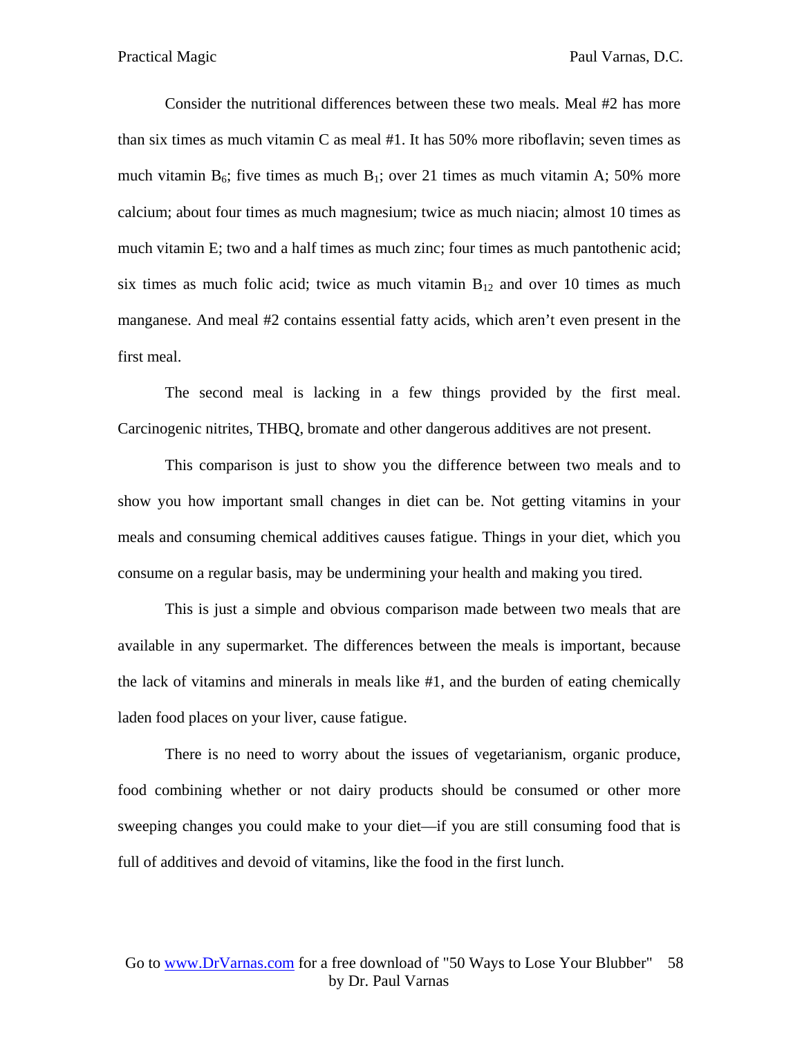Consider the nutritional differences between these two meals. Meal #2 has more than six times as much vitamin C as meal #1. It has 50% more riboflavin; seven times as much vitamin $B_6$; five times as much $B_1$; over 21 times as much vitamin A; 50% more calcium; about four times as much magnesium; twice as much niacin; almost 10 times as much vitamin E; two and a half times as much zinc; four times as much pantothenic acid; six times as much folic acid; twice as much vitamin $B_{12}$ and over 10 times as much manganese. And meal #2 contains essential fatty acids, which aren't even present in the first meal.

The second meal is lacking in a few things provided by the first meal. Carcinogenic nitrites, THBQ, bromate and other dangerous additives are not present.

This comparison is just to show you the difference between two meals and to show you how important small changes in diet can be. Not getting vitamins in your meals and consuming chemical additives causes fatigue. Things in your diet, which you consume on a regular basis, may be undermining your health and making you tired.

This is just a simple and obvious comparison made between two meals that are available in any supermarket. The differences between the meals is important, because the lack of vitamins and minerals in meals like #1, and the burden of eating chemically laden food places on your liver, cause fatigue.

There is no need to worry about the issues of vegetarianism, organic produce, food combining whether or not dairy products should be consumed or other more sweeping changes you could make to your diet—if you are still consuming food that is full of additives and devoid of vitamins, like the food in the first lunch.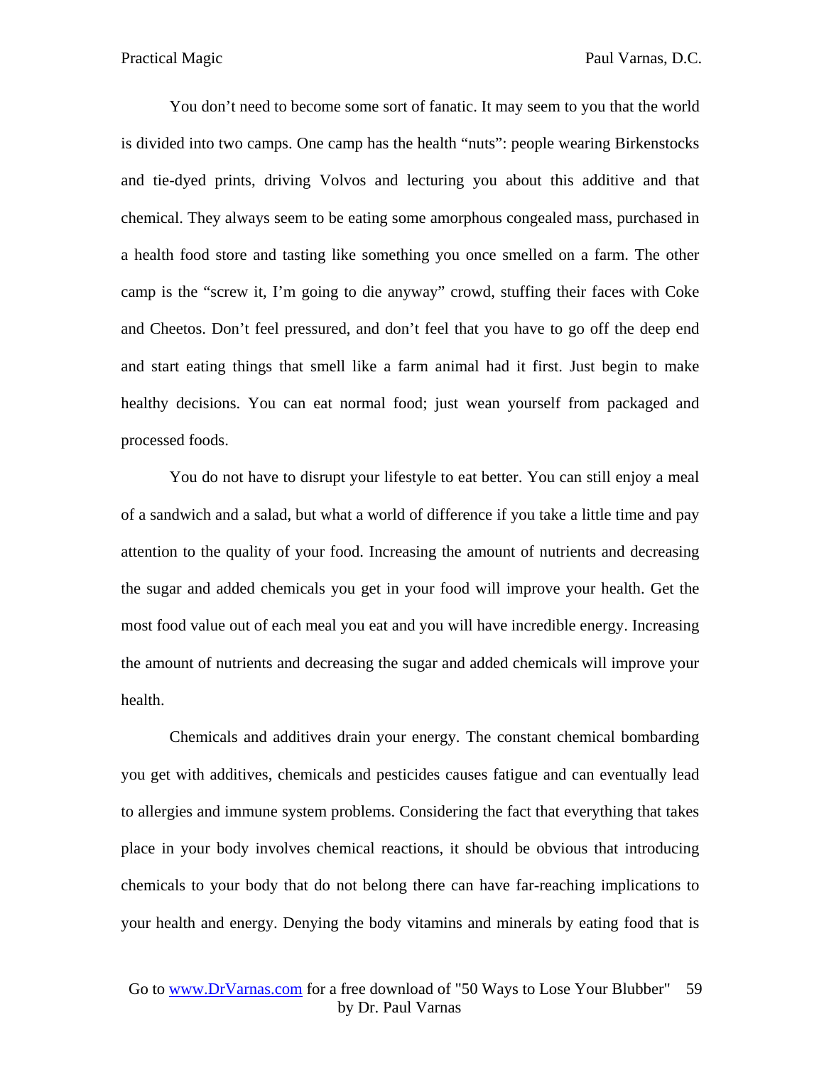You don't need to become some sort of fanatic. It may seem to you that the world is divided into two camps. One camp has the health "nuts": people wearing Birkenstocks and tie-dyed prints, driving Volvos and lecturing you about this additive and that chemical. They always seem to be eating some amorphous congealed mass, purchased in a health food store and tasting like something you once smelled on a farm. The other camp is the "screw it, I'm going to die anyway" crowd, stuffing their faces with Coke and Cheetos. Don't feel pressured, and don't feel that you have to go off the deep end and start eating things that smell like a farm animal had it first. Just begin to make healthy decisions. You can eat normal food; just wean yourself from packaged and processed foods.

You do not have to disrupt your lifestyle to eat better. You can still enjoy a meal of a sandwich and a salad, but what a world of difference if you take a little time and pay attention to the quality of your food. Increasing the amount of nutrients and decreasing the sugar and added chemicals you get in your food will improve your health. Get the most food value out of each meal you eat and you will have incredible energy. Increasing the amount of nutrients and decreasing the sugar and added chemicals will improve your health.

Chemicals and additives drain your energy. The constant chemical bombarding you get with additives, chemicals and pesticides causes fatigue and can eventually lead to allergies and immune system problems. Considering the fact that everything that takes place in your body involves chemical reactions, it should be obvious that introducing chemicals to your body that do not belong there can have far-reaching implications to your health and energy. Denying the body vitamins and minerals by eating food that is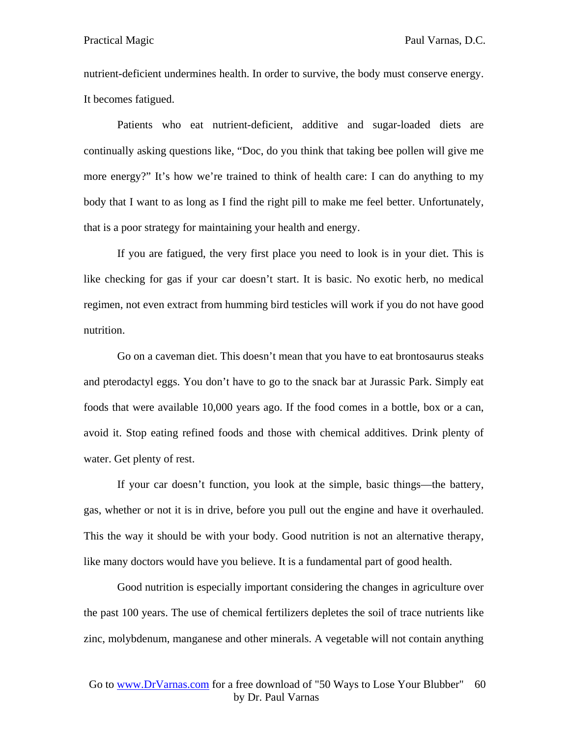nutrient-deficient undermines health. In order to survive, the body must conserve energy. It becomes fatigued.

Patients who eat nutrient-deficient, additive and sugar-loaded diets are continually asking questions like, “Doc, do you think that taking bee pollen will give me more energy?” It’s how we’re trained to think of health care: I can do anything to my body that I want to as long as I find the right pill to make me feel better. Unfortunately, that is a poor strategy for maintaining your health and energy.

If you are fatigued, the very first place you need to look is in your diet. This is like checking for gas if your car doesn’t start. It is basic. No exotic herb, no medical regimen, not even extract from humming bird testicles will work if you do not have good nutrition.

Go on a caveman diet. This doesn’t mean that you have to eat brontosaurus steaks and pterodactyl eggs. You don’t have to go to the snack bar at Jurassic Park. Simply eat foods that were available 10,000 years ago. If the food comes in a bottle, box or a can, avoid it. Stop eating refined foods and those with chemical additives. Drink plenty of water. Get plenty of rest.

If your car doesn’t function, you look at the simple, basic things—the battery, gas, whether or not it is in drive, before you pull out the engine and have it overhauled. This the way it should be with your body. Good nutrition is not an alternative therapy, like many doctors would have you believe. It is a fundamental part of good health.

Good nutrition is especially important considering the changes in agriculture over the past 100 years. The use of chemical fertilizers depletes the soil of trace nutrients like zinc, molybdenum, manganese and other minerals. A vegetable will not contain anything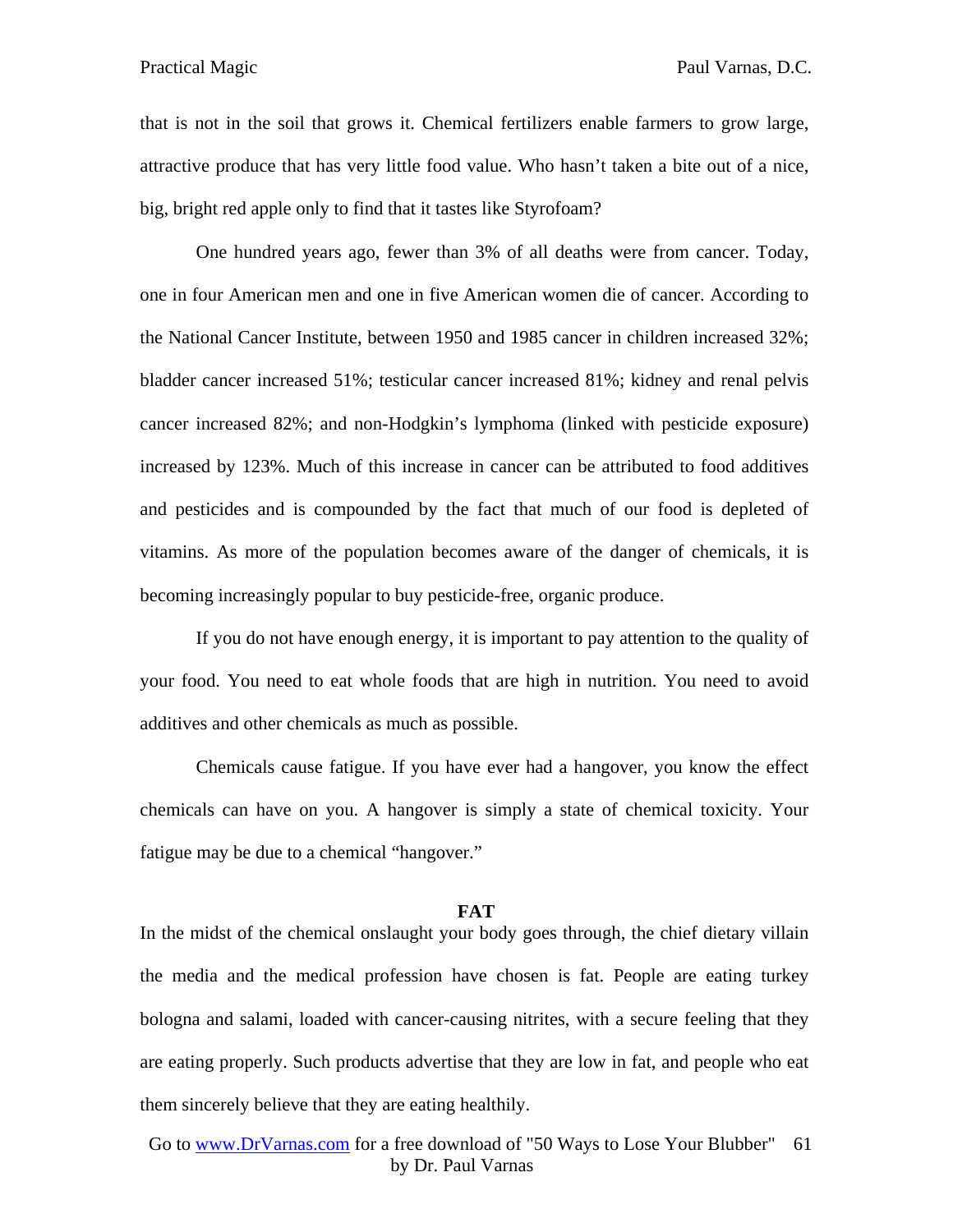that is not in the soil that grows it. Chemical fertilizers enable farmers to grow large, attractive produce that has very little food value. Who hasn't taken a bite out of a nice, big, bright red apple only to find that it tastes like Styrofoam?

One hundred years ago, fewer than 3% of all deaths were from cancer. Today, one in four American men and one in five American women die of cancer. According to the National Cancer Institute, between 1950 and 1985 cancer in children increased 32%; bladder cancer increased 51%; testicular cancer increased 81%; kidney and renal pelvis cancer increased 82%; and non-Hodgkin's lymphoma (linked with pesticide exposure) increased by 123%. Much of this increase in cancer can be attributed to food additives and pesticides and is compounded by the fact that much of our food is depleted of vitamins. As more of the population becomes aware of the danger of chemicals, it is becoming increasingly popular to buy pesticide-free, organic produce.

If you do not have enough energy, it is important to pay attention to the quality of your food. You need to eat whole foods that are high in nutrition. You need to avoid additives and other chemicals as much as possible.

Chemicals cause fatigue. If you have ever had a hangover, you know the effect chemicals can have on you. A hangover is simply a state of chemical toxicity. Your fatigue may be due to a chemical "hangover."

## FAT

In the midst of the chemical onslaught your body goes through, the chief dietary villain the media and the medical profession have chosen is fat. People are eating turkey bologna and salami, loaded with cancer-causing nitrites, with a secure feeling that they are eating properly. Such products advertise that they are low in fat, and people who eat them sincerely believe that they are eating healthily.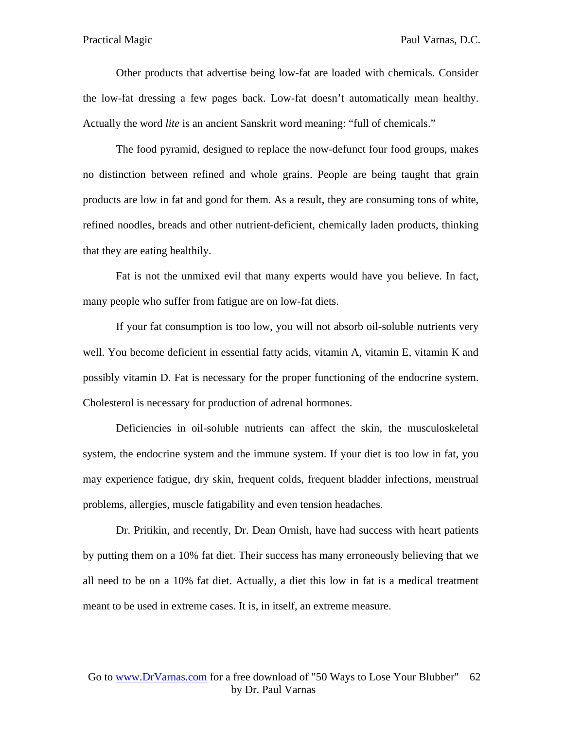Other products that advertise being low-fat are loaded with chemicals. Consider the low-fat dressing a few pages back. Low-fat doesn't automatically mean healthy. Actually the word *lite* is an ancient Sanskrit word meaning: "full of chemicals."

The food pyramid, designed to replace the now-defunct four food groups, makes no distinction between refined and whole grains. People are being taught that grain products are low in fat and good for them. As a result, they are consuming tons of white, refined noodles, breads and other nutrient-deficient, chemically laden products, thinking that they are eating healthily.

Fat is not the unmixed evil that many experts would have you believe. In fact, many people who suffer from fatigue are on low-fat diets.

If your fat consumption is too low, you will not absorb oil-soluble nutrients very well. You become deficient in essential fatty acids, vitamin A, vitamin E, vitamin K and possibly vitamin D. Fat is necessary for the proper functioning of the endocrine system. Cholesterol is necessary for production of adrenal hormones.

Deficiencies in oil-soluble nutrients can affect the skin, the musculoskeletal system, the endocrine system and the immune system. If your diet is too low in fat, you may experience fatigue, dry skin, frequent colds, frequent bladder infections, menstrual problems, allergies, muscle fatigability and even tension headaches.

Dr. Pritikin, and recently, Dr. Dean Ornish, have had success with heart patients by putting them on a 10% fat diet. Their success has many erroneously believing that we all need to be on a 10% fat diet. Actually, a diet this low in fat is a medical treatment meant to be used in extreme cases. It is, in itself, an extreme measure.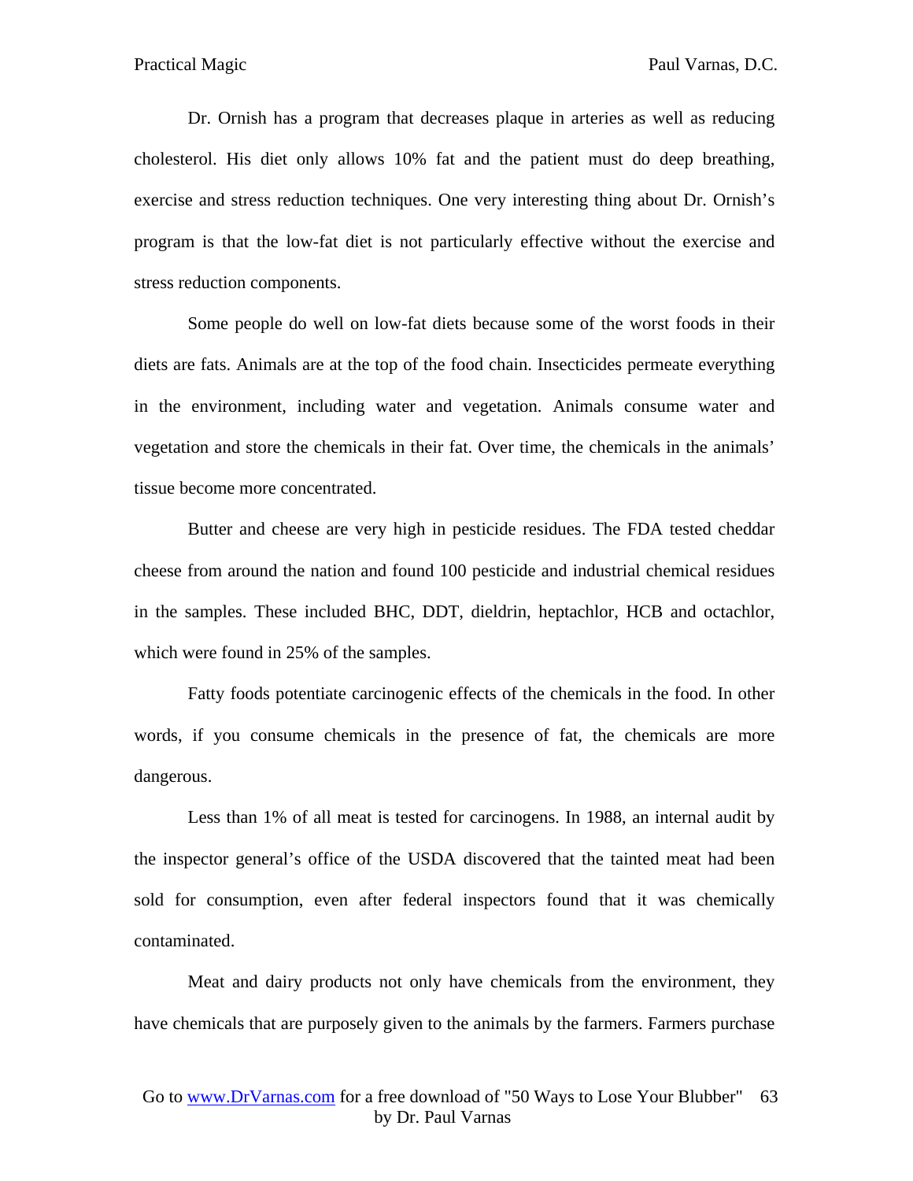Dr. Ornish has a program that decreases plaque in arteries as well as reducing cholesterol. His diet only allows 10% fat and the patient must do deep breathing, exercise and stress reduction techniques. One very interesting thing about Dr. Ornish's program is that the low-fat diet is not particularly effective without the exercise and stress reduction components.

Some people do well on low-fat diets because some of the worst foods in their diets are fats. Animals are at the top of the food chain. Insecticides permeate everything in the environment, including water and vegetation. Animals consume water and vegetation and store the chemicals in their fat. Over time, the chemicals in the animals' tissue become more concentrated.

Butter and cheese are very high in pesticide residues. The FDA tested cheddar cheese from around the nation and found 100 pesticide and industrial chemical residues in the samples. These included BHC, DDT, dieldrin, heptachlor, HCB and octachlor, which were found in 25% of the samples.

Fatty foods potentiate carcinogenic effects of the chemicals in the food. In other words, if you consume chemicals in the presence of fat, the chemicals are more dangerous.

Less than 1% of all meat is tested for carcinogens. In 1988, an internal audit by the inspector general's office of the USDA discovered that the tainted meat had been sold for consumption, even after federal inspectors found that it was chemically contaminated.

Meat and dairy products not only have chemicals from the environment, they have chemicals that are purposely given to the animals by the farmers. Farmers purchase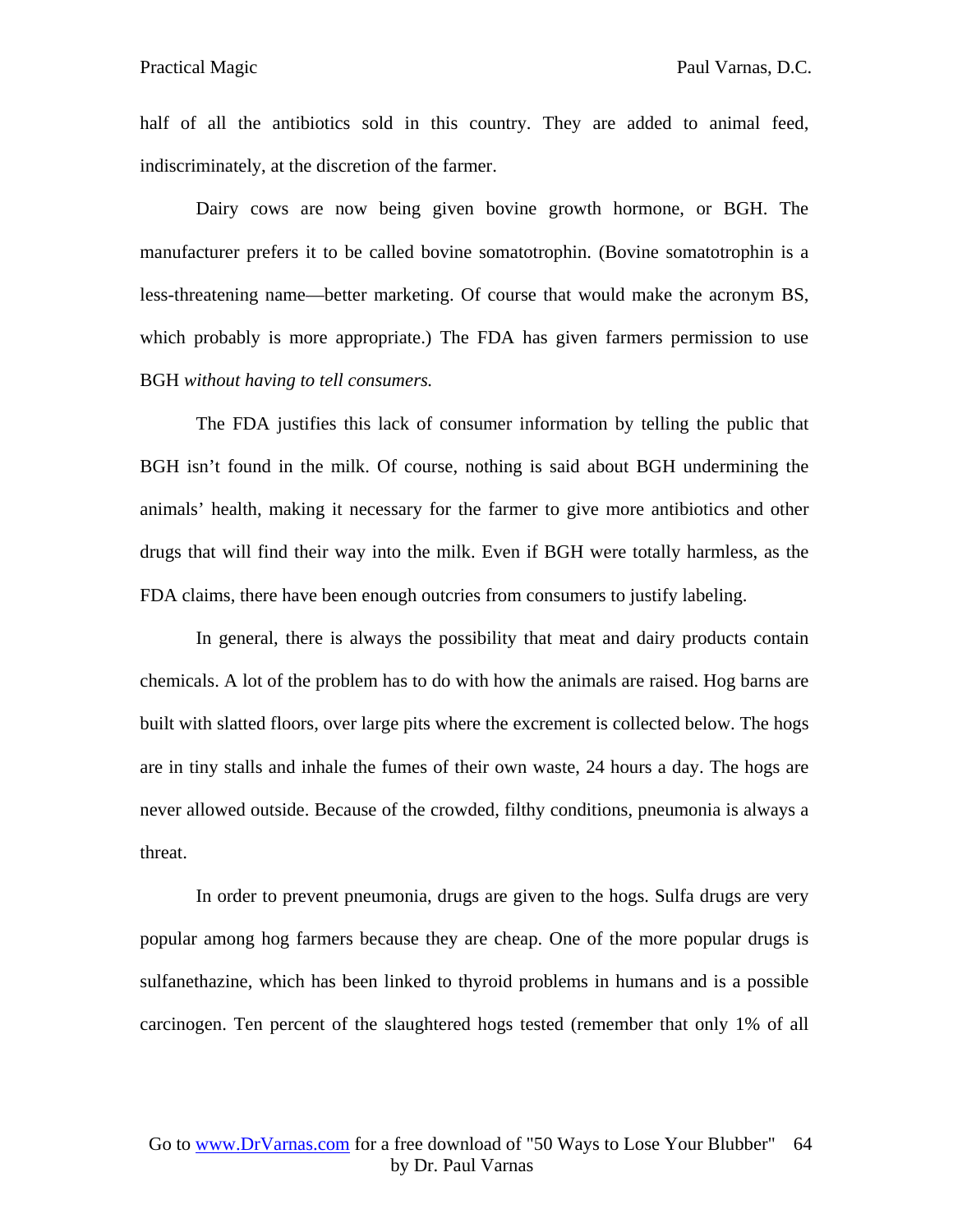half of all the antibiotics sold in this country. They are added to animal feed, indiscriminately, at the discretion of the farmer.

Dairy cows are now being given bovine growth hormone, or BGH. The manufacturer prefers it to be called bovine somatotrophin. (Bovine somatotrophin is a less-threatening name—better marketing. Of course that would make the acronym BS, which probably is more appropriate.) The FDA has given farmers permission to use BGH *without having to tell consumers.*

The FDA justifies this lack of consumer information by telling the public that BGH isn't found in the milk. Of course, nothing is said about BGH undermining the animals' health, making it necessary for the farmer to give more antibiotics and other drugs that will find their way into the milk. Even if BGH were totally harmless, as the FDA claims, there have been enough outcries from consumers to justify labeling.

In general, there is always the possibility that meat and dairy products contain chemicals. A lot of the problem has to do with how the animals are raised. Hog barns are built with slatted floors, over large pits where the excrement is collected below. The hogs are in tiny stalls and inhale the fumes of their own waste, 24 hours a day. The hogs are never allowed outside. Because of the crowded, filthy conditions, pneumonia is always a threat.

In order to prevent pneumonia, drugs are given to the hogs. Sulfa drugs are very popular among hog farmers because they are cheap. One of the more popular drugs is sulfanethazine, which has been linked to thyroid problems in humans and is a possible carcinogen. Ten percent of the slaughtered hogs tested (remember that only 1% of all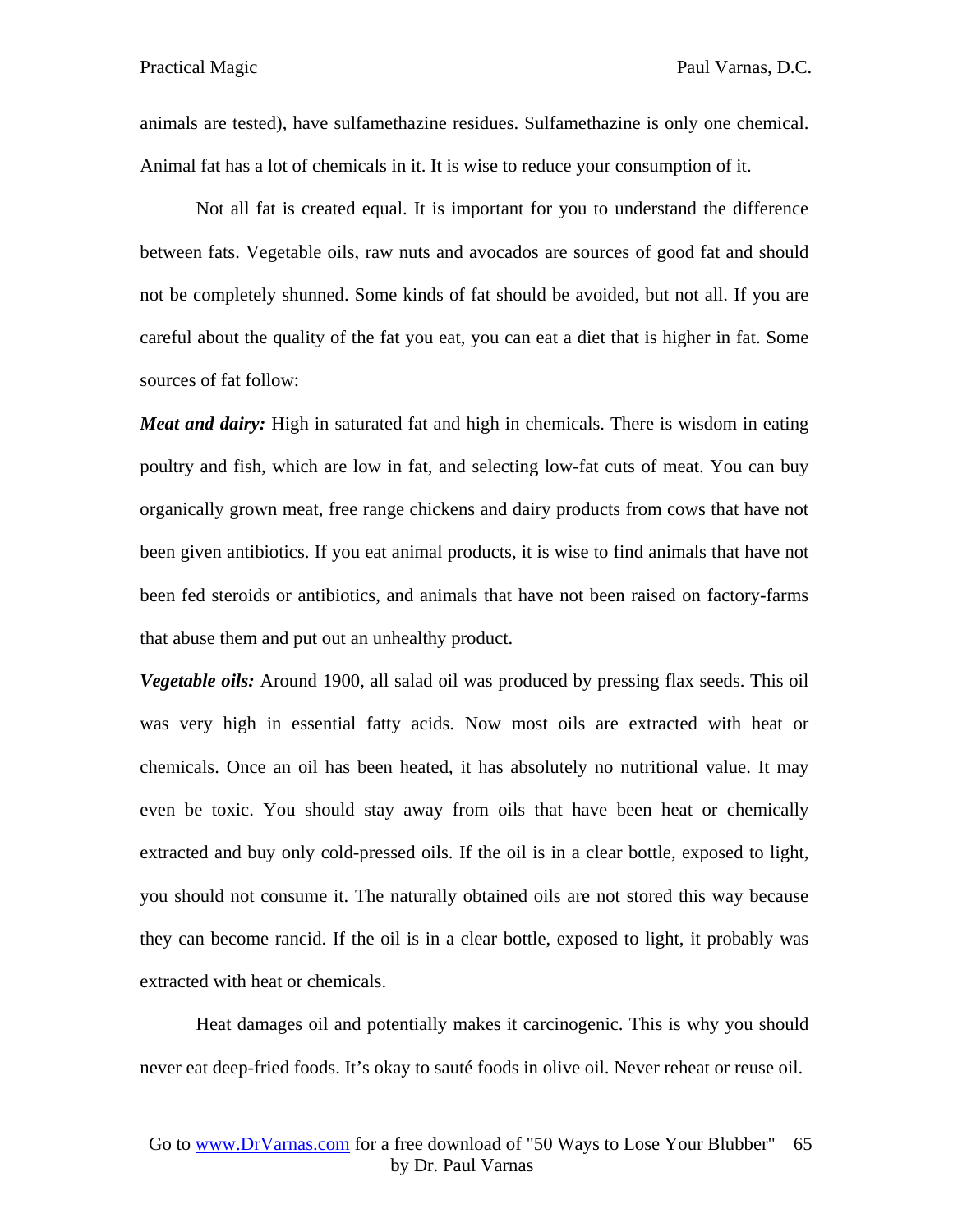animals are tested), have sulfamethazine residues. Sulfamethazine is only one chemical. Animal fat has a lot of chemicals in it. It is wise to reduce your consumption of it.

Not all fat is created equal. It is important for you to understand the difference between fats. Vegetable oils, raw nuts and avocados are sources of good fat and should not be completely shunned. Some kinds of fat should be avoided, but not all. If you are careful about the quality of the fat you eat, you can eat a diet that is higher in fat. Some sources of fat follow:

***Meat and dairy:*** High in saturated fat and high in chemicals. There is wisdom in eating poultry and fish, which are low in fat, and selecting low-fat cuts of meat. You can buy organically grown meat, free range chickens and dairy products from cows that have not been given antibiotics. If you eat animal products, it is wise to find animals that have not been fed steroids or antibiotics, and animals that have not been raised on factory-farms that abuse them and put out an unhealthy product.

***Vegetable oils:*** Around 1900, all salad oil was produced by pressing flax seeds. This oil was very high in essential fatty acids. Now most oils are extracted with heat or chemicals. Once an oil has been heated, it has absolutely no nutritional value. It may even be toxic. You should stay away from oils that have been heat or chemically extracted and buy only cold-pressed oils. If the oil is in a clear bottle, exposed to light, you should not consume it. The naturally obtained oils are not stored this way because they can become rancid. If the oil is in a clear bottle, exposed to light, it probably was extracted with heat or chemicals.

Heat damages oil and potentially makes it carcinogenic. This is why you should never eat deep-fried foods. It's okay to sauté foods in olive oil. Never reheat or reuse oil.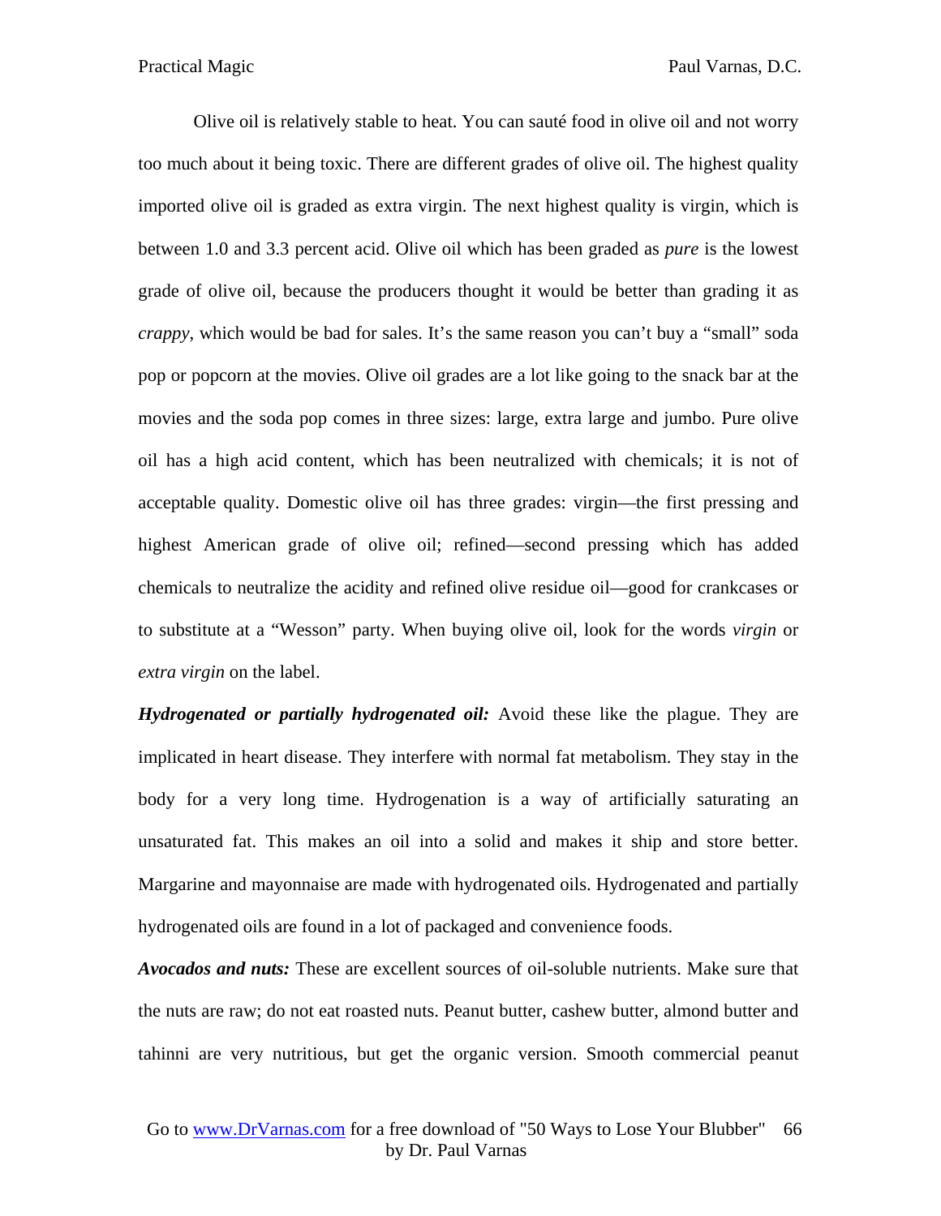Olive oil is relatively stable to heat. You can sauté food in olive oil and not worry too much about it being toxic. There are different grades of olive oil. The highest quality imported olive oil is graded as extra virgin. The next highest quality is virgin, which is between 1.0 and 3.3 percent acid. Olive oil which has been graded as *pure* is the lowest grade of olive oil, because the producers thought it would be better than grading it as *crappy*, which would be bad for sales. It's the same reason you can't buy a "small" soda pop or popcorn at the movies. Olive oil grades are a lot like going to the snack bar at the movies and the soda pop comes in three sizes: large, extra large and jumbo. Pure olive oil has a high acid content, which has been neutralized with chemicals; it is not of acceptable quality. Domestic olive oil has three grades: virgin—the first pressing and highest American grade of olive oil; refined—second pressing which has added chemicals to neutralize the acidity and refined olive residue oil—good for crankcases or to substitute at a "Wesson" party. When buying olive oil, look for the words *virgin* or *extra virgin* on the label.

***Hydrogenated or partially hydrogenated oil:*** Avoid these like the plague. They are implicated in heart disease. They interfere with normal fat metabolism. They stay in the body for a very long time. Hydrogenation is a way of artificially saturating an unsaturated fat. This makes an oil into a solid and makes it ship and store better. Margarine and mayonnaise are made with hydrogenated oils. Hydrogenated and partially hydrogenated oils are found in a lot of packaged and convenience foods.

***Avocados and nuts:*** These are excellent sources of oil-soluble nutrients. Make sure that the nuts are raw; do not eat roasted nuts. Peanut butter, cashew butter, almond butter and tahinni are very nutritious, but get the organic version. Smooth commercial peanut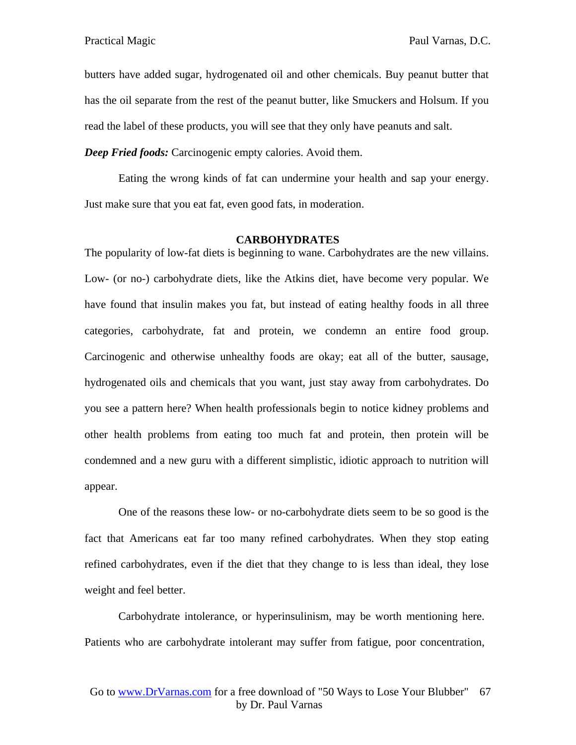butters have added sugar, hydrogenated oil and other chemicals. Buy peanut butter that has the oil separate from the rest of the peanut butter, like Smuckers and Holsum. If you read the label of these products, you will see that they only have peanuts and salt.

***Deep Fried foods:*** Carcinogenic empty calories. Avoid them.

Eating the wrong kinds of fat can undermine your health and sap your energy. Just make sure that you eat fat, even good fats, in moderation.

## CARBOHYDRATES

The popularity of low-fat diets is beginning to wane. Carbohydrates are the new villains. Low- (or no-) carbohydrate diets, like the Atkins diet, have become very popular. We have found that insulin makes you fat, but instead of eating healthy foods in all three categories, carbohydrate, fat and protein, we condemn an entire food group. Carcinogenic and otherwise unhealthy foods are okay; eat all of the butter, sausage, hydrogenated oils and chemicals that you want, just stay away from carbohydrates. Do you see a pattern here? When health professionals begin to notice kidney problems and other health problems from eating too much fat and protein, then protein will be condemned and a new guru with a different simplistic, idiotic approach to nutrition will appear.

One of the reasons these low- or no-carbohydrate diets seem to be so good is the fact that Americans eat far too many refined carbohydrates. When they stop eating refined carbohydrates, even if the diet that they change to is less than ideal, they lose weight and feel better.

Carbohydrate intolerance, or hyperinsulinism, may be worth mentioning here. Patients who are carbohydrate intolerant may suffer from fatigue, poor concentration,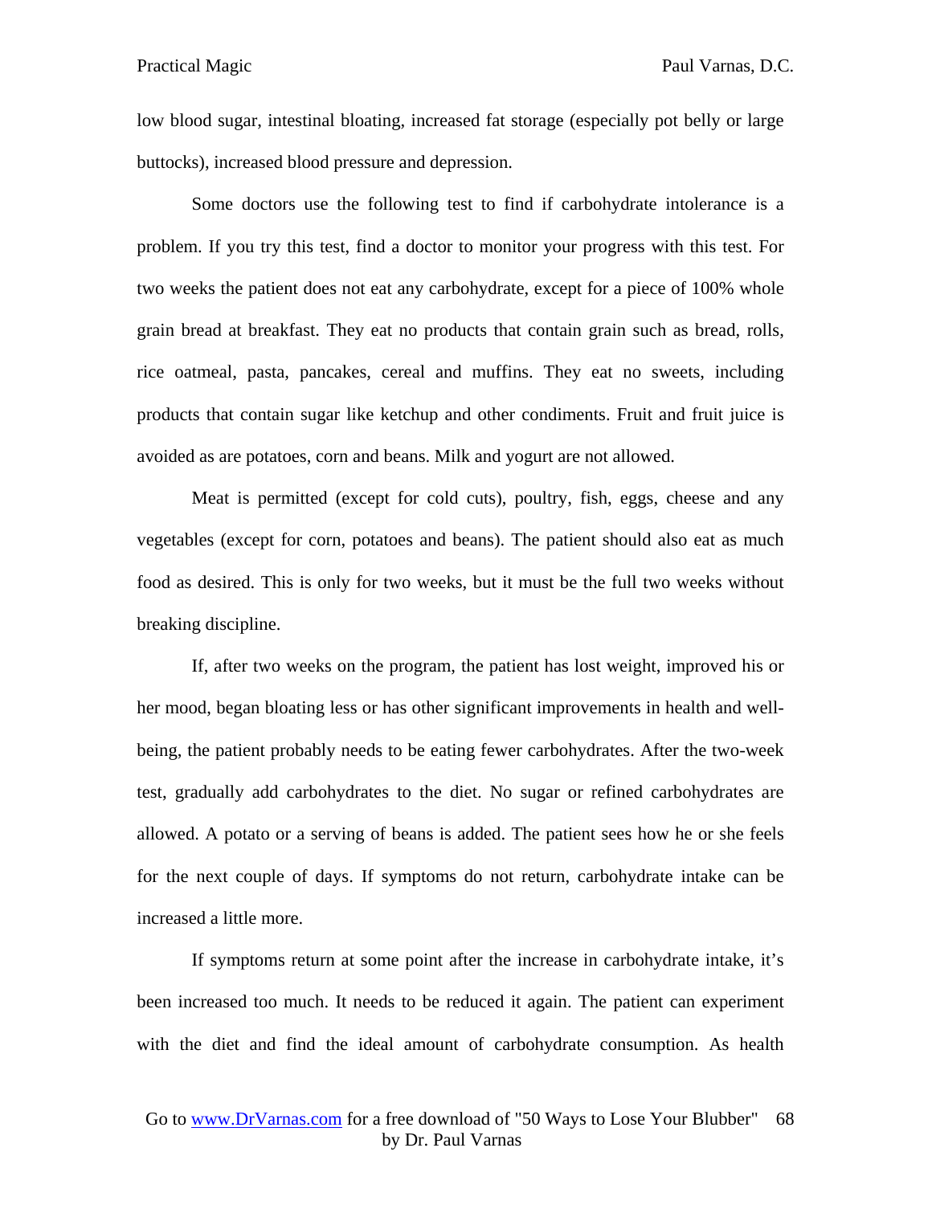low blood sugar, intestinal bloating, increased fat storage (especially pot belly or large buttocks), increased blood pressure and depression.

Some doctors use the following test to find if carbohydrate intolerance is a problem. If you try this test, find a doctor to monitor your progress with this test. For two weeks the patient does not eat any carbohydrate, except for a piece of 100% whole grain bread at breakfast. They eat no products that contain grain such as bread, rolls, rice oatmeal, pasta, pancakes, cereal and muffins. They eat no sweets, including products that contain sugar like ketchup and other condiments. Fruit and fruit juice is avoided as are potatoes, corn and beans. Milk and yogurt are not allowed.

Meat is permitted (except for cold cuts), poultry, fish, eggs, cheese and any vegetables (except for corn, potatoes and beans). The patient should also eat as much food as desired. This is only for two weeks, but it must be the full two weeks without breaking discipline.

If, after two weeks on the program, the patient has lost weight, improved his or her mood, began bloating less or has other significant improvements in health and well-being, the patient probably needs to be eating fewer carbohydrates. After the two-week test, gradually add carbohydrates to the diet. No sugar or refined carbohydrates are allowed. A potato or a serving of beans is added. The patient sees how he or she feels for the next couple of days. If symptoms do not return, carbohydrate intake can be increased a little more.

If symptoms return at some point after the increase in carbohydrate intake, it's been increased too much. It needs to be reduced it again. The patient can experiment with the diet and find the ideal amount of carbohydrate consumption. As health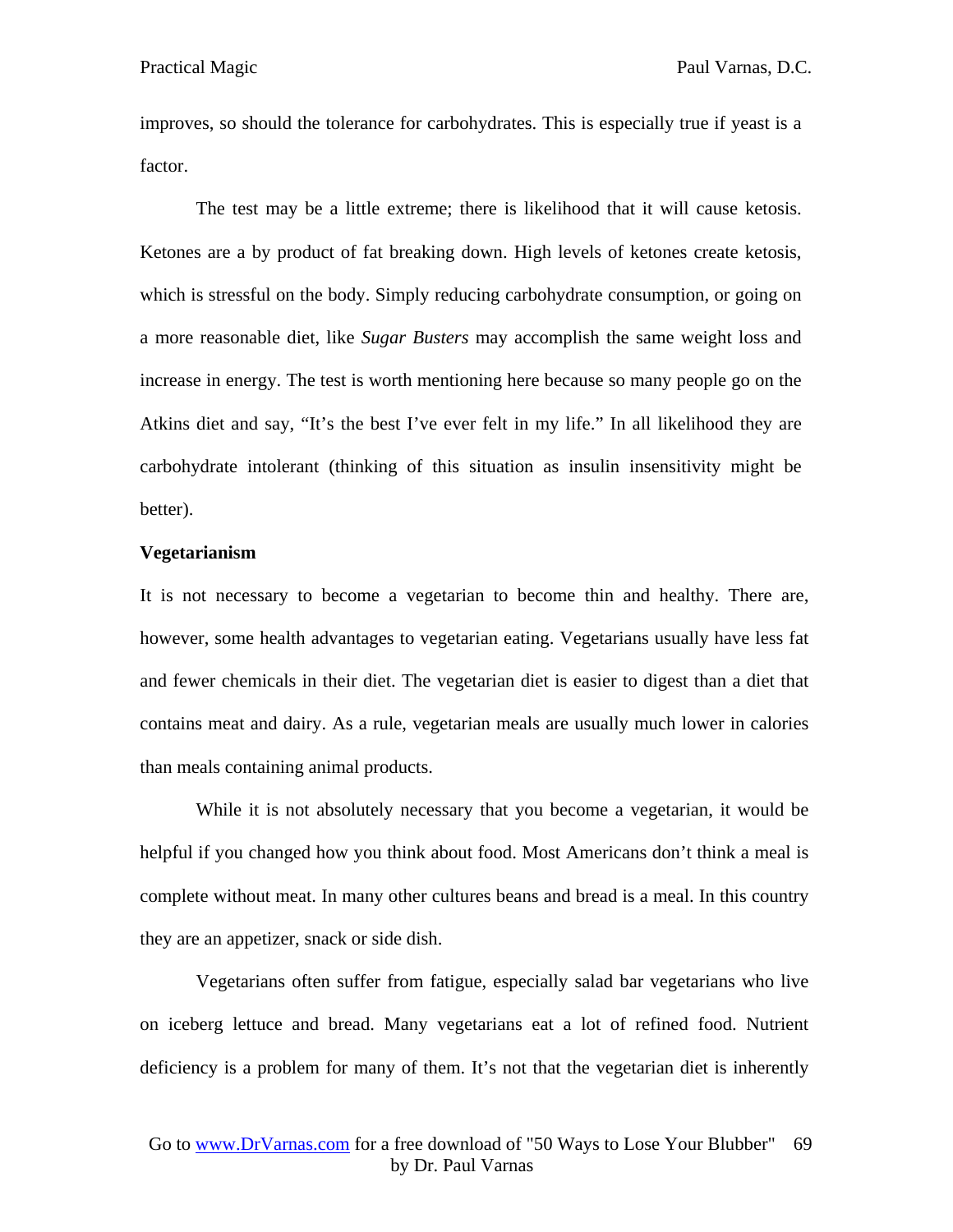improves, so should the tolerance for carbohydrates. This is especially true if yeast is a factor.

The test may be a little extreme; there is likelihood that it will cause ketosis. Ketones are a by product of fat breaking down. High levels of ketones create ketosis, which is stressful on the body. Simply reducing carbohydrate consumption, or going on a more reasonable diet, like *Sugar Busters* may accomplish the same weight loss and increase in energy. The test is worth mentioning here because so many people go on the Atkins diet and say, "It's the best I've ever felt in my life." In all likelihood they are carbohydrate intolerant (thinking of this situation as insulin insensitivity might be better).

**Vegetarianism**

It is not necessary to become a vegetarian to become thin and healthy. There are, however, some health advantages to vegetarian eating. Vegetarians usually have less fat and fewer chemicals in their diet. The vegetarian diet is easier to digest than a diet that contains meat and dairy. As a rule, vegetarian meals are usually much lower in calories than meals containing animal products.

While it is not absolutely necessary that you become a vegetarian, it would be helpful if you changed how you think about food. Most Americans don't think a meal is complete without meat. In many other cultures beans and bread is a meal. In this country they are an appetizer, snack or side dish.

Vegetarians often suffer from fatigue, especially salad bar vegetarians who live on iceberg lettuce and bread. Many vegetarians eat a lot of refined food. Nutrient deficiency is a problem for many of them. It's not that the vegetarian diet is inherently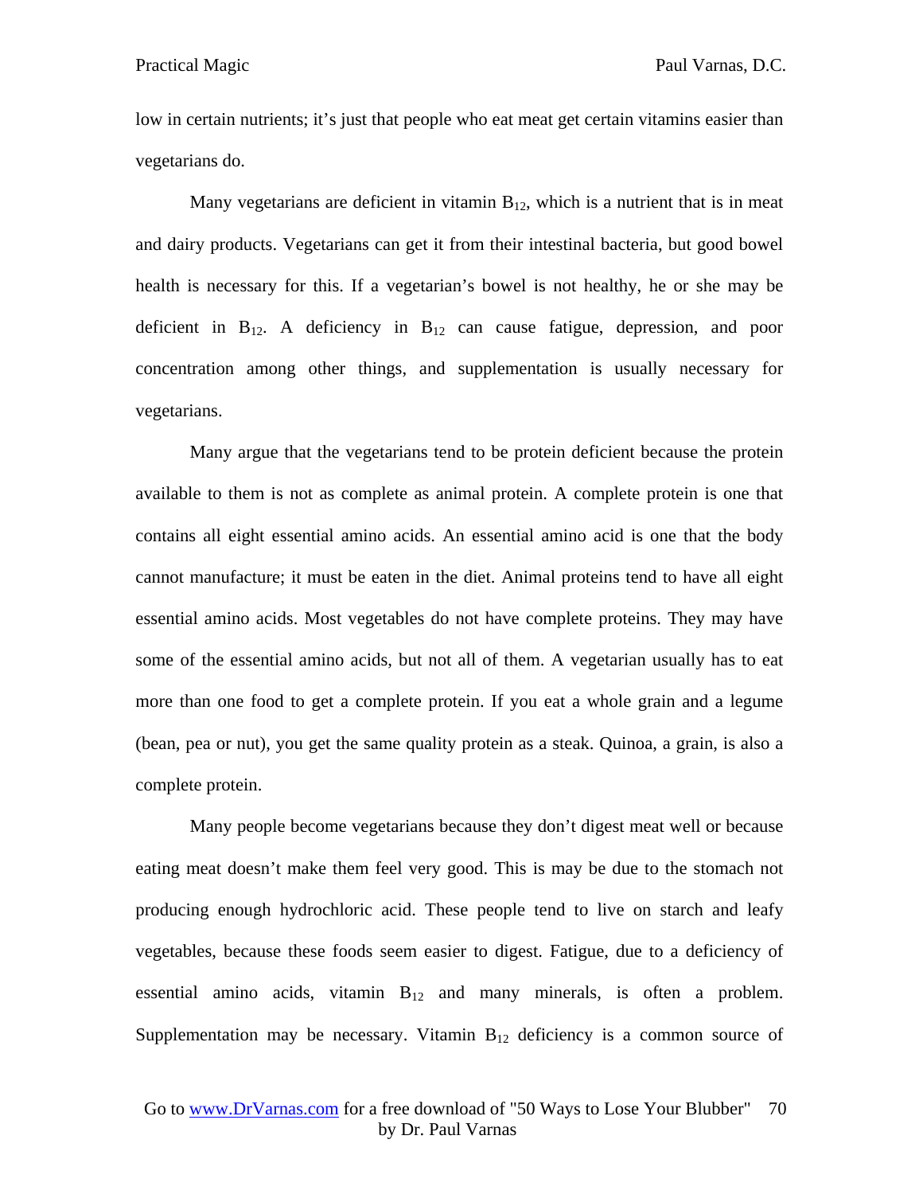low in certain nutrients; it's just that people who eat meat get certain vitamins easier than vegetarians do.

Many vegetarians are deficient in vitamin $B_{12}$, which is a nutrient that is in meat and dairy products. Vegetarians can get it from their intestinal bacteria, but good bowel health is necessary for this. If a vegetarian's bowel is not healthy, he or she may be deficient in $B_{12}$. A deficiency in $B_{12}$ can cause fatigue, depression, and poor concentration among other things, and supplementation is usually necessary for vegetarians.

Many argue that the vegetarians tend to be protein deficient because the protein available to them is not as complete as animal protein. A complete protein is one that contains all eight essential amino acids. An essential amino acid is one that the body cannot manufacture; it must be eaten in the diet. Animal proteins tend to have all eight essential amino acids. Most vegetables do not have complete proteins. They may have some of the essential amino acids, but not all of them. A vegetarian usually has to eat more than one food to get a complete protein. If you eat a whole grain and a legume (bean, pea or nut), you get the same quality protein as a steak. Quinoa, a grain, is also a complete protein.

Many people become vegetarians because they don't digest meat well or because eating meat doesn't make them feel very good. This is may be due to the stomach not producing enough hydrochloric acid. These people tend to live on starch and leafy vegetables, because these foods seem easier to digest. Fatigue, due to a deficiency of essential amino acids, vitamin $B_{12}$ and many minerals, is often a problem. Supplementation may be necessary. Vitamin $B_{12}$ deficiency is a common source of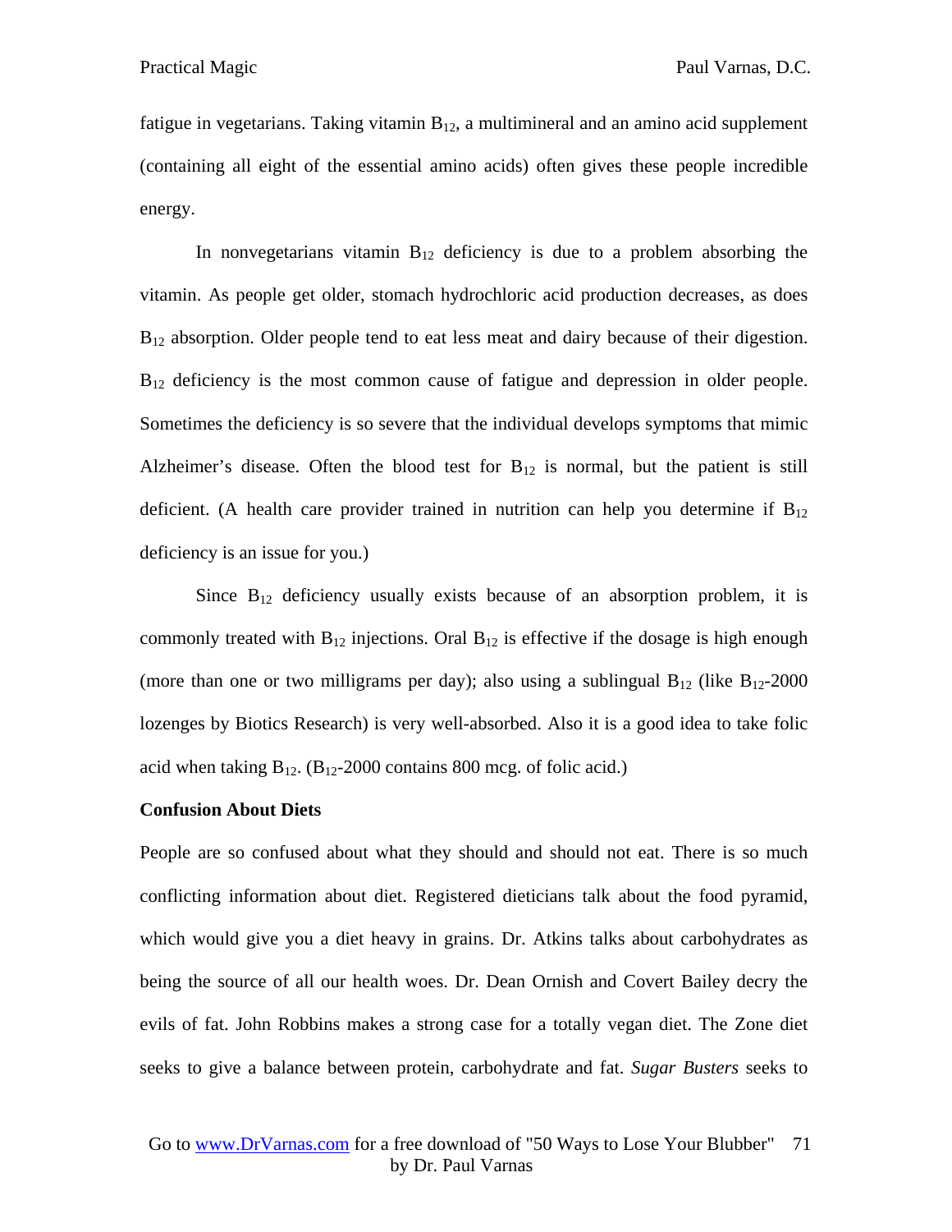fatigue in vegetarians. Taking vitamin $B_{12}$, a multimineral and an amino acid supplement (containing all eight of the essential amino acids) often gives these people incredible energy.

In nonvegetarians vitamin $B_{12}$ deficiency is due to a problem absorbing the vitamin. As people get older, stomach hydrochloric acid production decreases, as does $B_{12}$ absorption. Older people tend to eat less meat and dairy because of their digestion. $B_{12}$ deficiency is the most common cause of fatigue and depression in older people. Sometimes the deficiency is so severe that the individual develops symptoms that mimic Alzheimer's disease. Often the blood test for $B_{12}$ is normal, but the patient is still deficient. (A health care provider trained in nutrition can help you determine if $B_{12}$ deficiency is an issue for you.)

Since $B_{12}$ deficiency usually exists because of an absorption problem, it is commonly treated with $B_{12}$ injections. Oral $B_{12}$ is effective if the dosage is high enough (more than one or two milligrams per day); also using a sublingual $B_{12}$ (like $B_{12}$-2000 lozenges by Biotics Research) is very well-absorbed. Also it is a good idea to take folic acid when taking $B_{12}$. ($B_{12}$-2000 contains 800 mcg. of folic acid.)

**Confusion About Diets**

People are so confused about what they should and should not eat. There is so much conflicting information about diet. Registered dieticians talk about the food pyramid, which would give you a diet heavy in grains. Dr. Atkins talks about carbohydrates as being the source of all our health woes. Dr. Dean Ornish and Covert Bailey decry the evils of fat. John Robbins makes a strong case for a totally vegan diet. The Zone diet seeks to give a balance between protein, carbohydrate and fat. *Sugar Busters* seeks to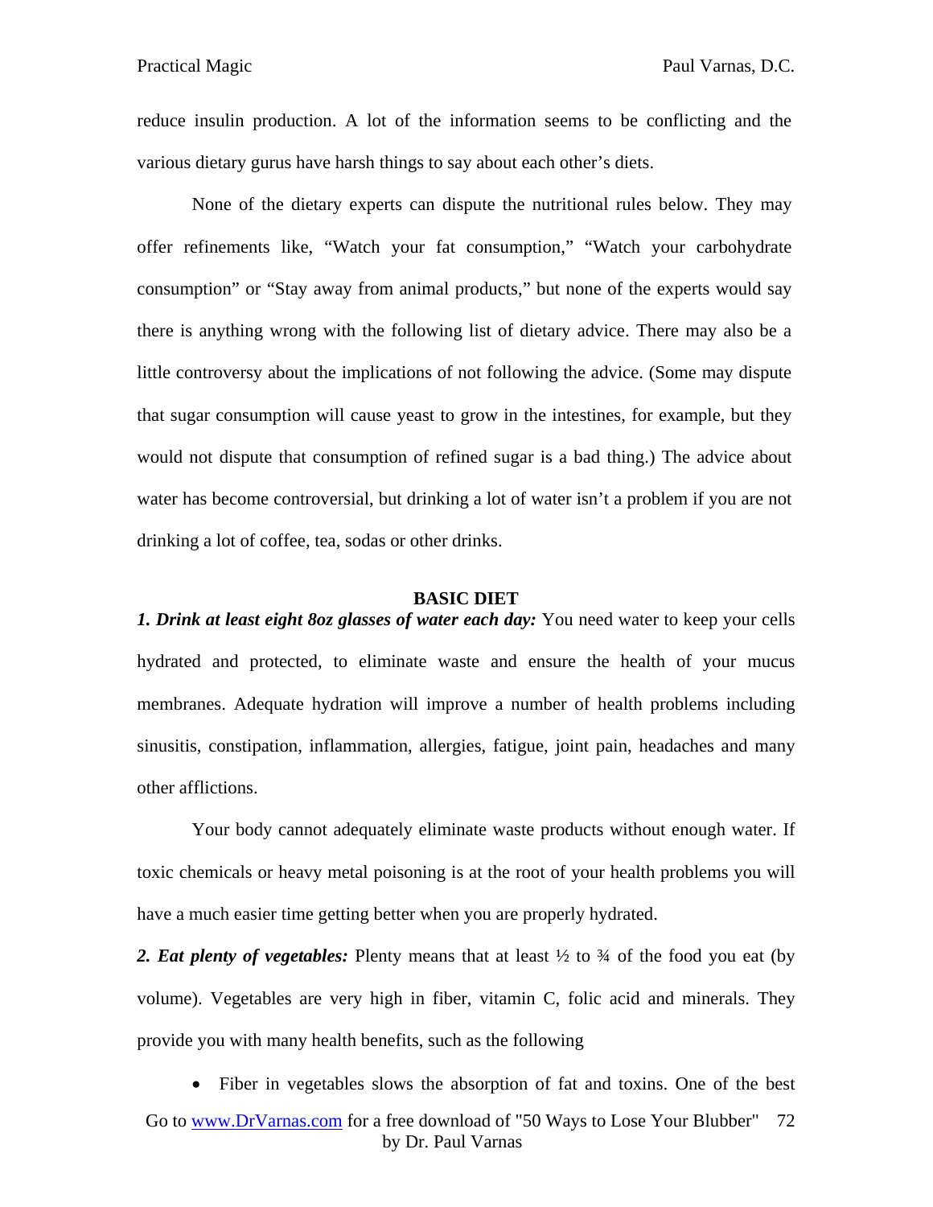reduce insulin production. A lot of the information seems to be conflicting and the various dietary gurus have harsh things to say about each other's diets.

None of the dietary experts can dispute the nutritional rules below. They may offer refinements like, "Watch your fat consumption," "Watch your carbohydrate consumption" or "Stay away from animal products," but none of the experts would say there is anything wrong with the following list of dietary advice. There may also be a little controversy about the implications of not following the advice. (Some may dispute that sugar consumption will cause yeast to grow in the intestines, for example, but they would not dispute that consumption of refined sugar is a bad thing.) The advice about water has become controversial, but drinking a lot of water isn't a problem if you are not drinking a lot of coffee, tea, sodas or other drinks.

## BASIC DIET

***1. Drink at least eight 8oz glasses of water each day:*** You need water to keep your cells hydrated and protected, to eliminate waste and ensure the health of your mucus membranes. Adequate hydration will improve a number of health problems including sinusitis, constipation, inflammation, allergies, fatigue, joint pain, headaches and many other afflictions.

Your body cannot adequately eliminate waste products without enough water. If toxic chemicals or heavy metal poisoning is at the root of your health problems you will have a much easier time getting better when you are properly hydrated.

***2. Eat plenty of vegetables:*** Plenty means that at least ½ to ¾ of the food you eat (by volume). Vegetables are very high in fiber, vitamin C, folic acid and minerals. They provide you with many health benefits, such as the following

- Fiber in vegetables slows the absorption of fat and toxins. One of the best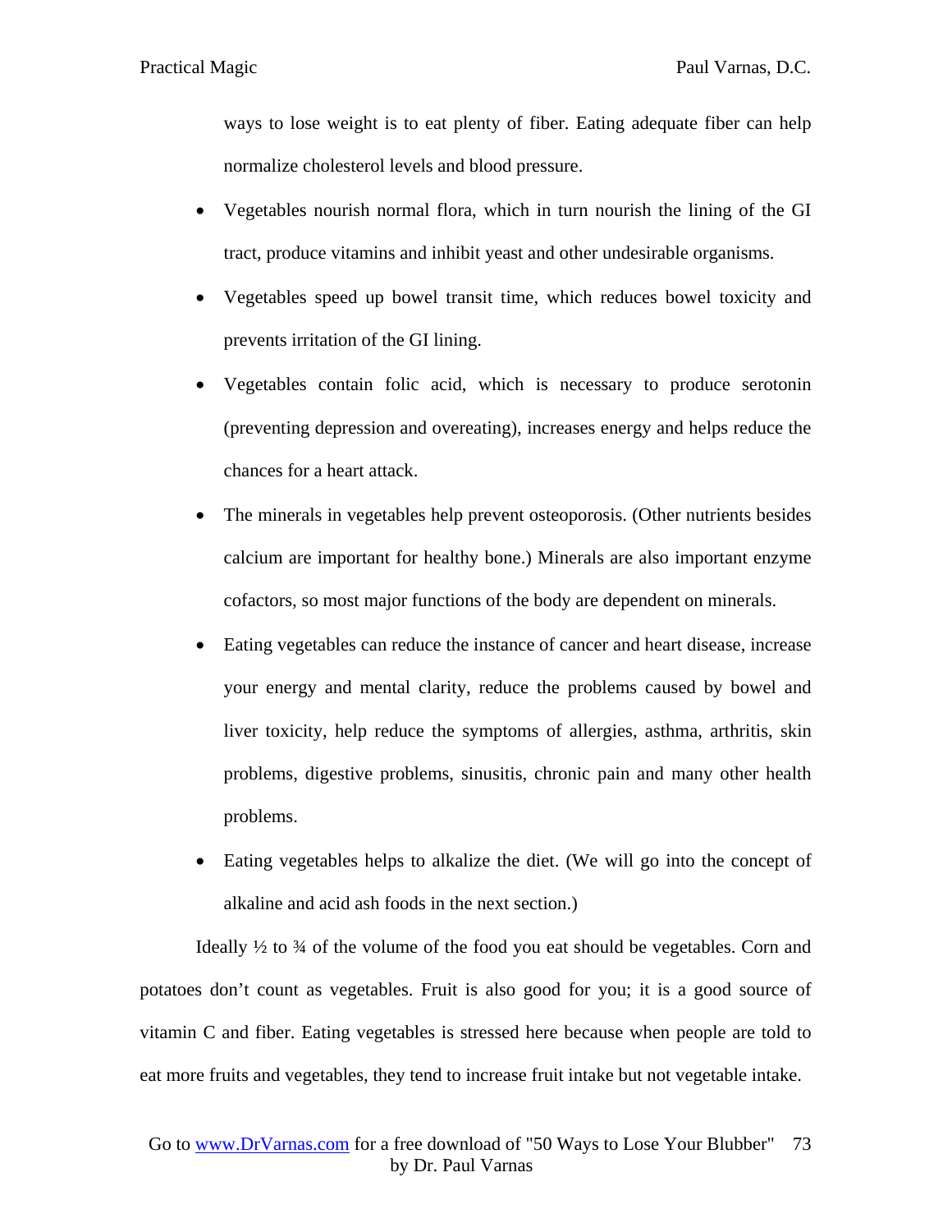ways to lose weight is to eat plenty of fiber. Eating adequate fiber can help normalize cholesterol levels and blood pressure.

- Vegetables nourish normal flora, which in turn nourish the lining of the GI tract, produce vitamins and inhibit yeast and other undesirable organisms.
- Vegetables speed up bowel transit time, which reduces bowel toxicity and prevents irritation of the GI lining.
- Vegetables contain folic acid, which is necessary to produce serotonin (preventing depression and overeating), increases energy and helps reduce the chances for a heart attack.
- The minerals in vegetables help prevent osteoporosis. (Other nutrients besides calcium are important for healthy bone.) Minerals are also important enzyme cofactors, so most major functions of the body are dependent on minerals.
- Eating vegetables can reduce the instance of cancer and heart disease, increase your energy and mental clarity, reduce the problems caused by bowel and liver toxicity, help reduce the symptoms of allergies, asthma, arthritis, skin problems, digestive problems, sinusitis, chronic pain and many other health problems.
- Eating vegetables helps to alkalize the diet. (We will go into the concept of alkaline and acid ash foods in the next section.)

Ideally ½ to ¾ of the volume of the food you eat should be vegetables. Corn and potatoes don't count as vegetables. Fruit is also good for you; it is a good source of vitamin C and fiber. Eating vegetables is stressed here because when people are told to eat more fruits and vegetables, they tend to increase fruit intake but not vegetable intake.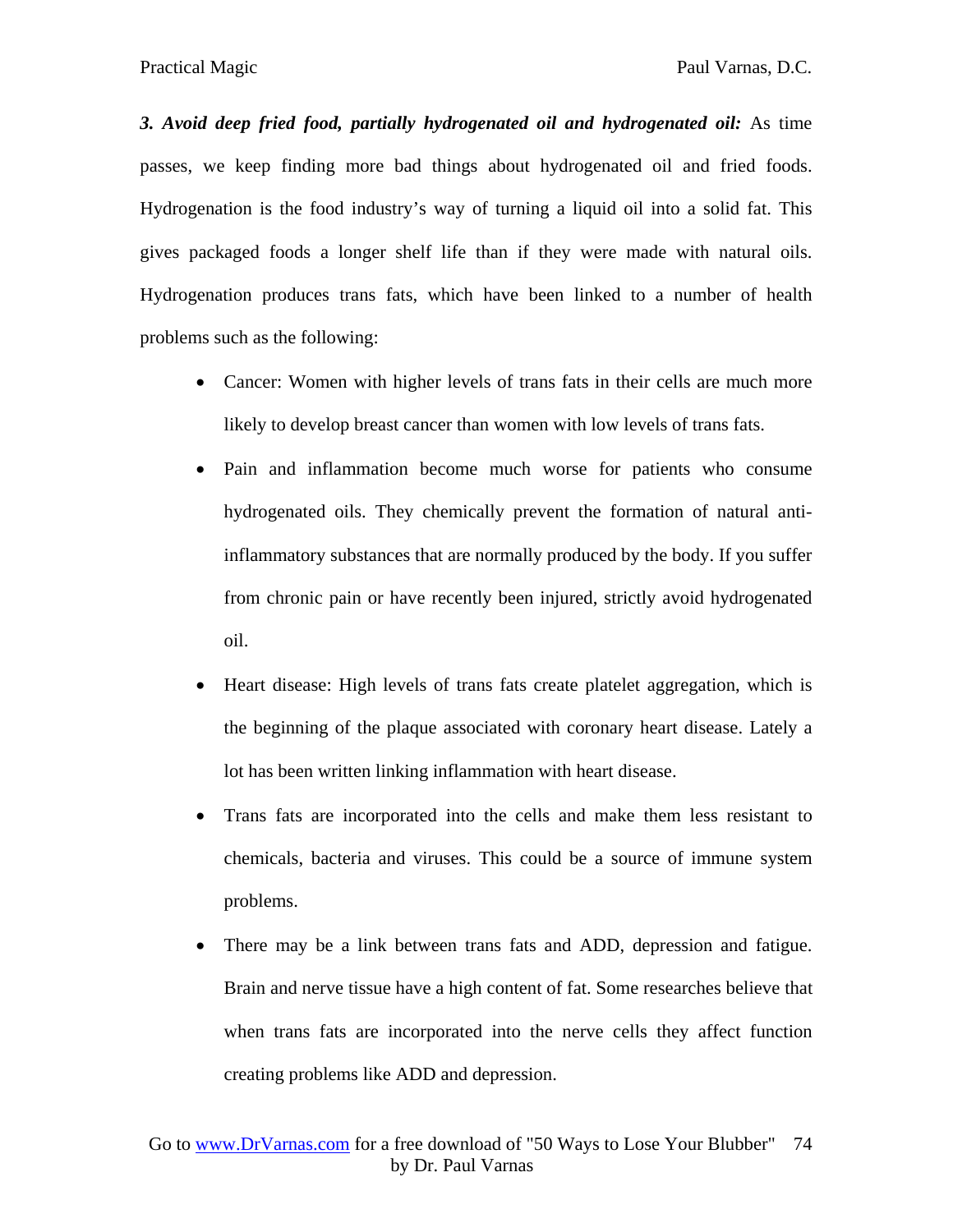***3. Avoid deep fried food, partially hydrogenated oil and hydrogenated oil:*** As time passes, we keep finding more bad things about hydrogenated oil and fried foods. Hydrogenation is the food industry's way of turning a liquid oil into a solid fat. This gives packaged foods a longer shelf life than if they were made with natural oils. Hydrogenation produces trans fats, which have been linked to a number of health problems such as the following:

- Cancer: Women with higher levels of trans fats in their cells are much more likely to develop breast cancer than women with low levels of trans fats.
- Pain and inflammation become much worse for patients who consume hydrogenated oils. They chemically prevent the formation of natural anti-inflammatory substances that are normally produced by the body. If you suffer from chronic pain or have recently been injured, strictly avoid hydrogenated oil.
- Heart disease: High levels of trans fats create platelet aggregation, which is the beginning of the plaque associated with coronary heart disease. Lately a lot has been written linking inflammation with heart disease.
- Trans fats are incorporated into the cells and make them less resistant to chemicals, bacteria and viruses. This could be a source of immune system problems.
- There may be a link between trans fats and ADD, depression and fatigue. Brain and nerve tissue have a high content of fat. Some researches believe that when trans fats are incorporated into the nerve cells they affect function creating problems like ADD and depression.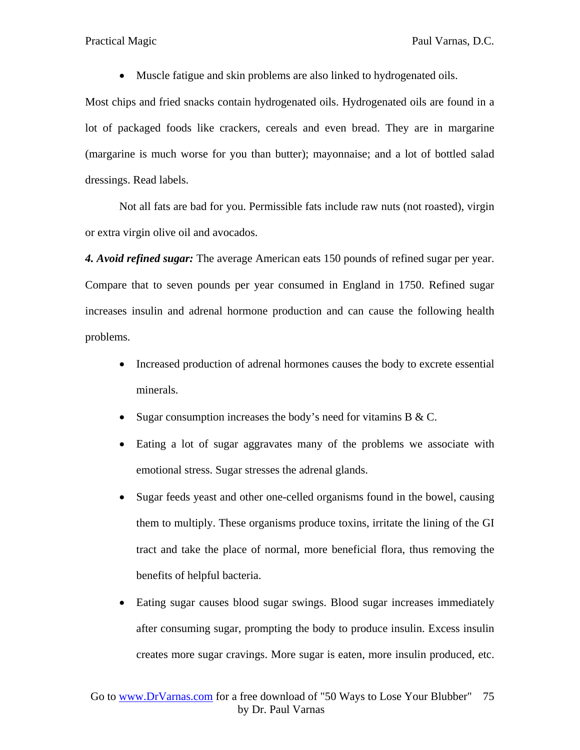- Muscle fatigue and skin problems are also linked to hydrogenated oils.

Most chips and fried snacks contain hydrogenated oils. Hydrogenated oils are found in a lot of packaged foods like crackers, cereals and even bread. They are in margarine (margarine is much worse for you than butter); mayonnaise; and a lot of bottled salad dressings. Read labels.

Not all fats are bad for you. Permissible fats include raw nuts (not roasted), virgin or extra virgin olive oil and avocados.

***4. Avoid refined sugar:*** The average American eats 150 pounds of refined sugar per year. Compare that to seven pounds per year consumed in England in 1750. Refined sugar increases insulin and adrenal hormone production and can cause the following health problems.

- Increased production of adrenal hormones causes the body to excrete essential minerals.
- Sugar consumption increases the body's need for vitamins B & C.
- Eating a lot of sugar aggravates many of the problems we associate with emotional stress. Sugar stresses the adrenal glands.
- Sugar feeds yeast and other one-celled organisms found in the bowel, causing them to multiply. These organisms produce toxins, irritate the lining of the GI tract and take the place of normal, more beneficial flora, thus removing the benefits of helpful bacteria.
- Eating sugar causes blood sugar swings. Blood sugar increases immediately after consuming sugar, prompting the body to produce insulin. Excess insulin creates more sugar cravings. More sugar is eaten, more insulin produced, etc.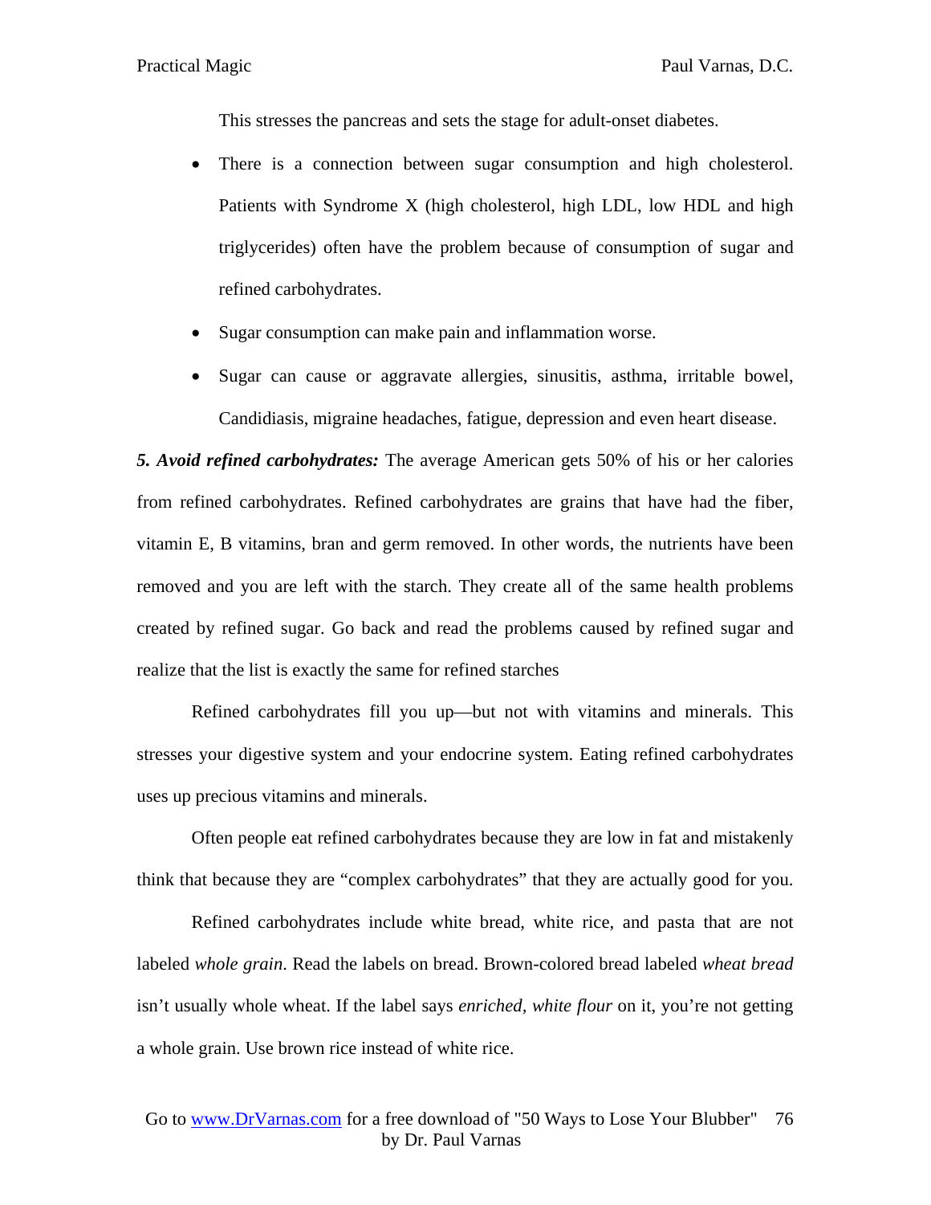This stresses the pancreas and sets the stage for adult-onset diabetes.

- There is a connection between sugar consumption and high cholesterol. Patients with Syndrome X (high cholesterol, high LDL, low HDL and high triglycerides) often have the problem because of consumption of sugar and refined carbohydrates.
- Sugar consumption can make pain and inflammation worse.
- Sugar can cause or aggravate allergies, sinusitis, asthma, irritable bowel, Candidiasis, migraine headaches, fatigue, depression and even heart disease.

***5. Avoid refined carbohydrates:*** The average American gets 50% of his or her calories from refined carbohydrates. Refined carbohydrates are grains that have had the fiber, vitamin E, B vitamins, bran and germ removed. In other words, the nutrients have been removed and you are left with the starch. They create all of the same health problems created by refined sugar. Go back and read the problems caused by refined sugar and realize that the list is exactly the same for refined starches

Refined carbohydrates fill you up—but not with vitamins and minerals. This stresses your digestive system and your endocrine system. Eating refined carbohydrates uses up precious vitamins and minerals.

Often people eat refined carbohydrates because they are low in fat and mistakenly think that because they are "complex carbohydrates" that they are actually good for you.

Refined carbohydrates include white bread, white rice, and pasta that are not labeled *whole grain*. Read the labels on bread. Brown-colored bread labeled *wheat bread* isn't usually whole wheat. If the label says *enriched, white flour* on it, you're not getting a whole grain. Use brown rice instead of white rice.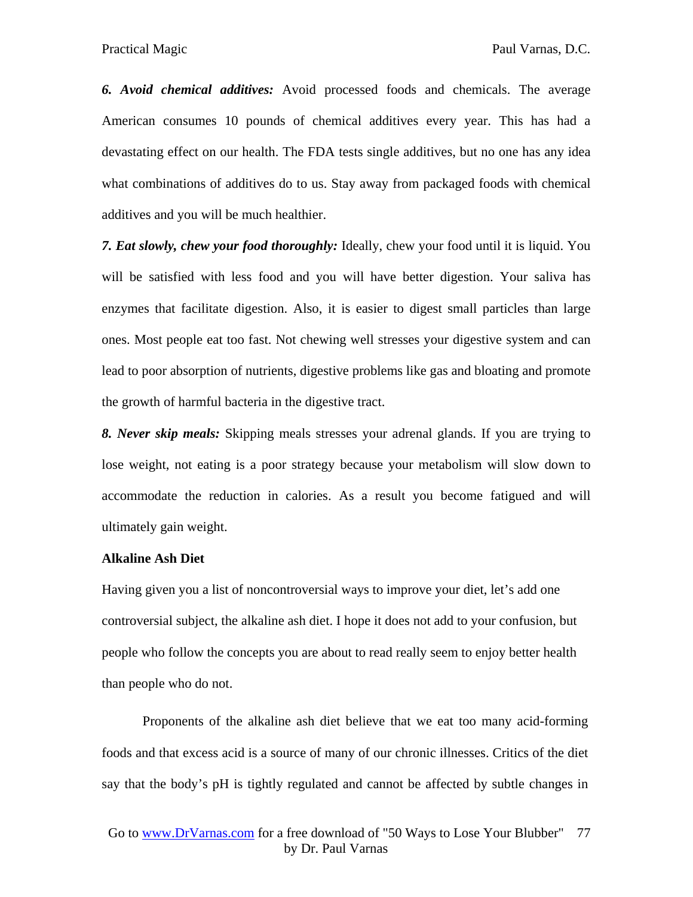***6. Avoid chemical additives:*** Avoid processed foods and chemicals. The average American consumes 10 pounds of chemical additives every year. This has had a devastating effect on our health. The FDA tests single additives, but no one has any idea what combinations of additives do to us. Stay away from packaged foods with chemical additives and you will be much healthier.

***7. Eat slowly, chew your food thoroughly:*** Ideally, chew your food until it is liquid. You will be satisfied with less food and you will have better digestion. Your saliva has enzymes that facilitate digestion. Also, it is easier to digest small particles than large ones. Most people eat too fast. Not chewing well stresses your digestive system and can lead to poor absorption of nutrients, digestive problems like gas and bloating and promote the growth of harmful bacteria in the digestive tract.

***8. Never skip meals:*** Skipping meals stresses your adrenal glands. If you are trying to lose weight, not eating is a poor strategy because your metabolism will slow down to accommodate the reduction in calories. As a result you become fatigued and will ultimately gain weight.

**Alkaline Ash Diet**

Having given you a list of noncontroversial ways to improve your diet, let's add one controversial subject, the alkaline ash diet. I hope it does not add to your confusion, but people who follow the concepts you are about to read really seem to enjoy better health than people who do not.

Proponents of the alkaline ash diet believe that we eat too many acid-forming foods and that excess acid is a source of many of our chronic illnesses. Critics of the diet say that the body's pH is tightly regulated and cannot be affected by subtle changes in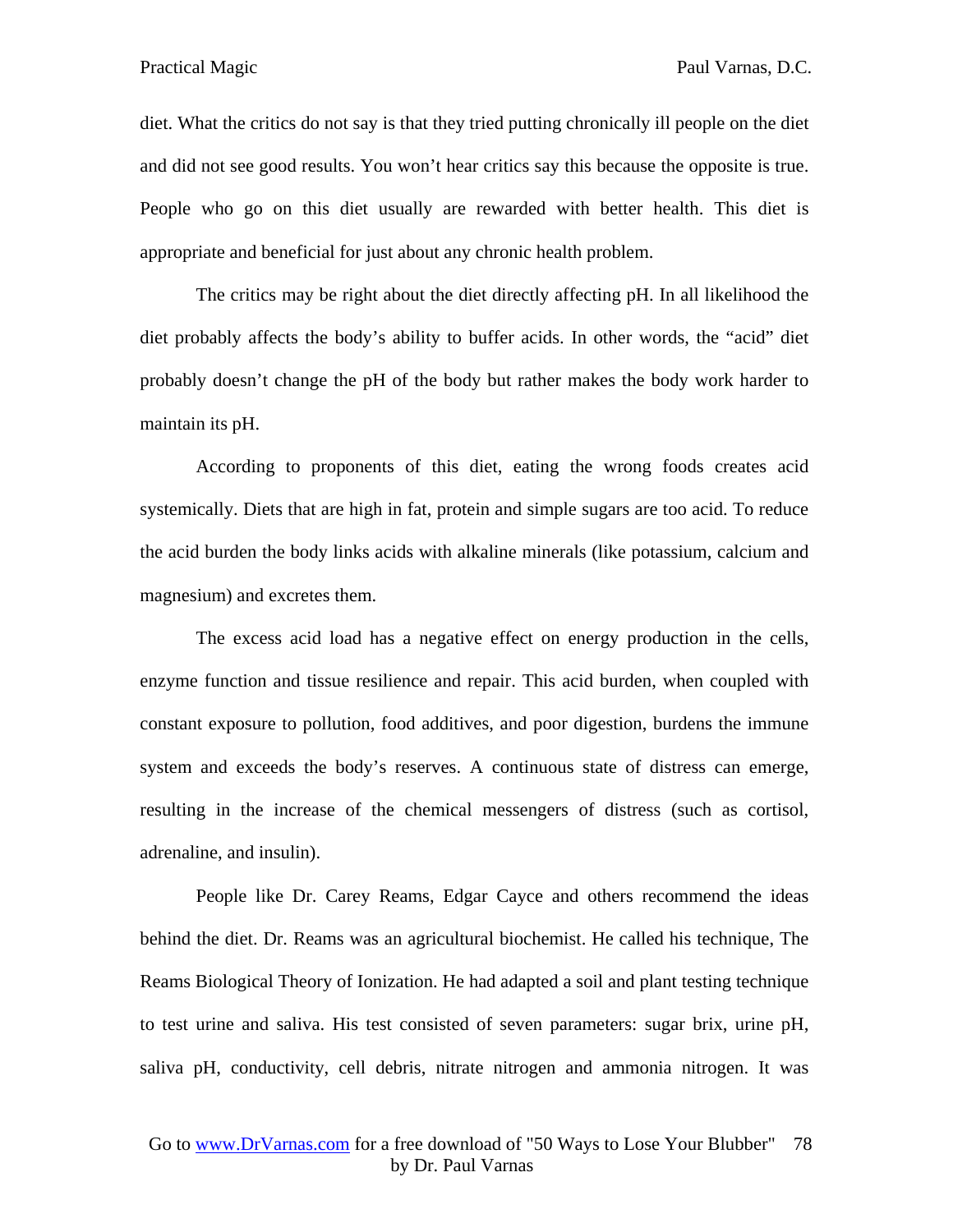diet. What the critics do not say is that they tried putting chronically ill people on the diet and did not see good results. You won't hear critics say this because the opposite is true. People who go on this diet usually are rewarded with better health. This diet is appropriate and beneficial for just about any chronic health problem.

The critics may be right about the diet directly affecting pH. In all likelihood the diet probably affects the body's ability to buffer acids. In other words, the "acid" diet probably doesn't change the pH of the body but rather makes the body work harder to maintain its pH.

According to proponents of this diet, eating the wrong foods creates acid systemically. Diets that are high in fat, protein and simple sugars are too acid. To reduce the acid burden the body links acids with alkaline minerals (like potassium, calcium and magnesium) and excretes them.

The excess acid load has a negative effect on energy production in the cells, enzyme function and tissue resilience and repair. This acid burden, when coupled with constant exposure to pollution, food additives, and poor digestion, burdens the immune system and exceeds the body's reserves. A continuous state of distress can emerge, resulting in the increase of the chemical messengers of distress (such as cortisol, adrenaline, and insulin).

People like Dr. Carey Reams, Edgar Cayce and others recommend the ideas behind the diet. Dr. Reams was an agricultural biochemist. He called his technique, The Reams Biological Theory of Ionization. He had adapted a soil and plant testing technique to test urine and saliva. His test consisted of seven parameters: sugar brix, urine pH, saliva pH, conductivity, cell debris, nitrate nitrogen and ammonia nitrogen. It was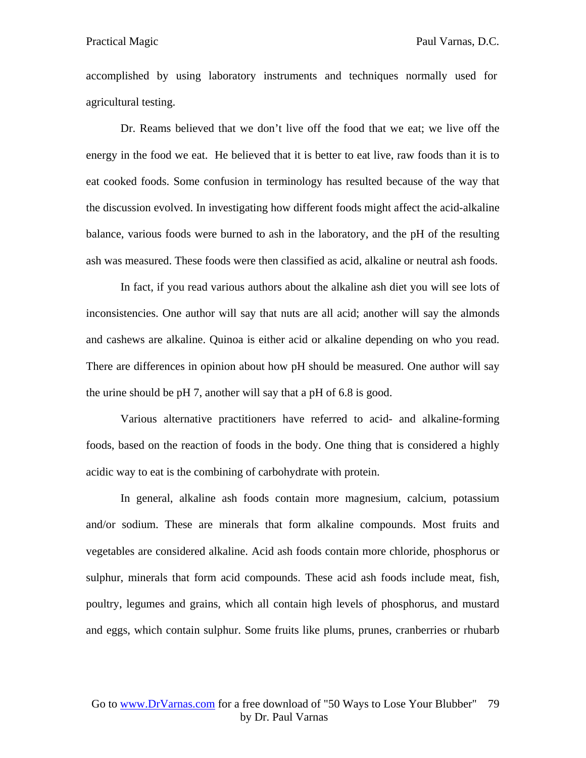accomplished by using laboratory instruments and techniques normally used for agricultural testing.

Dr. Reams believed that we don't live off the food that we eat; we live off the energy in the food we eat. He believed that it is better to eat live, raw foods than it is to eat cooked foods. Some confusion in terminology has resulted because of the way that the discussion evolved. In investigating how different foods might affect the acid-alkaline balance, various foods were burned to ash in the laboratory, and the pH of the resulting ash was measured. These foods were then classified as acid, alkaline or neutral ash foods.

In fact, if you read various authors about the alkaline ash diet you will see lots of inconsistencies. One author will say that nuts are all acid; another will say the almonds and cashews are alkaline. Quinoa is either acid or alkaline depending on who you read. There are differences in opinion about how pH should be measured. One author will say the urine should be pH 7, another will say that a pH of 6.8 is good.

Various alternative practitioners have referred to acid- and alkaline-forming foods, based on the reaction of foods in the body. One thing that is considered a highly acidic way to eat is the combining of carbohydrate with protein.

In general, alkaline ash foods contain more magnesium, calcium, potassium and/or sodium. These are minerals that form alkaline compounds. Most fruits and vegetables are considered alkaline. Acid ash foods contain more chloride, phosphorus or sulphur, minerals that form acid compounds. These acid ash foods include meat, fish, poultry, legumes and grains, which all contain high levels of phosphorus, and mustard and eggs, which contain sulphur. Some fruits like plums, prunes, cranberries or rhubarb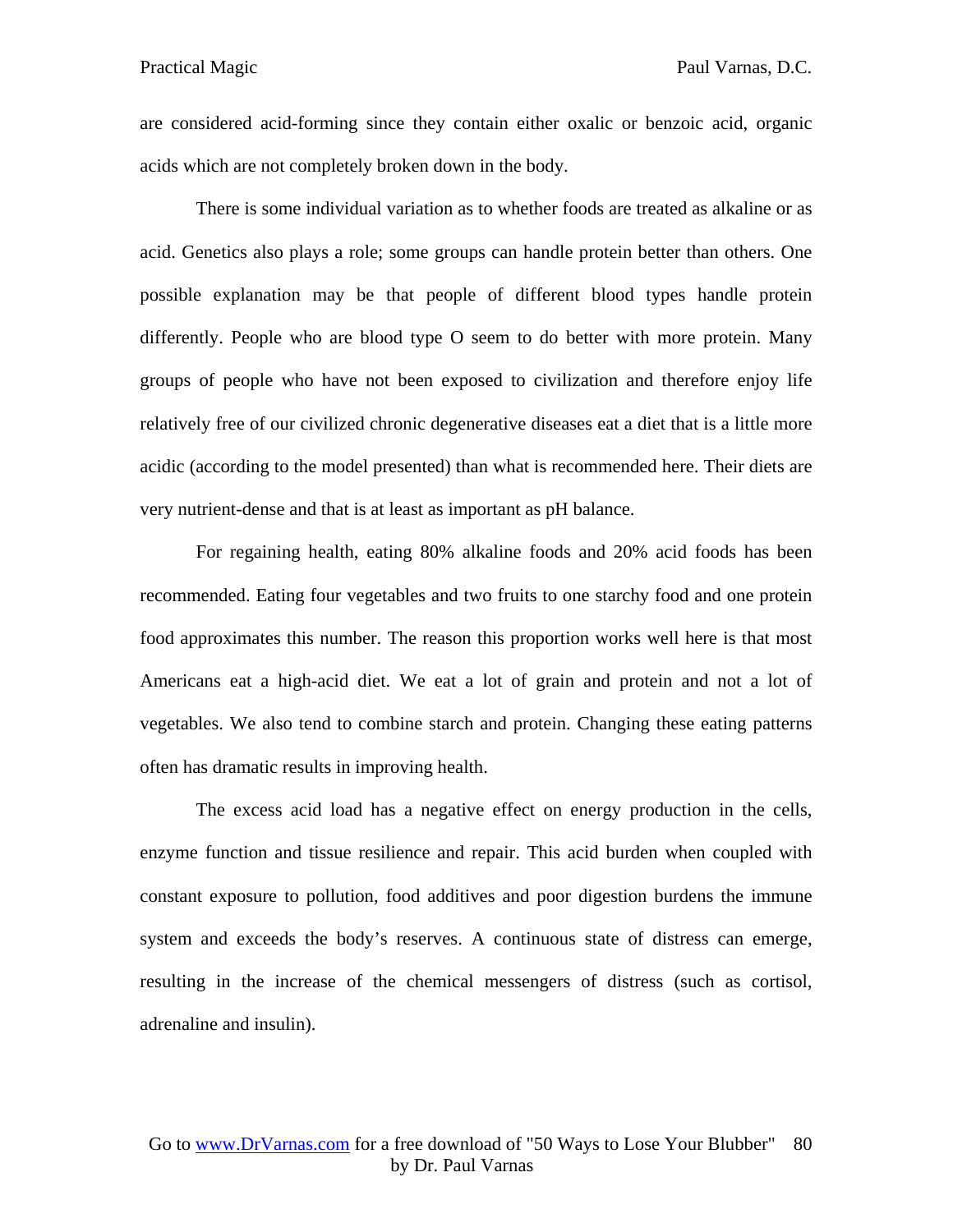are considered acid-forming since they contain either oxalic or benzoic acid, organic acids which are not completely broken down in the body.

There is some individual variation as to whether foods are treated as alkaline or as acid. Genetics also plays a role; some groups can handle protein better than others. One possible explanation may be that people of different blood types handle protein differently. People who are blood type O seem to do better with more protein. Many groups of people who have not been exposed to civilization and therefore enjoy life relatively free of our civilized chronic degenerative diseases eat a diet that is a little more acidic (according to the model presented) than what is recommended here. Their diets are very nutrient-dense and that is at least as important as pH balance.

For regaining health, eating 80% alkaline foods and 20% acid foods has been recommended. Eating four vegetables and two fruits to one starchy food and one protein food approximates this number. The reason this proportion works well here is that most Americans eat a high-acid diet. We eat a lot of grain and protein and not a lot of vegetables. We also tend to combine starch and protein. Changing these eating patterns often has dramatic results in improving health.

The excess acid load has a negative effect on energy production in the cells, enzyme function and tissue resilience and repair. This acid burden when coupled with constant exposure to pollution, food additives and poor digestion burdens the immune system and exceeds the body's reserves. A continuous state of distress can emerge, resulting in the increase of the chemical messengers of distress (such as cortisol, adrenaline and insulin).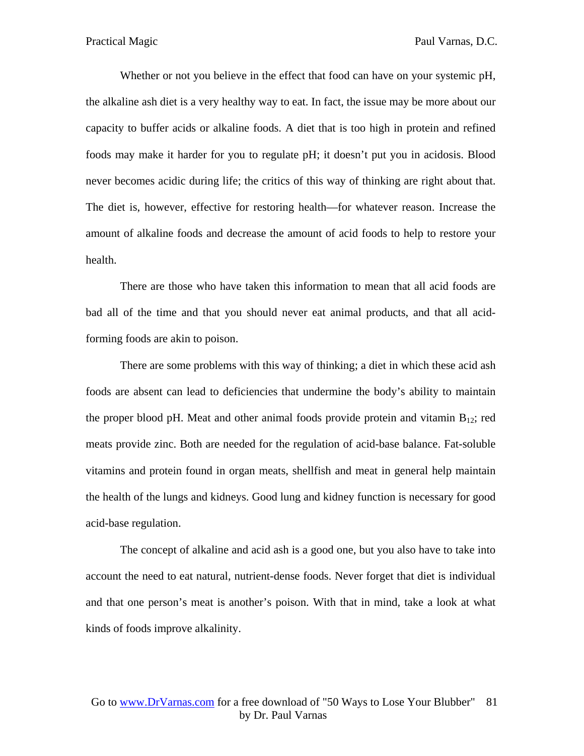Whether or not you believe in the effect that food can have on your systemic pH, the alkaline ash diet is a very healthy way to eat. In fact, the issue may be more about our capacity to buffer acids or alkaline foods. A diet that is too high in protein and refined foods may make it harder for you to regulate pH; it doesn't put you in acidosis. Blood never becomes acidic during life; the critics of this way of thinking are right about that. The diet is, however, effective for restoring health—for whatever reason. Increase the amount of alkaline foods and decrease the amount of acid foods to help to restore your health.

There are those who have taken this information to mean that all acid foods are bad all of the time and that you should never eat animal products, and that all acid-forming foods are akin to poison.

There are some problems with this way of thinking; a diet in which these acid ash foods are absent can lead to deficiencies that undermine the body's ability to maintain the proper blood pH. Meat and other animal foods provide protein and vitamin $B_{12}$; red meats provide zinc. Both are needed for the regulation of acid-base balance. Fat-soluble vitamins and protein found in organ meats, shellfish and meat in general help maintain the health of the lungs and kidneys. Good lung and kidney function is necessary for good acid-base regulation.

The concept of alkaline and acid ash is a good one, but you also have to take into account the need to eat natural, nutrient-dense foods. Never forget that diet is individual and that one person's meat is another's poison. With that in mind, take a look at what kinds of foods improve alkalinity.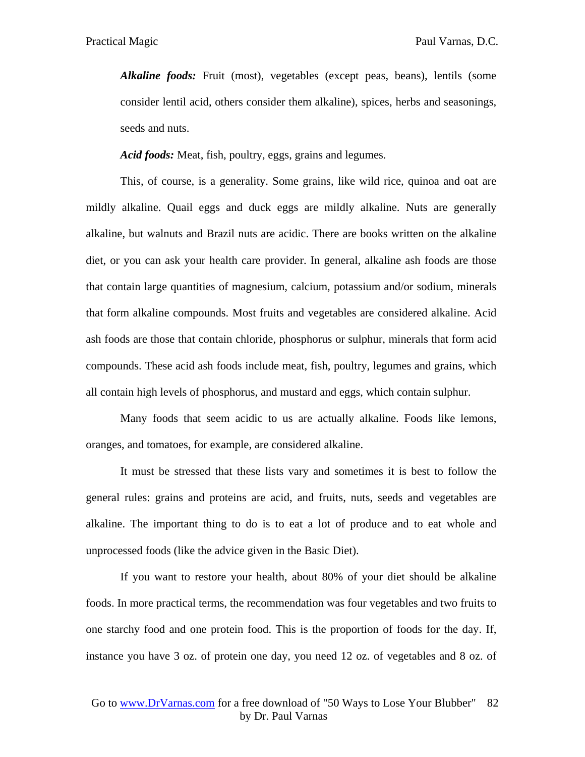***Alkaline foods:*** Fruit (most), vegetables (except peas, beans), lentils (some consider lentil acid, others consider them alkaline), spices, herbs and seasonings, seeds and nuts.

***Acid foods:*** Meat, fish, poultry, eggs, grains and legumes.

This, of course, is a generality. Some grains, like wild rice, quinoa and oat are mildly alkaline. Quail eggs and duck eggs are mildly alkaline. Nuts are generally alkaline, but walnuts and Brazil nuts are acidic. There are books written on the alkaline diet, or you can ask your health care provider. In general, alkaline ash foods are those that contain large quantities of magnesium, calcium, potassium and/or sodium, minerals that form alkaline compounds. Most fruits and vegetables are considered alkaline. Acid ash foods are those that contain chloride, phosphorus or sulphur, minerals that form acid compounds. These acid ash foods include meat, fish, poultry, legumes and grains, which all contain high levels of phosphorus, and mustard and eggs, which contain sulphur.

Many foods that seem acidic to us are actually alkaline. Foods like lemons, oranges, and tomatoes, for example, are considered alkaline.

It must be stressed that these lists vary and sometimes it is best to follow the general rules: grains and proteins are acid, and fruits, nuts, seeds and vegetables are alkaline. The important thing to do is to eat a lot of produce and to eat whole and unprocessed foods (like the advice given in the Basic Diet).

If you want to restore your health, about 80% of your diet should be alkaline foods. In more practical terms, the recommendation was four vegetables and two fruits to one starchy food and one protein food. This is the proportion of foods for the day. If, instance you have 3 oz. of protein one day, you need 12 oz. of vegetables and 8 oz. of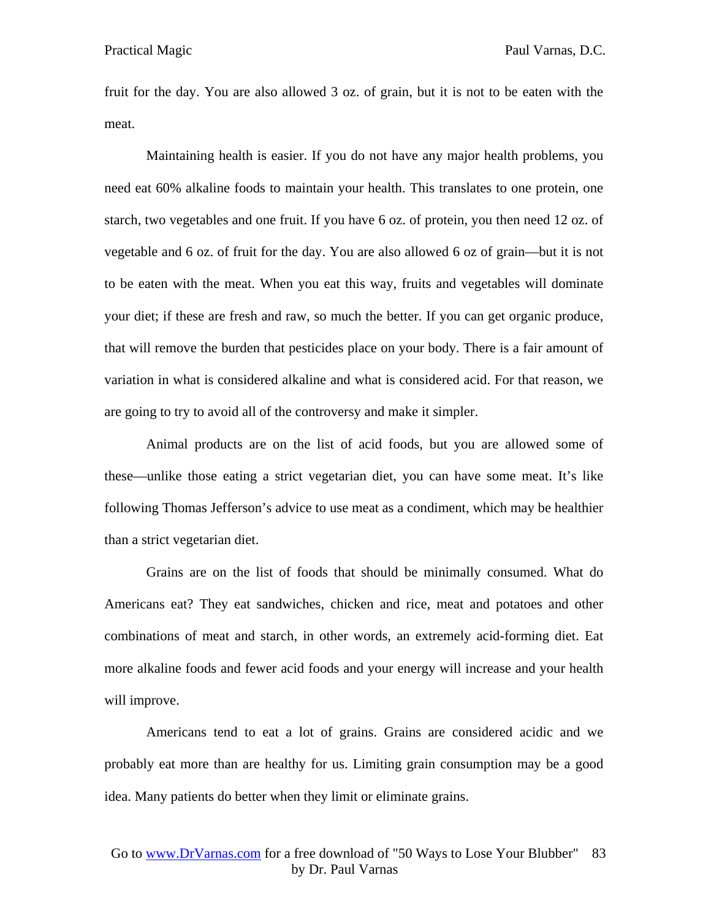fruit for the day. You are also allowed 3 oz. of grain, but it is not to be eaten with the meat.

Maintaining health is easier. If you do not have any major health problems, you need eat 60% alkaline foods to maintain your health. This translates to one protein, one starch, two vegetables and one fruit. If you have 6 oz. of protein, you then need 12 oz. of vegetable and 6 oz. of fruit for the day. You are also allowed 6 oz of grain—but it is not to be eaten with the meat. When you eat this way, fruits and vegetables will dominate your diet; if these are fresh and raw, so much the better. If you can get organic produce, that will remove the burden that pesticides place on your body. There is a fair amount of variation in what is considered alkaline and what is considered acid. For that reason, we are going to try to avoid all of the controversy and make it simpler.

Animal products are on the list of acid foods, but you are allowed some of these—unlike those eating a strict vegetarian diet, you can have some meat. It's like following Thomas Jefferson's advice to use meat as a condiment, which may be healthier than a strict vegetarian diet.

Grains are on the list of foods that should be minimally consumed. What do Americans eat? They eat sandwiches, chicken and rice, meat and potatoes and other combinations of meat and starch, in other words, an extremely acid-forming diet. Eat more alkaline foods and fewer acid foods and your energy will increase and your health will improve.

Americans tend to eat a lot of grains. Grains are considered acidic and we probably eat more than are healthy for us. Limiting grain consumption may be a good idea. Many patients do better when they limit or eliminate grains.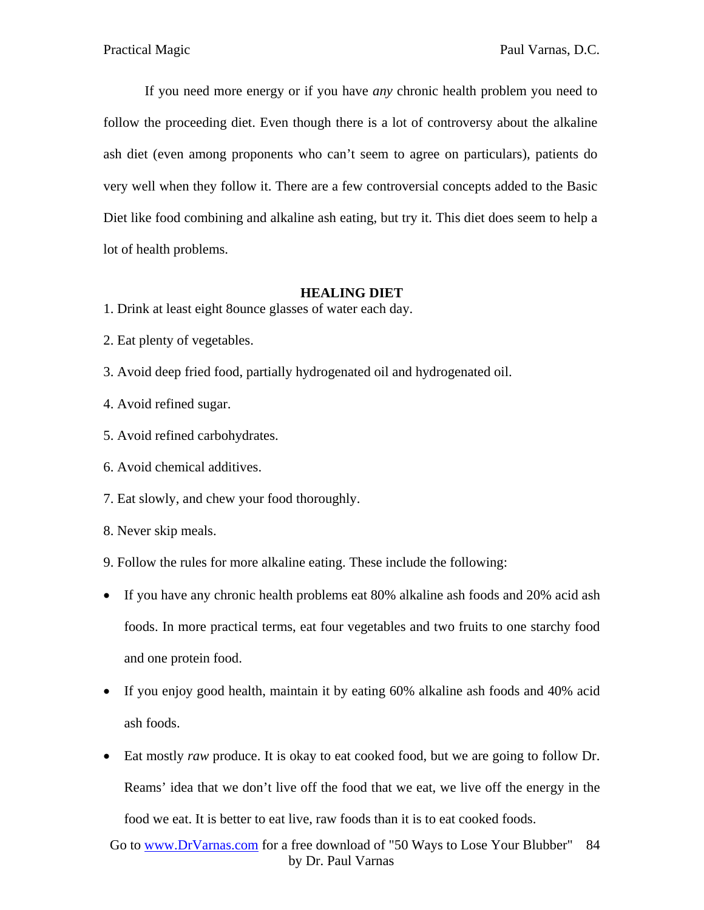If you need more energy or if you have *any* chronic health problem you need to follow the proceeding diet. Even though there is a lot of controversy about the alkaline ash diet (even among proponents who can't seem to agree on particulars), patients do very well when they follow it. There are a few controversial concepts added to the Basic Diet like food combining and alkaline ash eating, but try it. This diet does seem to help a lot of health problems.

**HEALING DIET**

1. Drink at least eight 8ounce glasses of water each day.
2. Eat plenty of vegetables.
3. Avoid deep fried food, partially hydrogenated oil and hydrogenated oil.
4. Avoid refined sugar.
5. Avoid refined carbohydrates.
6. Avoid chemical additives.
7. Eat slowly, and chew your food thoroughly.
8. Never skip meals.
9. Follow the rules for more alkaline eating. These include the following:

- If you have any chronic health problems eat 80% alkaline ash foods and 20% acid ash foods. In more practical terms, eat four vegetables and two fruits to one starchy food and one protein food.
- If you enjoy good health, maintain it by eating 60% alkaline ash foods and 40% acid ash foods.
- Eat mostly *raw* produce. It is okay to eat cooked food, but we are going to follow Dr. Reams' idea that we don't live off the food that we eat, we live off the energy in the food we eat. It is better to eat live, raw foods than it is to eat cooked foods.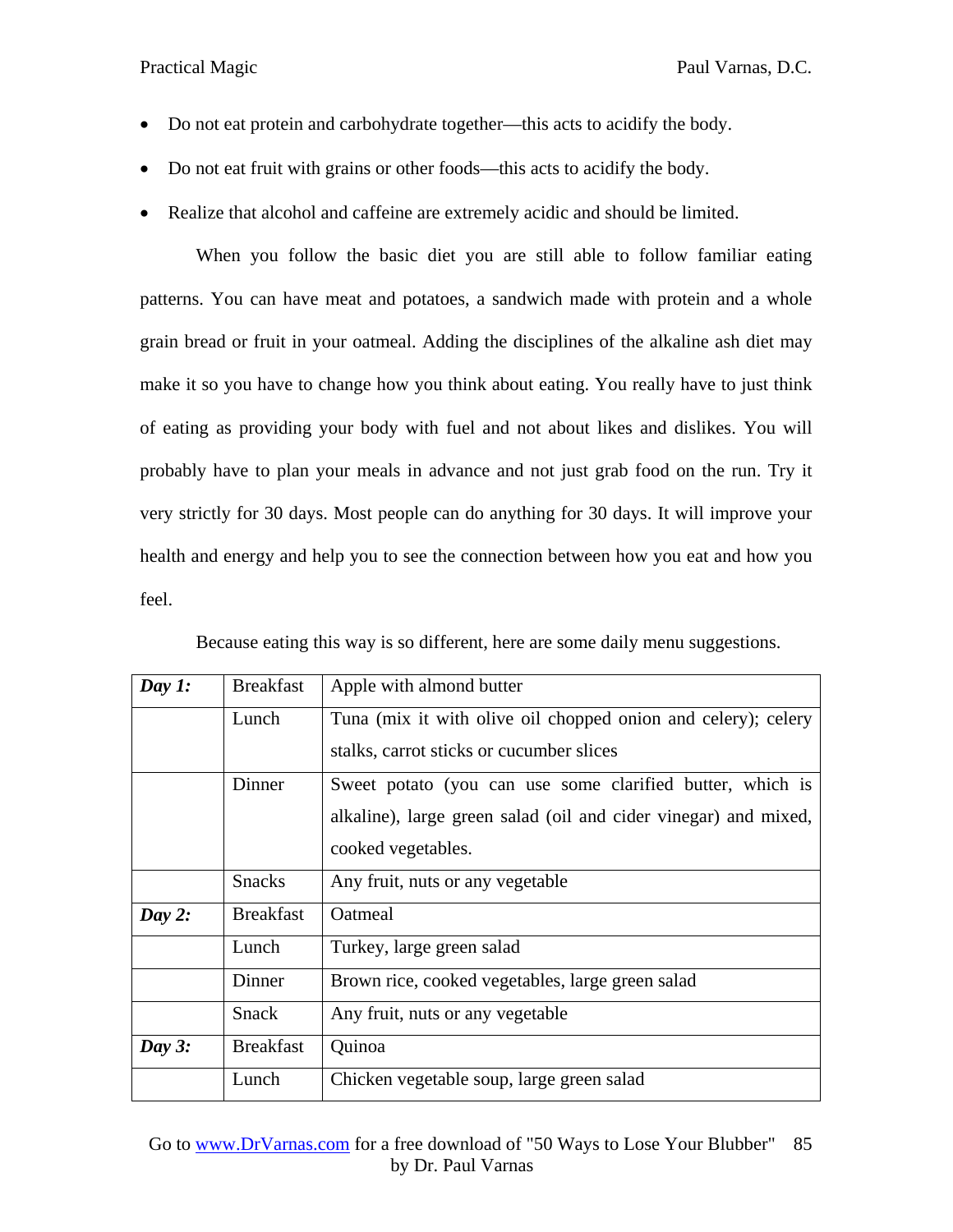- Do not eat protein and carbohydrate together—this acts to acidify the body.
- Do not eat fruit with grains or other foods—this acts to acidify the body.
- Realize that alcohol and caffeine are extremely acidic and should be limited.

When you follow the basic diet you are still able to follow familiar eating patterns. You can have meat and potatoes, a sandwich made with protein and a whole grain bread or fruit in your oatmeal. Adding the disciplines of the alkaline ash diet may make it so you have to change how you think about eating. You really have to just think of eating as providing your body with fuel and not about likes and dislikes. You will probably have to plan your meals in advance and not just grab food on the run. Try it very strictly for 30 days. Most people can do anything for 30 days. It will improve your health and energy and help you to see the connection between how you eat and how you feel.

Because eating this way is so different, here are some daily menu suggestions.

| | | |
|---|---|---|
| ***Day 1:*** | Breakfast | Apple with almond butter |
| | Lunch | Tuna (mix it with olive oil chopped onion and celery); celery stalks, carrot sticks or cucumber slices |
| | Dinner | Sweet potato (you can use some clarified butter, which is alkaline), large green salad (oil and cider vinegar) and mixed, cooked vegetables. |
| | Snacks | Any fruit, nuts or any vegetable |
| ***Day 2:*** | Breakfast | Oatmeal |
| | Lunch | Turkey, large green salad |
| | Dinner | Brown rice, cooked vegetables, large green salad |
| | Snack | Any fruit, nuts or any vegetable |
| ***Day 3:*** | Breakfast | Quinoa |
| | Lunch | Chicken vegetable soup, large green salad |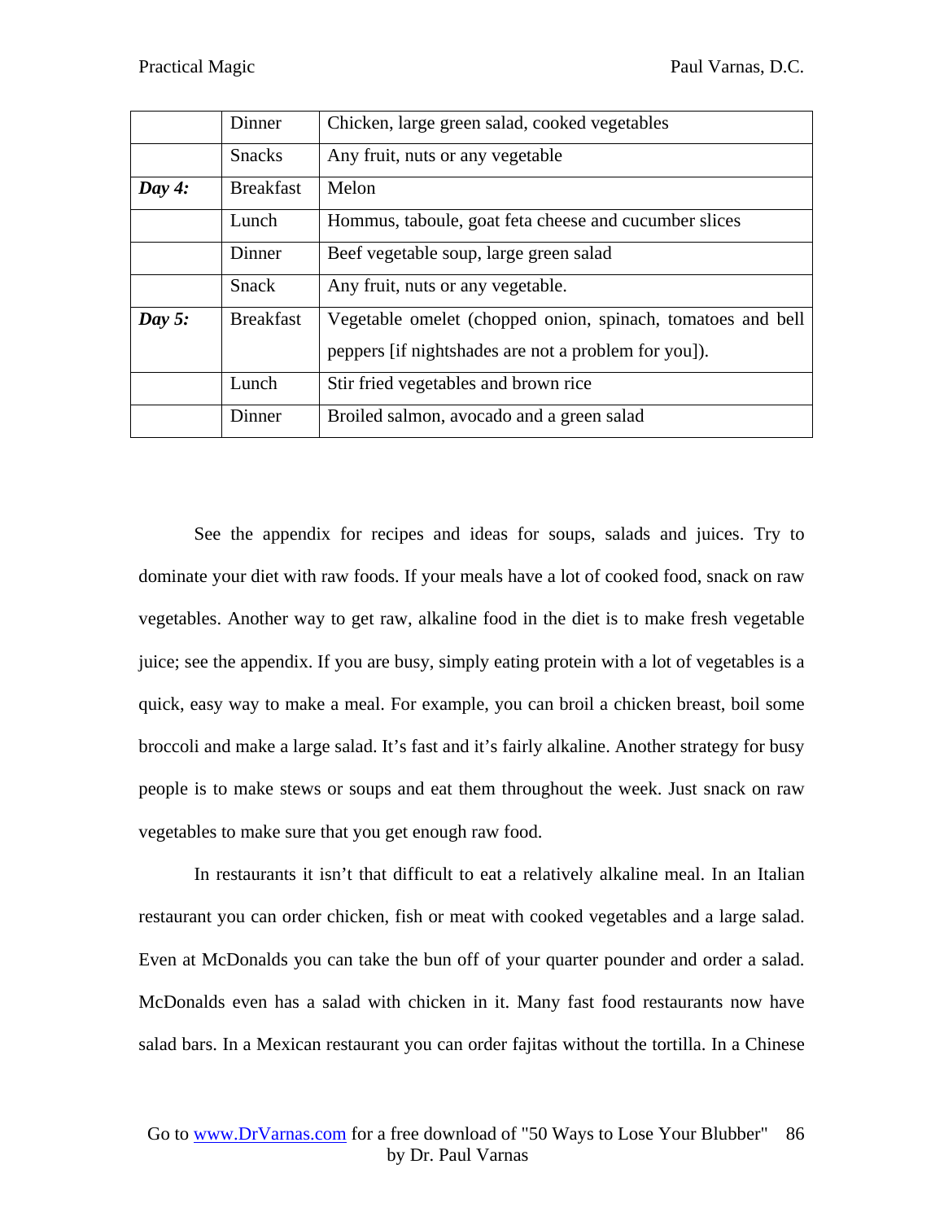| | | |
|---|---|---|
| | Dinner | Chicken, large green salad, cooked vegetables |
| | Snacks | Any fruit, nuts or any vegetable |
| ***Day 4:*** | Breakfast | Melon |
| | Lunch | Hommus, taboule, goat feta cheese and cucumber slices |
| | Dinner | Beef vegetable soup, large green salad |
| | Snack | Any fruit, nuts or any vegetable. |
| ***Day 5:*** | Breakfast | Vegetable omelet (chopped onion, spinach, tomatoes and bell peppers [if nightshades are not a problem for you]). |
| | Lunch | Stir fried vegetables and brown rice |
| | Dinner | Broiled salmon, avocado and a green salad |

See the appendix for recipes and ideas for soups, salads and juices. Try to dominate your diet with raw foods. If your meals have a lot of cooked food, snack on raw vegetables. Another way to get raw, alkaline food in the diet is to make fresh vegetable juice; see the appendix. If you are busy, simply eating protein with a lot of vegetables is a quick, easy way to make a meal. For example, you can broil a chicken breast, boil some broccoli and make a large salad. It's fast and it's fairly alkaline. Another strategy for busy people is to make stews or soups and eat them throughout the week. Just snack on raw vegetables to make sure that you get enough raw food.

In restaurants it isn't that difficult to eat a relatively alkaline meal. In an Italian restaurant you can order chicken, fish or meat with cooked vegetables and a large salad. Even at McDonalds you can take the bun off of your quarter pounder and order a salad. McDonalds even has a salad with chicken in it. Many fast food restaurants now have salad bars. In a Mexican restaurant you can order fajitas without the tortilla. In a Chinese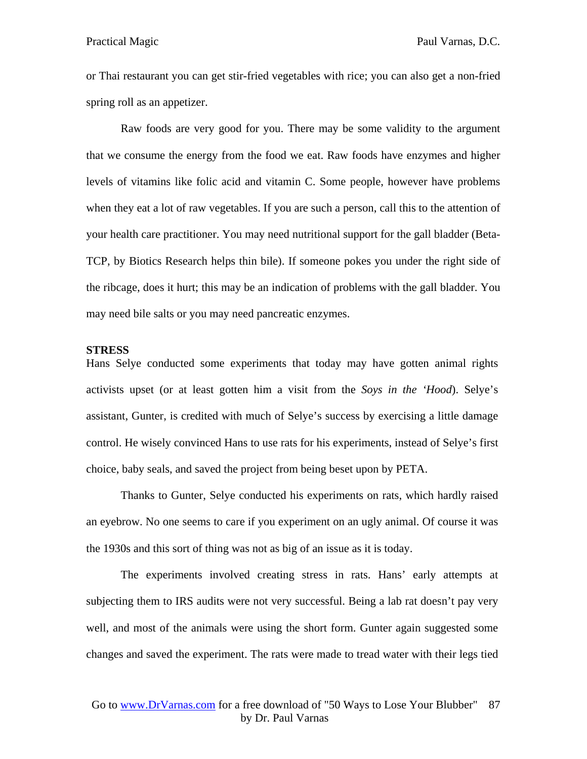or Thai restaurant you can get stir-fried vegetables with rice; you can also get a non-fried spring roll as an appetizer.

Raw foods are very good for you. There may be some validity to the argument that we consume the energy from the food we eat. Raw foods have enzymes and higher levels of vitamins like folic acid and vitamin C. Some people, however have problems when they eat a lot of raw vegetables. If you are such a person, call this to the attention of your health care practitioner. You may need nutritional support for the gall bladder (Beta-TCP, by Biotics Research helps thin bile). If someone pokes you under the right side of the ribcage, does it hurt; this may be an indication of problems with the gall bladder. You may need bile salts or you may need pancreatic enzymes.

**STRESS**

Hans Selye conducted some experiments that today may have gotten animal rights activists upset (or at least gotten him a visit from the *Soys in the 'Hood*). Selye's assistant, Gunter, is credited with much of Selye's success by exercising a little damage control. He wisely convinced Hans to use rats for his experiments, instead of Selye's first choice, baby seals, and saved the project from being beset upon by PETA.

Thanks to Gunter, Selye conducted his experiments on rats, which hardly raised an eyebrow. No one seems to care if you experiment on an ugly animal. Of course it was the 1930s and this sort of thing was not as big of an issue as it is today.

The experiments involved creating stress in rats. Hans' early attempts at subjecting them to IRS audits were not very successful. Being a lab rat doesn't pay very well, and most of the animals were using the short form. Gunter again suggested some changes and saved the experiment. The rats were made to tread water with their legs tied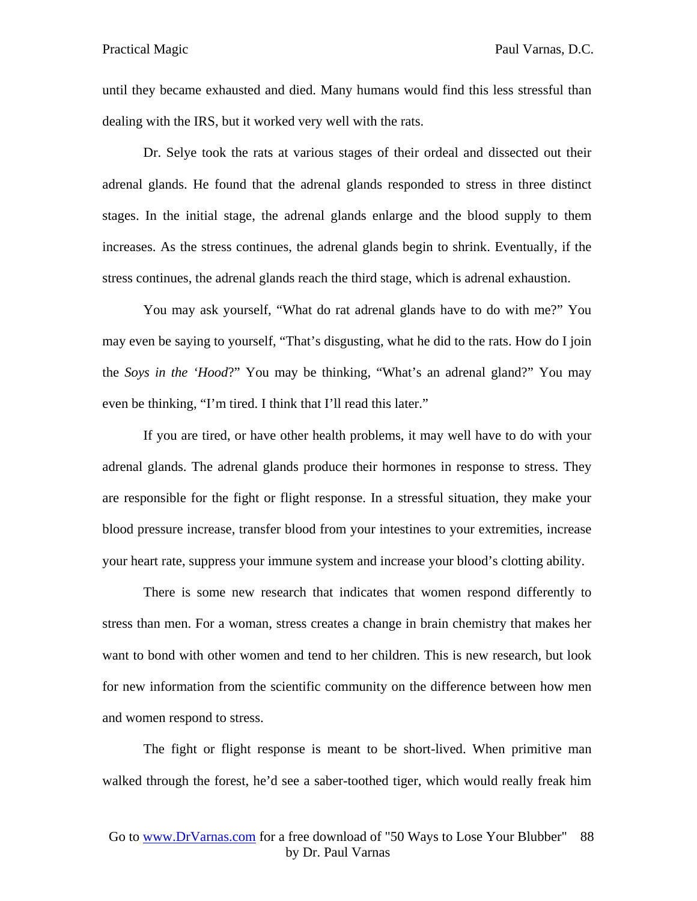until they became exhausted and died. Many humans would find this less stressful than dealing with the IRS, but it worked very well with the rats.

Dr. Selye took the rats at various stages of their ordeal and dissected out their adrenal glands. He found that the adrenal glands responded to stress in three distinct stages. In the initial stage, the adrenal glands enlarge and the blood supply to them increases. As the stress continues, the adrenal glands begin to shrink. Eventually, if the stress continues, the adrenal glands reach the third stage, which is adrenal exhaustion.

You may ask yourself, "What do rat adrenal glands have to do with me?" You may even be saying to yourself, "That's disgusting, what he did to the rats. How do I join the *Soys in the 'Hood*?" You may be thinking, "What's an adrenal gland?" You may even be thinking, "I'm tired. I think that I'll read this later."

If you are tired, or have other health problems, it may well have to do with your adrenal glands. The adrenal glands produce their hormones in response to stress. They are responsible for the fight or flight response. In a stressful situation, they make your blood pressure increase, transfer blood from your intestines to your extremities, increase your heart rate, suppress your immune system and increase your blood's clotting ability.

There is some new research that indicates that women respond differently to stress than men. For a woman, stress creates a change in brain chemistry that makes her want to bond with other women and tend to her children. This is new research, but look for new information from the scientific community on the difference between how men and women respond to stress.

The fight or flight response is meant to be short-lived. When primitive man walked through the forest, he'd see a saber-toothed tiger, which would really freak him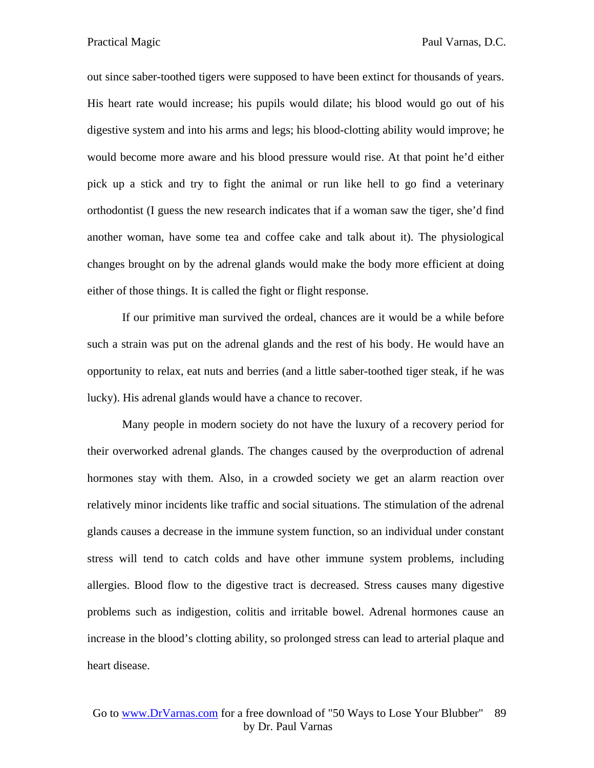out since saber-toothed tigers were supposed to have been extinct for thousands of years. His heart rate would increase; his pupils would dilate; his blood would go out of his digestive system and into his arms and legs; his blood-clotting ability would improve; he would become more aware and his blood pressure would rise. At that point he'd either pick up a stick and try to fight the animal or run like hell to go find a veterinary orthodontist (I guess the new research indicates that if a woman saw the tiger, she'd find another woman, have some tea and coffee cake and talk about it). The physiological changes brought on by the adrenal glands would make the body more efficient at doing either of those things. It is called the fight or flight response.

If our primitive man survived the ordeal, chances are it would be a while before such a strain was put on the adrenal glands and the rest of his body. He would have an opportunity to relax, eat nuts and berries (and a little saber-toothed tiger steak, if he was lucky). His adrenal glands would have a chance to recover.

Many people in modern society do not have the luxury of a recovery period for their overworked adrenal glands. The changes caused by the overproduction of adrenal hormones stay with them. Also, in a crowded society we get an alarm reaction over relatively minor incidents like traffic and social situations. The stimulation of the adrenal glands causes a decrease in the immune system function, so an individual under constant stress will tend to catch colds and have other immune system problems, including allergies. Blood flow to the digestive tract is decreased. Stress causes many digestive problems such as indigestion, colitis and irritable bowel. Adrenal hormones cause an increase in the blood's clotting ability, so prolonged stress can lead to arterial plaque and heart disease.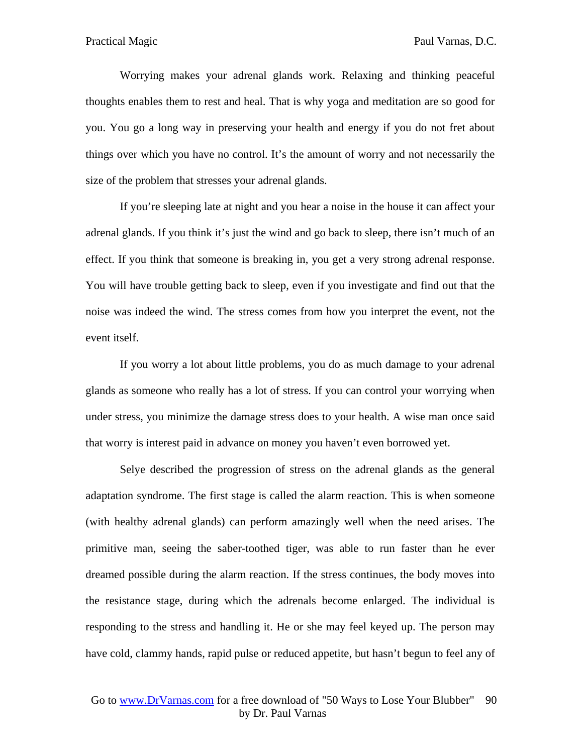Worrying makes your adrenal glands work. Relaxing and thinking peaceful thoughts enables them to rest and heal. That is why yoga and meditation are so good for you. You go a long way in preserving your health and energy if you do not fret about things over which you have no control. It's the amount of worry and not necessarily the size of the problem that stresses your adrenal glands.

If you're sleeping late at night and you hear a noise in the house it can affect your adrenal glands. If you think it's just the wind and go back to sleep, there isn't much of an effect. If you think that someone is breaking in, you get a very strong adrenal response. You will have trouble getting back to sleep, even if you investigate and find out that the noise was indeed the wind. The stress comes from how you interpret the event, not the event itself.

If you worry a lot about little problems, you do as much damage to your adrenal glands as someone who really has a lot of stress. If you can control your worrying when under stress, you minimize the damage stress does to your health. A wise man once said that worry is interest paid in advance on money you haven't even borrowed yet.

Selye described the progression of stress on the adrenal glands as the general adaptation syndrome. The first stage is called the alarm reaction. This is when someone (with healthy adrenal glands) can perform amazingly well when the need arises. The primitive man, seeing the saber-toothed tiger, was able to run faster than he ever dreamed possible during the alarm reaction. If the stress continues, the body moves into the resistance stage, during which the adrenals become enlarged. The individual is responding to the stress and handling it. He or she may feel keyed up. The person may have cold, clammy hands, rapid pulse or reduced appetite, but hasn't begun to feel any of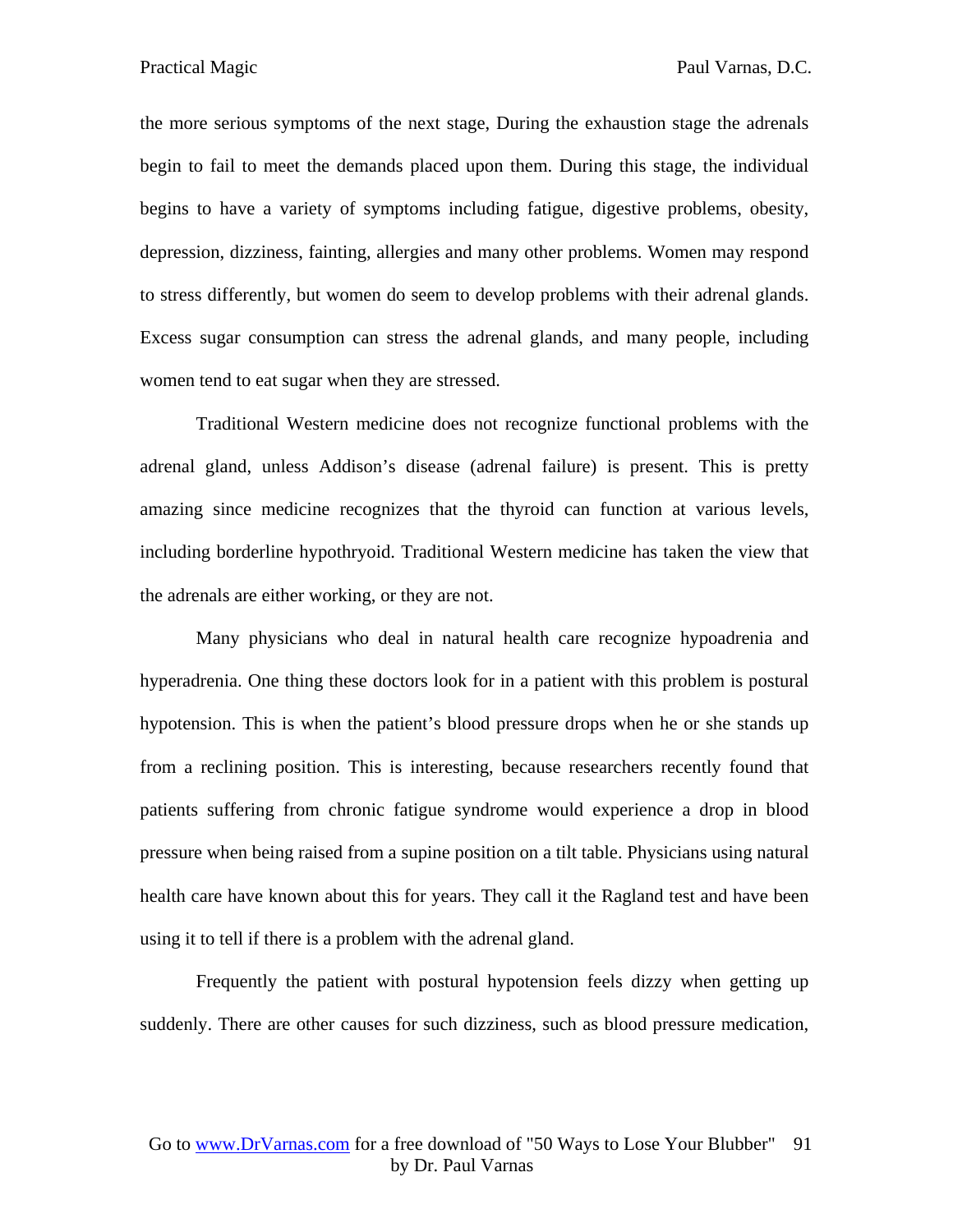the more serious symptoms of the next stage, During the exhaustion stage the adrenals begin to fail to meet the demands placed upon them. During this stage, the individual begins to have a variety of symptoms including fatigue, digestive problems, obesity, depression, dizziness, fainting, allergies and many other problems. Women may respond to stress differently, but women do seem to develop problems with their adrenal glands. Excess sugar consumption can stress the adrenal glands, and many people, including women tend to eat sugar when they are stressed.

Traditional Western medicine does not recognize functional problems with the adrenal gland, unless Addison's disease (adrenal failure) is present. This is pretty amazing since medicine recognizes that the thyroid can function at various levels, including borderline hypothryoid. Traditional Western medicine has taken the view that the adrenals are either working, or they are not.

Many physicians who deal in natural health care recognize hypoadrenia and hyperadrenia. One thing these doctors look for in a patient with this problem is postural hypotension. This is when the patient's blood pressure drops when he or she stands up from a reclining position. This is interesting, because researchers recently found that patients suffering from chronic fatigue syndrome would experience a drop in blood pressure when being raised from a supine position on a tilt table. Physicians using natural health care have known about this for years. They call it the Ragland test and have been using it to tell if there is a problem with the adrenal gland.

Frequently the patient with postural hypotension feels dizzy when getting up suddenly. There are other causes for such dizziness, such as blood pressure medication,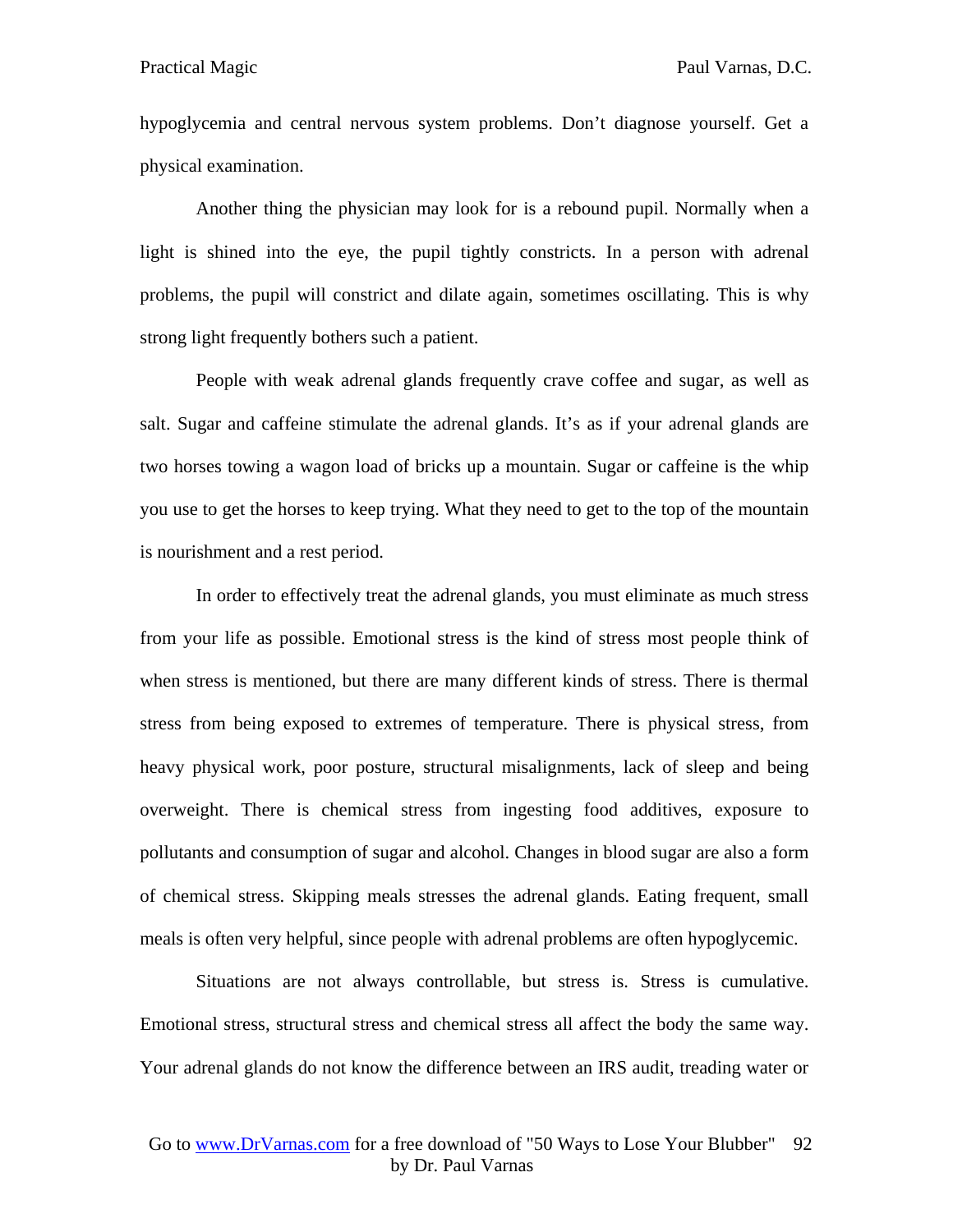hypoglycemia and central nervous system problems. Don't diagnose yourself. Get a physical examination.

Another thing the physician may look for is a rebound pupil. Normally when a light is shined into the eye, the pupil tightly constricts. In a person with adrenal problems, the pupil will constrict and dilate again, sometimes oscillating. This is why strong light frequently bothers such a patient.

People with weak adrenal glands frequently crave coffee and sugar, as well as salt. Sugar and caffeine stimulate the adrenal glands. It's as if your adrenal glands are two horses towing a wagon load of bricks up a mountain. Sugar or caffeine is the whip you use to get the horses to keep trying. What they need to get to the top of the mountain is nourishment and a rest period.

In order to effectively treat the adrenal glands, you must eliminate as much stress from your life as possible. Emotional stress is the kind of stress most people think of when stress is mentioned, but there are many different kinds of stress. There is thermal stress from being exposed to extremes of temperature. There is physical stress, from heavy physical work, poor posture, structural misalignments, lack of sleep and being overweight. There is chemical stress from ingesting food additives, exposure to pollutants and consumption of sugar and alcohol. Changes in blood sugar are also a form of chemical stress. Skipping meals stresses the adrenal glands. Eating frequent, small meals is often very helpful, since people with adrenal problems are often hypoglycemic.

Situations are not always controllable, but stress is. Stress is cumulative. Emotional stress, structural stress and chemical stress all affect the body the same way. Your adrenal glands do not know the difference between an IRS audit, treading water or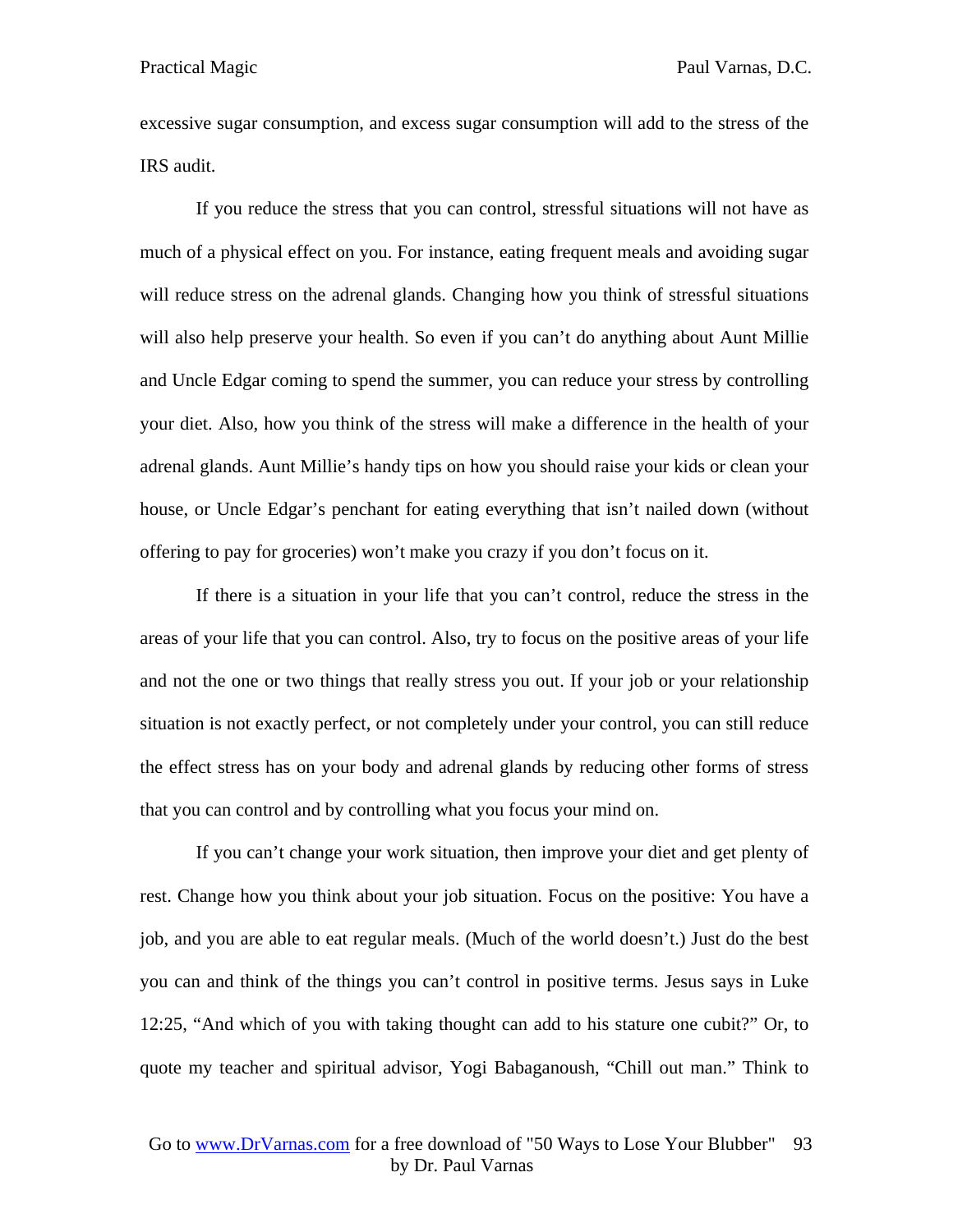excessive sugar consumption, and excess sugar consumption will add to the stress of the IRS audit.

If you reduce the stress that you can control, stressful situations will not have as much of a physical effect on you. For instance, eating frequent meals and avoiding sugar will reduce stress on the adrenal glands. Changing how you think of stressful situations will also help preserve your health. So even if you can't do anything about Aunt Millie and Uncle Edgar coming to spend the summer, you can reduce your stress by controlling your diet. Also, how you think of the stress will make a difference in the health of your adrenal glands. Aunt Millie's handy tips on how you should raise your kids or clean your house, or Uncle Edgar's penchant for eating everything that isn't nailed down (without offering to pay for groceries) won't make you crazy if you don't focus on it.

If there is a situation in your life that you can't control, reduce the stress in the areas of your life that you can control. Also, try to focus on the positive areas of your life and not the one or two things that really stress you out. If your job or your relationship situation is not exactly perfect, or not completely under your control, you can still reduce the effect stress has on your body and adrenal glands by reducing other forms of stress that you can control and by controlling what you focus your mind on.

If you can't change your work situation, then improve your diet and get plenty of rest. Change how you think about your job situation. Focus on the positive: You have a job, and you are able to eat regular meals. (Much of the world doesn't.) Just do the best you can and think of the things you can't control in positive terms. Jesus says in Luke 12:25, "And which of you with taking thought can add to his stature one cubit?" Or, to quote my teacher and spiritual advisor, Yogi Babaganoush, "Chill out man." Think to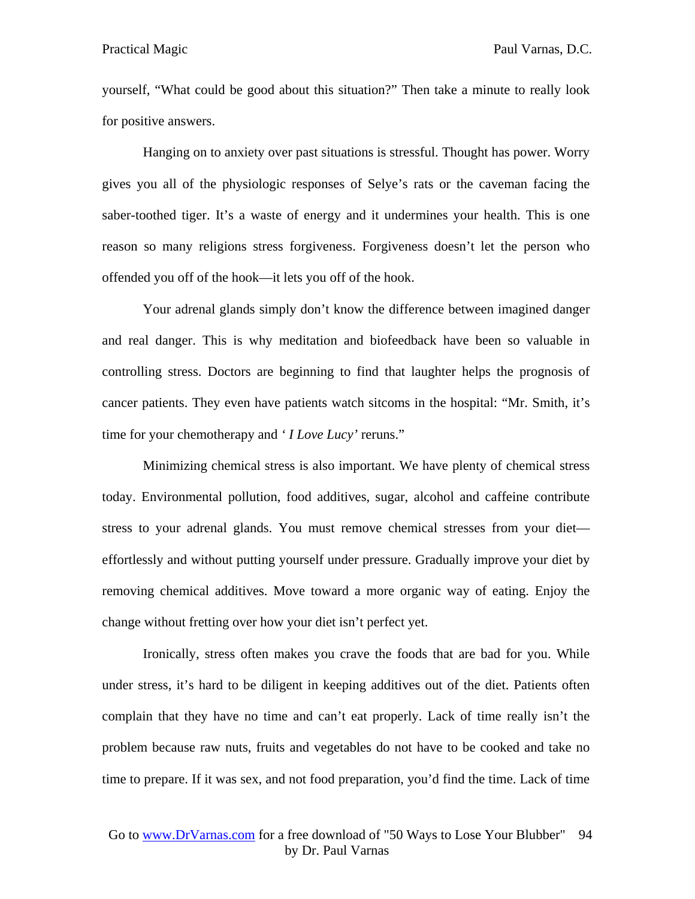yourself, “What could be good about this situation?” Then take a minute to really look for positive answers.

Hanging on to anxiety over past situations is stressful. Thought has power. Worry gives you all of the physiologic responses of Selye’s rats or the caveman facing the saber-toothed tiger. It’s a waste of energy and it undermines your health. This is one reason so many religions stress forgiveness. Forgiveness doesn’t let the person who offended you off of the hook—it lets you off of the hook.

Your adrenal glands simply don’t know the difference between imagined danger and real danger. This is why meditation and biofeedback have been so valuable in controlling stress. Doctors are beginning to find that laughter helps the prognosis of cancer patients. They even have patients watch sitcoms in the hospital: “Mr. Smith, it’s time for your chemotherapy and ‘ *I Love Lucy’* reruns.”

Minimizing chemical stress is also important. We have plenty of chemical stress today. Environmental pollution, food additives, sugar, alcohol and caffeine contribute stress to your adrenal glands. You must remove chemical stresses from your diet—effortlessly and without putting yourself under pressure. Gradually improve your diet by removing chemical additives. Move toward a more organic way of eating. Enjoy the change without fretting over how your diet isn’t perfect yet.

Ironically, stress often makes you crave the foods that are bad for you. While under stress, it’s hard to be diligent in keeping additives out of the diet. Patients often complain that they have no time and can’t eat properly. Lack of time really isn’t the problem because raw nuts, fruits and vegetables do not have to be cooked and take no time to prepare. If it was sex, and not food preparation, you’d find the time. Lack of time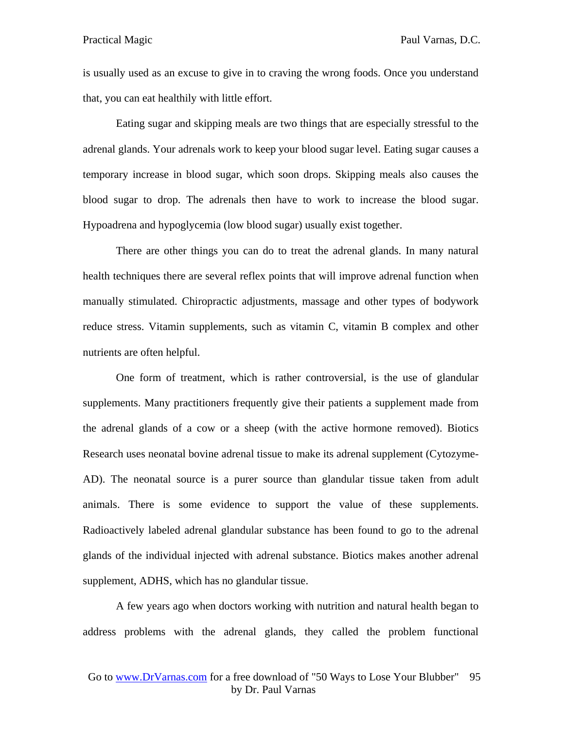is usually used as an excuse to give in to craving the wrong foods. Once you understand that, you can eat healthily with little effort.

Eating sugar and skipping meals are two things that are especially stressful to the adrenal glands. Your adrenals work to keep your blood sugar level. Eating sugar causes a temporary increase in blood sugar, which soon drops. Skipping meals also causes the blood sugar to drop. The adrenals then have to work to increase the blood sugar. Hypoadrena and hypoglycemia (low blood sugar) usually exist together.

There are other things you can do to treat the adrenal glands. In many natural health techniques there are several reflex points that will improve adrenal function when manually stimulated. Chiropractic adjustments, massage and other types of bodywork reduce stress. Vitamin supplements, such as vitamin C, vitamin B complex and other nutrients are often helpful.

One form of treatment, which is rather controversial, is the use of glandular supplements. Many practitioners frequently give their patients a supplement made from the adrenal glands of a cow or a sheep (with the active hormone removed). Biotics Research uses neonatal bovine adrenal tissue to make its adrenal supplement (Cytozyme-AD). The neonatal source is a purer source than glandular tissue taken from adult animals. There is some evidence to support the value of these supplements. Radioactively labeled adrenal glandular substance has been found to go to the adrenal glands of the individual injected with adrenal substance. Biotics makes another adrenal supplement, ADHS, which has no glandular tissue.

A few years ago when doctors working with nutrition and natural health began to address problems with the adrenal glands, they called the problem functional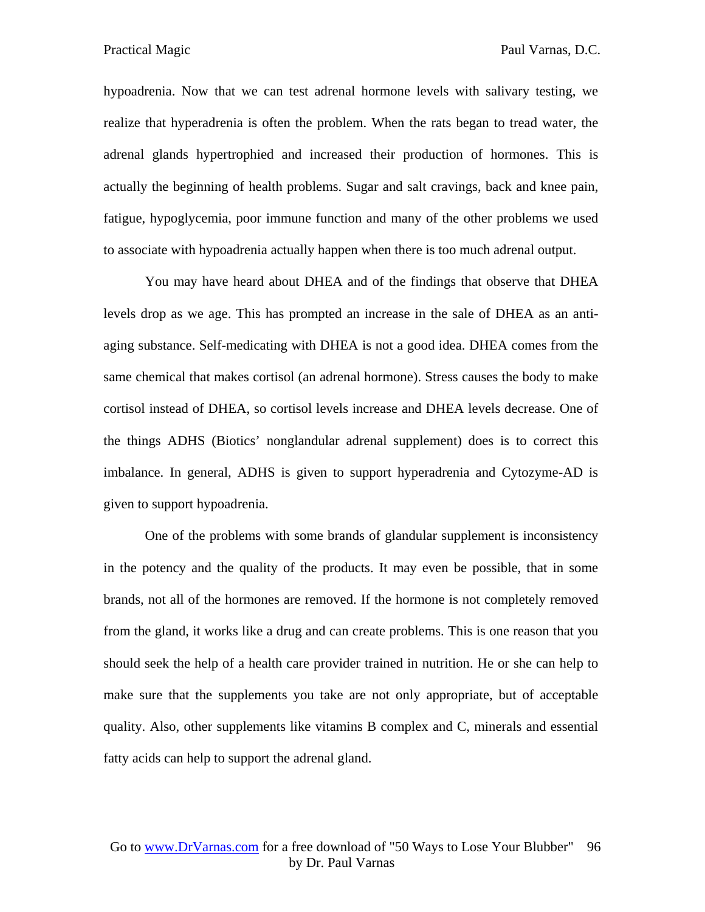hypoadrenia. Now that we can test adrenal hormone levels with salivary testing, we realize that hyperadrenia is often the problem. When the rats began to tread water, the adrenal glands hypertrophied and increased their production of hormones. This is actually the beginning of health problems. Sugar and salt cravings, back and knee pain, fatigue, hypoglycemia, poor immune function and many of the other problems we used to associate with hypoadrenia actually happen when there is too much adrenal output.

You may have heard about DHEA and of the findings that observe that DHEA levels drop as we age. This has prompted an increase in the sale of DHEA as an anti-aging substance. Self-medicating with DHEA is not a good idea. DHEA comes from the same chemical that makes cortisol (an adrenal hormone). Stress causes the body to make cortisol instead of DHEA, so cortisol levels increase and DHEA levels decrease. One of the things ADHS (Biotics' nonglandular adrenal supplement) does is to correct this imbalance. In general, ADHS is given to support hyperadrenia and Cytozyme-AD is given to support hypoadrenia.

One of the problems with some brands of glandular supplement is inconsistency in the potency and the quality of the products. It may even be possible, that in some brands, not all of the hormones are removed. If the hormone is not completely removed from the gland, it works like a drug and can create problems. This is one reason that you should seek the help of a health care provider trained in nutrition. He or she can help to make sure that the supplements you take are not only appropriate, but of acceptable quality. Also, other supplements like vitamins B complex and C, minerals and essential fatty acids can help to support the adrenal gland.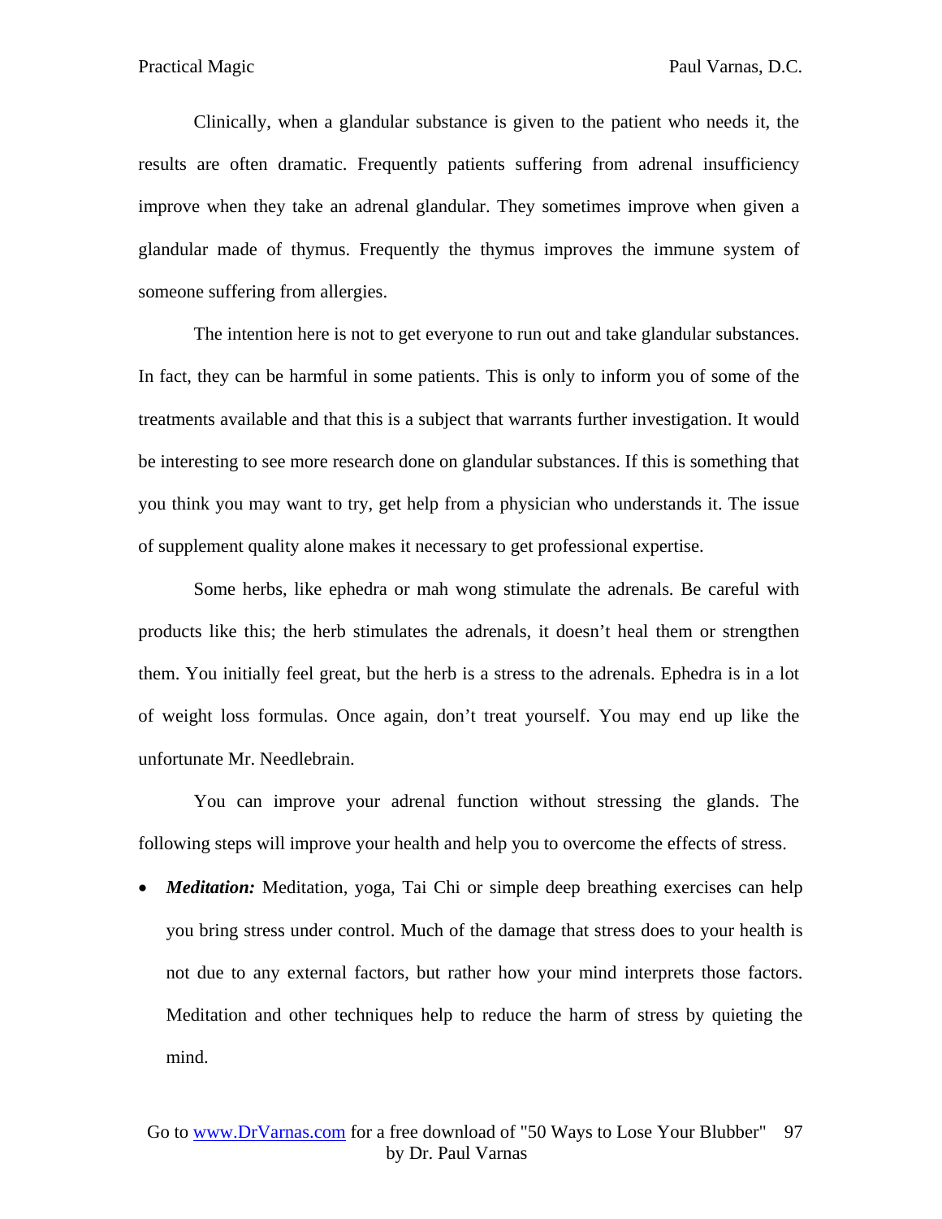Clinically, when a glandular substance is given to the patient who needs it, the results are often dramatic. Frequently patients suffering from adrenal insufficiency improve when they take an adrenal glandular. They sometimes improve when given a glandular made of thymus. Frequently the thymus improves the immune system of someone suffering from allergies.

The intention here is not to get everyone to run out and take glandular substances. In fact, they can be harmful in some patients. This is only to inform you of some of the treatments available and that this is a subject that warrants further investigation. It would be interesting to see more research done on glandular substances. If this is something that you think you may want to try, get help from a physician who understands it. The issue of supplement quality alone makes it necessary to get professional expertise.

Some herbs, like ephedra or mah wong stimulate the adrenals. Be careful with products like this; the herb stimulates the adrenals, it doesn't heal them or strengthen them. You initially feel great, but the herb is a stress to the adrenals. Ephedra is in a lot of weight loss formulas. Once again, don't treat yourself. You may end up like the unfortunate Mr. Needlebrain.

You can improve your adrenal function without stressing the glands. The following steps will improve your health and help you to overcome the effects of stress.

- ***Meditation:*** Meditation, yoga, Tai Chi or simple deep breathing exercises can help you bring stress under control. Much of the damage that stress does to your health is not due to any external factors, but rather how your mind interprets those factors. Meditation and other techniques help to reduce the harm of stress by quieting the mind.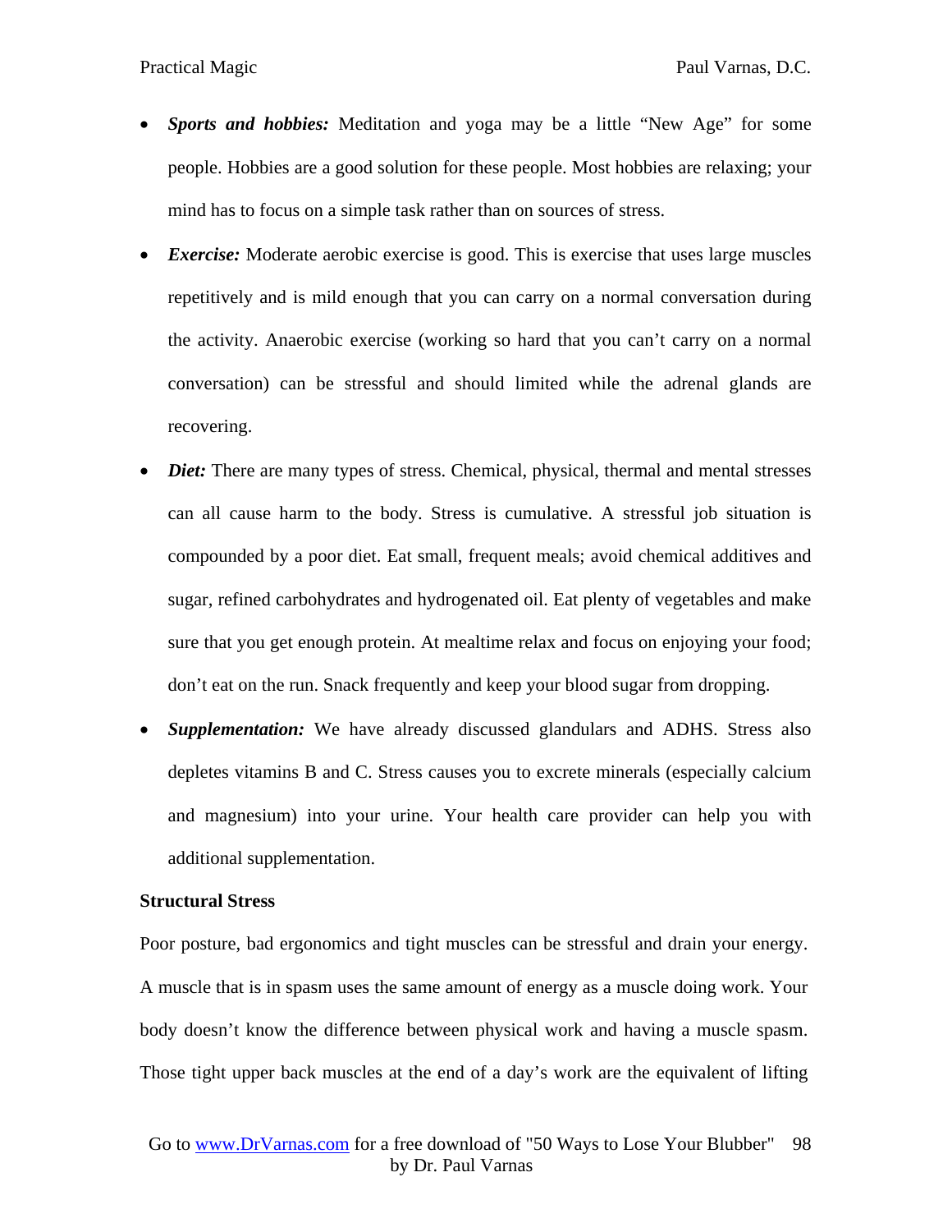- ***Sports and hobbies:*** Meditation and yoga may be a little "New Age" for some people. Hobbies are a good solution for these people. Most hobbies are relaxing; your mind has to focus on a simple task rather than on sources of stress.
- ***Exercise:*** Moderate aerobic exercise is good. This is exercise that uses large muscles repetitively and is mild enough that you can carry on a normal conversation during the activity. Anaerobic exercise (working so hard that you can't carry on a normal conversation) can be stressful and should limited while the adrenal glands are recovering.
- ***Diet:*** There are many types of stress. Chemical, physical, thermal and mental stresses can all cause harm to the body. Stress is cumulative. A stressful job situation is compounded by a poor diet. Eat small, frequent meals; avoid chemical additives and sugar, refined carbohydrates and hydrogenated oil. Eat plenty of vegetables and make sure that you get enough protein. At mealtime relax and focus on enjoying your food; don't eat on the run. Snack frequently and keep your blood sugar from dropping.
- ***Supplementation:*** We have already discussed glandulars and ADHS. Stress also depletes vitamins B and C. Stress causes you to excrete minerals (especially calcium and magnesium) into your urine. Your health care provider can help you with additional supplementation.

**Structural Stress**

Poor posture, bad ergonomics and tight muscles can be stressful and drain your energy. A muscle that is in spasm uses the same amount of energy as a muscle doing work. Your body doesn't know the difference between physical work and having a muscle spasm. Those tight upper back muscles at the end of a day's work are the equivalent of lifting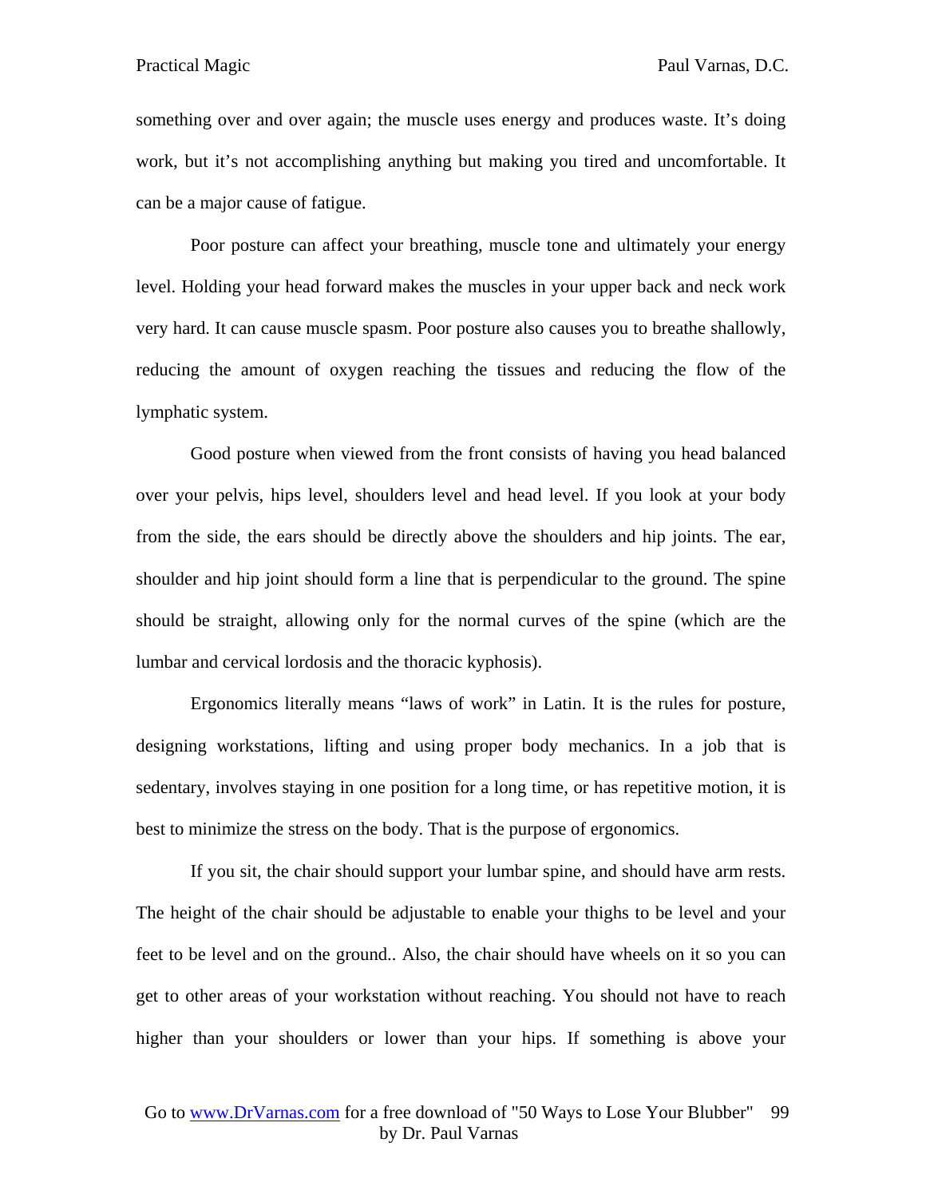something over and over again; the muscle uses energy and produces waste. It's doing work, but it's not accomplishing anything but making you tired and uncomfortable. It can be a major cause of fatigue.

Poor posture can affect your breathing, muscle tone and ultimately your energy level. Holding your head forward makes the muscles in your upper back and neck work very hard. It can cause muscle spasm. Poor posture also causes you to breathe shallowly, reducing the amount of oxygen reaching the tissues and reducing the flow of the lymphatic system.

Good posture when viewed from the front consists of having you head balanced over your pelvis, hips level, shoulders level and head level. If you look at your body from the side, the ears should be directly above the shoulders and hip joints. The ear, shoulder and hip joint should form a line that is perpendicular to the ground. The spine should be straight, allowing only for the normal curves of the spine (which are the lumbar and cervical lordosis and the thoracic kyphosis).

Ergonomics literally means "laws of work" in Latin. It is the rules for posture, designing workstations, lifting and using proper body mechanics. In a job that is sedentary, involves staying in one position for a long time, or has repetitive motion, it is best to minimize the stress on the body. That is the purpose of ergonomics.

If you sit, the chair should support your lumbar spine, and should have arm rests. The height of the chair should be adjustable to enable your thighs to be level and your feet to be level and on the ground.. Also, the chair should have wheels on it so you can get to other areas of your workstation without reaching. You should not have to reach higher than your shoulders or lower than your hips. If something is above your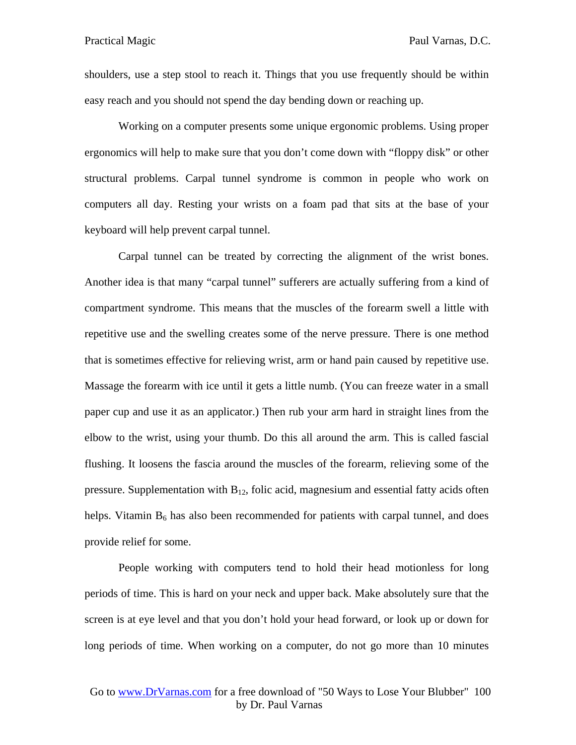shoulders, use a step stool to reach it. Things that you use frequently should be within easy reach and you should not spend the day bending down or reaching up.

Working on a computer presents some unique ergonomic problems. Using proper ergonomics will help to make sure that you don't come down with "floppy disk" or other structural problems. Carpal tunnel syndrome is common in people who work on computers all day. Resting your wrists on a foam pad that sits at the base of your keyboard will help prevent carpal tunnel.

Carpal tunnel can be treated by correcting the alignment of the wrist bones. Another idea is that many "carpal tunnel" sufferers are actually suffering from a kind of compartment syndrome. This means that the muscles of the forearm swell a little with repetitive use and the swelling creates some of the nerve pressure. There is one method that is sometimes effective for relieving wrist, arm or hand pain caused by repetitive use. Massage the forearm with ice until it gets a little numb. (You can freeze water in a small paper cup and use it as an applicator.) Then rub your arm hard in straight lines from the elbow to the wrist, using your thumb. Do this all around the arm. This is called fascial flushing. It loosens the fascia around the muscles of the forearm, relieving some of the pressure. Supplementation with $B_{12}$, folic acid, magnesium and essential fatty acids often helps. Vitamin $B_6$ has also been recommended for patients with carpal tunnel, and does provide relief for some.

People working with computers tend to hold their head motionless for long periods of time. This is hard on your neck and upper back. Make absolutely sure that the screen is at eye level and that you don't hold your head forward, or look up or down for long periods of time. When working on a computer, do not go more than 10 minutes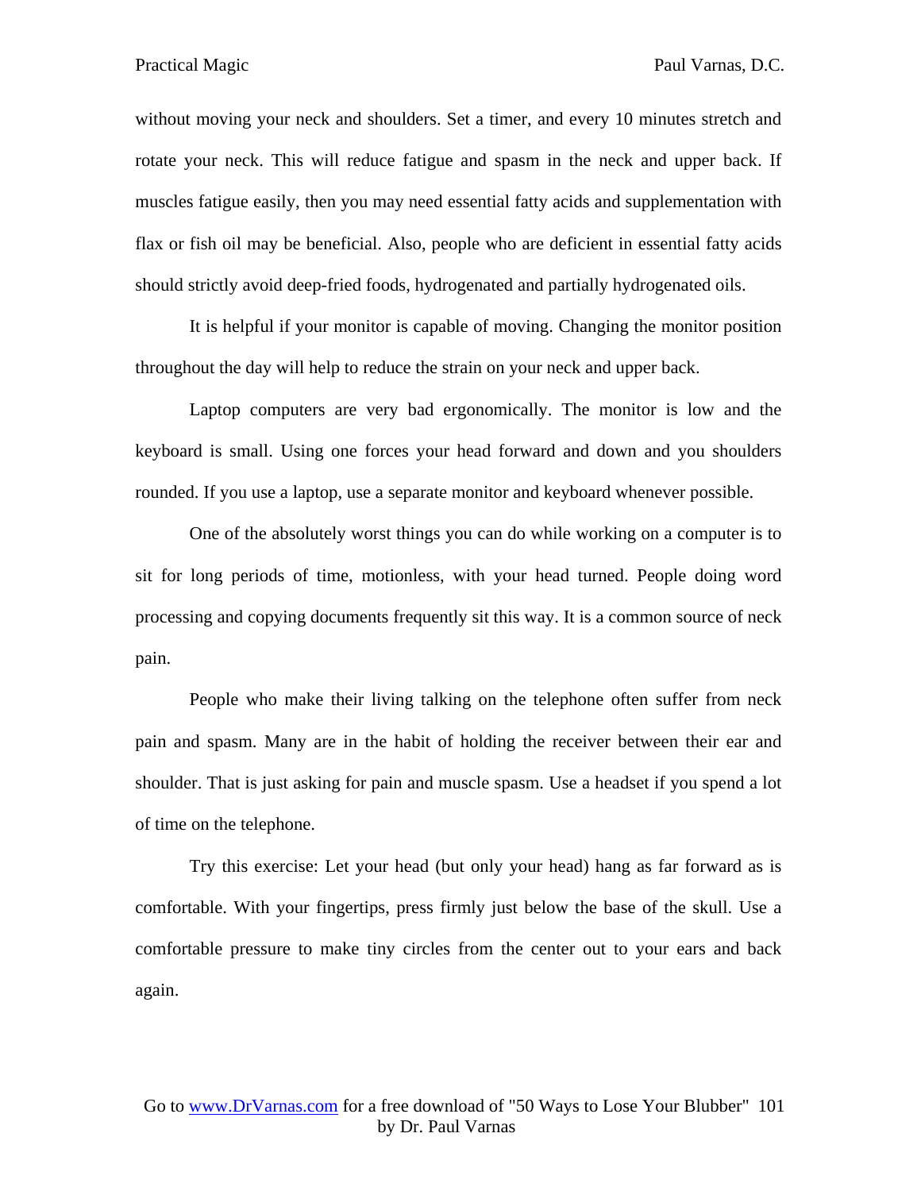without moving your neck and shoulders. Set a timer, and every 10 minutes stretch and rotate your neck. This will reduce fatigue and spasm in the neck and upper back. If muscles fatigue easily, then you may need essential fatty acids and supplementation with flax or fish oil may be beneficial. Also, people who are deficient in essential fatty acids should strictly avoid deep-fried foods, hydrogenated and partially hydrogenated oils.

It is helpful if your monitor is capable of moving. Changing the monitor position throughout the day will help to reduce the strain on your neck and upper back.

Laptop computers are very bad ergonomically. The monitor is low and the keyboard is small. Using one forces your head forward and down and you shoulders rounded. If you use a laptop, use a separate monitor and keyboard whenever possible.

One of the absolutely worst things you can do while working on a computer is to sit for long periods of time, motionless, with your head turned. People doing word processing and copying documents frequently sit this way. It is a common source of neck pain.

People who make their living talking on the telephone often suffer from neck pain and spasm. Many are in the habit of holding the receiver between their ear and shoulder. That is just asking for pain and muscle spasm. Use a headset if you spend a lot of time on the telephone.

Try this exercise: Let your head (but only your head) hang as far forward as is comfortable. With your fingertips, press firmly just below the base of the skull. Use a comfortable pressure to make tiny circles from the center out to your ears and back again.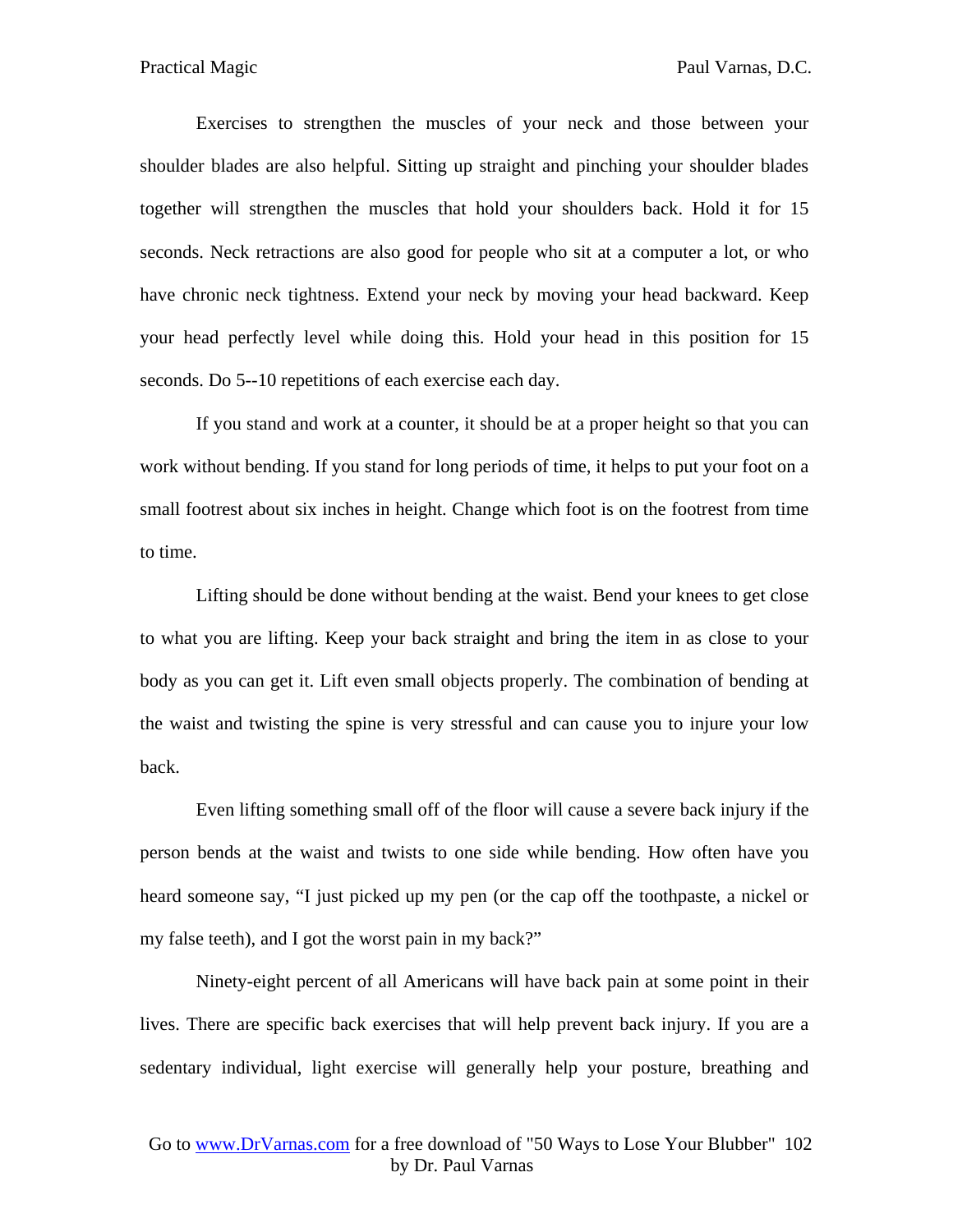Exercises to strengthen the muscles of your neck and those between your shoulder blades are also helpful. Sitting up straight and pinching your shoulder blades together will strengthen the muscles that hold your shoulders back. Hold it for 15 seconds. Neck retractions are also good for people who sit at a computer a lot, or who have chronic neck tightness. Extend your neck by moving your head backward. Keep your head perfectly level while doing this. Hold your head in this position for 15 seconds. Do 5--10 repetitions of each exercise each day.

If you stand and work at a counter, it should be at a proper height so that you can work without bending. If you stand for long periods of time, it helps to put your foot on a small footrest about six inches in height. Change which foot is on the footrest from time to time.

Lifting should be done without bending at the waist. Bend your knees to get close to what you are lifting. Keep your back straight and bring the item in as close to your body as you can get it. Lift even small objects properly. The combination of bending at the waist and twisting the spine is very stressful and can cause you to injure your low back.

Even lifting something small off of the floor will cause a severe back injury if the person bends at the waist and twists to one side while bending. How often have you heard someone say, "I just picked up my pen (or the cap off the toothpaste, a nickel or my false teeth), and I got the worst pain in my back?"

Ninety-eight percent of all Americans will have back pain at some point in their lives. There are specific back exercises that will help prevent back injury. If you are a sedentary individual, light exercise will generally help your posture, breathing and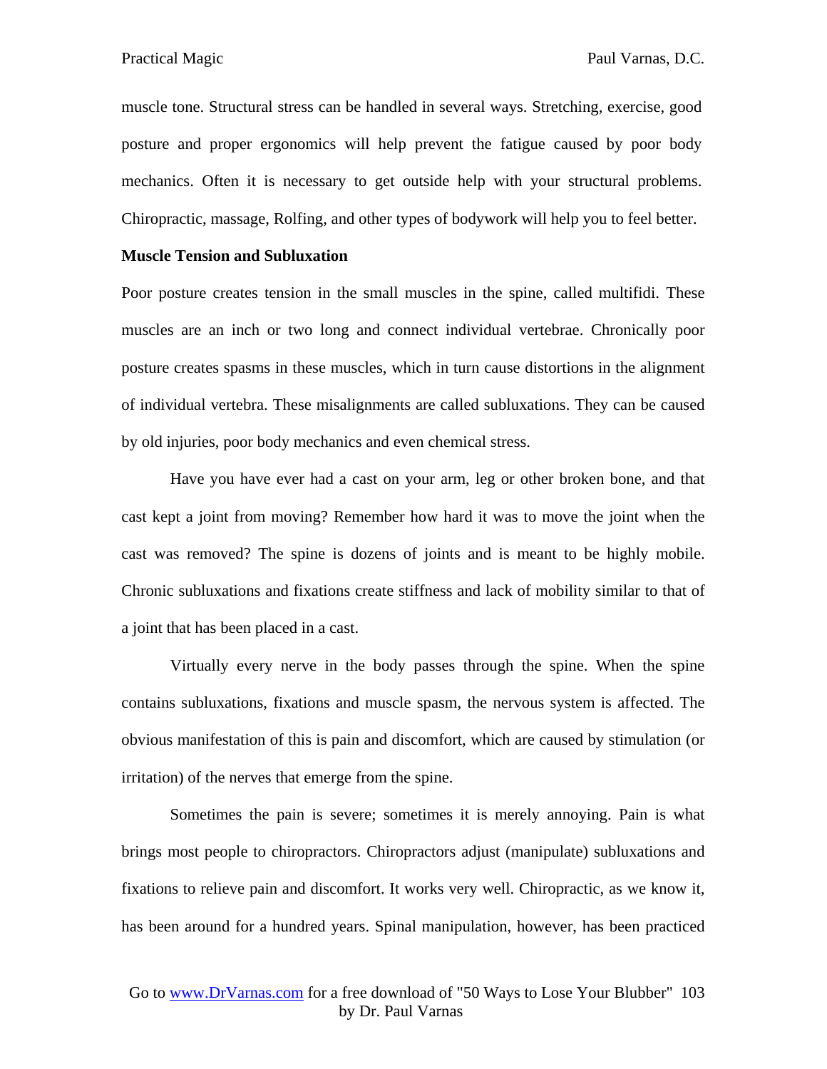muscle tone. Structural stress can be handled in several ways. Stretching, exercise, good posture and proper ergonomics will help prevent the fatigue caused by poor body mechanics. Often it is necessary to get outside help with your structural problems. Chiropractic, massage, Rolfing, and other types of bodywork will help you to feel better.

**Muscle Tension and Subluxation**

Poor posture creates tension in the small muscles in the spine, called multifidi. These muscles are an inch or two long and connect individual vertebrae. Chronically poor posture creates spasms in these muscles, which in turn cause distortions in the alignment of individual vertebra. These misalignments are called subluxations. They can be caused by old injuries, poor body mechanics and even chemical stress.

Have you have ever had a cast on your arm, leg or other broken bone, and that cast kept a joint from moving? Remember how hard it was to move the joint when the cast was removed? The spine is dozens of joints and is meant to be highly mobile. Chronic subluxations and fixations create stiffness and lack of mobility similar to that of a joint that has been placed in a cast.

Virtually every nerve in the body passes through the spine. When the spine contains subluxations, fixations and muscle spasm, the nervous system is affected. The obvious manifestation of this is pain and discomfort, which are caused by stimulation (or irritation) of the nerves that emerge from the spine.

Sometimes the pain is severe; sometimes it is merely annoying. Pain is what brings most people to chiropractors. Chiropractors adjust (manipulate) subluxations and fixations to relieve pain and discomfort. It works very well. Chiropractic, as we know it, has been around for a hundred years. Spinal manipulation, however, has been practiced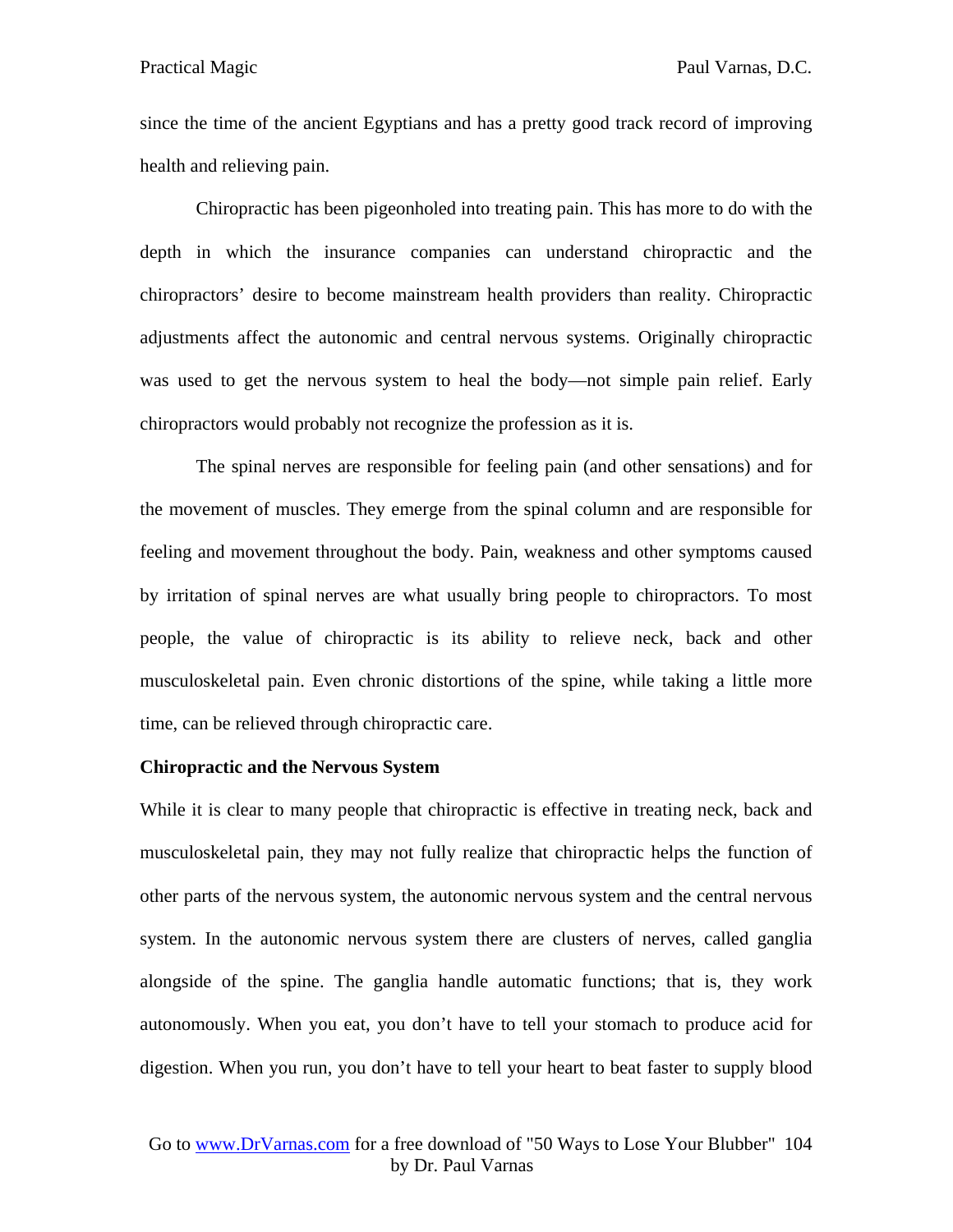since the time of the ancient Egyptians and has a pretty good track record of improving health and relieving pain.

Chiropractic has been pigeonholed into treating pain. This has more to do with the depth in which the insurance companies can understand chiropractic and the chiropractors' desire to become mainstream health providers than reality. Chiropractic adjustments affect the autonomic and central nervous systems. Originally chiropractic was used to get the nervous system to heal the body—not simple pain relief. Early chiropractors would probably not recognize the profession as it is.

The spinal nerves are responsible for feeling pain (and other sensations) and for the movement of muscles. They emerge from the spinal column and are responsible for feeling and movement throughout the body. Pain, weakness and other symptoms caused by irritation of spinal nerves are what usually bring people to chiropractors. To most people, the value of chiropractic is its ability to relieve neck, back and other musculoskeletal pain. Even chronic distortions of the spine, while taking a little more time, can be relieved through chiropractic care.

**Chiropractic and the Nervous System**

While it is clear to many people that chiropractic is effective in treating neck, back and musculoskeletal pain, they may not fully realize that chiropractic helps the function of other parts of the nervous system, the autonomic nervous system and the central nervous system. In the autonomic nervous system there are clusters of nerves, called ganglia alongside of the spine. The ganglia handle automatic functions; that is, they work autonomously. When you eat, you don't have to tell your stomach to produce acid for digestion. When you run, you don't have to tell your heart to beat faster to supply blood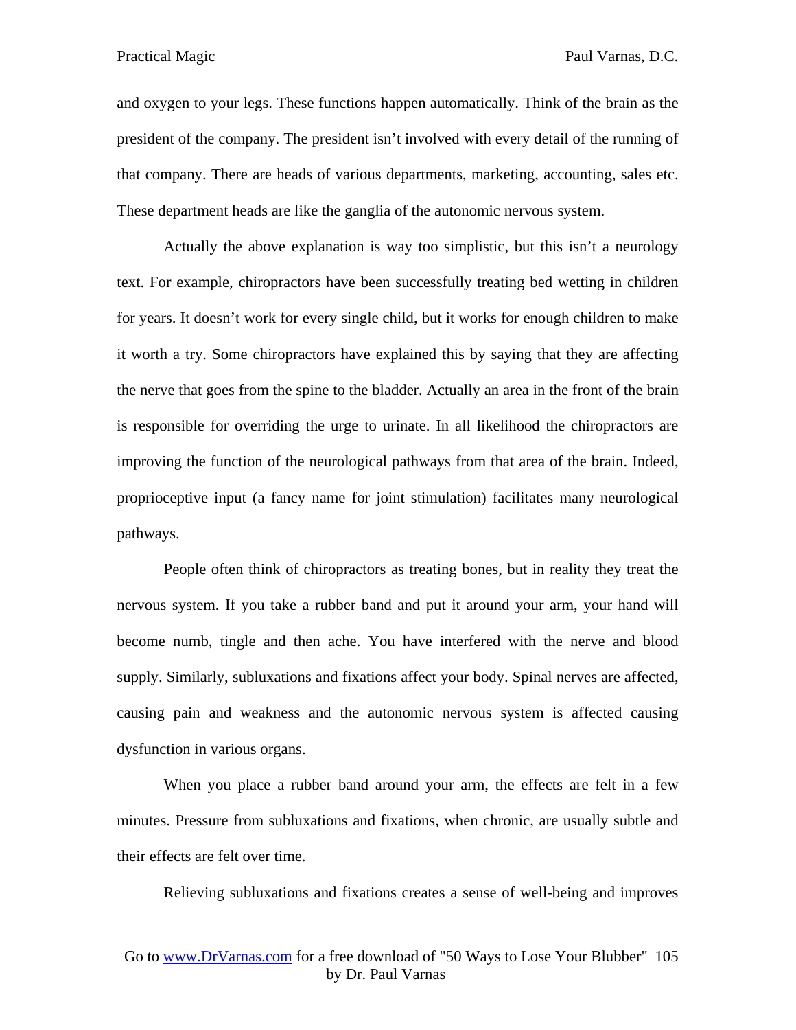and oxygen to your legs. These functions happen automatically. Think of the brain as the president of the company. The president isn't involved with every detail of the running of that company. There are heads of various departments, marketing, accounting, sales etc. These department heads are like the ganglia of the autonomic nervous system.

Actually the above explanation is way too simplistic, but this isn't a neurology text. For example, chiropractors have been successfully treating bed wetting in children for years. It doesn't work for every single child, but it works for enough children to make it worth a try. Some chiropractors have explained this by saying that they are affecting the nerve that goes from the spine to the bladder. Actually an area in the front of the brain is responsible for overriding the urge to urinate. In all likelihood the chiropractors are improving the function of the neurological pathways from that area of the brain. Indeed, proprioceptive input (a fancy name for joint stimulation) facilitates many neurological pathways.

People often think of chiropractors as treating bones, but in reality they treat the nervous system. If you take a rubber band and put it around your arm, your hand will become numb, tingle and then ache. You have interfered with the nerve and blood supply. Similarly, subluxations and fixations affect your body. Spinal nerves are affected, causing pain and weakness and the autonomic nervous system is affected causing dysfunction in various organs.

When you place a rubber band around your arm, the effects are felt in a few minutes. Pressure from subluxations and fixations, when chronic, are usually subtle and their effects are felt over time.

Relieving subluxations and fixations creates a sense of well-being and improves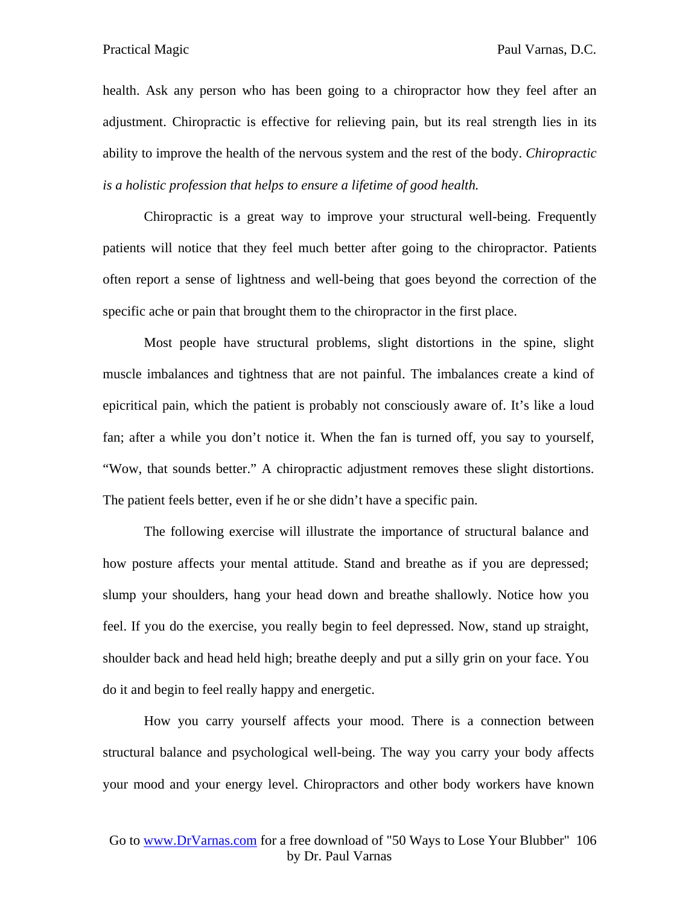health. Ask any person who has been going to a chiropractor how they feel after an adjustment. Chiropractic is effective for relieving pain, but its real strength lies in its ability to improve the health of the nervous system and the rest of the body. *Chiropractic is a holistic profession that helps to ensure a lifetime of good health.*

Chiropractic is a great way to improve your structural well-being. Frequently patients will notice that they feel much better after going to the chiropractor. Patients often report a sense of lightness and well-being that goes beyond the correction of the specific ache or pain that brought them to the chiropractor in the first place.

Most people have structural problems, slight distortions in the spine, slight muscle imbalances and tightness that are not painful. The imbalances create a kind of epicritical pain, which the patient is probably not consciously aware of. It's like a loud fan; after a while you don't notice it. When the fan is turned off, you say to yourself, "Wow, that sounds better." A chiropractic adjustment removes these slight distortions. The patient feels better, even if he or she didn't have a specific pain.

The following exercise will illustrate the importance of structural balance and how posture affects your mental attitude. Stand and breathe as if you are depressed; slump your shoulders, hang your head down and breathe shallowly. Notice how you feel. If you do the exercise, you really begin to feel depressed. Now, stand up straight, shoulder back and head held high; breathe deeply and put a silly grin on your face. You do it and begin to feel really happy and energetic.

How you carry yourself affects your mood. There is a connection between structural balance and psychological well-being. The way you carry your body affects your mood and your energy level. Chiropractors and other body workers have known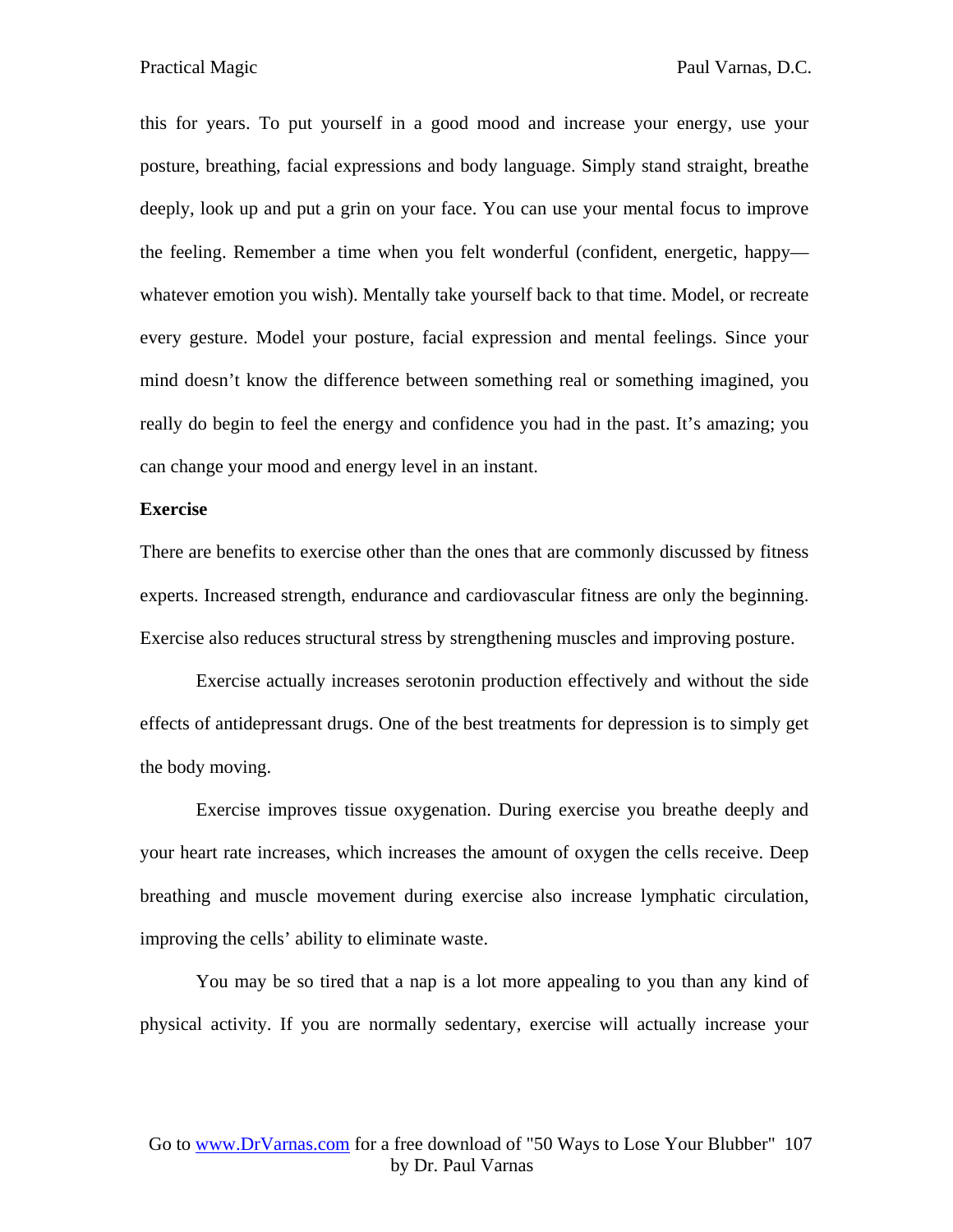this for years. To put yourself in a good mood and increase your energy, use your posture, breathing, facial expressions and body language. Simply stand straight, breathe deeply, look up and put a grin on your face. You can use your mental focus to improve the feeling. Remember a time when you felt wonderful (confident, energetic, happy—whatever emotion you wish). Mentally take yourself back to that time. Model, or recreate every gesture. Model your posture, facial expression and mental feelings. Since your mind doesn't know the difference between something real or something imagined, you really do begin to feel the energy and confidence you had in the past. It's amazing; you can change your mood and energy level in an instant.

**Exercise**

There are benefits to exercise other than the ones that are commonly discussed by fitness experts. Increased strength, endurance and cardiovascular fitness are only the beginning. Exercise also reduces structural stress by strengthening muscles and improving posture.

Exercise actually increases serotonin production effectively and without the side effects of antidepressant drugs. One of the best treatments for depression is to simply get the body moving.

Exercise improves tissue oxygenation. During exercise you breathe deeply and your heart rate increases, which increases the amount of oxygen the cells receive. Deep breathing and muscle movement during exercise also increase lymphatic circulation, improving the cells' ability to eliminate waste.

You may be so tired that a nap is a lot more appealing to you than any kind of physical activity. If you are normally sedentary, exercise will actually increase your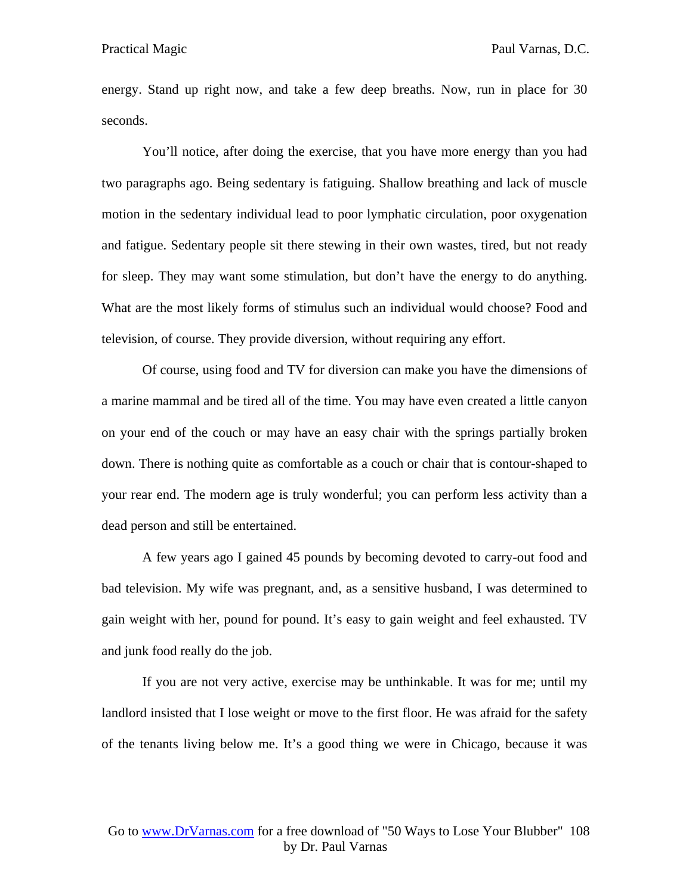energy. Stand up right now, and take a few deep breaths. Now, run in place for 30 seconds.

You'll notice, after doing the exercise, that you have more energy than you had two paragraphs ago. Being sedentary is fatiguing. Shallow breathing and lack of muscle motion in the sedentary individual lead to poor lymphatic circulation, poor oxygenation and fatigue. Sedentary people sit there stewing in their own wastes, tired, but not ready for sleep. They may want some stimulation, but don't have the energy to do anything. What are the most likely forms of stimulus such an individual would choose? Food and television, of course. They provide diversion, without requiring any effort.

Of course, using food and TV for diversion can make you have the dimensions of a marine mammal and be tired all of the time. You may have even created a little canyon on your end of the couch or may have an easy chair with the springs partially broken down. There is nothing quite as comfortable as a couch or chair that is contour-shaped to your rear end. The modern age is truly wonderful; you can perform less activity than a dead person and still be entertained.

A few years ago I gained 45 pounds by becoming devoted to carry-out food and bad television. My wife was pregnant, and, as a sensitive husband, I was determined to gain weight with her, pound for pound. It's easy to gain weight and feel exhausted. TV and junk food really do the job.

If you are not very active, exercise may be unthinkable. It was for me; until my landlord insisted that I lose weight or move to the first floor. He was afraid for the safety of the tenants living below me. It's a good thing we were in Chicago, because it was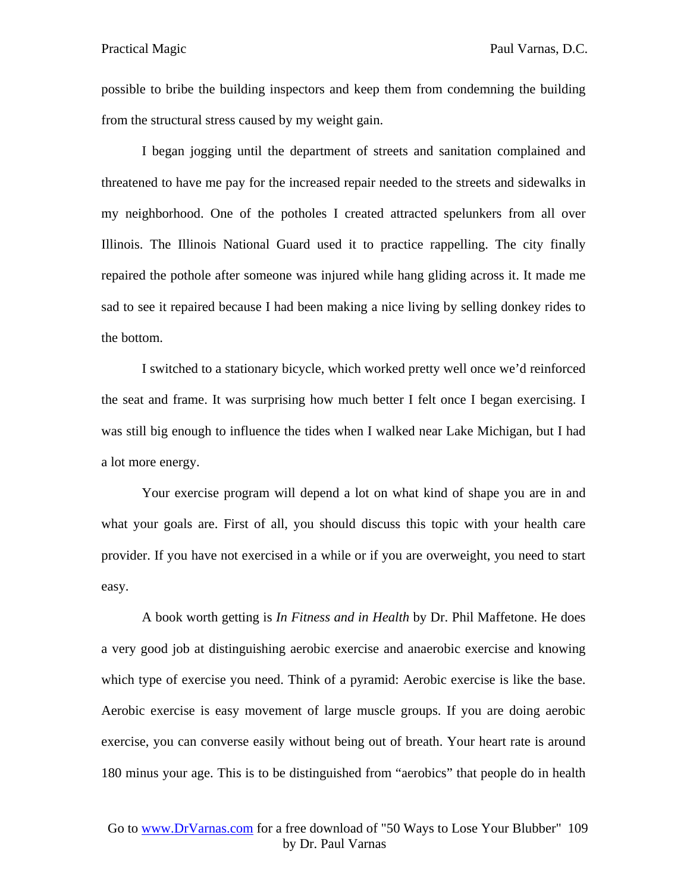possible to bribe the building inspectors and keep them from condemning the building from the structural stress caused by my weight gain.

I began jogging until the department of streets and sanitation complained and threatened to have me pay for the increased repair needed to the streets and sidewalks in my neighborhood. One of the potholes I created attracted spelunkers from all over Illinois. The Illinois National Guard used it to practice rappelling. The city finally repaired the pothole after someone was injured while hang gliding across it. It made me sad to see it repaired because I had been making a nice living by selling donkey rides to the bottom.

I switched to a stationary bicycle, which worked pretty well once we'd reinforced the seat and frame. It was surprising how much better I felt once I began exercising. I was still big enough to influence the tides when I walked near Lake Michigan, but I had a lot more energy.

Your exercise program will depend a lot on what kind of shape you are in and what your goals are. First of all, you should discuss this topic with your health care provider. If you have not exercised in a while or if you are overweight, you need to start easy.

A book worth getting is *In Fitness and in Health* by Dr. Phil Maffetone. He does a very good job at distinguishing aerobic exercise and anaerobic exercise and knowing which type of exercise you need. Think of a pyramid: Aerobic exercise is like the base. Aerobic exercise is easy movement of large muscle groups. If you are doing aerobic exercise, you can converse easily without being out of breath. Your heart rate is around 180 minus your age. This is to be distinguished from "aerobics" that people do in health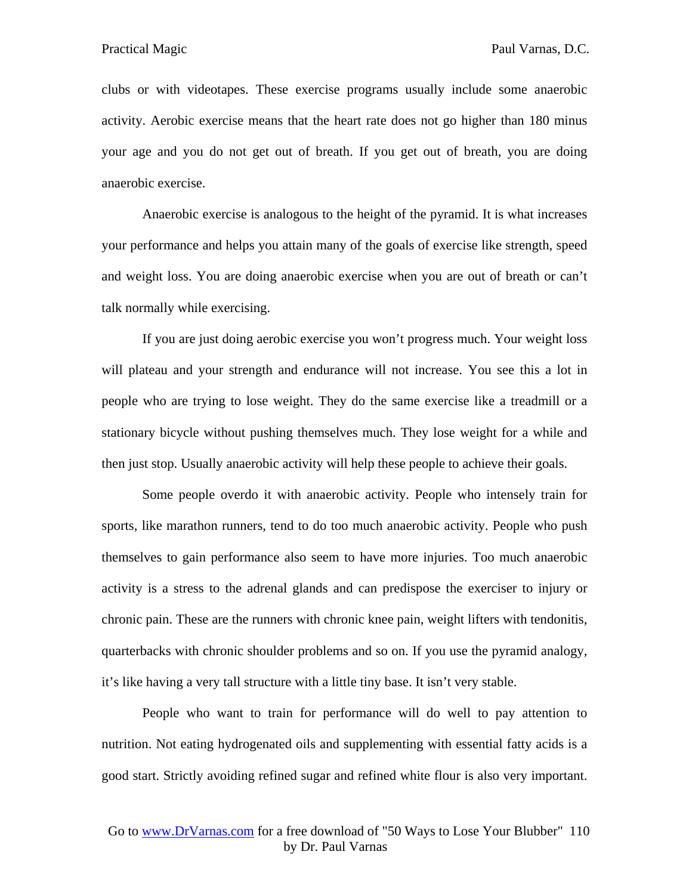clubs or with videotapes. These exercise programs usually include some anaerobic activity. Aerobic exercise means that the heart rate does not go higher than 180 minus your age and you do not get out of breath. If you get out of breath, you are doing anaerobic exercise.

Anaerobic exercise is analogous to the height of the pyramid. It is what increases your performance and helps you attain many of the goals of exercise like strength, speed and weight loss. You are doing anaerobic exercise when you are out of breath or can't talk normally while exercising.

If you are just doing aerobic exercise you won't progress much. Your weight loss will plateau and your strength and endurance will not increase. You see this a lot in people who are trying to lose weight. They do the same exercise like a treadmill or a stationary bicycle without pushing themselves much. They lose weight for a while and then just stop. Usually anaerobic activity will help these people to achieve their goals.

Some people overdo it with anaerobic activity. People who intensely train for sports, like marathon runners, tend to do too much anaerobic activity. People who push themselves to gain performance also seem to have more injuries. Too much anaerobic activity is a stress to the adrenal glands and can predispose the exerciser to injury or chronic pain. These are the runners with chronic knee pain, weight lifters with tendonitis, quarterbacks with chronic shoulder problems and so on. If you use the pyramid analogy, it's like having a very tall structure with a little tiny base. It isn't very stable.

People who want to train for performance will do well to pay attention to nutrition. Not eating hydrogenated oils and supplementing with essential fatty acids is a good start. Strictly avoiding refined sugar and refined white flour is also very important.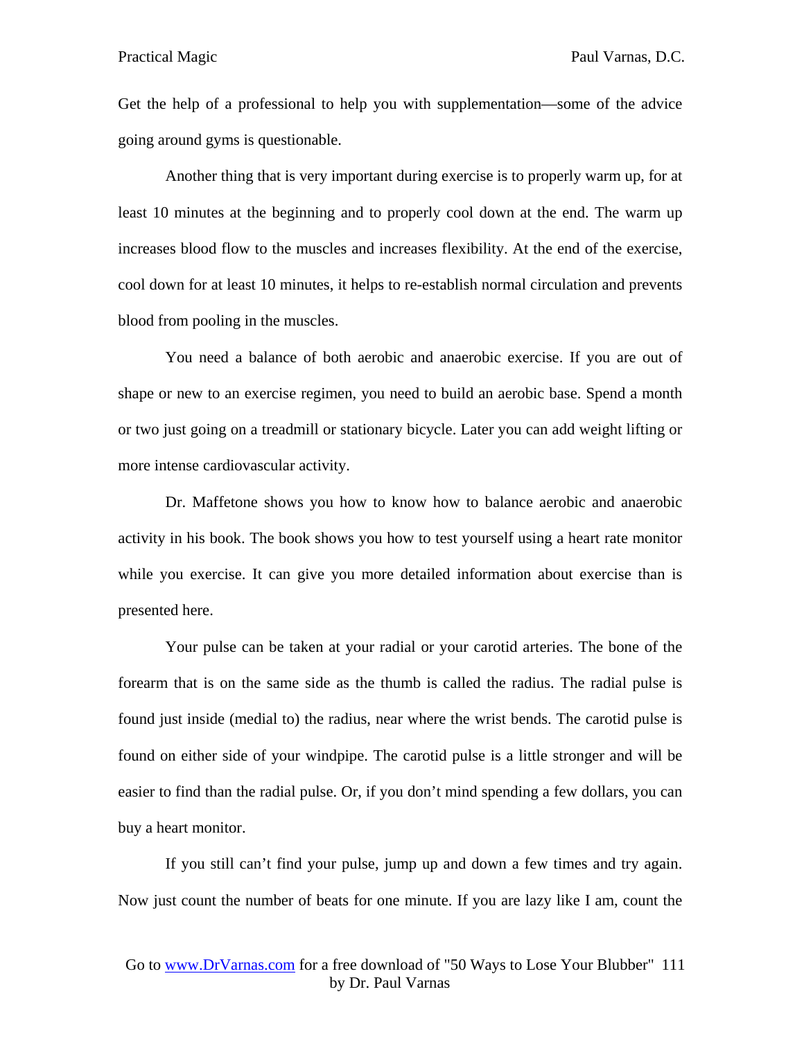Get the help of a professional to help you with supplementation—some of the advice going around gyms is questionable.

Another thing that is very important during exercise is to properly warm up, for at least 10 minutes at the beginning and to properly cool down at the end. The warm up increases blood flow to the muscles and increases flexibility. At the end of the exercise, cool down for at least 10 minutes, it helps to re-establish normal circulation and prevents blood from pooling in the muscles.

You need a balance of both aerobic and anaerobic exercise. If you are out of shape or new to an exercise regimen, you need to build an aerobic base. Spend a month or two just going on a treadmill or stationary bicycle. Later you can add weight lifting or more intense cardiovascular activity.

Dr. Maffetone shows you how to know how to balance aerobic and anaerobic activity in his book. The book shows you how to test yourself using a heart rate monitor while you exercise. It can give you more detailed information about exercise than is presented here.

Your pulse can be taken at your radial or your carotid arteries. The bone of the forearm that is on the same side as the thumb is called the radius. The radial pulse is found just inside (medial to) the radius, near where the wrist bends. The carotid pulse is found on either side of your windpipe. The carotid pulse is a little stronger and will be easier to find than the radial pulse. Or, if you don't mind spending a few dollars, you can buy a heart monitor.

If you still can't find your pulse, jump up and down a few times and try again. Now just count the number of beats for one minute. If you are lazy like I am, count the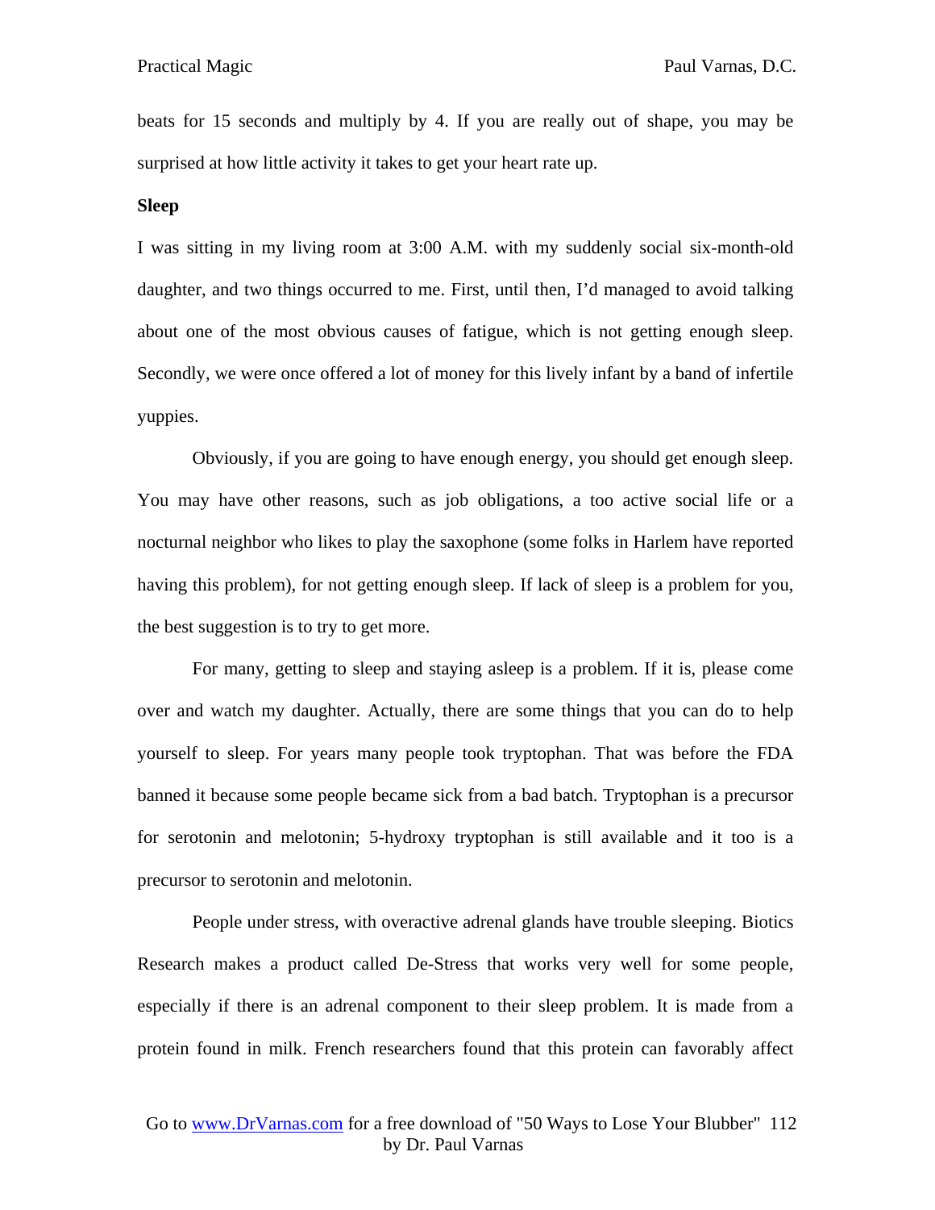beats for 15 seconds and multiply by 4. If you are really out of shape, you may be surprised at how little activity it takes to get your heart rate up.

**Sleep**

I was sitting in my living room at 3:00 A.M. with my suddenly social six-month-old daughter, and two things occurred to me. First, until then, I'd managed to avoid talking about one of the most obvious causes of fatigue, which is not getting enough sleep. Secondly, we were once offered a lot of money for this lively infant by a band of infertile yuppies.

Obviously, if you are going to have enough energy, you should get enough sleep. You may have other reasons, such as job obligations, a too active social life or a nocturnal neighbor who likes to play the saxophone (some folks in Harlem have reported having this problem), for not getting enough sleep. If lack of sleep is a problem for you, the best suggestion is to try to get more.

For many, getting to sleep and staying asleep is a problem. If it is, please come over and watch my daughter. Actually, there are some things that you can do to help yourself to sleep. For years many people took tryptophan. That was before the FDA banned it because some people became sick from a bad batch. Tryptophan is a precursor for serotonin and melotonin; 5-hydroxy tryptophan is still available and it too is a precursor to serotonin and melotonin.

People under stress, with overactive adrenal glands have trouble sleeping. Biotics Research makes a product called De-Stress that works very well for some people, especially if there is an adrenal component to their sleep problem. It is made from a protein found in milk. French researchers found that this protein can favorably affect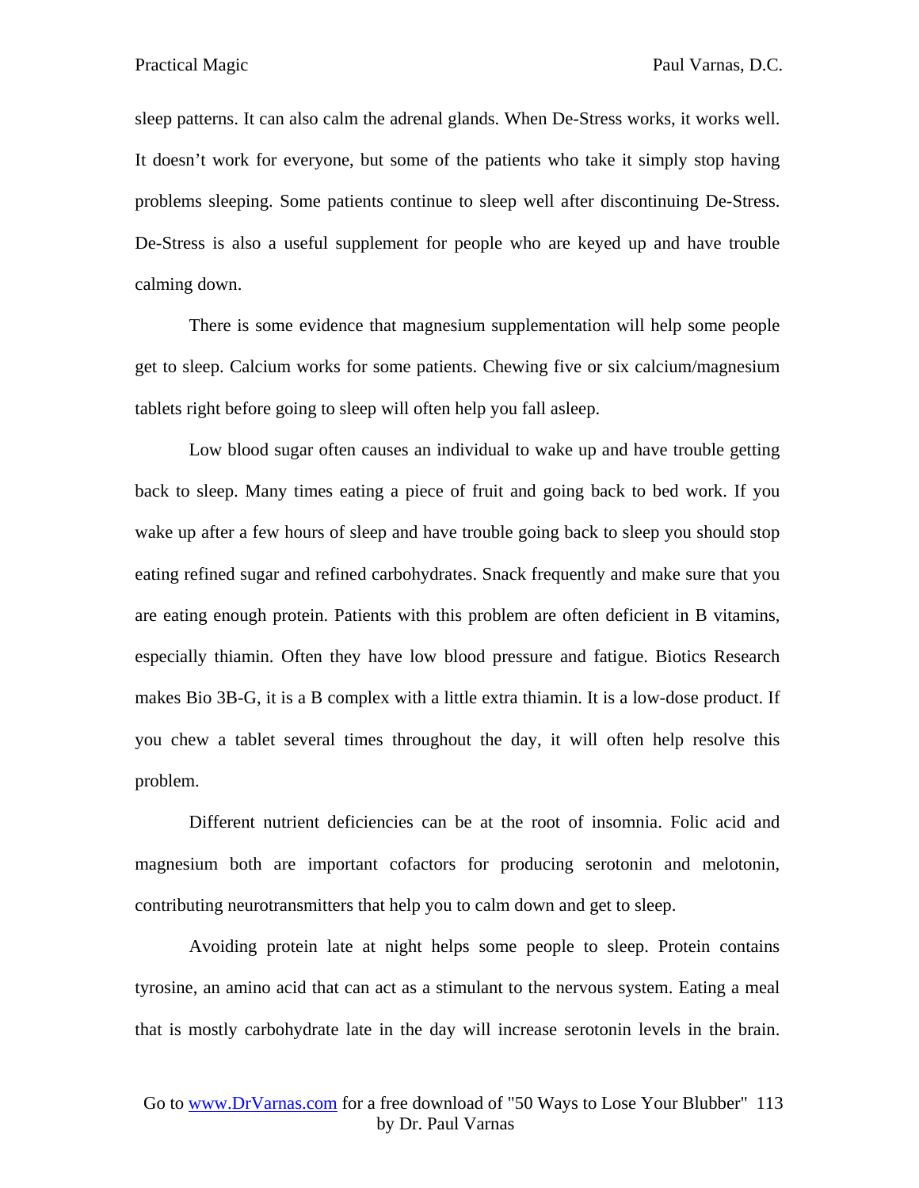sleep patterns. It can also calm the adrenal glands. When De-Stress works, it works well. It doesn't work for everyone, but some of the patients who take it simply stop having problems sleeping. Some patients continue to sleep well after discontinuing De-Stress. De-Stress is also a useful supplement for people who are keyed up and have trouble calming down.

There is some evidence that magnesium supplementation will help some people get to sleep. Calcium works for some patients. Chewing five or six calcium/magnesium tablets right before going to sleep will often help you fall asleep.

Low blood sugar often causes an individual to wake up and have trouble getting back to sleep. Many times eating a piece of fruit and going back to bed work. If you wake up after a few hours of sleep and have trouble going back to sleep you should stop eating refined sugar and refined carbohydrates. Snack frequently and make sure that you are eating enough protein. Patients with this problem are often deficient in B vitamins, especially thiamin. Often they have low blood pressure and fatigue. Biotics Research makes Bio 3B-G, it is a B complex with a little extra thiamin. It is a low-dose product. If you chew a tablet several times throughout the day, it will often help resolve this problem.

Different nutrient deficiencies can be at the root of insomnia. Folic acid and magnesium both are important cofactors for producing serotonin and melotonin, contributing neurotransmitters that help you to calm down and get to sleep.

Avoiding protein late at night helps some people to sleep. Protein contains tyrosine, an amino acid that can act as a stimulant to the nervous system. Eating a meal that is mostly carbohydrate late in the day will increase serotonin levels in the brain.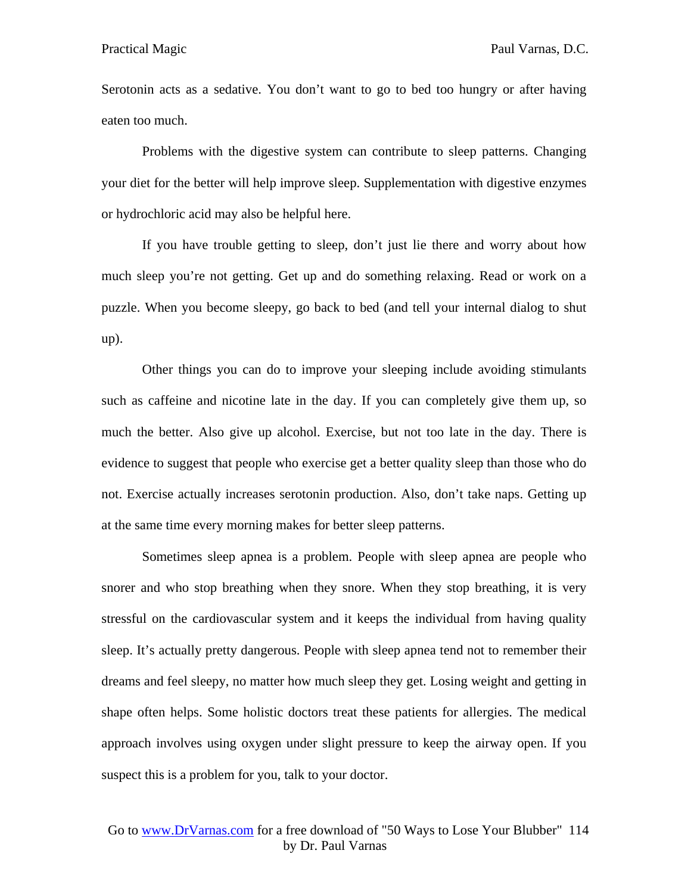Serotonin acts as a sedative. You don't want to go to bed too hungry or after having eaten too much.

Problems with the digestive system can contribute to sleep patterns. Changing your diet for the better will help improve sleep. Supplementation with digestive enzymes or hydrochloric acid may also be helpful here.

If you have trouble getting to sleep, don't just lie there and worry about how much sleep you're not getting. Get up and do something relaxing. Read or work on a puzzle. When you become sleepy, go back to bed (and tell your internal dialog to shut up).

Other things you can do to improve your sleeping include avoiding stimulants such as caffeine and nicotine late in the day. If you can completely give them up, so much the better. Also give up alcohol. Exercise, but not too late in the day. There is evidence to suggest that people who exercise get a better quality sleep than those who do not. Exercise actually increases serotonin production. Also, don't take naps. Getting up at the same time every morning makes for better sleep patterns.

Sometimes sleep apnea is a problem. People with sleep apnea are people who snorer and who stop breathing when they snore. When they stop breathing, it is very stressful on the cardiovascular system and it keeps the individual from having quality sleep. It's actually pretty dangerous. People with sleep apnea tend not to remember their dreams and feel sleepy, no matter how much sleep they get. Losing weight and getting in shape often helps. Some holistic doctors treat these patients for allergies. The medical approach involves using oxygen under slight pressure to keep the airway open. If you suspect this is a problem for you, talk to your doctor.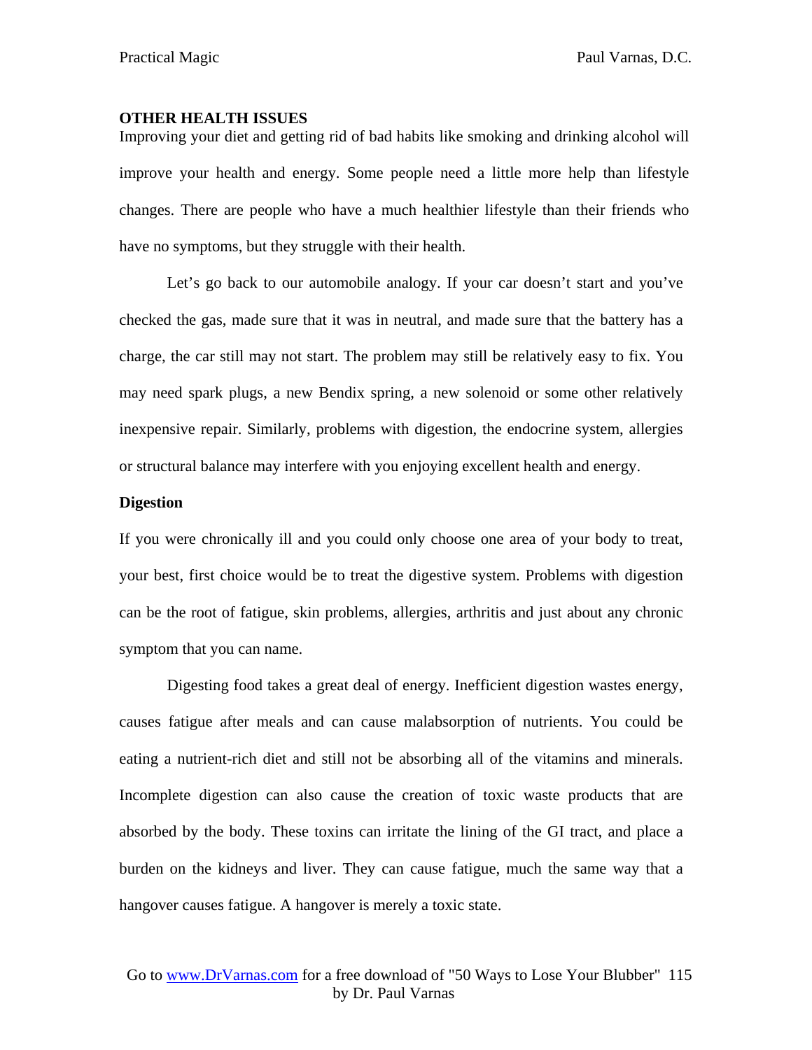**OTHER HEALTH ISSUES**

Improving your diet and getting rid of bad habits like smoking and drinking alcohol will improve your health and energy. Some people need a little more help than lifestyle changes. There are people who have a much healthier lifestyle than their friends who have no symptoms, but they struggle with their health.

Let's go back to our automobile analogy. If your car doesn't start and you've checked the gas, made sure that it was in neutral, and made sure that the battery has a charge, the car still may not start. The problem may still be relatively easy to fix. You may need spark plugs, a new Bendix spring, a new solenoid or some other relatively inexpensive repair. Similarly, problems with digestion, the endocrine system, allergies or structural balance may interfere with you enjoying excellent health and energy.

**Digestion**

If you were chronically ill and you could only choose one area of your body to treat, your best, first choice would be to treat the digestive system. Problems with digestion can be the root of fatigue, skin problems, allergies, arthritis and just about any chronic symptom that you can name.

Digesting food takes a great deal of energy. Inefficient digestion wastes energy, causes fatigue after meals and can cause malabsorption of nutrients. You could be eating a nutrient-rich diet and still not be absorbing all of the vitamins and minerals. Incomplete digestion can also cause the creation of toxic waste products that are absorbed by the body. These toxins can irritate the lining of the GI tract, and place a burden on the kidneys and liver. They can cause fatigue, much the same way that a hangover causes fatigue. A hangover is merely a toxic state.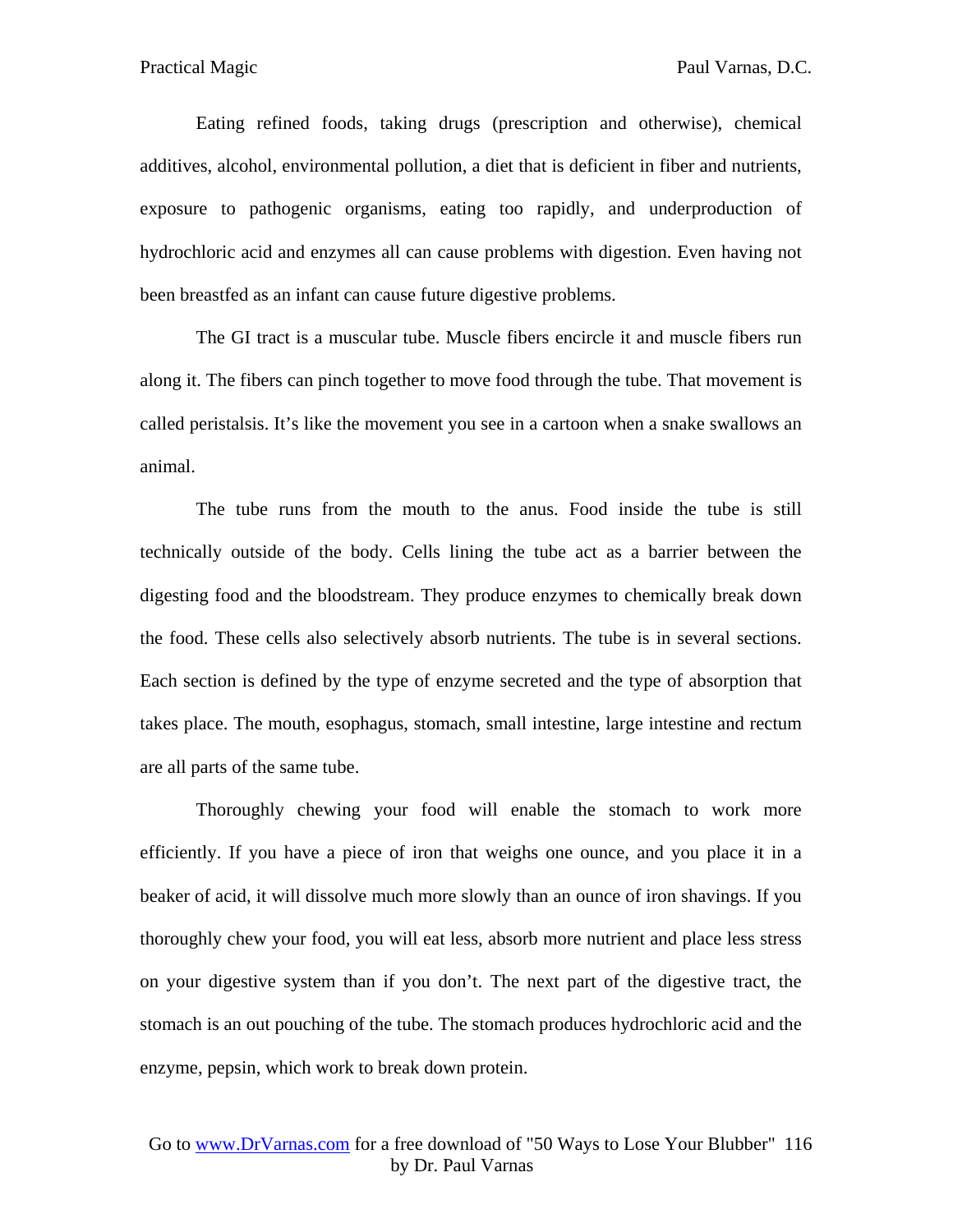Eating refined foods, taking drugs (prescription and otherwise), chemical additives, alcohol, environmental pollution, a diet that is deficient in fiber and nutrients, exposure to pathogenic organisms, eating too rapidly, and underproduction of hydrochloric acid and enzymes all can cause problems with digestion. Even having not been breastfed as an infant can cause future digestive problems.

The GI tract is a muscular tube. Muscle fibers encircle it and muscle fibers run along it. The fibers can pinch together to move food through the tube. That movement is called peristalsis. It's like the movement you see in a cartoon when a snake swallows an animal.

The tube runs from the mouth to the anus. Food inside the tube is still technically outside of the body. Cells lining the tube act as a barrier between the digesting food and the bloodstream. They produce enzymes to chemically break down the food. These cells also selectively absorb nutrients. The tube is in several sections. Each section is defined by the type of enzyme secreted and the type of absorption that takes place. The mouth, esophagus, stomach, small intestine, large intestine and rectum are all parts of the same tube.

Thoroughly chewing your food will enable the stomach to work more efficiently. If you have a piece of iron that weighs one ounce, and you place it in a beaker of acid, it will dissolve much more slowly than an ounce of iron shavings. If you thoroughly chew your food, you will eat less, absorb more nutrient and place less stress on your digestive system than if you don't. The next part of the digestive tract, the stomach is an out pouching of the tube. The stomach produces hydrochloric acid and the enzyme, pepsin, which work to break down protein.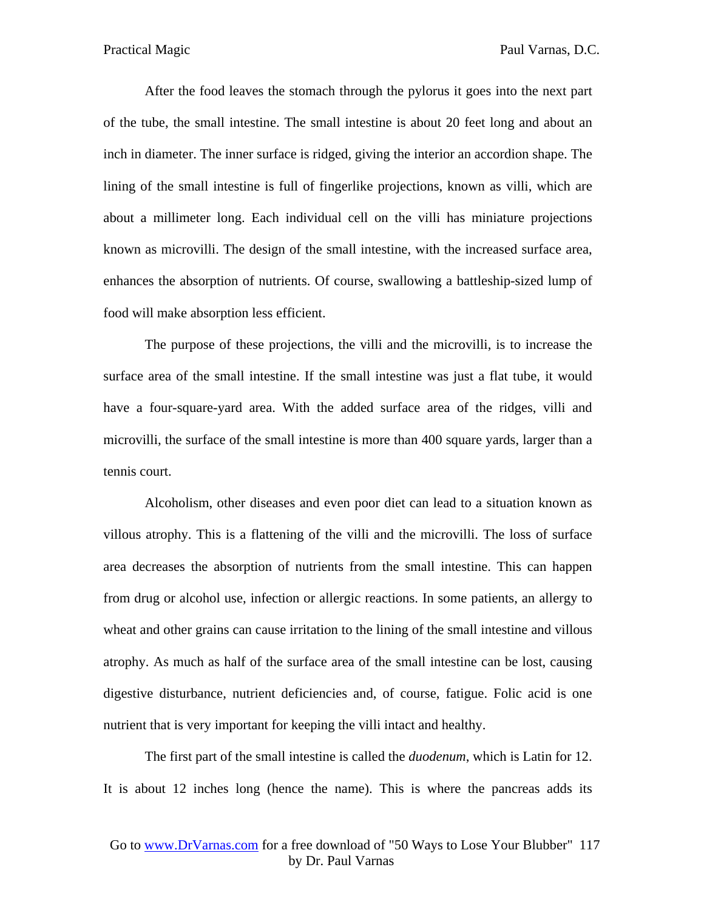After the food leaves the stomach through the pylorus it goes into the next part of the tube, the small intestine. The small intestine is about 20 feet long and about an inch in diameter. The inner surface is ridged, giving the interior an accordion shape. The lining of the small intestine is full of fingerlike projections, known as villi, which are about a millimeter long. Each individual cell on the villi has miniature projections known as microvilli. The design of the small intestine, with the increased surface area, enhances the absorption of nutrients. Of course, swallowing a battleship-sized lump of food will make absorption less efficient.

The purpose of these projections, the villi and the microvilli, is to increase the surface area of the small intestine. If the small intestine was just a flat tube, it would have a four-square-yard area. With the added surface area of the ridges, villi and microvilli, the surface of the small intestine is more than 400 square yards, larger than a tennis court.

Alcoholism, other diseases and even poor diet can lead to a situation known as villous atrophy. This is a flattening of the villi and the microvilli. The loss of surface area decreases the absorption of nutrients from the small intestine. This can happen from drug or alcohol use, infection or allergic reactions. In some patients, an allergy to wheat and other grains can cause irritation to the lining of the small intestine and villous atrophy. As much as half of the surface area of the small intestine can be lost, causing digestive disturbance, nutrient deficiencies and, of course, fatigue. Folic acid is one nutrient that is very important for keeping the villi intact and healthy.

The first part of the small intestine is called the *duodenum*, which is Latin for 12. It is about 12 inches long (hence the name). This is where the pancreas adds its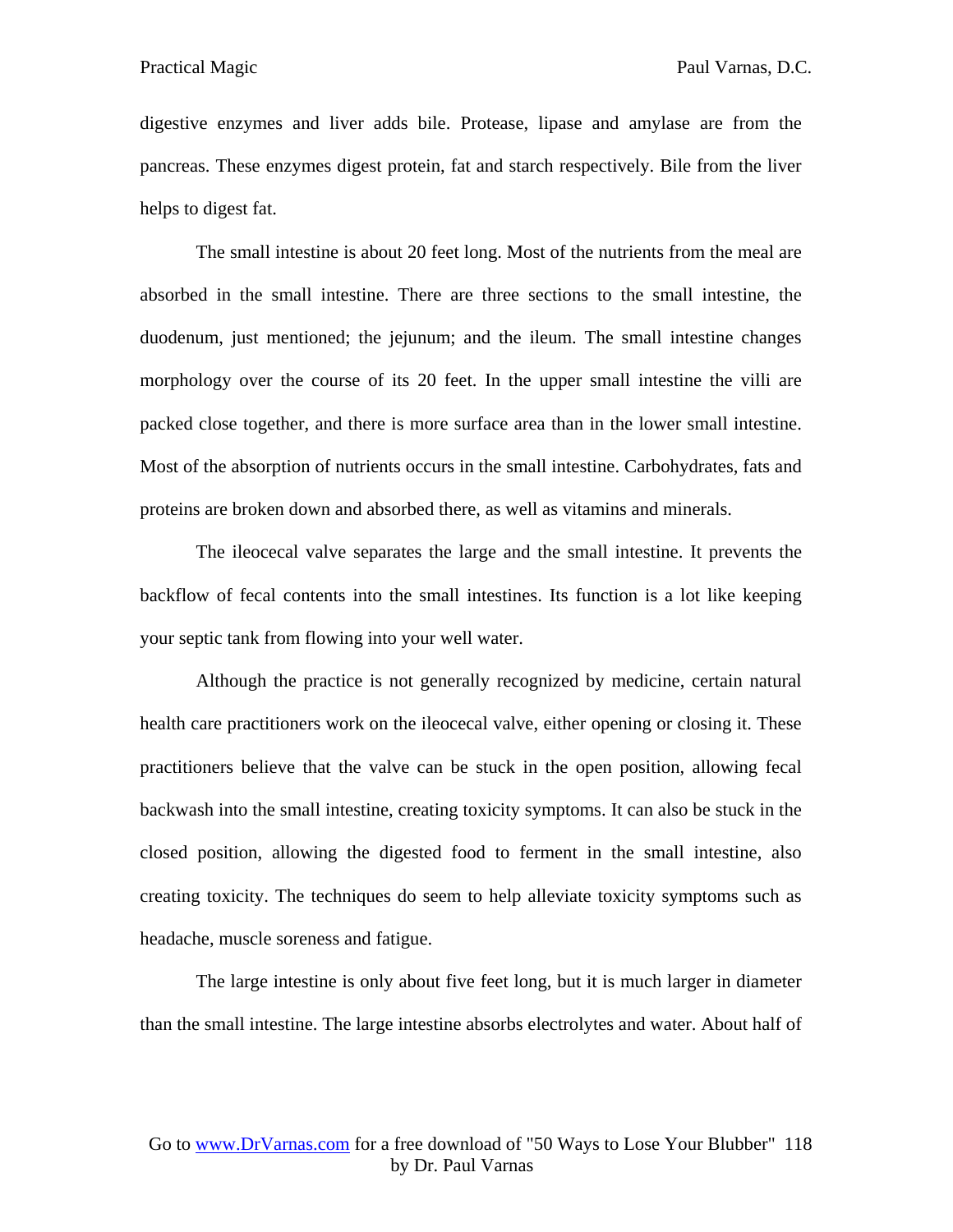digestive enzymes and liver adds bile. Protease, lipase and amylase are from the pancreas. These enzymes digest protein, fat and starch respectively. Bile from the liver helps to digest fat.

The small intestine is about 20 feet long. Most of the nutrients from the meal are absorbed in the small intestine. There are three sections to the small intestine, the duodenum, just mentioned; the jejunum; and the ileum. The small intestine changes morphology over the course of its 20 feet. In the upper small intestine the villi are packed close together, and there is more surface area than in the lower small intestine. Most of the absorption of nutrients occurs in the small intestine. Carbohydrates, fats and proteins are broken down and absorbed there, as well as vitamins and minerals.

The ileocecal valve separates the large and the small intestine. It prevents the backflow of fecal contents into the small intestines. Its function is a lot like keeping your septic tank from flowing into your well water.

Although the practice is not generally recognized by medicine, certain natural health care practitioners work on the ileocecal valve, either opening or closing it. These practitioners believe that the valve can be stuck in the open position, allowing fecal backwash into the small intestine, creating toxicity symptoms. It can also be stuck in the closed position, allowing the digested food to ferment in the small intestine, also creating toxicity. The techniques do seem to help alleviate toxicity symptoms such as headache, muscle soreness and fatigue.

The large intestine is only about five feet long, but it is much larger in diameter than the small intestine. The large intestine absorbs electrolytes and water. About half of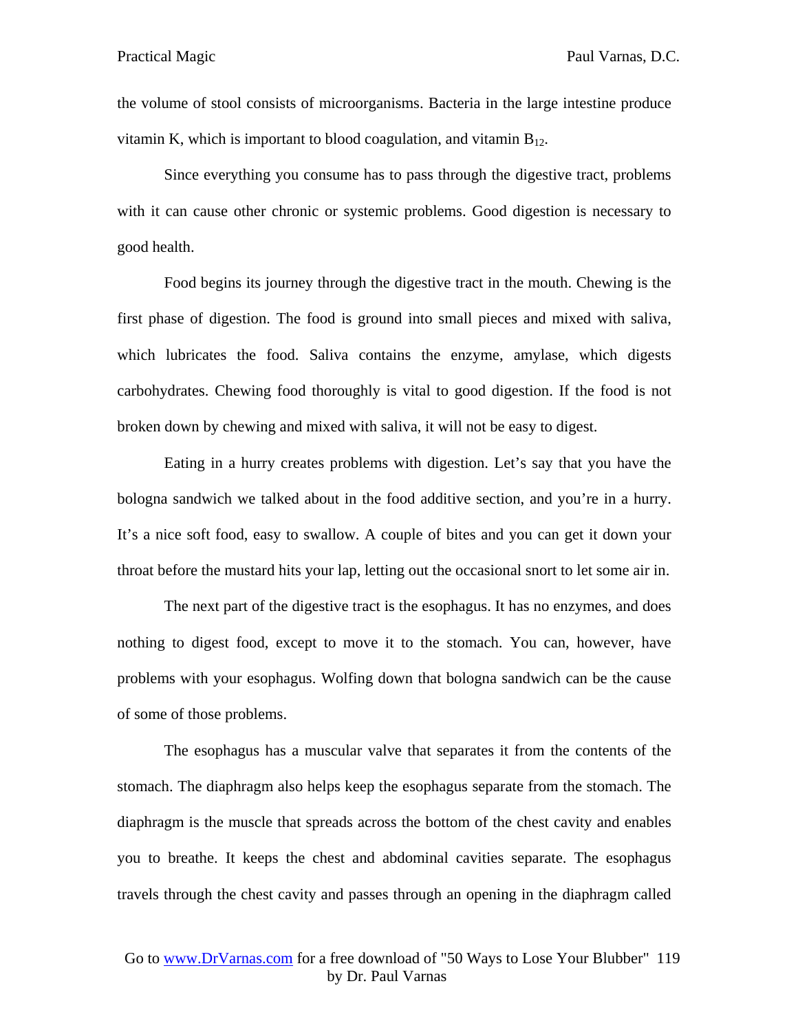the volume of stool consists of microorganisms. Bacteria in the large intestine produce vitamin K, which is important to blood coagulation, and vitamin $B_{12}$.

Since everything you consume has to pass through the digestive tract, problems with it can cause other chronic or systemic problems. Good digestion is necessary to good health.

Food begins its journey through the digestive tract in the mouth. Chewing is the first phase of digestion. The food is ground into small pieces and mixed with saliva, which lubricates the food. Saliva contains the enzyme, amylase, which digests carbohydrates. Chewing food thoroughly is vital to good digestion. If the food is not broken down by chewing and mixed with saliva, it will not be easy to digest.

Eating in a hurry creates problems with digestion. Let's say that you have the bologna sandwich we talked about in the food additive section, and you're in a hurry. It's a nice soft food, easy to swallow. A couple of bites and you can get it down your throat before the mustard hits your lap, letting out the occasional snort to let some air in.

The next part of the digestive tract is the esophagus. It has no enzymes, and does nothing to digest food, except to move it to the stomach. You can, however, have problems with your esophagus. Wolfing down that bologna sandwich can be the cause of some of those problems.

The esophagus has a muscular valve that separates it from the contents of the stomach. The diaphragm also helps keep the esophagus separate from the stomach. The diaphragm is the muscle that spreads across the bottom of the chest cavity and enables you to breathe. It keeps the chest and abdominal cavities separate. The esophagus travels through the chest cavity and passes through an opening in the diaphragm called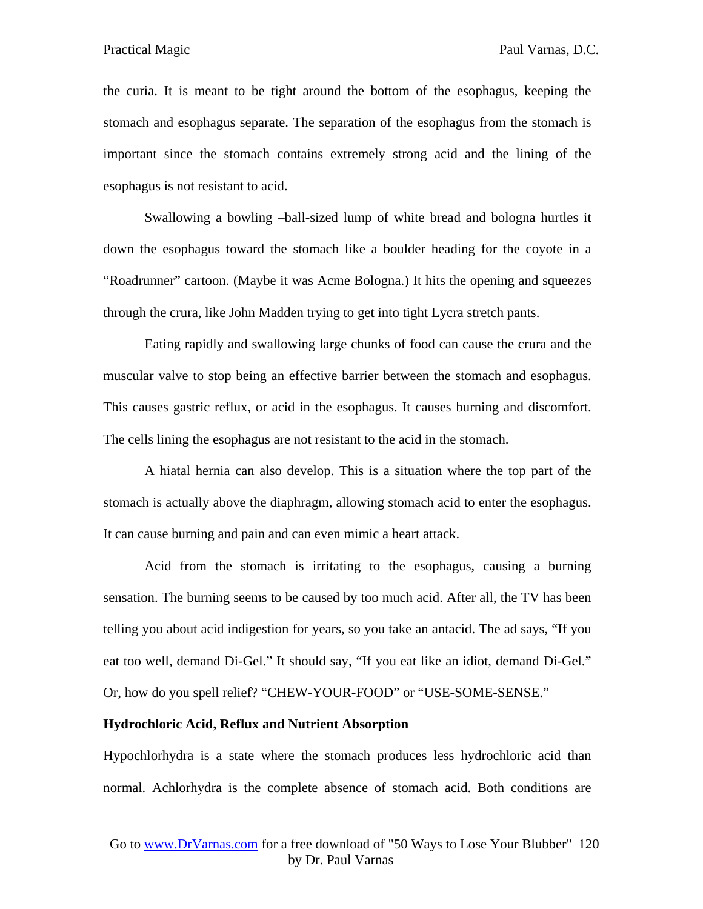the curia. It is meant to be tight around the bottom of the esophagus, keeping the stomach and esophagus separate. The separation of the esophagus from the stomach is important since the stomach contains extremely strong acid and the lining of the esophagus is not resistant to acid.

Swallowing a bowling –ball-sized lump of white bread and bologna hurtles it down the esophagus toward the stomach like a boulder heading for the coyote in a "Roadrunner" cartoon. (Maybe it was Acme Bologna.) It hits the opening and squeezes through the crura, like John Madden trying to get into tight Lycra stretch pants.

Eating rapidly and swallowing large chunks of food can cause the crura and the muscular valve to stop being an effective barrier between the stomach and esophagus. This causes gastric reflux, or acid in the esophagus. It causes burning and discomfort. The cells lining the esophagus are not resistant to the acid in the stomach.

A hiatal hernia can also develop. This is a situation where the top part of the stomach is actually above the diaphragm, allowing stomach acid to enter the esophagus. It can cause burning and pain and can even mimic a heart attack.

Acid from the stomach is irritating to the esophagus, causing a burning sensation. The burning seems to be caused by too much acid. After all, the TV has been telling you about acid indigestion for years, so you take an antacid. The ad says, "If you eat too well, demand Di-Gel." It should say, "If you eat like an idiot, demand Di-Gel." Or, how do you spell relief? "CHEW-YOUR-FOOD" or "USE-SOME-SENSE."

**Hydrochloric Acid, Reflux and Nutrient Absorption**

Hypochlorhydra is a state where the stomach produces less hydrochloric acid than normal. Achlorhydra is the complete absence of stomach acid. Both conditions are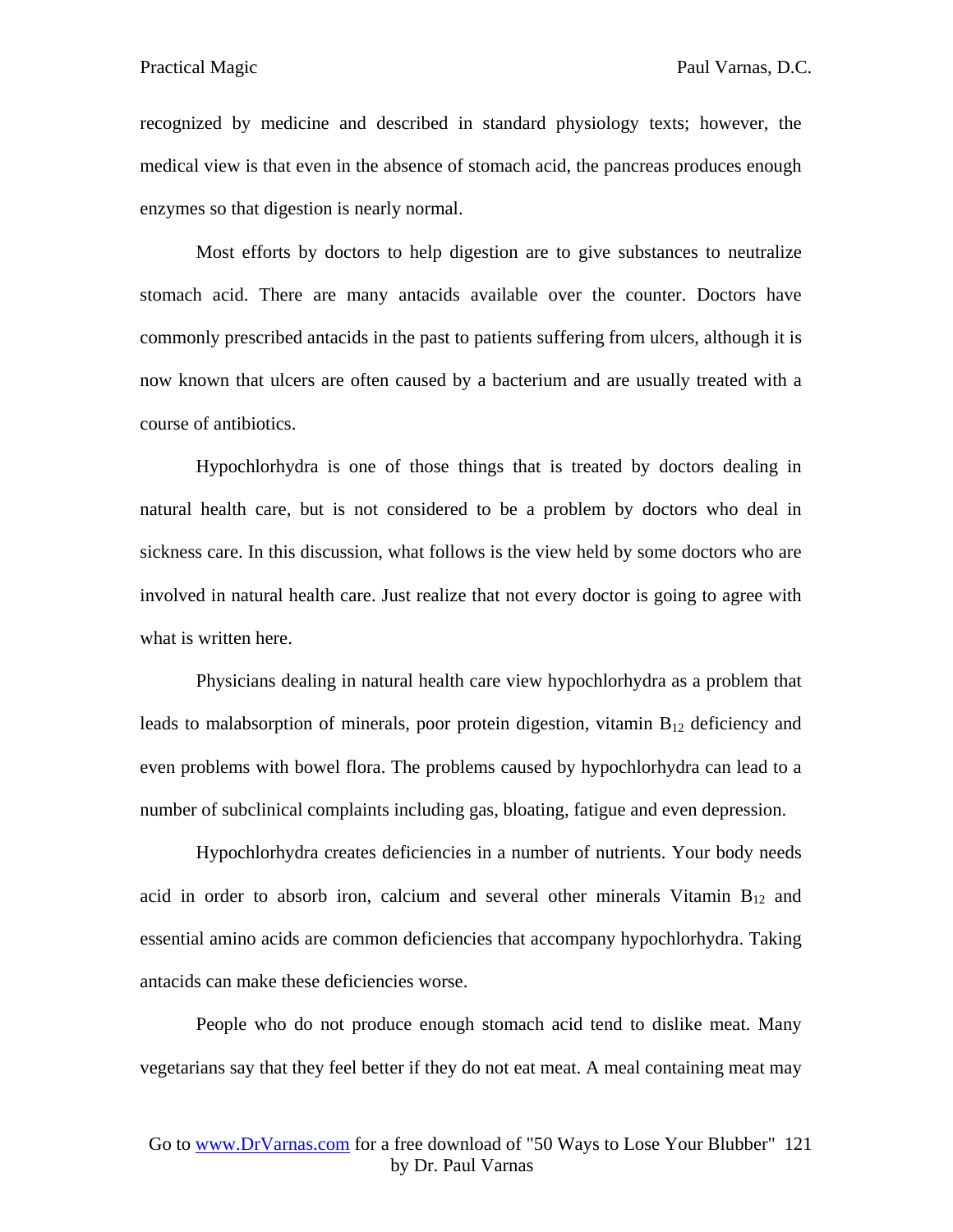recognized by medicine and described in standard physiology texts; however, the medical view is that even in the absence of stomach acid, the pancreas produces enough enzymes so that digestion is nearly normal.

Most efforts by doctors to help digestion are to give substances to neutralize stomach acid. There are many antacids available over the counter. Doctors have commonly prescribed antacids in the past to patients suffering from ulcers, although it is now known that ulcers are often caused by a bacterium and are usually treated with a course of antibiotics.

Hypochlorhydra is one of those things that is treated by doctors dealing in natural health care, but is not considered to be a problem by doctors who deal in sickness care. In this discussion, what follows is the view held by some doctors who are involved in natural health care. Just realize that not every doctor is going to agree with what is written here.

Physicians dealing in natural health care view hypochlorhydra as a problem that leads to malabsorption of minerals, poor protein digestion, vitamin $B_{12}$ deficiency and even problems with bowel flora. The problems caused by hypochlorhydra can lead to a number of subclinical complaints including gas, bloating, fatigue and even depression.

Hypochlorhydra creates deficiencies in a number of nutrients. Your body needs acid in order to absorb iron, calcium and several other minerals Vitamin $B_{12}$ and essential amino acids are common deficiencies that accompany hypochlorhydra. Taking antacids can make these deficiencies worse.

People who do not produce enough stomach acid tend to dislike meat. Many vegetarians say that they feel better if they do not eat meat. A meal containing meat may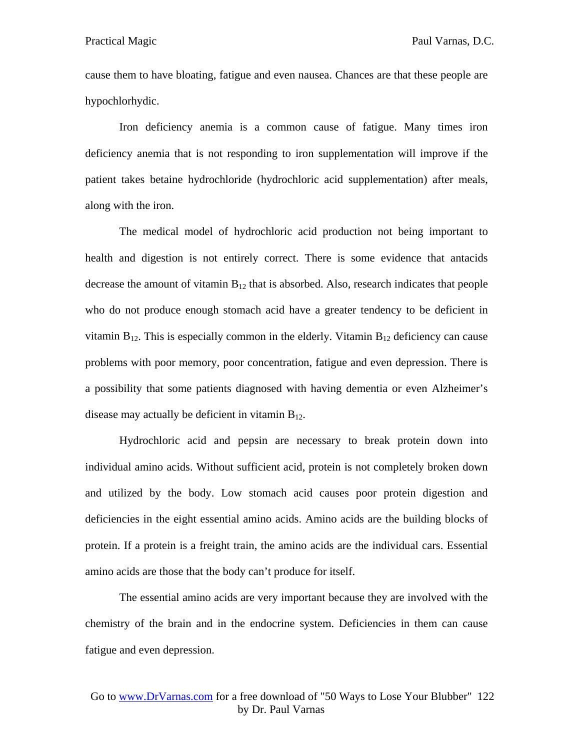cause them to have bloating, fatigue and even nausea. Chances are that these people are hypochlorhydic.

Iron deficiency anemia is a common cause of fatigue. Many times iron deficiency anemia that is not responding to iron supplementation will improve if the patient takes betaine hydrochloride (hydrochloric acid supplementation) after meals, along with the iron.

The medical model of hydrochloric acid production not being important to health and digestion is not entirely correct. There is some evidence that antacids decrease the amount of vitamin $B_{12}$ that is absorbed. Also, research indicates that people who do not produce enough stomach acid have a greater tendency to be deficient in vitamin $B_{12}$. This is especially common in the elderly. Vitamin $B_{12}$ deficiency can cause problems with poor memory, poor concentration, fatigue and even depression. There is a possibility that some patients diagnosed with having dementia or even Alzheimer's disease may actually be deficient in vitamin $B_{12}$.

Hydrochloric acid and pepsin are necessary to break protein down into individual amino acids. Without sufficient acid, protein is not completely broken down and utilized by the body. Low stomach acid causes poor protein digestion and deficiencies in the eight essential amino acids. Amino acids are the building blocks of protein. If a protein is a freight train, the amino acids are the individual cars. Essential amino acids are those that the body can't produce for itself.

The essential amino acids are very important because they are involved with the chemistry of the brain and in the endocrine system. Deficiencies in them can cause fatigue and even depression.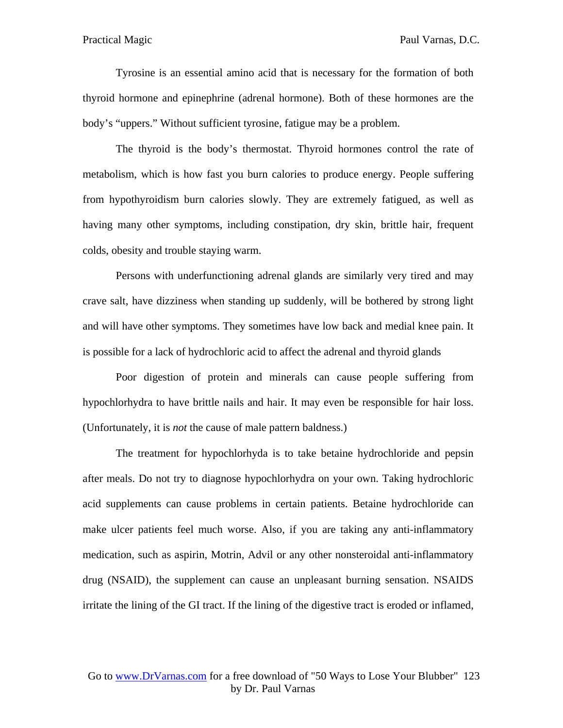Tyrosine is an essential amino acid that is necessary for the formation of both thyroid hormone and epinephrine (adrenal hormone). Both of these hormones are the body's "uppers." Without sufficient tyrosine, fatigue may be a problem.

The thyroid is the body's thermostat. Thyroid hormones control the rate of metabolism, which is how fast you burn calories to produce energy. People suffering from hypothyroidism burn calories slowly. They are extremely fatigued, as well as having many other symptoms, including constipation, dry skin, brittle hair, frequent colds, obesity and trouble staying warm.

Persons with underfunctioning adrenal glands are similarly very tired and may crave salt, have dizziness when standing up suddenly, will be bothered by strong light and will have other symptoms. They sometimes have low back and medial knee pain. It is possible for a lack of hydrochloric acid to affect the adrenal and thyroid glands

Poor digestion of protein and minerals can cause people suffering from hypochlorhydra to have brittle nails and hair. It may even be responsible for hair loss. (Unfortunately, it is *not* the cause of male pattern baldness.)

The treatment for hypochlorhyda is to take betaine hydrochloride and pepsin after meals. Do not try to diagnose hypochlorhydra on your own. Taking hydrochloric acid supplements can cause problems in certain patients. Betaine hydrochloride can make ulcer patients feel much worse. Also, if you are taking any anti-inflammatory medication, such as aspirin, Motrin, Advil or any other nonsteroidal anti-inflammatory drug (NSAID), the supplement can cause an unpleasant burning sensation. NSAIDS irritate the lining of the GI tract. If the lining of the digestive tract is eroded or inflamed,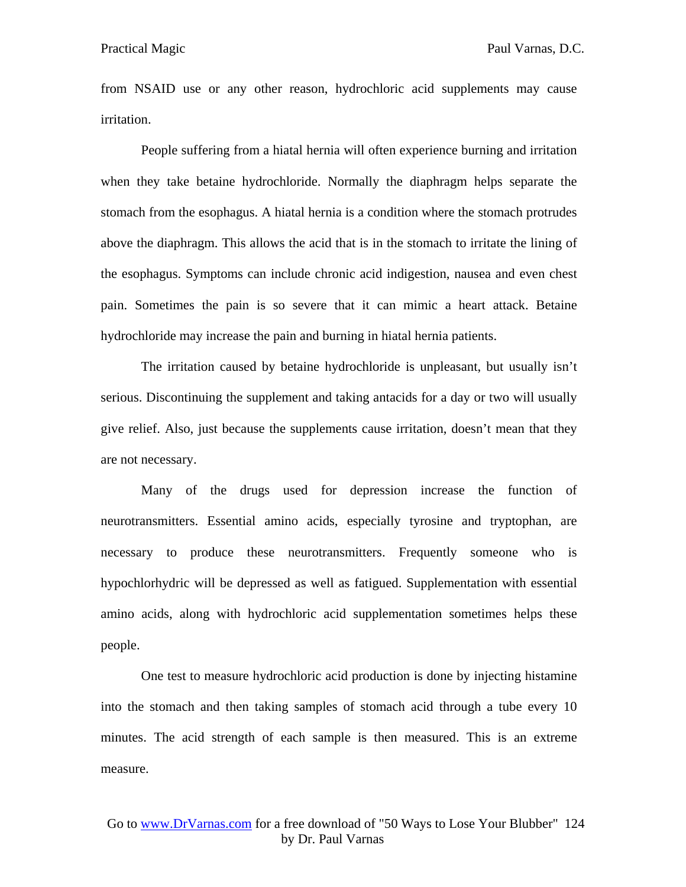from NSAID use or any other reason, hydrochloric acid supplements may cause irritation.

People suffering from a hiatal hernia will often experience burning and irritation when they take betaine hydrochloride. Normally the diaphragm helps separate the stomach from the esophagus. A hiatal hernia is a condition where the stomach protrudes above the diaphragm. This allows the acid that is in the stomach to irritate the lining of the esophagus. Symptoms can include chronic acid indigestion, nausea and even chest pain. Sometimes the pain is so severe that it can mimic a heart attack. Betaine hydrochloride may increase the pain and burning in hiatal hernia patients.

The irritation caused by betaine hydrochloride is unpleasant, but usually isn't serious. Discontinuing the supplement and taking antacids for a day or two will usually give relief. Also, just because the supplements cause irritation, doesn't mean that they are not necessary.

Many of the drugs used for depression increase the function of neurotransmitters. Essential amino acids, especially tyrosine and tryptophan, are necessary to produce these neurotransmitters. Frequently someone who is hypochlorhydric will be depressed as well as fatigued. Supplementation with essential amino acids, along with hydrochloric acid supplementation sometimes helps these people.

One test to measure hydrochloric acid production is done by injecting histamine into the stomach and then taking samples of stomach acid through a tube every 10 minutes. The acid strength of each sample is then measured. This is an extreme measure.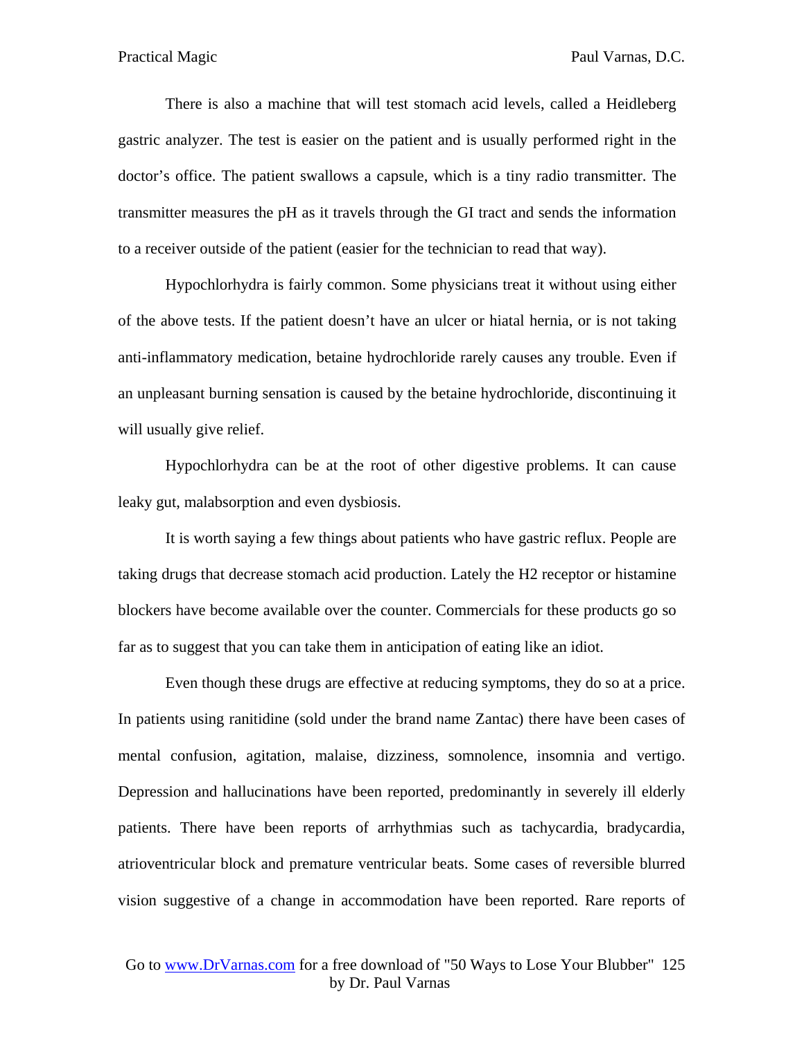There is also a machine that will test stomach acid levels, called a Heidleberg gastric analyzer. The test is easier on the patient and is usually performed right in the doctor's office. The patient swallows a capsule, which is a tiny radio transmitter. The transmitter measures the pH as it travels through the GI tract and sends the information to a receiver outside of the patient (easier for the technician to read that way).

Hypochlorhydra is fairly common. Some physicians treat it without using either of the above tests. If the patient doesn't have an ulcer or hiatal hernia, or is not taking anti-inflammatory medication, betaine hydrochloride rarely causes any trouble. Even if an unpleasant burning sensation is caused by the betaine hydrochloride, discontinuing it will usually give relief.

Hypochlorhydra can be at the root of other digestive problems. It can cause leaky gut, malabsorption and even dysbiosis.

It is worth saying a few things about patients who have gastric reflux. People are taking drugs that decrease stomach acid production. Lately the H2 receptor or histamine blockers have become available over the counter. Commercials for these products go so far as to suggest that you can take them in anticipation of eating like an idiot.

Even though these drugs are effective at reducing symptoms, they do so at a price. In patients using ranitidine (sold under the brand name Zantac) there have been cases of mental confusion, agitation, malaise, dizziness, somnolence, insomnia and vertigo. Depression and hallucinations have been reported, predominantly in severely ill elderly patients. There have been reports of arrhythmias such as tachycardia, bradycardia, atrioventricular block and premature ventricular beats. Some cases of reversible blurred vision suggestive of a change in accommodation have been reported. Rare reports of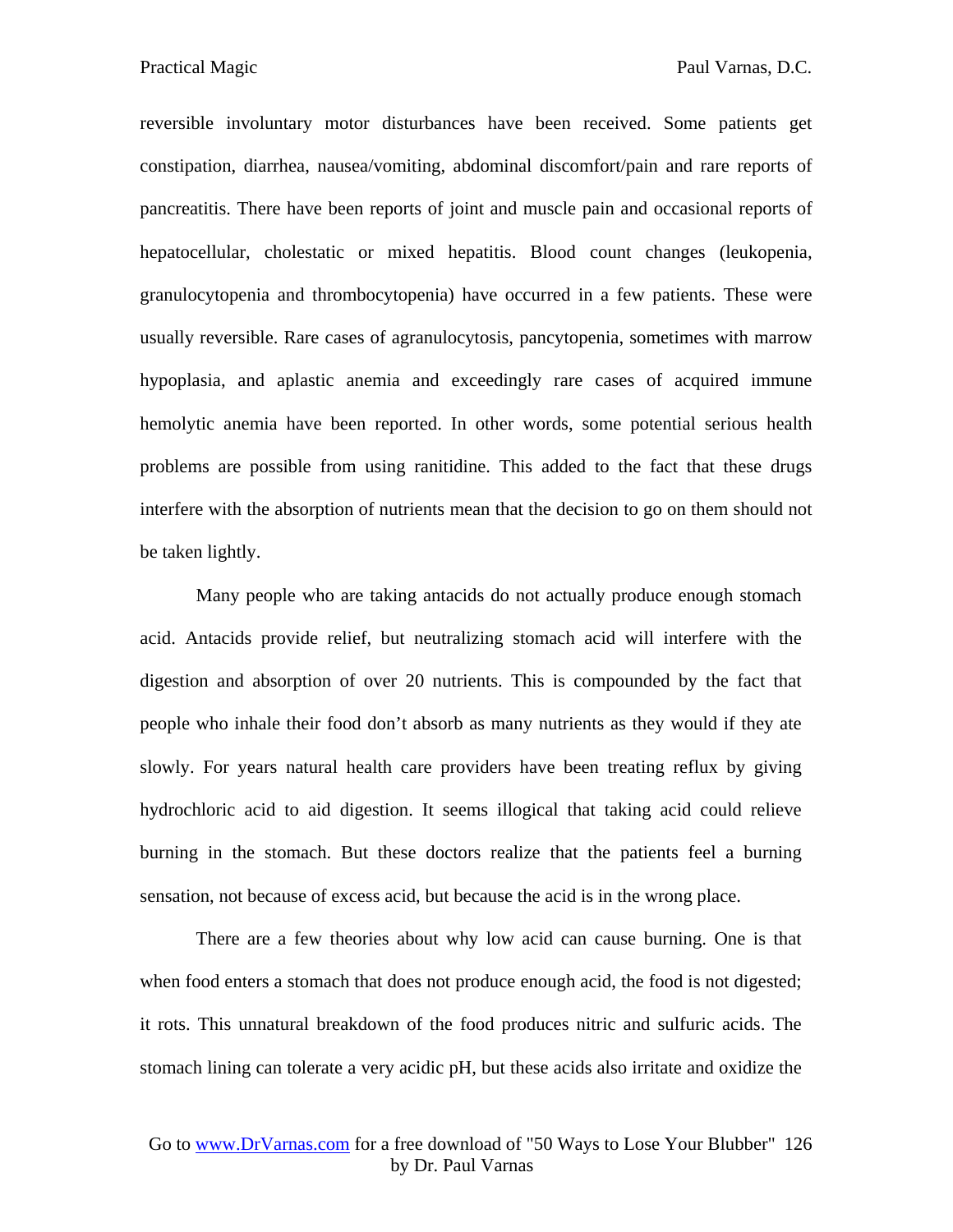reversible involuntary motor disturbances have been received. Some patients get constipation, diarrhea, nausea/vomiting, abdominal discomfort/pain and rare reports of pancreatitis. There have been reports of joint and muscle pain and occasional reports of hepatocellular, cholestatic or mixed hepatitis. Blood count changes (leukopenia, granulocytopenia and thrombocytopenia) have occurred in a few patients. These were usually reversible. Rare cases of agranulocytosis, pancytopenia, sometimes with marrow hypoplasia, and aplastic anemia and exceedingly rare cases of acquired immune hemolytic anemia have been reported. In other words, some potential serious health problems are possible from using ranitidine. This added to the fact that these drugs interfere with the absorption of nutrients mean that the decision to go on them should not be taken lightly.

Many people who are taking antacids do not actually produce enough stomach acid. Antacids provide relief, but neutralizing stomach acid will interfere with the digestion and absorption of over 20 nutrients. This is compounded by the fact that people who inhale their food don't absorb as many nutrients as they would if they ate slowly. For years natural health care providers have been treating reflux by giving hydrochloric acid to aid digestion. It seems illogical that taking acid could relieve burning in the stomach. But these doctors realize that the patients feel a burning sensation, not because of excess acid, but because the acid is in the wrong place.

There are a few theories about why low acid can cause burning. One is that when food enters a stomach that does not produce enough acid, the food is not digested; it rots. This unnatural breakdown of the food produces nitric and sulfuric acids. The stomach lining can tolerate a very acidic pH, but these acids also irritate and oxidize the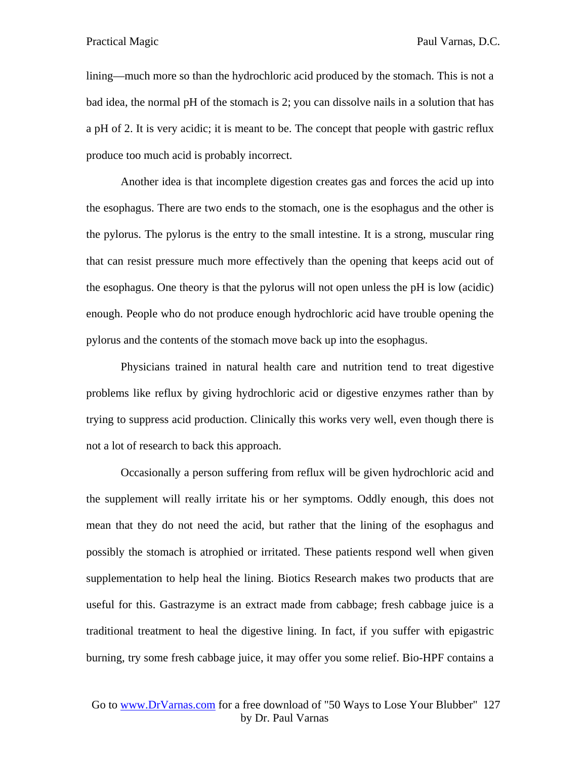lining—much more so than the hydrochloric acid produced by the stomach. This is not a bad idea, the normal pH of the stomach is 2; you can dissolve nails in a solution that has a pH of 2. It is very acidic; it is meant to be. The concept that people with gastric reflux produce too much acid is probably incorrect.

Another idea is that incomplete digestion creates gas and forces the acid up into the esophagus. There are two ends to the stomach, one is the esophagus and the other is the pylorus. The pylorus is the entry to the small intestine. It is a strong, muscular ring that can resist pressure much more effectively than the opening that keeps acid out of the esophagus. One theory is that the pylorus will not open unless the pH is low (acidic) enough. People who do not produce enough hydrochloric acid have trouble opening the pylorus and the contents of the stomach move back up into the esophagus.

Physicians trained in natural health care and nutrition tend to treat digestive problems like reflux by giving hydrochloric acid or digestive enzymes rather than by trying to suppress acid production. Clinically this works very well, even though there is not a lot of research to back this approach.

Occasionally a person suffering from reflux will be given hydrochloric acid and the supplement will really irritate his or her symptoms. Oddly enough, this does not mean that they do not need the acid, but rather that the lining of the esophagus and possibly the stomach is atrophied or irritated. These patients respond well when given supplementation to help heal the lining. Biotics Research makes two products that are useful for this. Gastrazyme is an extract made from cabbage; fresh cabbage juice is a traditional treatment to heal the digestive lining. In fact, if you suffer with epigastric burning, try some fresh cabbage juice, it may offer you some relief. Bio-HPF contains a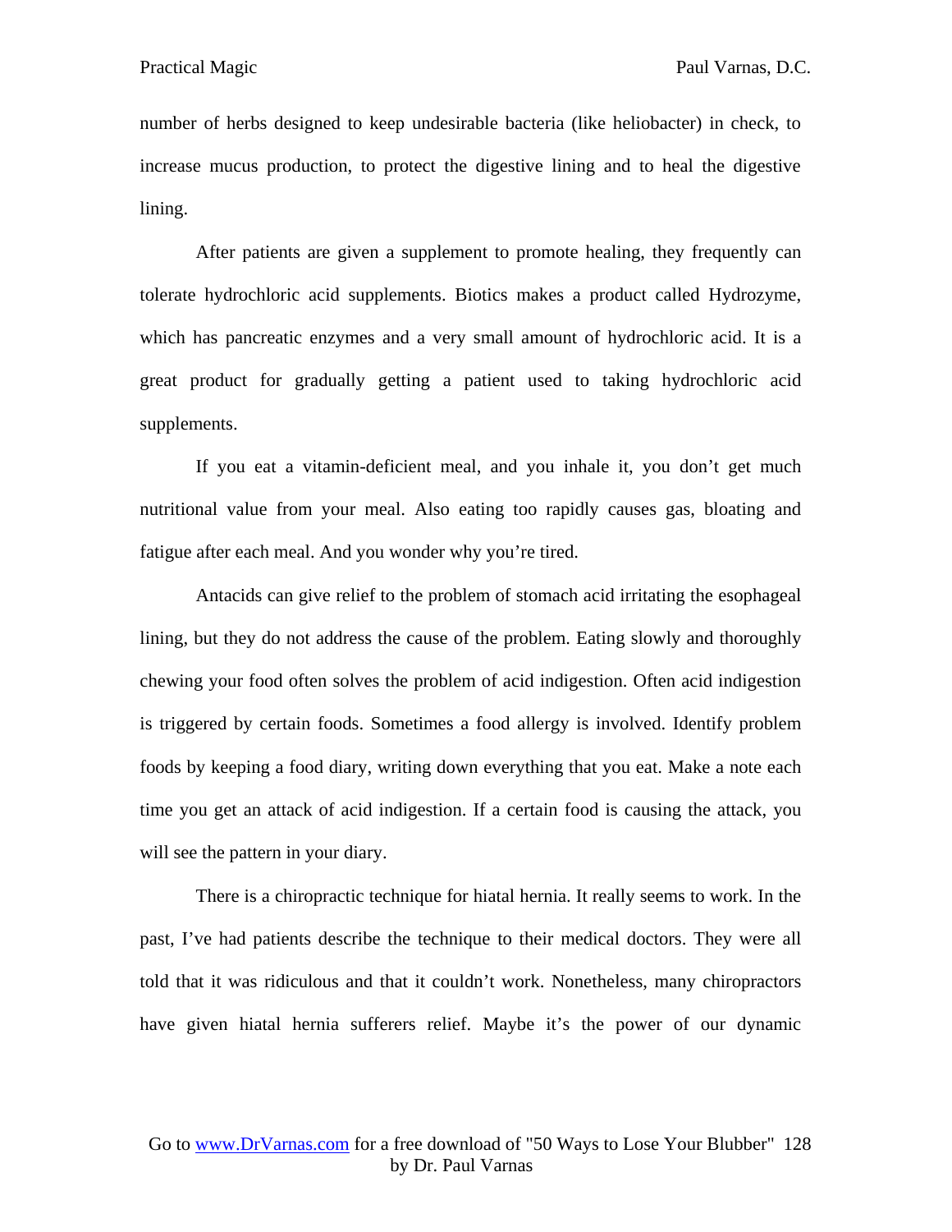number of herbs designed to keep undesirable bacteria (like heliobacter) in check, to increase mucus production, to protect the digestive lining and to heal the digestive lining.

After patients are given a supplement to promote healing, they frequently can tolerate hydrochloric acid supplements. Biotics makes a product called Hydrozyme, which has pancreatic enzymes and a very small amount of hydrochloric acid. It is a great product for gradually getting a patient used to taking hydrochloric acid supplements.

If you eat a vitamin-deficient meal, and you inhale it, you don't get much nutritional value from your meal. Also eating too rapidly causes gas, bloating and fatigue after each meal. And you wonder why you're tired.

Antacids can give relief to the problem of stomach acid irritating the esophageal lining, but they do not address the cause of the problem. Eating slowly and thoroughly chewing your food often solves the problem of acid indigestion. Often acid indigestion is triggered by certain foods. Sometimes a food allergy is involved. Identify problem foods by keeping a food diary, writing down everything that you eat. Make a note each time you get an attack of acid indigestion. If a certain food is causing the attack, you will see the pattern in your diary.

There is a chiropractic technique for hiatal hernia. It really seems to work. In the past, I've had patients describe the technique to their medical doctors. They were all told that it was ridiculous and that it couldn't work. Nonetheless, many chiropractors have given hiatal hernia sufferers relief. Maybe it's the power of our dynamic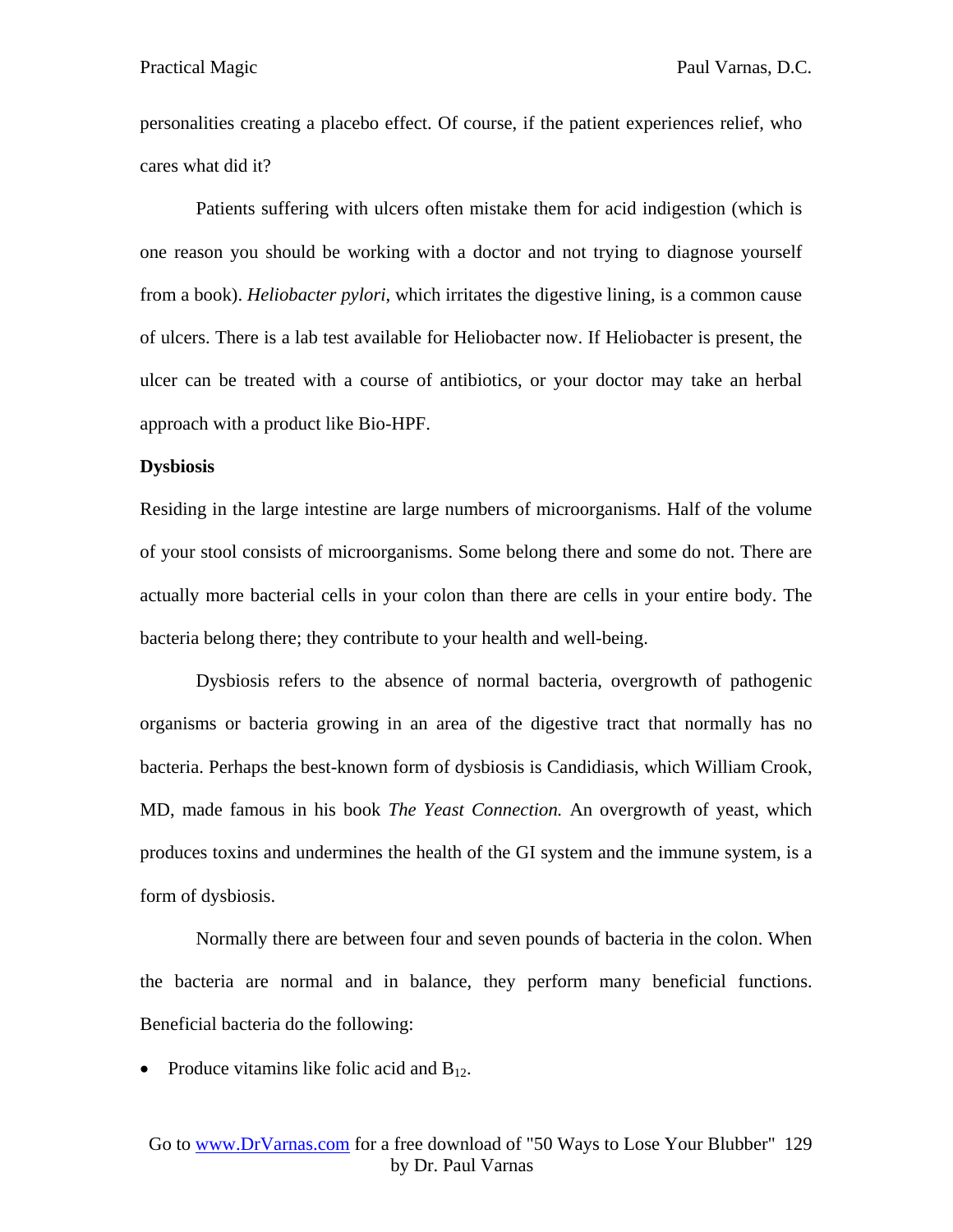personalities creating a placebo effect. Of course, if the patient experiences relief, who cares what did it?

Patients suffering with ulcers often mistake them for acid indigestion (which is one reason you should be working with a doctor and not trying to diagnose yourself from a book). *Heliobacter pylori*, which irritates the digestive lining, is a common cause of ulcers. There is a lab test available for Heliobacter now. If Heliobacter is present, the ulcer can be treated with a course of antibiotics, or your doctor may take an herbal approach with a product like Bio-HPF.

**Dysbiosis**

Residing in the large intestine are large numbers of microorganisms. Half of the volume of your stool consists of microorganisms. Some belong there and some do not. There are actually more bacterial cells in your colon than there are cells in your entire body. The bacteria belong there; they contribute to your health and well-being.

Dysbiosis refers to the absence of normal bacteria, overgrowth of pathogenic organisms or bacteria growing in an area of the digestive tract that normally has no bacteria. Perhaps the best-known form of dysbiosis is Candidiasis, which William Crook, MD, made famous in his book *The Yeast Connection.* An overgrowth of yeast, which produces toxins and undermines the health of the GI system and the immune system, is a form of dysbiosis.

Normally there are between four and seven pounds of bacteria in the colon. When the bacteria are normal and in balance, they perform many beneficial functions. Beneficial bacteria do the following:

- Produce vitamins like folic acid and $B_{12}$.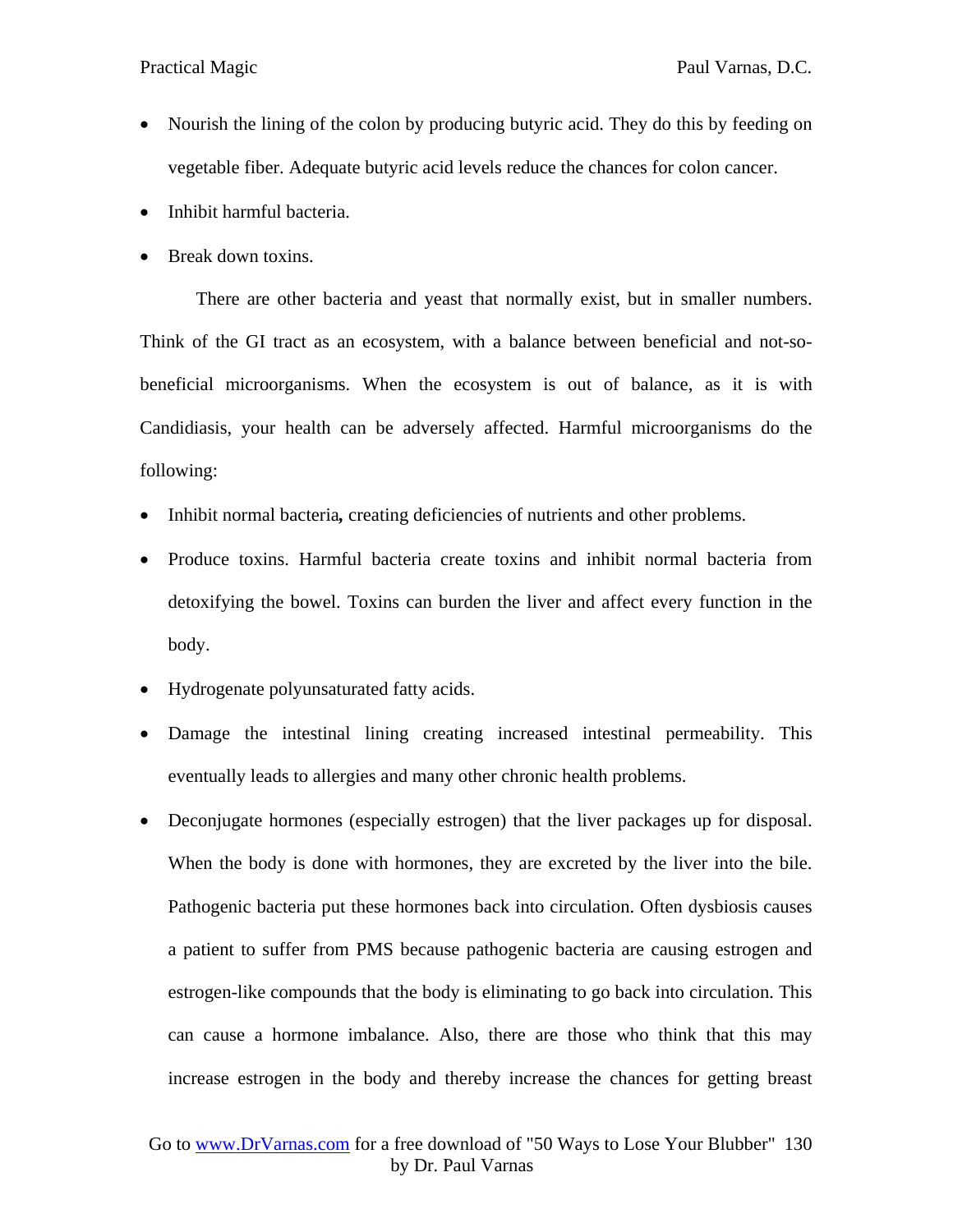- Nourish the lining of the colon by producing butyric acid. They do this by feeding on vegetable fiber. Adequate butyric acid levels reduce the chances for colon cancer.
- Inhibit harmful bacteria.
- Break down toxins.

There are other bacteria and yeast that normally exist, but in smaller numbers. Think of the GI tract as an ecosystem, with a balance between beneficial and not-so-beneficial microorganisms. When the ecosystem is out of balance, as it is with Candidiasis, your health can be adversely affected. Harmful microorganisms do the following:

- Inhibit normal bacteria**,** creating deficiencies of nutrients and other problems.
- Produce toxins. Harmful bacteria create toxins and inhibit normal bacteria from detoxifying the bowel. Toxins can burden the liver and affect every function in the body.
- Hydrogenate polyunsaturated fatty acids.
- Damage the intestinal lining creating increased intestinal permeability. This eventually leads to allergies and many other chronic health problems.
- Deconjugate hormones (especially estrogen) that the liver packages up for disposal. When the body is done with hormones, they are excreted by the liver into the bile. Pathogenic bacteria put these hormones back into circulation. Often dysbiosis causes a patient to suffer from PMS because pathogenic bacteria are causing estrogen and estrogen-like compounds that the body is eliminating to go back into circulation. This can cause a hormone imbalance. Also, there are those who think that this may increase estrogen in the body and thereby increase the chances for getting breast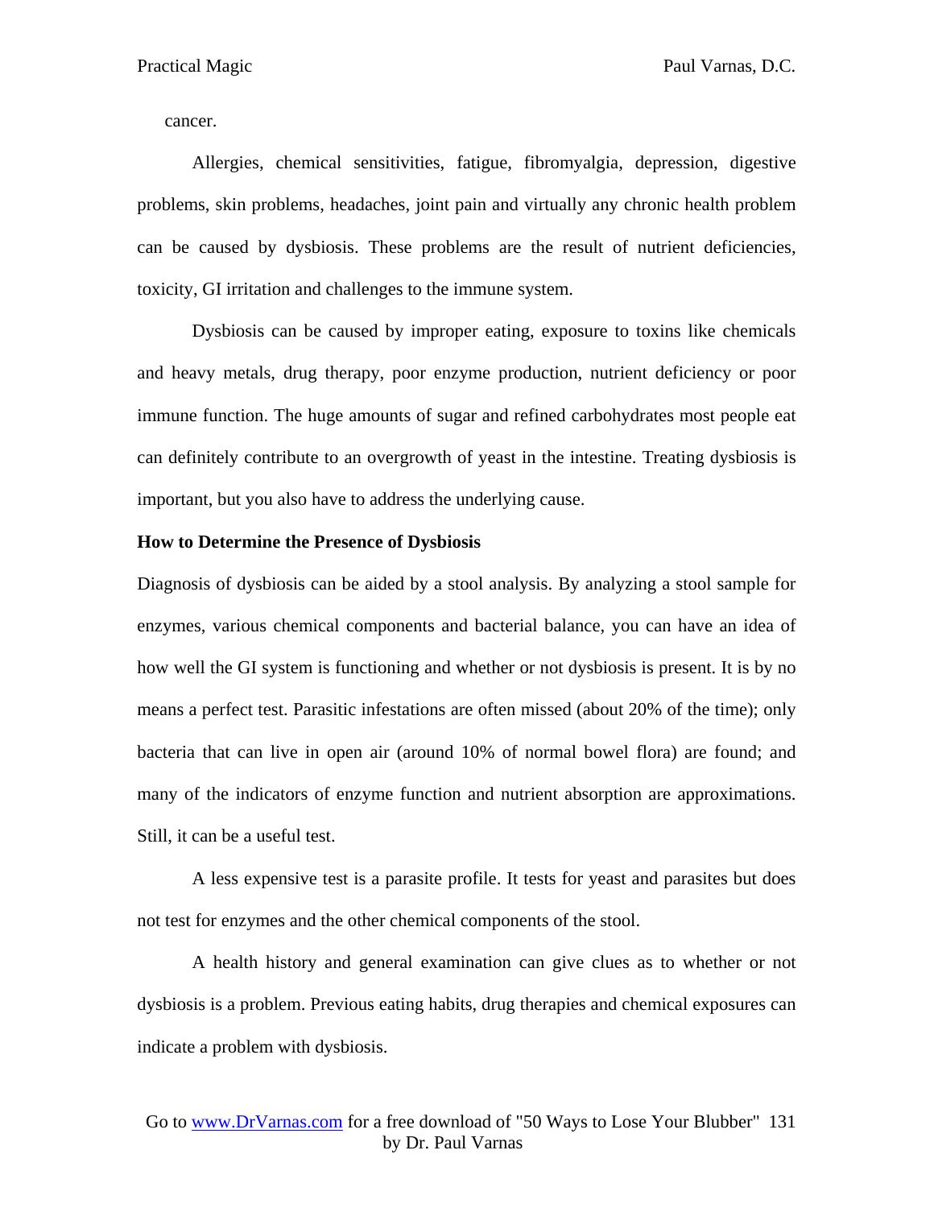cancer.

Allergies, chemical sensitivities, fatigue, fibromyalgia, depression, digestive problems, skin problems, headaches, joint pain and virtually any chronic health problem can be caused by dysbiosis. These problems are the result of nutrient deficiencies, toxicity, GI irritation and challenges to the immune system.

Dysbiosis can be caused by improper eating, exposure to toxins like chemicals and heavy metals, drug therapy, poor enzyme production, nutrient deficiency or poor immune function. The huge amounts of sugar and refined carbohydrates most people eat can definitely contribute to an overgrowth of yeast in the intestine. Treating dysbiosis is important, but you also have to address the underlying cause.

**How to Determine the Presence of Dysbiosis**

Diagnosis of dysbiosis can be aided by a stool analysis. By analyzing a stool sample for enzymes, various chemical components and bacterial balance, you can have an idea of how well the GI system is functioning and whether or not dysbiosis is present. It is by no means a perfect test. Parasitic infestations are often missed (about 20% of the time); only bacteria that can live in open air (around 10% of normal bowel flora) are found; and many of the indicators of enzyme function and nutrient absorption are approximations. Still, it can be a useful test.

A less expensive test is a parasite profile. It tests for yeast and parasites but does not test for enzymes and the other chemical components of the stool.

A health history and general examination can give clues as to whether or not dysbiosis is a problem. Previous eating habits, drug therapies and chemical exposures can indicate a problem with dysbiosis.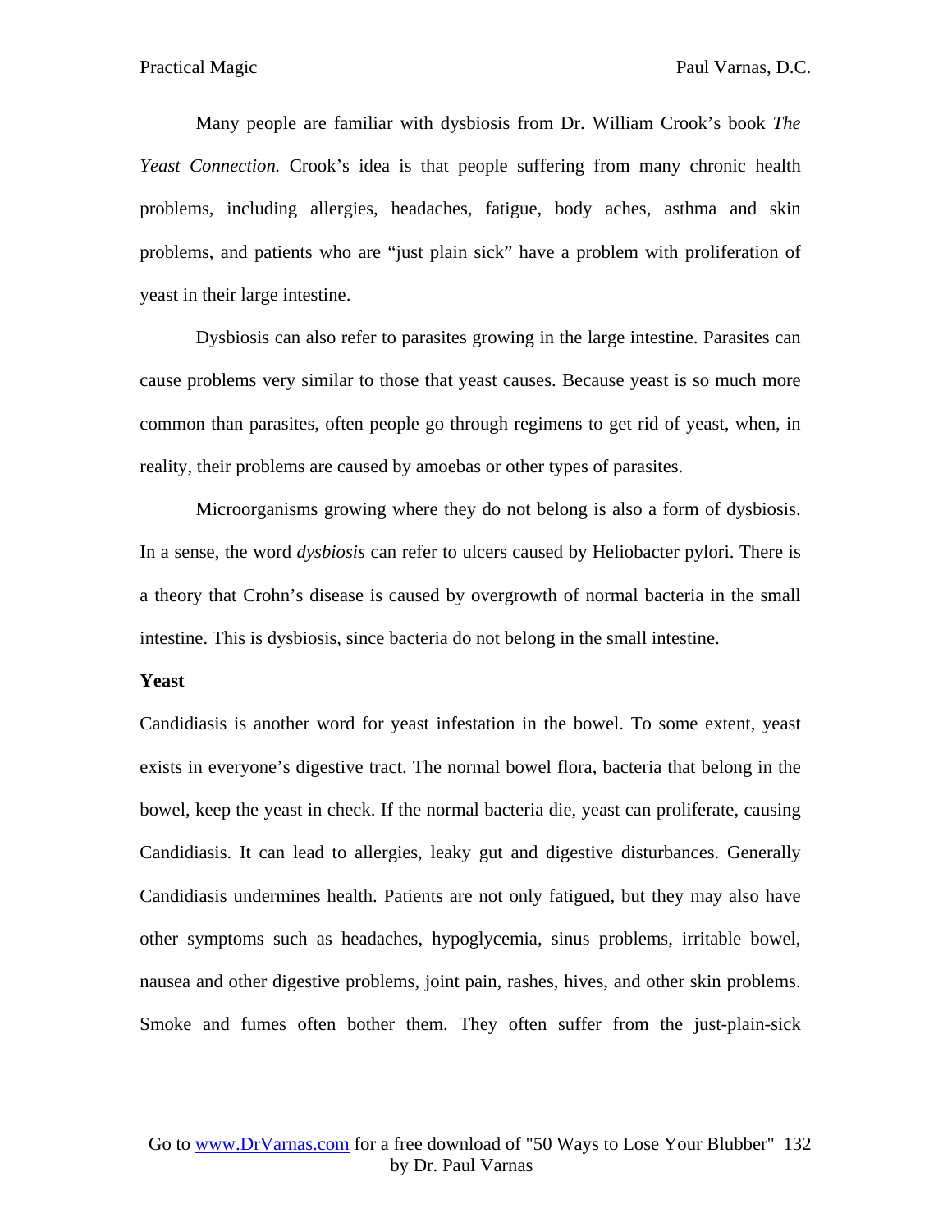Many people are familiar with dysbiosis from Dr. William Crook's book *The Yeast Connection.* Crook's idea is that people suffering from many chronic health problems, including allergies, headaches, fatigue, body aches, asthma and skin problems, and patients who are "just plain sick" have a problem with proliferation of yeast in their large intestine.

Dysbiosis can also refer to parasites growing in the large intestine. Parasites can cause problems very similar to those that yeast causes. Because yeast is so much more common than parasites, often people go through regimens to get rid of yeast, when, in reality, their problems are caused by amoebas or other types of parasites.

Microorganisms growing where they do not belong is also a form of dysbiosis. In a sense, the word *dysbiosis* can refer to ulcers caused by Heliobacter pylori. There is a theory that Crohn's disease is caused by overgrowth of normal bacteria in the small intestine. This is dysbiosis, since bacteria do not belong in the small intestine.

**Yeast**

Candidiasis is another word for yeast infestation in the bowel. To some extent, yeast exists in everyone's digestive tract. The normal bowel flora, bacteria that belong in the bowel, keep the yeast in check. If the normal bacteria die, yeast can proliferate, causing Candidiasis. It can lead to allergies, leaky gut and digestive disturbances. Generally Candidiasis undermines health. Patients are not only fatigued, but they may also have other symptoms such as headaches, hypoglycemia, sinus problems, irritable bowel, nausea and other digestive problems, joint pain, rashes, hives, and other skin problems. Smoke and fumes often bother them. They often suffer from the just-plain-sick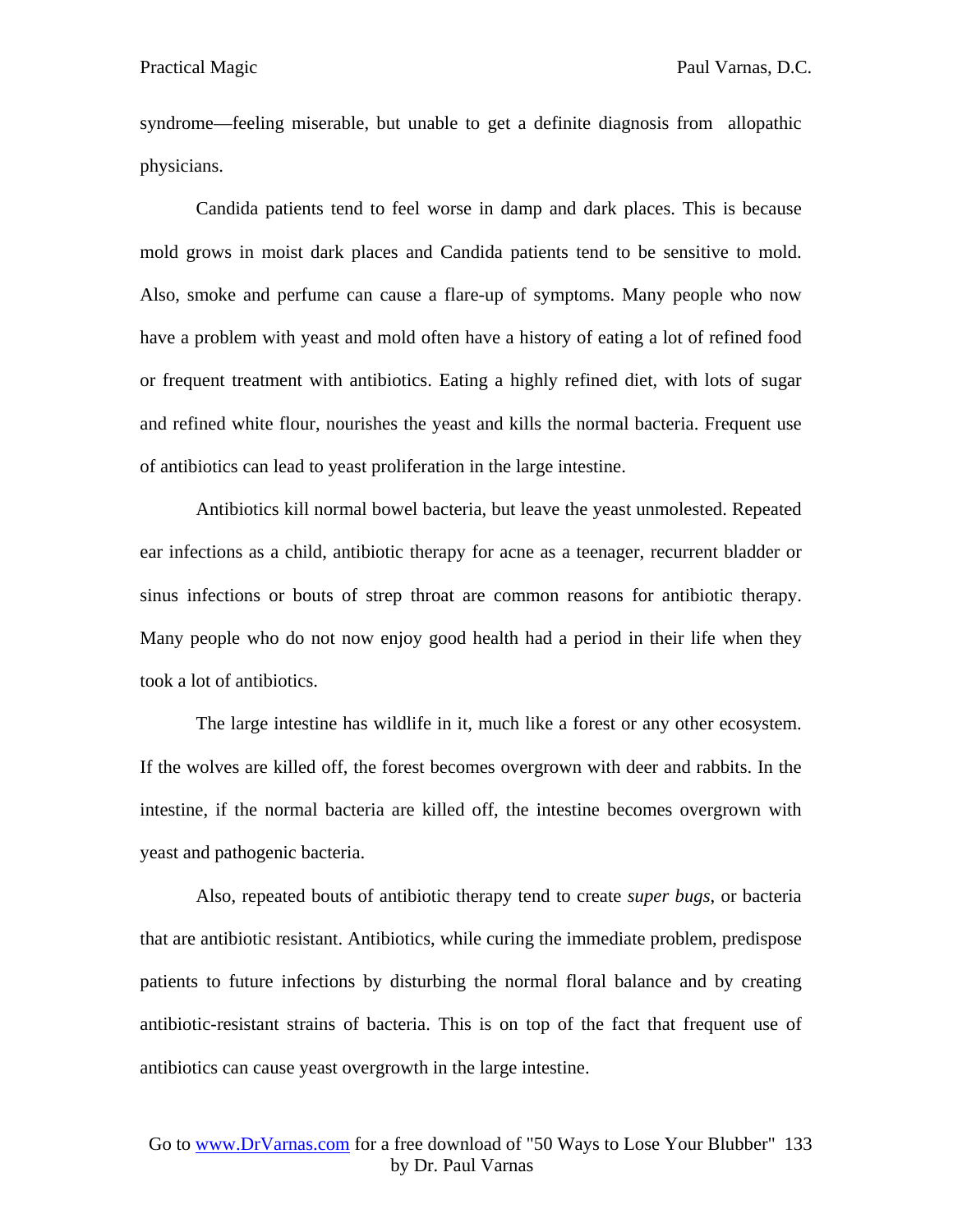syndrome—feeling miserable, but unable to get a definite diagnosis from allopathic physicians.

Candida patients tend to feel worse in damp and dark places. This is because mold grows in moist dark places and Candida patients tend to be sensitive to mold. Also, smoke and perfume can cause a flare-up of symptoms. Many people who now have a problem with yeast and mold often have a history of eating a lot of refined food or frequent treatment with antibiotics. Eating a highly refined diet, with lots of sugar and refined white flour, nourishes the yeast and kills the normal bacteria. Frequent use of antibiotics can lead to yeast proliferation in the large intestine.

Antibiotics kill normal bowel bacteria, but leave the yeast unmolested. Repeated ear infections as a child, antibiotic therapy for acne as a teenager, recurrent bladder or sinus infections or bouts of strep throat are common reasons for antibiotic therapy. Many people who do not now enjoy good health had a period in their life when they took a lot of antibiotics.

The large intestine has wildlife in it, much like a forest or any other ecosystem. If the wolves are killed off, the forest becomes overgrown with deer and rabbits. In the intestine, if the normal bacteria are killed off, the intestine becomes overgrown with yeast and pathogenic bacteria.

Also, repeated bouts of antibiotic therapy tend to create *super bugs*, or bacteria that are antibiotic resistant. Antibiotics, while curing the immediate problem, predispose patients to future infections by disturbing the normal floral balance and by creating antibiotic-resistant strains of bacteria. This is on top of the fact that frequent use of antibiotics can cause yeast overgrowth in the large intestine.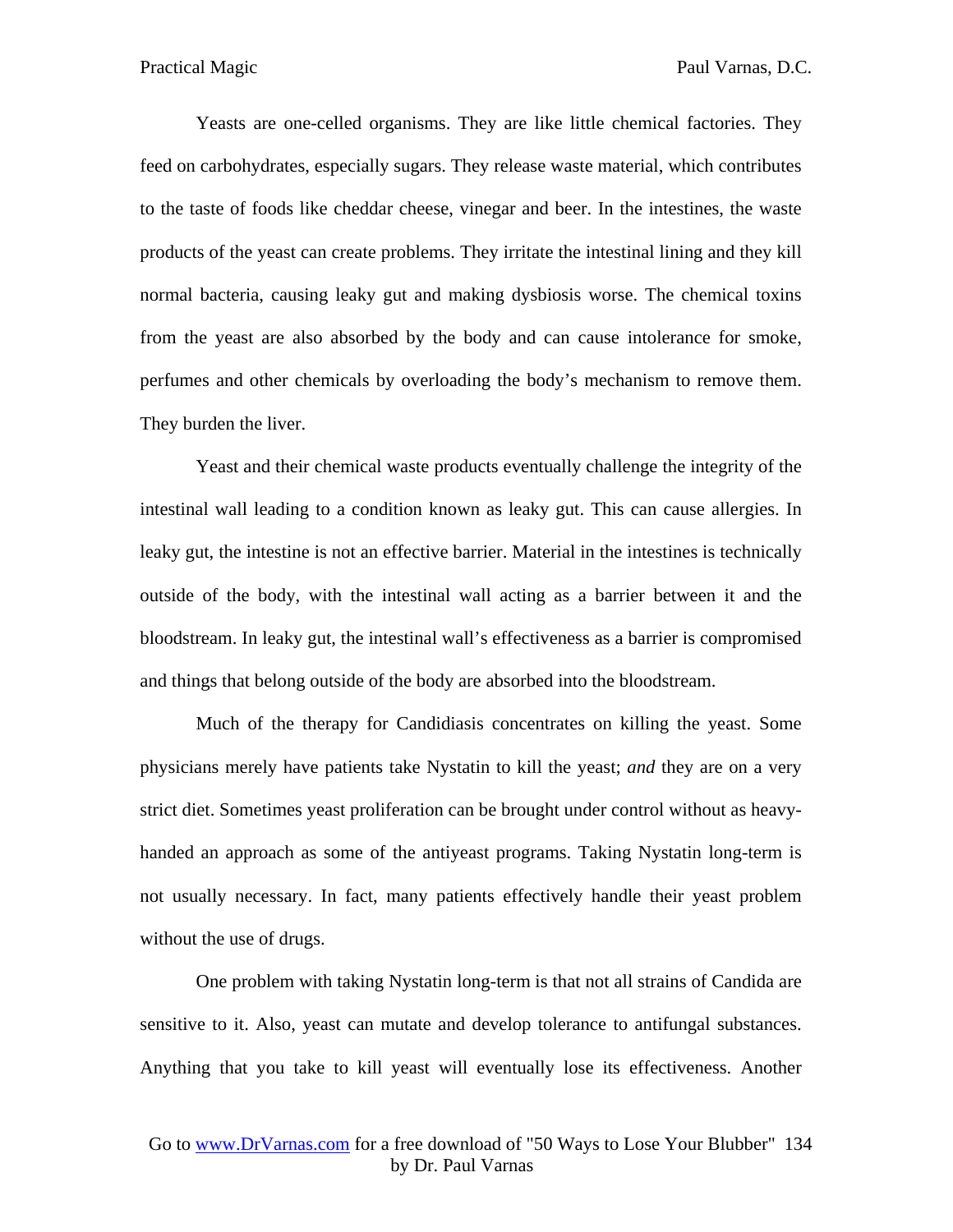Yeasts are one-celled organisms. They are like little chemical factories. They feed on carbohydrates, especially sugars. They release waste material, which contributes to the taste of foods like cheddar cheese, vinegar and beer. In the intestines, the waste products of the yeast can create problems. They irritate the intestinal lining and they kill normal bacteria, causing leaky gut and making dysbiosis worse. The chemical toxins from the yeast are also absorbed by the body and can cause intolerance for smoke, perfumes and other chemicals by overloading the body's mechanism to remove them. They burden the liver.

Yeast and their chemical waste products eventually challenge the integrity of the intestinal wall leading to a condition known as leaky gut. This can cause allergies. In leaky gut, the intestine is not an effective barrier. Material in the intestines is technically outside of the body, with the intestinal wall acting as a barrier between it and the bloodstream. In leaky gut, the intestinal wall's effectiveness as a barrier is compromised and things that belong outside of the body are absorbed into the bloodstream.

Much of the therapy for Candidiasis concentrates on killing the yeast. Some physicians merely have patients take Nystatin to kill the yeast; *and* they are on a very strict diet. Sometimes yeast proliferation can be brought under control without as heavy-handed an approach as some of the antiyeast programs. Taking Nystatin long-term is not usually necessary. In fact, many patients effectively handle their yeast problem without the use of drugs.

One problem with taking Nystatin long-term is that not all strains of Candida are sensitive to it. Also, yeast can mutate and develop tolerance to antifungal substances. Anything that you take to kill yeast will eventually lose its effectiveness. Another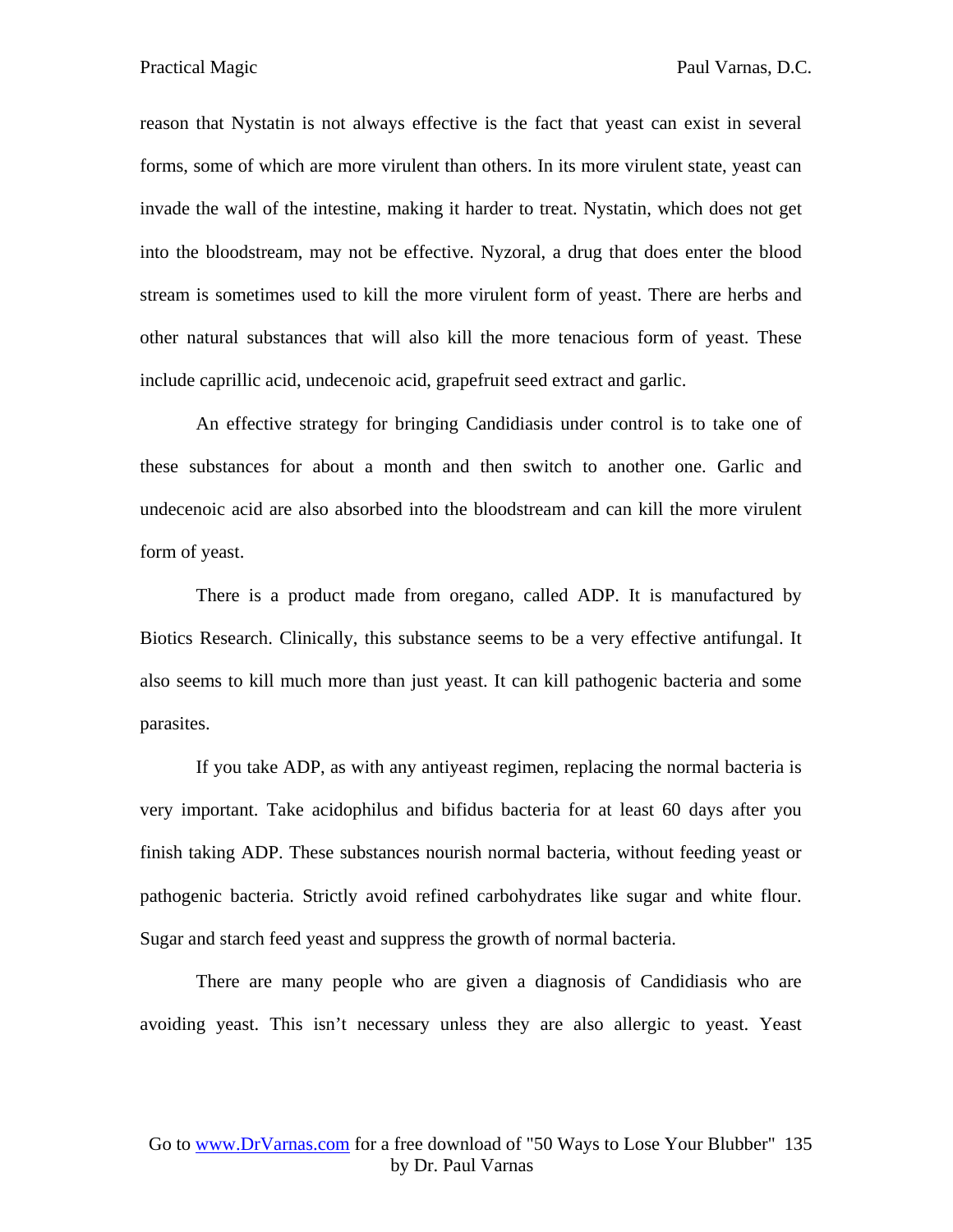reason that Nystatin is not always effective is the fact that yeast can exist in several forms, some of which are more virulent than others. In its more virulent state, yeast can invade the wall of the intestine, making it harder to treat. Nystatin, which does not get into the bloodstream, may not be effective. Nyzoral, a drug that does enter the blood stream is sometimes used to kill the more virulent form of yeast. There are herbs and other natural substances that will also kill the more tenacious form of yeast. These include caprillic acid, undecenoic acid, grapefruit seed extract and garlic.

An effective strategy for bringing Candidiasis under control is to take one of these substances for about a month and then switch to another one. Garlic and undecenoic acid are also absorbed into the bloodstream and can kill the more virulent form of yeast.

There is a product made from oregano, called ADP. It is manufactured by Biotics Research. Clinically, this substance seems to be a very effective antifungal. It also seems to kill much more than just yeast. It can kill pathogenic bacteria and some parasites.

If you take ADP, as with any antiyeast regimen, replacing the normal bacteria is very important. Take acidophilus and bifidus bacteria for at least 60 days after you finish taking ADP. These substances nourish normal bacteria, without feeding yeast or pathogenic bacteria. Strictly avoid refined carbohydrates like sugar and white flour. Sugar and starch feed yeast and suppress the growth of normal bacteria.

There are many people who are given a diagnosis of Candidiasis who are avoiding yeast. This isn't necessary unless they are also allergic to yeast. Yeast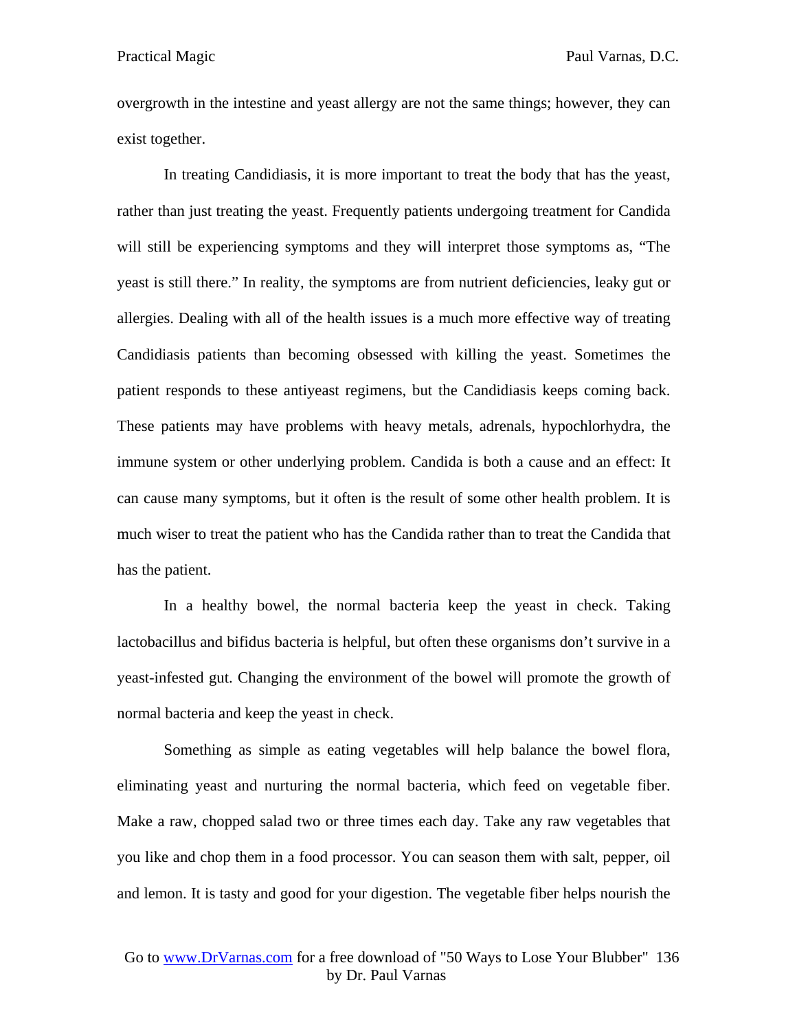overgrowth in the intestine and yeast allergy are not the same things; however, they can exist together.

In treating Candidiasis, it is more important to treat the body that has the yeast, rather than just treating the yeast. Frequently patients undergoing treatment for Candida will still be experiencing symptoms and they will interpret those symptoms as, "The yeast is still there." In reality, the symptoms are from nutrient deficiencies, leaky gut or allergies. Dealing with all of the health issues is a much more effective way of treating Candidiasis patients than becoming obsessed with killing the yeast. Sometimes the patient responds to these antiyeast regimens, but the Candidiasis keeps coming back. These patients may have problems with heavy metals, adrenals, hypochlorhydra, the immune system or other underlying problem. Candida is both a cause and an effect: It can cause many symptoms, but it often is the result of some other health problem. It is much wiser to treat the patient who has the Candida rather than to treat the Candida that has the patient.

In a healthy bowel, the normal bacteria keep the yeast in check. Taking lactobacillus and bifidus bacteria is helpful, but often these organisms don't survive in a yeast-infested gut. Changing the environment of the bowel will promote the growth of normal bacteria and keep the yeast in check.

Something as simple as eating vegetables will help balance the bowel flora, eliminating yeast and nurturing the normal bacteria, which feed on vegetable fiber. Make a raw, chopped salad two or three times each day. Take any raw vegetables that you like and chop them in a food processor. You can season them with salt, pepper, oil and lemon. It is tasty and good for your digestion. The vegetable fiber helps nourish the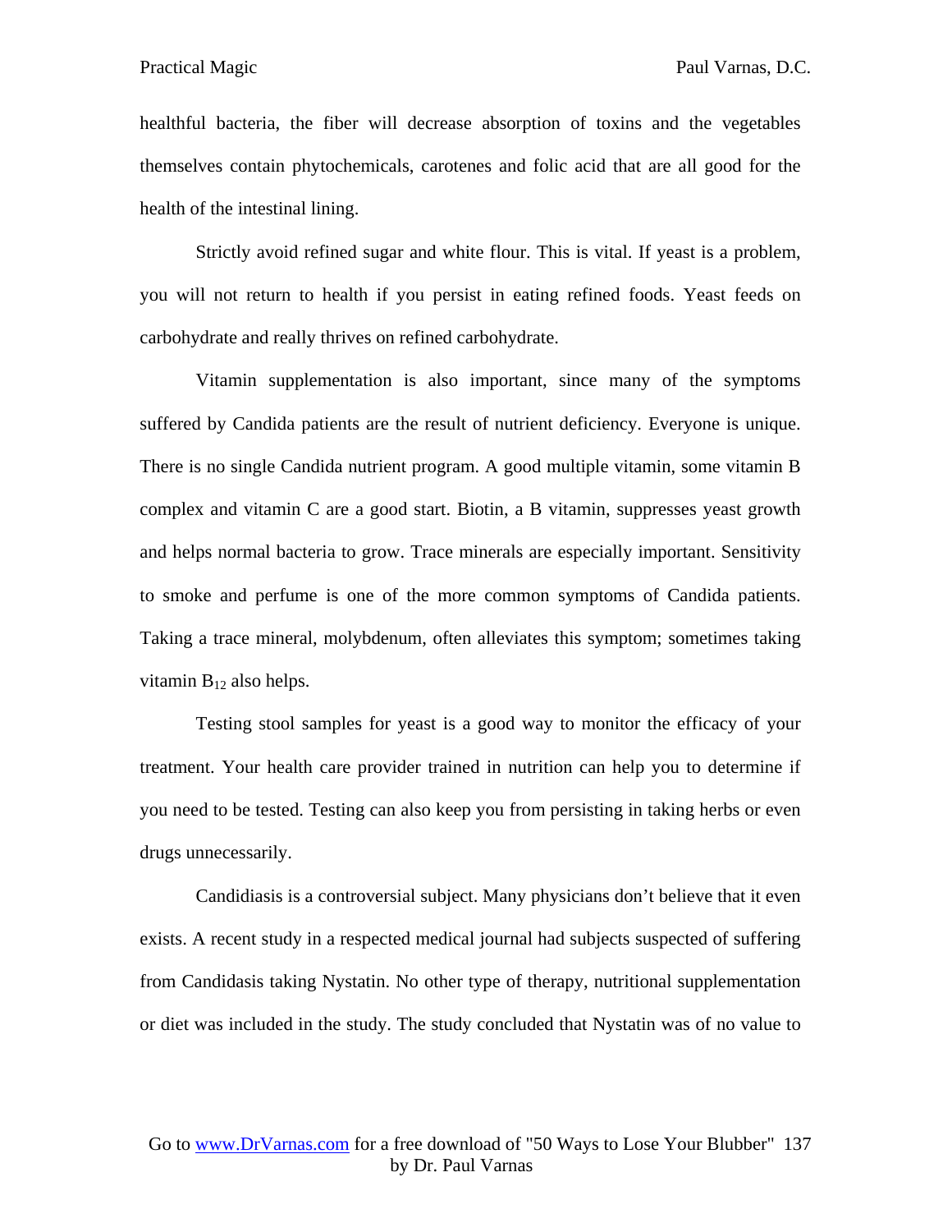healthful bacteria, the fiber will decrease absorption of toxins and the vegetables themselves contain phytochemicals, carotenes and folic acid that are all good for the health of the intestinal lining.

Strictly avoid refined sugar and white flour. This is vital. If yeast is a problem, you will not return to health if you persist in eating refined foods. Yeast feeds on carbohydrate and really thrives on refined carbohydrate.

Vitamin supplementation is also important, since many of the symptoms suffered by Candida patients are the result of nutrient deficiency. Everyone is unique. There is no single Candida nutrient program. A good multiple vitamin, some vitamin B complex and vitamin C are a good start. Biotin, a B vitamin, suppresses yeast growth and helps normal bacteria to grow. Trace minerals are especially important. Sensitivity to smoke and perfume is one of the more common symptoms of Candida patients. Taking a trace mineral, molybdenum, often alleviates this symptom; sometimes taking vitamin $B_{12}$ also helps.

Testing stool samples for yeast is a good way to monitor the efficacy of your treatment. Your health care provider trained in nutrition can help you to determine if you need to be tested. Testing can also keep you from persisting in taking herbs or even drugs unnecessarily.

Candidiasis is a controversial subject. Many physicians don't believe that it even exists. A recent study in a respected medical journal had subjects suspected of suffering from Candidasis taking Nystatin. No other type of therapy, nutritional supplementation or diet was included in the study. The study concluded that Nystatin was of no value to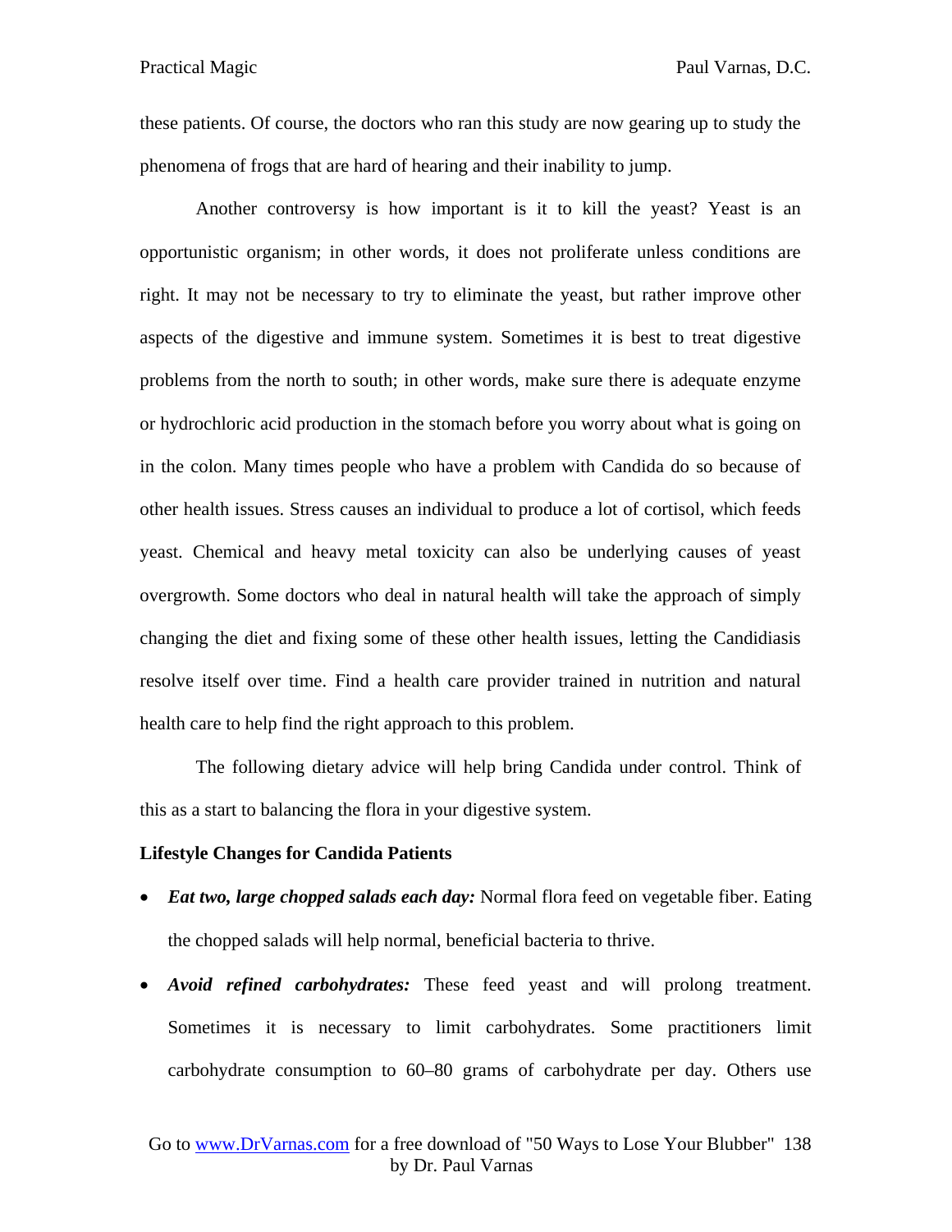these patients. Of course, the doctors who ran this study are now gearing up to study the phenomena of frogs that are hard of hearing and their inability to jump.

Another controversy is how important is it to kill the yeast? Yeast is an opportunistic organism; in other words, it does not proliferate unless conditions are right. It may not be necessary to try to eliminate the yeast, but rather improve other aspects of the digestive and immune system. Sometimes it is best to treat digestive problems from the north to south; in other words, make sure there is adequate enzyme or hydrochloric acid production in the stomach before you worry about what is going on in the colon. Many times people who have a problem with Candida do so because of other health issues. Stress causes an individual to produce a lot of cortisol, which feeds yeast. Chemical and heavy metal toxicity can also be underlying causes of yeast overgrowth. Some doctors who deal in natural health will take the approach of simply changing the diet and fixing some of these other health issues, letting the Candidiasis resolve itself over time. Find a health care provider trained in nutrition and natural health care to help find the right approach to this problem.

The following dietary advice will help bring Candida under control. Think of this as a start to balancing the flora in your digestive system.

**Lifestyle Changes for Candida Patients**

- ***Eat two, large chopped salads each day:*** Normal flora feed on vegetable fiber. Eating the chopped salads will help normal, beneficial bacteria to thrive.
- ***Avoid refined carbohydrates:*** These feed yeast and will prolong treatment. Sometimes it is necessary to limit carbohydrates. Some practitioners limit carbohydrate consumption to 60–80 grams of carbohydrate per day. Others use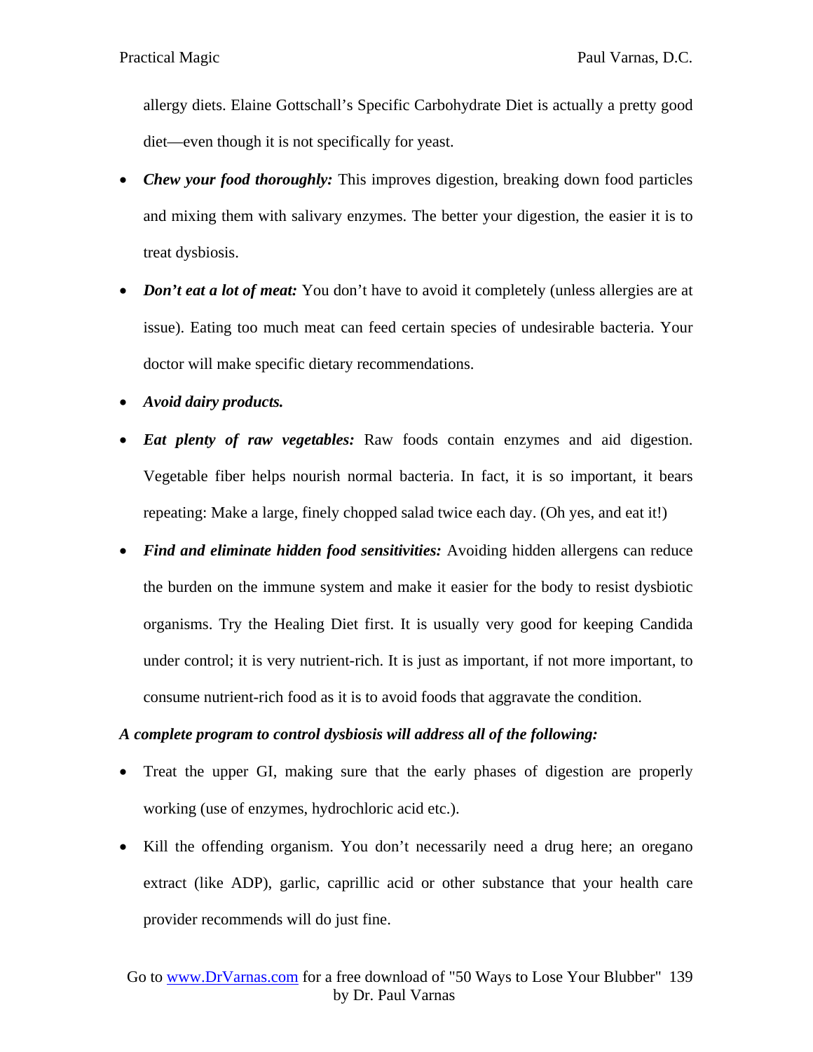allergy diets. Elaine Gottschall's Specific Carbohydrate Diet is actually a pretty good diet—even though it is not specifically for yeast.

- ***Chew your food thoroughly:*** This improves digestion, breaking down food particles and mixing them with salivary enzymes. The better your digestion, the easier it is to treat dysbiosis.
- ***Don't eat a lot of meat:*** You don't have to avoid it completely (unless allergies are at issue). Eating too much meat can feed certain species of undesirable bacteria. Your doctor will make specific dietary recommendations.
- ***Avoid dairy products.***
- ***Eat plenty of raw vegetables:*** Raw foods contain enzymes and aid digestion. Vegetable fiber helps nourish normal bacteria. In fact, it is so important, it bears repeating: Make a large, finely chopped salad twice each day. (Oh yes, and eat it!)
- ***Find and eliminate hidden food sensitivities:*** Avoiding hidden allergens can reduce the burden on the immune system and make it easier for the body to resist dysbiotic organisms. Try the Healing Diet first. It is usually very good for keeping Candida under control; it is very nutrient-rich. It is just as important, if not more important, to consume nutrient-rich food as it is to avoid foods that aggravate the condition.

***A complete program to control dysbiosis will address all of the following:***

- Treat the upper GI, making sure that the early phases of digestion are properly working (use of enzymes, hydrochloric acid etc.).
- Kill the offending organism. You don't necessarily need a drug here; an oregano extract (like ADP), garlic, caprillic acid or other substance that your health care provider recommends will do just fine.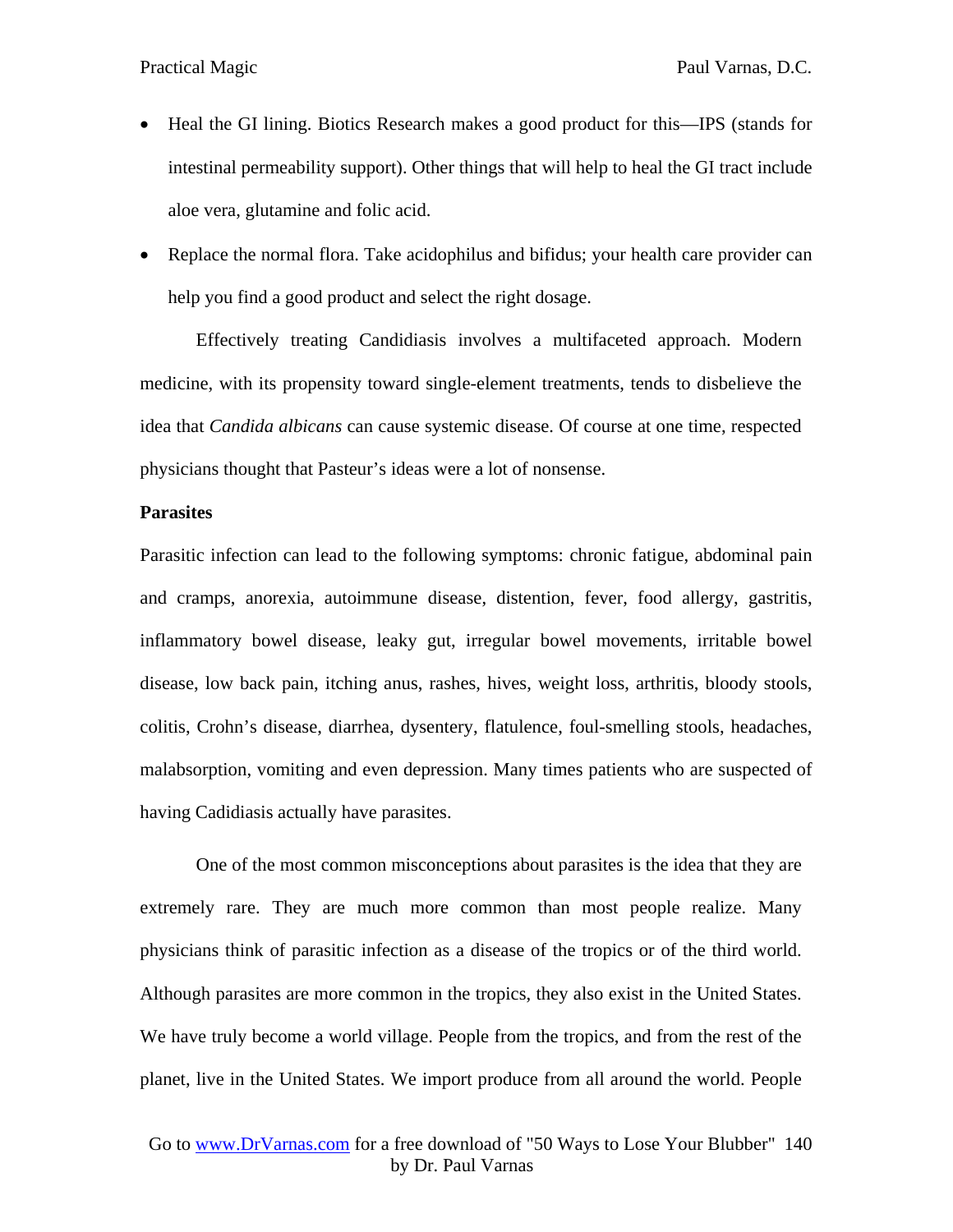- Heal the GI lining. Biotics Research makes a good product for this—IPS (stands for intestinal permeability support). Other things that will help to heal the GI tract include aloe vera, glutamine and folic acid.
- Replace the normal flora. Take acidophilus and bifidus; your health care provider can help you find a good product and select the right dosage.

Effectively treating Candidiasis involves a multifaceted approach. Modern medicine, with its propensity toward single-element treatments, tends to disbelieve the idea that *Candida albicans* can cause systemic disease. Of course at one time, respected physicians thought that Pasteur's ideas were a lot of nonsense.

**Parasites**

Parasitic infection can lead to the following symptoms: chronic fatigue, abdominal pain and cramps, anorexia, autoimmune disease, distention, fever, food allergy, gastritis, inflammatory bowel disease, leaky gut, irregular bowel movements, irritable bowel disease, low back pain, itching anus, rashes, hives, weight loss, arthritis, bloody stools, colitis, Crohn's disease, diarrhea, dysentery, flatulence, foul-smelling stools, headaches, malabsorption, vomiting and even depression. Many times patients who are suspected of having Cadidiasis actually have parasites.

One of the most common misconceptions about parasites is the idea that they are extremely rare. They are much more common than most people realize. Many physicians think of parasitic infection as a disease of the tropics or of the third world. Although parasites are more common in the tropics, they also exist in the United States. We have truly become a world village. People from the tropics, and from the rest of the planet, live in the United States. We import produce from all around the world. People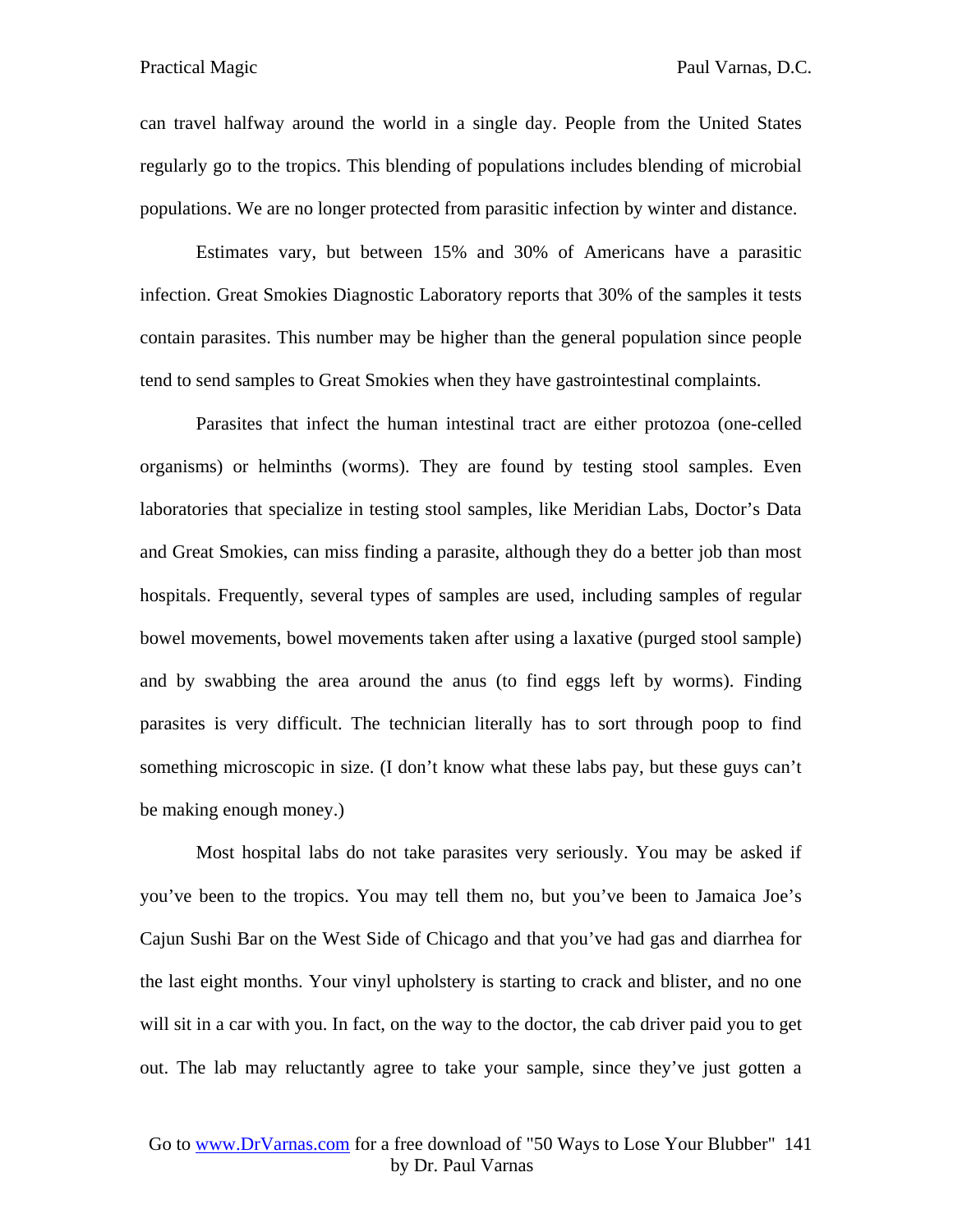can travel halfway around the world in a single day. People from the United States regularly go to the tropics. This blending of populations includes blending of microbial populations. We are no longer protected from parasitic infection by winter and distance.

Estimates vary, but between 15% and 30% of Americans have a parasitic infection. Great Smokies Diagnostic Laboratory reports that 30% of the samples it tests contain parasites. This number may be higher than the general population since people tend to send samples to Great Smokies when they have gastrointestinal complaints.

Parasites that infect the human intestinal tract are either protozoa (one-celled organisms) or helminths (worms). They are found by testing stool samples. Even laboratories that specialize in testing stool samples, like Meridian Labs, Doctor's Data and Great Smokies, can miss finding a parasite, although they do a better job than most hospitals. Frequently, several types of samples are used, including samples of regular bowel movements, bowel movements taken after using a laxative (purged stool sample) and by swabbing the area around the anus (to find eggs left by worms). Finding parasites is very difficult. The technician literally has to sort through poop to find something microscopic in size. (I don't know what these labs pay, but these guys can't be making enough money.)

Most hospital labs do not take parasites very seriously. You may be asked if you've been to the tropics. You may tell them no, but you've been to Jamaica Joe's Cajun Sushi Bar on the West Side of Chicago and that you've had gas and diarrhea for the last eight months. Your vinyl upholstery is starting to crack and blister, and no one will sit in a car with you. In fact, on the way to the doctor, the cab driver paid you to get out. The lab may reluctantly agree to take your sample, since they've just gotten a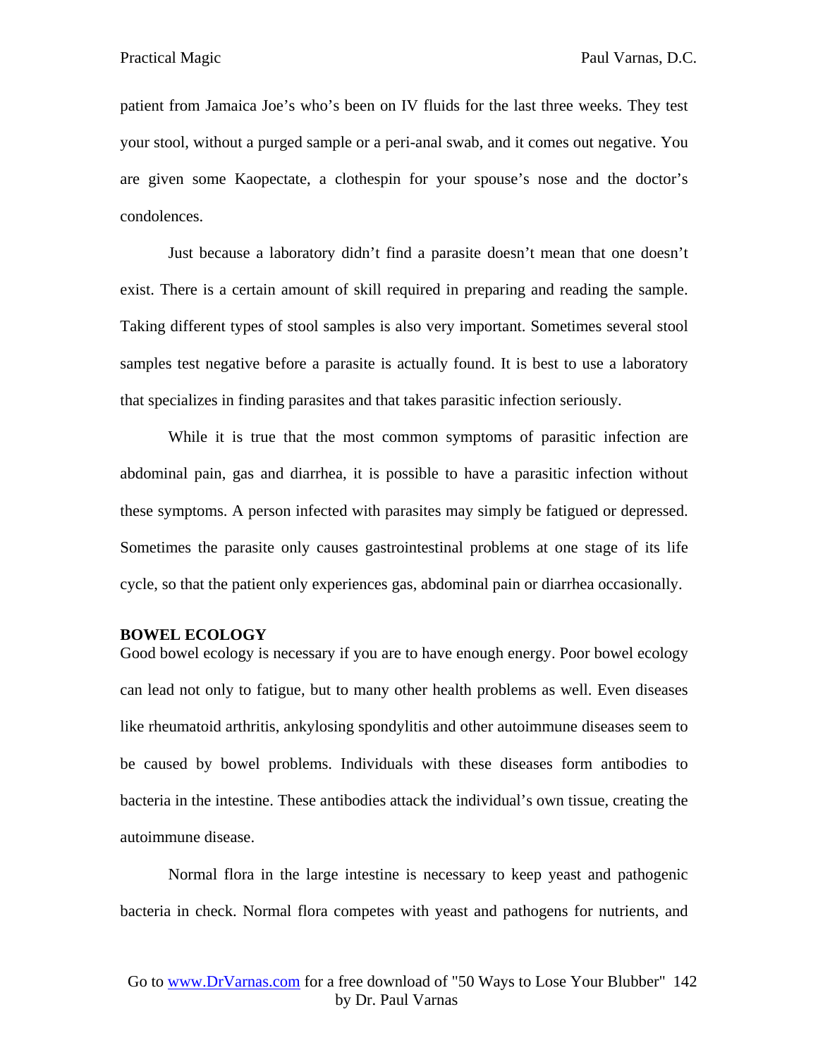patient from Jamaica Joe's who's been on IV fluids for the last three weeks. They test your stool, without a purged sample or a peri-anal swab, and it comes out negative. You are given some Kaopectate, a clothespin for your spouse's nose and the doctor's condolences.

Just because a laboratory didn't find a parasite doesn't mean that one doesn't exist. There is a certain amount of skill required in preparing and reading the sample. Taking different types of stool samples is also very important. Sometimes several stool samples test negative before a parasite is actually found. It is best to use a laboratory that specializes in finding parasites and that takes parasitic infection seriously.

While it is true that the most common symptoms of parasitic infection are abdominal pain, gas and diarrhea, it is possible to have a parasitic infection without these symptoms. A person infected with parasites may simply be fatigued or depressed. Sometimes the parasite only causes gastrointestinal problems at one stage of its life cycle, so that the patient only experiences gas, abdominal pain or diarrhea occasionally.

**BOWEL ECOLOGY**

Good bowel ecology is necessary if you are to have enough energy. Poor bowel ecology can lead not only to fatigue, but to many other health problems as well. Even diseases like rheumatoid arthritis, ankylosing spondylitis and other autoimmune diseases seem to be caused by bowel problems. Individuals with these diseases form antibodies to bacteria in the intestine. These antibodies attack the individual's own tissue, creating the autoimmune disease.

Normal flora in the large intestine is necessary to keep yeast and pathogenic bacteria in check. Normal flora competes with yeast and pathogens for nutrients, and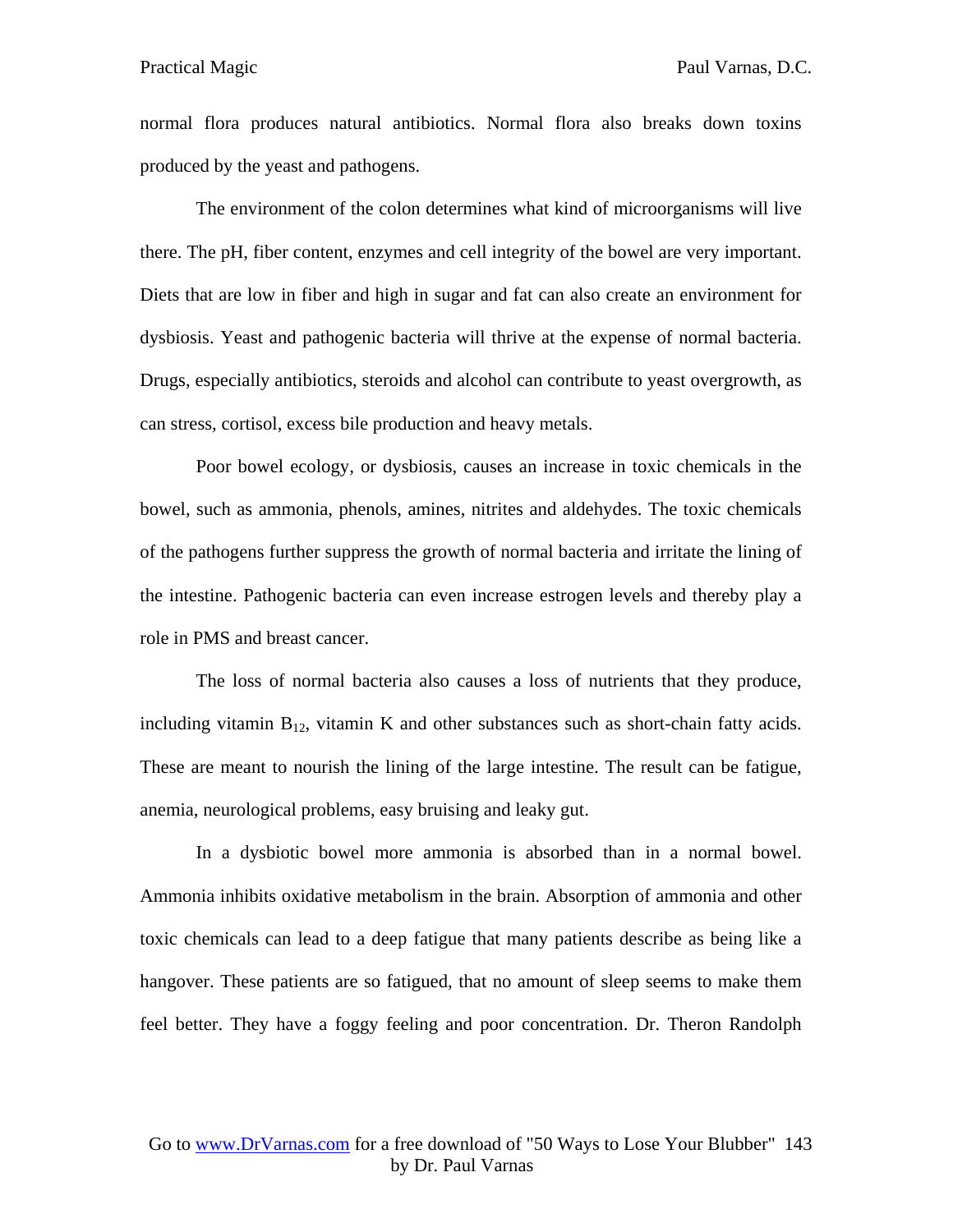normal flora produces natural antibiotics. Normal flora also breaks down toxins produced by the yeast and pathogens.

The environment of the colon determines what kind of microorganisms will live there. The pH, fiber content, enzymes and cell integrity of the bowel are very important. Diets that are low in fiber and high in sugar and fat can also create an environment for dysbiosis. Yeast and pathogenic bacteria will thrive at the expense of normal bacteria. Drugs, especially antibiotics, steroids and alcohol can contribute to yeast overgrowth, as can stress, cortisol, excess bile production and heavy metals.

Poor bowel ecology, or dysbiosis, causes an increase in toxic chemicals in the bowel, such as ammonia, phenols, amines, nitrites and aldehydes. The toxic chemicals of the pathogens further suppress the growth of normal bacteria and irritate the lining of the intestine. Pathogenic bacteria can even increase estrogen levels and thereby play a role in PMS and breast cancer.

The loss of normal bacteria also causes a loss of nutrients that they produce, including vitamin $B_{12}$, vitamin K and other substances such as short-chain fatty acids. These are meant to nourish the lining of the large intestine. The result can be fatigue, anemia, neurological problems, easy bruising and leaky gut.

In a dysbiotic bowel more ammonia is absorbed than in a normal bowel. Ammonia inhibits oxidative metabolism in the brain. Absorption of ammonia and other toxic chemicals can lead to a deep fatigue that many patients describe as being like a hangover. These patients are so fatigued, that no amount of sleep seems to make them feel better. They have a foggy feeling and poor concentration. Dr. Theron Randolph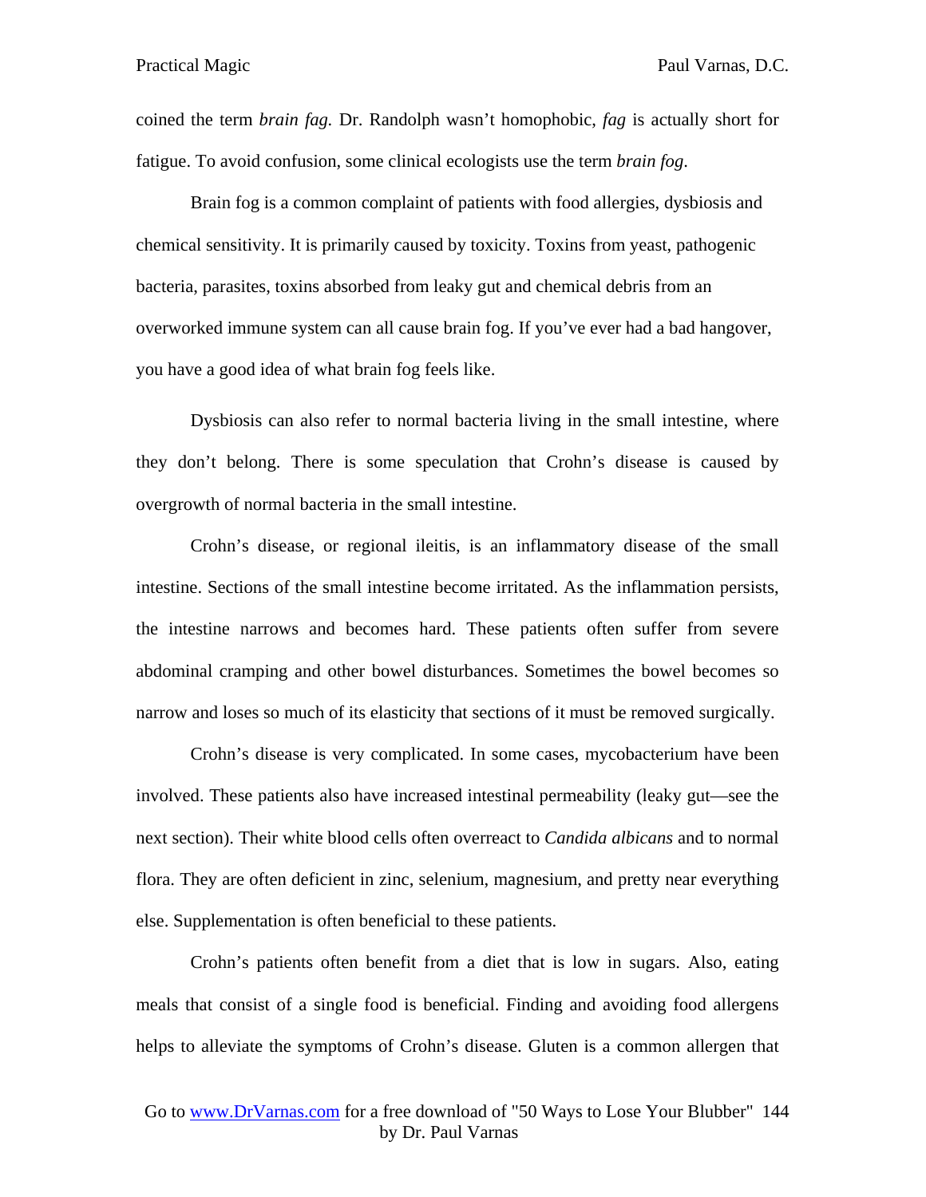coined the term *brain fag.* Dr. Randolph wasn't homophobic, *fag* is actually short for fatigue. To avoid confusion, some clinical ecologists use the term *brain fog.*

Brain fog is a common complaint of patients with food allergies, dysbiosis and chemical sensitivity. It is primarily caused by toxicity. Toxins from yeast, pathogenic bacteria, parasites, toxins absorbed from leaky gut and chemical debris from an overworked immune system can all cause brain fog. If you've ever had a bad hangover, you have a good idea of what brain fog feels like.

Dysbiosis can also refer to normal bacteria living in the small intestine, where they don't belong. There is some speculation that Crohn's disease is caused by overgrowth of normal bacteria in the small intestine.

Crohn's disease, or regional ileitis, is an inflammatory disease of the small intestine. Sections of the small intestine become irritated. As the inflammation persists, the intestine narrows and becomes hard. These patients often suffer from severe abdominal cramping and other bowel disturbances. Sometimes the bowel becomes so narrow and loses so much of its elasticity that sections of it must be removed surgically.

Crohn's disease is very complicated. In some cases, mycobacterium have been involved. These patients also have increased intestinal permeability (leaky gut—see the next section). Their white blood cells often overreact to *Candida albicans* and to normal flora. They are often deficient in zinc, selenium, magnesium, and pretty near everything else. Supplementation is often beneficial to these patients.

Crohn's patients often benefit from a diet that is low in sugars. Also, eating meals that consist of a single food is beneficial. Finding and avoiding food allergens helps to alleviate the symptoms of Crohn's disease. Gluten is a common allergen that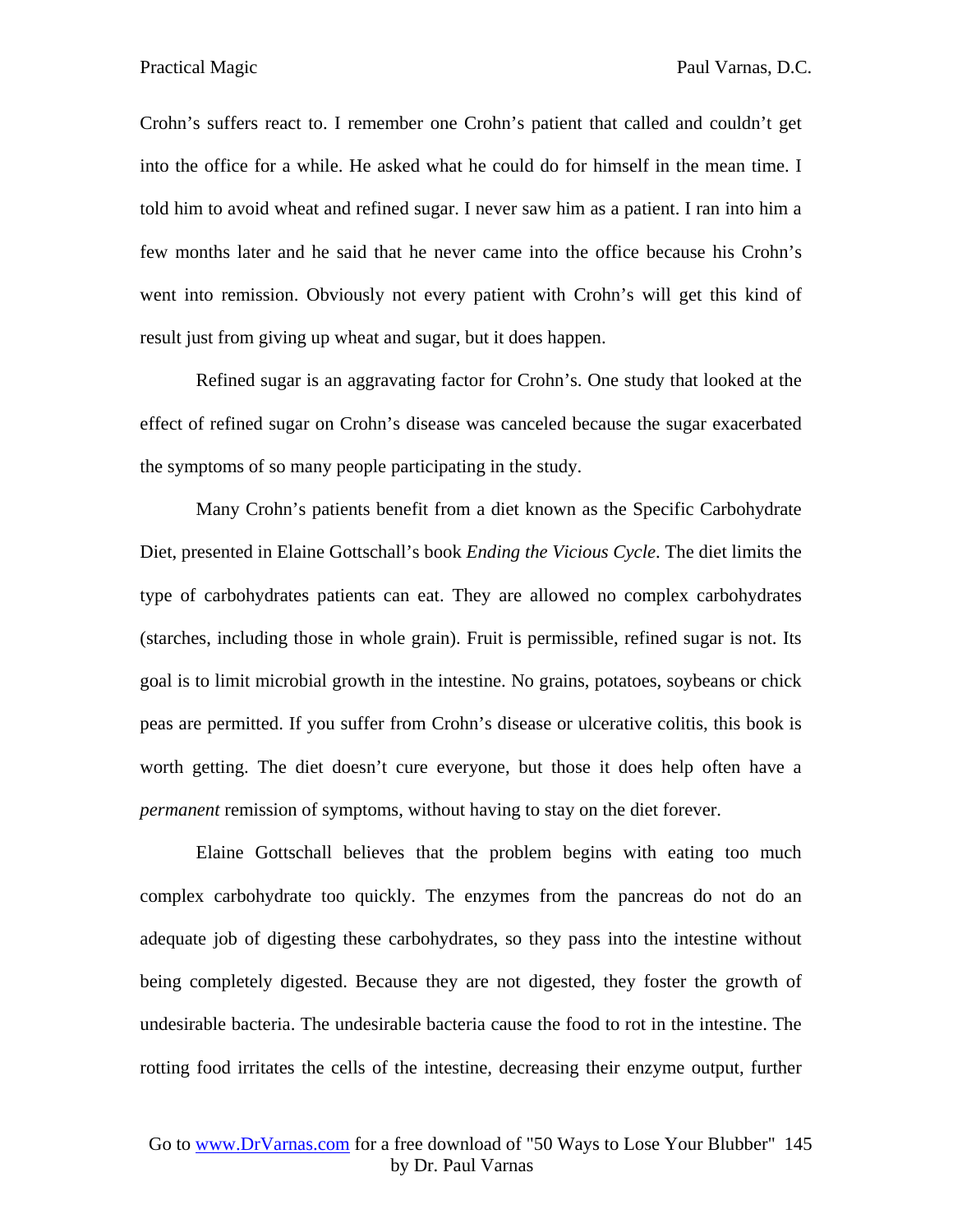Crohn's suffers react to. I remember one Crohn's patient that called and couldn't get into the office for a while. He asked what he could do for himself in the mean time. I told him to avoid wheat and refined sugar. I never saw him as a patient. I ran into him a few months later and he said that he never came into the office because his Crohn's went into remission. Obviously not every patient with Crohn's will get this kind of result just from giving up wheat and sugar, but it does happen.

Refined sugar is an aggravating factor for Crohn's. One study that looked at the effect of refined sugar on Crohn's disease was canceled because the sugar exacerbated the symptoms of so many people participating in the study.

Many Crohn's patients benefit from a diet known as the Specific Carbohydrate Diet, presented in Elaine Gottschall's book *Ending the Vicious Cycle*. The diet limits the type of carbohydrates patients can eat. They are allowed no complex carbohydrates (starches, including those in whole grain). Fruit is permissible, refined sugar is not. Its goal is to limit microbial growth in the intestine. No grains, potatoes, soybeans or chick peas are permitted. If you suffer from Crohn's disease or ulcerative colitis, this book is worth getting. The diet doesn't cure everyone, but those it does help often have a *permanent* remission of symptoms, without having to stay on the diet forever.

Elaine Gottschall believes that the problem begins with eating too much complex carbohydrate too quickly. The enzymes from the pancreas do not do an adequate job of digesting these carbohydrates, so they pass into the intestine without being completely digested. Because they are not digested, they foster the growth of undesirable bacteria. The undesirable bacteria cause the food to rot in the intestine. The rotting food irritates the cells of the intestine, decreasing their enzyme output, further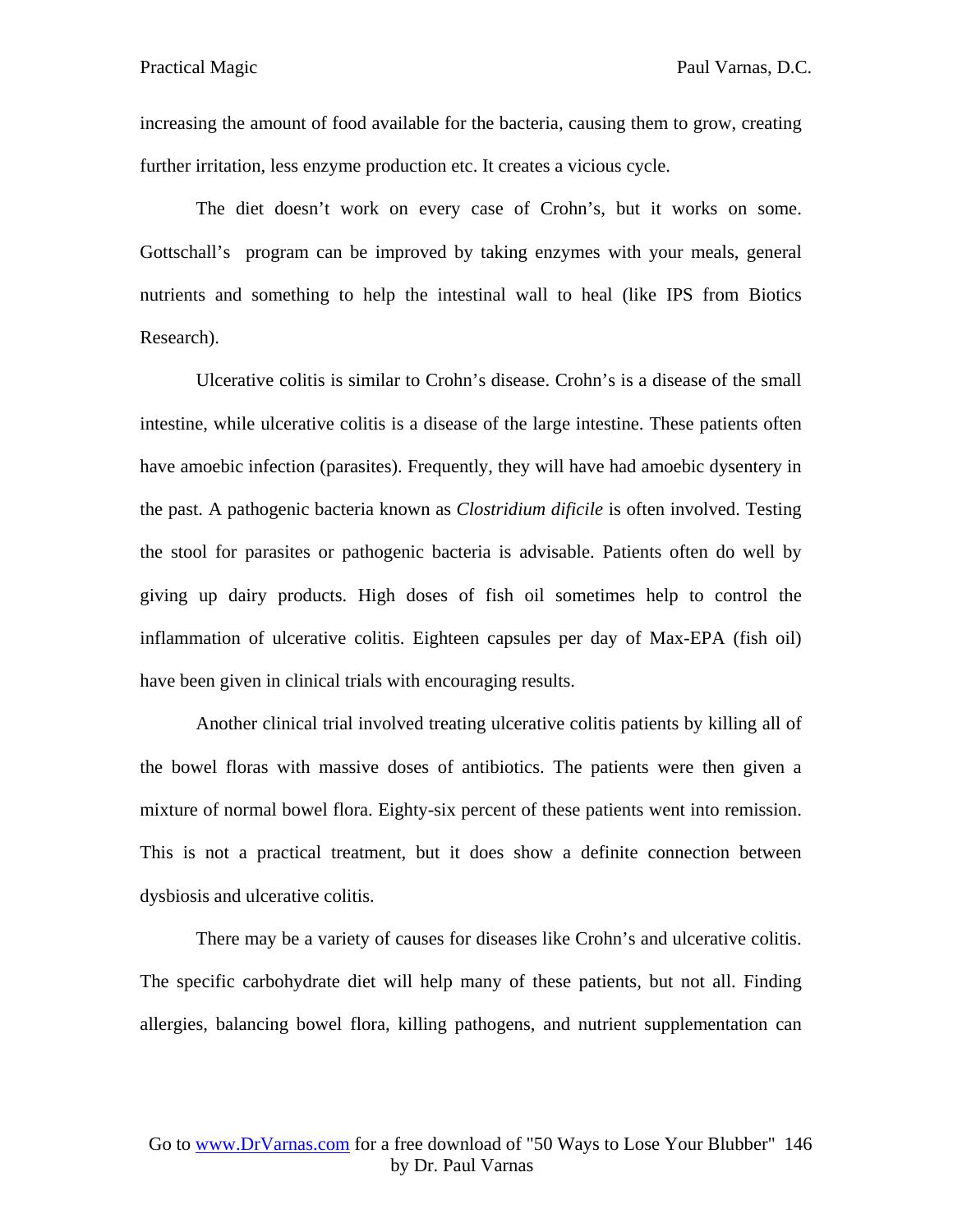increasing the amount of food available for the bacteria, causing them to grow, creating further irritation, less enzyme production etc. It creates a vicious cycle.

The diet doesn't work on every case of Crohn's, but it works on some. Gottschall's program can be improved by taking enzymes with your meals, general nutrients and something to help the intestinal wall to heal (like IPS from Biotics Research).

Ulcerative colitis is similar to Crohn's disease. Crohn's is a disease of the small intestine, while ulcerative colitis is a disease of the large intestine. These patients often have amoebic infection (parasites). Frequently, they will have had amoebic dysentery in the past. A pathogenic bacteria known as *Clostridium dificile* is often involved. Testing the stool for parasites or pathogenic bacteria is advisable. Patients often do well by giving up dairy products. High doses of fish oil sometimes help to control the inflammation of ulcerative colitis. Eighteen capsules per day of Max-EPA (fish oil) have been given in clinical trials with encouraging results.

Another clinical trial involved treating ulcerative colitis patients by killing all of the bowel floras with massive doses of antibiotics. The patients were then given a mixture of normal bowel flora. Eighty-six percent of these patients went into remission. This is not a practical treatment, but it does show a definite connection between dysbiosis and ulcerative colitis.

There may be a variety of causes for diseases like Crohn's and ulcerative colitis. The specific carbohydrate diet will help many of these patients, but not all. Finding allergies, balancing bowel flora, killing pathogens, and nutrient supplementation can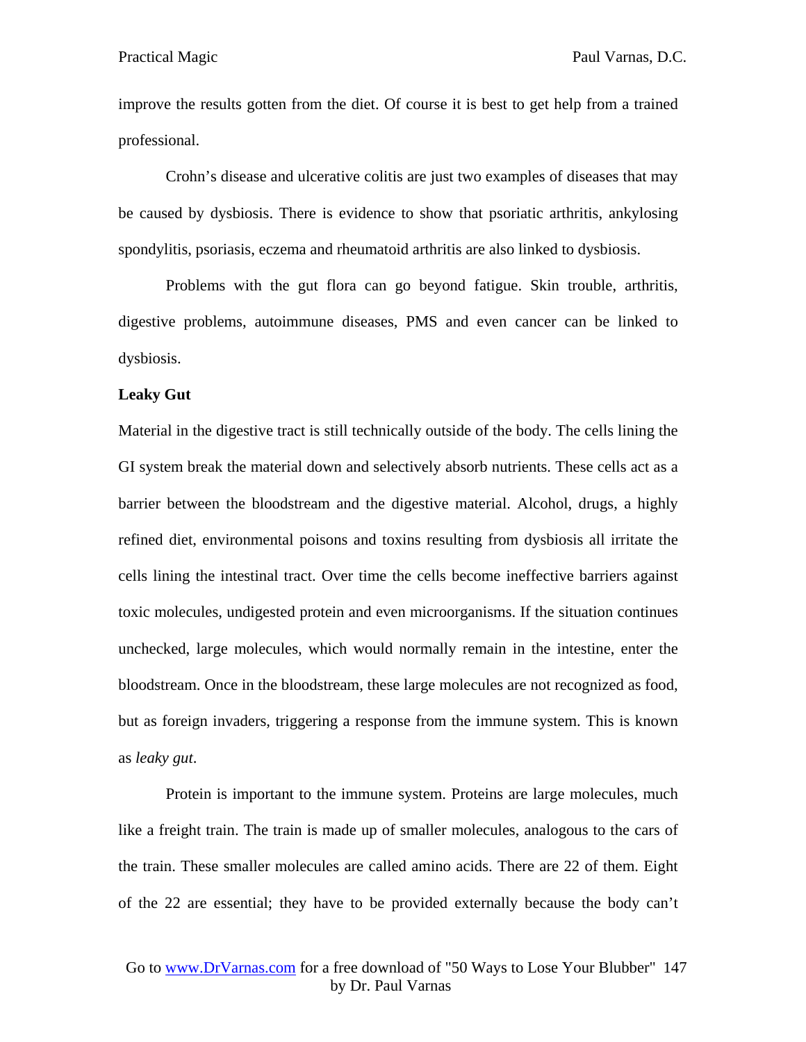improve the results gotten from the diet. Of course it is best to get help from a trained professional.

Crohn's disease and ulcerative colitis are just two examples of diseases that may be caused by dysbiosis. There is evidence to show that psoriatic arthritis, ankylosing spondylitis, psoriasis, eczema and rheumatoid arthritis are also linked to dysbiosis.

Problems with the gut flora can go beyond fatigue. Skin trouble, arthritis, digestive problems, autoimmune diseases, PMS and even cancer can be linked to dysbiosis.

**Leaky Gut**

Material in the digestive tract is still technically outside of the body. The cells lining the GI system break the material down and selectively absorb nutrients. These cells act as a barrier between the bloodstream and the digestive material. Alcohol, drugs, a highly refined diet, environmental poisons and toxins resulting from dysbiosis all irritate the cells lining the intestinal tract. Over time the cells become ineffective barriers against toxic molecules, undigested protein and even microorganisms. If the situation continues unchecked, large molecules, which would normally remain in the intestine, enter the bloodstream. Once in the bloodstream, these large molecules are not recognized as food, but as foreign invaders, triggering a response from the immune system. This is known as *leaky gut*.

Protein is important to the immune system. Proteins are large molecules, much like a freight train. The train is made up of smaller molecules, analogous to the cars of the train. These smaller molecules are called amino acids. There are 22 of them. Eight of the 22 are essential; they have to be provided externally because the body can't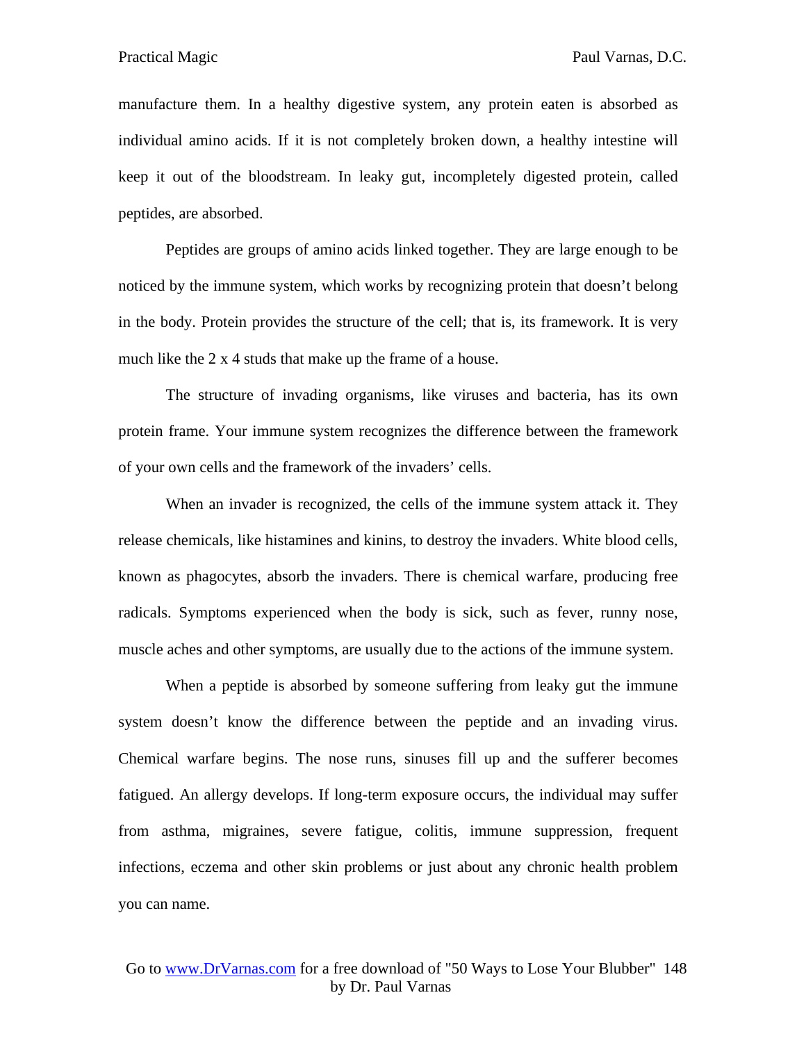manufacture them. In a healthy digestive system, any protein eaten is absorbed as individual amino acids. If it is not completely broken down, a healthy intestine will keep it out of the bloodstream. In leaky gut, incompletely digested protein, called peptides, are absorbed.

Peptides are groups of amino acids linked together. They are large enough to be noticed by the immune system, which works by recognizing protein that doesn't belong in the body. Protein provides the structure of the cell; that is, its framework. It is very much like the 2 x 4 studs that make up the frame of a house.

The structure of invading organisms, like viruses and bacteria, has its own protein frame. Your immune system recognizes the difference between the framework of your own cells and the framework of the invaders' cells.

When an invader is recognized, the cells of the immune system attack it. They release chemicals, like histamines and kinins, to destroy the invaders. White blood cells, known as phagocytes, absorb the invaders. There is chemical warfare, producing free radicals. Symptoms experienced when the body is sick, such as fever, runny nose, muscle aches and other symptoms, are usually due to the actions of the immune system.

When a peptide is absorbed by someone suffering from leaky gut the immune system doesn't know the difference between the peptide and an invading virus. Chemical warfare begins. The nose runs, sinuses fill up and the sufferer becomes fatigued. An allergy develops. If long-term exposure occurs, the individual may suffer from asthma, migraines, severe fatigue, colitis, immune suppression, frequent infections, eczema and other skin problems or just about any chronic health problem you can name.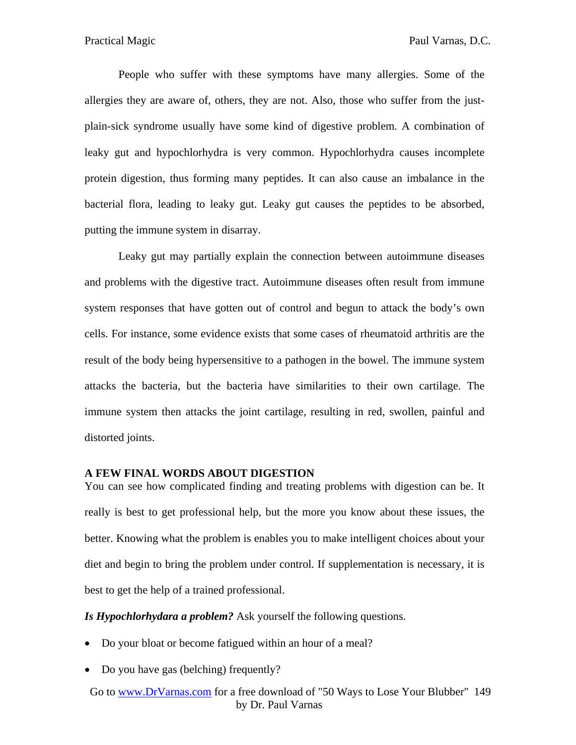People who suffer with these symptoms have many allergies. Some of the allergies they are aware of, others, they are not. Also, those who suffer from the just-plain-sick syndrome usually have some kind of digestive problem. A combination of leaky gut and hypochlorhydra is very common. Hypochlorhydra causes incomplete protein digestion, thus forming many peptides. It can also cause an imbalance in the bacterial flora, leading to leaky gut. Leaky gut causes the peptides to be absorbed, putting the immune system in disarray.

Leaky gut may partially explain the connection between autoimmune diseases and problems with the digestive tract. Autoimmune diseases often result from immune system responses that have gotten out of control and begun to attack the body's own cells. For instance, some evidence exists that some cases of rheumatoid arthritis are the result of the body being hypersensitive to a pathogen in the bowel. The immune system attacks the bacteria, but the bacteria have similarities to their own cartilage. The immune system then attacks the joint cartilage, resulting in red, swollen, painful and distorted joints.

**A FEW FINAL WORDS ABOUT DIGESTION**

You can see how complicated finding and treating problems with digestion can be. It really is best to get professional help, but the more you know about these issues, the better. Knowing what the problem is enables you to make intelligent choices about your diet and begin to bring the problem under control. If supplementation is necessary, it is best to get the help of a trained professional.

***Is Hypochlorhydara a problem?*** Ask yourself the following questions.

- Do your bloat or become fatigued within an hour of a meal?
- Do you have gas (belching) frequently?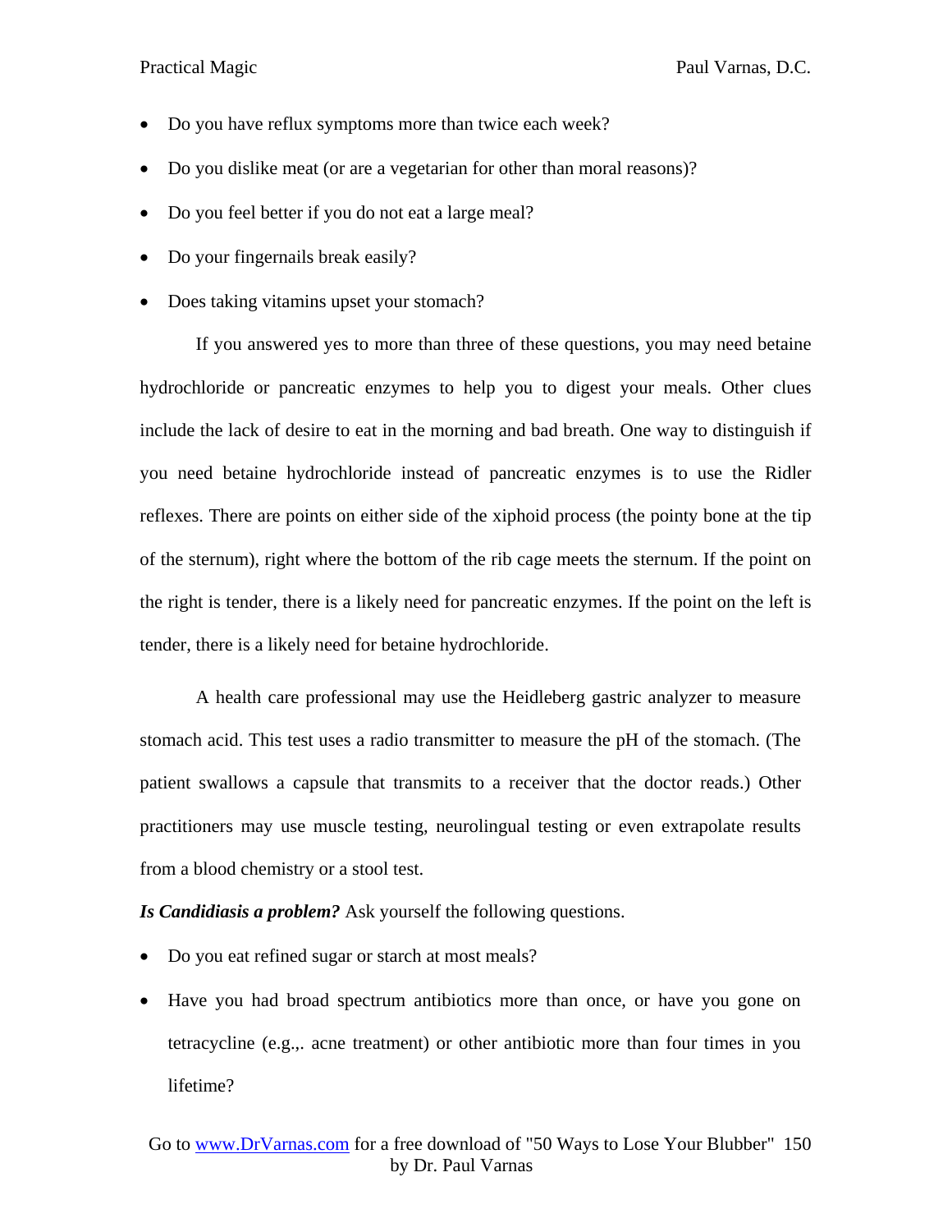- Do you have reflux symptoms more than twice each week?
- Do you dislike meat (or are a vegetarian for other than moral reasons)?
- Do you feel better if you do not eat a large meal?
- Do your fingernails break easily?
- Does taking vitamins upset your stomach?

If you answered yes to more than three of these questions, you may need betaine hydrochloride or pancreatic enzymes to help you to digest your meals. Other clues include the lack of desire to eat in the morning and bad breath. One way to distinguish if you need betaine hydrochloride instead of pancreatic enzymes is to use the Ridler reflexes. There are points on either side of the xiphoid process (the pointy bone at the tip of the sternum), right where the bottom of the rib cage meets the sternum. If the point on the right is tender, there is a likely need for pancreatic enzymes. If the point on the left is tender, there is a likely need for betaine hydrochloride.

A health care professional may use the Heidleberg gastric analyzer to measure stomach acid. This test uses a radio transmitter to measure the pH of the stomach. (The patient swallows a capsule that transmits to a receiver that the doctor reads.) Other practitioners may use muscle testing, neurolingual testing or even extrapolate results from a blood chemistry or a stool test.

***Is Candidiasis a problem?*** Ask yourself the following questions.

- Do you eat refined sugar or starch at most meals?
- Have you had broad spectrum antibiotics more than once, or have you gone on tetracycline (e.g.,. acne treatment) or other antibiotic more than four times in you lifetime?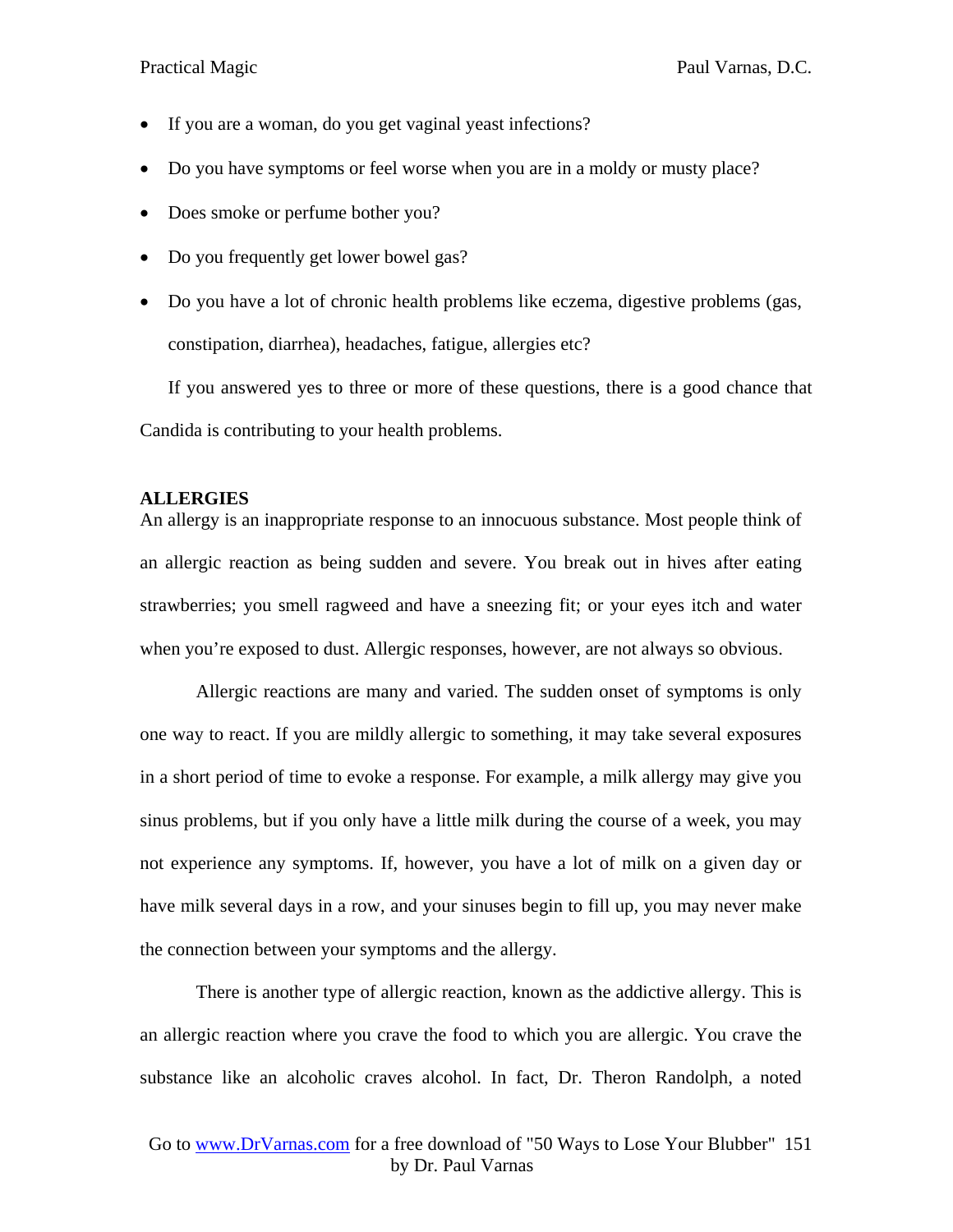- If you are a woman, do you get vaginal yeast infections?
- Do you have symptoms or feel worse when you are in a moldy or musty place?
- Does smoke or perfume bother you?
- Do you frequently get lower bowel gas?
- Do you have a lot of chronic health problems like eczema, digestive problems (gas, constipation, diarrhea), headaches, fatigue, allergies etc?

If you answered yes to three or more of these questions, there is a good chance that Candida is contributing to your health problems.

**ALLERGIES**

An allergy is an inappropriate response to an innocuous substance. Most people think of an allergic reaction as being sudden and severe. You break out in hives after eating strawberries; you smell ragweed and have a sneezing fit; or your eyes itch and water when you're exposed to dust. Allergic responses, however, are not always so obvious.

Allergic reactions are many and varied. The sudden onset of symptoms is only one way to react. If you are mildly allergic to something, it may take several exposures in a short period of time to evoke a response. For example, a milk allergy may give you sinus problems, but if you only have a little milk during the course of a week, you may not experience any symptoms. If, however, you have a lot of milk on a given day or have milk several days in a row, and your sinuses begin to fill up, you may never make the connection between your symptoms and the allergy.

There is another type of allergic reaction, known as the addictive allergy. This is an allergic reaction where you crave the food to which you are allergic. You crave the substance like an alcoholic craves alcohol. In fact, Dr. Theron Randolph, a noted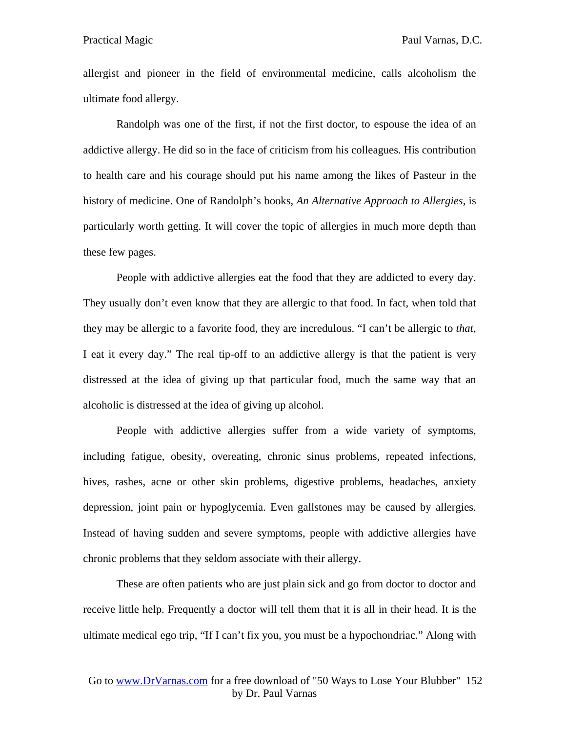allergist and pioneer in the field of environmental medicine, calls alcoholism the ultimate food allergy.

Randolph was one of the first, if not the first doctor, to espouse the idea of an addictive allergy. He did so in the face of criticism from his colleagues. His contribution to health care and his courage should put his name among the likes of Pasteur in the history of medicine. One of Randolph's books, *An Alternative Approach to Allergies*, is particularly worth getting. It will cover the topic of allergies in much more depth than these few pages.

People with addictive allergies eat the food that they are addicted to every day. They usually don't even know that they are allergic to that food. In fact, when told that they may be allergic to a favorite food, they are incredulous. "I can't be allergic to *that*, I eat it every day." The real tip-off to an addictive allergy is that the patient is very distressed at the idea of giving up that particular food, much the same way that an alcoholic is distressed at the idea of giving up alcohol.

People with addictive allergies suffer from a wide variety of symptoms, including fatigue, obesity, overeating, chronic sinus problems, repeated infections, hives, rashes, acne or other skin problems, digestive problems, headaches, anxiety depression, joint pain or hypoglycemia. Even gallstones may be caused by allergies. Instead of having sudden and severe symptoms, people with addictive allergies have chronic problems that they seldom associate with their allergy.

These are often patients who are just plain sick and go from doctor to doctor and receive little help. Frequently a doctor will tell them that it is all in their head. It is the ultimate medical ego trip, "If I can't fix you, you must be a hypochondriac." Along with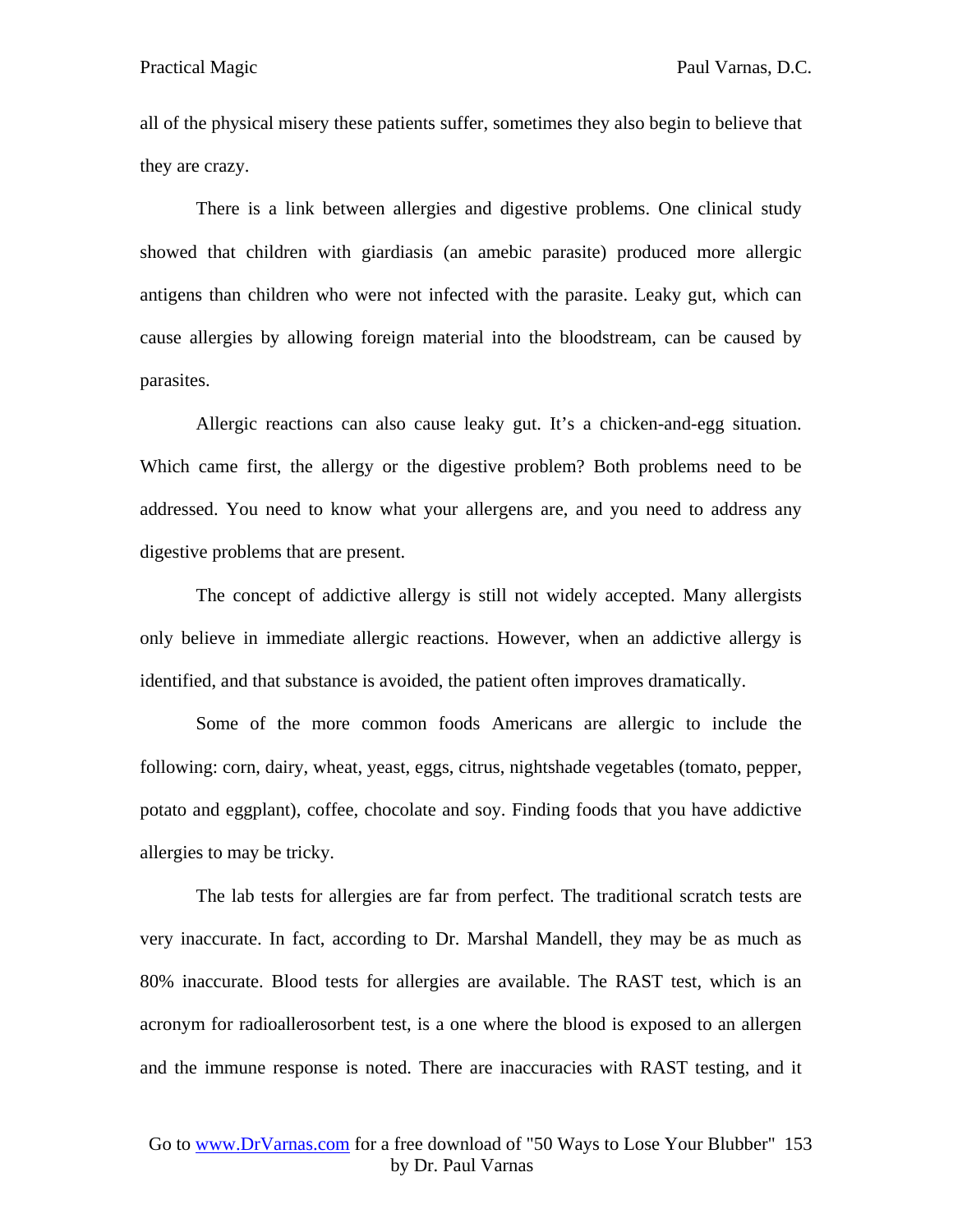all of the physical misery these patients suffer, sometimes they also begin to believe that they are crazy.

There is a link between allergies and digestive problems. One clinical study showed that children with giardiasis (an amebic parasite) produced more allergic antigens than children who were not infected with the parasite. Leaky gut, which can cause allergies by allowing foreign material into the bloodstream, can be caused by parasites.

Allergic reactions can also cause leaky gut. It's a chicken-and-egg situation. Which came first, the allergy or the digestive problem? Both problems need to be addressed. You need to know what your allergens are, and you need to address any digestive problems that are present.

The concept of addictive allergy is still not widely accepted. Many allergists only believe in immediate allergic reactions. However, when an addictive allergy is identified, and that substance is avoided, the patient often improves dramatically.

Some of the more common foods Americans are allergic to include the following: corn, dairy, wheat, yeast, eggs, citrus, nightshade vegetables (tomato, pepper, potato and eggplant), coffee, chocolate and soy. Finding foods that you have addictive allergies to may be tricky.

The lab tests for allergies are far from perfect. The traditional scratch tests are very inaccurate. In fact, according to Dr. Marshal Mandell, they may be as much as 80% inaccurate. Blood tests for allergies are available. The RAST test, which is an acronym for radioallerosorbent test, is a one where the blood is exposed to an allergen and the immune response is noted. There are inaccuracies with RAST testing, and it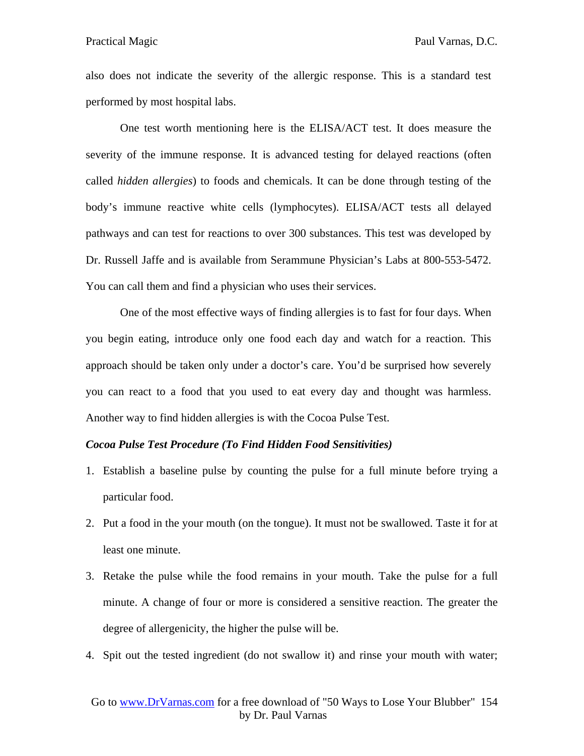also does not indicate the severity of the allergic response. This is a standard test performed by most hospital labs.

One test worth mentioning here is the ELISA/ACT test. It does measure the severity of the immune response. It is advanced testing for delayed reactions (often called *hidden allergies*) to foods and chemicals. It can be done through testing of the body's immune reactive white cells (lymphocytes). ELISA/ACT tests all delayed pathways and can test for reactions to over 300 substances. This test was developed by Dr. Russell Jaffe and is available from Serammune Physician's Labs at 800-553-5472. You can call them and find a physician who uses their services.

One of the most effective ways of finding allergies is to fast for four days. When you begin eating, introduce only one food each day and watch for a reaction. This approach should be taken only under a doctor's care. You'd be surprised how severely you can react to a food that you used to eat every day and thought was harmless. Another way to find hidden allergies is with the Cocoa Pulse Test.

***Cocoa Pulse Test Procedure (To Find Hidden Food Sensitivities)***

1. Establish a baseline pulse by counting the pulse for a full minute before trying a particular food.
2. Put a food in the your mouth (on the tongue). It must not be swallowed. Taste it for at least one minute.
3. Retake the pulse while the food remains in your mouth. Take the pulse for a full minute. A change of four or more is considered a sensitive reaction. The greater the degree of allergenicity, the higher the pulse will be.
4. Spit out the tested ingredient (do not swallow it) and rinse your mouth with water;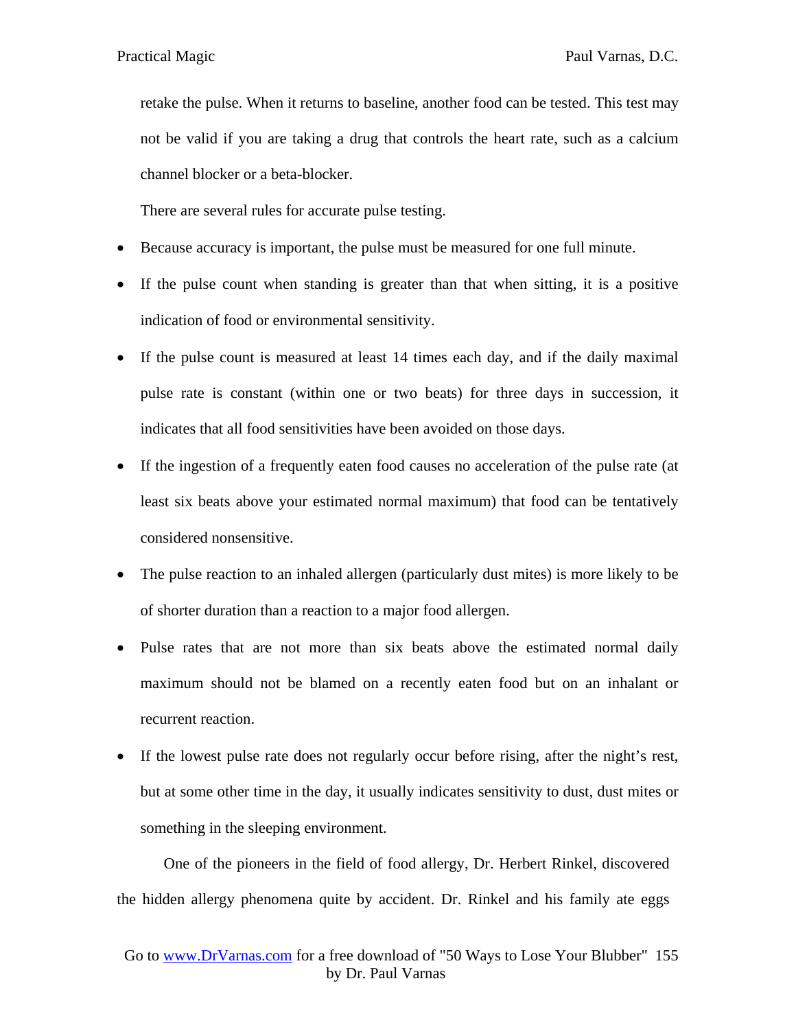retake the pulse. When it returns to baseline, another food can be tested. This test may not be valid if you are taking a drug that controls the heart rate, such as a calcium channel blocker or a beta-blocker.

There are several rules for accurate pulse testing.

- Because accuracy is important, the pulse must be measured for one full minute.
- If the pulse count when standing is greater than that when sitting, it is a positive indication of food or environmental sensitivity.
- If the pulse count is measured at least 14 times each day, and if the daily maximal pulse rate is constant (within one or two beats) for three days in succession, it indicates that all food sensitivities have been avoided on those days.
- If the ingestion of a frequently eaten food causes no acceleration of the pulse rate (at least six beats above your estimated normal maximum) that food can be tentatively considered nonsensitive.
- The pulse reaction to an inhaled allergen (particularly dust mites) is more likely to be of shorter duration than a reaction to a major food allergen.
- Pulse rates that are not more than six beats above the estimated normal daily maximum should not be blamed on a recently eaten food but on an inhalant or recurrent reaction.
- If the lowest pulse rate does not regularly occur before rising, after the night's rest, but at some other time in the day, it usually indicates sensitivity to dust, dust mites or something in the sleeping environment.

One of the pioneers in the field of food allergy, Dr. Herbert Rinkel, discovered the hidden allergy phenomena quite by accident. Dr. Rinkel and his family ate eggs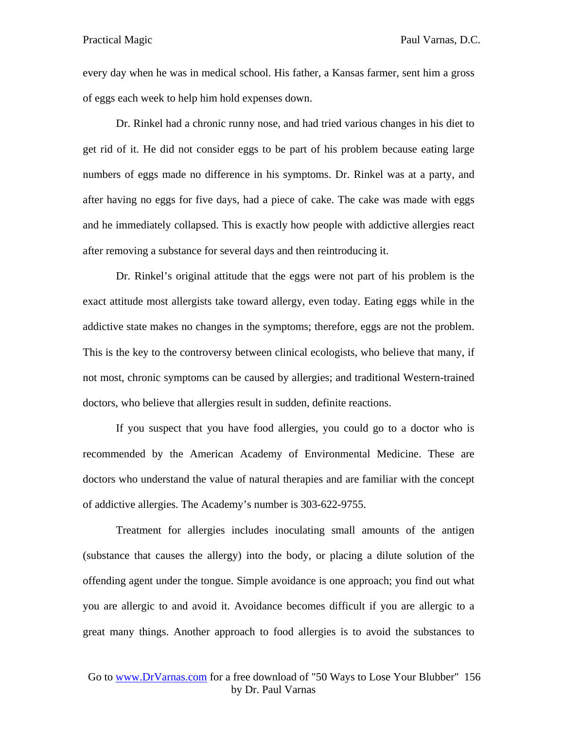every day when he was in medical school. His father, a Kansas farmer, sent him a gross of eggs each week to help him hold expenses down.

Dr. Rinkel had a chronic runny nose, and had tried various changes in his diet to get rid of it. He did not consider eggs to be part of his problem because eating large numbers of eggs made no difference in his symptoms. Dr. Rinkel was at a party, and after having no eggs for five days, had a piece of cake. The cake was made with eggs and he immediately collapsed. This is exactly how people with addictive allergies react after removing a substance for several days and then reintroducing it.

Dr. Rinkel's original attitude that the eggs were not part of his problem is the exact attitude most allergists take toward allergy, even today. Eating eggs while in the addictive state makes no changes in the symptoms; therefore, eggs are not the problem. This is the key to the controversy between clinical ecologists, who believe that many, if not most, chronic symptoms can be caused by allergies; and traditional Western-trained doctors, who believe that allergies result in sudden, definite reactions.

If you suspect that you have food allergies, you could go to a doctor who is recommended by the American Academy of Environmental Medicine. These are doctors who understand the value of natural therapies and are familiar with the concept of addictive allergies. The Academy's number is 303-622-9755.

Treatment for allergies includes inoculating small amounts of the antigen (substance that causes the allergy) into the body, or placing a dilute solution of the offending agent under the tongue. Simple avoidance is one approach; you find out what you are allergic to and avoid it. Avoidance becomes difficult if you are allergic to a great many things. Another approach to food allergies is to avoid the substances to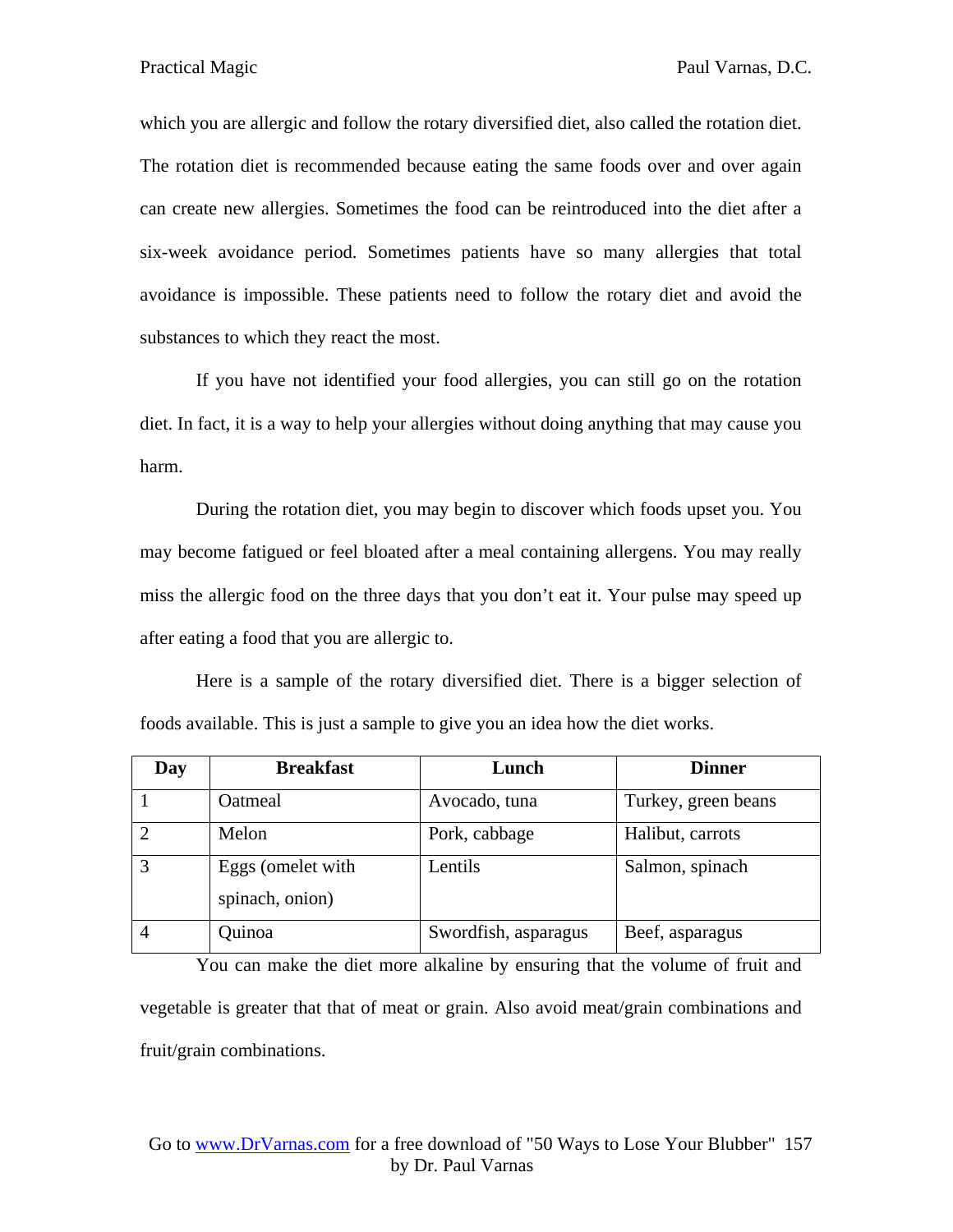which you are allergic and follow the rotary diversified diet, also called the rotation diet. The rotation diet is recommended because eating the same foods over and over again can create new allergies. Sometimes the food can be reintroduced into the diet after a six-week avoidance period. Sometimes patients have so many allergies that total avoidance is impossible. These patients need to follow the rotary diet and avoid the substances to which they react the most.

If you have not identified your food allergies, you can still go on the rotation diet. In fact, it is a way to help your allergies without doing anything that may cause you harm.

During the rotation diet, you may begin to discover which foods upset you. You may become fatigued or feel bloated after a meal containing allergens. You may really miss the allergic food on the three days that you don't eat it. Your pulse may speed up after eating a food that you are allergic to.

Here is a sample of the rotary diversified diet. There is a bigger selection of foods available. This is just a sample to give you an idea how the diet works.

| Day | Breakfast | Lunch | Dinner |
|---|---|---|---|
| 1 | Oatmeal | Avocado, tuna | Turkey, green beans |
| 2 | Melon | Pork, cabbage | Halibut, carrots |
| 3 | Eggs (omelet with spinach, onion) | Lentils | Salmon, spinach |
| 4 | Quinoa | Swordfish, asparagus | Beef, asparagus |

You can make the diet more alkaline by ensuring that the volume of fruit and vegetable is greater that that of meat or grain. Also avoid meat/grain combinations and fruit/grain combinations.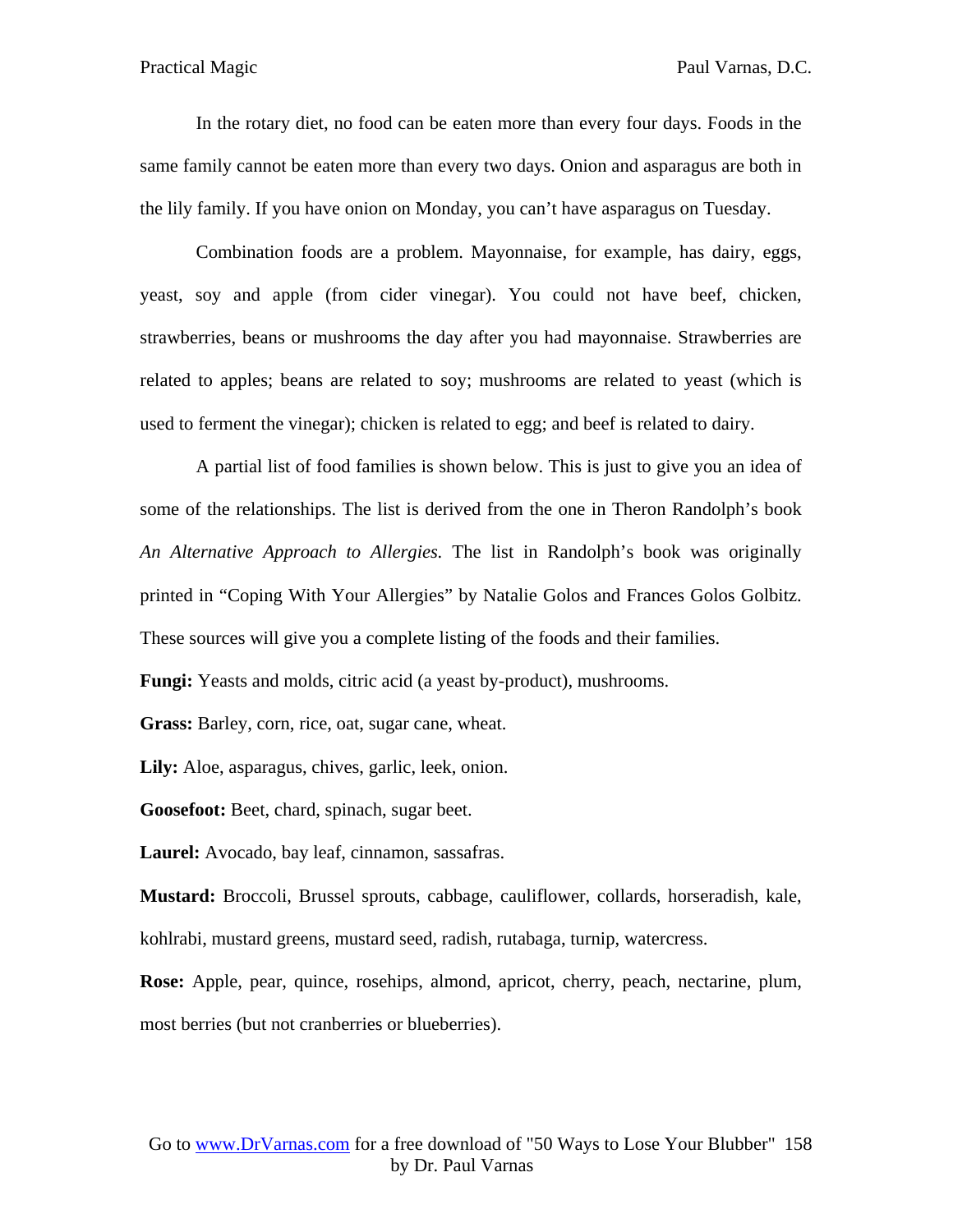In the rotary diet, no food can be eaten more than every four days. Foods in the same family cannot be eaten more than every two days. Onion and asparagus are both in the lily family. If you have onion on Monday, you can't have asparagus on Tuesday.

Combination foods are a problem. Mayonnaise, for example, has dairy, eggs, yeast, soy and apple (from cider vinegar). You could not have beef, chicken, strawberries, beans or mushrooms the day after you had mayonnaise. Strawberries are related to apples; beans are related to soy; mushrooms are related to yeast (which is used to ferment the vinegar); chicken is related to egg; and beef is related to dairy.

A partial list of food families is shown below. This is just to give you an idea of some of the relationships. The list is derived from the one in Theron Randolph's book *An Alternative Approach to Allergies.* The list in Randolph's book was originally printed in "Coping With Your Allergies" by Natalie Golos and Frances Golos Golbitz. These sources will give you a complete listing of the foods and their families.

**Fungi:** Yeasts and molds, citric acid (a yeast by-product), mushrooms.

**Grass:** Barley, corn, rice, oat, sugar cane, wheat.

**Lily:** Aloe, asparagus, chives, garlic, leek, onion.

**Goosefoot:** Beet, chard, spinach, sugar beet.

**Laurel:** Avocado, bay leaf, cinnamon, sassafras.

**Mustard:** Broccoli, Brussel sprouts, cabbage, cauliflower, collards, horseradish, kale, kohlrabi, mustard greens, mustard seed, radish, rutabaga, turnip, watercress.

**Rose:** Apple, pear, quince, rosehips, almond, apricot, cherry, peach, nectarine, plum, most berries (but not cranberries or blueberries).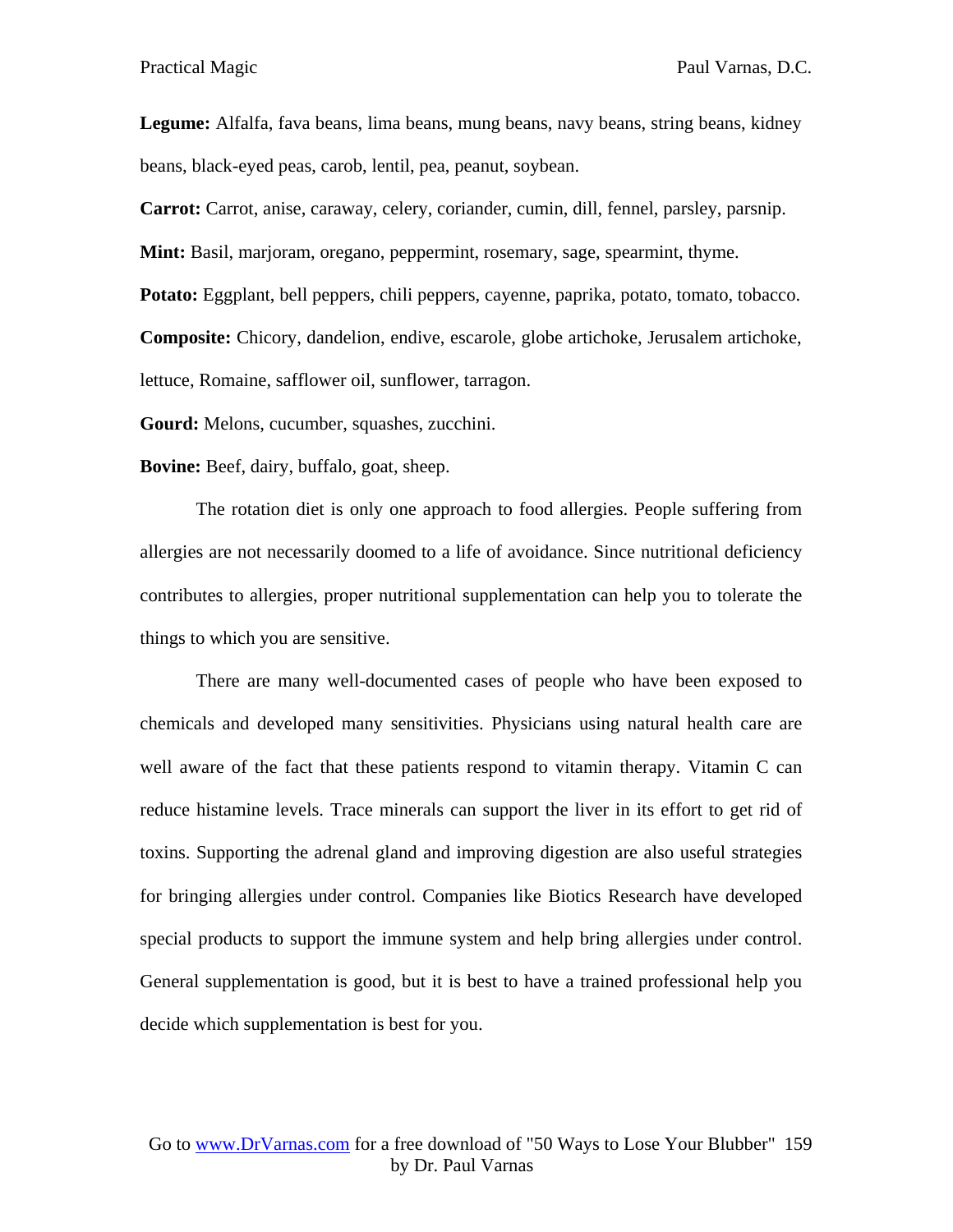**Legume:** Alfalfa, fava beans, lima beans, mung beans, navy beans, string beans, kidney beans, black-eyed peas, carob, lentil, pea, peanut, soybean.

**Carrot:** Carrot, anise, caraway, celery, coriander, cumin, dill, fennel, parsley, parsnip.

**Mint:** Basil, marjoram, oregano, peppermint, rosemary, sage, spearmint, thyme.

**Potato:** Eggplant, bell peppers, chili peppers, cayenne, paprika, potato, tomato, tobacco.

**Composite:** Chicory, dandelion, endive, escarole, globe artichoke, Jerusalem artichoke, lettuce, Romaine, safflower oil, sunflower, tarragon.

**Gourd:** Melons, cucumber, squashes, zucchini.

**Bovine:** Beef, dairy, buffalo, goat, sheep.

The rotation diet is only one approach to food allergies. People suffering from allergies are not necessarily doomed to a life of avoidance. Since nutritional deficiency contributes to allergies, proper nutritional supplementation can help you to tolerate the things to which you are sensitive.

There are many well-documented cases of people who have been exposed to chemicals and developed many sensitivities. Physicians using natural health care are well aware of the fact that these patients respond to vitamin therapy. Vitamin C can reduce histamine levels. Trace minerals can support the liver in its effort to get rid of toxins. Supporting the adrenal gland and improving digestion are also useful strategies for bringing allergies under control. Companies like Biotics Research have developed special products to support the immune system and help bring allergies under control. General supplementation is good, but it is best to have a trained professional help you decide which supplementation is best for you.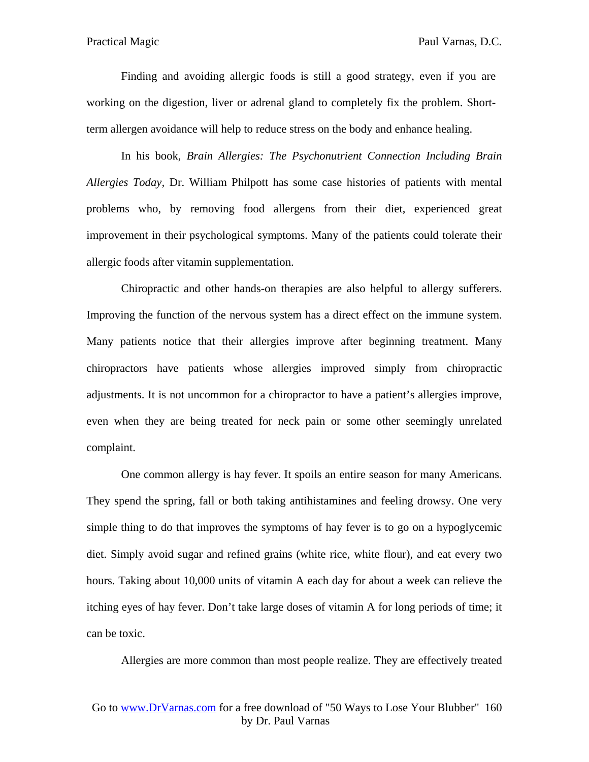Finding and avoiding allergic foods is still a good strategy, even if you are working on the digestion, liver or adrenal gland to completely fix the problem. Short-term allergen avoidance will help to reduce stress on the body and enhance healing.

In his book, *Brain Allergies: The Psychonutrient Connection Including Brain Allergies Today,* Dr. William Philpott has some case histories of patients with mental problems who, by removing food allergens from their diet, experienced great improvement in their psychological symptoms. Many of the patients could tolerate their allergic foods after vitamin supplementation.

Chiropractic and other hands-on therapies are also helpful to allergy sufferers. Improving the function of the nervous system has a direct effect on the immune system. Many patients notice that their allergies improve after beginning treatment. Many chiropractors have patients whose allergies improved simply from chiropractic adjustments. It is not uncommon for a chiropractor to have a patient's allergies improve, even when they are being treated for neck pain or some other seemingly unrelated complaint.

One common allergy is hay fever. It spoils an entire season for many Americans. They spend the spring, fall or both taking antihistamines and feeling drowsy. One very simple thing to do that improves the symptoms of hay fever is to go on a hypoglycemic diet. Simply avoid sugar and refined grains (white rice, white flour), and eat every two hours. Taking about 10,000 units of vitamin A each day for about a week can relieve the itching eyes of hay fever. Don't take large doses of vitamin A for long periods of time; it can be toxic.

Allergies are more common than most people realize. They are effectively treated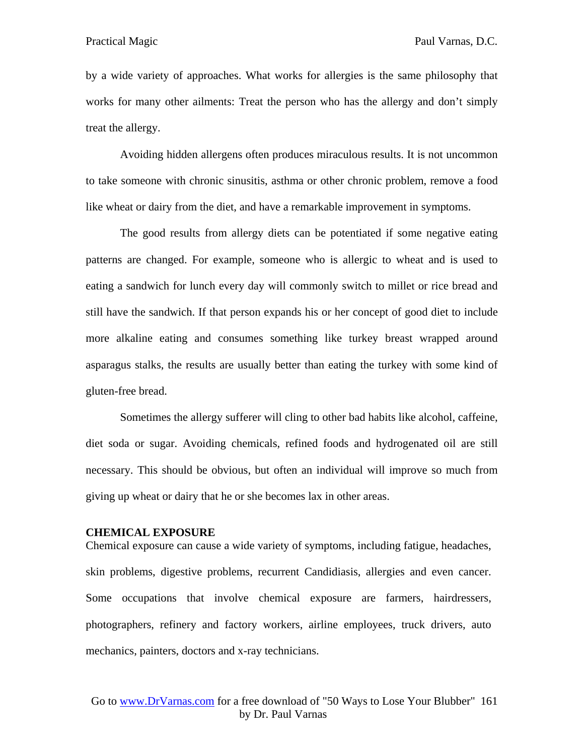by a wide variety of approaches. What works for allergies is the same philosophy that works for many other ailments: Treat the person who has the allergy and don't simply treat the allergy.

Avoiding hidden allergens often produces miraculous results. It is not uncommon to take someone with chronic sinusitis, asthma or other chronic problem, remove a food like wheat or dairy from the diet, and have a remarkable improvement in symptoms.

The good results from allergy diets can be potentiated if some negative eating patterns are changed. For example, someone who is allergic to wheat and is used to eating a sandwich for lunch every day will commonly switch to millet or rice bread and still have the sandwich. If that person expands his or her concept of good diet to include more alkaline eating and consumes something like turkey breast wrapped around asparagus stalks, the results are usually better than eating the turkey with some kind of gluten-free bread.

Sometimes the allergy sufferer will cling to other bad habits like alcohol, caffeine, diet soda or sugar. Avoiding chemicals, refined foods and hydrogenated oil are still necessary. This should be obvious, but often an individual will improve so much from giving up wheat or dairy that he or she becomes lax in other areas.

**CHEMICAL EXPOSURE**

Chemical exposure can cause a wide variety of symptoms, including fatigue, headaches, skin problems, digestive problems, recurrent Candidiasis, allergies and even cancer. Some occupations that involve chemical exposure are farmers, hairdressers, photographers, refinery and factory workers, airline employees, truck drivers, auto mechanics, painters, doctors and x-ray technicians.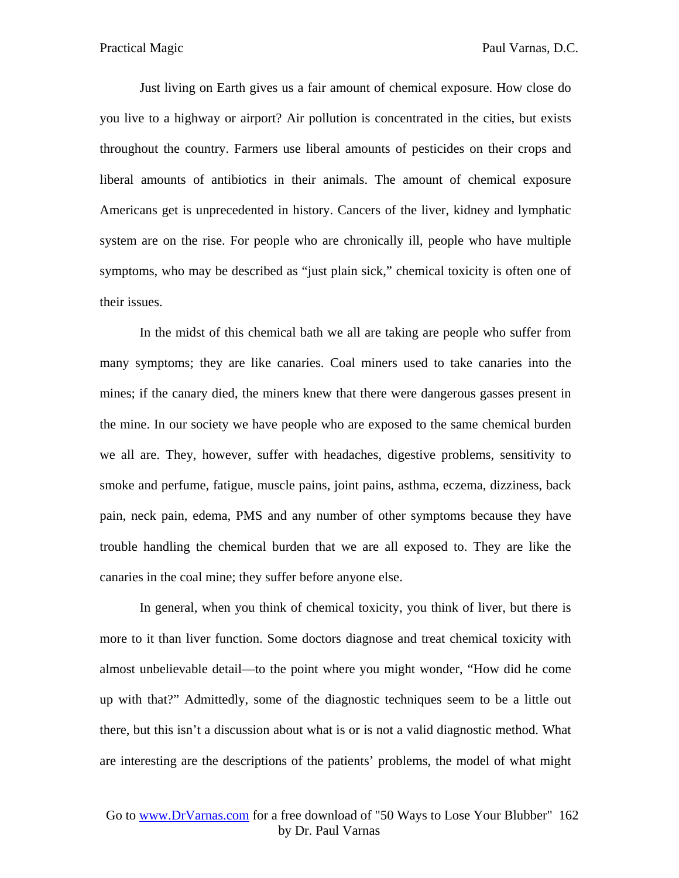Just living on Earth gives us a fair amount of chemical exposure. How close do you live to a highway or airport? Air pollution is concentrated in the cities, but exists throughout the country. Farmers use liberal amounts of pesticides on their crops and liberal amounts of antibiotics in their animals. The amount of chemical exposure Americans get is unprecedented in history. Cancers of the liver, kidney and lymphatic system are on the rise. For people who are chronically ill, people who have multiple symptoms, who may be described as "just plain sick," chemical toxicity is often one of their issues.

In the midst of this chemical bath we all are taking are people who suffer from many symptoms; they are like canaries. Coal miners used to take canaries into the mines; if the canary died, the miners knew that there were dangerous gasses present in the mine. In our society we have people who are exposed to the same chemical burden we all are. They, however, suffer with headaches, digestive problems, sensitivity to smoke and perfume, fatigue, muscle pains, joint pains, asthma, eczema, dizziness, back pain, neck pain, edema, PMS and any number of other symptoms because they have trouble handling the chemical burden that we are all exposed to. They are like the canaries in the coal mine; they suffer before anyone else.

In general, when you think of chemical toxicity, you think of liver, but there is more to it than liver function. Some doctors diagnose and treat chemical toxicity with almost unbelievable detail—to the point where you might wonder, "How did he come up with that?" Admittedly, some of the diagnostic techniques seem to be a little out there, but this isn't a discussion about what is or is not a valid diagnostic method. What are interesting are the descriptions of the patients' problems, the model of what might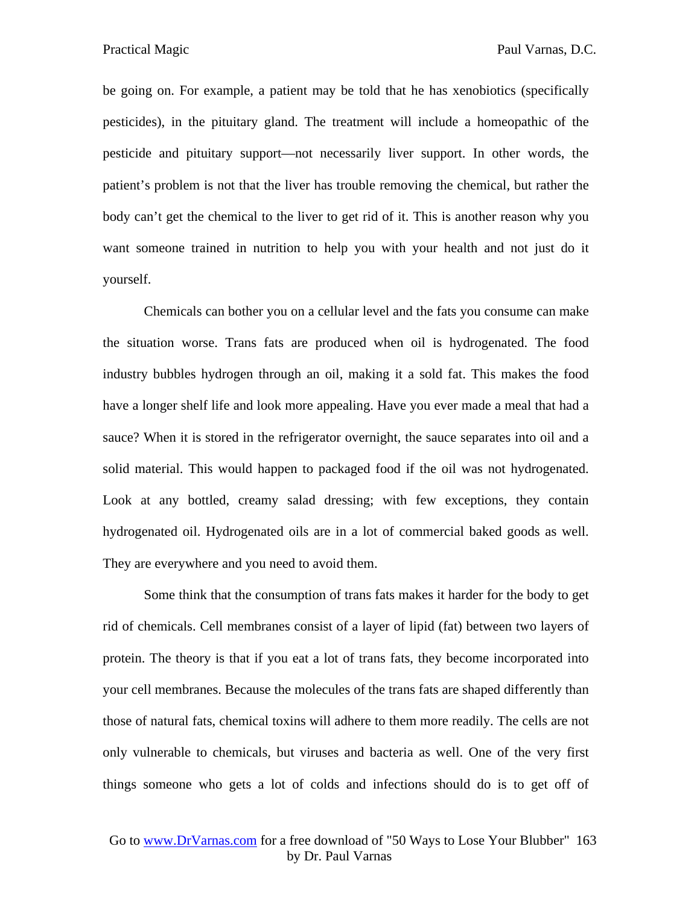be going on. For example, a patient may be told that he has xenobiotics (specifically pesticides), in the pituitary gland. The treatment will include a homeopathic of the pesticide and pituitary support—not necessarily liver support. In other words, the patient's problem is not that the liver has trouble removing the chemical, but rather the body can't get the chemical to the liver to get rid of it. This is another reason why you want someone trained in nutrition to help you with your health and not just do it yourself.

Chemicals can bother you on a cellular level and the fats you consume can make the situation worse. Trans fats are produced when oil is hydrogenated. The food industry bubbles hydrogen through an oil, making it a sold fat. This makes the food have a longer shelf life and look more appealing. Have you ever made a meal that had a sauce? When it is stored in the refrigerator overnight, the sauce separates into oil and a solid material. This would happen to packaged food if the oil was not hydrogenated. Look at any bottled, creamy salad dressing; with few exceptions, they contain hydrogenated oil. Hydrogenated oils are in a lot of commercial baked goods as well. They are everywhere and you need to avoid them.

Some think that the consumption of trans fats makes it harder for the body to get rid of chemicals. Cell membranes consist of a layer of lipid (fat) between two layers of protein. The theory is that if you eat a lot of trans fats, they become incorporated into your cell membranes. Because the molecules of the trans fats are shaped differently than those of natural fats, chemical toxins will adhere to them more readily. The cells are not only vulnerable to chemicals, but viruses and bacteria as well. One of the very first things someone who gets a lot of colds and infections should do is to get off of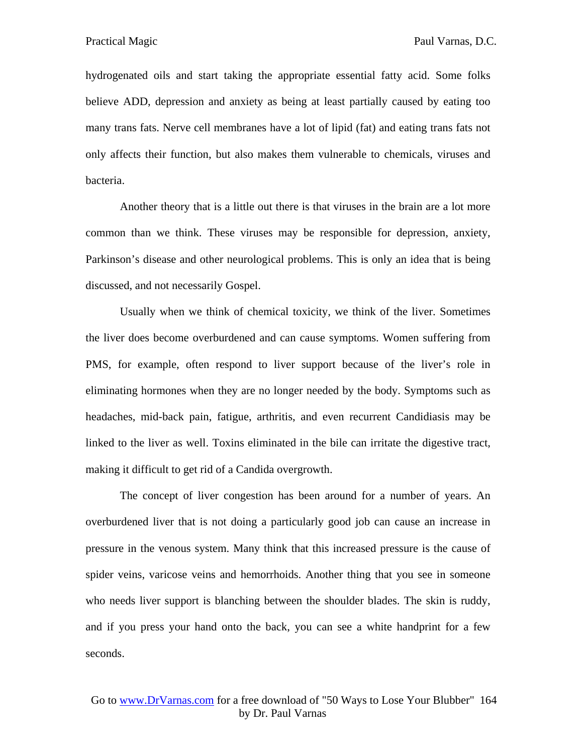hydrogenated oils and start taking the appropriate essential fatty acid. Some folks believe ADD, depression and anxiety as being at least partially caused by eating too many trans fats. Nerve cell membranes have a lot of lipid (fat) and eating trans fats not only affects their function, but also makes them vulnerable to chemicals, viruses and bacteria.

Another theory that is a little out there is that viruses in the brain are a lot more common than we think. These viruses may be responsible for depression, anxiety, Parkinson's disease and other neurological problems. This is only an idea that is being discussed, and not necessarily Gospel.

Usually when we think of chemical toxicity, we think of the liver. Sometimes the liver does become overburdened and can cause symptoms. Women suffering from PMS, for example, often respond to liver support because of the liver's role in eliminating hormones when they are no longer needed by the body. Symptoms such as headaches, mid-back pain, fatigue, arthritis, and even recurrent Candidiasis may be linked to the liver as well. Toxins eliminated in the bile can irritate the digestive tract, making it difficult to get rid of a Candida overgrowth.

The concept of liver congestion has been around for a number of years. An overburdened liver that is not doing a particularly good job can cause an increase in pressure in the venous system. Many think that this increased pressure is the cause of spider veins, varicose veins and hemorrhoids. Another thing that you see in someone who needs liver support is blanching between the shoulder blades. The skin is ruddy, and if you press your hand onto the back, you can see a white handprint for a few seconds.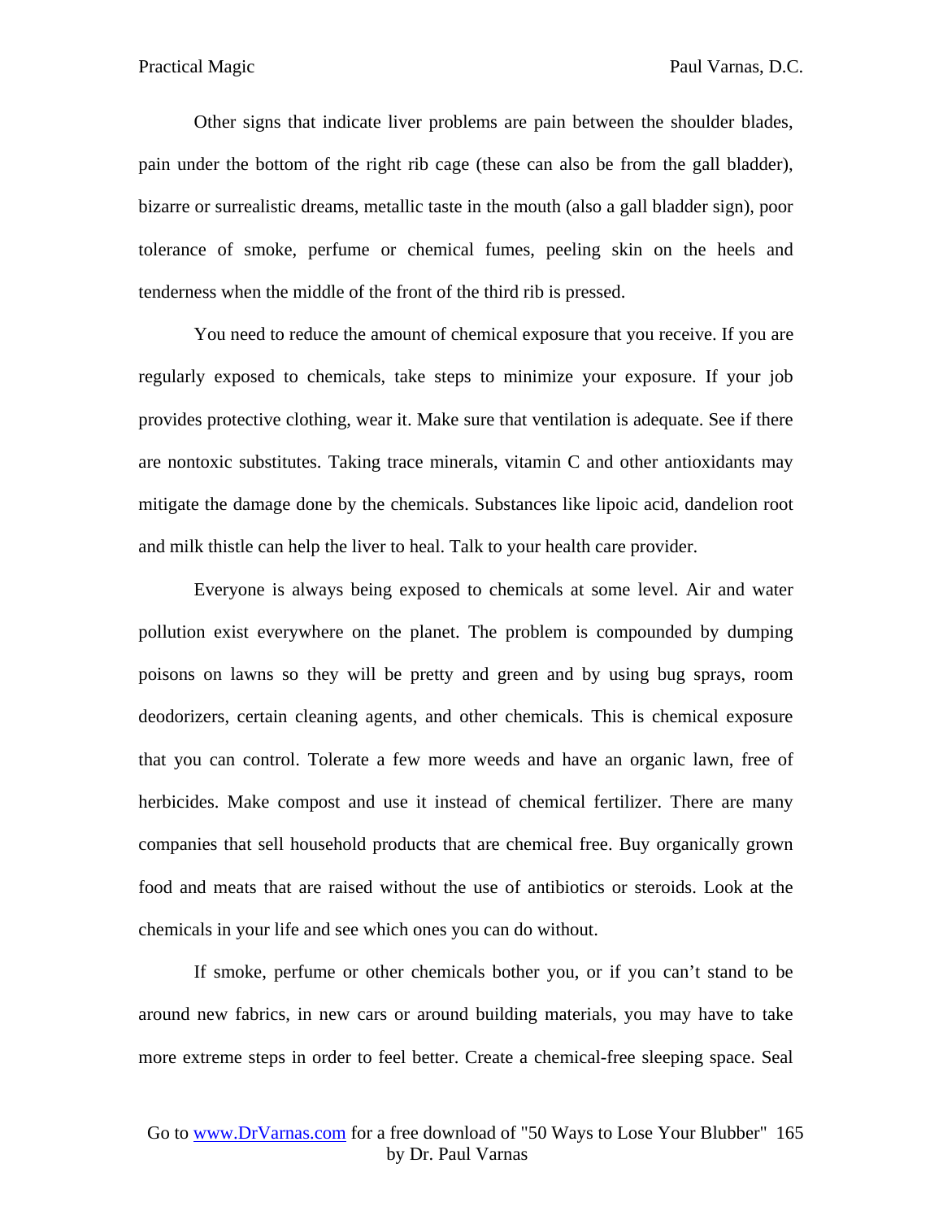Other signs that indicate liver problems are pain between the shoulder blades, pain under the bottom of the right rib cage (these can also be from the gall bladder), bizarre or surrealistic dreams, metallic taste in the mouth (also a gall bladder sign), poor tolerance of smoke, perfume or chemical fumes, peeling skin on the heels and tenderness when the middle of the front of the third rib is pressed.

You need to reduce the amount of chemical exposure that you receive. If you are regularly exposed to chemicals, take steps to minimize your exposure. If your job provides protective clothing, wear it. Make sure that ventilation is adequate. See if there are nontoxic substitutes. Taking trace minerals, vitamin C and other antioxidants may mitigate the damage done by the chemicals. Substances like lipoic acid, dandelion root and milk thistle can help the liver to heal. Talk to your health care provider.

Everyone is always being exposed to chemicals at some level. Air and water pollution exist everywhere on the planet. The problem is compounded by dumping poisons on lawns so they will be pretty and green and by using bug sprays, room deodorizers, certain cleaning agents, and other chemicals. This is chemical exposure that you can control. Tolerate a few more weeds and have an organic lawn, free of herbicides. Make compost and use it instead of chemical fertilizer. There are many companies that sell household products that are chemical free. Buy organically grown food and meats that are raised without the use of antibiotics or steroids. Look at the chemicals in your life and see which ones you can do without.

If smoke, perfume or other chemicals bother you, or if you can't stand to be around new fabrics, in new cars or around building materials, you may have to take more extreme steps in order to feel better. Create a chemical-free sleeping space. Seal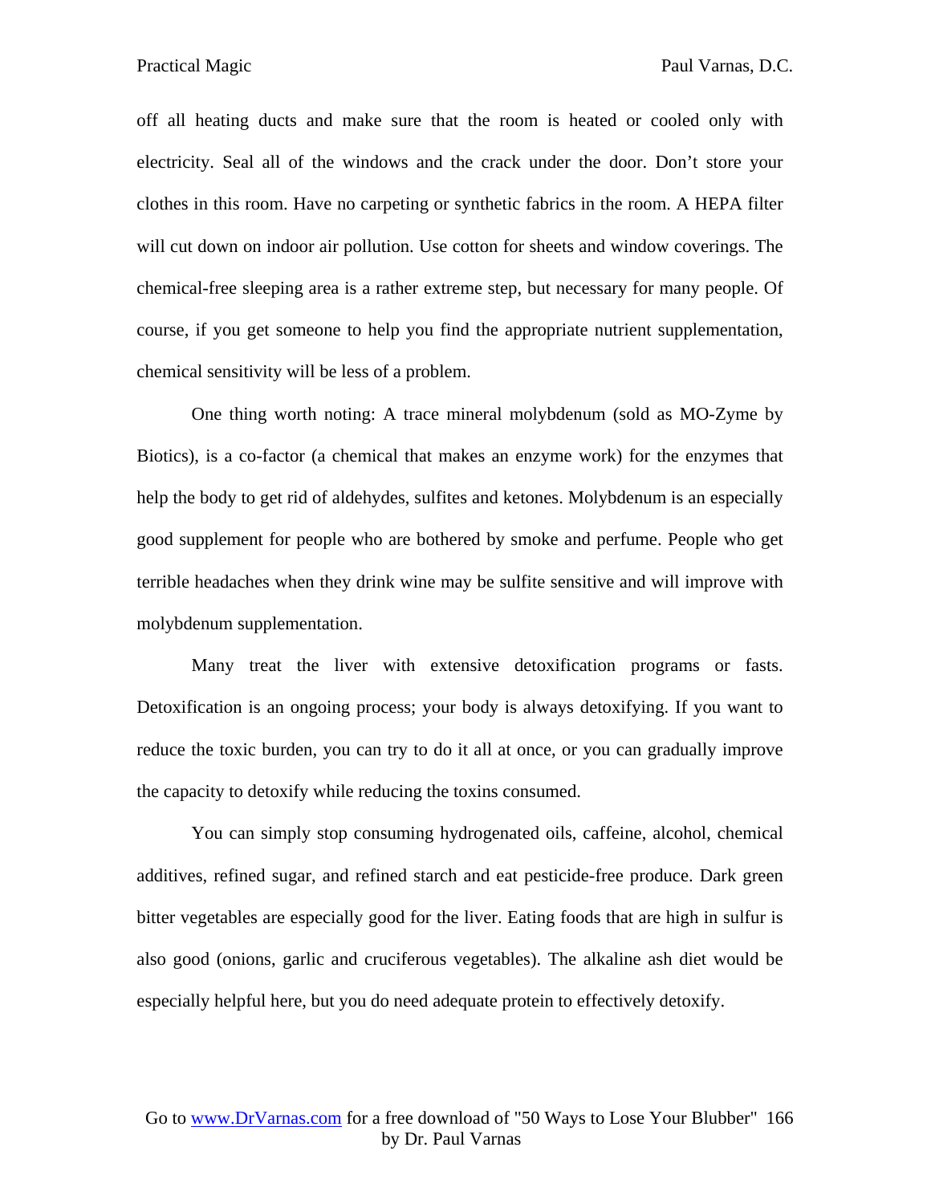off all heating ducts and make sure that the room is heated or cooled only with electricity. Seal all of the windows and the crack under the door. Don't store your clothes in this room. Have no carpeting or synthetic fabrics in the room. A HEPA filter will cut down on indoor air pollution. Use cotton for sheets and window coverings. The chemical-free sleeping area is a rather extreme step, but necessary for many people. Of course, if you get someone to help you find the appropriate nutrient supplementation, chemical sensitivity will be less of a problem.

One thing worth noting: A trace mineral molybdenum (sold as MO-Zyme by Biotics), is a co-factor (a chemical that makes an enzyme work) for the enzymes that help the body to get rid of aldehydes, sulfites and ketones. Molybdenum is an especially good supplement for people who are bothered by smoke and perfume. People who get terrible headaches when they drink wine may be sulfite sensitive and will improve with molybdenum supplementation.

Many treat the liver with extensive detoxification programs or fasts. Detoxification is an ongoing process; your body is always detoxifying. If you want to reduce the toxic burden, you can try to do it all at once, or you can gradually improve the capacity to detoxify while reducing the toxins consumed.

You can simply stop consuming hydrogenated oils, caffeine, alcohol, chemical additives, refined sugar, and refined starch and eat pesticide-free produce. Dark green bitter vegetables are especially good for the liver. Eating foods that are high in sulfur is also good (onions, garlic and cruciferous vegetables). The alkaline ash diet would be especially helpful here, but you do need adequate protein to effectively detoxify.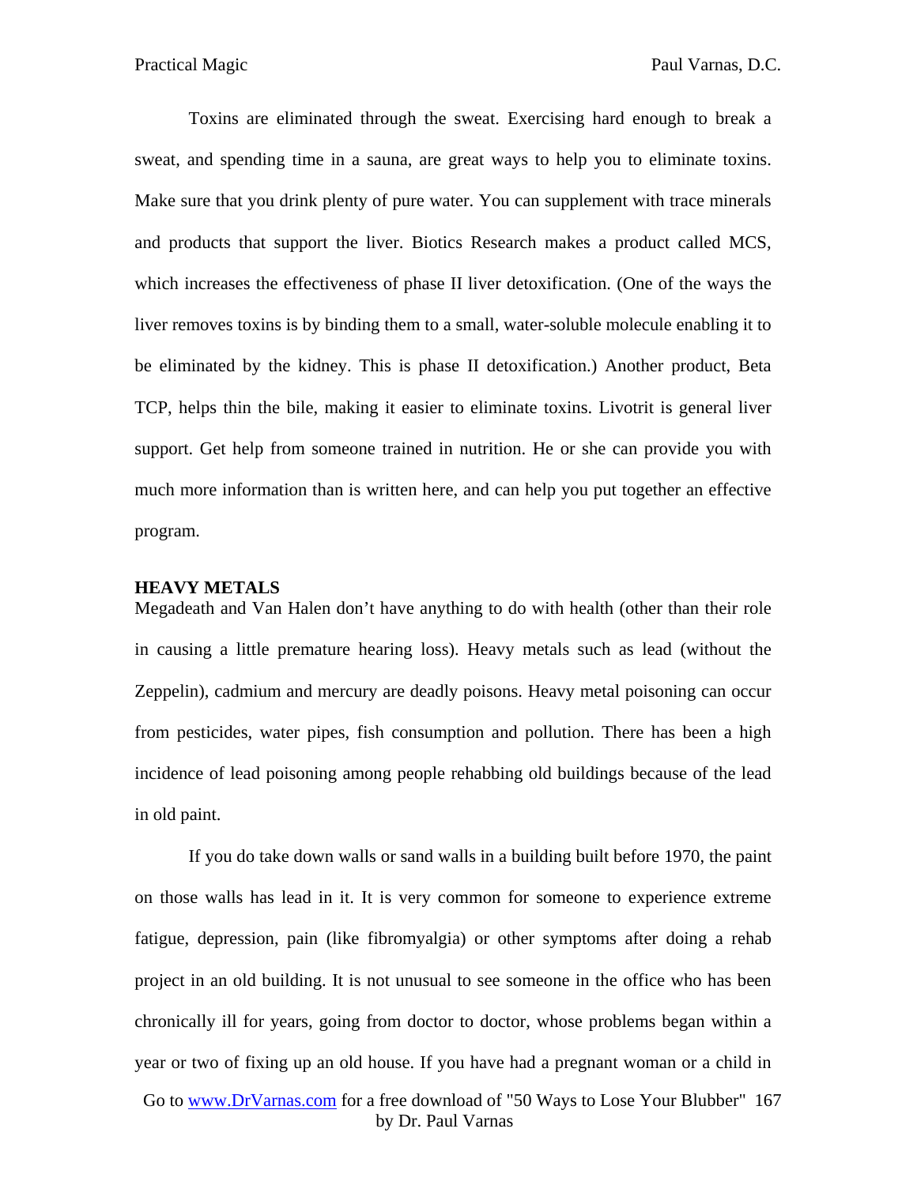Toxins are eliminated through the sweat. Exercising hard enough to break a sweat, and spending time in a sauna, are great ways to help you to eliminate toxins. Make sure that you drink plenty of pure water. You can supplement with trace minerals and products that support the liver. Biotics Research makes a product called MCS, which increases the effectiveness of phase II liver detoxification. (One of the ways the liver removes toxins is by binding them to a small, water-soluble molecule enabling it to be eliminated by the kidney. This is phase II detoxification.) Another product, Beta TCP, helps thin the bile, making it easier to eliminate toxins. Livotrit is general liver support. Get help from someone trained in nutrition. He or she can provide you with much more information than is written here, and can help you put together an effective program.

**HEAVY METALS**

Megadeath and Van Halen don't have anything to do with health (other than their role in causing a little premature hearing loss). Heavy metals such as lead (without the Zeppelin), cadmium and mercury are deadly poisons. Heavy metal poisoning can occur from pesticides, water pipes, fish consumption and pollution. There has been a high incidence of lead poisoning among people rehabbing old buildings because of the lead in old paint.

If you do take down walls or sand walls in a building built before 1970, the paint on those walls has lead in it. It is very common for someone to experience extreme fatigue, depression, pain (like fibromyalgia) or other symptoms after doing a rehab project in an old building. It is not unusual to see someone in the office who has been chronically ill for years, going from doctor to doctor, whose problems began within a year or two of fixing up an old house. If you have had a pregnant woman or a child in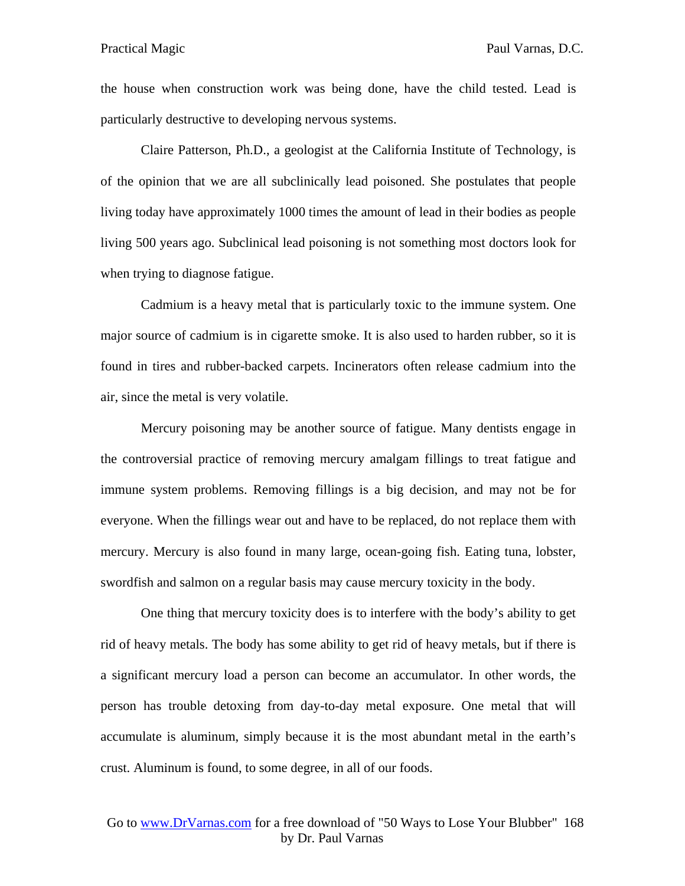the house when construction work was being done, have the child tested. Lead is particularly destructive to developing nervous systems.

Claire Patterson, Ph.D., a geologist at the California Institute of Technology, is of the opinion that we are all subclinically lead poisoned. She postulates that people living today have approximately 1000 times the amount of lead in their bodies as people living 500 years ago. Subclinical lead poisoning is not something most doctors look for when trying to diagnose fatigue.

Cadmium is a heavy metal that is particularly toxic to the immune system. One major source of cadmium is in cigarette smoke. It is also used to harden rubber, so it is found in tires and rubber-backed carpets. Incinerators often release cadmium into the air, since the metal is very volatile.

Mercury poisoning may be another source of fatigue. Many dentists engage in the controversial practice of removing mercury amalgam fillings to treat fatigue and immune system problems. Removing fillings is a big decision, and may not be for everyone. When the fillings wear out and have to be replaced, do not replace them with mercury. Mercury is also found in many large, ocean-going fish. Eating tuna, lobster, swordfish and salmon on a regular basis may cause mercury toxicity in the body.

One thing that mercury toxicity does is to interfere with the body's ability to get rid of heavy metals. The body has some ability to get rid of heavy metals, but if there is a significant mercury load a person can become an accumulator. In other words, the person has trouble detoxing from day-to-day metal exposure. One metal that will accumulate is aluminum, simply because it is the most abundant metal in the earth's crust. Aluminum is found, to some degree, in all of our foods.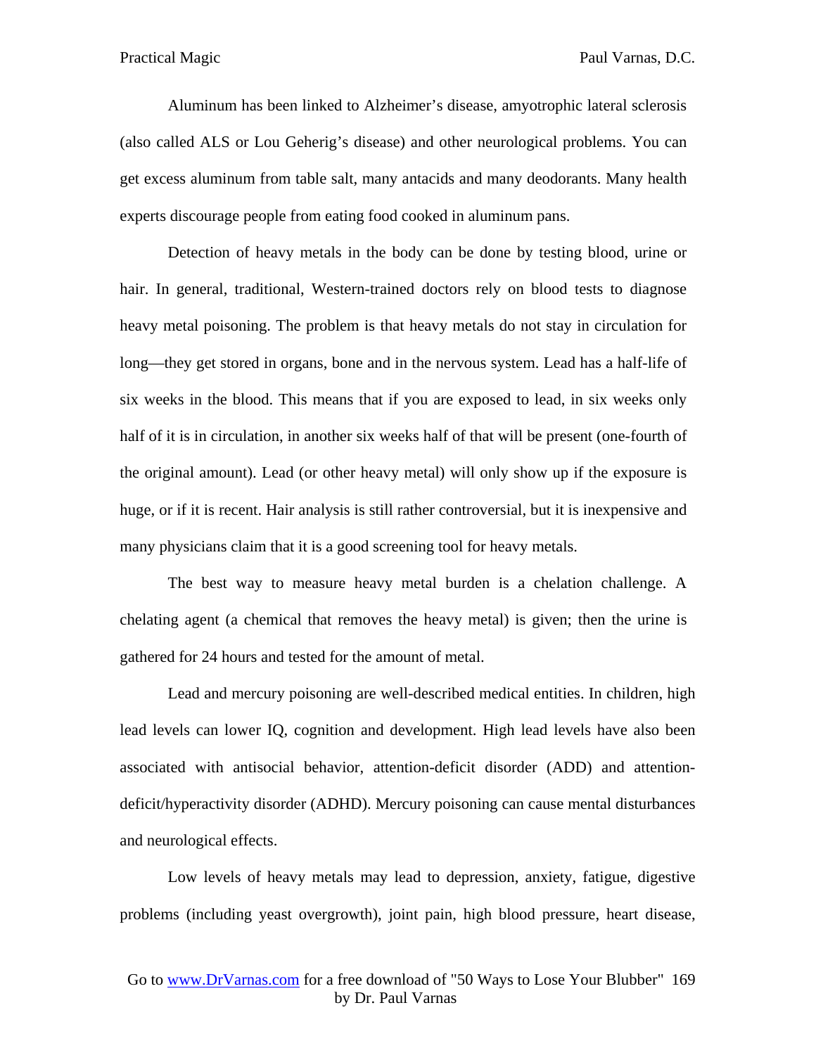Aluminum has been linked to Alzheimer's disease, amyotrophic lateral sclerosis (also called ALS or Lou Geherig's disease) and other neurological problems. You can get excess aluminum from table salt, many antacids and many deodorants. Many health experts discourage people from eating food cooked in aluminum pans.

Detection of heavy metals in the body can be done by testing blood, urine or hair. In general, traditional, Western-trained doctors rely on blood tests to diagnose heavy metal poisoning. The problem is that heavy metals do not stay in circulation for long—they get stored in organs, bone and in the nervous system. Lead has a half-life of six weeks in the blood. This means that if you are exposed to lead, in six weeks only half of it is in circulation, in another six weeks half of that will be present (one-fourth of the original amount). Lead (or other heavy metal) will only show up if the exposure is huge, or if it is recent. Hair analysis is still rather controversial, but it is inexpensive and many physicians claim that it is a good screening tool for heavy metals.

The best way to measure heavy metal burden is a chelation challenge. A chelating agent (a chemical that removes the heavy metal) is given; then the urine is gathered for 24 hours and tested for the amount of metal.

Lead and mercury poisoning are well-described medical entities. In children, high lead levels can lower IQ, cognition and development. High lead levels have also been associated with antisocial behavior, attention-deficit disorder (ADD) and attention-deficit/hyperactivity disorder (ADHD). Mercury poisoning can cause mental disturbances and neurological effects.

Low levels of heavy metals may lead to depression, anxiety, fatigue, digestive problems (including yeast overgrowth), joint pain, high blood pressure, heart disease,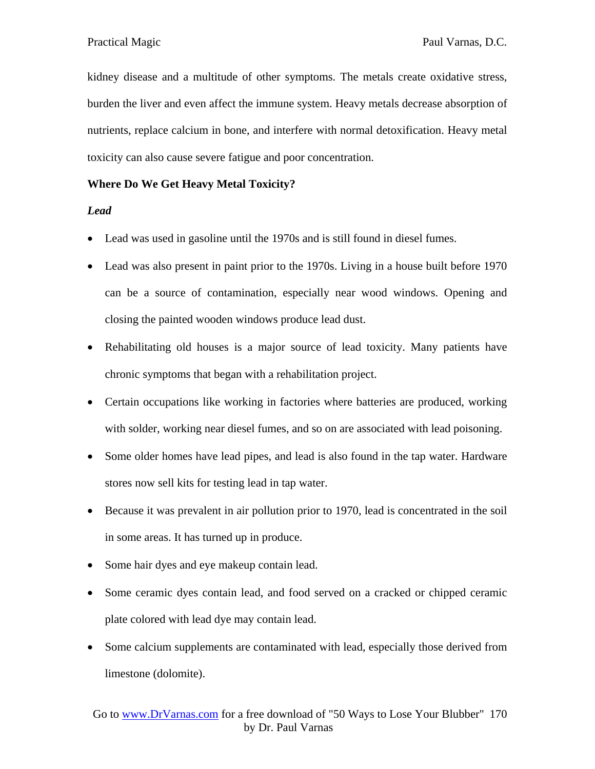kidney disease and a multitude of other symptoms. The metals create oxidative stress, burden the liver and even affect the immune system. Heavy metals decrease absorption of nutrients, replace calcium in bone, and interfere with normal detoxification. Heavy metal toxicity can also cause severe fatigue and poor concentration.

**Where Do We Get Heavy Metal Toxicity?**

***Lead***

- Lead was used in gasoline until the 1970s and is still found in diesel fumes.
- Lead was also present in paint prior to the 1970s. Living in a house built before 1970 can be a source of contamination, especially near wood windows. Opening and closing the painted wooden windows produce lead dust.
- Rehabilitating old houses is a major source of lead toxicity. Many patients have chronic symptoms that began with a rehabilitation project.
- Certain occupations like working in factories where batteries are produced, working with solder, working near diesel fumes, and so on are associated with lead poisoning.
- Some older homes have lead pipes, and lead is also found in the tap water. Hardware stores now sell kits for testing lead in tap water.
- Because it was prevalent in air pollution prior to 1970, lead is concentrated in the soil in some areas. It has turned up in produce.
- Some hair dyes and eye makeup contain lead.
- Some ceramic dyes contain lead, and food served on a cracked or chipped ceramic plate colored with lead dye may contain lead.
- Some calcium supplements are contaminated with lead, especially those derived from limestone (dolomite).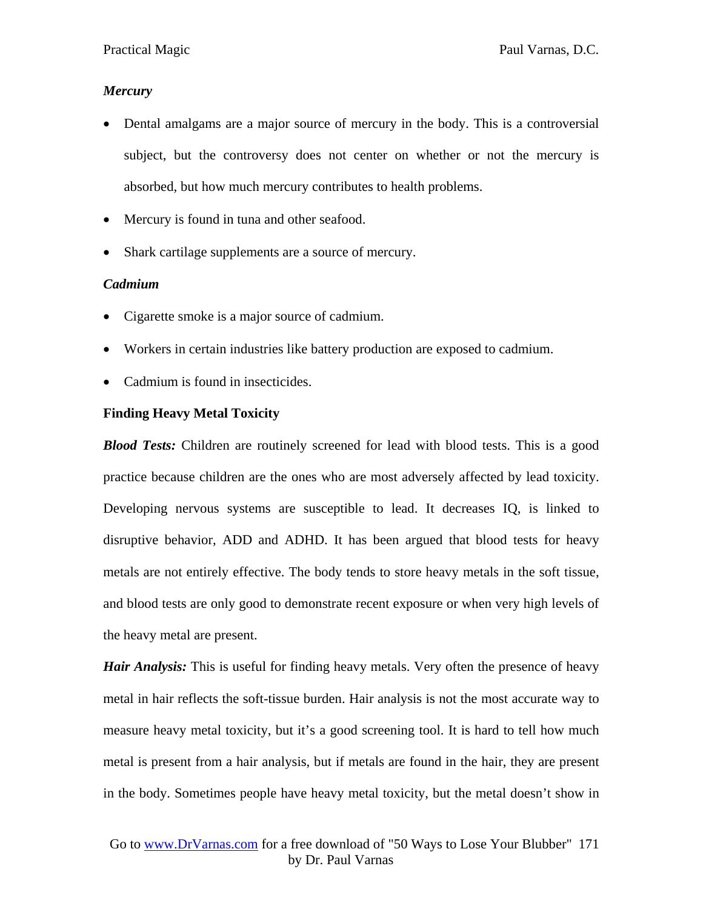### *Mercury*

- Dental amalgams are a major source of mercury in the body. This is a controversial subject, but the controversy does not center on whether or not the mercury is absorbed, but how much mercury contributes to health problems.
- Mercury is found in tuna and other seafood.
- Shark cartilage supplements are a source of mercury.

### *Cadmium*

- Cigarette smoke is a major source of cadmium.
- Workers in certain industries like battery production are exposed to cadmium.
- Cadmium is found in insecticides.

## Finding Heavy Metal Toxicity

***Blood Tests:*** Children are routinely screened for lead with blood tests. This is a good practice because children are the ones who are most adversely affected by lead toxicity. Developing nervous systems are susceptible to lead. It decreases IQ, is linked to disruptive behavior, ADD and ADHD. It has been argued that blood tests for heavy metals are not entirely effective. The body tends to store heavy metals in the soft tissue, and blood tests are only good to demonstrate recent exposure or when very high levels of the heavy metal are present.

***Hair Analysis:*** This is useful for finding heavy metals. Very often the presence of heavy metal in hair reflects the soft-tissue burden. Hair analysis is not the most accurate way to measure heavy metal toxicity, but it's a good screening tool. It is hard to tell how much metal is present from a hair analysis, but if metals are found in the hair, they are present in the body. Sometimes people have heavy metal toxicity, but the metal doesn't show in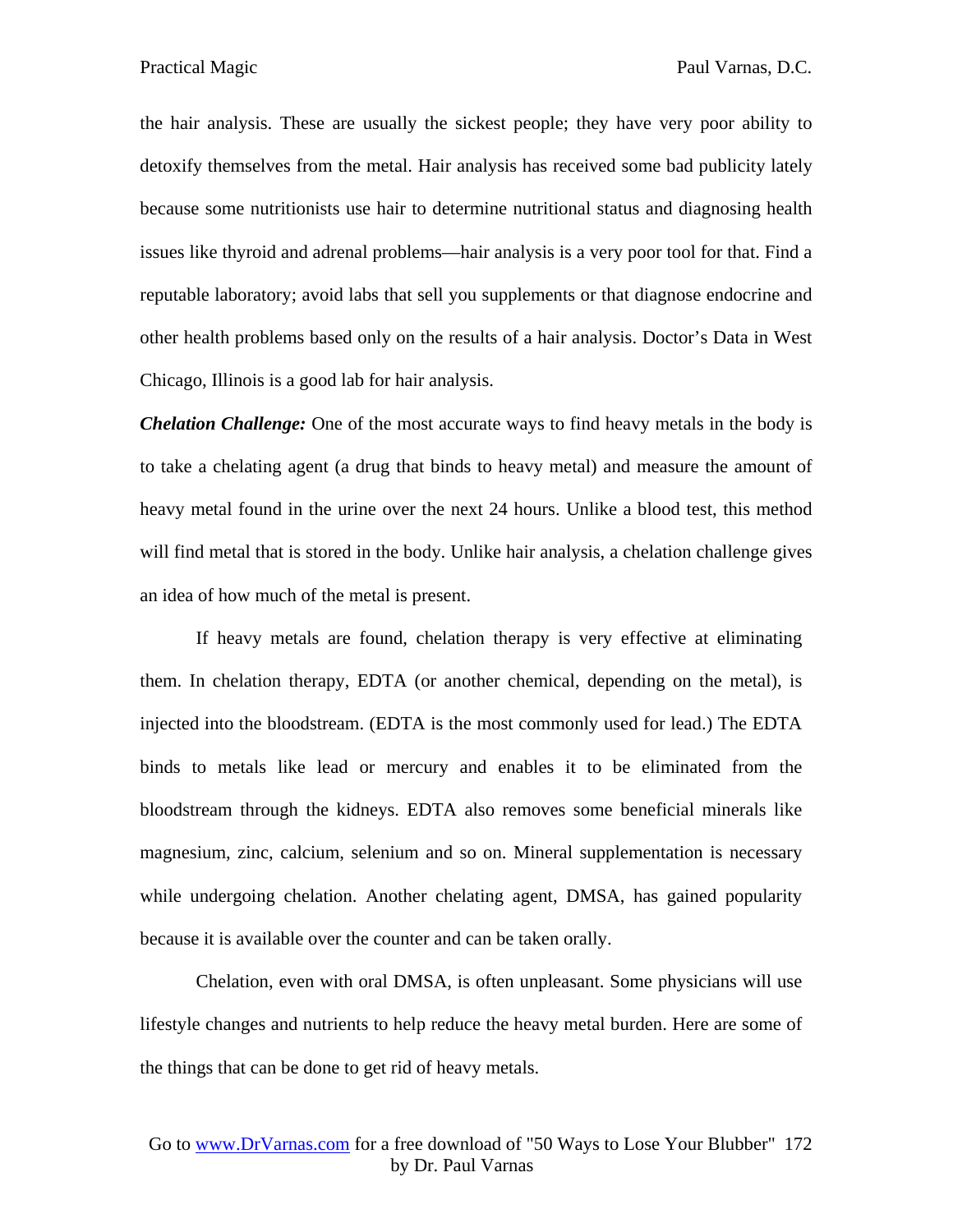the hair analysis. These are usually the sickest people; they have very poor ability to detoxify themselves from the metal. Hair analysis has received some bad publicity lately because some nutritionists use hair to determine nutritional status and diagnosing health issues like thyroid and adrenal problems—hair analysis is a very poor tool for that. Find a reputable laboratory; avoid labs that sell you supplements or that diagnose endocrine and other health problems based only on the results of a hair analysis. Doctor's Data in West Chicago, Illinois is a good lab for hair analysis.

***Chelation Challenge:*** One of the most accurate ways to find heavy metals in the body is to take a chelating agent (a drug that binds to heavy metal) and measure the amount of heavy metal found in the urine over the next 24 hours. Unlike a blood test, this method will find metal that is stored in the body. Unlike hair analysis, a chelation challenge gives an idea of how much of the metal is present.

If heavy metals are found, chelation therapy is very effective at eliminating them. In chelation therapy, EDTA (or another chemical, depending on the metal), is injected into the bloodstream. (EDTA is the most commonly used for lead.) The EDTA binds to metals like lead or mercury and enables it to be eliminated from the bloodstream through the kidneys. EDTA also removes some beneficial minerals like magnesium, zinc, calcium, selenium and so on. Mineral supplementation is necessary while undergoing chelation. Another chelating agent, DMSA, has gained popularity because it is available over the counter and can be taken orally.

Chelation, even with oral DMSA, is often unpleasant. Some physicians will use lifestyle changes and nutrients to help reduce the heavy metal burden. Here are some of the things that can be done to get rid of heavy metals.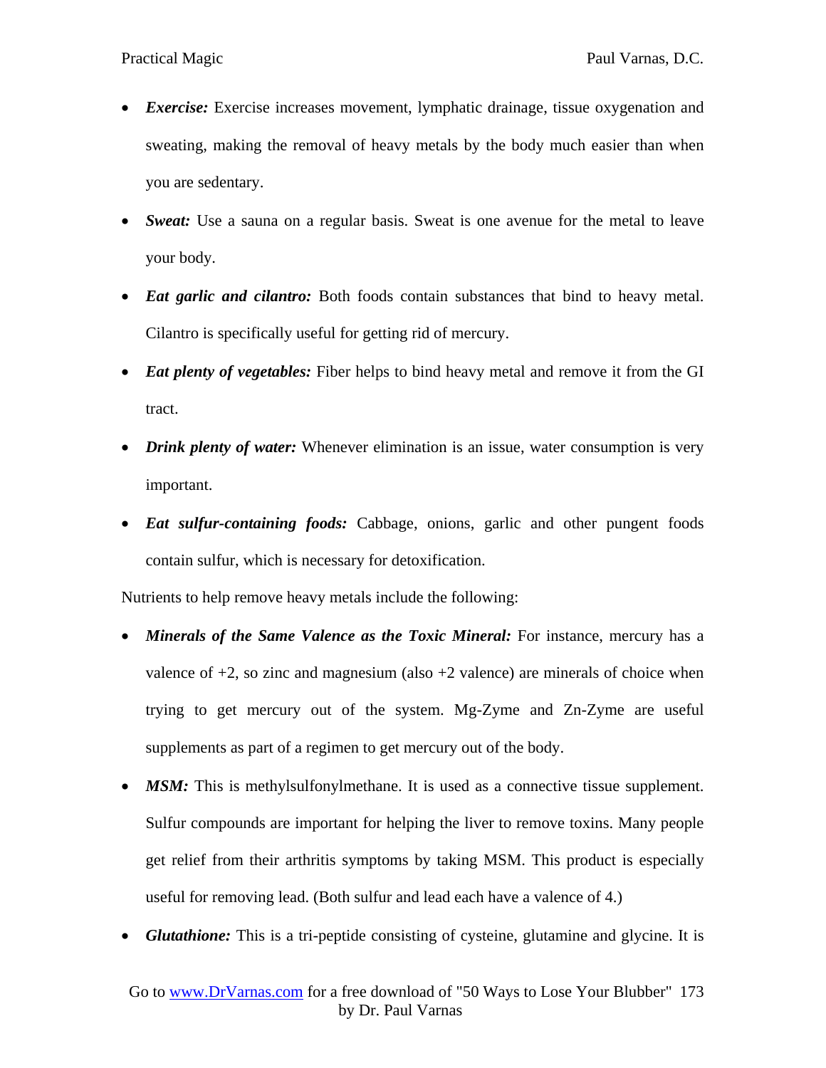- ***Exercise:*** Exercise increases movement, lymphatic drainage, tissue oxygenation and sweating, making the removal of heavy metals by the body much easier than when you are sedentary.
- ***Sweat:*** Use a sauna on a regular basis. Sweat is one avenue for the metal to leave your body.
- ***Eat garlic and cilantro:*** Both foods contain substances that bind to heavy metal. Cilantro is specifically useful for getting rid of mercury.
- ***Eat plenty of vegetables:*** Fiber helps to bind heavy metal and remove it from the GI tract.
- ***Drink plenty of water:*** Whenever elimination is an issue, water consumption is very important.
- ***Eat sulfur-containing foods:*** Cabbage, onions, garlic and other pungent foods contain sulfur, which is necessary for detoxification.

Nutrients to help remove heavy metals include the following:

- ***Minerals of the Same Valence as the Toxic Mineral:*** For instance, mercury has a valence of +2, so zinc and magnesium (also +2 valence) are minerals of choice when trying to get mercury out of the system. Mg-Zyme and Zn-Zyme are useful supplements as part of a regimen to get mercury out of the body.
- ***MSM:*** This is methylsulfonylmethane. It is used as a connective tissue supplement. Sulfur compounds are important for helping the liver to remove toxins. Many people get relief from their arthritis symptoms by taking MSM. This product is especially useful for removing lead. (Both sulfur and lead each have a valence of 4.)
- ***Glutathione:*** This is a tri-peptide consisting of cysteine, glutamine and glycine. It is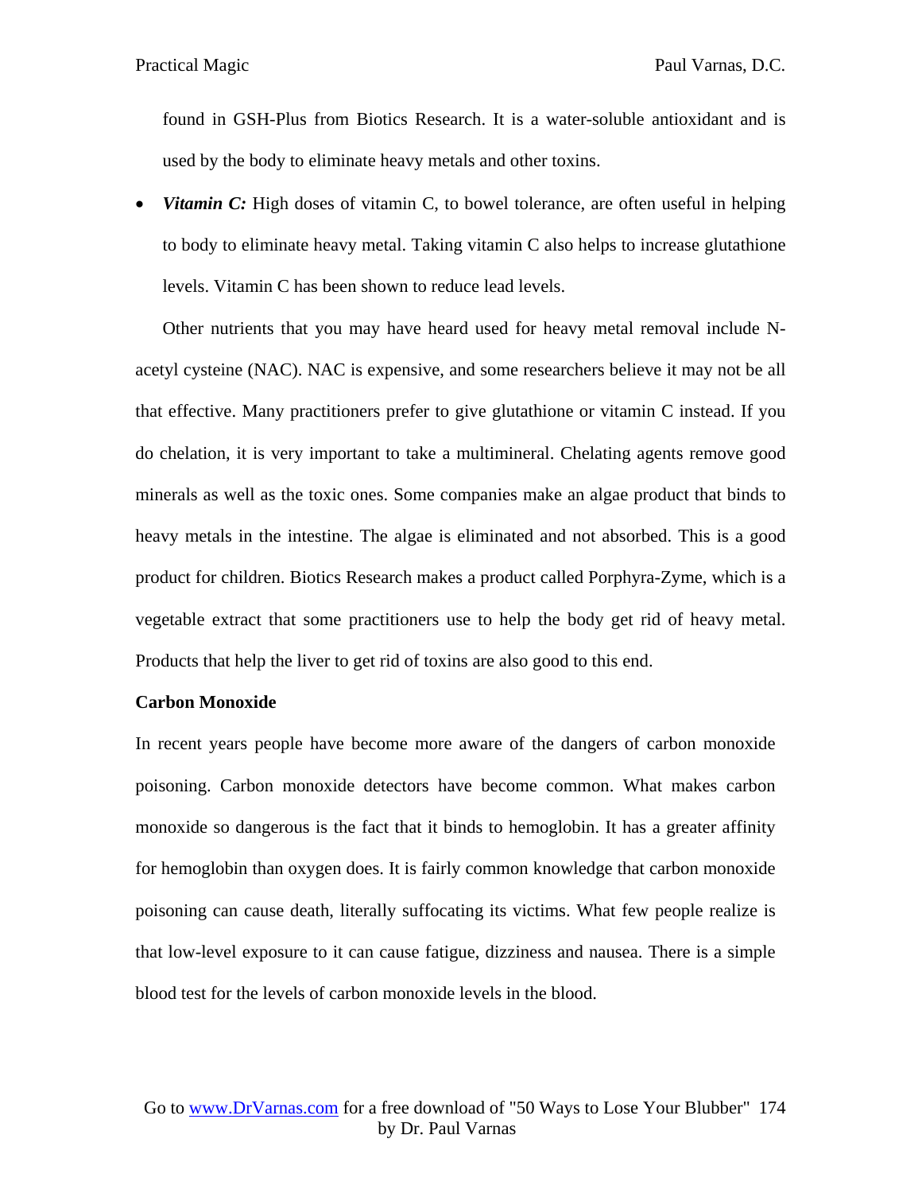found in GSH-Plus from Biotics Research. It is a water-soluble antioxidant and is used by the body to eliminate heavy metals and other toxins.

- ***Vitamin C:*** High doses of vitamin C, to bowel tolerance, are often useful in helping to body to eliminate heavy metal. Taking vitamin C also helps to increase glutathione levels. Vitamin C has been shown to reduce lead levels.

Other nutrients that you may have heard used for heavy metal removal include N-acetyl cysteine (NAC). NAC is expensive, and some researchers believe it may not be all that effective. Many practitioners prefer to give glutathione or vitamin C instead. If you do chelation, it is very important to take a multimineral. Chelating agents remove good minerals as well as the toxic ones. Some companies make an algae product that binds to heavy metals in the intestine. The algae is eliminated and not absorbed. This is a good product for children. Biotics Research makes a product called Porphyra-Zyme, which is a vegetable extract that some practitioners use to help the body get rid of heavy metal. Products that help the liver to get rid of toxins are also good to this end.

**Carbon Monoxide**

In recent years people have become more aware of the dangers of carbon monoxide poisoning. Carbon monoxide detectors have become common. What makes carbon monoxide so dangerous is the fact that it binds to hemoglobin. It has a greater affinity for hemoglobin than oxygen does. It is fairly common knowledge that carbon monoxide poisoning can cause death, literally suffocating its victims. What few people realize is that low-level exposure to it can cause fatigue, dizziness and nausea. There is a simple blood test for the levels of carbon monoxide levels in the blood.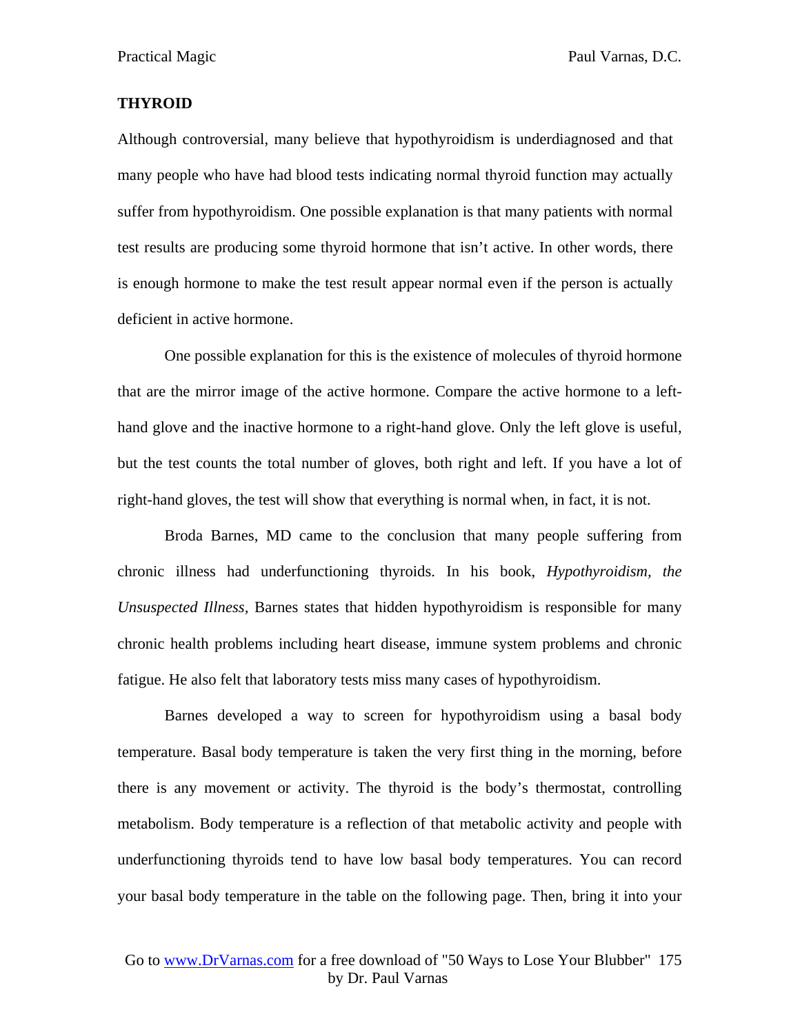## THYROID

Although controversial, many believe that hypothyroidism is underdiagnosed and that many people who have had blood tests indicating normal thyroid function may actually suffer from hypothyroidism. One possible explanation is that many patients with normal test results are producing some thyroid hormone that isn't active. In other words, there is enough hormone to make the test result appear normal even if the person is actually deficient in active hormone.

One possible explanation for this is the existence of molecules of thyroid hormone that are the mirror image of the active hormone. Compare the active hormone to a left-hand glove and the inactive hormone to a right-hand glove. Only the left glove is useful, but the test counts the total number of gloves, both right and left. If you have a lot of right-hand gloves, the test will show that everything is normal when, in fact, it is not.

Broda Barnes, MD came to the conclusion that many people suffering from chronic illness had underfunctioning thyroids. In his book, *Hypothyroidism, the Unsuspected Illness,* Barnes states that hidden hypothyroidism is responsible for many chronic health problems including heart disease, immune system problems and chronic fatigue. He also felt that laboratory tests miss many cases of hypothyroidism.

Barnes developed a way to screen for hypothyroidism using a basal body temperature. Basal body temperature is taken the very first thing in the morning, before there is any movement or activity. The thyroid is the body's thermostat, controlling metabolism. Body temperature is a reflection of that metabolic activity and people with underfunctioning thyroids tend to have low basal body temperatures. You can record your basal body temperature in the table on the following page. Then, bring it into your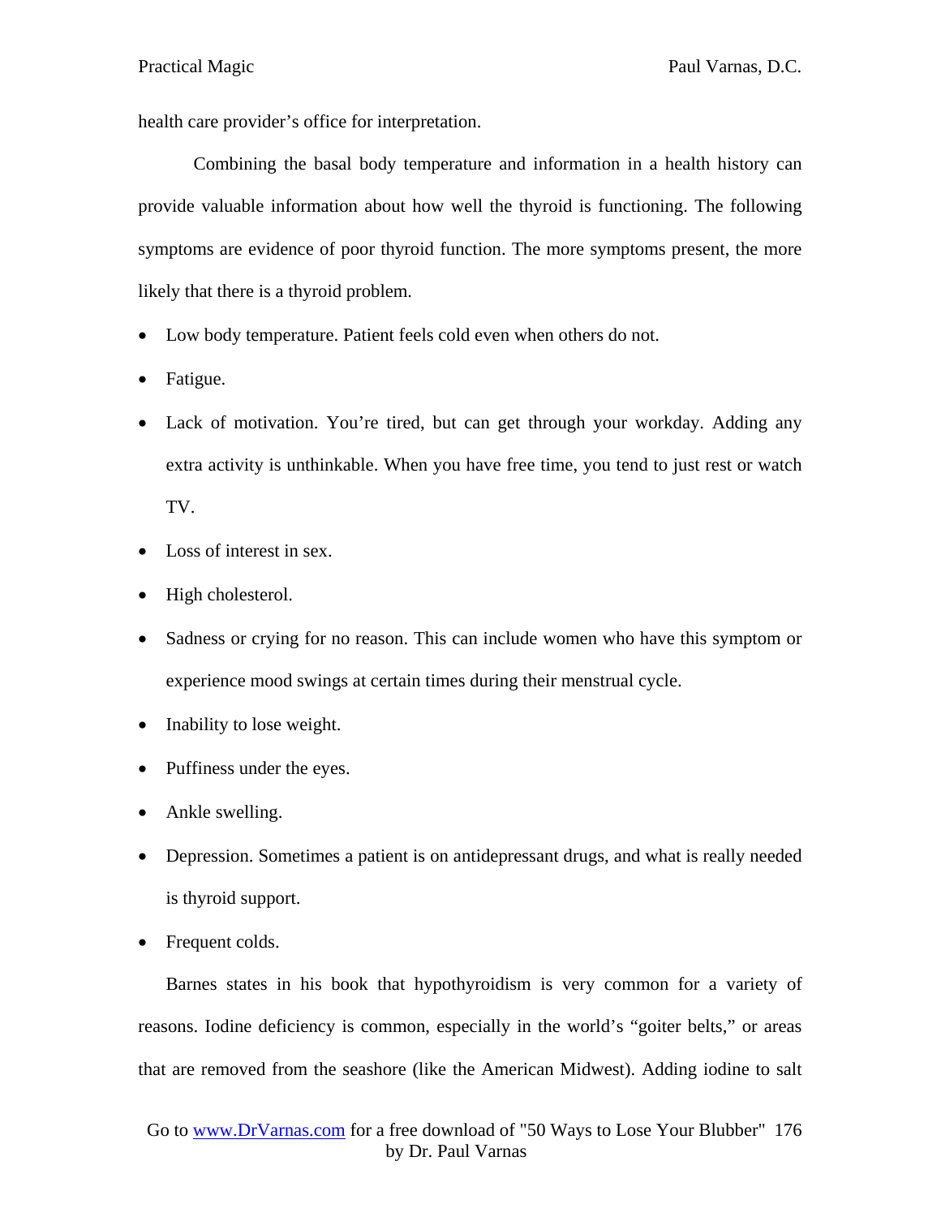health care provider's office for interpretation.

Combining the basal body temperature and information in a health history can provide valuable information about how well the thyroid is functioning. The following symptoms are evidence of poor thyroid function. The more symptoms present, the more likely that there is a thyroid problem.

- Low body temperature. Patient feels cold even when others do not.
- Fatigue.
- Lack of motivation. You're tired, but can get through your workday. Adding any extra activity is unthinkable. When you have free time, you tend to just rest or watch TV.
- Loss of interest in sex.
- High cholesterol.
- Sadness or crying for no reason. This can include women who have this symptom or experience mood swings at certain times during their menstrual cycle.
- Inability to lose weight.
- Puffiness under the eyes.
- Ankle swelling.
- Depression. Sometimes a patient is on antidepressant drugs, and what is really needed is thyroid support.
- Frequent colds.

Barnes states in his book that hypothyroidism is very common for a variety of reasons. Iodine deficiency is common, especially in the world's "goiter belts," or areas that are removed from the seashore (like the American Midwest). Adding iodine to salt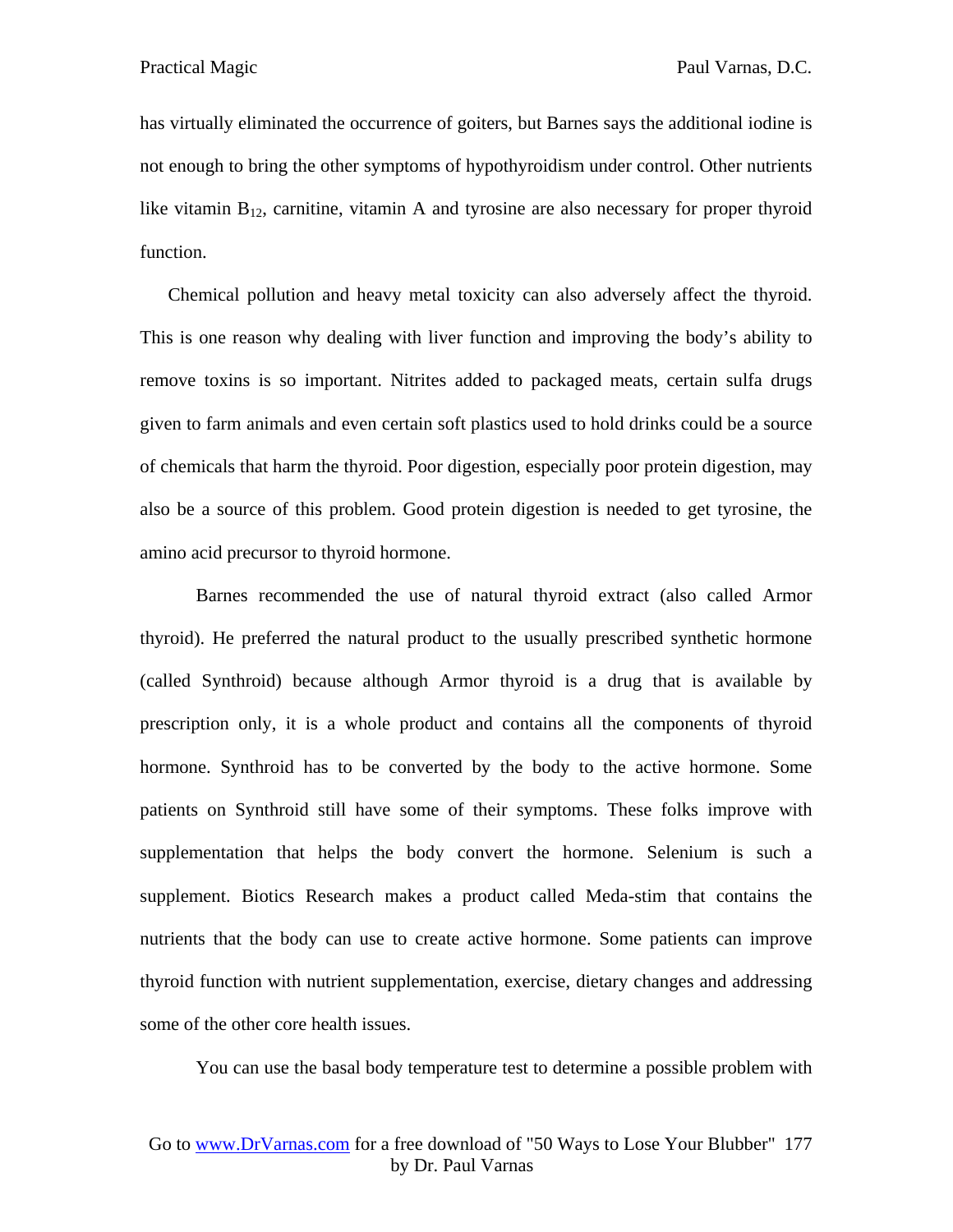has virtually eliminated the occurrence of goiters, but Barnes says the additional iodine is not enough to bring the other symptoms of hypothyroidism under control. Other nutrients like vitamin $B_{12}$, carnitine, vitamin A and tyrosine are also necessary for proper thyroid function.

Chemical pollution and heavy metal toxicity can also adversely affect the thyroid. This is one reason why dealing with liver function and improving the body's ability to remove toxins is so important. Nitrites added to packaged meats, certain sulfa drugs given to farm animals and even certain soft plastics used to hold drinks could be a source of chemicals that harm the thyroid. Poor digestion, especially poor protein digestion, may also be a source of this problem. Good protein digestion is needed to get tyrosine, the amino acid precursor to thyroid hormone.

Barnes recommended the use of natural thyroid extract (also called Armor thyroid). He preferred the natural product to the usually prescribed synthetic hormone (called Synthroid) because although Armor thyroid is a drug that is available by prescription only, it is a whole product and contains all the components of thyroid hormone. Synthroid has to be converted by the body to the active hormone. Some patients on Synthroid still have some of their symptoms. These folks improve with supplementation that helps the body convert the hormone. Selenium is such a supplement. Biotics Research makes a product called Meda-stim that contains the nutrients that the body can use to create active hormone. Some patients can improve thyroid function with nutrient supplementation, exercise, dietary changes and addressing some of the other core health issues.

You can use the basal body temperature test to determine a possible problem with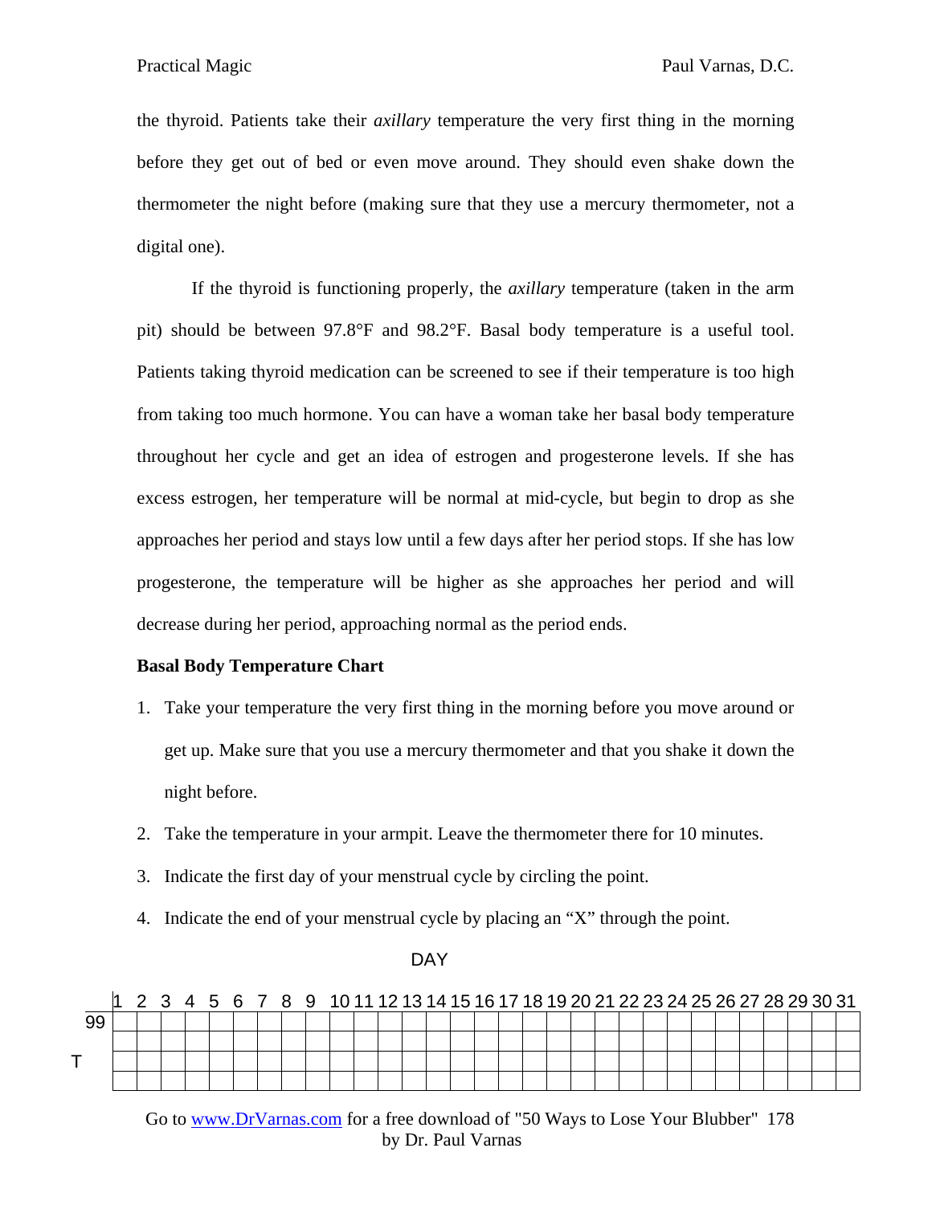the thyroid. Patients take their *axillary* temperature the very first thing in the morning before they get out of bed or even move around. They should even shake down the thermometer the night before (making sure that they use a mercury thermometer, not a digital one).

If the thyroid is functioning properly, the *axillary* temperature (taken in the arm pit) should be between 97.8°F and 98.2°F. Basal body temperature is a useful tool. Patients taking thyroid medication can be screened to see if their temperature is too high from taking too much hormone. You can have a woman take her basal body temperature throughout her cycle and get an idea of estrogen and progesterone levels. If she has excess estrogen, her temperature will be normal at mid-cycle, but begin to drop as she approaches her period and stays low until a few days after her period stops. If she has low progesterone, the temperature will be higher as she approaches her period and will decrease during her period, approaching normal as the period ends.

**Basal Body Temperature Chart**

1. Take your temperature the very first thing in the morning before you move around or get up. Make sure that you use a mercury thermometer and that you shake it down the night before.
2. Take the temperature in your armpit. Leave the thermometer there for 10 minutes.
3. Indicate the first day of your menstrual cycle by circling the point.
4. Indicate the end of your menstrual cycle by placing an "X" through the point.

DAY

| | 1 | 2 | 3 | 4 | 5 | 6 | 7 | 8 | 9 | 10 | 11 | 12 | 13 | 14 | 15 | 16 | 17 | 18 | 19 | 20 | 21 | 22 | 23 | 24 | 25 | 26 | 27 | 28 | 29 | 30 | 31 |
|---|---|---|---|---|---|---|---|---|---|---|---|---|---|---|---|---|---|---|---|---|---|---|---|---|---|---|---|---|---|---|---|
| 99 | | | | | | | | | | | | | | | | | | | | | | | | | | | | | | | |
| | | | | | | | | | | | | | | | | | | | | | | | | | | | | | | | |
| T | | | | | | | | | | | | | | | | | | | | | | | | | | | | | | | |
| | | | | | | | | | | | | | | | | | | | | | | | | | | | | | | | |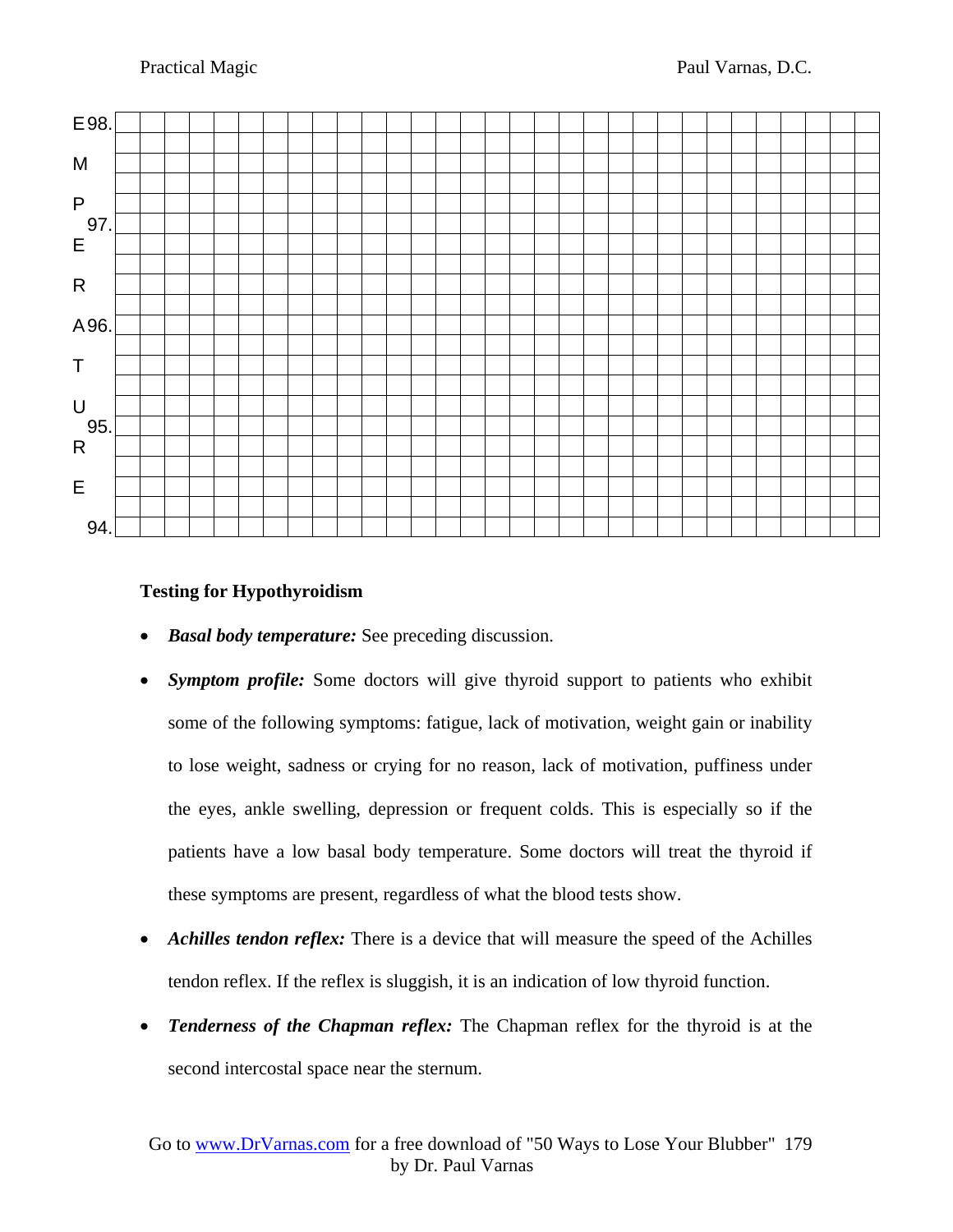| TEMPERATURE | |
|---|---|
| 98. | |
| | |
| | |
| | |
| | |
| 97. | |
| | |
| | |
| | |
| | |
| 96. | |
| | |
| | |
| | |
| | |
| 95. | |
| | |
| | |
| | |
| | |
| 94. | |

**Testing for Hypothyroidism**

- ***Basal body temperature:*** See preceding discussion.
- ***Symptom profile:*** Some doctors will give thyroid support to patients who exhibit some of the following symptoms: fatigue, lack of motivation, weight gain or inability to lose weight, sadness or crying for no reason, lack of motivation, puffiness under the eyes, ankle swelling, depression or frequent colds. This is especially so if the patients have a low basal body temperature. Some doctors will treat the thyroid if these symptoms are present, regardless of what the blood tests show.
- ***Achilles tendon reflex:*** There is a device that will measure the speed of the Achilles tendon reflex. If the reflex is sluggish, it is an indication of low thyroid function.
- ***Tenderness of the Chapman reflex:*** The Chapman reflex for the thyroid is at the second intercostal space near the sternum.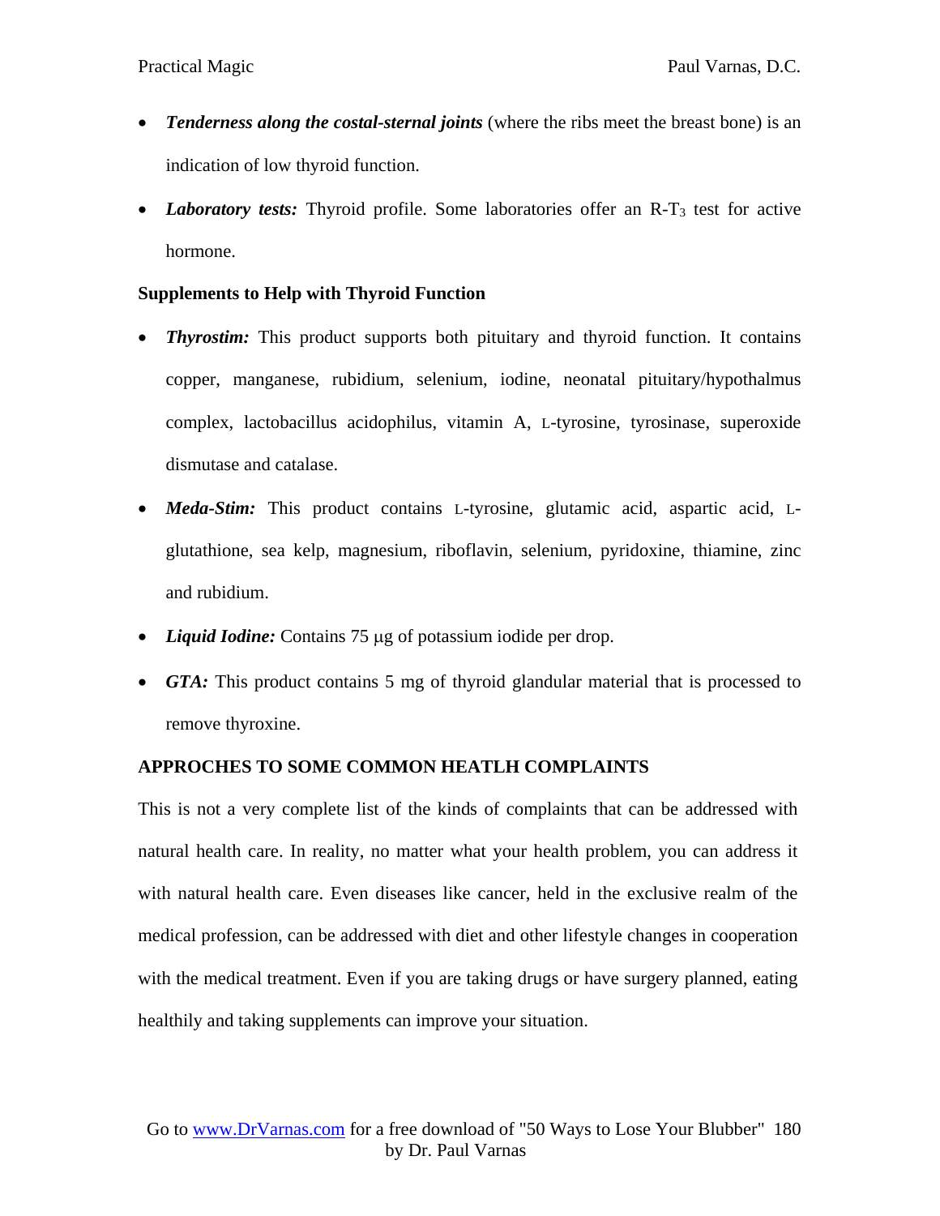- ***Tenderness along the costal-sternal joints*** (where the ribs meet the breast bone) is an indication of low thyroid function.
- ***Laboratory tests:*** Thyroid profile. Some laboratories offer an R-$T_3$ test for active hormone.

**Supplements to Help with Thyroid Function**

- ***Thyrostim:*** This product supports both pituitary and thyroid function. It contains copper, manganese, rubidium, selenium, iodine, neonatal pituitary/hypothalmus complex, lactobacillus acidophilus, vitamin A, L-tyrosine, tyrosinase, superoxide dismutase and catalase.
- ***Meda-Stim:*** This product contains L-tyrosine, glutamic acid, aspartic acid, L-glutathione, sea kelp, magnesium, riboflavin, selenium, pyridoxine, thiamine, zinc and rubidium.
- ***Liquid Iodine:*** Contains 75 μg of potassium iodide per drop.
- ***GTA:*** This product contains 5 mg of thyroid glandular material that is processed to remove thyroxine.

**APPROCHES TO SOME COMMON HEATLH COMPLAINTS**

This is not a very complete list of the kinds of complaints that can be addressed with natural health care. In reality, no matter what your health problem, you can address it with natural health care. Even diseases like cancer, held in the exclusive realm of the medical profession, can be addressed with diet and other lifestyle changes in cooperation with the medical treatment. Even if you are taking drugs or have surgery planned, eating healthily and taking supplements can improve your situation.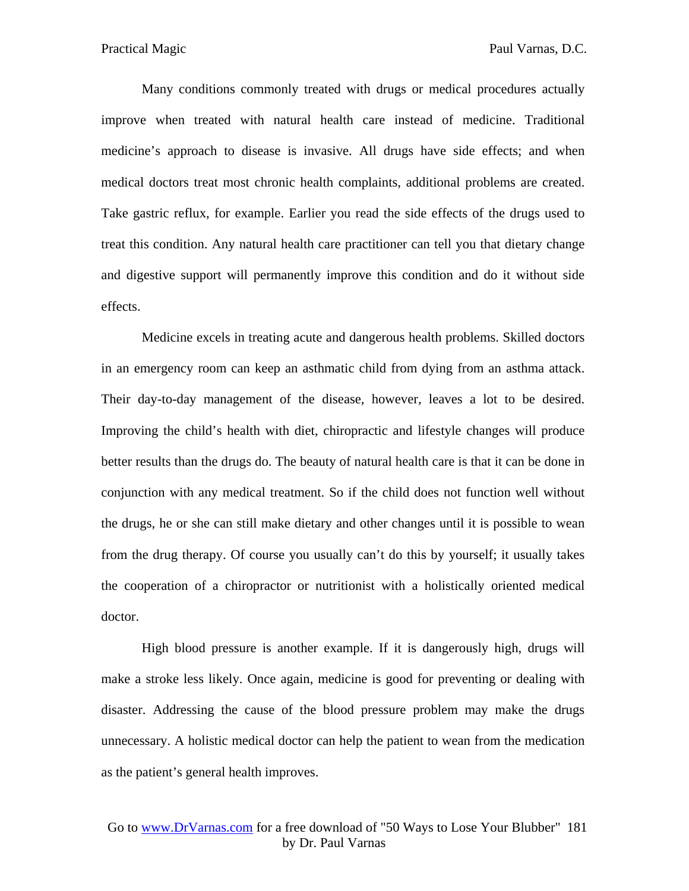Many conditions commonly treated with drugs or medical procedures actually improve when treated with natural health care instead of medicine. Traditional medicine's approach to disease is invasive. All drugs have side effects; and when medical doctors treat most chronic health complaints, additional problems are created. Take gastric reflux, for example. Earlier you read the side effects of the drugs used to treat this condition. Any natural health care practitioner can tell you that dietary change and digestive support will permanently improve this condition and do it without side effects.

Medicine excels in treating acute and dangerous health problems. Skilled doctors in an emergency room can keep an asthmatic child from dying from an asthma attack. Their day-to-day management of the disease, however, leaves a lot to be desired. Improving the child's health with diet, chiropractic and lifestyle changes will produce better results than the drugs do. The beauty of natural health care is that it can be done in conjunction with any medical treatment. So if the child does not function well without the drugs, he or she can still make dietary and other changes until it is possible to wean from the drug therapy. Of course you usually can't do this by yourself; it usually takes the cooperation of a chiropractor or nutritionist with a holistically oriented medical doctor.

High blood pressure is another example. If it is dangerously high, drugs will make a stroke less likely. Once again, medicine is good for preventing or dealing with disaster. Addressing the cause of the blood pressure problem may make the drugs unnecessary. A holistic medical doctor can help the patient to wean from the medication as the patient's general health improves.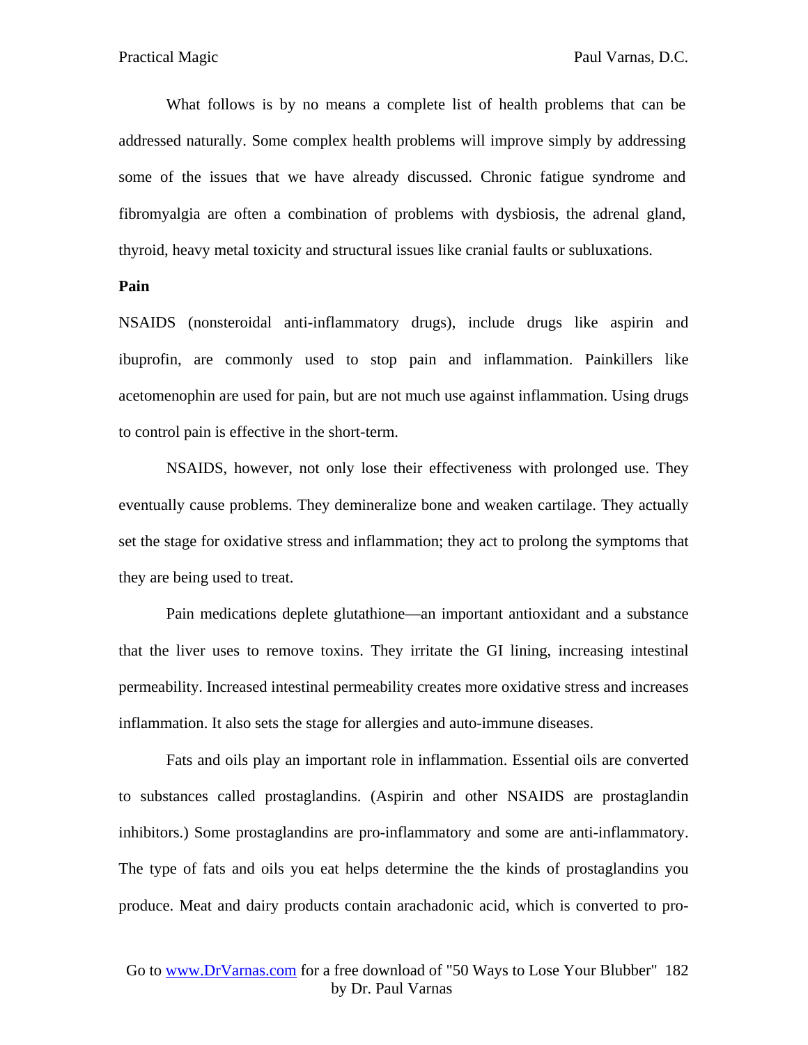What follows is by no means a complete list of health problems that can be addressed naturally. Some complex health problems will improve simply by addressing some of the issues that we have already discussed. Chronic fatigue syndrome and fibromyalgia are often a combination of problems with dysbiosis, the adrenal gland, thyroid, heavy metal toxicity and structural issues like cranial faults or subluxations.

**Pain**

NSAIDS (nonsteroidal anti-inflammatory drugs), include drugs like aspirin and ibuprofin, are commonly used to stop pain and inflammation. Painkillers like acetomenophin are used for pain, but are not much use against inflammation. Using drugs to control pain is effective in the short-term.

NSAIDS, however, not only lose their effectiveness with prolonged use. They eventually cause problems. They demineralize bone and weaken cartilage. They actually set the stage for oxidative stress and inflammation; they act to prolong the symptoms that they are being used to treat.

Pain medications deplete glutathione—an important antioxidant and a substance that the liver uses to remove toxins. They irritate the GI lining, increasing intestinal permeability. Increased intestinal permeability creates more oxidative stress and increases inflammation. It also sets the stage for allergies and auto-immune diseases.

Fats and oils play an important role in inflammation. Essential oils are converted to substances called prostaglandins. (Aspirin and other NSAIDS are prostaglandin inhibitors.) Some prostaglandins are pro-inflammatory and some are anti-inflammatory. The type of fats and oils you eat helps determine the the kinds of prostaglandins you produce. Meat and dairy products contain arachadonic acid, which is converted to pro-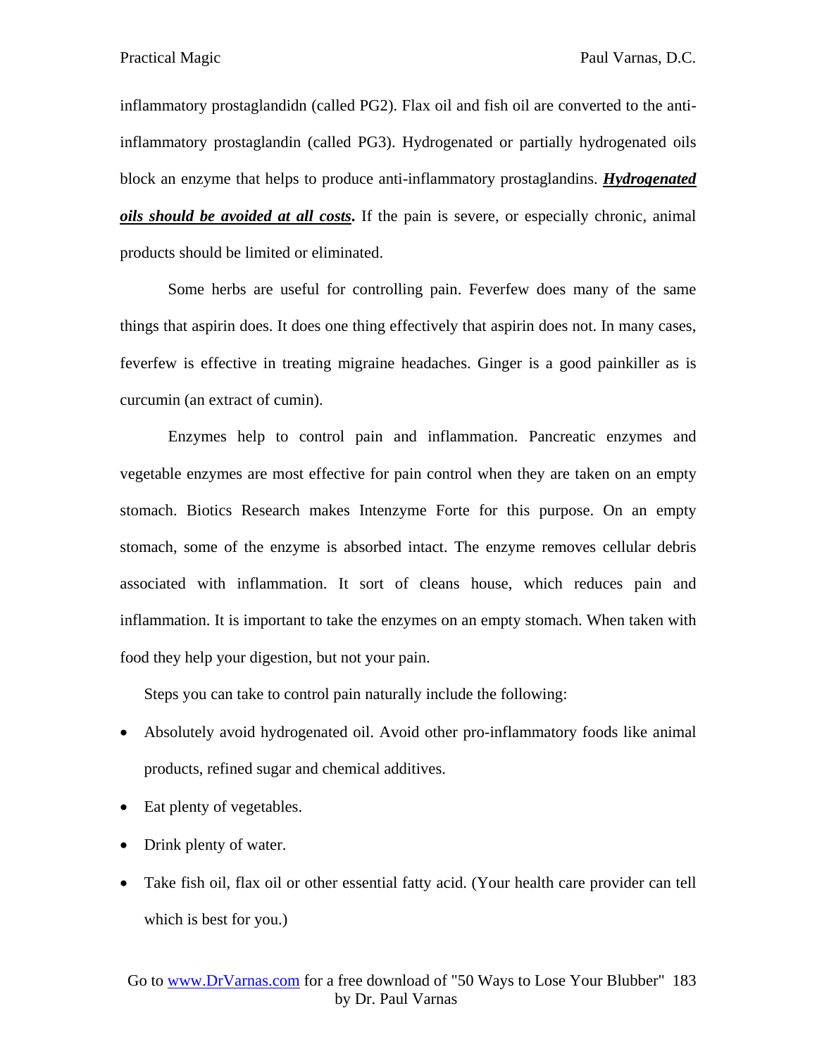inflammatory prostaglandidn (called PG2). Flax oil and fish oil are converted to the anti-inflammatory prostaglandin (called PG3). Hydrogenated or partially hydrogenated oils block an enzyme that helps to produce anti-inflammatory prostaglandins. ***<u>Hydrogenated oils should be avoided at all costs</u>***. If the pain is severe, or especially chronic, animal products should be limited or eliminated.

Some herbs are useful for controlling pain. Feverfew does many of the same things that aspirin does. It does one thing effectively that aspirin does not. In many cases, feverfew is effective in treating migraine headaches. Ginger is a good painkiller as is curcumin (an extract of cumin).

Enzymes help to control pain and inflammation. Pancreatic enzymes and vegetable enzymes are most effective for pain control when they are taken on an empty stomach. Biotics Research makes Intenzyme Forte for this purpose. On an empty stomach, some of the enzyme is absorbed intact. The enzyme removes cellular debris associated with inflammation. It sort of cleans house, which reduces pain and inflammation. It is important to take the enzymes on an empty stomach. When taken with food they help your digestion, but not your pain.

Steps you can take to control pain naturally include the following:

- Absolutely avoid hydrogenated oil. Avoid other pro-inflammatory foods like animal products, refined sugar and chemical additives.
- Eat plenty of vegetables.
- Drink plenty of water.
- Take fish oil, flax oil or other essential fatty acid. (Your health care provider can tell which is best for you.)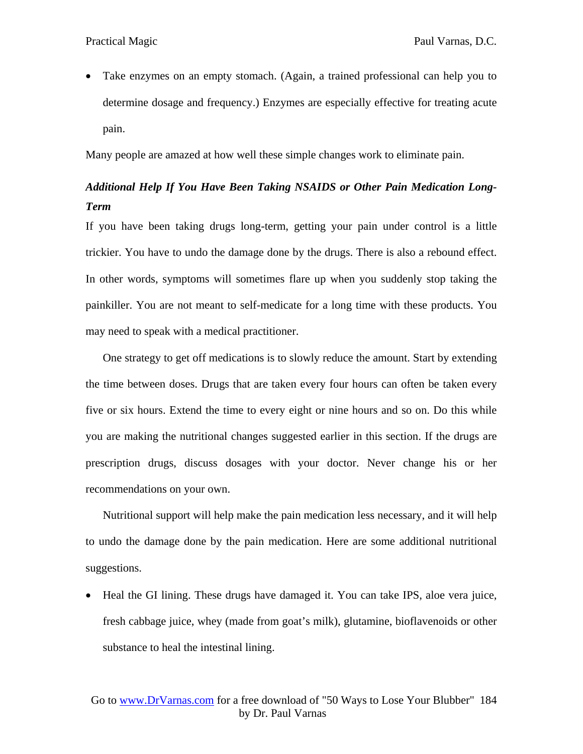- Take enzymes on an empty stomach. (Again, a trained professional can help you to determine dosage and frequency.) Enzymes are especially effective for treating acute pain.

Many people are amazed at how well these simple changes work to eliminate pain.

***Additional Help If You Have Been Taking NSAIDS or Other Pain Medication Long-Term***

If you have been taking drugs long-term, getting your pain under control is a little trickier. You have to undo the damage done by the drugs. There is also a rebound effect. In other words, symptoms will sometimes flare up when you suddenly stop taking the painkiller. You are not meant to self-medicate for a long time with these products. You may need to speak with a medical practitioner.

One strategy to get off medications is to slowly reduce the amount. Start by extending the time between doses. Drugs that are taken every four hours can often be taken every five or six hours. Extend the time to every eight or nine hours and so on. Do this while you are making the nutritional changes suggested earlier in this section. If the drugs are prescription drugs, discuss dosages with your doctor. Never change his or her recommendations on your own.

Nutritional support will help make the pain medication less necessary, and it will help to undo the damage done by the pain medication. Here are some additional nutritional suggestions.

- Heal the GI lining. These drugs have damaged it. You can take IPS, aloe vera juice, fresh cabbage juice, whey (made from goat's milk), glutamine, bioflavenoids or other substance to heal the intestinal lining.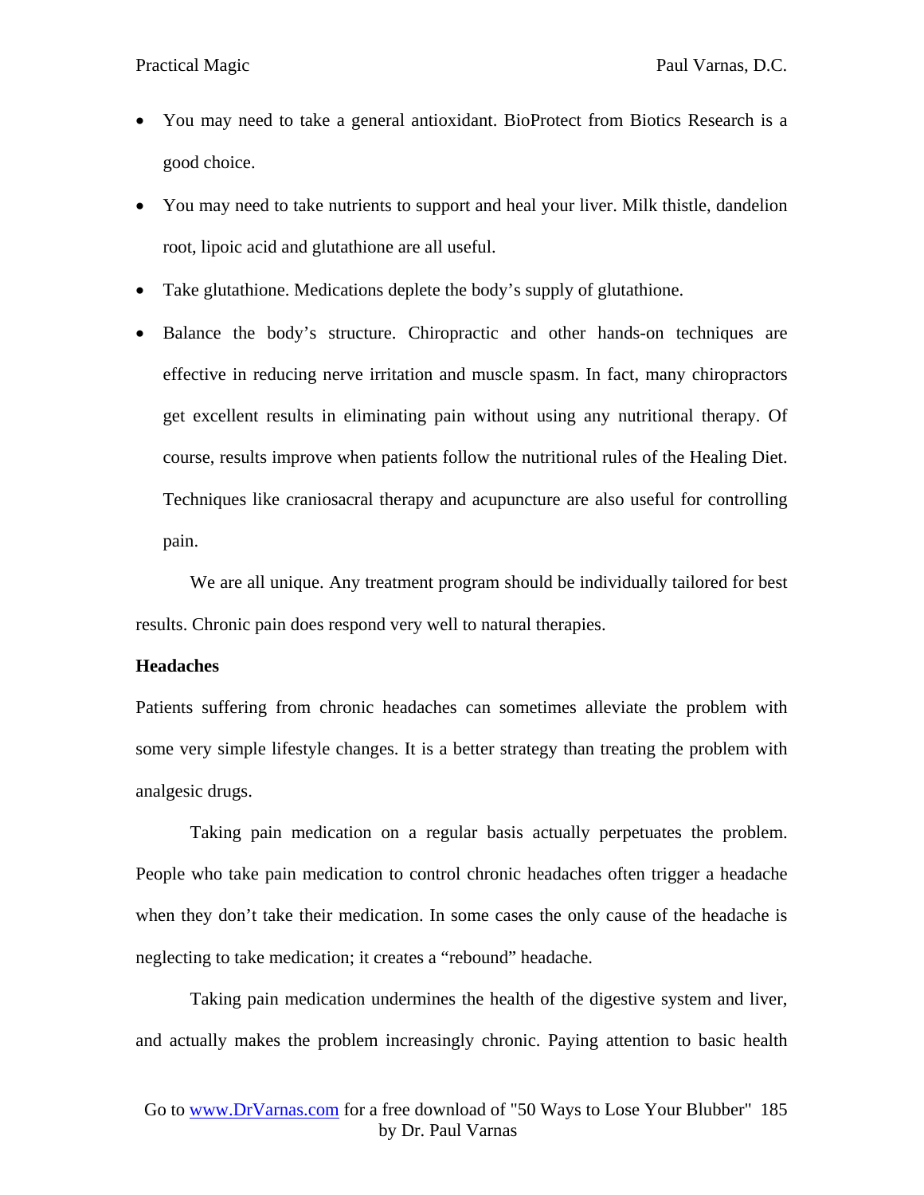- You may need to take a general antioxidant. BioProtect from Biotics Research is a good choice.
- You may need to take nutrients to support and heal your liver. Milk thistle, dandelion root, lipoic acid and glutathione are all useful.
- Take glutathione. Medications deplete the body's supply of glutathione.
- Balance the body's structure. Chiropractic and other hands-on techniques are effective in reducing nerve irritation and muscle spasm. In fact, many chiropractors get excellent results in eliminating pain without using any nutritional therapy. Of course, results improve when patients follow the nutritional rules of the Healing Diet. Techniques like craniosacral therapy and acupuncture are also useful for controlling pain.

We are all unique. Any treatment program should be individually tailored for best results. Chronic pain does respond very well to natural therapies.

**Headaches**

Patients suffering from chronic headaches can sometimes alleviate the problem with some very simple lifestyle changes. It is a better strategy than treating the problem with analgesic drugs.

Taking pain medication on a regular basis actually perpetuates the problem. People who take pain medication to control chronic headaches often trigger a headache when they don't take their medication. In some cases the only cause of the headache is neglecting to take medication; it creates a "rebound" headache.

Taking pain medication undermines the health of the digestive system and liver, and actually makes the problem increasingly chronic. Paying attention to basic health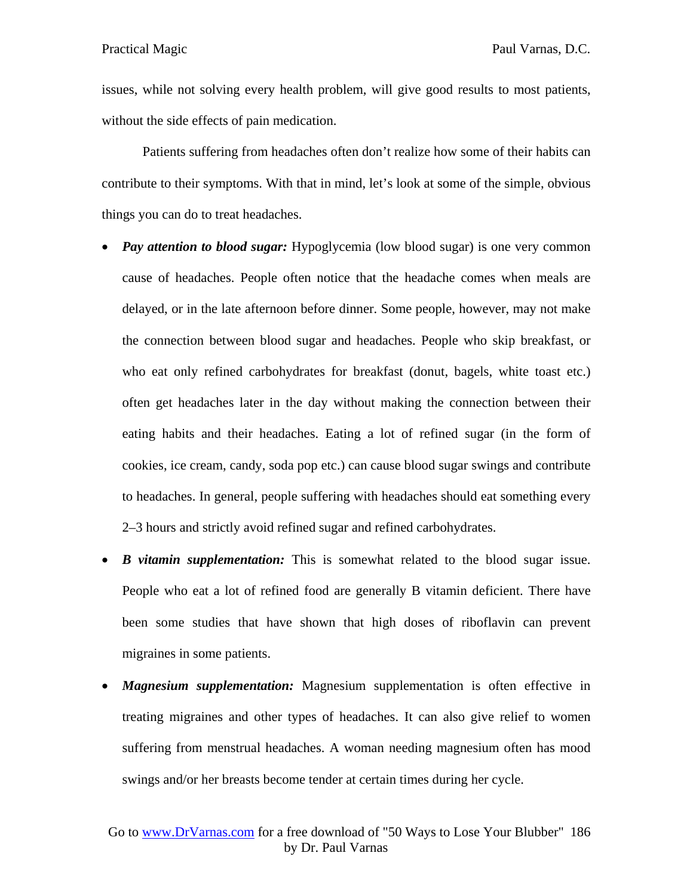issues, while not solving every health problem, will give good results to most patients, without the side effects of pain medication.

Patients suffering from headaches often don't realize how some of their habits can contribute to their symptoms. With that in mind, let's look at some of the simple, obvious things you can do to treat headaches.

- ***Pay attention to blood sugar:*** Hypoglycemia (low blood sugar) is one very common cause of headaches. People often notice that the headache comes when meals are delayed, or in the late afternoon before dinner. Some people, however, may not make the connection between blood sugar and headaches. People who skip breakfast, or who eat only refined carbohydrates for breakfast (donut, bagels, white toast etc.) often get headaches later in the day without making the connection between their eating habits and their headaches. Eating a lot of refined sugar (in the form of cookies, ice cream, candy, soda pop etc.) can cause blood sugar swings and contribute to headaches. In general, people suffering with headaches should eat something every 2–3 hours and strictly avoid refined sugar and refined carbohydrates.
- ***B vitamin supplementation:*** This is somewhat related to the blood sugar issue. People who eat a lot of refined food are generally B vitamin deficient. There have been some studies that have shown that high doses of riboflavin can prevent migraines in some patients.
- ***Magnesium supplementation:*** Magnesium supplementation is often effective in treating migraines and other types of headaches. It can also give relief to women suffering from menstrual headaches. A woman needing magnesium often has mood swings and/or her breasts become tender at certain times during her cycle.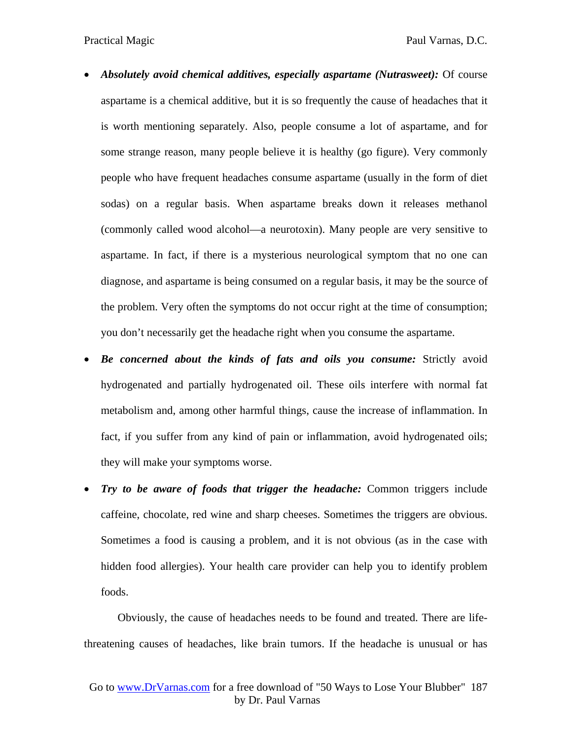- ***Absolutely avoid chemical additives, especially aspartame (Nutrasweet):*** Of course aspartame is a chemical additive, but it is so frequently the cause of headaches that it is worth mentioning separately. Also, people consume a lot of aspartame, and for some strange reason, many people believe it is healthy (go figure). Very commonly people who have frequent headaches consume aspartame (usually in the form of diet sodas) on a regular basis. When aspartame breaks down it releases methanol (commonly called wood alcohol—a neurotoxin). Many people are very sensitive to aspartame. In fact, if there is a mysterious neurological symptom that no one can diagnose, and aspartame is being consumed on a regular basis, it may be the source of the problem. Very often the symptoms do not occur right at the time of consumption; you don't necessarily get the headache right when you consume the aspartame.
- ***Be concerned about the kinds of fats and oils you consume:*** Strictly avoid hydrogenated and partially hydrogenated oil. These oils interfere with normal fat metabolism and, among other harmful things, cause the increase of inflammation. In fact, if you suffer from any kind of pain or inflammation, avoid hydrogenated oils; they will make your symptoms worse.
- ***Try to be aware of foods that trigger the headache:*** Common triggers include caffeine, chocolate, red wine and sharp cheeses. Sometimes the triggers are obvious. Sometimes a food is causing a problem, and it is not obvious (as in the case with hidden food allergies). Your health care provider can help you to identify problem foods.

Obviously, the cause of headaches needs to be found and treated. There are life-threatening causes of headaches, like brain tumors. If the headache is unusual or has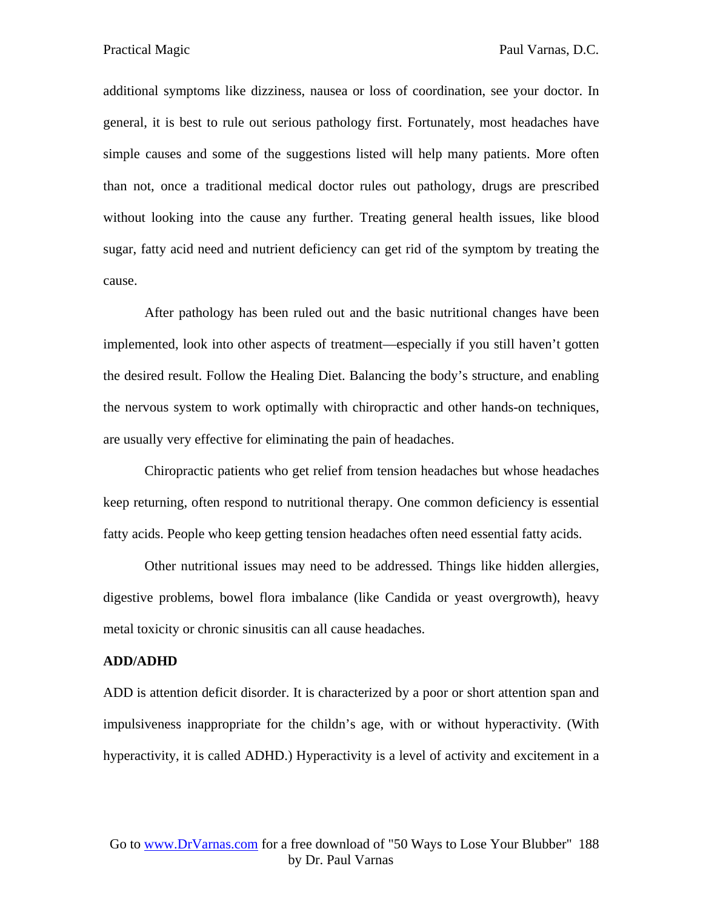additional symptoms like dizziness, nausea or loss of coordination, see your doctor. In general, it is best to rule out serious pathology first. Fortunately, most headaches have simple causes and some of the suggestions listed will help many patients. More often than not, once a traditional medical doctor rules out pathology, drugs are prescribed without looking into the cause any further. Treating general health issues, like blood sugar, fatty acid need and nutrient deficiency can get rid of the symptom by treating the cause.

After pathology has been ruled out and the basic nutritional changes have been implemented, look into other aspects of treatment—especially if you still haven't gotten the desired result. Follow the Healing Diet. Balancing the body's structure, and enabling the nervous system to work optimally with chiropractic and other hands-on techniques, are usually very effective for eliminating the pain of headaches.

Chiropractic patients who get relief from tension headaches but whose headaches keep returning, often respond to nutritional therapy. One common deficiency is essential fatty acids. People who keep getting tension headaches often need essential fatty acids.

Other nutritional issues may need to be addressed. Things like hidden allergies, digestive problems, bowel flora imbalance (like Candida or yeast overgrowth), heavy metal toxicity or chronic sinusitis can all cause headaches.

**ADD/ADHD**

ADD is attention deficit disorder. It is characterized by a poor or short attention span and impulsiveness inappropriate for the child's age, with or without hyperactivity. (With hyperactivity, it is called ADHD.) Hyperactivity is a level of activity and excitement in a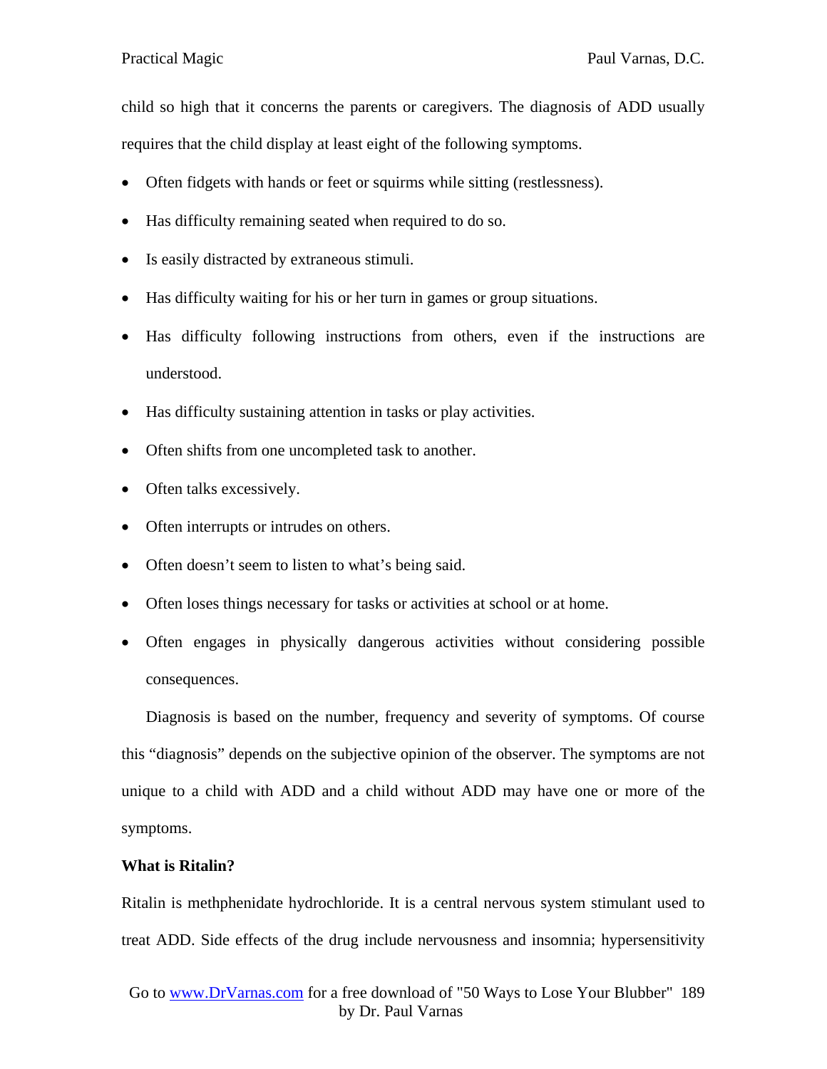child so high that it concerns the parents or caregivers. The diagnosis of ADD usually requires that the child display at least eight of the following symptoms.

- Often fidgets with hands or feet or squirms while sitting (restlessness).
- Has difficulty remaining seated when required to do so.
- Is easily distracted by extraneous stimuli.
- Has difficulty waiting for his or her turn in games or group situations.
- Has difficulty following instructions from others, even if the instructions are understood.
- Has difficulty sustaining attention in tasks or play activities.
- Often shifts from one uncompleted task to another.
- Often talks excessively.
- Often interrupts or intrudes on others.
- Often doesn't seem to listen to what's being said.
- Often loses things necessary for tasks or activities at school or at home.
- Often engages in physically dangerous activities without considering possible consequences.

Diagnosis is based on the number, frequency and severity of symptoms. Of course this "diagnosis" depends on the subjective opinion of the observer. The symptoms are not unique to a child with ADD and a child without ADD may have one or more of the symptoms.

**What is Ritalin?**

Ritalin is methphenidate hydrochloride. It is a central nervous system stimulant used to treat ADD. Side effects of the drug include nervousness and insomnia; hypersensitivity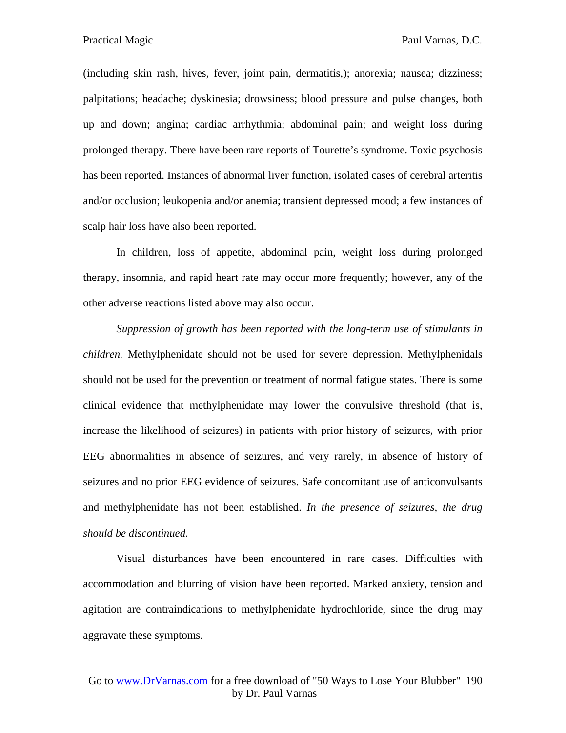(including skin rash, hives, fever, joint pain, dermatitis,); anorexia; nausea; dizziness; palpitations; headache; dyskinesia; drowsiness; blood pressure and pulse changes, both up and down; angina; cardiac arrhythmia; abdominal pain; and weight loss during prolonged therapy. There have been rare reports of Tourette's syndrome. Toxic psychosis has been reported. Instances of abnormal liver function, isolated cases of cerebral arteritis and/or occlusion; leukopenia and/or anemia; transient depressed mood; a few instances of scalp hair loss have also been reported.

In children, loss of appetite, abdominal pain, weight loss during prolonged therapy, insomnia, and rapid heart rate may occur more frequently; however, any of the other adverse reactions listed above may also occur.

*Suppression of growth has been reported with the long-term use of stimulants in children.* Methylphenidate should not be used for severe depression. Methylphenidals should not be used for the prevention or treatment of normal fatigue states. There is some clinical evidence that methylphenidate may lower the convulsive threshold (that is, increase the likelihood of seizures) in patients with prior history of seizures, with prior EEG abnormalities in absence of seizures, and very rarely, in absence of history of seizures and no prior EEG evidence of seizures. Safe concomitant use of anticonvulsants and methylphenidate has not been established. *In the presence of seizures, the drug should be discontinued.*

Visual disturbances have been encountered in rare cases. Difficulties with accommodation and blurring of vision have been reported. Marked anxiety, tension and agitation are contraindications to methylphenidate hydrochloride, since the drug may aggravate these symptoms.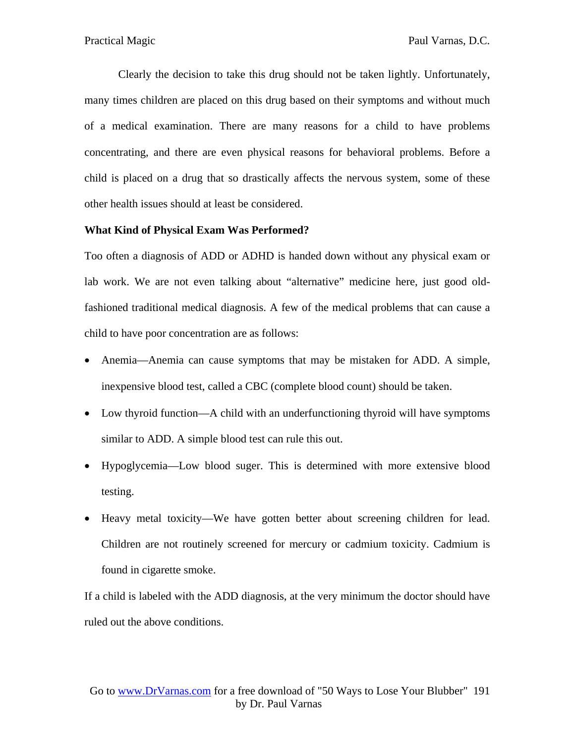Clearly the decision to take this drug should not be taken lightly. Unfortunately, many times children are placed on this drug based on their symptoms and without much of a medical examination. There are many reasons for a child to have problems concentrating, and there are even physical reasons for behavioral problems. Before a child is placed on a drug that so drastically affects the nervous system, some of these other health issues should at least be considered.

**What Kind of Physical Exam Was Performed?**

Too often a diagnosis of ADD or ADHD is handed down without any physical exam or lab work. We are not even talking about "alternative" medicine here, just good old-fashioned traditional medical diagnosis. A few of the medical problems that can cause a child to have poor concentration are as follows:

- Anemia—Anemia can cause symptoms that may be mistaken for ADD. A simple, inexpensive blood test, called a CBC (complete blood count) should be taken.
- Low thyroid function—A child with an underfunctioning thyroid will have symptoms similar to ADD. A simple blood test can rule this out.
- Hypoglycemia—Low blood suger. This is determined with more extensive blood testing.
- Heavy metal toxicity—We have gotten better about screening children for lead. Children are not routinely screened for mercury or cadmium toxicity. Cadmium is found in cigarette smoke.

If a child is labeled with the ADD diagnosis, at the very minimum the doctor should have ruled out the above conditions.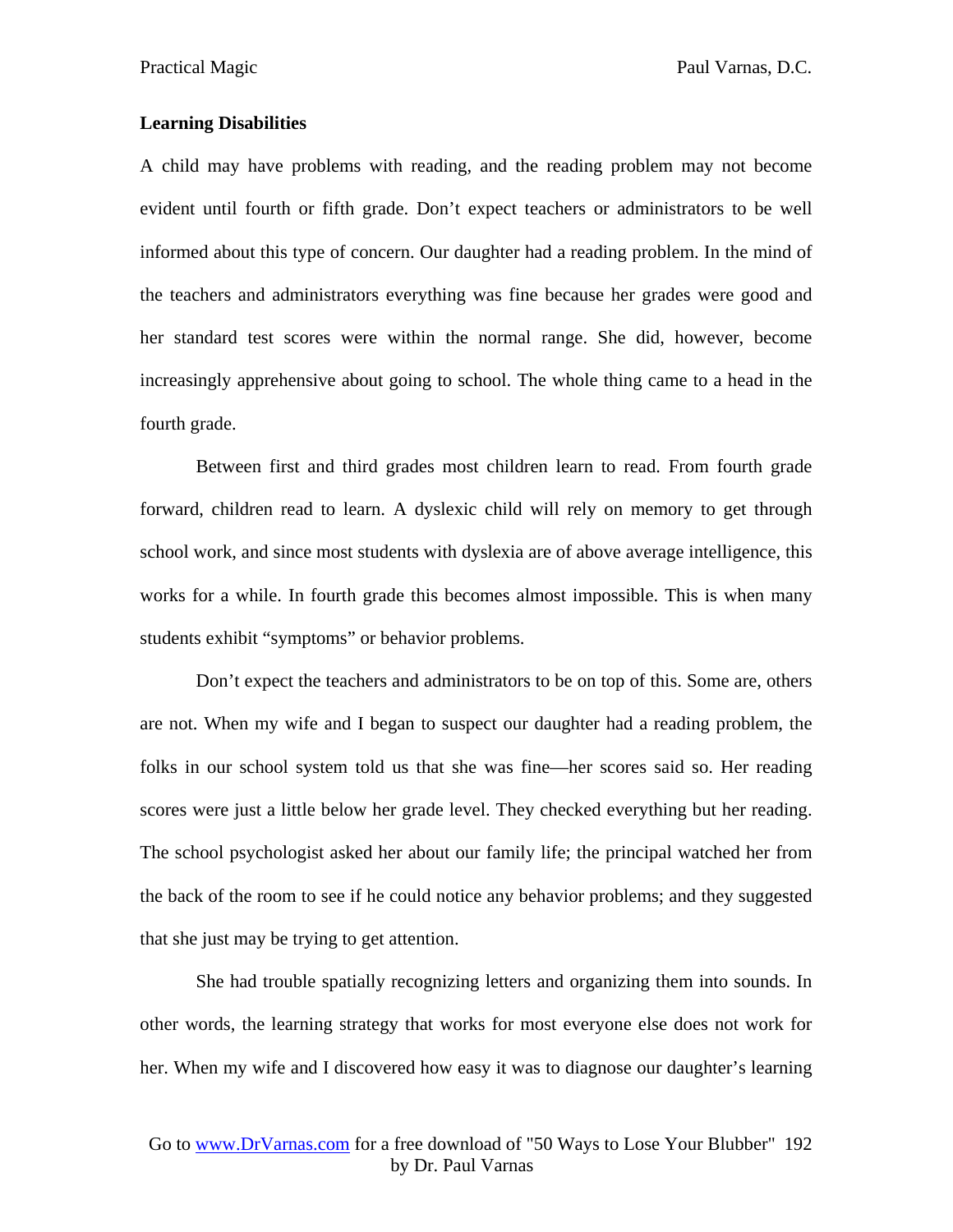**Learning Disabilities**

A child may have problems with reading, and the reading problem may not become evident until fourth or fifth grade. Don't expect teachers or administrators to be well informed about this type of concern. Our daughter had a reading problem. In the mind of the teachers and administrators everything was fine because her grades were good and her standard test scores were within the normal range. She did, however, become increasingly apprehensive about going to school. The whole thing came to a head in the fourth grade.

Between first and third grades most children learn to read. From fourth grade forward, children read to learn. A dyslexic child will rely on memory to get through school work, and since most students with dyslexia are of above average intelligence, this works for a while. In fourth grade this becomes almost impossible. This is when many students exhibit "symptoms" or behavior problems.

Don't expect the teachers and administrators to be on top of this. Some are, others are not. When my wife and I began to suspect our daughter had a reading problem, the folks in our school system told us that she was fine—her scores said so. Her reading scores were just a little below her grade level. They checked everything but her reading. The school psychologist asked her about our family life; the principal watched her from the back of the room to see if he could notice any behavior problems; and they suggested that she just may be trying to get attention.

She had trouble spatially recognizing letters and organizing them into sounds. In other words, the learning strategy that works for most everyone else does not work for her. When my wife and I discovered how easy it was to diagnose our daughter's learning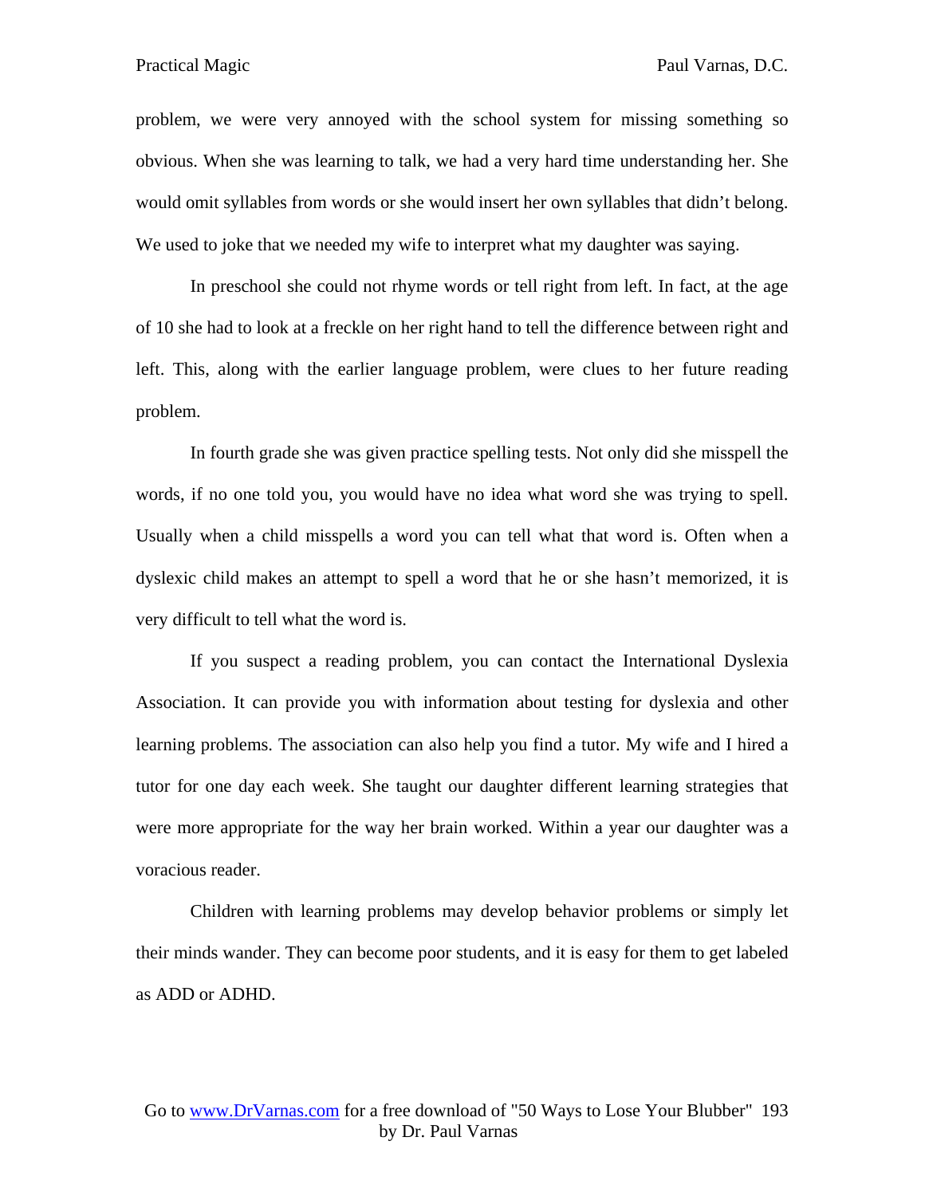problem, we were very annoyed with the school system for missing something so obvious. When she was learning to talk, we had a very hard time understanding her. She would omit syllables from words or she would insert her own syllables that didn't belong. We used to joke that we needed my wife to interpret what my daughter was saying.

In preschool she could not rhyme words or tell right from left. In fact, at the age of 10 she had to look at a freckle on her right hand to tell the difference between right and left. This, along with the earlier language problem, were clues to her future reading problem.

In fourth grade she was given practice spelling tests. Not only did she misspell the words, if no one told you, you would have no idea what word she was trying to spell. Usually when a child misspells a word you can tell what that word is. Often when a dyslexic child makes an attempt to spell a word that he or she hasn't memorized, it is very difficult to tell what the word is.

If you suspect a reading problem, you can contact the International Dyslexia Association. It can provide you with information about testing for dyslexia and other learning problems. The association can also help you find a tutor. My wife and I hired a tutor for one day each week. She taught our daughter different learning strategies that were more appropriate for the way her brain worked. Within a year our daughter was a voracious reader.

Children with learning problems may develop behavior problems or simply let their minds wander. They can become poor students, and it is easy for them to get labeled as ADD or ADHD.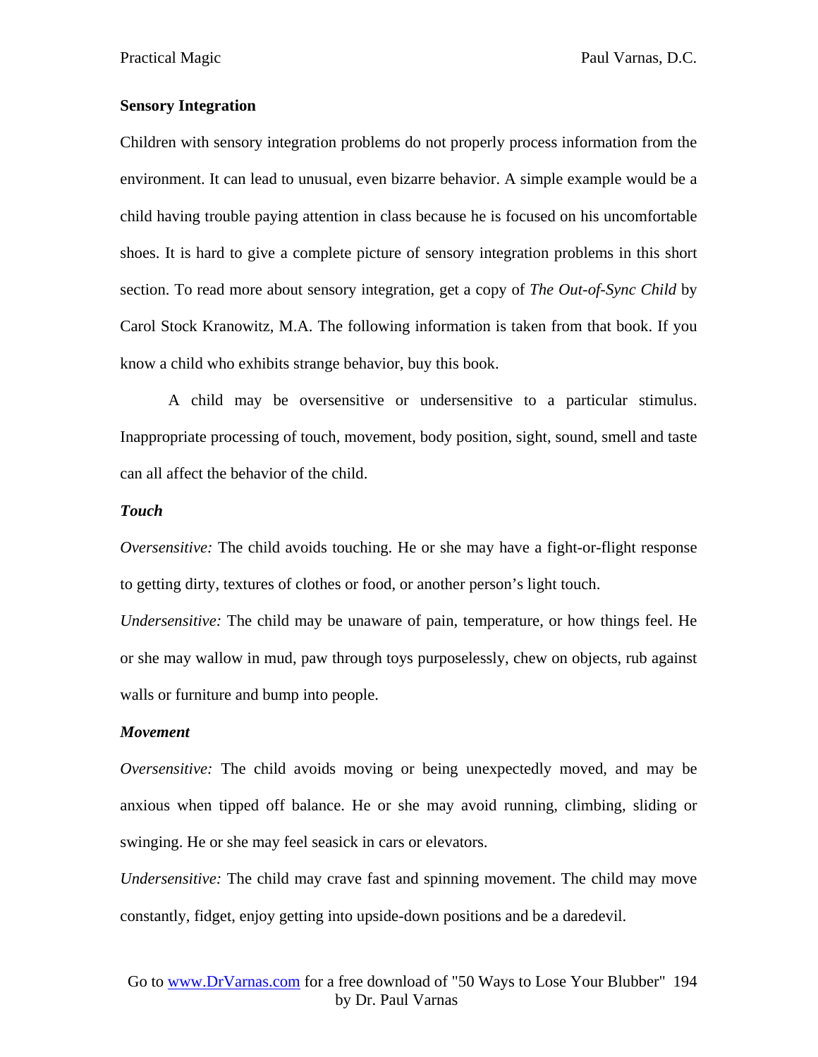**Sensory Integration**

Children with sensory integration problems do not properly process information from the environment. It can lead to unusual, even bizarre behavior. A simple example would be a child having trouble paying attention in class because he is focused on his uncomfortable shoes. It is hard to give a complete picture of sensory integration problems in this short section. To read more about sensory integration, get a copy of *The Out-of-Sync Child* by Carol Stock Kranowitz, M.A. The following information is taken from that book. If you know a child who exhibits strange behavior, buy this book.

A child may be oversensitive or undersensitive to a particular stimulus. Inappropriate processing of touch, movement, body position, sight, sound, smell and taste can all affect the behavior of the child.

***Touch***

*Oversensitive:* The child avoids touching. He or she may have a fight-or-flight response to getting dirty, textures of clothes or food, or another person's light touch.

*Undersensitive:* The child may be unaware of pain, temperature, or how things feel. He or she may wallow in mud, paw through toys purposelessly, chew on objects, rub against walls or furniture and bump into people.

***Movement***

*Oversensitive:* The child avoids moving or being unexpectedly moved, and may be anxious when tipped off balance. He or she may avoid running, climbing, sliding or swinging. He or she may feel seasick in cars or elevators.

*Undersensitive:* The child may crave fast and spinning movement. The child may move constantly, fidget, enjoy getting into upside-down positions and be a daredevil.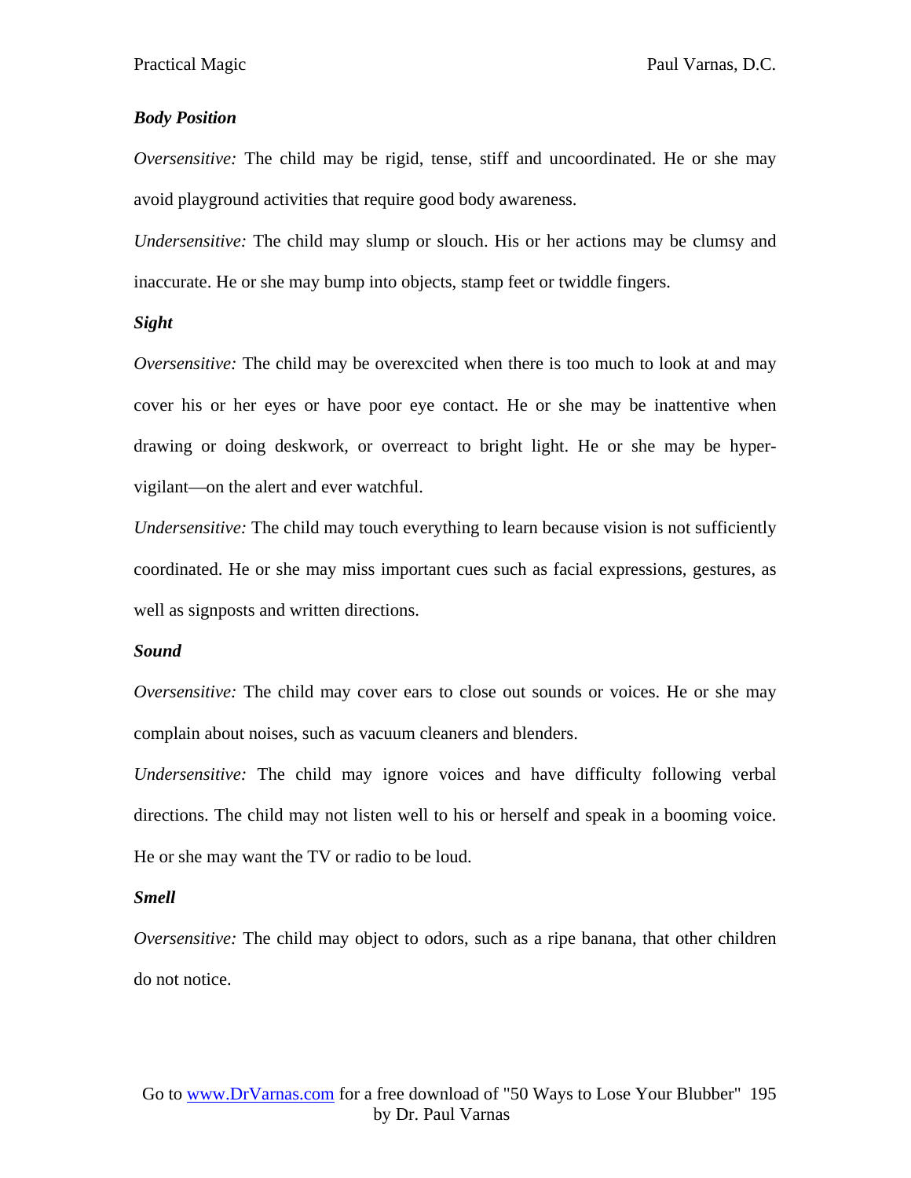***Body Position***

*Oversensitive:* The child may be rigid, tense, stiff and uncoordinated. He or she may avoid playground activities that require good body awareness.

*Undersensitive:* The child may slump or slouch. His or her actions may be clumsy and inaccurate. He or she may bump into objects, stamp feet or twiddle fingers.

***Sight***

*Oversensitive:* The child may be overexcited when there is too much to look at and may cover his or her eyes or have poor eye contact. He or she may be inattentive when drawing or doing deskwork, or overreact to bright light. He or she may be hyper-vigilant—on the alert and ever watchful.

*Undersensitive:* The child may touch everything to learn because vision is not sufficiently coordinated. He or she may miss important cues such as facial expressions, gestures, as well as signposts and written directions.

***Sound***

*Oversensitive:* The child may cover ears to close out sounds or voices. He or she may complain about noises, such as vacuum cleaners and blenders.

*Undersensitive:* The child may ignore voices and have difficulty following verbal directions. The child may not listen well to his or herself and speak in a booming voice. He or she may want the TV or radio to be loud.

***Smell***

*Oversensitive:* The child may object to odors, such as a ripe banana, that other children do not notice.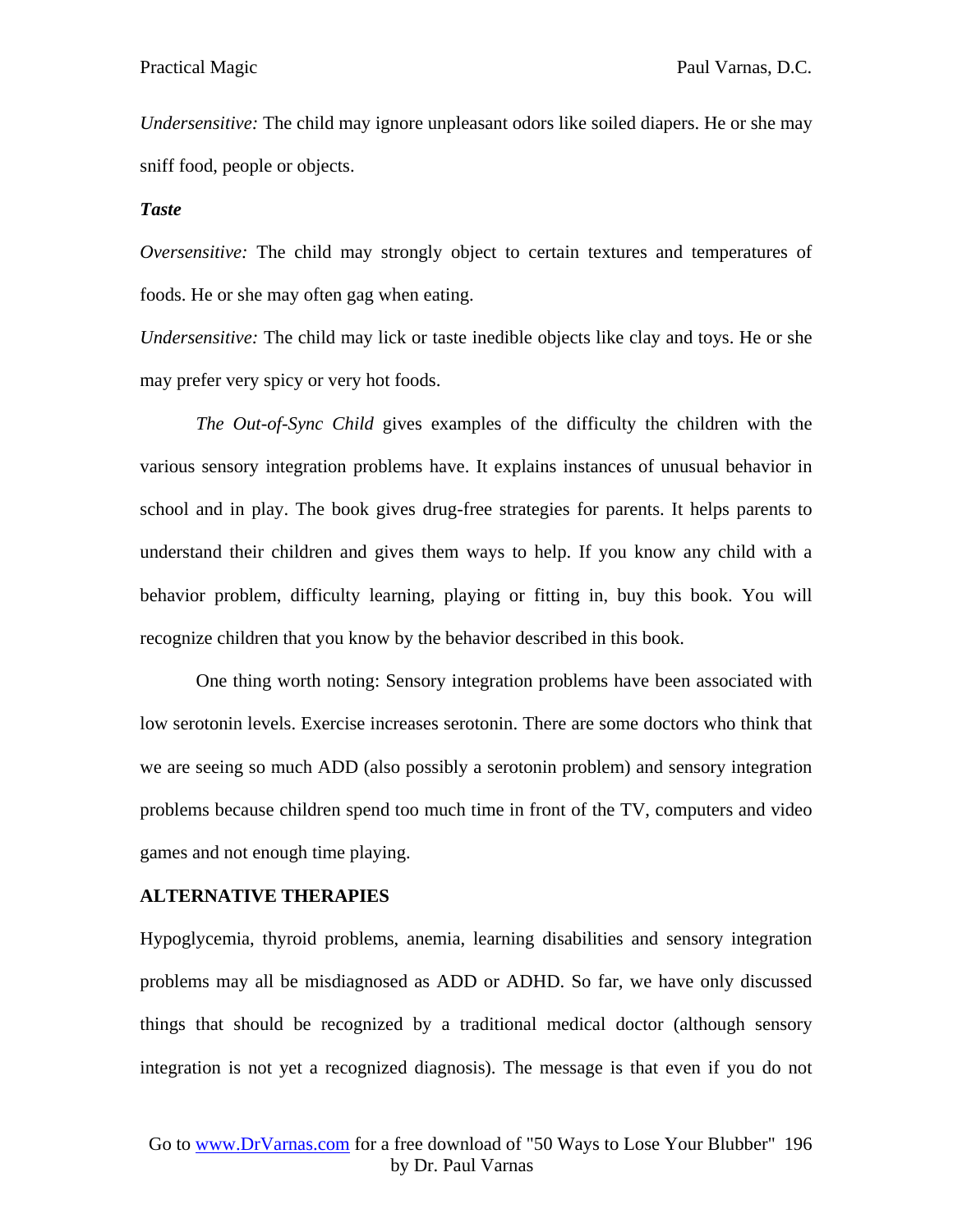*Undersensitive:* The child may ignore unpleasant odors like soiled diapers. He or she may sniff food, people or objects.

***Taste***

*Oversensitive:* The child may strongly object to certain textures and temperatures of foods. He or she may often gag when eating.

*Undersensitive:* The child may lick or taste inedible objects like clay and toys. He or she may prefer very spicy or very hot foods.

*The Out-of-Sync Child* gives examples of the difficulty the children with the various sensory integration problems have. It explains instances of unusual behavior in school and in play. The book gives drug-free strategies for parents. It helps parents to understand their children and gives them ways to help. If you know any child with a behavior problem, difficulty learning, playing or fitting in, buy this book. You will recognize children that you know by the behavior described in this book.

One thing worth noting: Sensory integration problems have been associated with low serotonin levels. Exercise increases serotonin. There are some doctors who think that we are seeing so much ADD (also possibly a serotonin problem) and sensory integration problems because children spend too much time in front of the TV, computers and video games and not enough time playing.

**ALTERNATIVE THERAPIES**

Hypoglycemia, thyroid problems, anemia, learning disabilities and sensory integration problems may all be misdiagnosed as ADD or ADHD. So far, we have only discussed things that should be recognized by a traditional medical doctor (although sensory integration is not yet a recognized diagnosis). The message is that even if you do not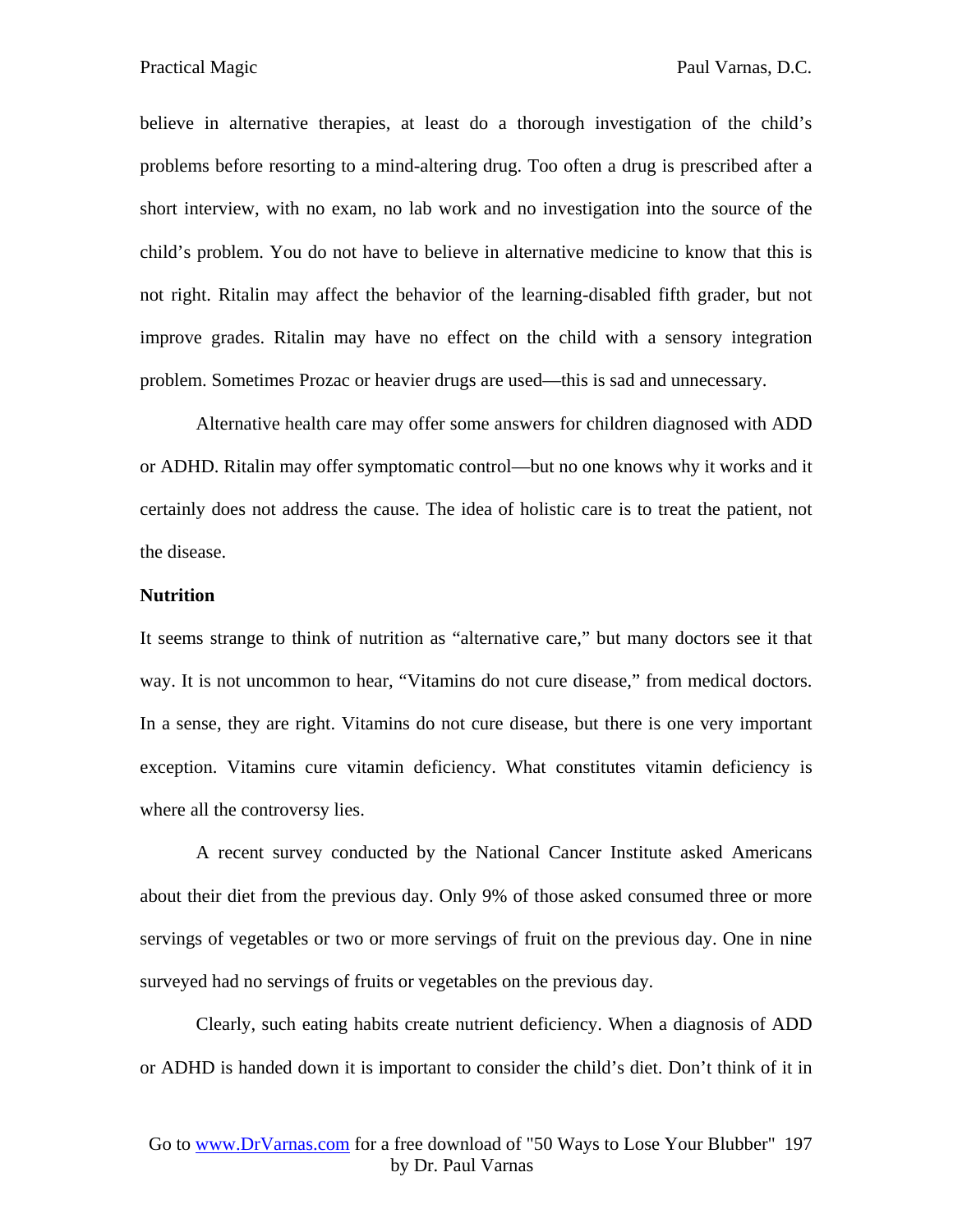believe in alternative therapies, at least do a thorough investigation of the child's problems before resorting to a mind-altering drug. Too often a drug is prescribed after a short interview, with no exam, no lab work and no investigation into the source of the child's problem. You do not have to believe in alternative medicine to know that this is not right. Ritalin may affect the behavior of the learning-disabled fifth grader, but not improve grades. Ritalin may have no effect on the child with a sensory integration problem. Sometimes Prozac or heavier drugs are used—this is sad and unnecessary.

Alternative health care may offer some answers for children diagnosed with ADD or ADHD. Ritalin may offer symptomatic control—but no one knows why it works and it certainly does not address the cause. The idea of holistic care is to treat the patient, not the disease.

**Nutrition**

It seems strange to think of nutrition as "alternative care," but many doctors see it that way. It is not uncommon to hear, "Vitamins do not cure disease," from medical doctors. In a sense, they are right. Vitamins do not cure disease, but there is one very important exception. Vitamins cure vitamin deficiency. What constitutes vitamin deficiency is where all the controversy lies.

A recent survey conducted by the National Cancer Institute asked Americans about their diet from the previous day. Only 9% of those asked consumed three or more servings of vegetables or two or more servings of fruit on the previous day. One in nine surveyed had no servings of fruits or vegetables on the previous day.

Clearly, such eating habits create nutrient deficiency. When a diagnosis of ADD or ADHD is handed down it is important to consider the child's diet. Don't think of it in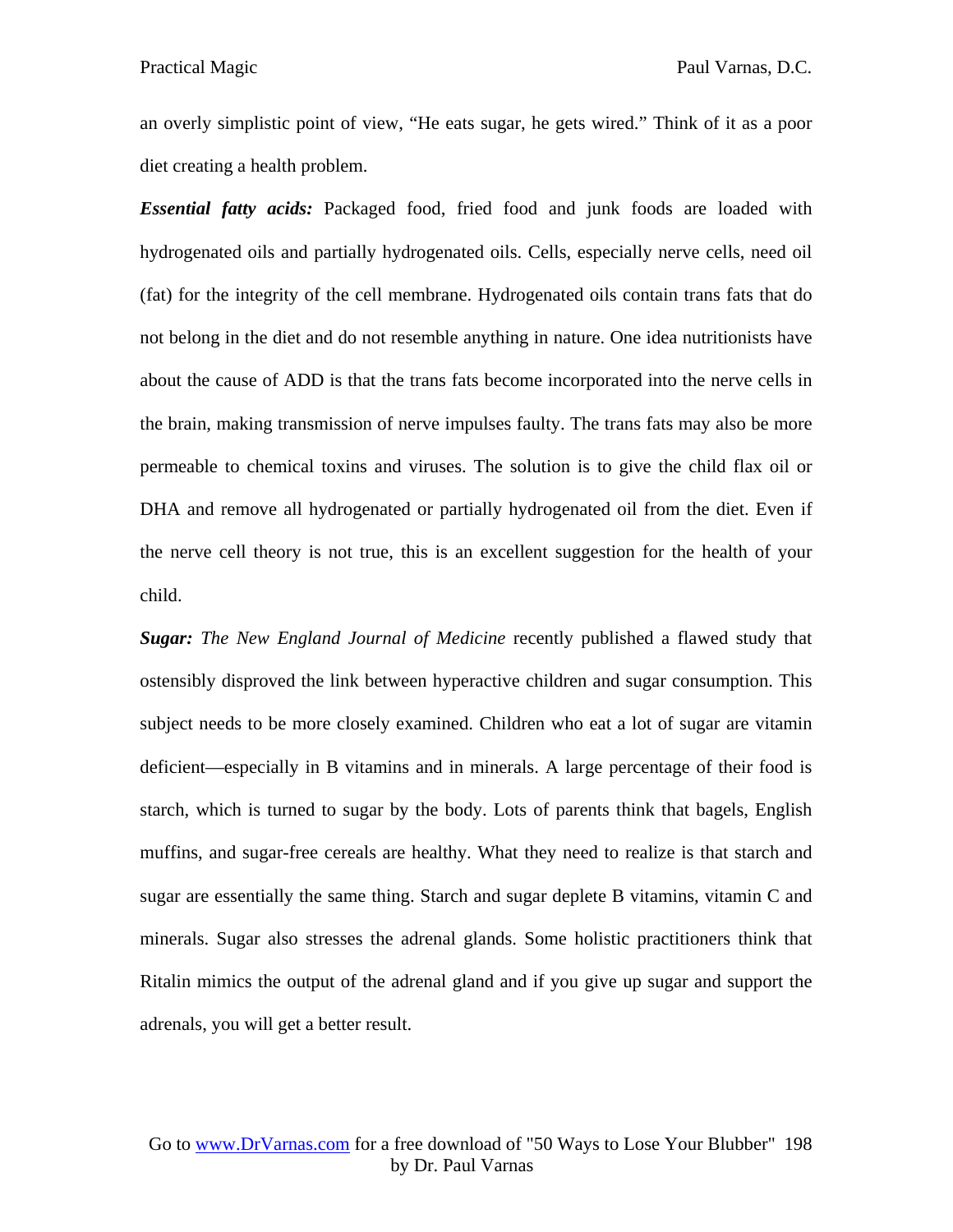an overly simplistic point of view, "He eats sugar, he gets wired." Think of it as a poor diet creating a health problem.

***Essential fatty acids:*** Packaged food, fried food and junk foods are loaded with hydrogenated oils and partially hydrogenated oils. Cells, especially nerve cells, need oil (fat) for the integrity of the cell membrane. Hydrogenated oils contain trans fats that do not belong in the diet and do not resemble anything in nature. One idea nutritionists have about the cause of ADD is that the trans fats become incorporated into the nerve cells in the brain, making transmission of nerve impulses faulty. The trans fats may also be more permeable to chemical toxins and viruses. The solution is to give the child flax oil or DHA and remove all hydrogenated or partially hydrogenated oil from the diet. Even if the nerve cell theory is not true, this is an excellent suggestion for the health of your child.

***Sugar:*** *The New England Journal of Medicine* recently published a flawed study that ostensibly disproved the link between hyperactive children and sugar consumption. This subject needs to be more closely examined. Children who eat a lot of sugar are vitamin deficient—especially in B vitamins and in minerals. A large percentage of their food is starch, which is turned to sugar by the body. Lots of parents think that bagels, English muffins, and sugar-free cereals are healthy. What they need to realize is that starch and sugar are essentially the same thing. Starch and sugar deplete B vitamins, vitamin C and minerals. Sugar also stresses the adrenal glands. Some holistic practitioners think that Ritalin mimics the output of the adrenal gland and if you give up sugar and support the adrenals, you will get a better result.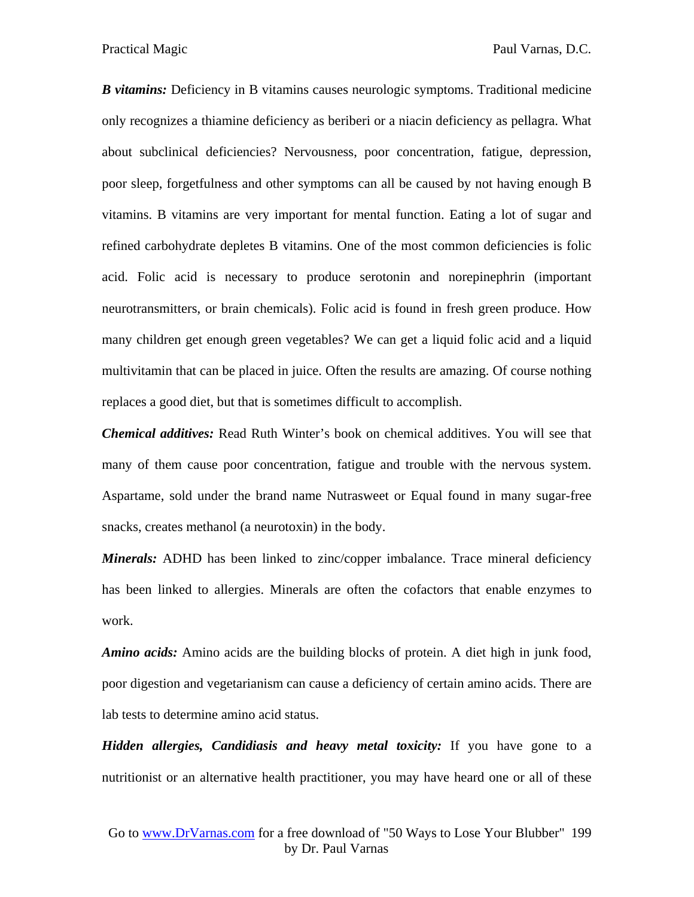***B vitamins:*** Deficiency in B vitamins causes neurologic symptoms. Traditional medicine only recognizes a thiamine deficiency as beriberi or a niacin deficiency as pellagra. What about subclinical deficiencies? Nervousness, poor concentration, fatigue, depression, poor sleep, forgetfulness and other symptoms can all be caused by not having enough B vitamins. B vitamins are very important for mental function. Eating a lot of sugar and refined carbohydrate depletes B vitamins. One of the most common deficiencies is folic acid. Folic acid is necessary to produce serotonin and norepinephrin (important neurotransmitters, or brain chemicals). Folic acid is found in fresh green produce. How many children get enough green vegetables? We can get a liquid folic acid and a liquid multivitamin that can be placed in juice. Often the results are amazing. Of course nothing replaces a good diet, but that is sometimes difficult to accomplish.

***Chemical additives:*** Read Ruth Winter's book on chemical additives. You will see that many of them cause poor concentration, fatigue and trouble with the nervous system. Aspartame, sold under the brand name Nutrasweet or Equal found in many sugar-free snacks, creates methanol (a neurotoxin) in the body.

***Minerals:*** ADHD has been linked to zinc/copper imbalance. Trace mineral deficiency has been linked to allergies. Minerals are often the cofactors that enable enzymes to work.

***Amino acids:*** Amino acids are the building blocks of protein. A diet high in junk food, poor digestion and vegetarianism can cause a deficiency of certain amino acids. There are lab tests to determine amino acid status.

***Hidden allergies, Candidiasis and heavy metal toxicity:*** If you have gone to a nutritionist or an alternative health practitioner, you may have heard one or all of these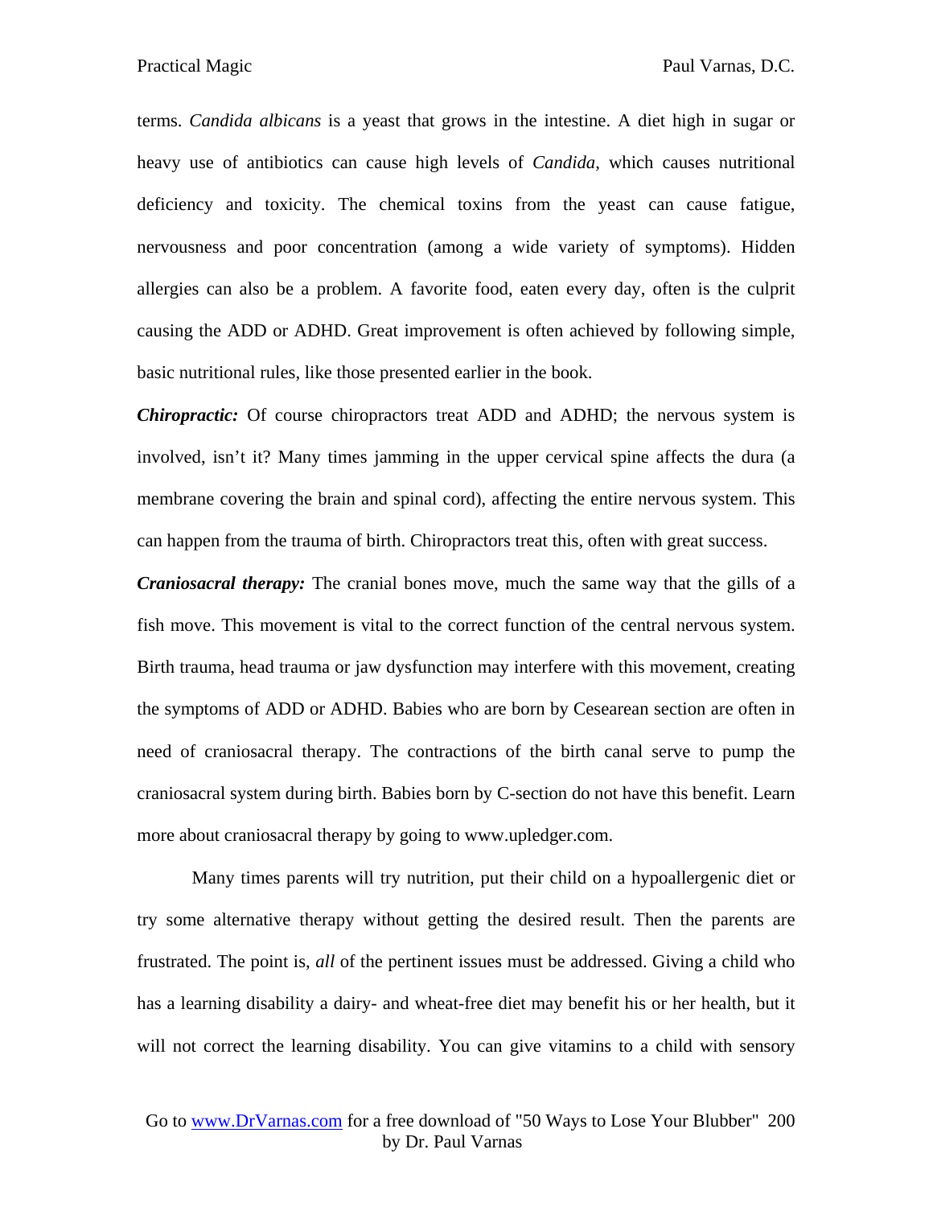terms. *Candida albicans* is a yeast that grows in the intestine. A diet high in sugar or heavy use of antibiotics can cause high levels of *Candida*, which causes nutritional deficiency and toxicity. The chemical toxins from the yeast can cause fatigue, nervousness and poor concentration (among a wide variety of symptoms). Hidden allergies can also be a problem. A favorite food, eaten every day, often is the culprit causing the ADD or ADHD. Great improvement is often achieved by following simple, basic nutritional rules, like those presented earlier in the book.

***Chiropractic:*** Of course chiropractors treat ADD and ADHD; the nervous system is involved, isn't it? Many times jamming in the upper cervical spine affects the dura (a membrane covering the brain and spinal cord), affecting the entire nervous system. This can happen from the trauma of birth. Chiropractors treat this, often with great success.

***Craniosacral therapy:*** The cranial bones move, much the same way that the gills of a fish move. This movement is vital to the correct function of the central nervous system. Birth trauma, head trauma or jaw dysfunction may interfere with this movement, creating the symptoms of ADD or ADHD. Babies who are born by Cesearean section are often in need of craniosacral therapy. The contractions of the birth canal serve to pump the craniosacral system during birth. Babies born by C-section do not have this benefit. Learn more about craniosacral therapy by going to www.upledger.com.

Many times parents will try nutrition, put their child on a hypoallergenic diet or try some alternative therapy without getting the desired result. Then the parents are frustrated. The point is, *all* of the pertinent issues must be addressed. Giving a child who has a learning disability a dairy- and wheat-free diet may benefit his or her health, but it will not correct the learning disability. You can give vitamins to a child with sensory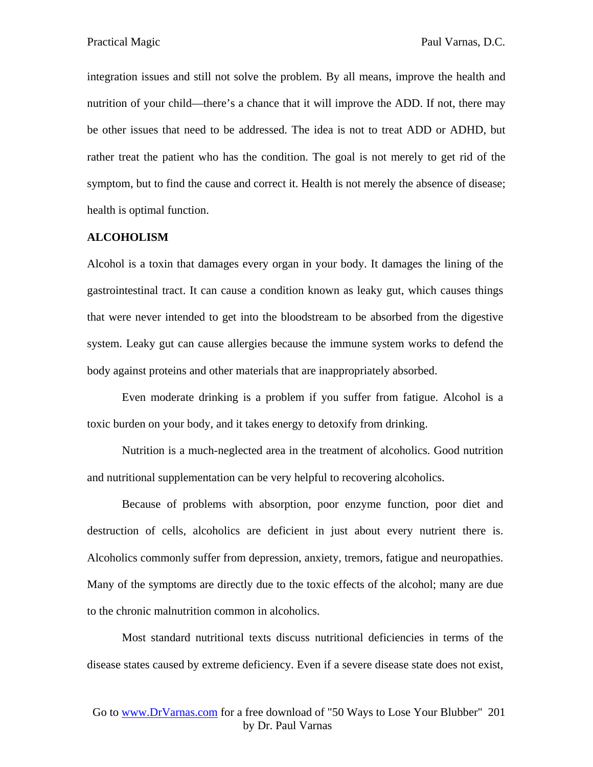integration issues and still not solve the problem. By all means, improve the health and nutrition of your child—there's a chance that it will improve the ADD. If not, there may be other issues that need to be addressed. The idea is not to treat ADD or ADHD, but rather treat the patient who has the condition. The goal is not merely to get rid of the symptom, but to find the cause and correct it. Health is not merely the absence of disease; health is optimal function.

**ALCOHOLISM**

Alcohol is a toxin that damages every organ in your body. It damages the lining of the gastrointestinal tract. It can cause a condition known as leaky gut, which causes things that were never intended to get into the bloodstream to be absorbed from the digestive system. Leaky gut can cause allergies because the immune system works to defend the body against proteins and other materials that are inappropriately absorbed.

Even moderate drinking is a problem if you suffer from fatigue. Alcohol is a toxic burden on your body, and it takes energy to detoxify from drinking.

Nutrition is a much-neglected area in the treatment of alcoholics. Good nutrition and nutritional supplementation can be very helpful to recovering alcoholics.

Because of problems with absorption, poor enzyme function, poor diet and destruction of cells, alcoholics are deficient in just about every nutrient there is. Alcoholics commonly suffer from depression, anxiety, tremors, fatigue and neuropathies. Many of the symptoms are directly due to the toxic effects of the alcohol; many are due to the chronic malnutrition common in alcoholics.

Most standard nutritional texts discuss nutritional deficiencies in terms of the disease states caused by extreme deficiency. Even if a severe disease state does not exist,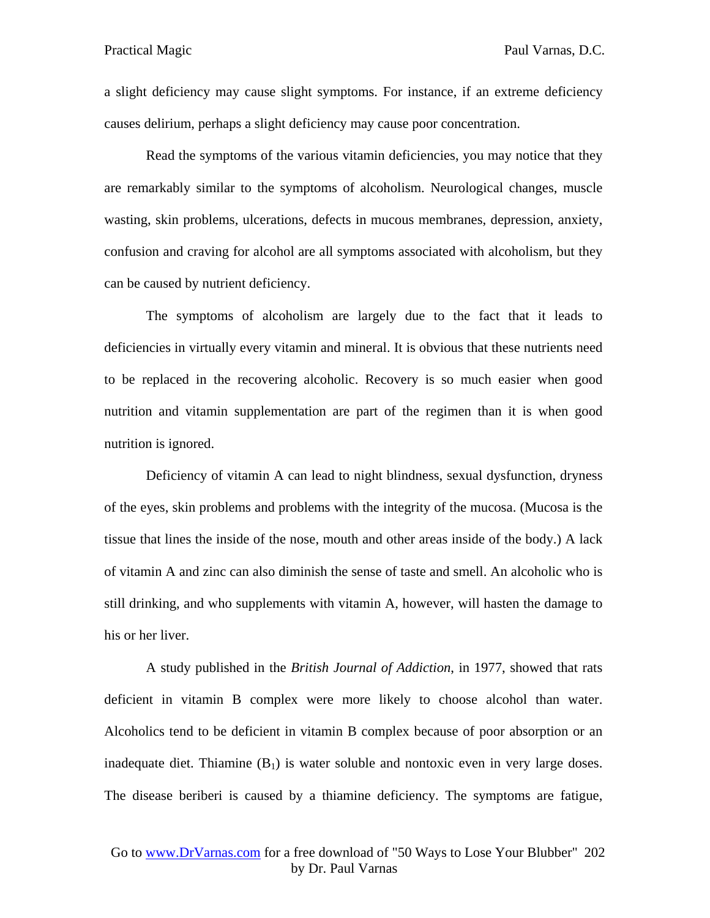a slight deficiency may cause slight symptoms. For instance, if an extreme deficiency causes delirium, perhaps a slight deficiency may cause poor concentration.

Read the symptoms of the various vitamin deficiencies, you may notice that they are remarkably similar to the symptoms of alcoholism. Neurological changes, muscle wasting, skin problems, ulcerations, defects in mucous membranes, depression, anxiety, confusion and craving for alcohol are all symptoms associated with alcoholism, but they can be caused by nutrient deficiency.

The symptoms of alcoholism are largely due to the fact that it leads to deficiencies in virtually every vitamin and mineral. It is obvious that these nutrients need to be replaced in the recovering alcoholic. Recovery is so much easier when good nutrition and vitamin supplementation are part of the regimen than it is when good nutrition is ignored.

Deficiency of vitamin A can lead to night blindness, sexual dysfunction, dryness of the eyes, skin problems and problems with the integrity of the mucosa. (Mucosa is the tissue that lines the inside of the nose, mouth and other areas inside of the body.) A lack of vitamin A and zinc can also diminish the sense of taste and smell. An alcoholic who is still drinking, and who supplements with vitamin A, however, will hasten the damage to his or her liver.

A study published in the *British Journal of Addiction*, in 1977, showed that rats deficient in vitamin B complex were more likely to choose alcohol than water. Alcoholics tend to be deficient in vitamin B complex because of poor absorption or an inadequate diet. Thiamine ($B_1$) is water soluble and nontoxic even in very large doses. The disease beriberi is caused by a thiamine deficiency. The symptoms are fatigue,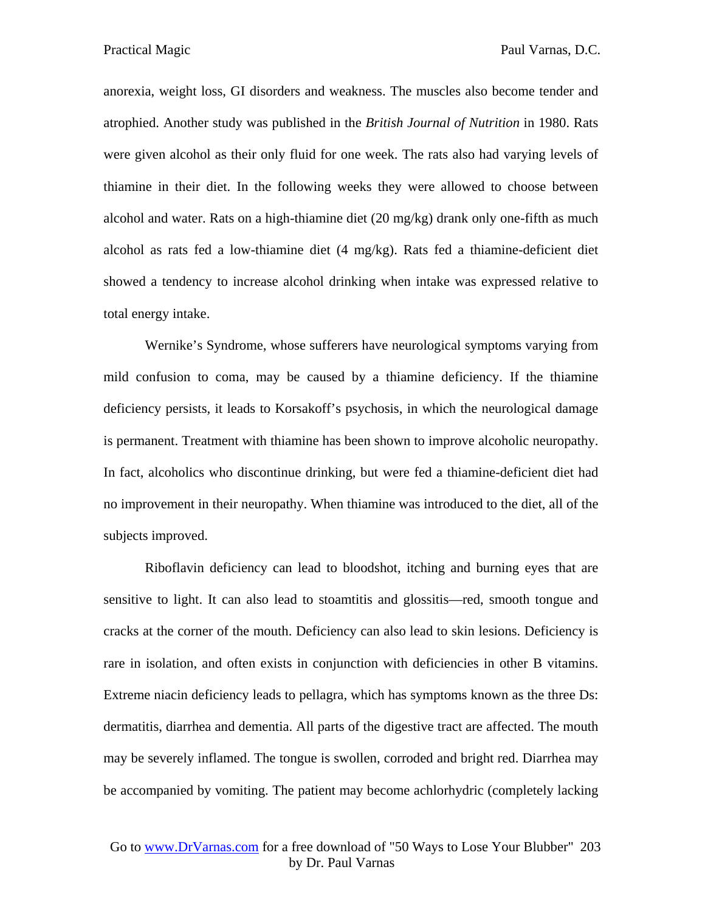anorexia, weight loss, GI disorders and weakness. The muscles also become tender and atrophied. Another study was published in the *British Journal of Nutrition* in 1980. Rats were given alcohol as their only fluid for one week. The rats also had varying levels of thiamine in their diet. In the following weeks they were allowed to choose between alcohol and water. Rats on a high-thiamine diet (20 mg/kg) drank only one-fifth as much alcohol as rats fed a low-thiamine diet (4 mg/kg). Rats fed a thiamine-deficient diet showed a tendency to increase alcohol drinking when intake was expressed relative to total energy intake.

Wernike's Syndrome, whose sufferers have neurological symptoms varying from mild confusion to coma, may be caused by a thiamine deficiency. If the thiamine deficiency persists, it leads to Korsakoff's psychosis, in which the neurological damage is permanent. Treatment with thiamine has been shown to improve alcoholic neuropathy. In fact, alcoholics who discontinue drinking, but were fed a thiamine-deficient diet had no improvement in their neuropathy. When thiamine was introduced to the diet, all of the subjects improved.

Riboflavin deficiency can lead to bloodshot, itching and burning eyes that are sensitive to light. It can also lead to stoamtitis and glossitis—red, smooth tongue and cracks at the corner of the mouth. Deficiency can also lead to skin lesions. Deficiency is rare in isolation, and often exists in conjunction with deficiencies in other B vitamins. Extreme niacin deficiency leads to pellagra, which has symptoms known as the three Ds: dermatitis, diarrhea and dementia. All parts of the digestive tract are affected. The mouth may be severely inflamed. The tongue is swollen, corroded and bright red. Diarrhea may be accompanied by vomiting. The patient may become achlorhydric (completely lacking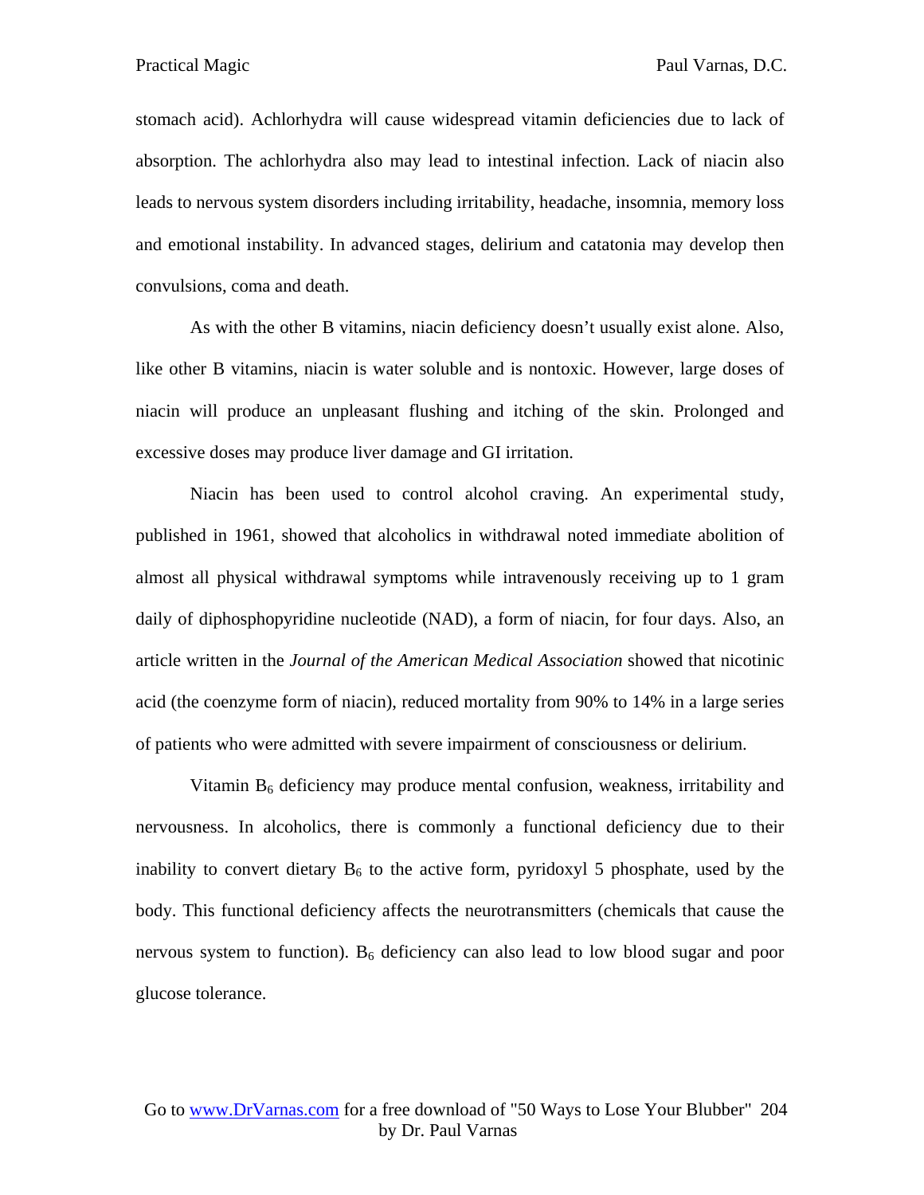stomach acid). Achlorhydra will cause widespread vitamin deficiencies due to lack of absorption. The achlorhydra also may lead to intestinal infection. Lack of niacin also leads to nervous system disorders including irritability, headache, insomnia, memory loss and emotional instability. In advanced stages, delirium and catatonia may develop then convulsions, coma and death.

As with the other B vitamins, niacin deficiency doesn't usually exist alone. Also, like other B vitamins, niacin is water soluble and is nontoxic. However, large doses of niacin will produce an unpleasant flushing and itching of the skin. Prolonged and excessive doses may produce liver damage and GI irritation.

Niacin has been used to control alcohol craving. An experimental study, published in 1961, showed that alcoholics in withdrawal noted immediate abolition of almost all physical withdrawal symptoms while intravenously receiving up to 1 gram daily of diphosphopyridine nucleotide (NAD), a form of niacin, for four days. Also, an article written in the *Journal of the American Medical Association* showed that nicotinic acid (the coenzyme form of niacin), reduced mortality from 90% to 14% in a large series of patients who were admitted with severe impairment of consciousness or delirium.

Vitamin $B_6$ deficiency may produce mental confusion, weakness, irritability and nervousness. In alcoholics, there is commonly a functional deficiency due to their inability to convert dietary $B_6$ to the active form, pyridoxyl 5 phosphate, used by the body. This functional deficiency affects the neurotransmitters (chemicals that cause the nervous system to function). $B_6$ deficiency can also lead to low blood sugar and poor glucose tolerance.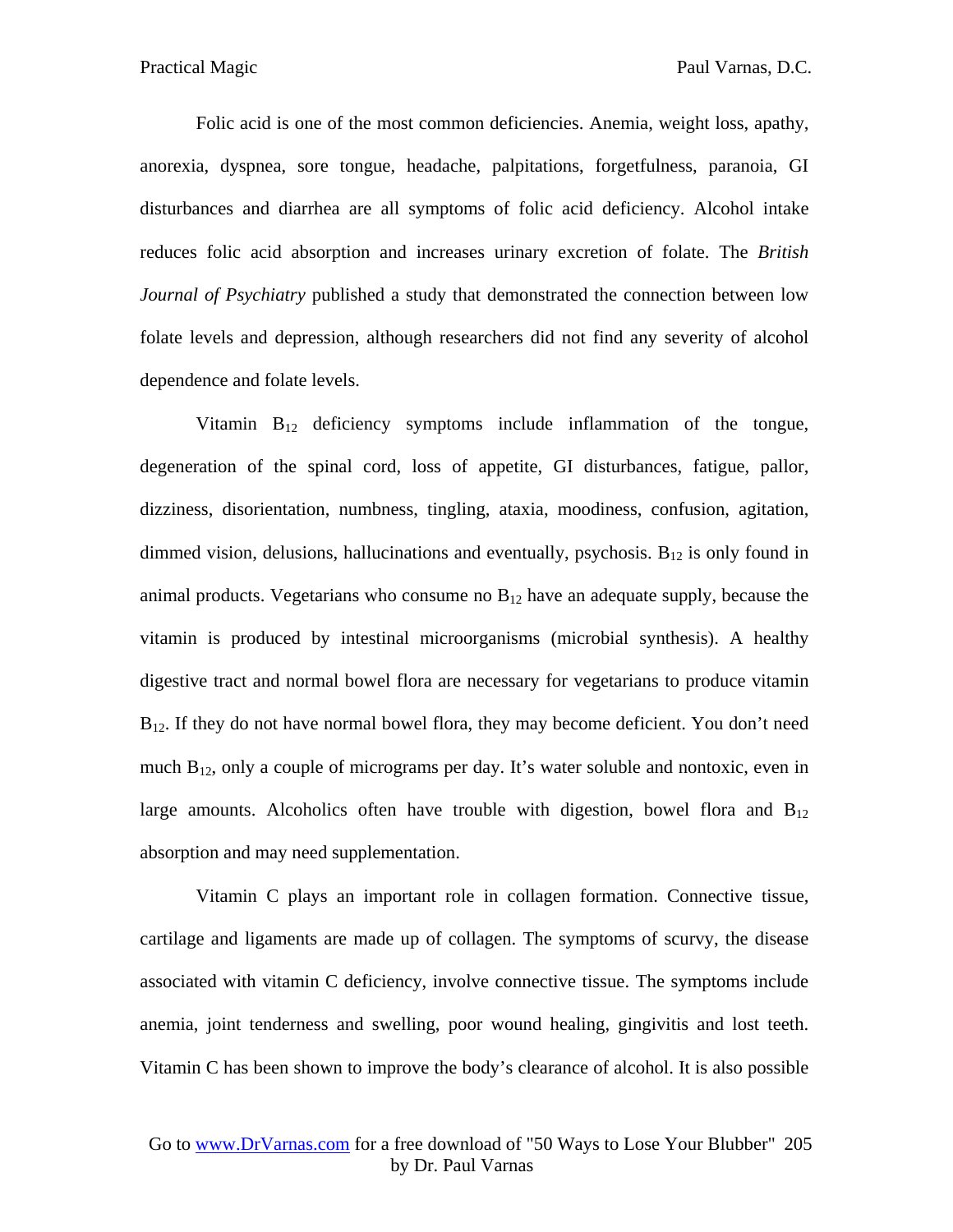Folic acid is one of the most common deficiencies. Anemia, weight loss, apathy, anorexia, dyspnea, sore tongue, headache, palpitations, forgetfulness, paranoia, GI disturbances and diarrhea are all symptoms of folic acid deficiency. Alcohol intake reduces folic acid absorption and increases urinary excretion of folate. The *British Journal of Psychiatry* published a study that demonstrated the connection between low folate levels and depression, although researchers did not find any severity of alcohol dependence and folate levels.

Vitamin $B_{12}$ deficiency symptoms include inflammation of the tongue, degeneration of the spinal cord, loss of appetite, GI disturbances, fatigue, pallor, dizziness, disorientation, numbness, tingling, ataxia, moodiness, confusion, agitation, dimmed vision, delusions, hallucinations and eventually, psychosis. $B_{12}$ is only found in animal products. Vegetarians who consume no $B_{12}$ have an adequate supply, because the vitamin is produced by intestinal microorganisms (microbial synthesis). A healthy digestive tract and normal bowel flora are necessary for vegetarians to produce vitamin $B_{12}$. If they do not have normal bowel flora, they may become deficient. You don't need much $B_{12}$, only a couple of micrograms per day. It's water soluble and nontoxic, even in large amounts. Alcoholics often have trouble with digestion, bowel flora and $B_{12}$ absorption and may need supplementation.

Vitamin C plays an important role in collagen formation. Connective tissue, cartilage and ligaments are made up of collagen. The symptoms of scurvy, the disease associated with vitamin C deficiency, involve connective tissue. The symptoms include anemia, joint tenderness and swelling, poor wound healing, gingivitis and lost teeth. Vitamin C has been shown to improve the body's clearance of alcohol. It is also possible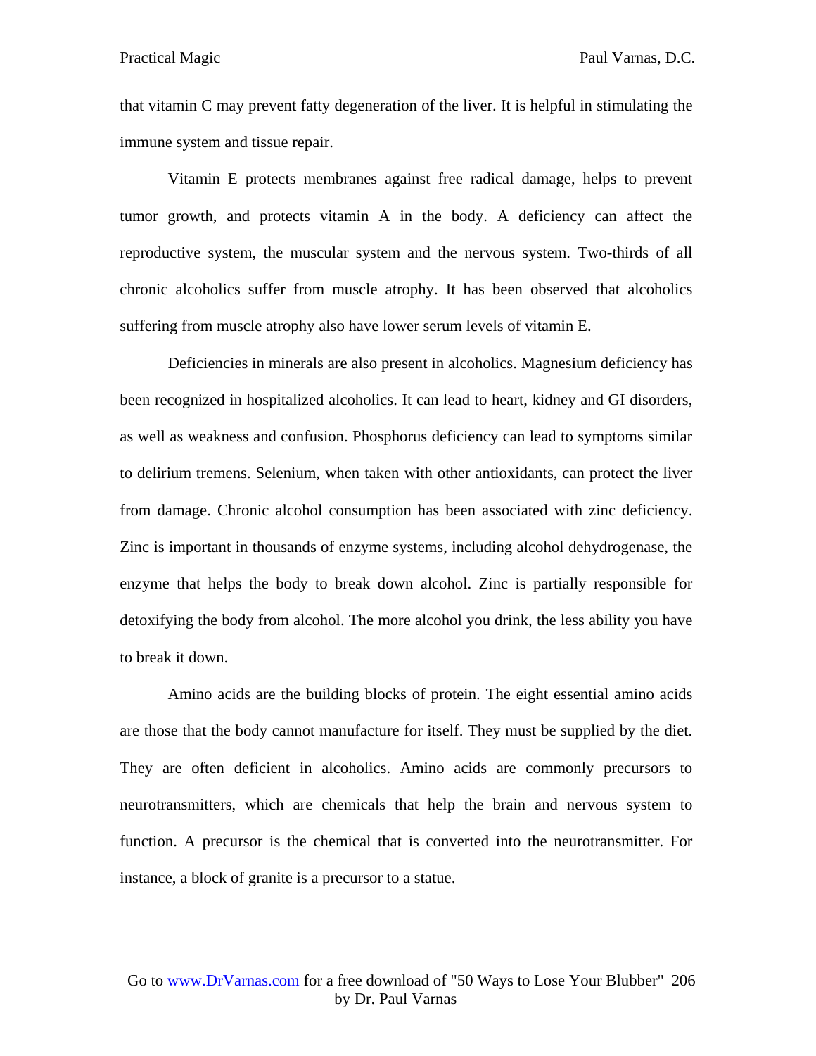that vitamin C may prevent fatty degeneration of the liver. It is helpful in stimulating the immune system and tissue repair.

Vitamin E protects membranes against free radical damage, helps to prevent tumor growth, and protects vitamin A in the body. A deficiency can affect the reproductive system, the muscular system and the nervous system. Two-thirds of all chronic alcoholics suffer from muscle atrophy. It has been observed that alcoholics suffering from muscle atrophy also have lower serum levels of vitamin E.

Deficiencies in minerals are also present in alcoholics. Magnesium deficiency has been recognized in hospitalized alcoholics. It can lead to heart, kidney and GI disorders, as well as weakness and confusion. Phosphorus deficiency can lead to symptoms similar to delirium tremens. Selenium, when taken with other antioxidants, can protect the liver from damage. Chronic alcohol consumption has been associated with zinc deficiency. Zinc is important in thousands of enzyme systems, including alcohol dehydrogenase, the enzyme that helps the body to break down alcohol. Zinc is partially responsible for detoxifying the body from alcohol. The more alcohol you drink, the less ability you have to break it down.

Amino acids are the building blocks of protein. The eight essential amino acids are those that the body cannot manufacture for itself. They must be supplied by the diet. They are often deficient in alcoholics. Amino acids are commonly precursors to neurotransmitters, which are chemicals that help the brain and nervous system to function. A precursor is the chemical that is converted into the neurotransmitter. For instance, a block of granite is a precursor to a statue.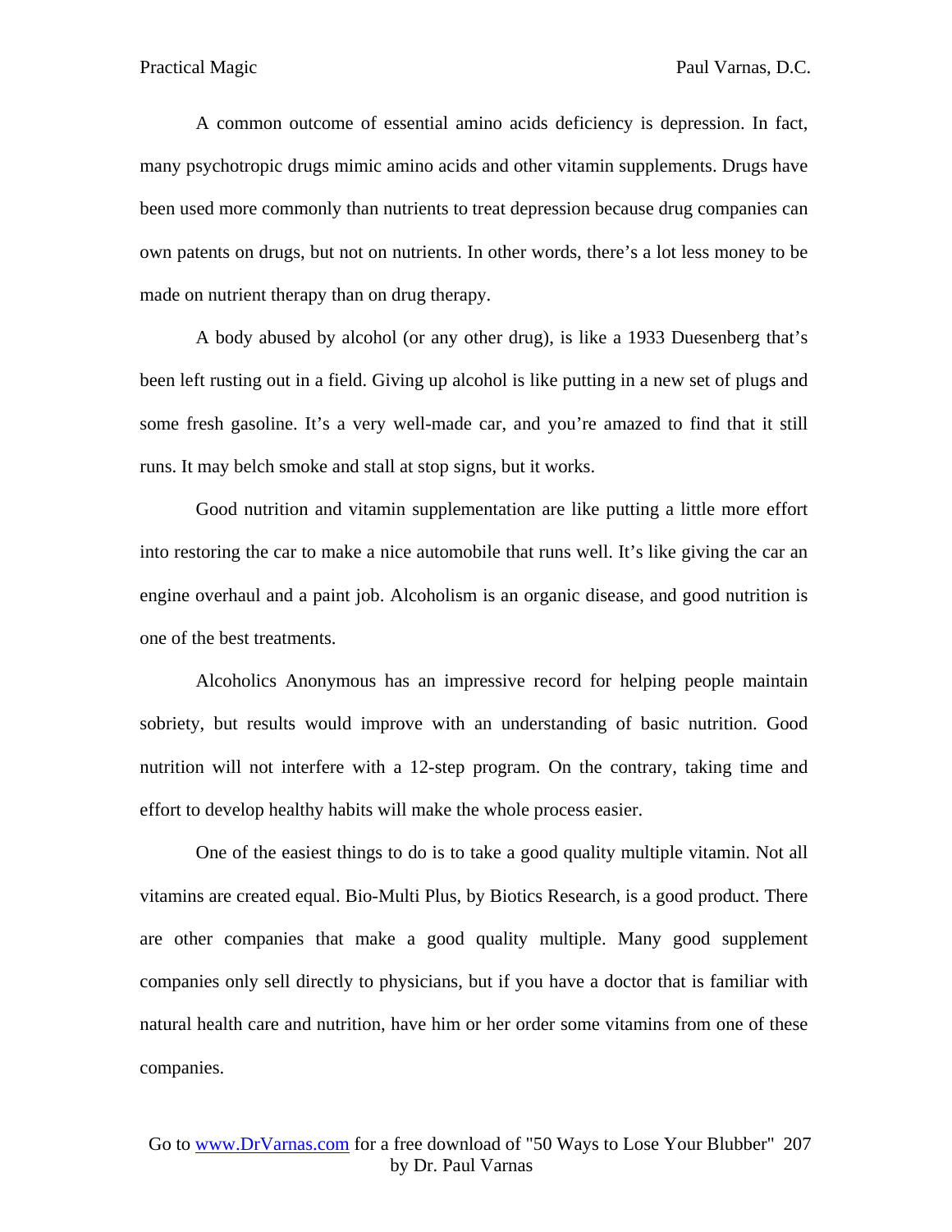A common outcome of essential amino acids deficiency is depression. In fact, many psychotropic drugs mimic amino acids and other vitamin supplements. Drugs have been used more commonly than nutrients to treat depression because drug companies can own patents on drugs, but not on nutrients. In other words, there's a lot less money to be made on nutrient therapy than on drug therapy.

A body abused by alcohol (or any other drug), is like a 1933 Duesenberg that's been left rusting out in a field. Giving up alcohol is like putting in a new set of plugs and some fresh gasoline. It's a very well-made car, and you're amazed to find that it still runs. It may belch smoke and stall at stop signs, but it works.

Good nutrition and vitamin supplementation are like putting a little more effort into restoring the car to make a nice automobile that runs well. It's like giving the car an engine overhaul and a paint job. Alcoholism is an organic disease, and good nutrition is one of the best treatments.

Alcoholics Anonymous has an impressive record for helping people maintain sobriety, but results would improve with an understanding of basic nutrition. Good nutrition will not interfere with a 12-step program. On the contrary, taking time and effort to develop healthy habits will make the whole process easier.

One of the easiest things to do is to take a good quality multiple vitamin. Not all vitamins are created equal. Bio-Multi Plus, by Biotics Research, is a good product. There are other companies that make a good quality multiple. Many good supplement companies only sell directly to physicians, but if you have a doctor that is familiar with natural health care and nutrition, have him or her order some vitamins from one of these companies.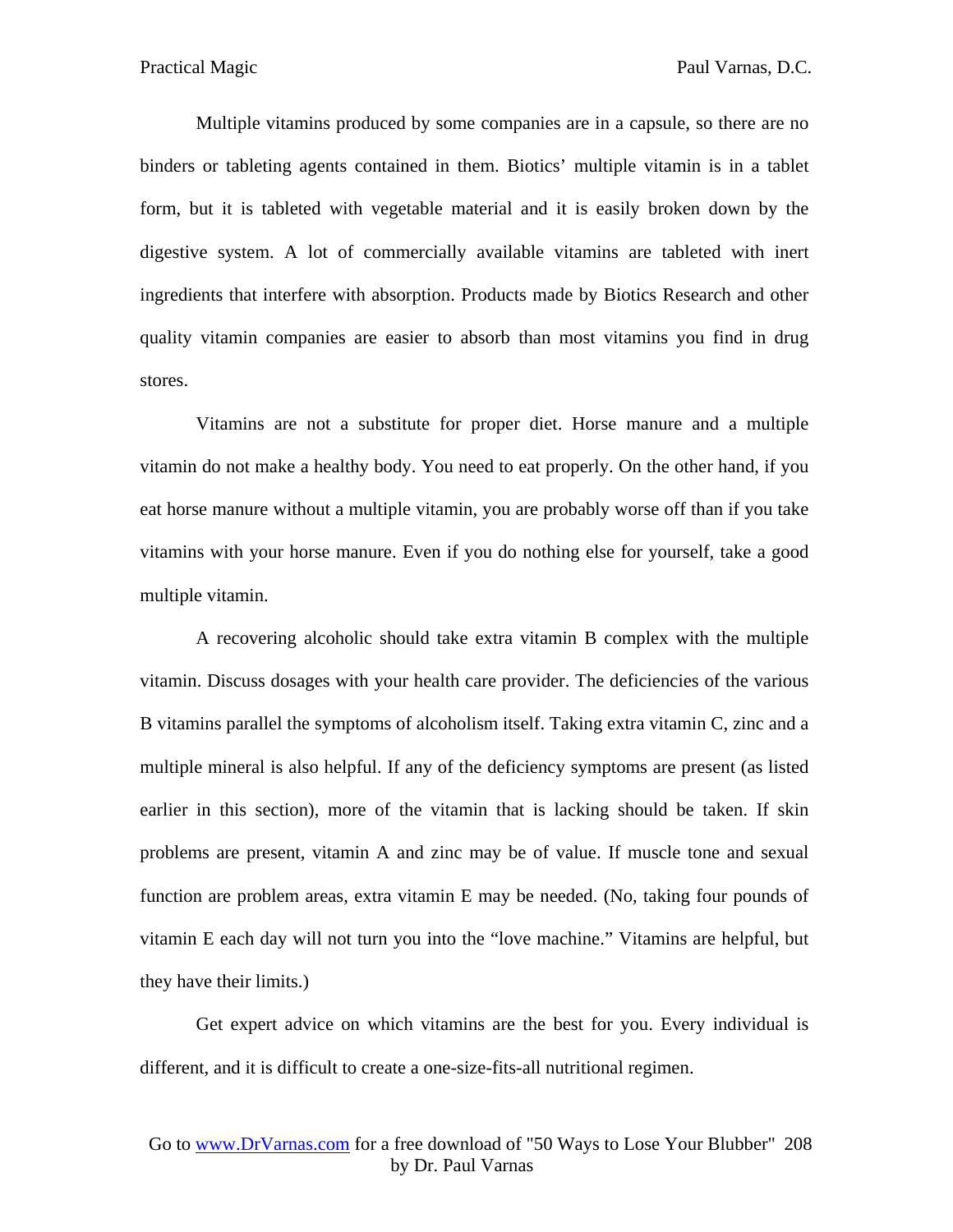Multiple vitamins produced by some companies are in a capsule, so there are no binders or tableting agents contained in them. Biotics' multiple vitamin is in a tablet form, but it is tableted with vegetable material and it is easily broken down by the digestive system. A lot of commercially available vitamins are tableted with inert ingredients that interfere with absorption. Products made by Biotics Research and other quality vitamin companies are easier to absorb than most vitamins you find in drug stores.

Vitamins are not a substitute for proper diet. Horse manure and a multiple vitamin do not make a healthy body. You need to eat properly. On the other hand, if you eat horse manure without a multiple vitamin, you are probably worse off than if you take vitamins with your horse manure. Even if you do nothing else for yourself, take a good multiple vitamin.

A recovering alcoholic should take extra vitamin B complex with the multiple vitamin. Discuss dosages with your health care provider. The deficiencies of the various B vitamins parallel the symptoms of alcoholism itself. Taking extra vitamin C, zinc and a multiple mineral is also helpful. If any of the deficiency symptoms are present (as listed earlier in this section), more of the vitamin that is lacking should be taken. If skin problems are present, vitamin A and zinc may be of value. If muscle tone and sexual function are problem areas, extra vitamin E may be needed. (No, taking four pounds of vitamin E each day will not turn you into the "love machine." Vitamins are helpful, but they have their limits.)

Get expert advice on which vitamins are the best for you. Every individual is different, and it is difficult to create a one-size-fits-all nutritional regimen.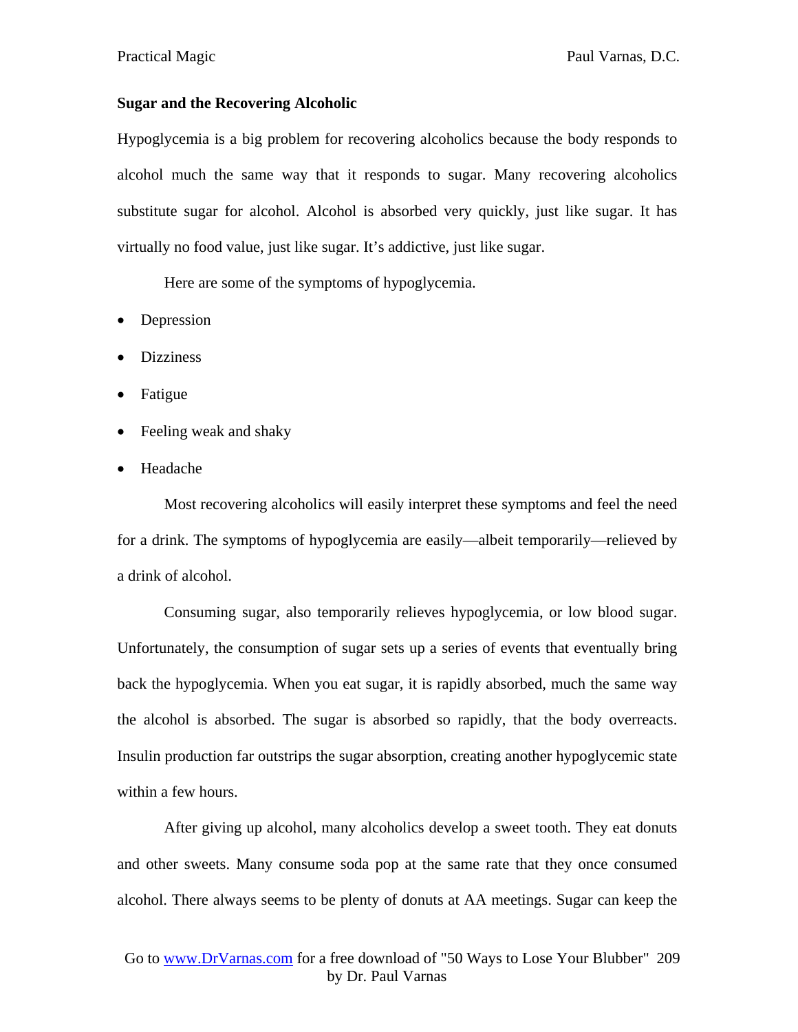**Sugar and the Recovering Alcoholic**

Hypoglycemia is a big problem for recovering alcoholics because the body responds to alcohol much the same way that it responds to sugar. Many recovering alcoholics substitute sugar for alcohol. Alcohol is absorbed very quickly, just like sugar. It has virtually no food value, just like sugar. It's addictive, just like sugar.

Here are some of the symptoms of hypoglycemia.

- Depression
- Dizziness
- Fatigue
- Feeling weak and shaky
- Headache

Most recovering alcoholics will easily interpret these symptoms and feel the need for a drink. The symptoms of hypoglycemia are easily—albeit temporarily—relieved by a drink of alcohol.

Consuming sugar, also temporarily relieves hypoglycemia, or low blood sugar. Unfortunately, the consumption of sugar sets up a series of events that eventually bring back the hypoglycemia. When you eat sugar, it is rapidly absorbed, much the same way the alcohol is absorbed. The sugar is absorbed so rapidly, that the body overreacts. Insulin production far outstrips the sugar absorption, creating another hypoglycemic state within a few hours.

After giving up alcohol, many alcoholics develop a sweet tooth. They eat donuts and other sweets. Many consume soda pop at the same rate that they once consumed alcohol. There always seems to be plenty of donuts at AA meetings. Sugar can keep the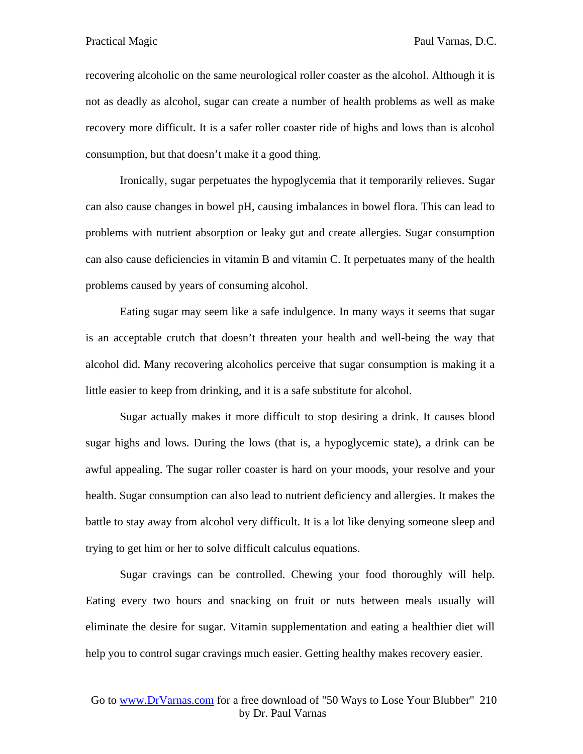recovering alcoholic on the same neurological roller coaster as the alcohol. Although it is not as deadly as alcohol, sugar can create a number of health problems as well as make recovery more difficult. It is a safer roller coaster ride of highs and lows than is alcohol consumption, but that doesn't make it a good thing.

Ironically, sugar perpetuates the hypoglycemia that it temporarily relieves. Sugar can also cause changes in bowel pH, causing imbalances in bowel flora. This can lead to problems with nutrient absorption or leaky gut and create allergies. Sugar consumption can also cause deficiencies in vitamin B and vitamin C. It perpetuates many of the health problems caused by years of consuming alcohol.

Eating sugar may seem like a safe indulgence. In many ways it seems that sugar is an acceptable crutch that doesn't threaten your health and well-being the way that alcohol did. Many recovering alcoholics perceive that sugar consumption is making it a little easier to keep from drinking, and it is a safe substitute for alcohol.

Sugar actually makes it more difficult to stop desiring a drink. It causes blood sugar highs and lows. During the lows (that is, a hypoglycemic state), a drink can be awful appealing. The sugar roller coaster is hard on your moods, your resolve and your health. Sugar consumption can also lead to nutrient deficiency and allergies. It makes the battle to stay away from alcohol very difficult. It is a lot like denying someone sleep and trying to get him or her to solve difficult calculus equations.

Sugar cravings can be controlled. Chewing your food thoroughly will help. Eating every two hours and snacking on fruit or nuts between meals usually will eliminate the desire for sugar. Vitamin supplementation and eating a healthier diet will help you to control sugar cravings much easier. Getting healthy makes recovery easier.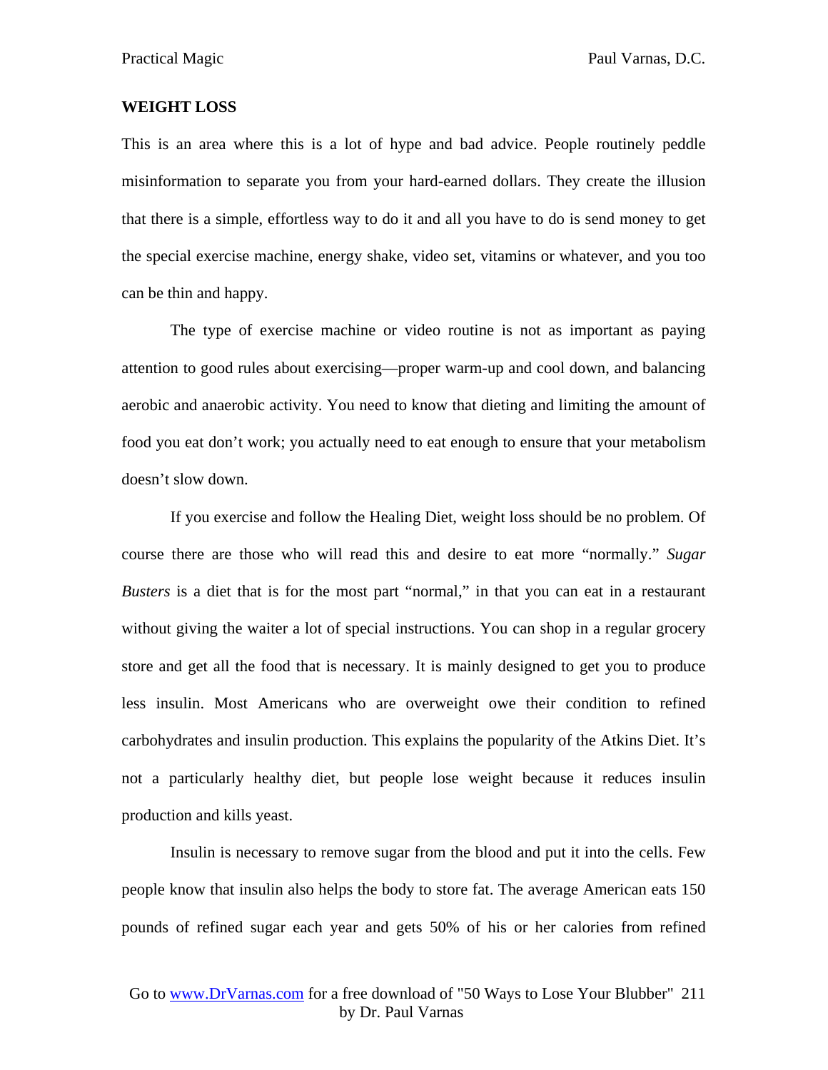**WEIGHT LOSS**

This is an area where this is a lot of hype and bad advice. People routinely peddle misinformation to separate you from your hard-earned dollars. They create the illusion that there is a simple, effortless way to do it and all you have to do is send money to get the special exercise machine, energy shake, video set, vitamins or whatever, and you too can be thin and happy.

The type of exercise machine or video routine is not as important as paying attention to good rules about exercising—proper warm-up and cool down, and balancing aerobic and anaerobic activity. You need to know that dieting and limiting the amount of food you eat don't work; you actually need to eat enough to ensure that your metabolism doesn't slow down.

If you exercise and follow the Healing Diet, weight loss should be no problem. Of course there are those who will read this and desire to eat more "normally." *Sugar Busters* is a diet that is for the most part "normal," in that you can eat in a restaurant without giving the waiter a lot of special instructions. You can shop in a regular grocery store and get all the food that is necessary. It is mainly designed to get you to produce less insulin. Most Americans who are overweight owe their condition to refined carbohydrates and insulin production. This explains the popularity of the Atkins Diet. It's not a particularly healthy diet, but people lose weight because it reduces insulin production and kills yeast.

Insulin is necessary to remove sugar from the blood and put it into the cells. Few people know that insulin also helps the body to store fat. The average American eats 150 pounds of refined sugar each year and gets 50% of his or her calories from refined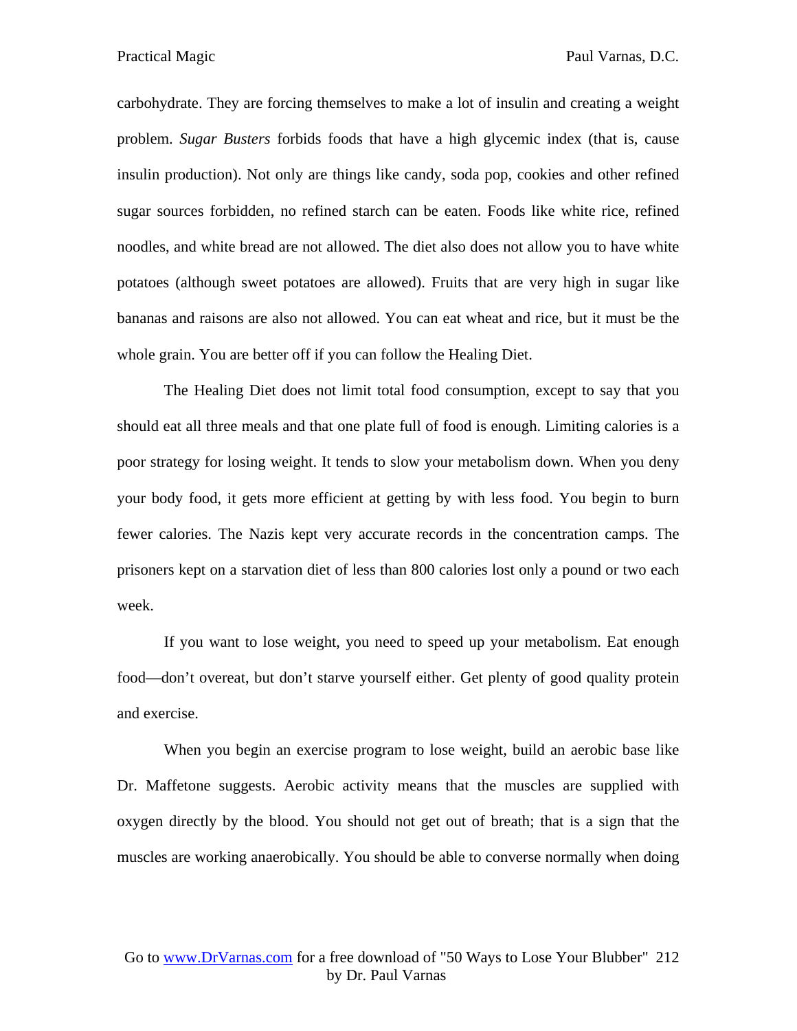carbohydrate. They are forcing themselves to make a lot of insulin and creating a weight problem. *Sugar Busters* forbids foods that have a high glycemic index (that is, cause insulin production). Not only are things like candy, soda pop, cookies and other refined sugar sources forbidden, no refined starch can be eaten. Foods like white rice, refined noodles, and white bread are not allowed. The diet also does not allow you to have white potatoes (although sweet potatoes are allowed). Fruits that are very high in sugar like bananas and raisons are also not allowed. You can eat wheat and rice, but it must be the whole grain. You are better off if you can follow the Healing Diet.

The Healing Diet does not limit total food consumption, except to say that you should eat all three meals and that one plate full of food is enough. Limiting calories is a poor strategy for losing weight. It tends to slow your metabolism down. When you deny your body food, it gets more efficient at getting by with less food. You begin to burn fewer calories. The Nazis kept very accurate records in the concentration camps. The prisoners kept on a starvation diet of less than 800 calories lost only a pound or two each week.

If you want to lose weight, you need to speed up your metabolism. Eat enough food—don't overeat, but don't starve yourself either. Get plenty of good quality protein and exercise.

When you begin an exercise program to lose weight, build an aerobic base like Dr. Maffetone suggests. Aerobic activity means that the muscles are supplied with oxygen directly by the blood. You should not get out of breath; that is a sign that the muscles are working anaerobically. You should be able to converse normally when doing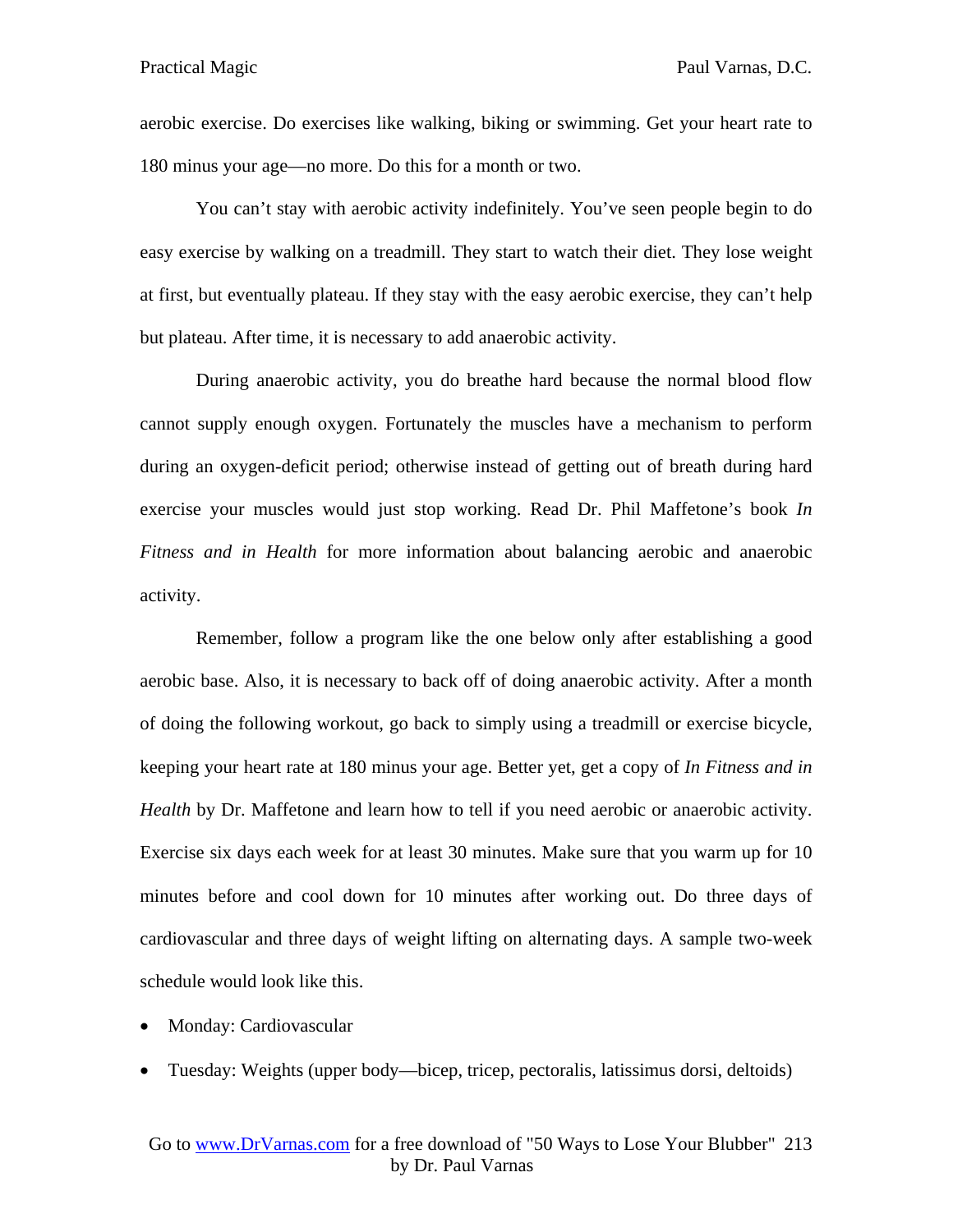aerobic exercise. Do exercises like walking, biking or swimming. Get your heart rate to 180 minus your age—no more. Do this for a month or two.

You can't stay with aerobic activity indefinitely. You've seen people begin to do easy exercise by walking on a treadmill. They start to watch their diet. They lose weight at first, but eventually plateau. If they stay with the easy aerobic exercise, they can't help but plateau. After time, it is necessary to add anaerobic activity.

During anaerobic activity, you do breathe hard because the normal blood flow cannot supply enough oxygen. Fortunately the muscles have a mechanism to perform during an oxygen-deficit period; otherwise instead of getting out of breath during hard exercise your muscles would just stop working. Read Dr. Phil Maffetone's book *In Fitness and in Health* for more information about balancing aerobic and anaerobic activity.

Remember, follow a program like the one below only after establishing a good aerobic base. Also, it is necessary to back off of doing anaerobic activity. After a month of doing the following workout, go back to simply using a treadmill or exercise bicycle, keeping your heart rate at 180 minus your age. Better yet, get a copy of *In Fitness and in Health* by Dr. Maffetone and learn how to tell if you need aerobic or anaerobic activity. Exercise six days each week for at least 30 minutes. Make sure that you warm up for 10 minutes before and cool down for 10 minutes after working out. Do three days of cardiovascular and three days of weight lifting on alternating days. A sample two-week schedule would look like this.

- Monday: Cardiovascular
- Tuesday: Weights (upper body—bicep, tricep, pectoralis, latissimus dorsi, deltoids)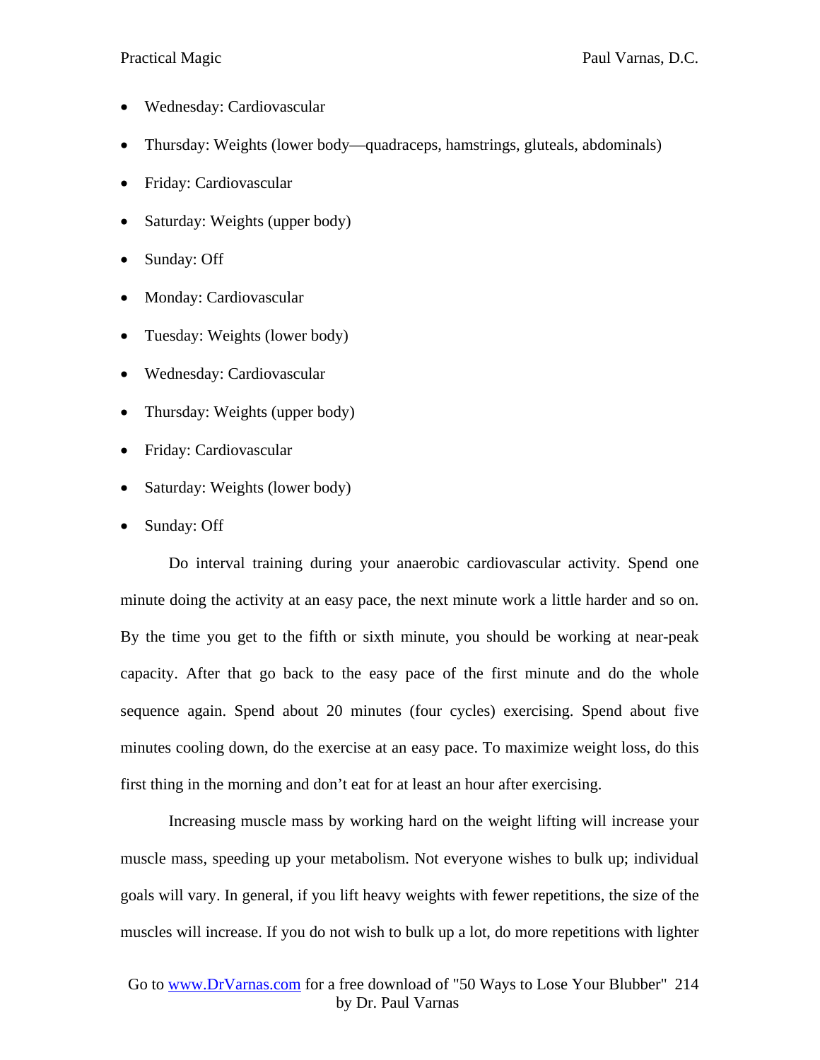- Wednesday: Cardiovascular
- Thursday: Weights (lower body—quadraceps, hamstrings, gluteals, abdominals)
- Friday: Cardiovascular
- Saturday: Weights (upper body)
- Sunday: Off
- Monday: Cardiovascular
- Tuesday: Weights (lower body)
- Wednesday: Cardiovascular
- Thursday: Weights (upper body)
- Friday: Cardiovascular
- Saturday: Weights (lower body)
- Sunday: Off

Do interval training during your anaerobic cardiovascular activity. Spend one minute doing the activity at an easy pace, the next minute work a little harder and so on. By the time you get to the fifth or sixth minute, you should be working at near-peak capacity. After that go back to the easy pace of the first minute and do the whole sequence again. Spend about 20 minutes (four cycles) exercising. Spend about five minutes cooling down, do the exercise at an easy pace. To maximize weight loss, do this first thing in the morning and don't eat for at least an hour after exercising.

Increasing muscle mass by working hard on the weight lifting will increase your muscle mass, speeding up your metabolism. Not everyone wishes to bulk up; individual goals will vary. In general, if you lift heavy weights with fewer repetitions, the size of the muscles will increase. If you do not wish to bulk up a lot, do more repetitions with lighter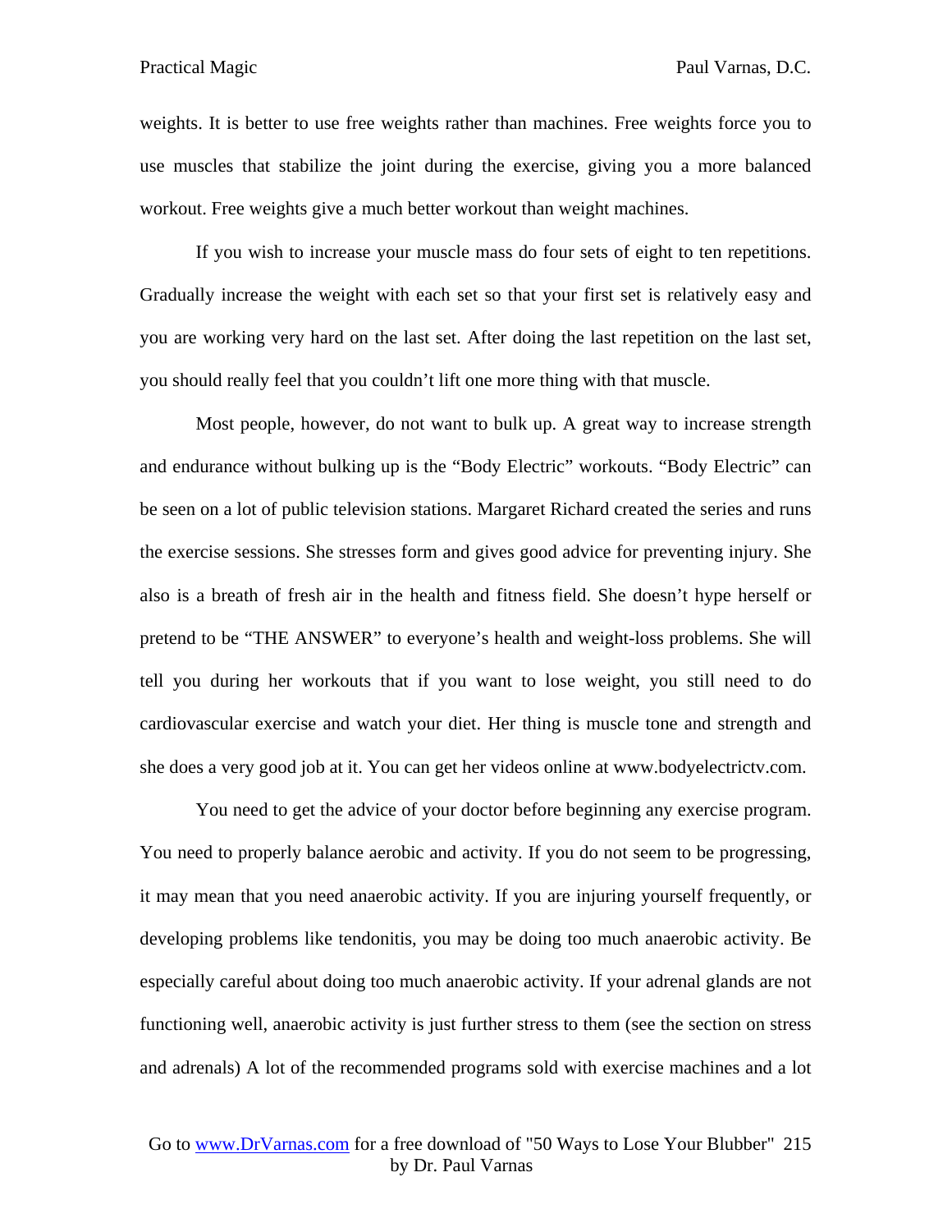weights. It is better to use free weights rather than machines. Free weights force you to use muscles that stabilize the joint during the exercise, giving you a more balanced workout. Free weights give a much better workout than weight machines.

If you wish to increase your muscle mass do four sets of eight to ten repetitions. Gradually increase the weight with each set so that your first set is relatively easy and you are working very hard on the last set. After doing the last repetition on the last set, you should really feel that you couldn't lift one more thing with that muscle.

Most people, however, do not want to bulk up. A great way to increase strength and endurance without bulking up is the "Body Electric" workouts. "Body Electric" can be seen on a lot of public television stations. Margaret Richard created the series and runs the exercise sessions. She stresses form and gives good advice for preventing injury. She also is a breath of fresh air in the health and fitness field. She doesn't hype herself or pretend to be "THE ANSWER" to everyone's health and weight-loss problems. She will tell you during her workouts that if you want to lose weight, you still need to do cardiovascular exercise and watch your diet. Her thing is muscle tone and strength and she does a very good job at it. You can get her videos online at www.bodyelectrictv.com.

You need to get the advice of your doctor before beginning any exercise program. You need to properly balance aerobic and activity. If you do not seem to be progressing, it may mean that you need anaerobic activity. If you are injuring yourself frequently, or developing problems like tendonitis, you may be doing too much anaerobic activity. Be especially careful about doing too much anaerobic activity. If your adrenal glands are not functioning well, anaerobic activity is just further stress to them (see the section on stress and adrenals) A lot of the recommended programs sold with exercise machines and a lot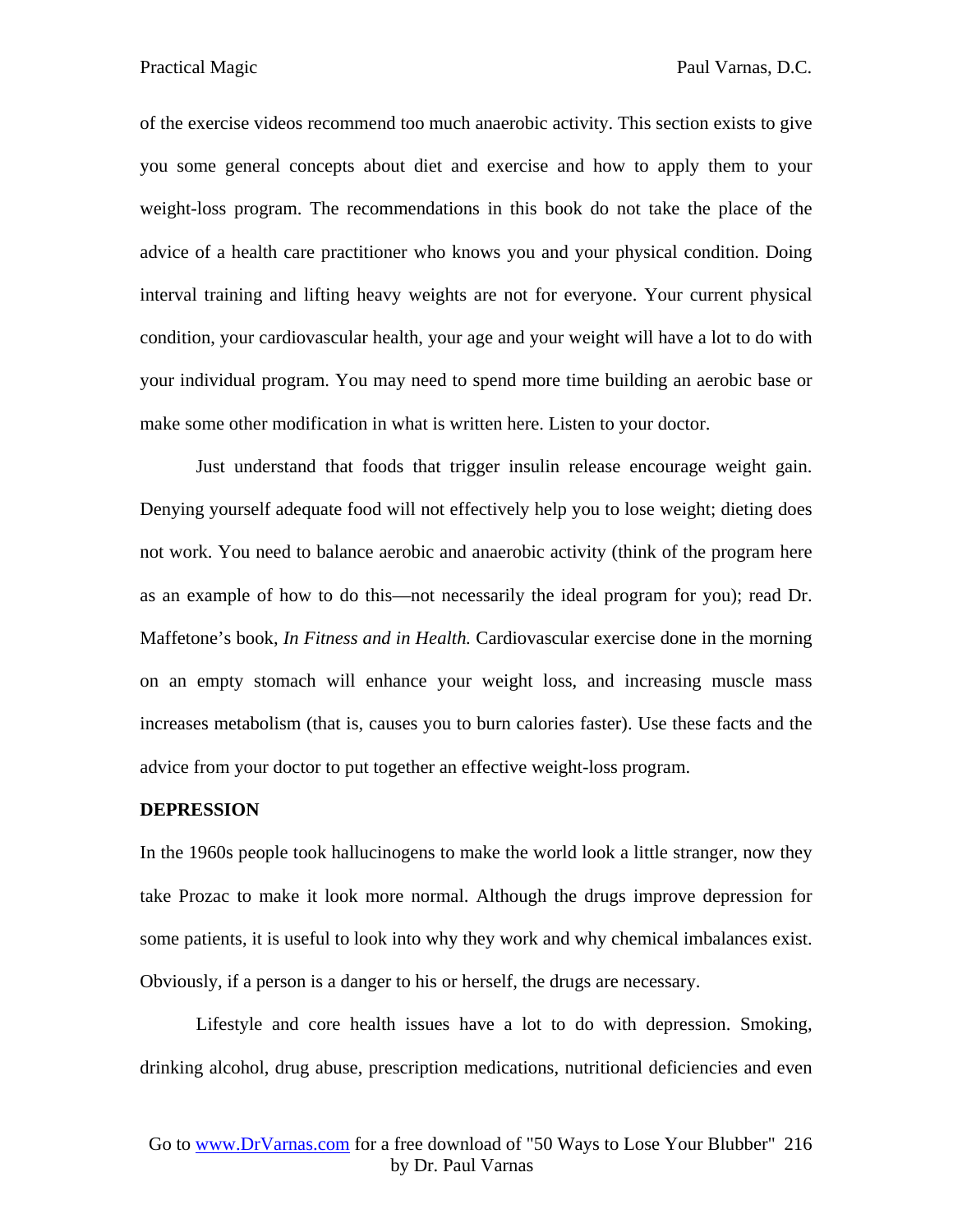of the exercise videos recommend too much anaerobic activity. This section exists to give you some general concepts about diet and exercise and how to apply them to your weight-loss program. The recommendations in this book do not take the place of the advice of a health care practitioner who knows you and your physical condition. Doing interval training and lifting heavy weights are not for everyone. Your current physical condition, your cardiovascular health, your age and your weight will have a lot to do with your individual program. You may need to spend more time building an aerobic base or make some other modification in what is written here. Listen to your doctor.

Just understand that foods that trigger insulin release encourage weight gain. Denying yourself adequate food will not effectively help you to lose weight; dieting does not work. You need to balance aerobic and anaerobic activity (think of the program here as an example of how to do this—not necessarily the ideal program for you); read Dr. Maffetone's book, *In Fitness and in Health.* Cardiovascular exercise done in the morning on an empty stomach will enhance your weight loss, and increasing muscle mass increases metabolism (that is, causes you to burn calories faster). Use these facts and the advice from your doctor to put together an effective weight-loss program.

**DEPRESSION**

In the 1960s people took hallucinogens to make the world look a little stranger, now they take Prozac to make it look more normal. Although the drugs improve depression for some patients, it is useful to look into why they work and why chemical imbalances exist. Obviously, if a person is a danger to his or herself, the drugs are necessary.

Lifestyle and core health issues have a lot to do with depression. Smoking, drinking alcohol, drug abuse, prescription medications, nutritional deficiencies and even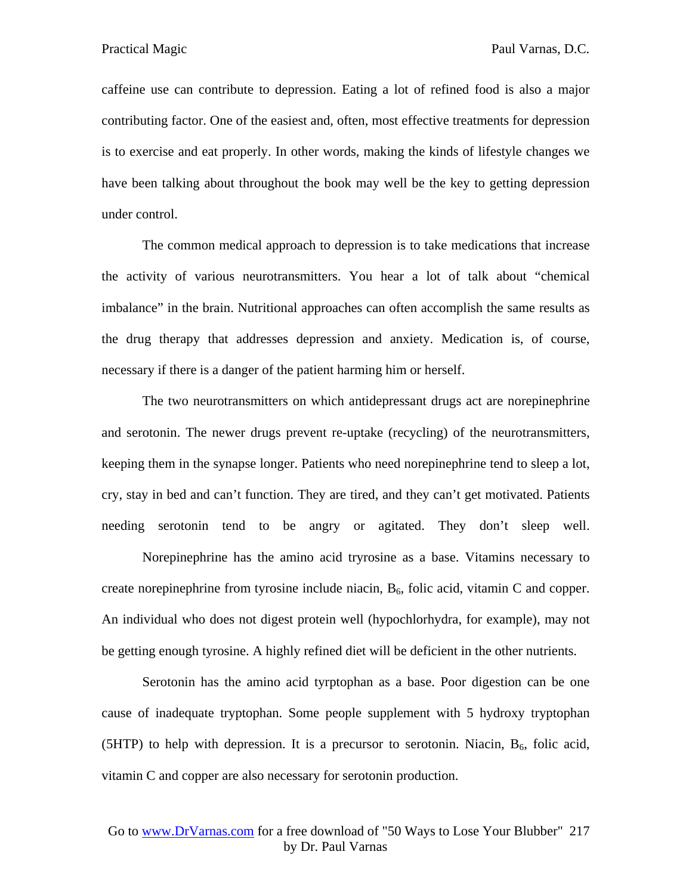caffeine use can contribute to depression. Eating a lot of refined food is also a major contributing factor. One of the easiest and, often, most effective treatments for depression is to exercise and eat properly. In other words, making the kinds of lifestyle changes we have been talking about throughout the book may well be the key to getting depression under control.

The common medical approach to depression is to take medications that increase the activity of various neurotransmitters. You hear a lot of talk about "chemical imbalance" in the brain. Nutritional approaches can often accomplish the same results as the drug therapy that addresses depression and anxiety. Medication is, of course, necessary if there is a danger of the patient harming him or herself.

The two neurotransmitters on which antidepressant drugs act are norepinephrine and serotonin. The newer drugs prevent re-uptake (recycling) of the neurotransmitters, keeping them in the synapse longer. Patients who need norepinephrine tend to sleep a lot, cry, stay in bed and can't function. They are tired, and they can't get motivated. Patients needing serotonin tend to be angry or agitated. They don't sleep well.

Norepinephrine has the amino acid tryrosine as a base. Vitamins necessary to create norepinephrine from tyrosine include niacin, $B_6$, folic acid, vitamin C and copper. An individual who does not digest protein well (hypochlorhydra, for example), may not be getting enough tyrosine. A highly refined diet will be deficient in the other nutrients.

Serotonin has the amino acid tyrptophan as a base. Poor digestion can be one cause of inadequate tryptophan. Some people supplement with 5 hydroxy tryptophan (5HTP) to help with depression. It is a precursor to serotonin. Niacin, $B_6$, folic acid, vitamin C and copper are also necessary for serotonin production.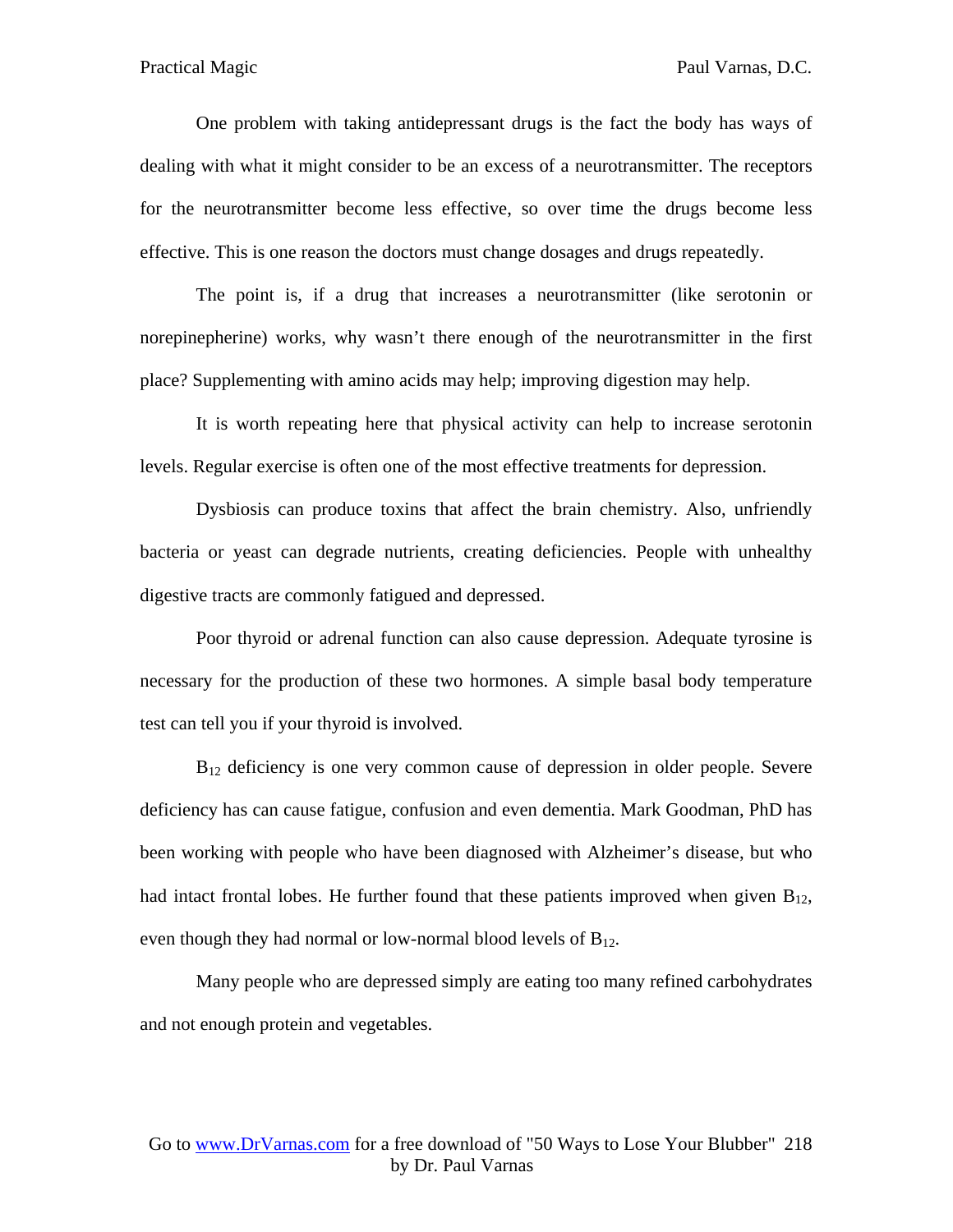One problem with taking antidepressant drugs is the fact the body has ways of dealing with what it might consider to be an excess of a neurotransmitter. The receptors for the neurotransmitter become less effective, so over time the drugs become less effective. This is one reason the doctors must change dosages and drugs repeatedly.

The point is, if a drug that increases a neurotransmitter (like serotonin or norepinepherine) works, why wasn't there enough of the neurotransmitter in the first place? Supplementing with amino acids may help; improving digestion may help.

It is worth repeating here that physical activity can help to increase serotonin levels. Regular exercise is often one of the most effective treatments for depression.

Dysbiosis can produce toxins that affect the brain chemistry. Also, unfriendly bacteria or yeast can degrade nutrients, creating deficiencies. People with unhealthy digestive tracts are commonly fatigued and depressed.

Poor thyroid or adrenal function can also cause depression. Adequate tyrosine is necessary for the production of these two hormones. A simple basal body temperature test can tell you if your thyroid is involved.

$B_{12}$ deficiency is one very common cause of depression in older people. Severe deficiency has can cause fatigue, confusion and even dementia. Mark Goodman, PhD has been working with people who have been diagnosed with Alzheimer's disease, but who had intact frontal lobes. He further found that these patients improved when given $B_{12}$, even though they had normal or low-normal blood levels of $B_{12}$.

Many people who are depressed simply are eating too many refined carbohydrates and not enough protein and vegetables.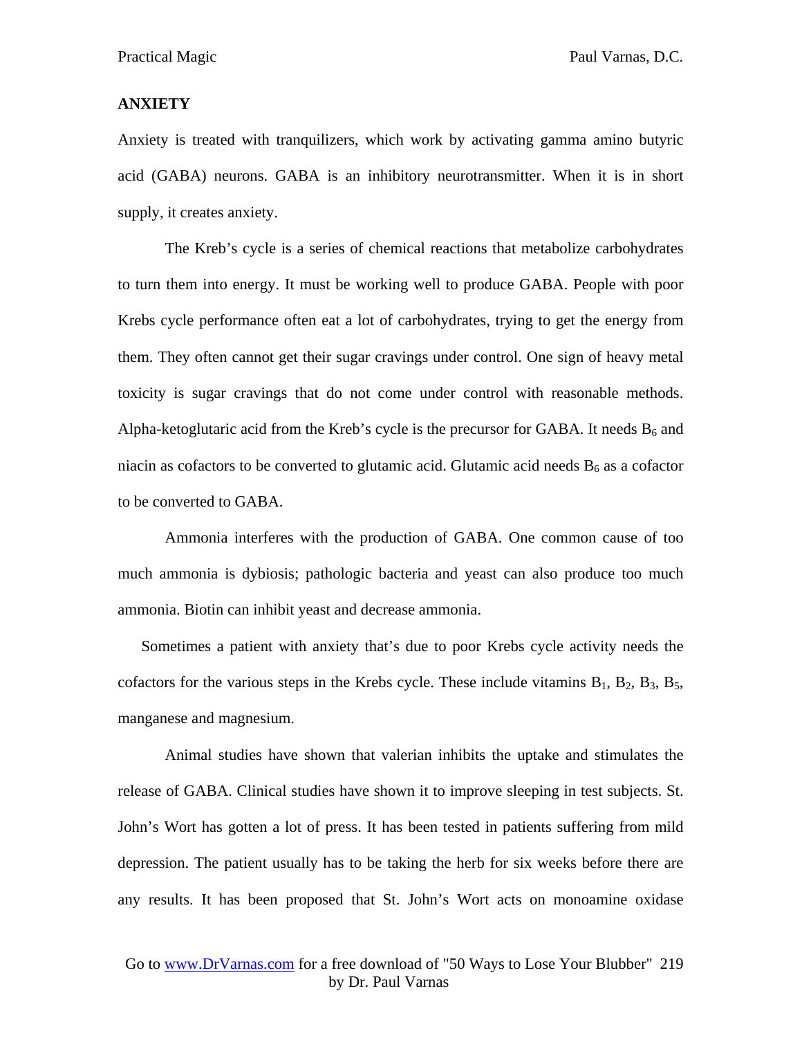## ANXIETY

Anxiety is treated with tranquilizers, which work by activating gamma amino butyric acid (GABA) neurons. GABA is an inhibitory neurotransmitter. When it is in short supply, it creates anxiety.

The Kreb's cycle is a series of chemical reactions that metabolize carbohydrates to turn them into energy. It must be working well to produce GABA. People with poor Krebs cycle performance often eat a lot of carbohydrates, trying to get the energy from them. They often cannot get their sugar cravings under control. One sign of heavy metal toxicity is sugar cravings that do not come under control with reasonable methods. Alpha-ketoglutaric acid from the Kreb's cycle is the precursor for GABA. It needs $B_6$ and niacin as cofactors to be converted to glutamic acid. Glutamic acid needs $B_6$ as a cofactor to be converted to GABA.

Ammonia interferes with the production of GABA. One common cause of too much ammonia is dybiosis; pathologic bacteria and yeast can also produce too much ammonia. Biotin can inhibit yeast and decrease ammonia.

Sometimes a patient with anxiety that's due to poor Krebs cycle activity needs the cofactors for the various steps in the Krebs cycle. These include vitamins $B_1$, $B_2$, $B_3$, $B_5$, manganese and magnesium.

Animal studies have shown that valerian inhibits the uptake and stimulates the release of GABA. Clinical studies have shown it to improve sleeping in test subjects. St. John's Wort has gotten a lot of press. It has been tested in patients suffering from mild depression. The patient usually has to be taking the herb for six weeks before there are any results. It has been proposed that St. John's Wort acts on monoamine oxidase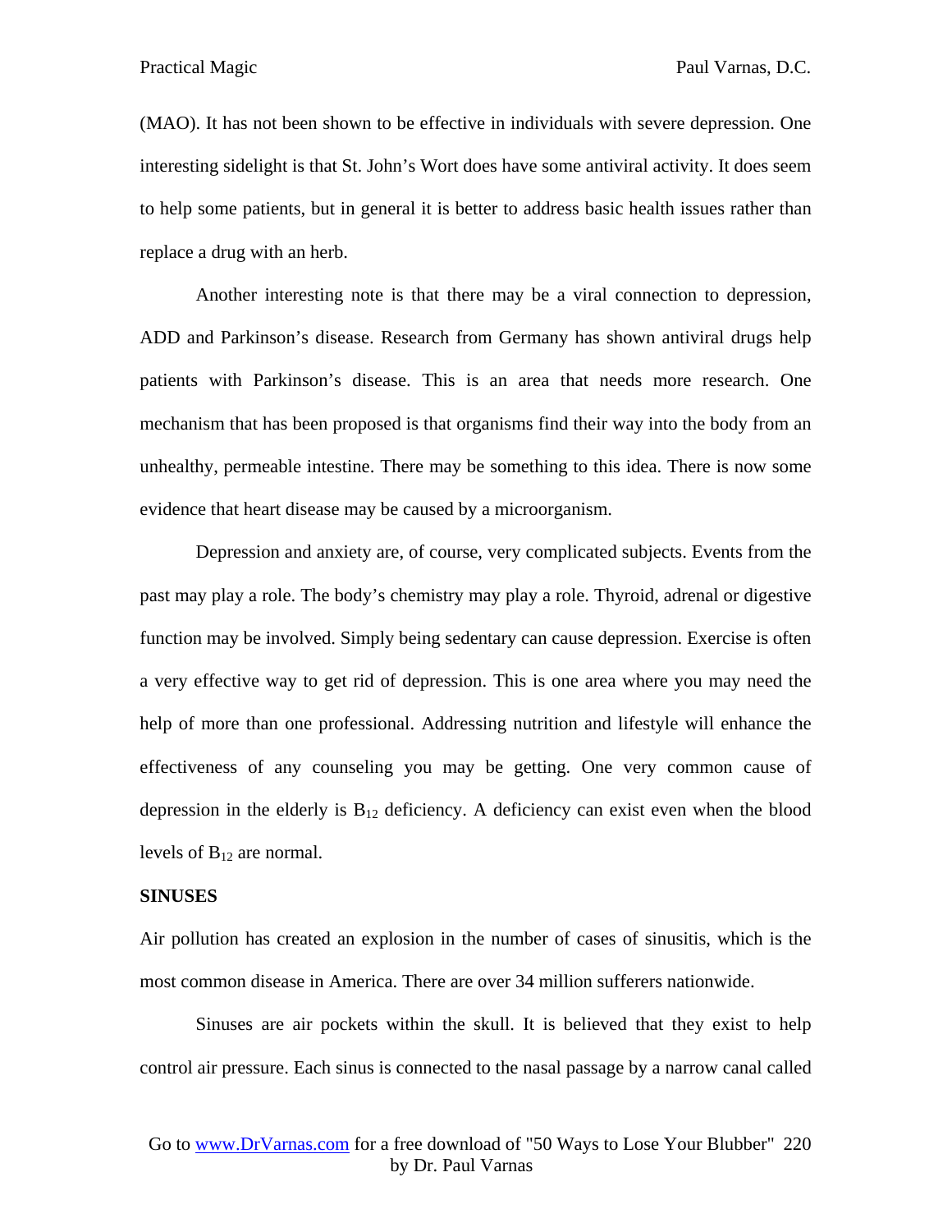(MAO). It has not been shown to be effective in individuals with severe depression. One interesting sidelight is that St. John's Wort does have some antiviral activity. It does seem to help some patients, but in general it is better to address basic health issues rather than replace a drug with an herb.

Another interesting note is that there may be a viral connection to depression, ADD and Parkinson's disease. Research from Germany has shown antiviral drugs help patients with Parkinson's disease. This is an area that needs more research. One mechanism that has been proposed is that organisms find their way into the body from an unhealthy, permeable intestine. There may be something to this idea. There is now some evidence that heart disease may be caused by a microorganism.

Depression and anxiety are, of course, very complicated subjects. Events from the past may play a role. The body's chemistry may play a role. Thyroid, adrenal or digestive function may be involved. Simply being sedentary can cause depression. Exercise is often a very effective way to get rid of depression. This is one area where you may need the help of more than one professional. Addressing nutrition and lifestyle will enhance the effectiveness of any counseling you may be getting. One very common cause of depression in the elderly is $B_{12}$ deficiency. A deficiency can exist even when the blood levels of $B_{12}$ are normal.

**SINUSES**

Air pollution has created an explosion in the number of cases of sinusitis, which is the most common disease in America. There are over 34 million sufferers nationwide.

Sinuses are air pockets within the skull. It is believed that they exist to help control air pressure. Each sinus is connected to the nasal passage by a narrow canal called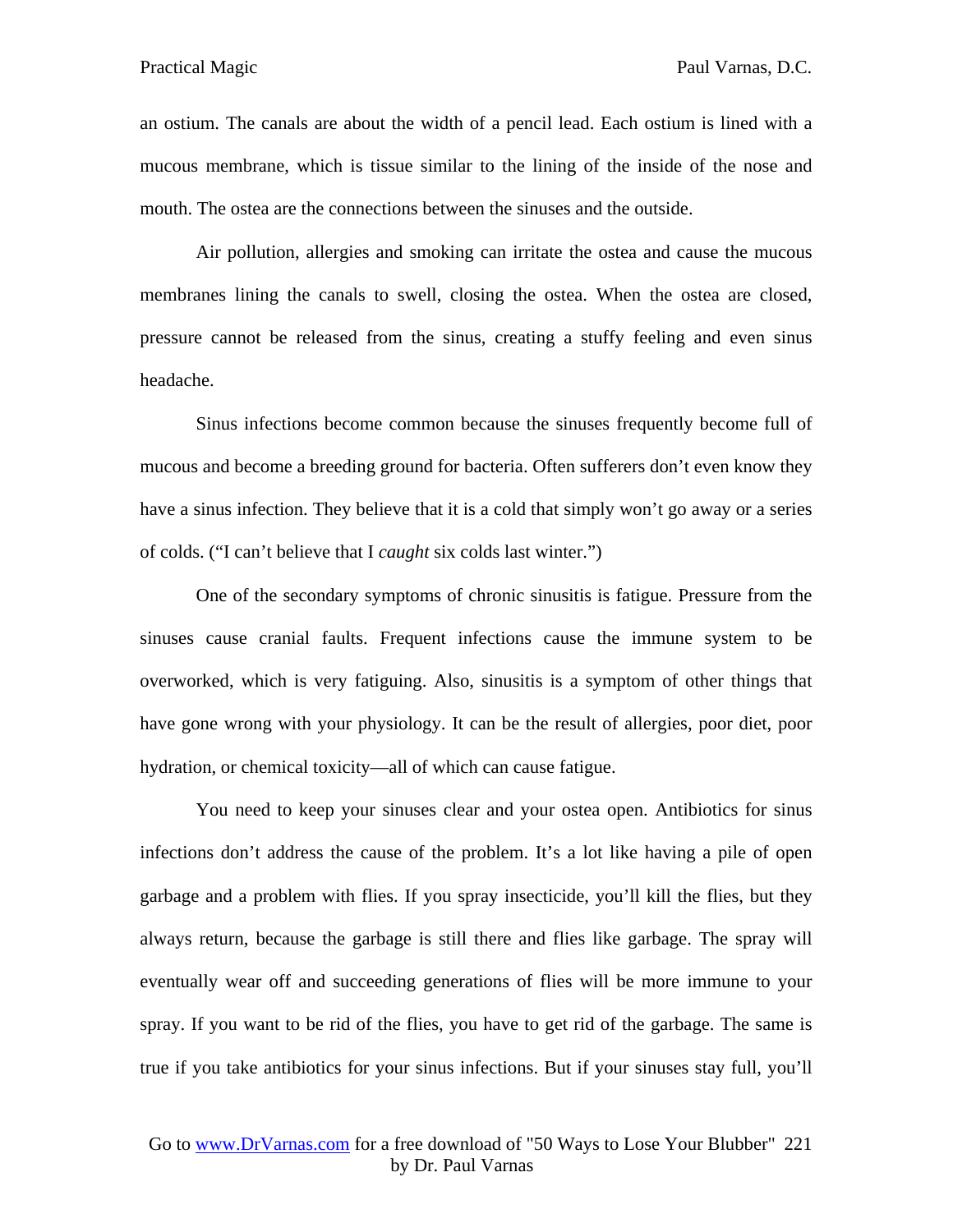an ostium. The canals are about the width of a pencil lead. Each ostium is lined with a mucous membrane, which is tissue similar to the lining of the inside of the nose and mouth. The ostea are the connections between the sinuses and the outside.

Air pollution, allergies and smoking can irritate the ostea and cause the mucous membranes lining the canals to swell, closing the ostea. When the ostea are closed, pressure cannot be released from the sinus, creating a stuffy feeling and even sinus headache.

Sinus infections become common because the sinuses frequently become full of mucous and become a breeding ground for bacteria. Often sufferers don't even know they have a sinus infection. They believe that it is a cold that simply won't go away or a series of colds. ("I can't believe that I *caught* six colds last winter.")

One of the secondary symptoms of chronic sinusitis is fatigue. Pressure from the sinuses cause cranial faults. Frequent infections cause the immune system to be overworked, which is very fatiguing. Also, sinusitis is a symptom of other things that have gone wrong with your physiology. It can be the result of allergies, poor diet, poor hydration, or chemical toxicity—all of which can cause fatigue.

You need to keep your sinuses clear and your ostea open. Antibiotics for sinus infections don't address the cause of the problem. It's a lot like having a pile of open garbage and a problem with flies. If you spray insecticide, you'll kill the flies, but they always return, because the garbage is still there and flies like garbage. The spray will eventually wear off and succeeding generations of flies will be more immune to your spray. If you want to be rid of the flies, you have to get rid of the garbage. The same is true if you take antibiotics for your sinus infections. But if your sinuses stay full, you'll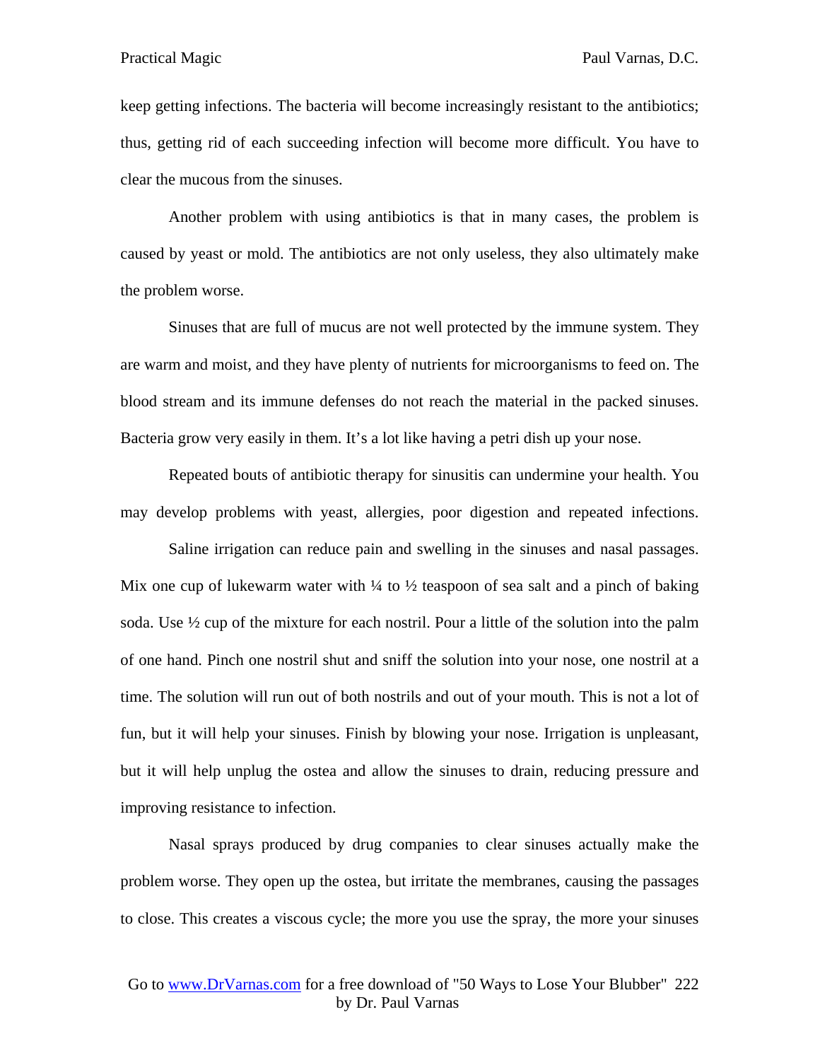keep getting infections. The bacteria will become increasingly resistant to the antibiotics; thus, getting rid of each succeeding infection will become more difficult. You have to clear the mucous from the sinuses.

Another problem with using antibiotics is that in many cases, the problem is caused by yeast or mold. The antibiotics are not only useless, they also ultimately make the problem worse.

Sinuses that are full of mucus are not well protected by the immune system. They are warm and moist, and they have plenty of nutrients for microorganisms to feed on. The blood stream and its immune defenses do not reach the material in the packed sinuses. Bacteria grow very easily in them. It's a lot like having a petri dish up your nose.

Repeated bouts of antibiotic therapy for sinusitis can undermine your health. You may develop problems with yeast, allergies, poor digestion and repeated infections.

Saline irrigation can reduce pain and swelling in the sinuses and nasal passages. Mix one cup of lukewarm water with ¼ to ½ teaspoon of sea salt and a pinch of baking soda. Use ½ cup of the mixture for each nostril. Pour a little of the solution into the palm of one hand. Pinch one nostril shut and sniff the solution into your nose, one nostril at a time. The solution will run out of both nostrils and out of your mouth. This is not a lot of fun, but it will help your sinuses. Finish by blowing your nose. Irrigation is unpleasant, but it will help unplug the ostea and allow the sinuses to drain, reducing pressure and improving resistance to infection.

Nasal sprays produced by drug companies to clear sinuses actually make the problem worse. They open up the ostea, but irritate the membranes, causing the passages to close. This creates a viscous cycle; the more you use the spray, the more your sinuses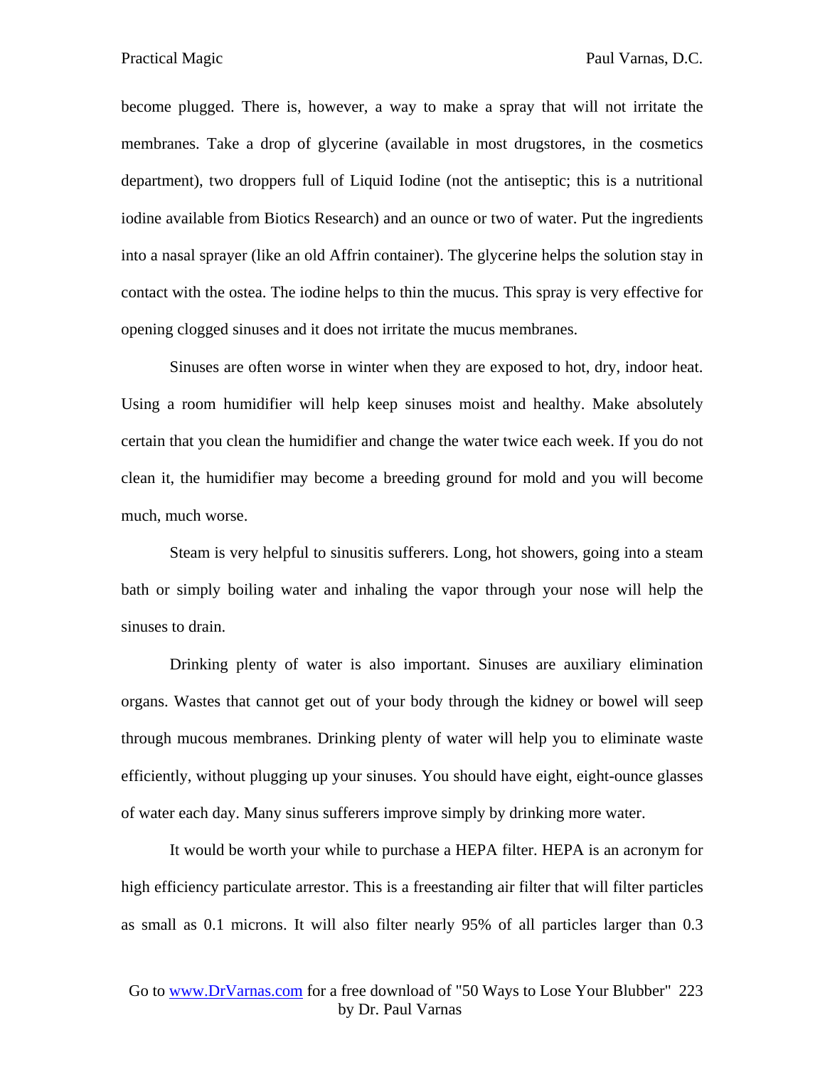become plugged. There is, however, a way to make a spray that will not irritate the membranes. Take a drop of glycerine (available in most drugstores, in the cosmetics department), two droppers full of Liquid Iodine (not the antiseptic; this is a nutritional iodine available from Biotics Research) and an ounce or two of water. Put the ingredients into a nasal sprayer (like an old Affrin container). The glycerine helps the solution stay in contact with the ostea. The iodine helps to thin the mucus. This spray is very effective for opening clogged sinuses and it does not irritate the mucus membranes.

Sinuses are often worse in winter when they are exposed to hot, dry, indoor heat. Using a room humidifier will help keep sinuses moist and healthy. Make absolutely certain that you clean the humidifier and change the water twice each week. If you do not clean it, the humidifier may become a breeding ground for mold and you will become much, much worse.

Steam is very helpful to sinusitis sufferers. Long, hot showers, going into a steam bath or simply boiling water and inhaling the vapor through your nose will help the sinuses to drain.

Drinking plenty of water is also important. Sinuses are auxiliary elimination organs. Wastes that cannot get out of your body through the kidney or bowel will seep through mucous membranes. Drinking plenty of water will help you to eliminate waste efficiently, without plugging up your sinuses. You should have eight, eight-ounce glasses of water each day. Many sinus sufferers improve simply by drinking more water.

It would be worth your while to purchase a HEPA filter. HEPA is an acronym for high efficiency particulate arrestor. This is a freestanding air filter that will filter particles as small as 0.1 microns. It will also filter nearly 95% of all particles larger than 0.3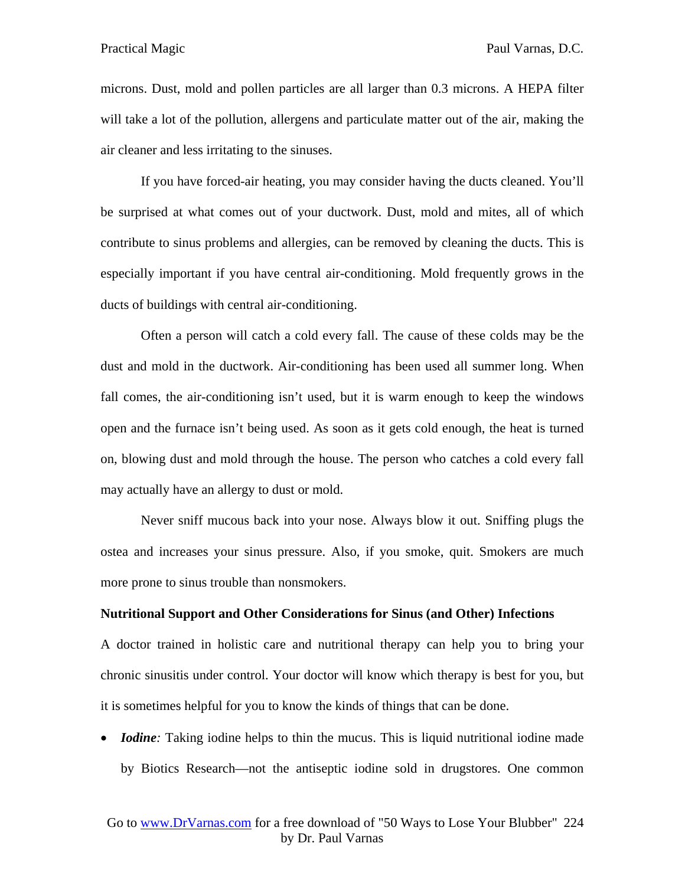microns. Dust, mold and pollen particles are all larger than 0.3 microns. A HEPA filter will take a lot of the pollution, allergens and particulate matter out of the air, making the air cleaner and less irritating to the sinuses.

If you have forced-air heating, you may consider having the ducts cleaned. You'll be surprised at what comes out of your ductwork. Dust, mold and mites, all of which contribute to sinus problems and allergies, can be removed by cleaning the ducts. This is especially important if you have central air-conditioning. Mold frequently grows in the ducts of buildings with central air-conditioning.

Often a person will catch a cold every fall. The cause of these colds may be the dust and mold in the ductwork. Air-conditioning has been used all summer long. When fall comes, the air-conditioning isn't used, but it is warm enough to keep the windows open and the furnace isn't being used. As soon as it gets cold enough, the heat is turned on, blowing dust and mold through the house. The person who catches a cold every fall may actually have an allergy to dust or mold.

Never sniff mucous back into your nose. Always blow it out. Sniffing plugs the ostea and increases your sinus pressure. Also, if you smoke, quit. Smokers are much more prone to sinus trouble than nonsmokers.

**Nutritional Support and Other Considerations for Sinus (and Other) Infections**

A doctor trained in holistic care and nutritional therapy can help you to bring your chronic sinusitis under control. Your doctor will know which therapy is best for you, but it is sometimes helpful for you to know the kinds of things that can be done.

- ***Iodine:*** Taking iodine helps to thin the mucus. This is liquid nutritional iodine made by Biotics Research—not the antiseptic iodine sold in drugstores. One common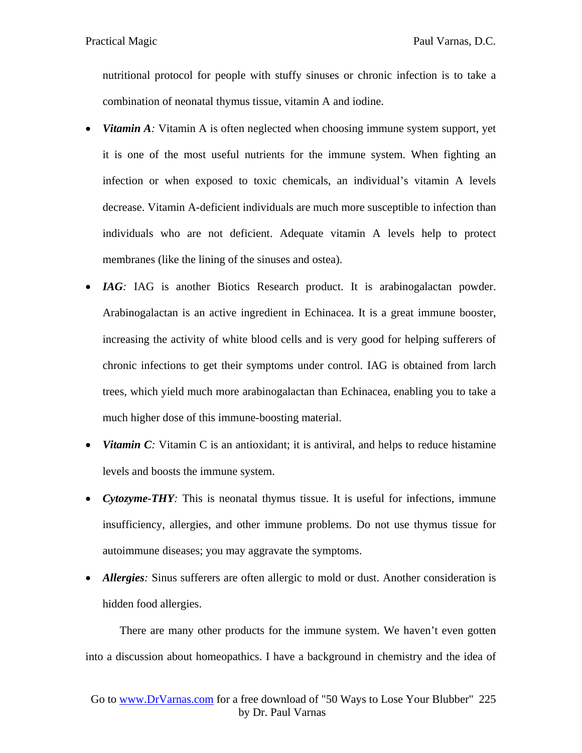nutritional protocol for people with stuffy sinuses or chronic infection is to take a combination of neonatal thymus tissue, vitamin A and iodine.

- ***Vitamin A:*** Vitamin A is often neglected when choosing immune system support, yet it is one of the most useful nutrients for the immune system. When fighting an infection or when exposed to toxic chemicals, an individual's vitamin A levels decrease. Vitamin A-deficient individuals are much more susceptible to infection than individuals who are not deficient. Adequate vitamin A levels help to protect membranes (like the lining of the sinuses and ostea).
- ***IAG:*** IAG is another Biotics Research product. It is arabinogalactan powder. Arabinogalactan is an active ingredient in Echinacea. It is a great immune booster, increasing the activity of white blood cells and is very good for helping sufferers of chronic infections to get their symptoms under control. IAG is obtained from larch trees, which yield much more arabinogalactan than Echinacea, enabling you to take a much higher dose of this immune-boosting material.
- ***Vitamin C:*** Vitamin C is an antioxidant; it is antiviral, and helps to reduce histamine levels and boosts the immune system.
- ***Cytozyme-THY:*** This is neonatal thymus tissue. It is useful for infections, immune insufficiency, allergies, and other immune problems. Do not use thymus tissue for autoimmune diseases; you may aggravate the symptoms.
- ***Allergies:*** Sinus sufferers are often allergic to mold or dust. Another consideration is hidden food allergies.

There are many other products for the immune system. We haven't even gotten into a discussion about homeopathics. I have a background in chemistry and the idea of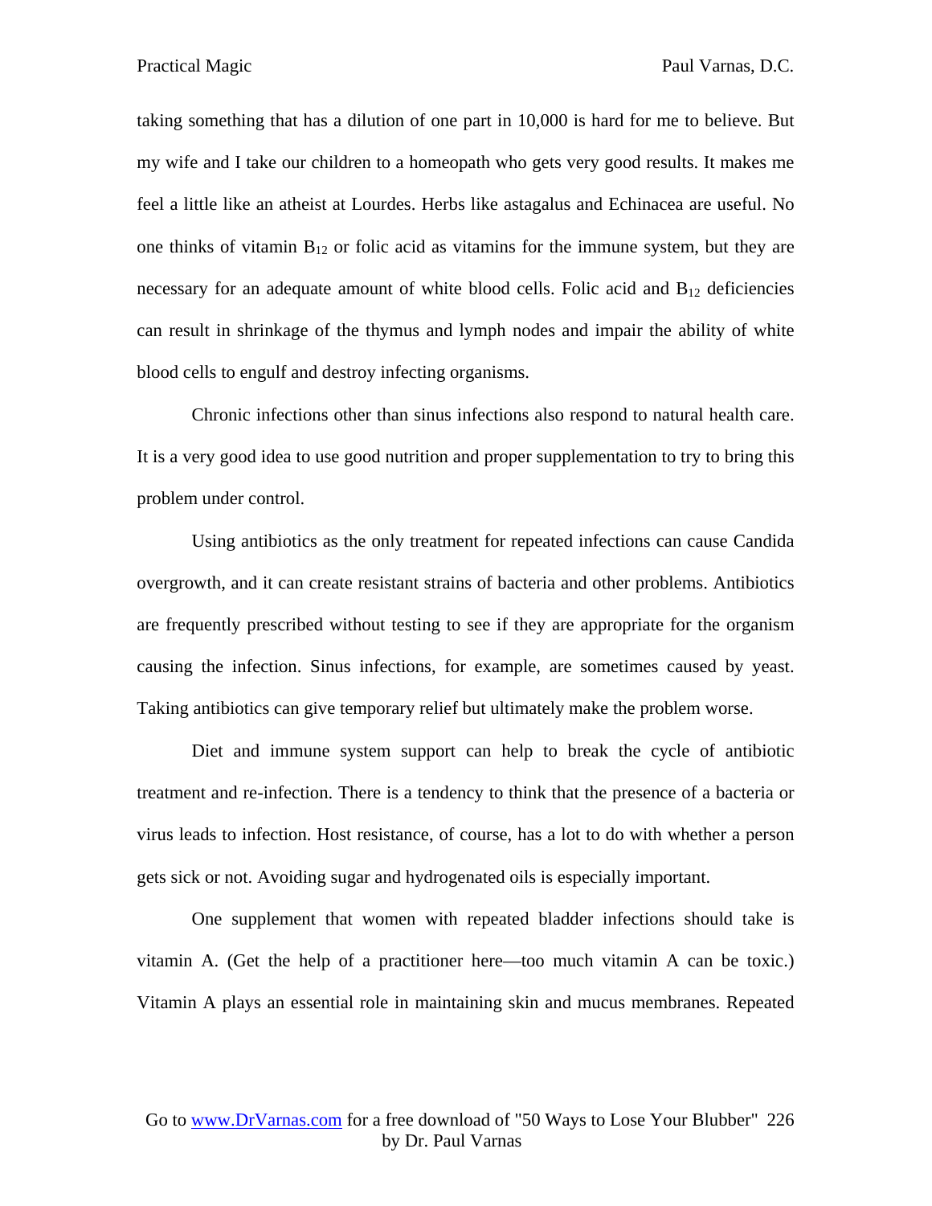taking something that has a dilution of one part in 10,000 is hard for me to believe. But my wife and I take our children to a homeopath who gets very good results. It makes me feel a little like an atheist at Lourdes. Herbs like astagalus and Echinacea are useful. No one thinks of vitamin $B_{12}$ or folic acid as vitamins for the immune system, but they are necessary for an adequate amount of white blood cells. Folic acid and $B_{12}$ deficiencies can result in shrinkage of the thymus and lymph nodes and impair the ability of white blood cells to engulf and destroy infecting organisms.

Chronic infections other than sinus infections also respond to natural health care. It is a very good idea to use good nutrition and proper supplementation to try to bring this problem under control.

Using antibiotics as the only treatment for repeated infections can cause Candida overgrowth, and it can create resistant strains of bacteria and other problems. Antibiotics are frequently prescribed without testing to see if they are appropriate for the organism causing the infection. Sinus infections, for example, are sometimes caused by yeast. Taking antibiotics can give temporary relief but ultimately make the problem worse.

Diet and immune system support can help to break the cycle of antibiotic treatment and re-infection. There is a tendency to think that the presence of a bacteria or virus leads to infection. Host resistance, of course, has a lot to do with whether a person gets sick or not. Avoiding sugar and hydrogenated oils is especially important.

One supplement that women with repeated bladder infections should take is vitamin A. (Get the help of a practitioner here—too much vitamin A can be toxic.) Vitamin A plays an essential role in maintaining skin and mucus membranes. Repeated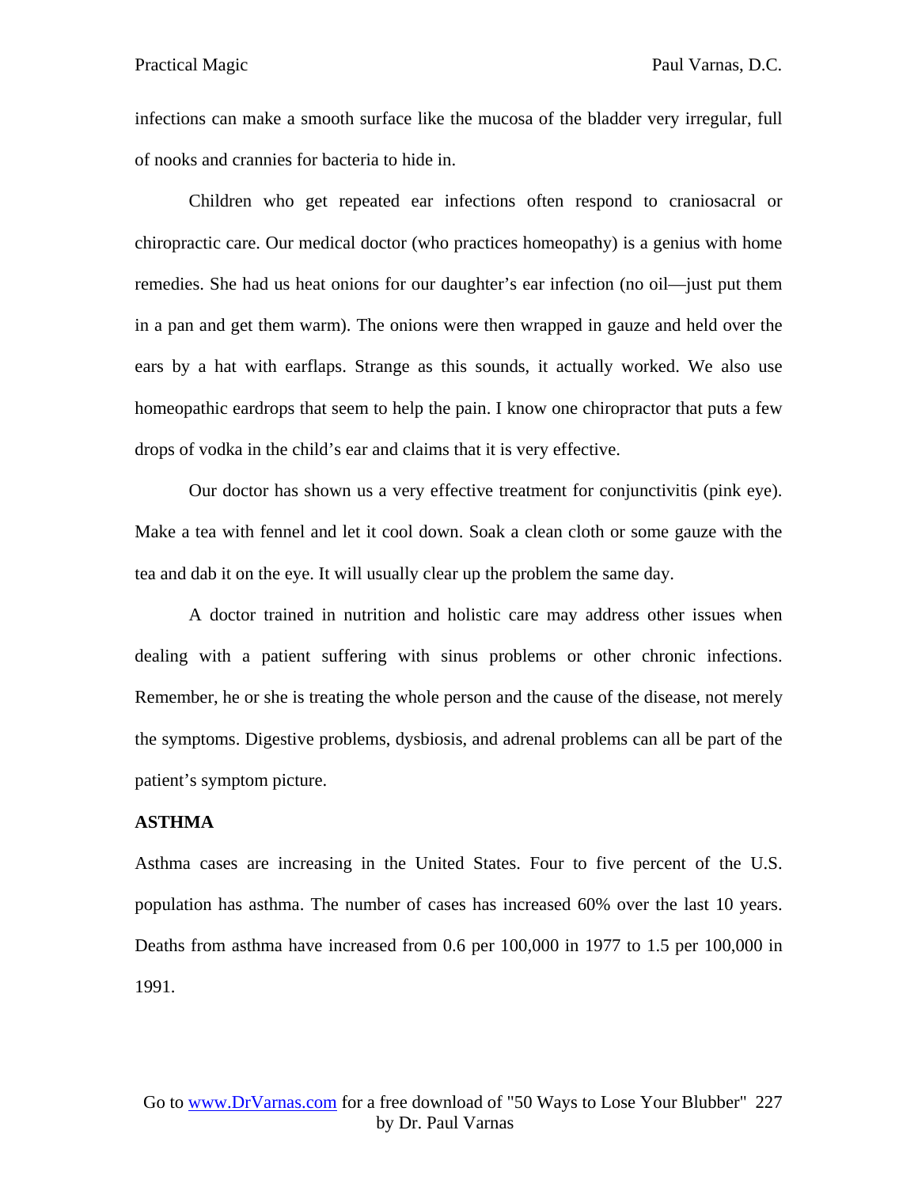infections can make a smooth surface like the mucosa of the bladder very irregular, full of nooks and crannies for bacteria to hide in.

Children who get repeated ear infections often respond to craniosacral or chiropractic care. Our medical doctor (who practices homeopathy) is a genius with home remedies. She had us heat onions for our daughter's ear infection (no oil—just put them in a pan and get them warm). The onions were then wrapped in gauze and held over the ears by a hat with earflaps. Strange as this sounds, it actually worked. We also use homeopathic eardrops that seem to help the pain. I know one chiropractor that puts a few drops of vodka in the child's ear and claims that it is very effective.

Our doctor has shown us a very effective treatment for conjunctivitis (pink eye). Make a tea with fennel and let it cool down. Soak a clean cloth or some gauze with the tea and dab it on the eye. It will usually clear up the problem the same day.

A doctor trained in nutrition and holistic care may address other issues when dealing with a patient suffering with sinus problems or other chronic infections. Remember, he or she is treating the whole person and the cause of the disease, not merely the symptoms. Digestive problems, dysbiosis, and adrenal problems can all be part of the patient's symptom picture.

**ASTHMA**

Asthma cases are increasing in the United States. Four to five percent of the U.S. population has asthma. The number of cases has increased 60% over the last 10 years. Deaths from asthma have increased from 0.6 per 100,000 in 1977 to 1.5 per 100,000 in 1991.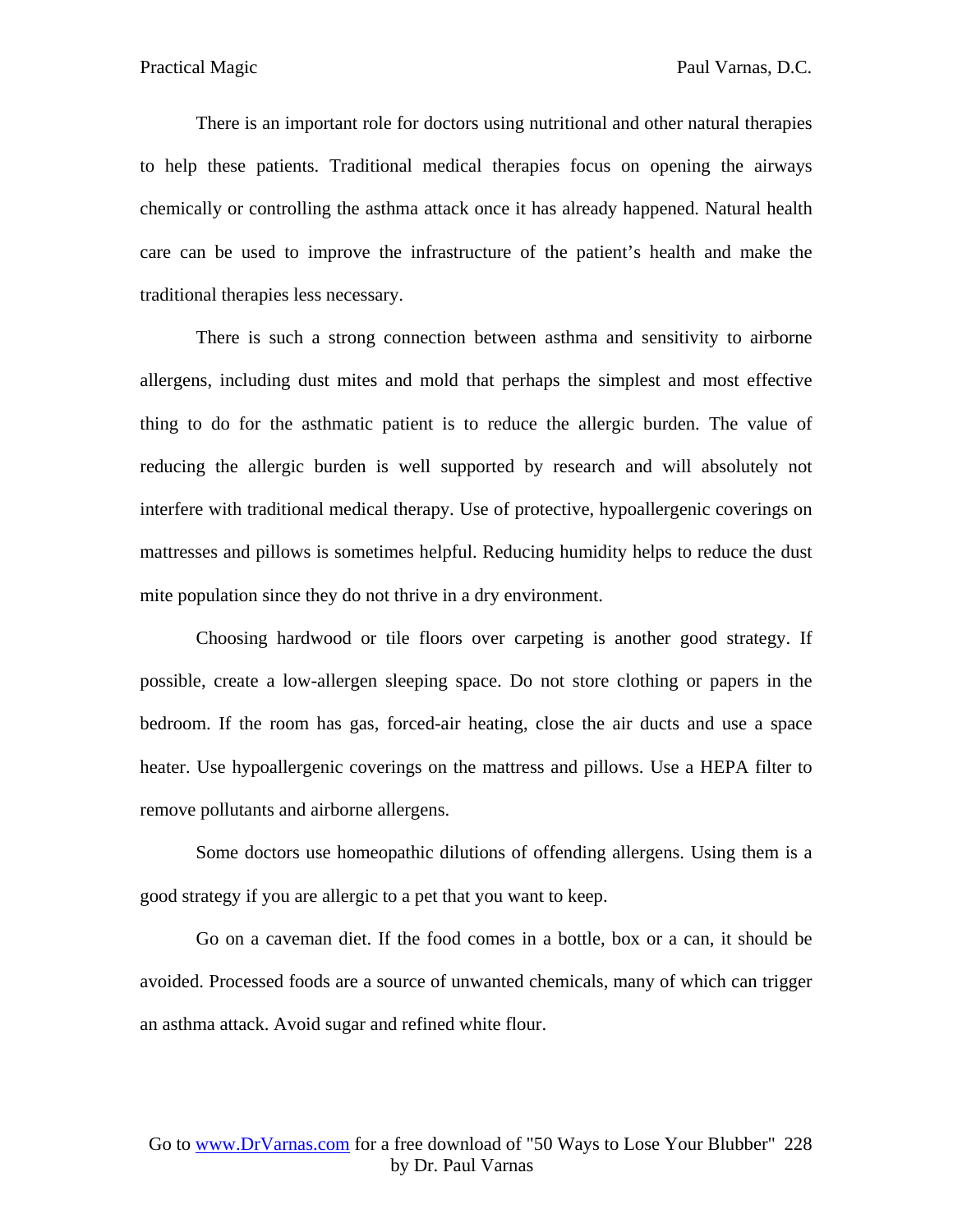There is an important role for doctors using nutritional and other natural therapies to help these patients. Traditional medical therapies focus on opening the airways chemically or controlling the asthma attack once it has already happened. Natural health care can be used to improve the infrastructure of the patient's health and make the traditional therapies less necessary.

There is such a strong connection between asthma and sensitivity to airborne allergens, including dust mites and mold that perhaps the simplest and most effective thing to do for the asthmatic patient is to reduce the allergic burden. The value of reducing the allergic burden is well supported by research and will absolutely not interfere with traditional medical therapy. Use of protective, hypoallergenic coverings on mattresses and pillows is sometimes helpful. Reducing humidity helps to reduce the dust mite population since they do not thrive in a dry environment.

Choosing hardwood or tile floors over carpeting is another good strategy. If possible, create a low-allergen sleeping space. Do not store clothing or papers in the bedroom. If the room has gas, forced-air heating, close the air ducts and use a space heater. Use hypoallergenic coverings on the mattress and pillows. Use a HEPA filter to remove pollutants and airborne allergens.

Some doctors use homeopathic dilutions of offending allergens. Using them is a good strategy if you are allergic to a pet that you want to keep.

Go on a caveman diet. If the food comes in a bottle, box or a can, it should be avoided. Processed foods are a source of unwanted chemicals, many of which can trigger an asthma attack. Avoid sugar and refined white flour.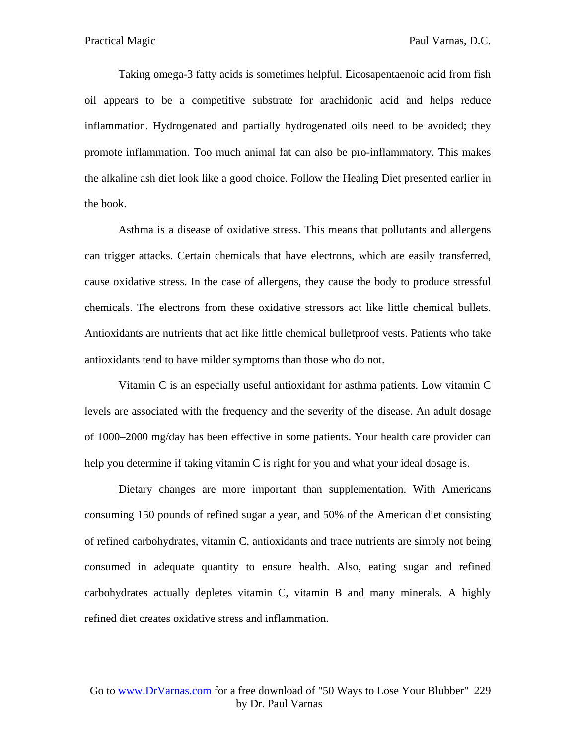Taking omega-3 fatty acids is sometimes helpful. Eicosapentaenoic acid from fish oil appears to be a competitive substrate for arachidonic acid and helps reduce inflammation. Hydrogenated and partially hydrogenated oils need to be avoided; they promote inflammation. Too much animal fat can also be pro-inflammatory. This makes the alkaline ash diet look like a good choice. Follow the Healing Diet presented earlier in the book.

Asthma is a disease of oxidative stress. This means that pollutants and allergens can trigger attacks. Certain chemicals that have electrons, which are easily transferred, cause oxidative stress. In the case of allergens, they cause the body to produce stressful chemicals. The electrons from these oxidative stressors act like little chemical bullets. Antioxidants are nutrients that act like little chemical bulletproof vests. Patients who take antioxidants tend to have milder symptoms than those who do not.

Vitamin C is an especially useful antioxidant for asthma patients. Low vitamin C levels are associated with the frequency and the severity of the disease. An adult dosage of 1000–2000 mg/day has been effective in some patients. Your health care provider can help you determine if taking vitamin C is right for you and what your ideal dosage is.

Dietary changes are more important than supplementation. With Americans consuming 150 pounds of refined sugar a year, and 50% of the American diet consisting of refined carbohydrates, vitamin C, antioxidants and trace nutrients are simply not being consumed in adequate quantity to ensure health. Also, eating sugar and refined carbohydrates actually depletes vitamin C, vitamin B and many minerals. A highly refined diet creates oxidative stress and inflammation.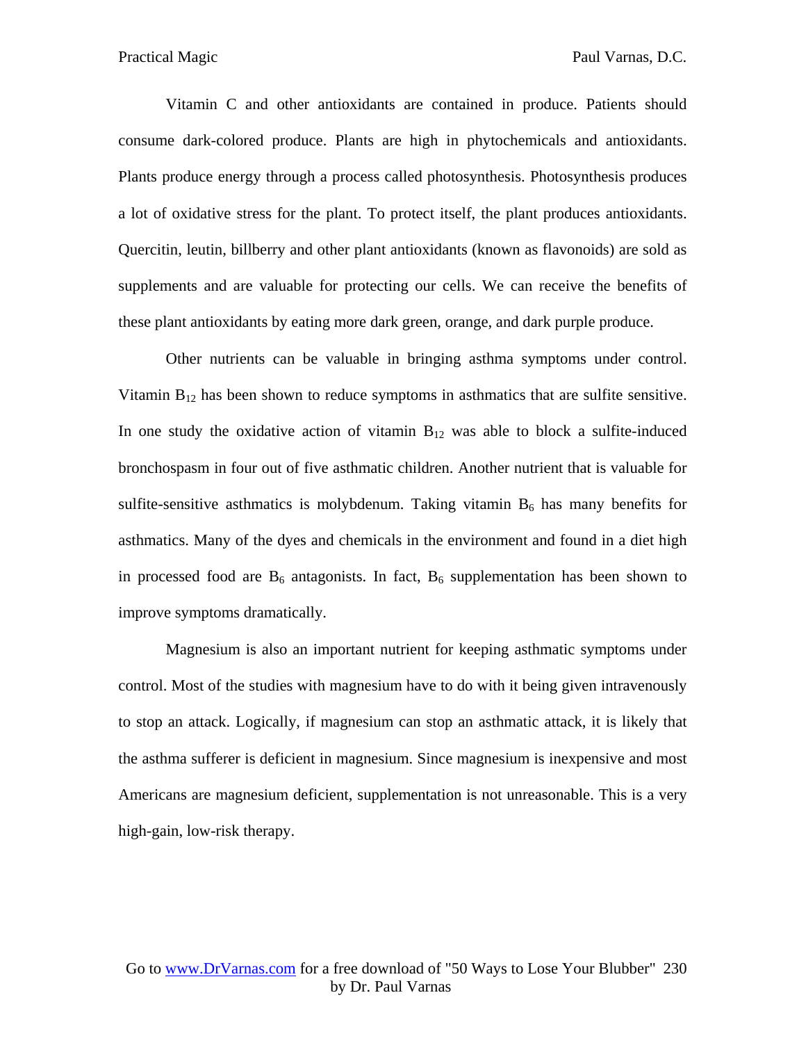Vitamin C and other antioxidants are contained in produce. Patients should consume dark-colored produce. Plants are high in phytochemicals and antioxidants. Plants produce energy through a process called photosynthesis. Photosynthesis produces a lot of oxidative stress for the plant. To protect itself, the plant produces antioxidants. Quercitin, leutin, billberry and other plant antioxidants (known as flavonoids) are sold as supplements and are valuable for protecting our cells. We can receive the benefits of these plant antioxidants by eating more dark green, orange, and dark purple produce.

Other nutrients can be valuable in bringing asthma symptoms under control. Vitamin $B_{12}$ has been shown to reduce symptoms in asthmatics that are sulfite sensitive. In one study the oxidative action of vitamin $B_{12}$ was able to block a sulfite-induced bronchospasm in four out of five asthmatic children. Another nutrient that is valuable for sulfite-sensitive asthmatics is molybdenum. Taking vitamin $B_6$ has many benefits for asthmatics. Many of the dyes and chemicals in the environment and found in a diet high in processed food are $B_6$ antagonists. In fact, $B_6$ supplementation has been shown to improve symptoms dramatically.

Magnesium is also an important nutrient for keeping asthmatic symptoms under control. Most of the studies with magnesium have to do with it being given intravenously to stop an attack. Logically, if magnesium can stop an asthmatic attack, it is likely that the asthma sufferer is deficient in magnesium. Since magnesium is inexpensive and most Americans are magnesium deficient, supplementation is not unreasonable. This is a very high-gain, low-risk therapy.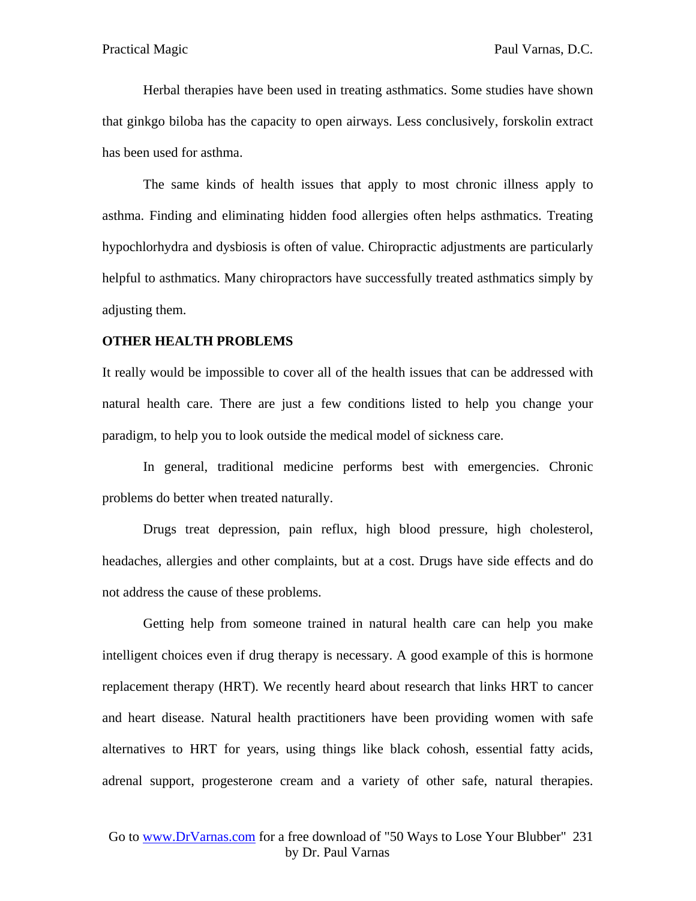Herbal therapies have been used in treating asthmatics. Some studies have shown that ginkgo biloba has the capacity to open airways. Less conclusively, forskolin extract has been used for asthma.

The same kinds of health issues that apply to most chronic illness apply to asthma. Finding and eliminating hidden food allergies often helps asthmatics. Treating hypochlorhydra and dysbiosis is often of value. Chiropractic adjustments are particularly helpful to asthmatics. Many chiropractors have successfully treated asthmatics simply by adjusting them.

**OTHER HEALTH PROBLEMS**

It really would be impossible to cover all of the health issues that can be addressed with natural health care. There are just a few conditions listed to help you change your paradigm, to help you to look outside the medical model of sickness care.

In general, traditional medicine performs best with emergencies. Chronic problems do better when treated naturally.

Drugs treat depression, pain reflux, high blood pressure, high cholesterol, headaches, allergies and other complaints, but at a cost. Drugs have side effects and do not address the cause of these problems.

Getting help from someone trained in natural health care can help you make intelligent choices even if drug therapy is necessary. A good example of this is hormone replacement therapy (HRT). We recently heard about research that links HRT to cancer and heart disease. Natural health practitioners have been providing women with safe alternatives to HRT for years, using things like black cohosh, essential fatty acids, adrenal support, progesterone cream and a variety of other safe, natural therapies.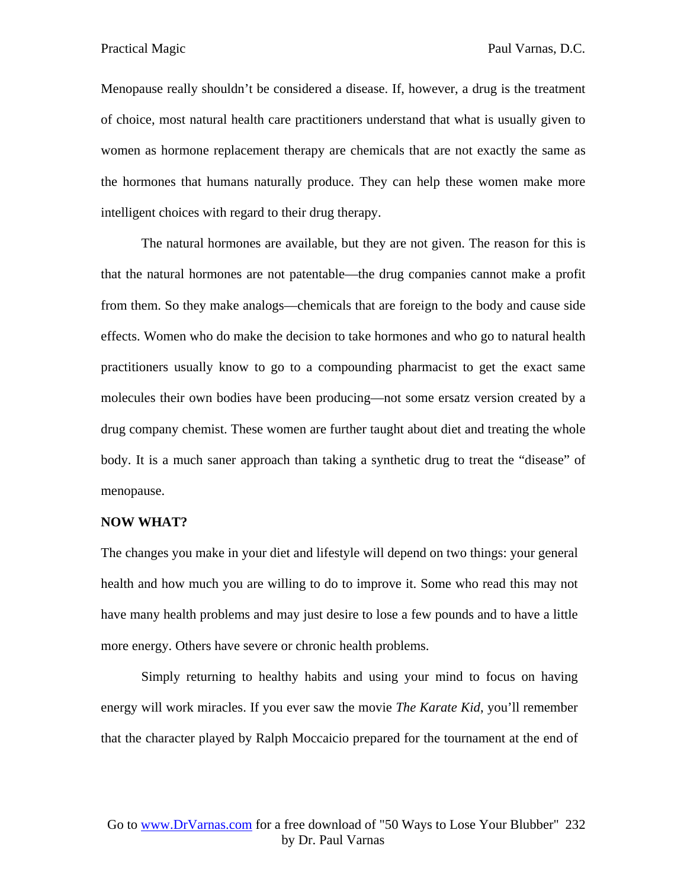Menopause really shouldn't be considered a disease. If, however, a drug is the treatment of choice, most natural health care practitioners understand that what is usually given to women as hormone replacement therapy are chemicals that are not exactly the same as the hormones that humans naturally produce. They can help these women make more intelligent choices with regard to their drug therapy.

The natural hormones are available, but they are not given. The reason for this is that the natural hormones are not patentable—the drug companies cannot make a profit from them. So they make analogs—chemicals that are foreign to the body and cause side effects. Women who do make the decision to take hormones and who go to natural health practitioners usually know to go to a compounding pharmacist to get the exact same molecules their own bodies have been producing—not some ersatz version created by a drug company chemist. These women are further taught about diet and treating the whole body. It is a much saner approach than taking a synthetic drug to treat the "disease" of menopause.

**NOW WHAT?**

The changes you make in your diet and lifestyle will depend on two things: your general health and how much you are willing to do to improve it. Some who read this may not have many health problems and may just desire to lose a few pounds and to have a little more energy. Others have severe or chronic health problems.

Simply returning to healthy habits and using your mind to focus on having energy will work miracles. If you ever saw the movie *The Karate Kid*, you'll remember that the character played by Ralph Moccaicio prepared for the tournament at the end of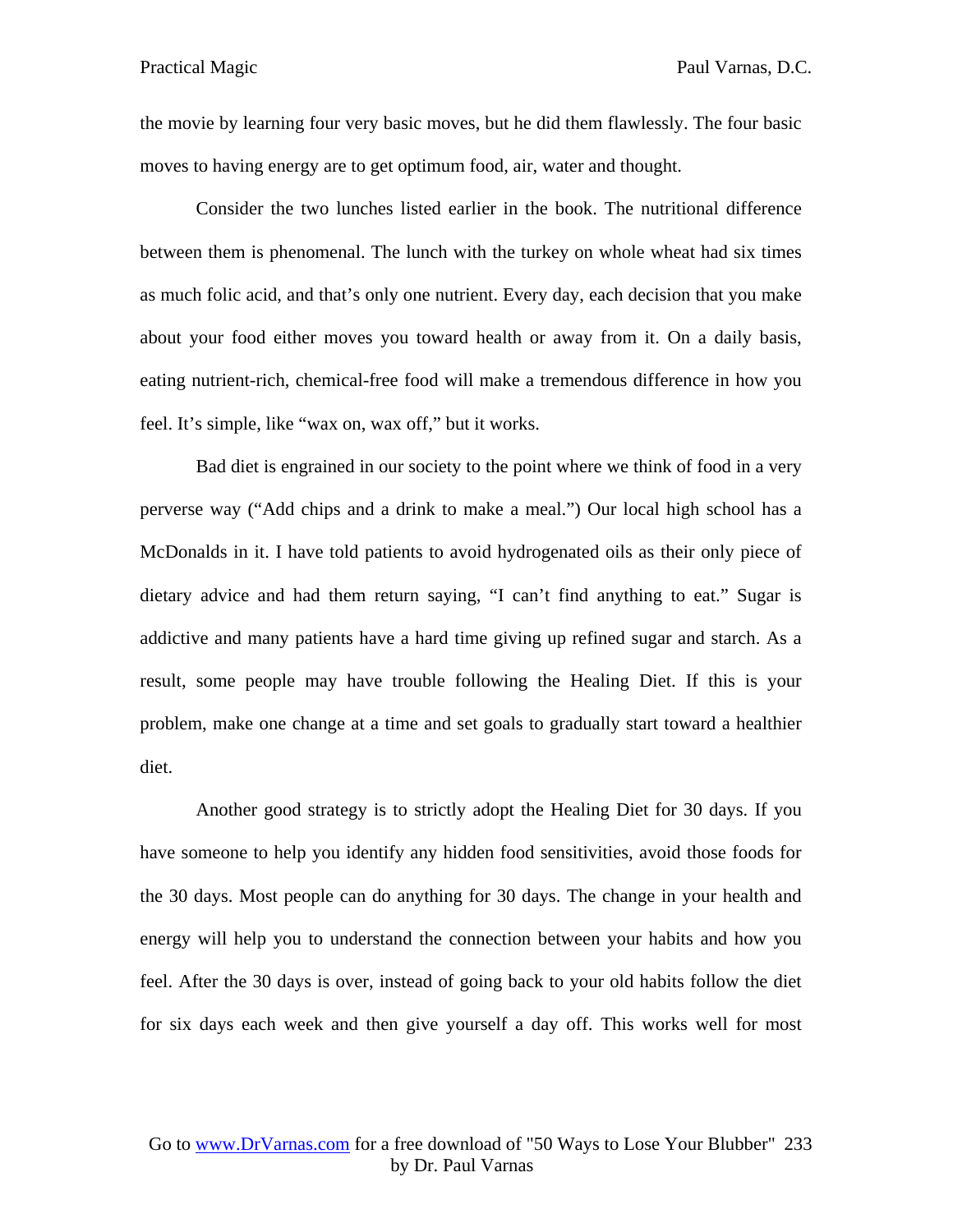the movie by learning four very basic moves, but he did them flawlessly. The four basic moves to having energy are to get optimum food, air, water and thought.

Consider the two lunches listed earlier in the book. The nutritional difference between them is phenomenal. The lunch with the turkey on whole wheat had six times as much folic acid, and that's only one nutrient. Every day, each decision that you make about your food either moves you toward health or away from it. On a daily basis, eating nutrient-rich, chemical-free food will make a tremendous difference in how you feel. It's simple, like "wax on, wax off," but it works.

Bad diet is engrained in our society to the point where we think of food in a very perverse way ("Add chips and a drink to make a meal.") Our local high school has a McDonalds in it. I have told patients to avoid hydrogenated oils as their only piece of dietary advice and had them return saying, "I can't find anything to eat." Sugar is addictive and many patients have a hard time giving up refined sugar and starch. As a result, some people may have trouble following the Healing Diet. If this is your problem, make one change at a time and set goals to gradually start toward a healthier diet.

Another good strategy is to strictly adopt the Healing Diet for 30 days. If you have someone to help you identify any hidden food sensitivities, avoid those foods for the 30 days. Most people can do anything for 30 days. The change in your health and energy will help you to understand the connection between your habits and how you feel. After the 30 days is over, instead of going back to your old habits follow the diet for six days each week and then give yourself a day off. This works well for most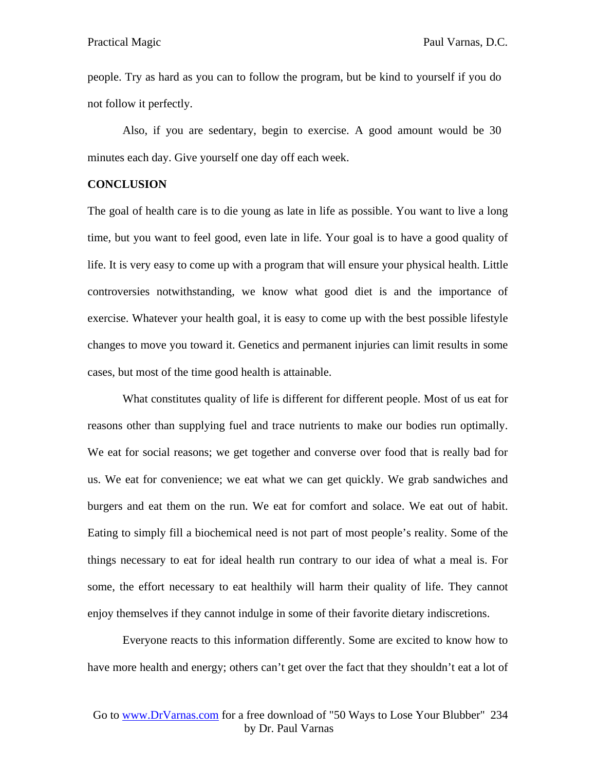people. Try as hard as you can to follow the program, but be kind to yourself if you do not follow it perfectly.

Also, if you are sedentary, begin to exercise. A good amount would be 30 minutes each day. Give yourself one day off each week.

**CONCLUSION**

The goal of health care is to die young as late in life as possible. You want to live a long time, but you want to feel good, even late in life. Your goal is to have a good quality of life. It is very easy to come up with a program that will ensure your physical health. Little controversies notwithstanding, we know what good diet is and the importance of exercise. Whatever your health goal, it is easy to come up with the best possible lifestyle changes to move you toward it. Genetics and permanent injuries can limit results in some cases, but most of the time good health is attainable.

What constitutes quality of life is different for different people. Most of us eat for reasons other than supplying fuel and trace nutrients to make our bodies run optimally. We eat for social reasons; we get together and converse over food that is really bad for us. We eat for convenience; we eat what we can get quickly. We grab sandwiches and burgers and eat them on the run. We eat for comfort and solace. We eat out of habit. Eating to simply fill a biochemical need is not part of most people's reality. Some of the things necessary to eat for ideal health run contrary to our idea of what a meal is. For some, the effort necessary to eat healthily will harm their quality of life. They cannot enjoy themselves if they cannot indulge in some of their favorite dietary indiscretions.

Everyone reacts to this information differently. Some are excited to know how to have more health and energy; others can't get over the fact that they shouldn't eat a lot of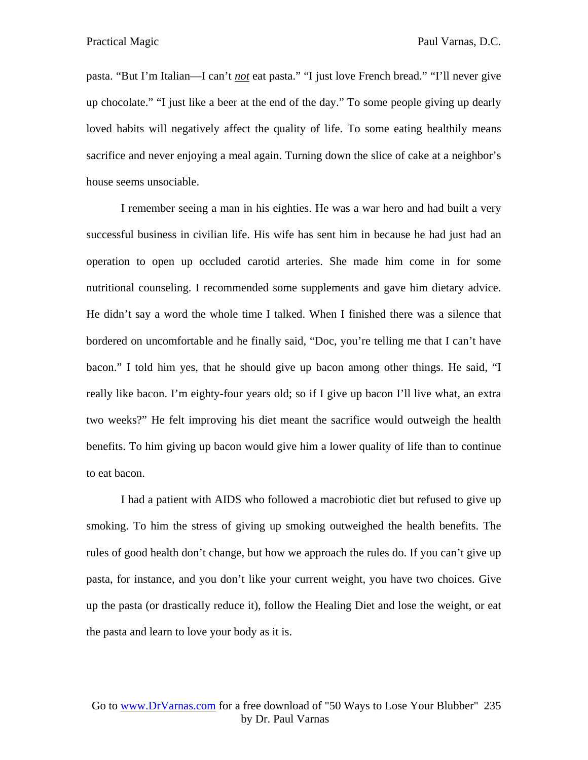pasta. "But I'm Italian—I can't *not* eat pasta." "I just love French bread." "I'll never give up chocolate." "I just like a beer at the end of the day." To some people giving up dearly loved habits will negatively affect the quality of life. To some eating healthily means sacrifice and never enjoying a meal again. Turning down the slice of cake at a neighbor's house seems unsociable.

I remember seeing a man in his eighties. He was a war hero and had built a very successful business in civilian life. His wife has sent him in because he had just had an operation to open up occluded carotid arteries. She made him come in for some nutritional counseling. I recommended some supplements and gave him dietary advice. He didn't say a word the whole time I talked. When I finished there was a silence that bordered on uncomfortable and he finally said, "Doc, you're telling me that I can't have bacon." I told him yes, that he should give up bacon among other things. He said, "I really like bacon. I'm eighty-four years old; so if I give up bacon I'll live what, an extra two weeks?" He felt improving his diet meant the sacrifice would outweigh the health benefits. To him giving up bacon would give him a lower quality of life than to continue to eat bacon.

I had a patient with AIDS who followed a macrobiotic diet but refused to give up smoking. To him the stress of giving up smoking outweighed the health benefits. The rules of good health don't change, but how we approach the rules do. If you can't give up pasta, for instance, and you don't like your current weight, you have two choices. Give up the pasta (or drastically reduce it), follow the Healing Diet and lose the weight, or eat the pasta and learn to love your body as it is.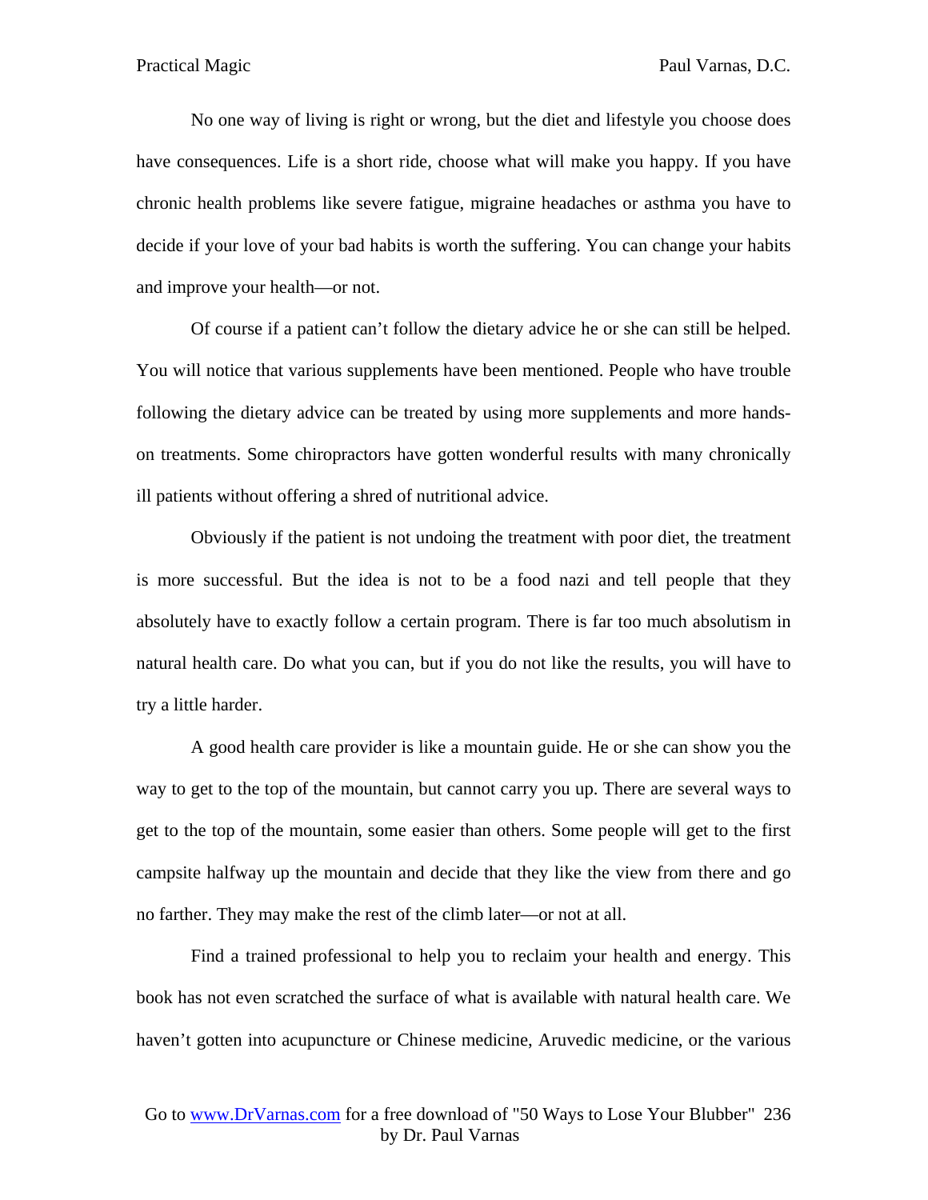No one way of living is right or wrong, but the diet and lifestyle you choose does have consequences. Life is a short ride, choose what will make you happy. If you have chronic health problems like severe fatigue, migraine headaches or asthma you have to decide if your love of your bad habits is worth the suffering. You can change your habits and improve your health—or not.

Of course if a patient can't follow the dietary advice he or she can still be helped. You will notice that various supplements have been mentioned. People who have trouble following the dietary advice can be treated by using more supplements and more hands-on treatments. Some chiropractors have gotten wonderful results with many chronically ill patients without offering a shred of nutritional advice.

Obviously if the patient is not undoing the treatment with poor diet, the treatment is more successful. But the idea is not to be a food nazi and tell people that they absolutely have to exactly follow a certain program. There is far too much absolutism in natural health care. Do what you can, but if you do not like the results, you will have to try a little harder.

A good health care provider is like a mountain guide. He or she can show you the way to get to the top of the mountain, but cannot carry you up. There are several ways to get to the top of the mountain, some easier than others. Some people will get to the first campsite halfway up the mountain and decide that they like the view from there and go no farther. They may make the rest of the climb later—or not at all.

Find a trained professional to help you to reclaim your health and energy. This book has not even scratched the surface of what is available with natural health care. We haven't gotten into acupuncture or Chinese medicine, Aruvedic medicine, or the various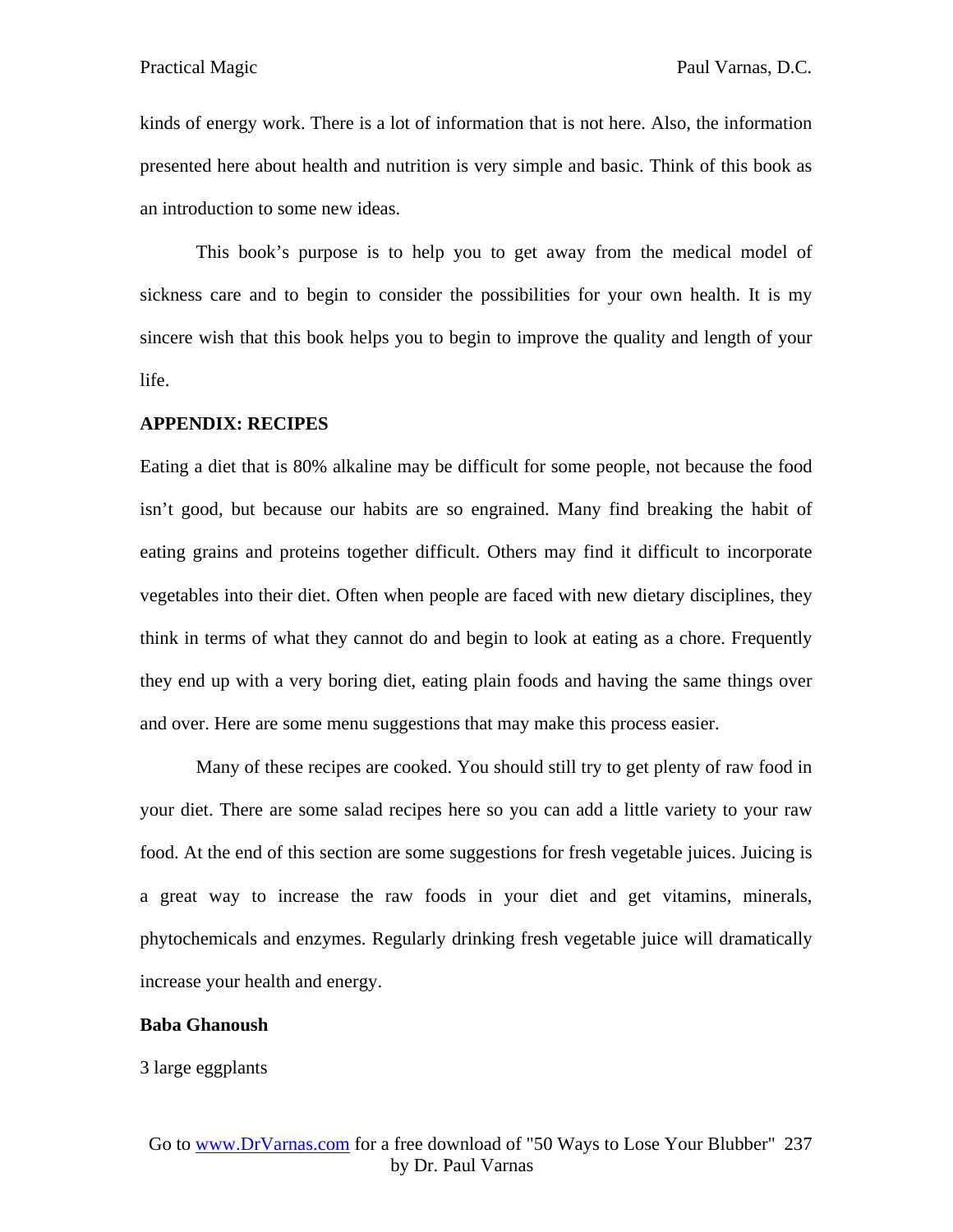kinds of energy work. There is a lot of information that is not here. Also, the information presented here about health and nutrition is very simple and basic. Think of this book as an introduction to some new ideas.

This book's purpose is to help you to get away from the medical model of sickness care and to begin to consider the possibilities for your own health. It is my sincere wish that this book helps you to begin to improve the quality and length of your life.

## APPENDIX: RECIPES

Eating a diet that is 80% alkaline may be difficult for some people, not because the food isn't good, but because our habits are so engrained. Many find breaking the habit of eating grains and proteins together difficult. Others may find it difficult to incorporate vegetables into their diet. Often when people are faced with new dietary disciplines, they think in terms of what they cannot do and begin to look at eating as a chore. Frequently they end up with a very boring diet, eating plain foods and having the same things over and over. Here are some menu suggestions that may make this process easier.

Many of these recipes are cooked. You should still try to get plenty of raw food in your diet. There are some salad recipes here so you can add a little variety to your raw food. At the end of this section are some suggestions for fresh vegetable juices. Juicing is a great way to increase the raw foods in your diet and get vitamins, minerals, phytochemicals and enzymes. Regularly drinking fresh vegetable juice will dramatically increase your health and energy.

### Baba Ghanoush

3 large eggplants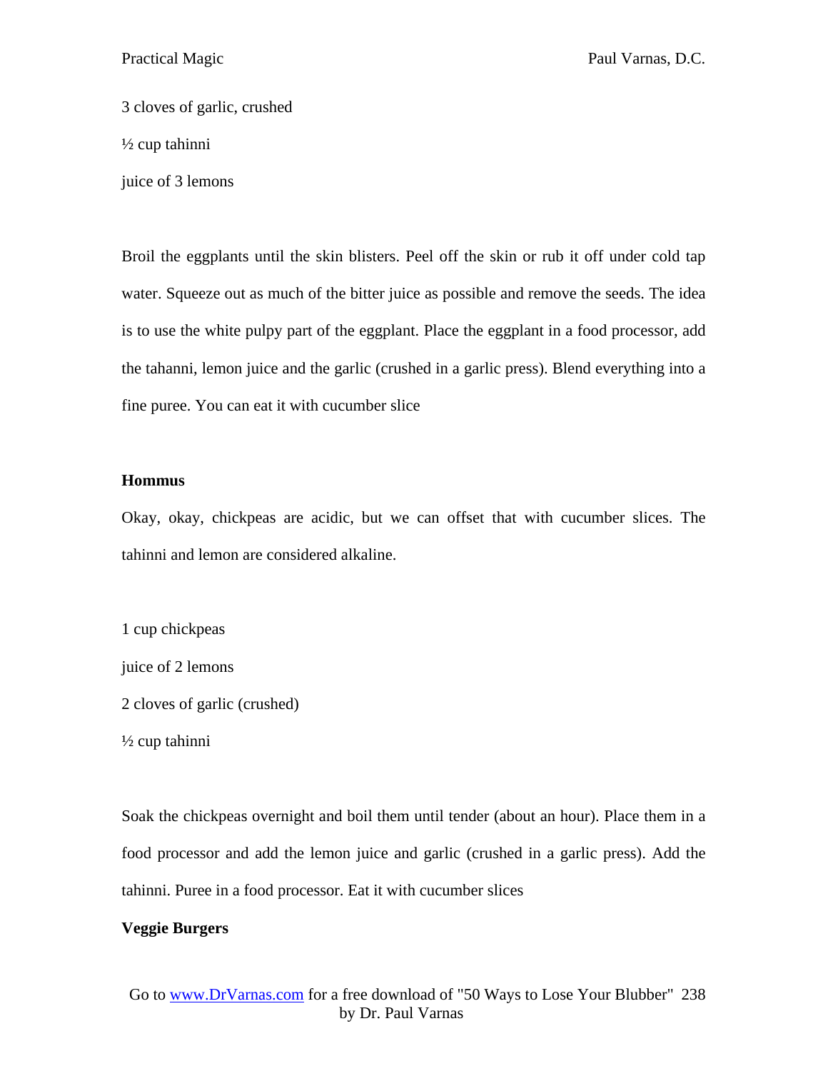3 cloves of garlic, crushed

½ cup tahinni

juice of 3 lemons

Broil the eggplants until the skin blisters. Peel off the skin or rub it off under cold tap water. Squeeze out as much of the bitter juice as possible and remove the seeds. The idea is to use the white pulpy part of the eggplant. Place the eggplant in a food processor, add the tahanni, lemon juice and the garlic (crushed in a garlic press). Blend everything into a fine puree. You can eat it with cucumber slice

**Hommus**

Okay, okay, chickpeas are acidic, but we can offset that with cucumber slices. The tahinni and lemon are considered alkaline.

1 cup chickpeas

juice of 2 lemons

2 cloves of garlic (crushed)

½ cup tahinni

Soak the chickpeas overnight and boil them until tender (about an hour). Place them in a food processor and add the lemon juice and garlic (crushed in a garlic press). Add the tahinni. Puree in a food processor. Eat it with cucumber slices

**Veggie Burgers**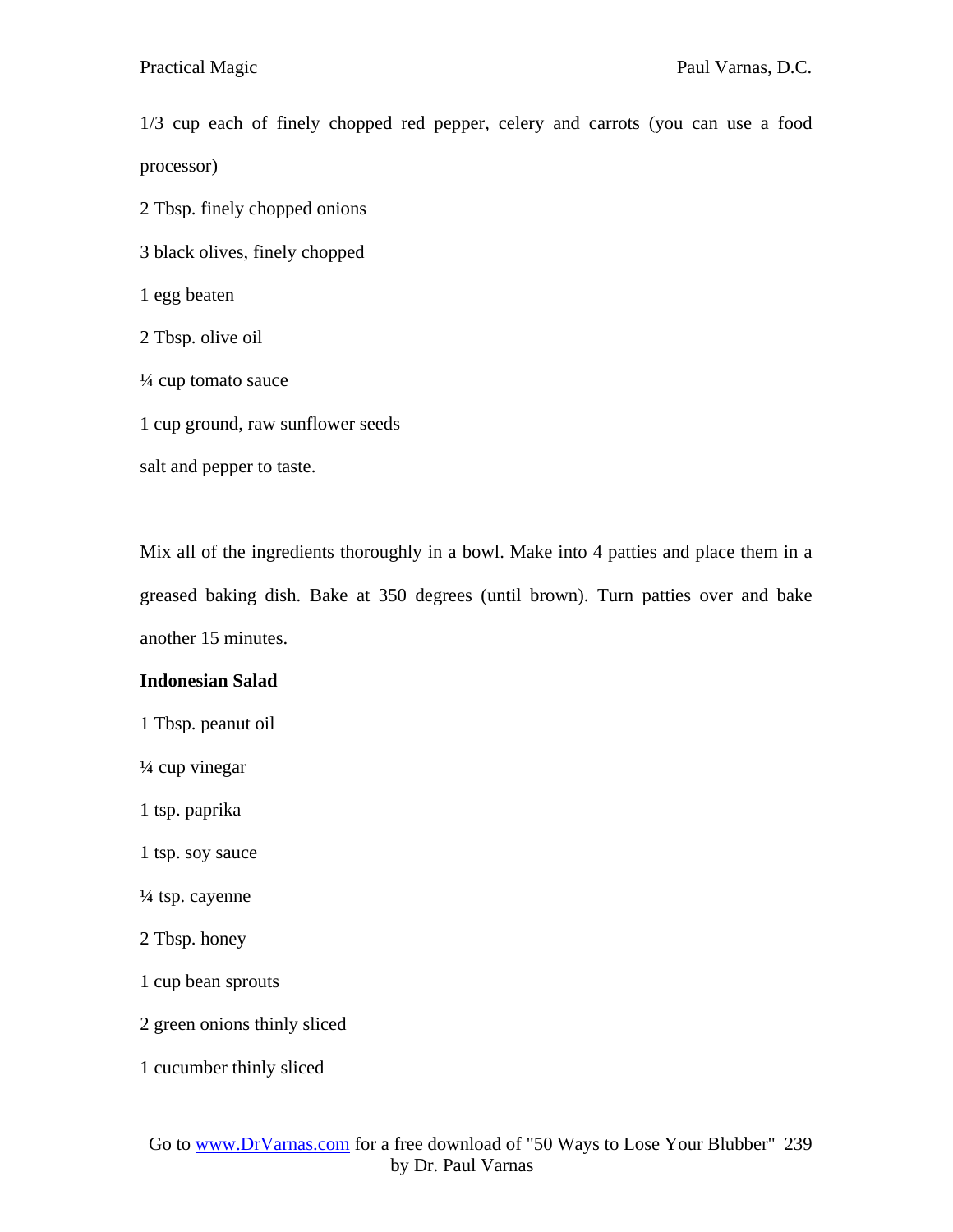1/3 cup each of finely chopped red pepper, celery and carrots (you can use a food processor)

2 Tbsp. finely chopped onions

3 black olives, finely chopped

1 egg beaten

2 Tbsp. olive oil

¼ cup tomato sauce

1 cup ground, raw sunflower seeds

salt and pepper to taste.

Mix all of the ingredients thoroughly in a bowl. Make into 4 patties and place them in a greased baking dish. Bake at 350 degrees (until brown). Turn patties over and bake another 15 minutes.

**Indonesian Salad**

1 Tbsp. peanut oil

¼ cup vinegar

1 tsp. paprika

1 tsp. soy sauce

¼ tsp. cayenne

2 Tbsp. honey

1 cup bean sprouts

2 green onions thinly sliced

1 cucumber thinly sliced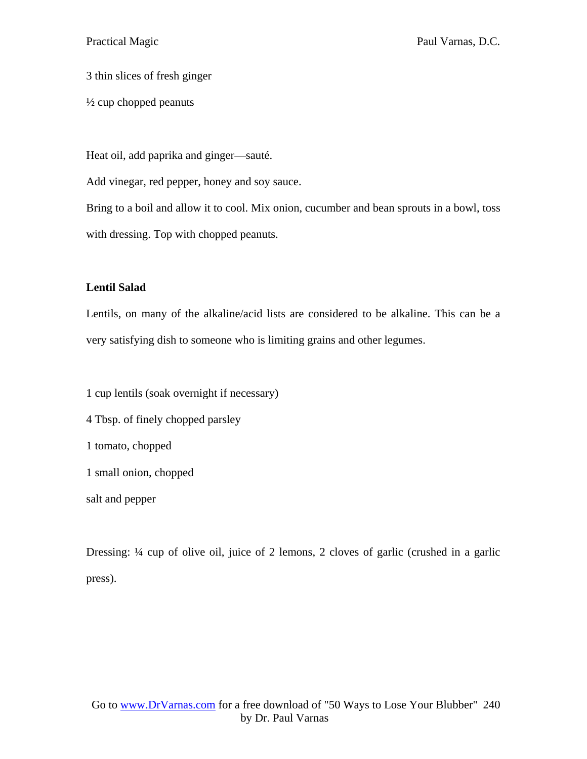3 thin slices of fresh ginger

½ cup chopped peanuts

Heat oil, add paprika and ginger—sauté.

Add vinegar, red pepper, honey and soy sauce.

Bring to a boil and allow it to cool. Mix onion, cucumber and bean sprouts in a bowl, toss with dressing. Top with chopped peanuts.

**Lentil Salad**

Lentils, on many of the alkaline/acid lists are considered to be alkaline. This can be a very satisfying dish to someone who is limiting grains and other legumes.

1 cup lentils (soak overnight if necessary)

4 Tbsp. of finely chopped parsley

1 tomato, chopped

1 small onion, chopped

salt and pepper

Dressing: ¼ cup of olive oil, juice of 2 lemons, 2 cloves of garlic (crushed in a garlic press).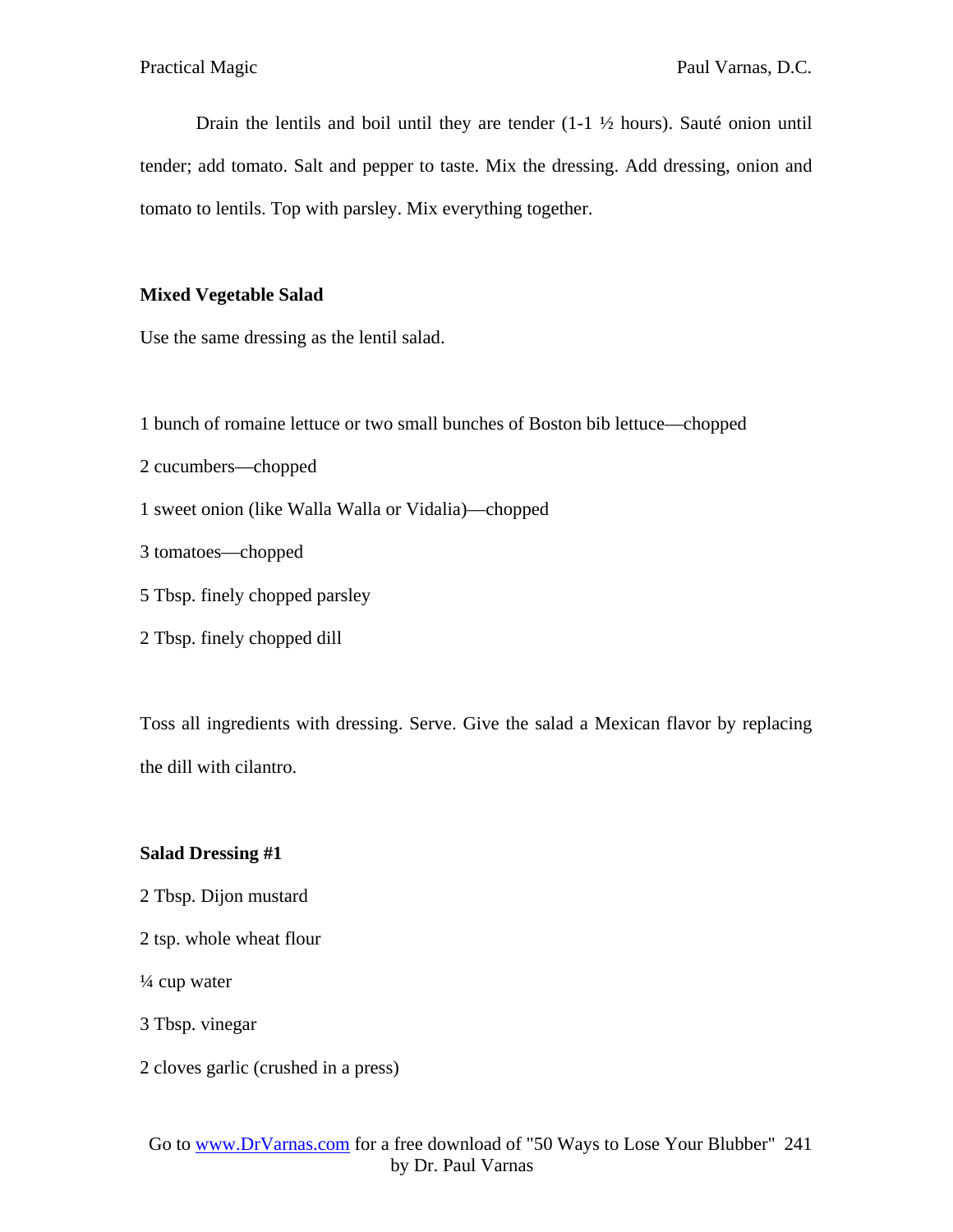Drain the lentils and boil until they are tender (1-1 ½ hours). Sauté onion until tender; add tomato. Salt and pepper to taste. Mix the dressing. Add dressing, onion and tomato to lentils. Top with parsley. Mix everything together.

**Mixed Vegetable Salad**

Use the same dressing as the lentil salad.

1 bunch of romaine lettuce or two small bunches of Boston bib lettuce—chopped

2 cucumbers—chopped

1 sweet onion (like Walla Walla or Vidalia)—chopped

3 tomatoes—chopped

5 Tbsp. finely chopped parsley

2 Tbsp. finely chopped dill

Toss all ingredients with dressing. Serve. Give the salad a Mexican flavor by replacing the dill with cilantro.

**Salad Dressing #1**

2 Tbsp. Dijon mustard

2 tsp. whole wheat flour

¼ cup water

3 Tbsp. vinegar

2 cloves garlic (crushed in a press)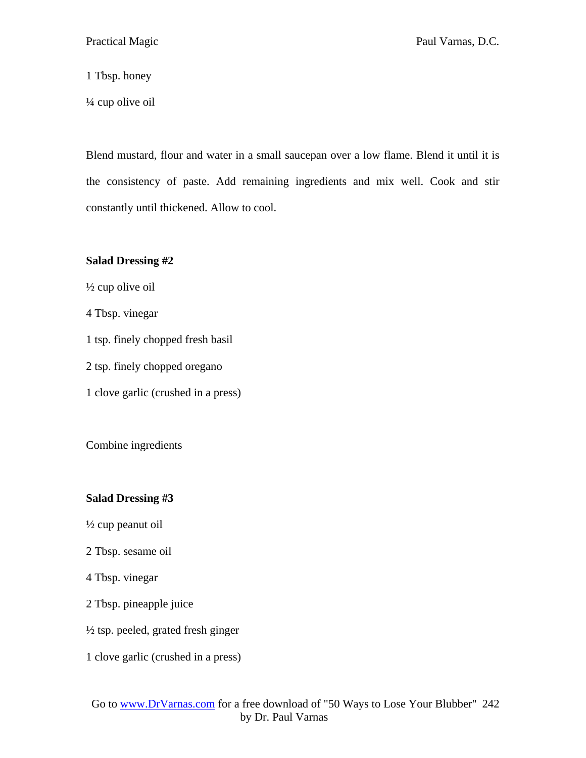1 Tbsp. honey

¼ cup olive oil

Blend mustard, flour and water in a small saucepan over a low flame. Blend it until it is the consistency of paste. Add remaining ingredients and mix well. Cook and stir constantly until thickened. Allow to cool.

**Salad Dressing #2**

½ cup olive oil

4 Tbsp. vinegar

1 tsp. finely chopped fresh basil

2 tsp. finely chopped oregano

1 clove garlic (crushed in a press)

Combine ingredients

**Salad Dressing #3**

½ cup peanut oil

2 Tbsp. sesame oil

4 Tbsp. vinegar

2 Tbsp. pineapple juice

½ tsp. peeled, grated fresh ginger

1 clove garlic (crushed in a press)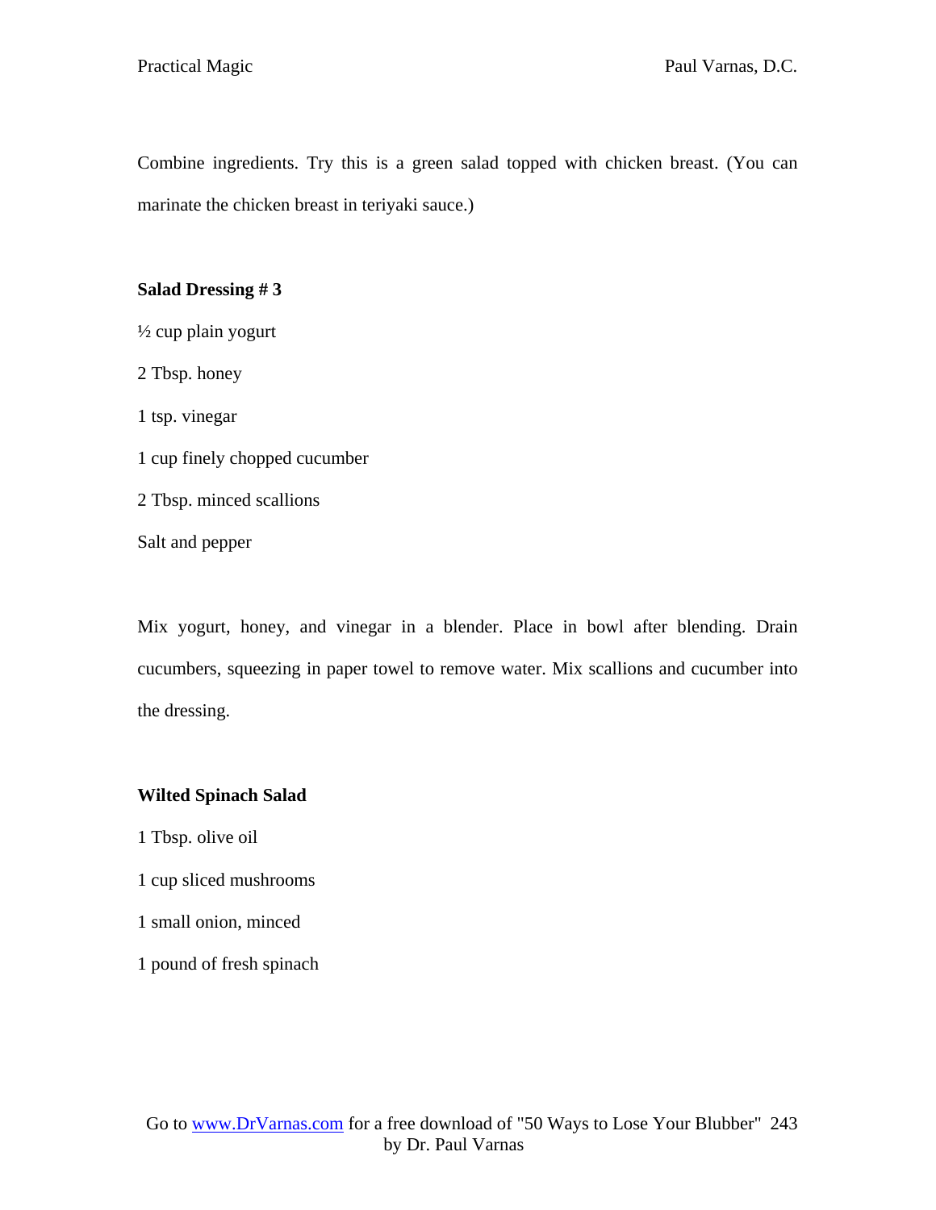Combine ingredients. Try this is a green salad topped with chicken breast. (You can marinate the chicken breast in teriyaki sauce.)

**Salad Dressing # 3**

½ cup plain yogurt

2 Tbsp. honey

1 tsp. vinegar

1 cup finely chopped cucumber

2 Tbsp. minced scallions

Salt and pepper

Mix yogurt, honey, and vinegar in a blender. Place in bowl after blending. Drain cucumbers, squeezing in paper towel to remove water. Mix scallions and cucumber into the dressing.

**Wilted Spinach Salad**

1 Tbsp. olive oil

1 cup sliced mushrooms

1 small onion, minced

1 pound of fresh spinach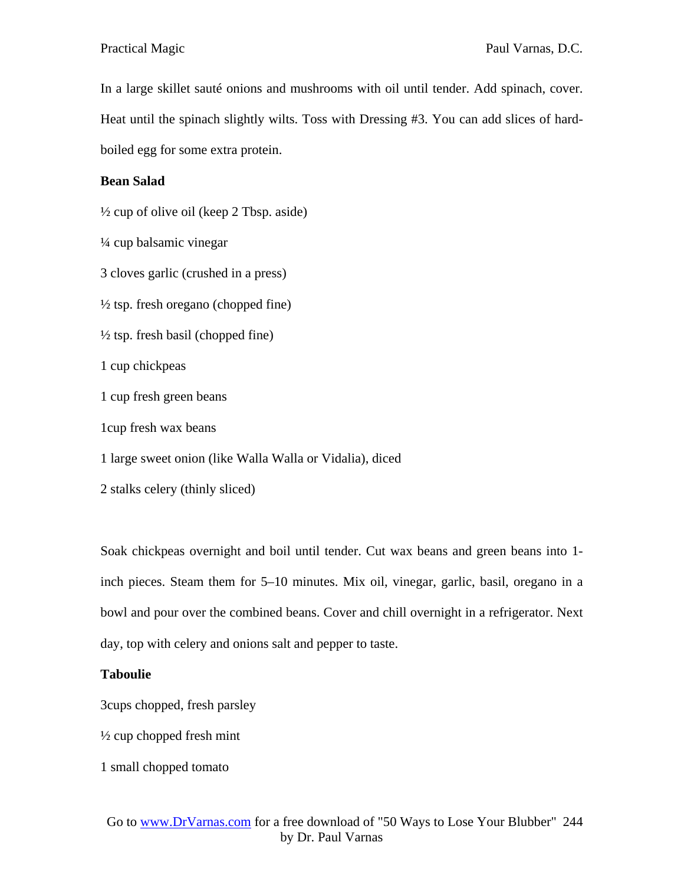In a large skillet sauté onions and mushrooms with oil until tender. Add spinach, cover. Heat until the spinach slightly wilts. Toss with Dressing #3. You can add slices of hard-boiled egg for some extra protein.

**Bean Salad**

½ cup of olive oil (keep 2 Tbsp. aside)

¼ cup balsamic vinegar

3 cloves garlic (crushed in a press)

½ tsp. fresh oregano (chopped fine)

½ tsp. fresh basil (chopped fine)

1 cup chickpeas

1 cup fresh green beans

1cup fresh wax beans

1 large sweet onion (like Walla Walla or Vidalia), diced

2 stalks celery (thinly sliced)

Soak chickpeas overnight and boil until tender. Cut wax beans and green beans into 1-inch pieces. Steam them for 5–10 minutes. Mix oil, vinegar, garlic, basil, oregano in a bowl and pour over the combined beans. Cover and chill overnight in a refrigerator. Next day, top with celery and onions salt and pepper to taste.

**Taboulie**

3cups chopped, fresh parsley

½ cup chopped fresh mint

1 small chopped tomato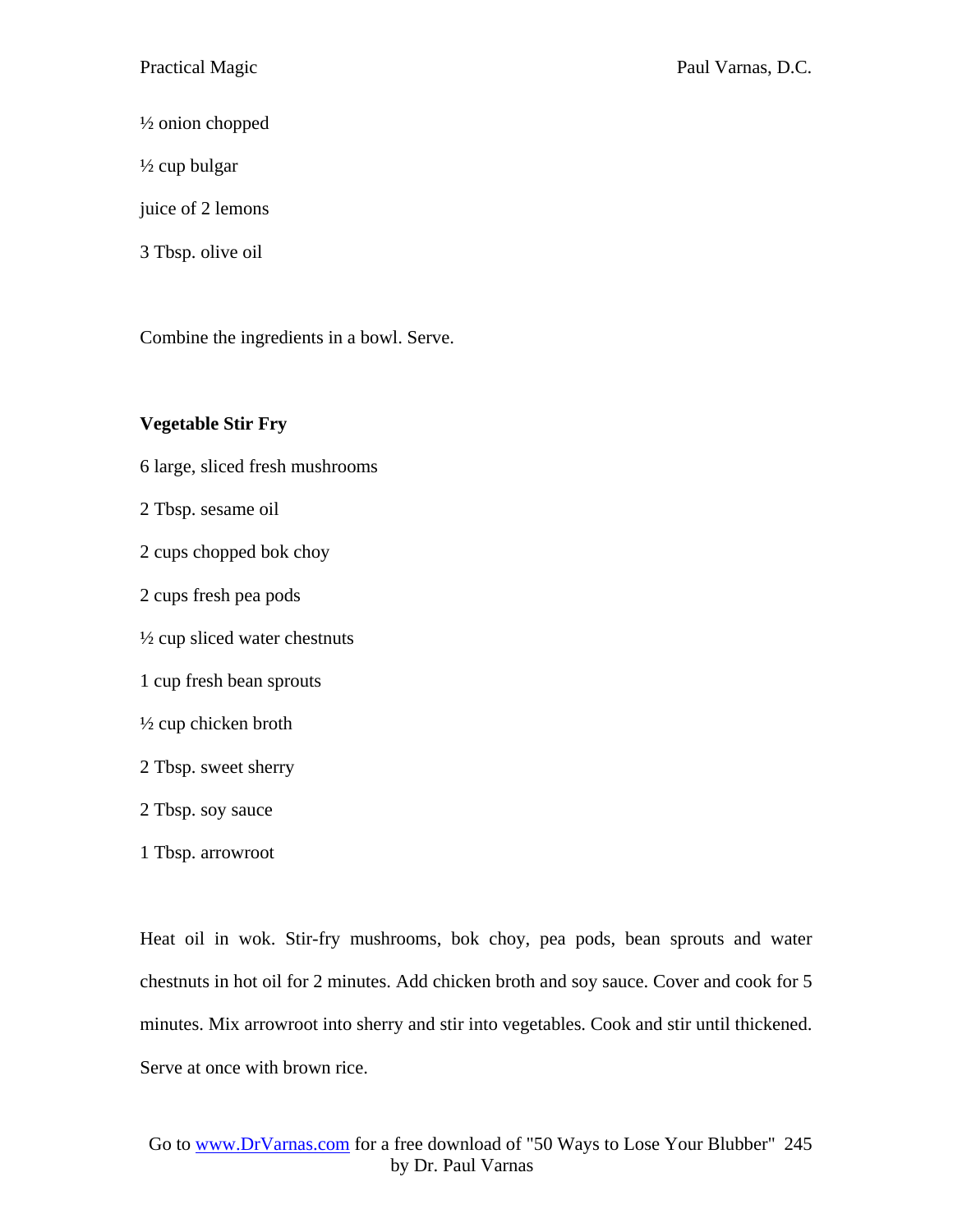½ onion chopped

½ cup bulgar

juice of 2 lemons

3 Tbsp. olive oil

Combine the ingredients in a bowl. Serve.

**Vegetable Stir Fry**

6 large, sliced fresh mushrooms

2 Tbsp. sesame oil

2 cups chopped bok choy

2 cups fresh pea pods

½ cup sliced water chestnuts

1 cup fresh bean sprouts

½ cup chicken broth

2 Tbsp. sweet sherry

2 Tbsp. soy sauce

1 Tbsp. arrowroot

Heat oil in wok. Stir-fry mushrooms, bok choy, pea pods, bean sprouts and water chestnuts in hot oil for 2 minutes. Add chicken broth and soy sauce. Cover and cook for 5 minutes. Mix arrowroot into sherry and stir into vegetables. Cook and stir until thickened. Serve at once with brown rice.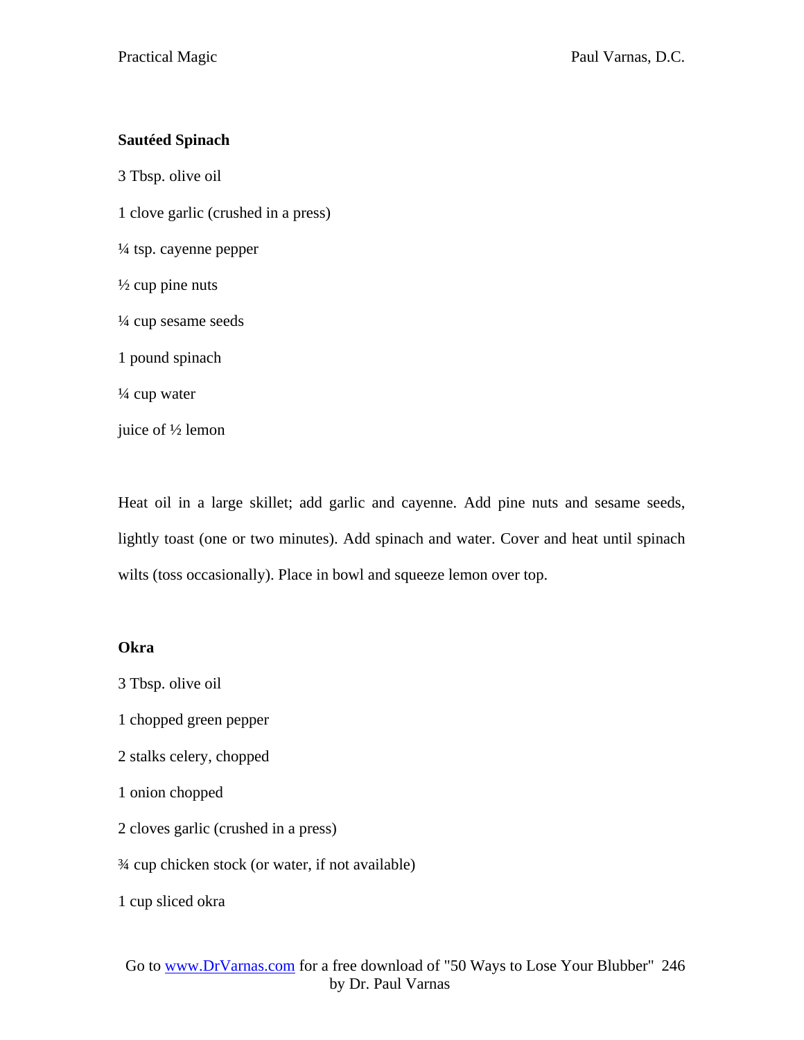**Sautéed Spinach**

3 Tbsp. olive oil

1 clove garlic (crushed in a press)

¼ tsp. cayenne pepper

½ cup pine nuts

¼ cup sesame seeds

1 pound spinach

¼ cup water

juice of ½ lemon

Heat oil in a large skillet; add garlic and cayenne. Add pine nuts and sesame seeds, lightly toast (one or two minutes). Add spinach and water. Cover and heat until spinach wilts (toss occasionally). Place in bowl and squeeze lemon over top.

**Okra**

3 Tbsp. olive oil

1 chopped green pepper

2 stalks celery, chopped

1 onion chopped

2 cloves garlic (crushed in a press)

¾ cup chicken stock (or water, if not available)

1 cup sliced okra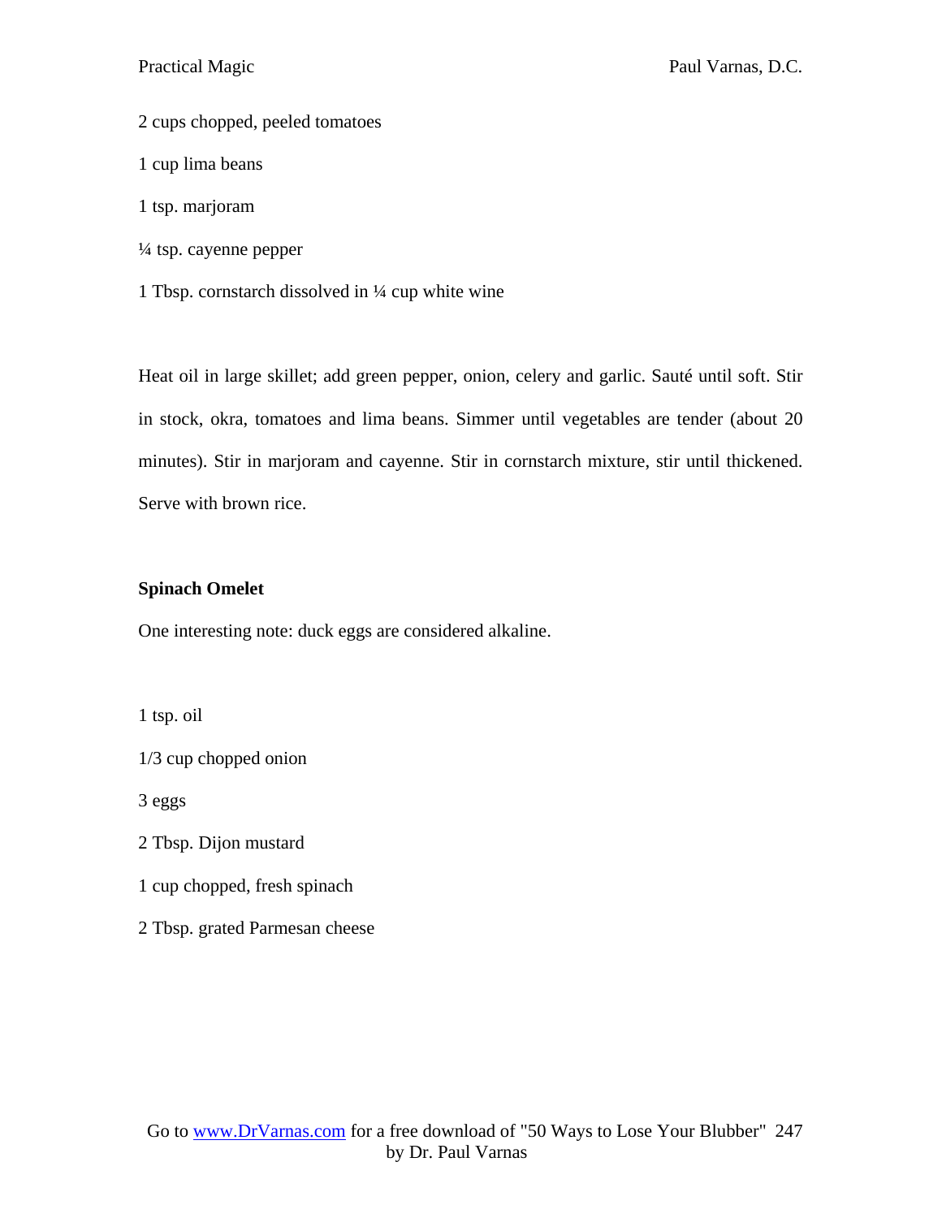2 cups chopped, peeled tomatoes

1 cup lima beans

1 tsp. marjoram

¼ tsp. cayenne pepper

1 Tbsp. cornstarch dissolved in ¼ cup white wine

Heat oil in large skillet; add green pepper, onion, celery and garlic. Sauté until soft. Stir in stock, okra, tomatoes and lima beans. Simmer until vegetables are tender (about 20 minutes). Stir in marjoram and cayenne. Stir in cornstarch mixture, stir until thickened. Serve with brown rice.

**Spinach Omelet**

One interesting note: duck eggs are considered alkaline.

1 tsp. oil

1/3 cup chopped onion

3 eggs

2 Tbsp. Dijon mustard

1 cup chopped, fresh spinach

2 Tbsp. grated Parmesan cheese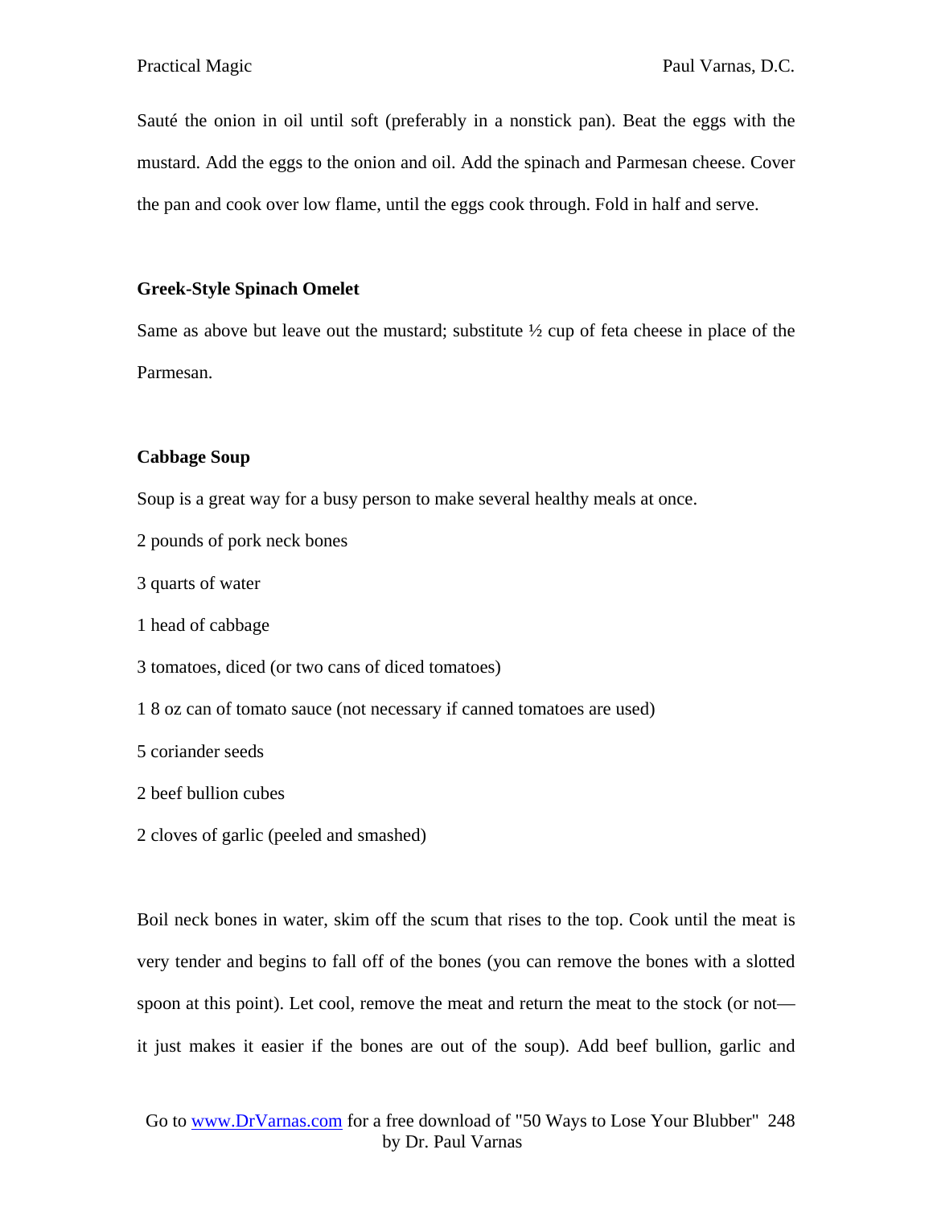Sauté the onion in oil until soft (preferably in a nonstick pan). Beat the eggs with the mustard. Add the eggs to the onion and oil. Add the spinach and Parmesan cheese. Cover the pan and cook over low flame, until the eggs cook through. Fold in half and serve.

**Greek-Style Spinach Omelet**

Same as above but leave out the mustard; substitute ½ cup of feta cheese in place of the Parmesan.

**Cabbage Soup**

Soup is a great way for a busy person to make several healthy meals at once.

2 pounds of pork neck bones

3 quarts of water

1 head of cabbage

3 tomatoes, diced (or two cans of diced tomatoes)

1 8 oz can of tomato sauce (not necessary if canned tomatoes are used)

5 coriander seeds

2 beef bullion cubes

2 cloves of garlic (peeled and smashed)

Boil neck bones in water, skim off the scum that rises to the top. Cook until the meat is very tender and begins to fall off of the bones (you can remove the bones with a slotted spoon at this point). Let cool, remove the meat and return the meat to the stock (or not—it just makes it easier if the bones are out of the soup). Add beef bullion, garlic and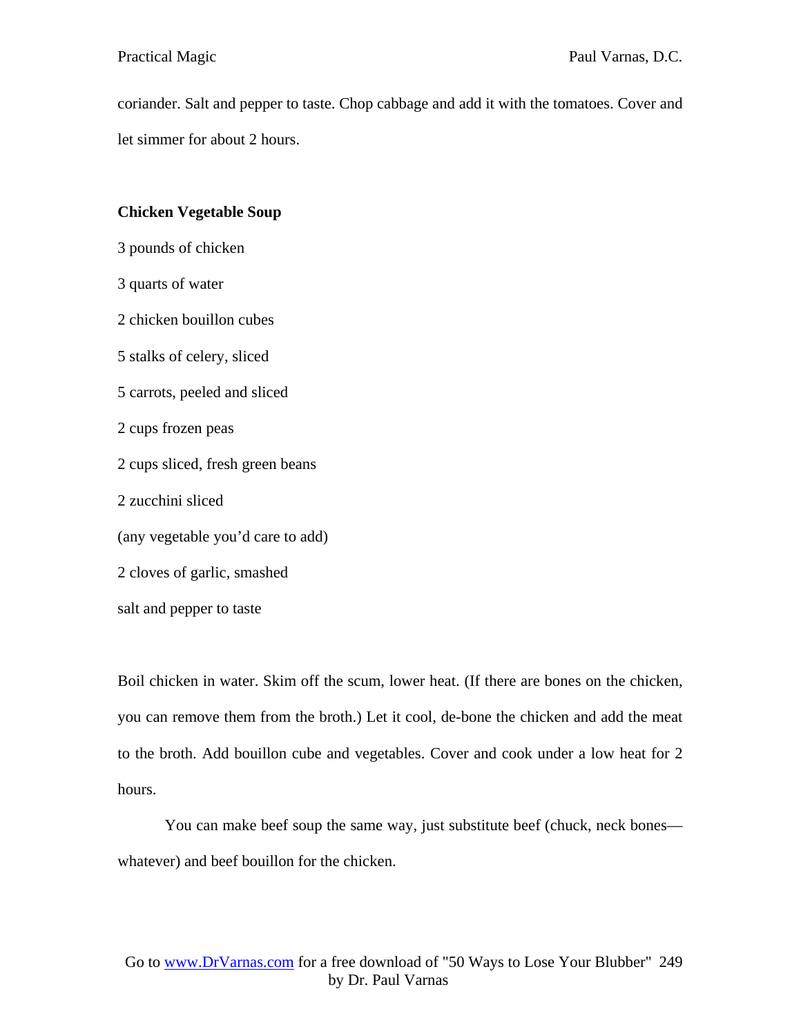coriander. Salt and pepper to taste. Chop cabbage and add it with the tomatoes. Cover and let simmer for about 2 hours.

**Chicken Vegetable Soup**

3 pounds of chicken

3 quarts of water

2 chicken bouillon cubes

5 stalks of celery, sliced

5 carrots, peeled and sliced

2 cups frozen peas

2 cups sliced, fresh green beans

2 zucchini sliced

(any vegetable you'd care to add)

2 cloves of garlic, smashed

salt and pepper to taste

Boil chicken in water. Skim off the scum, lower heat. (If there are bones on the chicken, you can remove them from the broth.) Let it cool, de-bone the chicken and add the meat to the broth. Add bouillon cube and vegetables. Cover and cook under a low heat for 2 hours.

You can make beef soup the same way, just substitute beef (chuck, neck bones—whatever) and beef bouillon for the chicken.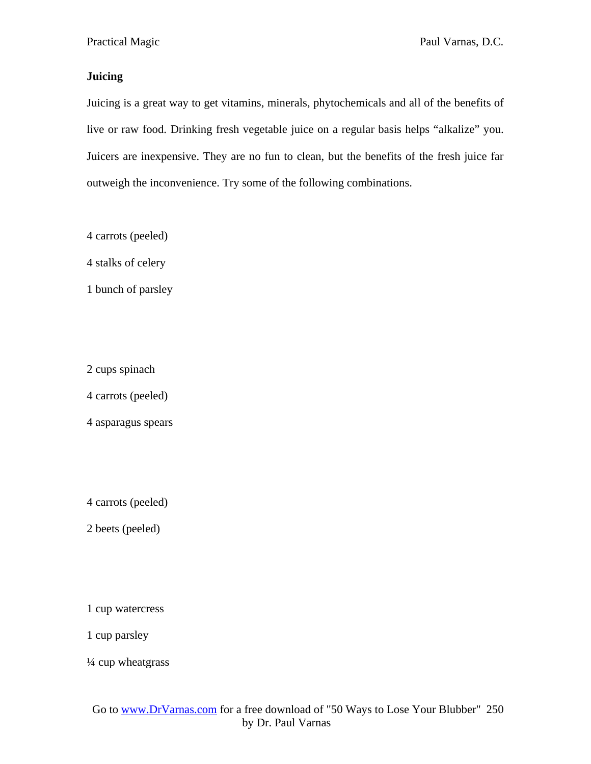**Juicing**

Juicing is a great way to get vitamins, minerals, phytochemicals and all of the benefits of live or raw food. Drinking fresh vegetable juice on a regular basis helps “alkalize” you. Juicers are inexpensive. They are no fun to clean, but the benefits of the fresh juice far outweigh the inconvenience. Try some of the following combinations.

4 carrots (peeled)

4 stalks of celery

1 bunch of parsley

2 cups spinach

4 carrots (peeled)

4 asparagus spears

4 carrots (peeled)

2 beets (peeled)

1 cup watercress

1 cup parsley

¼ cup wheatgrass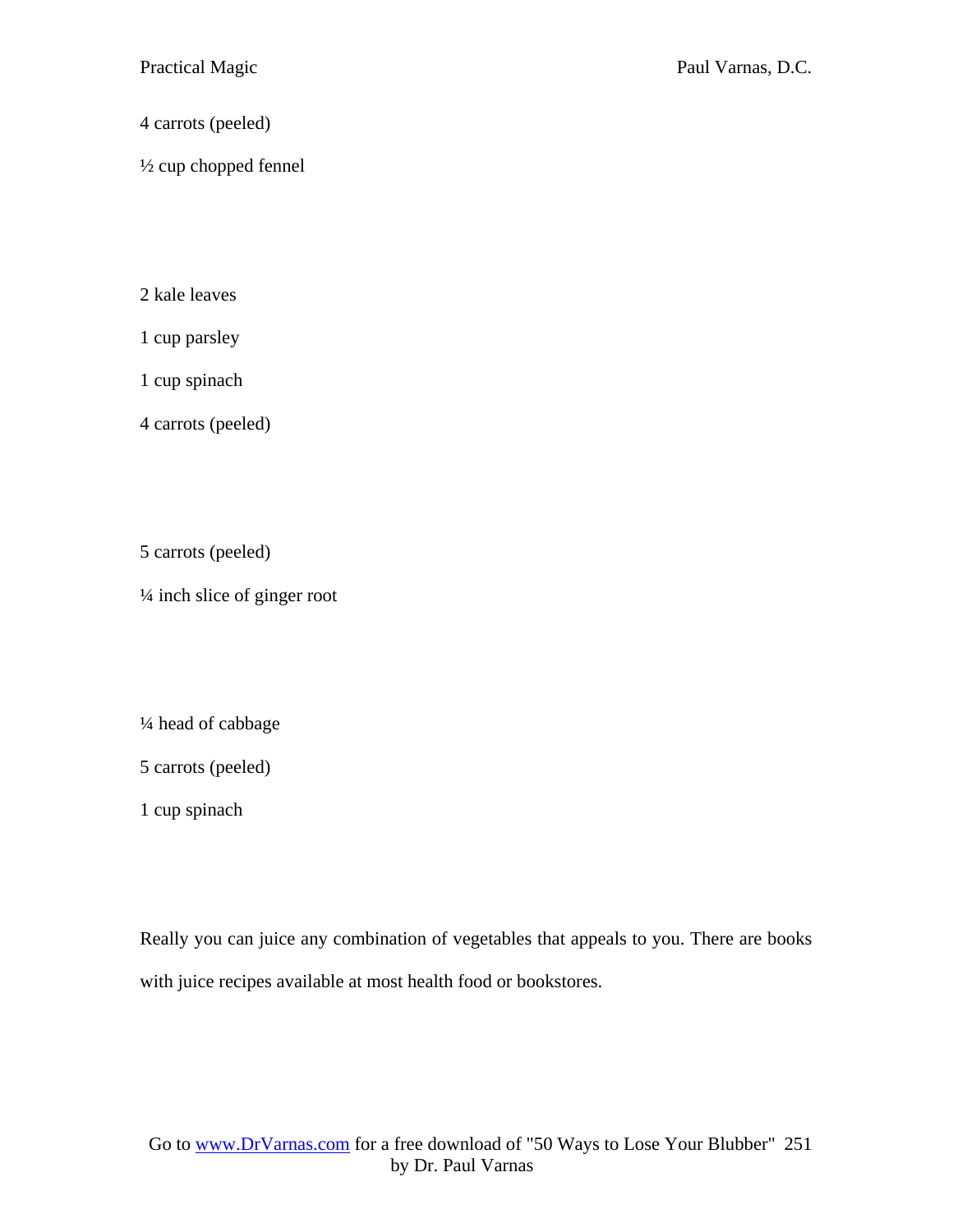4 carrots (peeled)

½ cup chopped fennel

2 kale leaves

1 cup parsley

1 cup spinach

4 carrots (peeled)

5 carrots (peeled)

¼ inch slice of ginger root

¼ head of cabbage

5 carrots (peeled)

1 cup spinach

Really you can juice any combination of vegetables that appeals to you. There are books with juice recipes available at most health food or bookstores.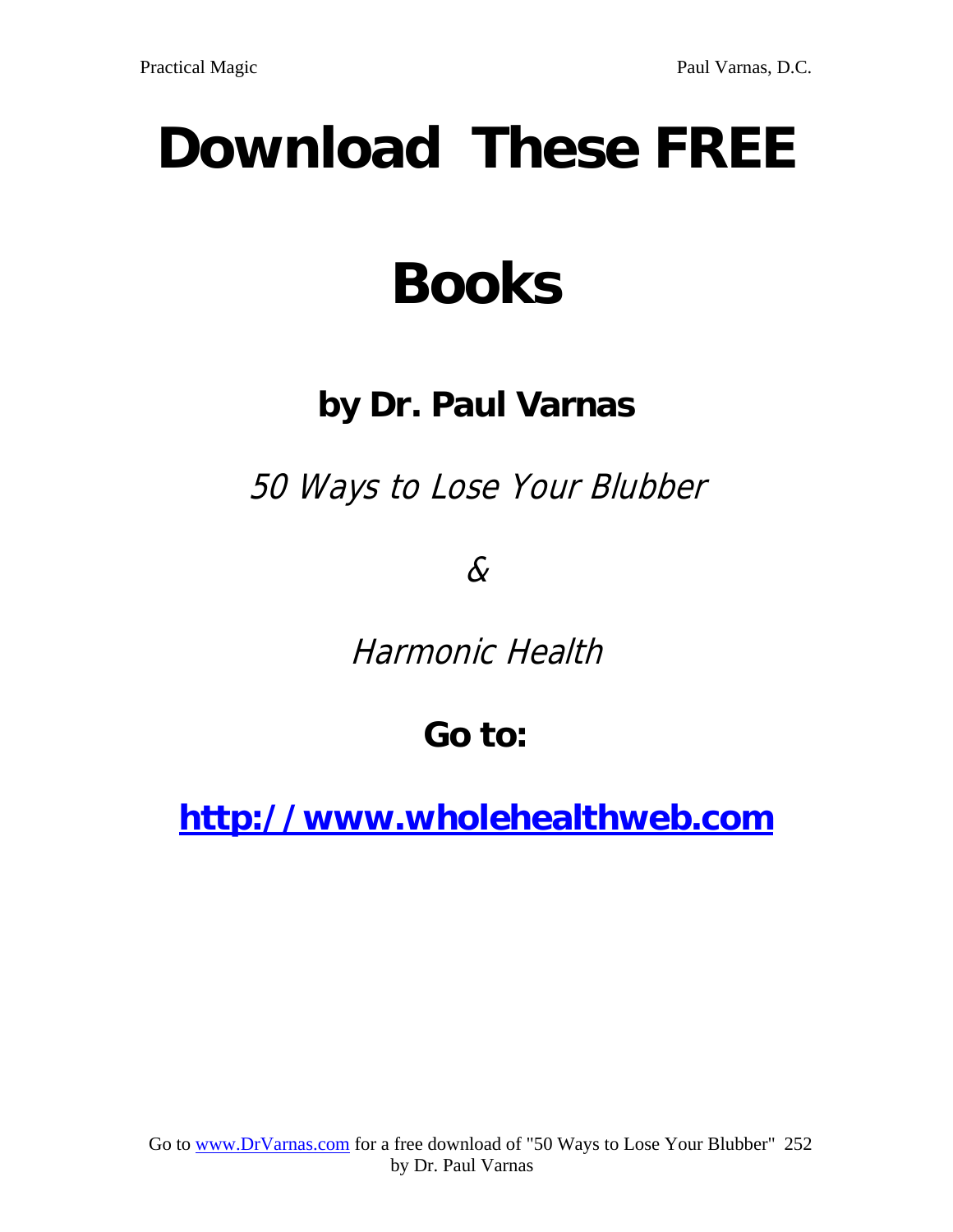# Download These FREE Books

## by Dr. Paul Varnas

*50 Ways to Lose Your Blubber*

*&*

*Harmonic Health*

**Go to:**

**[http://www.wholehealthweb.com](http://www.wholehealthweb.com)**